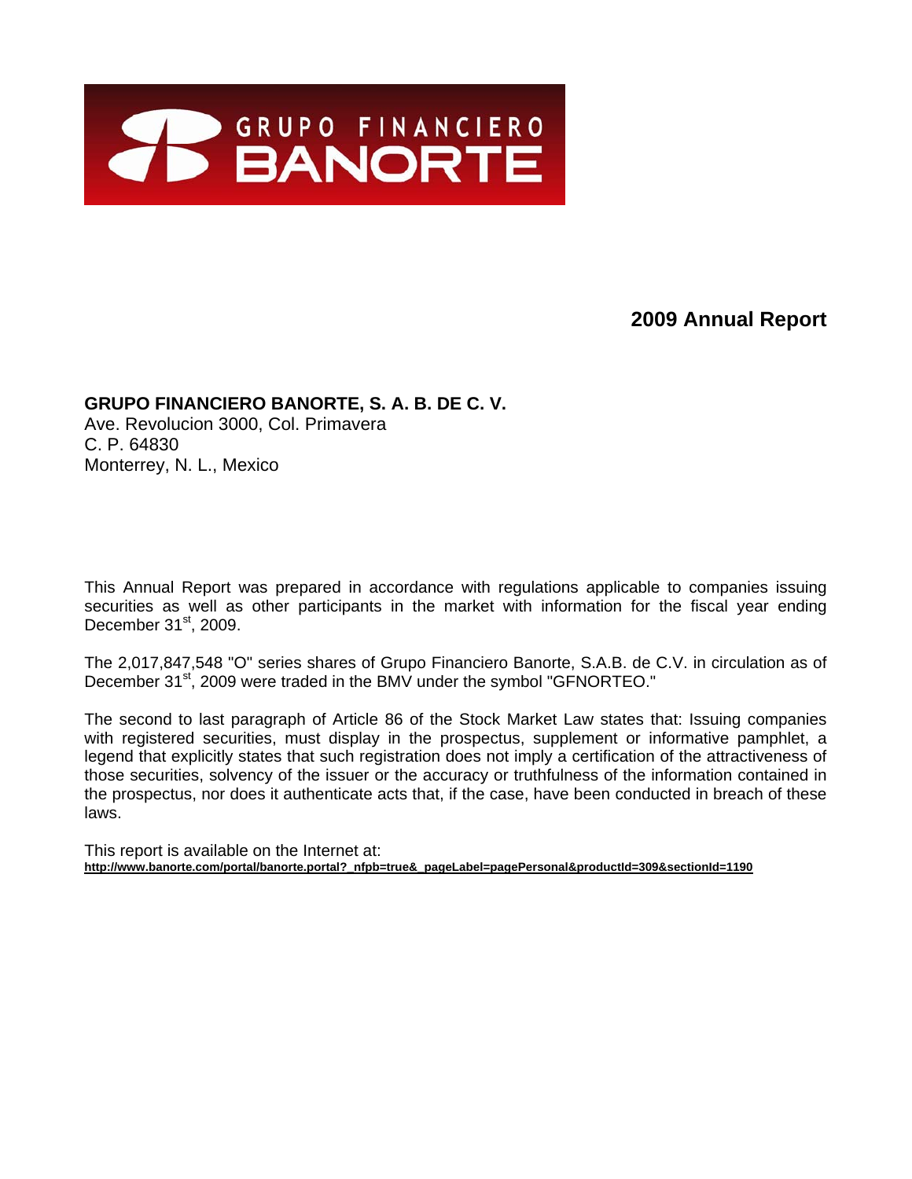GRUPO FINANCIERO BANORTE

# 2009 Annual Report

**GRUPO FINANCIERO BANORTE, S. A. B. DE C. V.**
Ave. Revolucion 3000, Col. Primavera
C. P. 64830
Monterrey, N. L., Mexico

This Annual Report was prepared in accordance with regulations applicable to companies issuing securities as well as other participants in the market with information for the fiscal year ending December 31st, 2009.

The 2,017,847,548 "O" series shares of Grupo Financiero Banorte, S.A.B. de C.V. in circulation as of December 31st, 2009 were traded in the BMV under the symbol "GFNORTEO."

The second to last paragraph of Article 86 of the Stock Market Law states that: Issuing companies with registered securities, must display in the prospectus, supplement or informative pamphlet, a legend that explicitly states that such registration does not imply a certification of the attractiveness of those securities, solvency of the issuer or the accuracy or truthfulness of the information contained in the prospectus, nor does it authenticate acts that, if the case, have been conducted in breach of these laws.

This report is available on the Internet at:
**http://www.banorte.com/portal/banorte.portal?_nfpb=true&_pageLabel=pagePersonal&productId=309&sectionId=1190**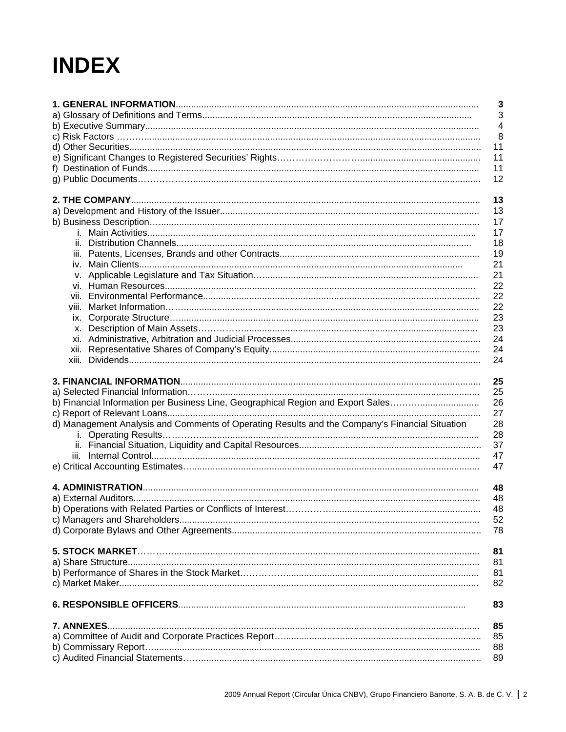# INDEX

| | |
|---|---|
| **1. GENERAL INFORMATION** | **3** |
| a) Glossary of Definitions and Terms | 3 |
| b) Executive Summary | 4 |
| c) Risk Factors | 8 |
| d) Other Securities | 11 |
| e) Significant Changes to Registered Securities' Rights | 11 |
| f) Destination of Funds | 11 |
| g) Public Documents | 12 |
| **2. THE COMPANY** | **13** |
| a) Development and History of the Issuer | 13 |
| b) Business Description | 17 |
| i. Main Activities | 17 |
| ii. Distribution Channels | 18 |
| iii. Patents, Licenses, Brands and other Contracts | 19 |
| iv. Main Clients | 21 |
| v. Applicable Legislature and Tax Situation | 21 |
| vi. Human Resources | 22 |
| vii. Environmental Performance | 22 |
| viii. Market Information | 22 |
| ix. Corporate Structure | 23 |
| x. Description of Main Assets | 23 |
| xi. Administrative, Arbitration and Judicial Processes | 24 |
| xii. Representative Shares of Company's Equity | 24 |
| xiii. Dividends | 24 |
| **3. FINANCIAL INFORMATION** | **25** |
| a) Selected Financial Information | 25 |
| b) Financial Information per Business Line, Geographical Region and Export Sales | 26 |
| c) Report of Relevant Loans | 27 |
| d) Management Analysis and Comments of Operating Results and the Company's Financial Situation | 28 |
| i. Operating Results | 28 |
| ii. Financial Situation, Liquidity and Capital Resources | 37 |
| iii. Internal Control | 47 |
| e) Critical Accounting Estimates | 47 |
| **4. ADMINISTRATION** | **48** |
| a) External Auditors | 48 |
| b) Operations with Related Parties or Conflicts of Interest | 48 |
| c) Managers and Shareholders | 52 |
| d) Corporate Bylaws and Other Agreements | 78 |
| **5. STOCK MARKET** | **81** |
| a) Share Structure | 81 |
| b) Performance of Shares in the Stock Market | 81 |
| c) Market Maker | 82 |
| **6. RESPONSIBLE OFFICERS** | **83** |
| **7. ANNEXES** | **85** |
| a) Committee of Audit and Corporate Practices Report | 85 |
| b) Commissary Report | 88 |
| c) Audited Financial Statements | 89 |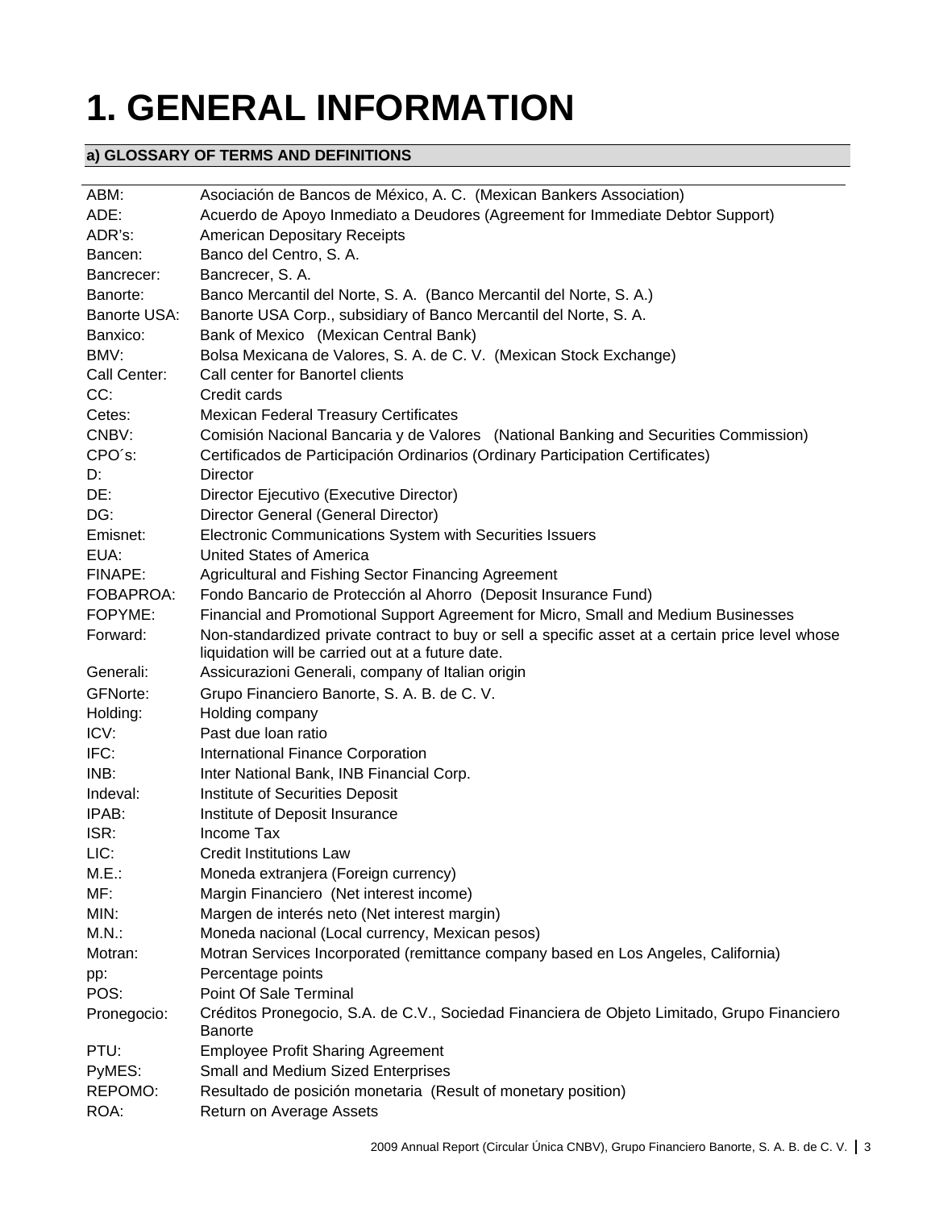# 1. GENERAL INFORMATION

## a) GLOSSARY OF TERMS AND DEFINITIONS

| | |
|---|---|
| ABM: | Asociación de Bancos de México, A. C. (Mexican Bankers Association) |
| ADE: | Acuerdo de Apoyo Inmediato a Deudores (Agreement for Immediate Debtor Support) |
| ADR's: | American Depositary Receipts |
| Bancen: | Banco del Centro, S. A. |
| Bancrecer: | Bancrecer, S. A. |
| Banorte: | Banco Mercantil del Norte, S. A. (Banco Mercantil del Norte, S. A.) |
| Banorte USA: | Banorte USA Corp., subsidiary of Banco Mercantil del Norte, S. A. |
| Banxico: | Bank of Mexico (Mexican Central Bank) |
| BMV: | Bolsa Mexicana de Valores, S. A. de C. V. (Mexican Stock Exchange) |
| Call Center: | Call center for Banortel clients |
| CC: | Credit cards |
| Cetes: | Mexican Federal Treasury Certificates |
| CNBV: | Comisión Nacional Bancaria y de Valores (National Banking and Securities Commission) |
| CPO´s: | Certificados de Participación Ordinarios (Ordinary Participation Certificates) |
| D: | Director |
| DE: | Director Ejecutivo (Executive Director) |
| DG: | Director General (General Director) |
| Emisnet: | Electronic Communications System with Securities Issuers |
| EUA: | United States of America |
| FINAPE: | Agricultural and Fishing Sector Financing Agreement |
| FOBAPROA: | Fondo Bancario de Protección al Ahorro (Deposit Insurance Fund) |
| FOPYME: | Financial and Promotional Support Agreement for Micro, Small and Medium Businesses |
| Forward: | Non-standardized private contract to buy or sell a specific asset at a certain price level whose liquidation will be carried out at a future date. |
| Generali: | Assicurazioni Generali, company of Italian origin |
| GFNorte: | Grupo Financiero Banorte, S. A. B. de C. V. |
| Holding: | Holding company |
| ICV: | Past due loan ratio |
| IFC: | International Finance Corporation |
| INB: | Inter National Bank, INB Financial Corp. |
| Indeval: | Institute of Securities Deposit |
| IPAB: | Institute of Deposit Insurance |
| ISR: | Income Tax |
| LIC: | Credit Institutions Law |
| M.E.: | Moneda extranjera (Foreign currency) |
| MF: | Margin Financiero (Net interest income) |
| MIN: | Margen de interés neto (Net interest margin) |
| M.N.: | Moneda nacional (Local currency, Mexican pesos) |
| Motran: | Motran Services Incorporated (remittance company based en Los Angeles, California) |
| pp: | Percentage points |
| POS: | Point Of Sale Terminal |
| Pronegocio: | Créditos Pronegocio, S.A. de C.V., Sociedad Financiera de Objeto Limitado, Grupo Financiero Banorte |
| PTU: | Employee Profit Sharing Agreement |
| PyMES: | Small and Medium Sized Enterprises |
| REPOMO: | Resultado de posición monetaria (Result of monetary position) |
| ROA: | Return on Average Assets |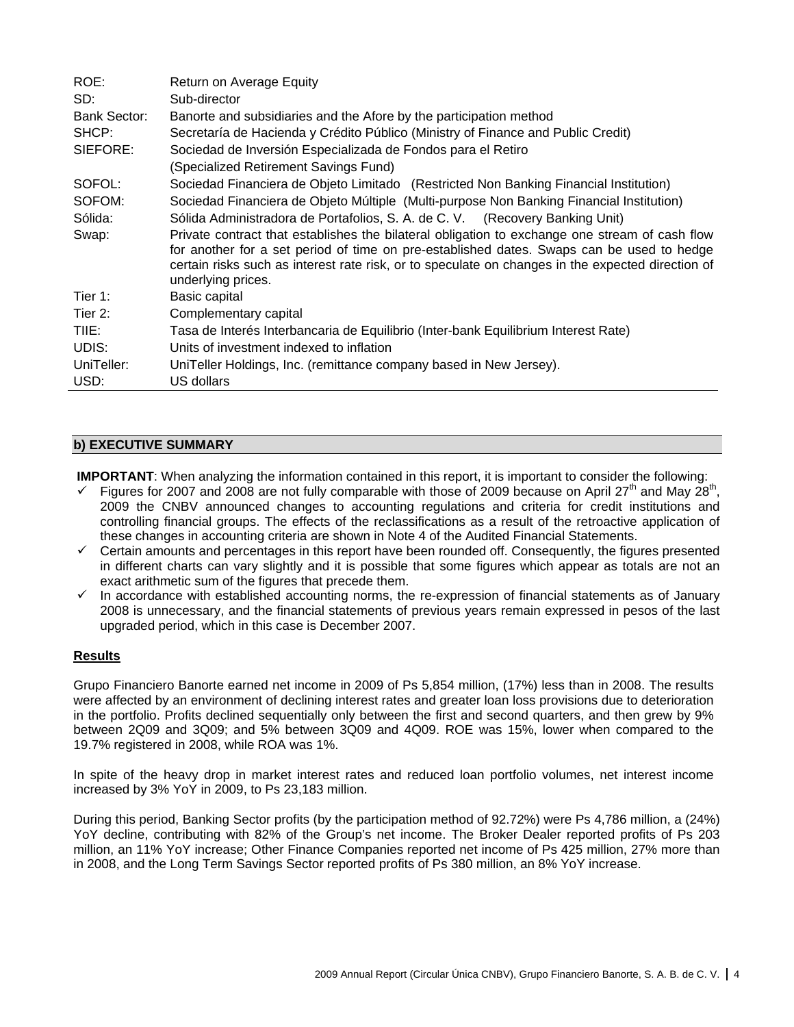| | |
|---|---|
| ROE: | Return on Average Equity |
| SD: | Sub-director |
| Bank Sector: | Banorte and subsidiaries and the Afore by the participation method |
| SHCP: | Secretaría de Hacienda y Crédito Público (Ministry of Finance and Public Credit) |
| SIEFORE: | Sociedad de Inversión Especializada de Fondos para el Retiro (Specialized Retirement Savings Fund) |
| SOFOL: | Sociedad Financiera de Objeto Limitado (Restricted Non Banking Financial Institution) |
| SOFOM: | Sociedad Financiera de Objeto Múltiple (Multi-purpose Non Banking Financial Institution) |
| Sólida: | Sólida Administradora de Portafolios, S. A. de C. V. (Recovery Banking Unit) |
| Swap: | Private contract that establishes the bilateral obligation to exchange one stream of cash flow for another for a set period of time on pre-established dates. Swaps can be used to hedge certain risks such as interest rate risk, or to speculate on changes in the expected direction of underlying prices. |
| Tier 1: | Basic capital |
| Tier 2: | Complementary capital |
| TIIE: | Tasa de Interés Interbancaria de Equilibrio (Inter-bank Equilibrium Interest Rate) |
| UDIS: | Units of investment indexed to inflation |
| UniTeller: | UniTeller Holdings, Inc. (remittance company based in New Jersey). |
| USD: | US dollars |

## b) EXECUTIVE SUMMARY

**IMPORTANT**: When analyzing the information contained in this report, it is important to consider the following:

- ✓ Figures for 2007 and 2008 are not fully comparable with those of 2009 because on April 27th and May 28th, 2009 the CNBV announced changes to accounting regulations and criteria for credit institutions and controlling financial groups. The effects of the reclassifications as a result of the retroactive application of these changes in accounting criteria are shown in Note 4 of the Audited Financial Statements.
- ✓ Certain amounts and percentages in this report have been rounded off. Consequently, the figures presented in different charts can vary slightly and it is possible that some figures which appear as totals are not an exact arithmetic sum of the figures that precede them.
- ✓ In accordance with established accounting norms, the re-expression of financial statements as of January 2008 is unnecessary, and the financial statements of previous years remain expressed in pesos of the last upgraded period, which in this case is December 2007.

### Results

Grupo Financiero Banorte earned net income in 2009 of Ps 5,854 million, (17%) less than in 2008. The results were affected by an environment of declining interest rates and greater loan loss provisions due to deterioration in the portfolio. Profits declined sequentially only between the first and second quarters, and then grew by 9% between 2Q09 and 3Q09; and 5% between 3Q09 and 4Q09. ROE was 15%, lower when compared to the 19.7% registered in 2008, while ROA was 1%.

In spite of the heavy drop in market interest rates and reduced loan portfolio volumes, net interest income increased by 3% YoY in 2009, to Ps 23,183 million.

During this period, Banking Sector profits (by the participation method of 92.72%) were Ps 4,786 million, a (24%) YoY decline, contributing with 82% of the Group's net income. The Broker Dealer reported profits of Ps 203 million, an 11% YoY increase; Other Finance Companies reported net income of Ps 425 million, 27% more than in 2008, and the Long Term Savings Sector reported profits of Ps 380 million, an 8% YoY increase.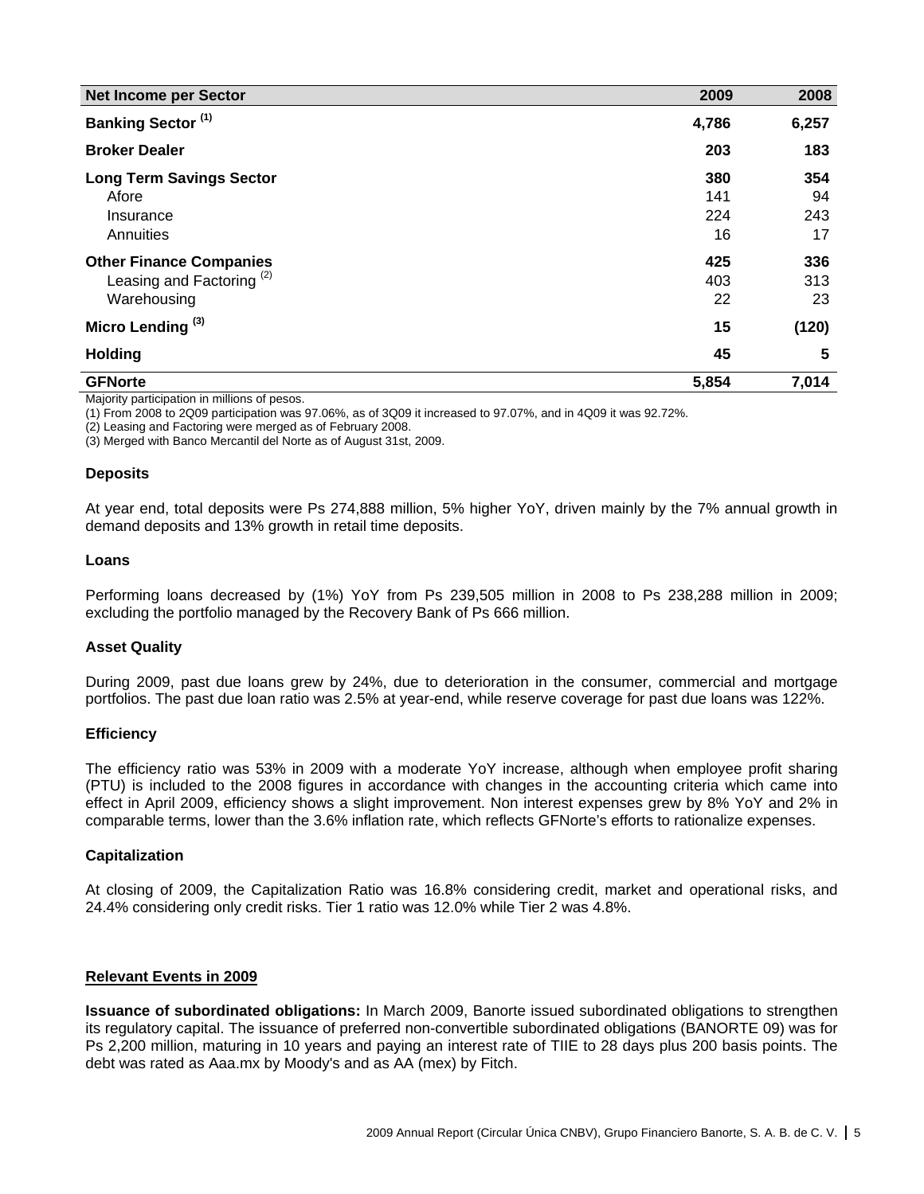| Net Income per Sector | 2009 | 2008 |
| --- | --- | --- |
| **Banking Sector (1)** | **4,786** | **6,257** |
| **Broker Dealer** | **203** | **183** |
| **Long Term Savings Sector** | **380** | **354** |
| Afore | 141 | 94 |
| Insurance | 224 | 243 |
| Annuities | 16 | 17 |
| **Other Finance Companies** | **425** | **336** |
| Leasing and Factoring (2) | 403 | 313 |
| Warehousing | 22 | 23 |
| **Micro Lending (3)** | **15** | **(120)** |
| **Holding** | **45** | **5** |
| **GFNorte** | **5,854** | **7,014** |

Majority participation in millions of pesos.

(1) From 2008 to 2Q09 participation was 97.06%, as of 3Q09 it increased to 97.07%, and in 4Q09 it was 92.72%.

(2) Leasing and Factoring were merged as of February 2008.

(3) Merged with Banco Mercantil del Norte as of August 31st, 2009.

### Deposits

At year end, total deposits were Ps 274,888 million, 5% higher YoY, driven mainly by the 7% annual growth in demand deposits and 13% growth in retail time deposits.

### Loans

Performing loans decreased by (1%) YoY from Ps 239,505 million in 2008 to Ps 238,288 million in 2009; excluding the portfolio managed by the Recovery Bank of Ps 666 million.

### Asset Quality

During 2009, past due loans grew by 24%, due to deterioration in the consumer, commercial and mortgage portfolios. The past due loan ratio was 2.5% at year-end, while reserve coverage for past due loans was 122%.

### Efficiency

The efficiency ratio was 53% in 2009 with a moderate YoY increase, although when employee profit sharing (PTU) is included to the 2008 figures in accordance with changes in the accounting criteria which came into effect in April 2009, efficiency shows a slight improvement. Non interest expenses grew by 8% YoY and 2% in comparable terms, lower than the 3.6% inflation rate, which reflects GFNorte's efforts to rationalize expenses.

### Capitalization

At closing of 2009, the Capitalization Ratio was 16.8% considering credit, market and operational risks, and 24.4% considering only credit risks. Tier 1 ratio was 12.0% while Tier 2 was 4.8%.

## Relevant Events in 2009

**Issuance of subordinated obligations:** In March 2009, Banorte issued subordinated obligations to strengthen its regulatory capital. The issuance of preferred non-convertible subordinated obligations (BANORTE 09) was for Ps 2,200 million, maturing in 10 years and paying an interest rate of TIIE to 28 days plus 200 basis points. The debt was rated as Aaa.mx by Moody's and as AA (mex) by Fitch.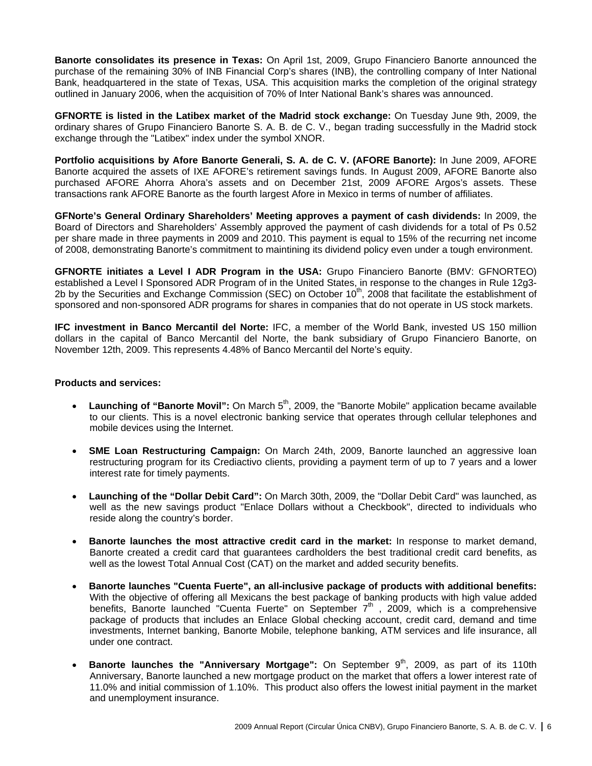**Banorte consolidates its presence in Texas:** On April 1st, 2009, Grupo Financiero Banorte announced the purchase of the remaining 30% of INB Financial Corp's shares (INB), the controlling company of Inter National Bank, headquartered in the state of Texas, USA. This acquisition marks the completion of the original strategy outlined in January 2006, when the acquisition of 70% of Inter National Bank's shares was announced.

**GFNORTE is listed in the Latibex market of the Madrid stock exchange:** On Tuesday June 9th, 2009, the ordinary shares of Grupo Financiero Banorte S. A. B. de C. V., began trading successfully in the Madrid stock exchange through the "Latibex" index under the symbol XNOR.

**Portfolio acquisitions by Afore Banorte Generali, S. A. de C. V. (AFORE Banorte):** In June 2009, AFORE Banorte acquired the assets of IXE AFORE's retirement savings funds. In August 2009, AFORE Banorte also purchased AFORE Ahorra Ahora's assets and on December 21st, 2009 AFORE Argos's assets. These transactions rank AFORE Banorte as the fourth largest Afore in Mexico in terms of number of affiliates.

**GFNorte's General Ordinary Shareholders' Meeting approves a payment of cash dividends:** In 2009, the Board of Directors and Shareholders' Assembly approved the payment of cash dividends for a total of Ps 0.52 per share made in three payments in 2009 and 2010. This payment is equal to 15% of the recurring net income of 2008, demonstrating Banorte's commitment to maintining its dividend policy even under a tough environment.

**GFNORTE initiates a Level I ADR Program in the USA:** Grupo Financiero Banorte (BMV: GFNORTEO) established a Level I Sponsored ADR Program of in the United States, in response to the changes in Rule 12g3-2b by the Securities and Exchange Commission (SEC) on October 10th, 2008 that facilitate the establishment of sponsored and non-sponsored ADR programs for shares in companies that do not operate in US stock markets.

**IFC investment in Banco Mercantil del Norte:** IFC, a member of the World Bank, invested US 150 million dollars in the capital of Banco Mercantil del Norte, the bank subsidiary of Grupo Financiero Banorte, on November 12th, 2009. This represents 4.48% of Banco Mercantil del Norte's equity.

**Products and services:**

- **Launching of "Banorte Movil":** On March 5th, 2009, the "Banorte Mobile" application became available to our clients. This is a novel electronic banking service that operates through cellular telephones and mobile devices using the Internet.

- **SME Loan Restructuring Campaign:** On March 24th, 2009, Banorte launched an aggressive loan restructuring program for its Crediactivo clients, providing a payment term of up to 7 years and a lower interest rate for timely payments.

- **Launching of the "Dollar Debit Card":** On March 30th, 2009, the "Dollar Debit Card" was launched, as well as the new savings product "Enlace Dollars without a Checkbook", directed to individuals who reside along the country's border.

- **Banorte launches the most attractive credit card in the market:** In response to market demand, Banorte created a credit card that guarantees cardholders the best traditional credit card benefits, as well as the lowest Total Annual Cost (CAT) on the market and added security benefits.

- **Banorte launches "Cuenta Fuerte", an all-inclusive package of products with additional benefits:** With the objective of offering all Mexicans the best package of banking products with high value added benefits, Banorte launched "Cuenta Fuerte" on September 7th , 2009, which is a comprehensive package of products that includes an Enlace Global checking account, credit card, demand and time investments, Internet banking, Banorte Mobile, telephone banking, ATM services and life insurance, all under one contract.

- **Banorte launches the "Anniversary Mortgage":** On September 9th, 2009, as part of its 110th Anniversary, Banorte launched a new mortgage product on the market that offers a lower interest rate of 11.0% and initial commission of 1.10%. This product also offers the lowest initial payment in the market and unemployment insurance.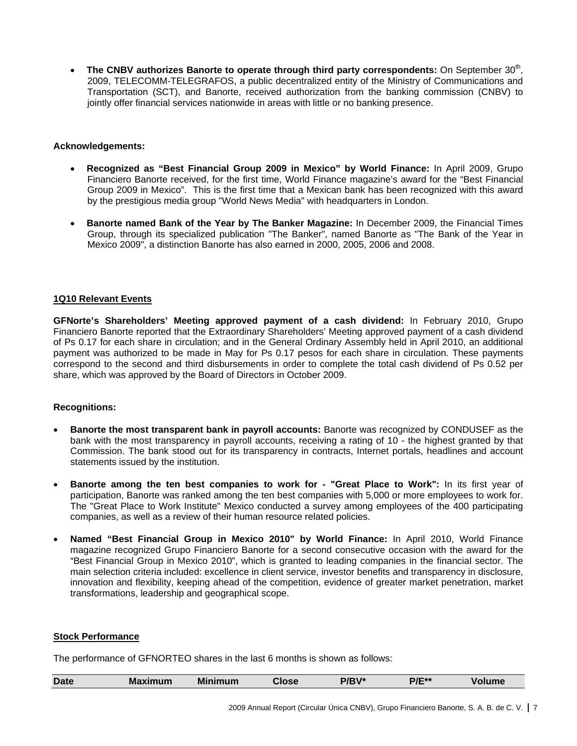- **The CNBV authorizes Banorte to operate through third party correspondents:** On September 30th, 2009, TELECOMM-TELEGRAFOS, a public decentralized entity of the Ministry of Communications and Transportation (SCT), and Banorte, received authorization from the banking commission (CNBV) to jointly offer financial services nationwide in areas with little or no banking presence.

**Acknowledgements:**

- **Recognized as "Best Financial Group 2009 in Mexico" by World Finance:** In April 2009, Grupo Financiero Banorte received, for the first time, World Finance magazine's award for the "Best Financial Group 2009 in Mexico". This is the first time that a Mexican bank has been recognized with this award by the prestigious media group "World News Media" with headquarters in London.

- **Banorte named Bank of the Year by The Banker Magazine:** In December 2009, the Financial Times Group, through its specialized publication "The Banker", named Banorte as "The Bank of the Year in Mexico 2009", a distinction Banorte has also earned in 2000, 2005, 2006 and 2008.

## 1Q10 Relevant Events

**GFNorte's Shareholders' Meeting approved payment of a cash dividend:** In February 2010, Grupo Financiero Banorte reported that the Extraordinary Shareholders' Meeting approved payment of a cash dividend of Ps 0.17 for each share in circulation; and in the General Ordinary Assembly held in April 2010, an additional payment was authorized to be made in May for Ps 0.17 pesos for each share in circulation. These payments correspond to the second and third disbursements in order to complete the total cash dividend of Ps 0.52 per share, which was approved by the Board of Directors in October 2009.

**Recognitions:**

- **Banorte the most transparent bank in payroll accounts:** Banorte was recognized by CONDUSEF as the bank with the most transparency in payroll accounts, receiving a rating of 10 - the highest granted by that Commission. The bank stood out for its transparency in contracts, Internet portals, headlines and account statements issued by the institution.

- **Banorte among the ten best companies to work for - "Great Place to Work":** In its first year of participation, Banorte was ranked among the ten best companies with 5,000 or more employees to work for. The "Great Place to Work Institute" Mexico conducted a survey among employees of the 400 participating companies, as well as a review of their human resource related policies.

- **Named "Best Financial Group in Mexico 2010" by World Finance:** In April 2010, World Finance magazine recognized Grupo Financiero Banorte for a second consecutive occasion with the award for the "Best Financial Group in Mexico 2010", which is granted to leading companies in the financial sector. The main selection criteria included: excellence in client service, investor benefits and transparency in disclosure, innovation and flexibility, keeping ahead of the competition, evidence of greater market penetration, market transformations, leadership and geographical scope.

## Stock Performance

The performance of GFNORTEO shares in the last 6 months is shown as follows:

| Date | Maximum | Minimum | Close | P/BV* | P/E** | Volume |
|---|---|---|---|---|---|---|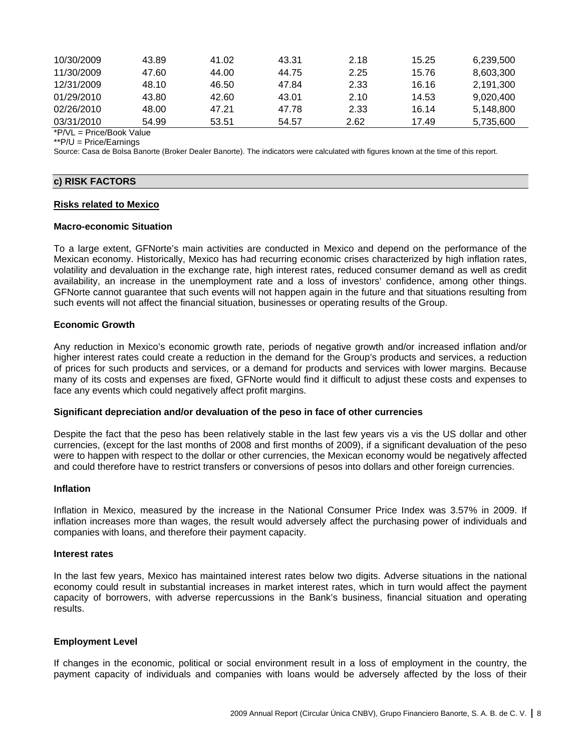| | | | | | | |
|---|---|---|---|---|---|---|
| 10/30/2009 | 43.89 | 41.02 | 43.31 | 2.18 | 15.25 | 6,239,500 |
| 11/30/2009 | 47.60 | 44.00 | 44.75 | 2.25 | 15.76 | 8,603,300 |
| 12/31/2009 | 48.10 | 46.50 | 47.84 | 2.33 | 16.16 | 2,191,300 |
| 01/29/2010 | 43.80 | 42.60 | 43.01 | 2.10 | 14.53 | 9,020,400 |
| 02/26/2010 | 48.00 | 47.21 | 47.78 | 2.33 | 16.14 | 5,148,800 |
| 03/31/2010 | 54.99 | 53.51 | 54.57 | 2.62 | 17.49 | 5,735,600 |

*P/VL = Price/Book Value

**P/U = Price/Earnings

Source: Casa de Bolsa Banorte (Broker Dealer Banorte). The indicators were calculated with figures known at the time of this report.

## c) RISK FACTORS

### Risks related to Mexico

**Macro-economic Situation**

To a large extent, GFNorte's main activities are conducted in Mexico and depend on the performance of the Mexican economy. Historically, Mexico has had recurring economic crises characterized by high inflation rates, volatility and devaluation in the exchange rate, high interest rates, reduced consumer demand as well as credit availability, an increase in the unemployment rate and a loss of investors' confidence, among other things. GFNorte cannot guarantee that such events will not happen again in the future and that situations resulting from such events will not affect the financial situation, businesses or operating results of the Group.

**Economic Growth**

Any reduction in Mexico's economic growth rate, periods of negative growth and/or increased inflation and/or higher interest rates could create a reduction in the demand for the Group's products and services, a reduction of prices for such products and services, or a demand for products and services with lower margins. Because many of its costs and expenses are fixed, GFNorte would find it difficult to adjust these costs and expenses to face any events which could negatively affect profit margins.

**Significant depreciation and/or devaluation of the peso in face of other currencies**

Despite the fact that the peso has been relatively stable in the last few years vis a vis the US dollar and other currencies, (except for the last months of 2008 and first months of 2009), if a significant devaluation of the peso were to happen with respect to the dollar or other currencies, the Mexican economy would be negatively affected and could therefore have to restrict transfers or conversions of pesos into dollars and other foreign currencies.

**Inflation**

Inflation in Mexico, measured by the increase in the National Consumer Price Index was 3.57% in 2009. If inflation increases more than wages, the result would adversely affect the purchasing power of individuals and companies with loans, and therefore their payment capacity.

**Interest rates**

In the last few years, Mexico has maintained interest rates below two digits. Adverse situations in the national economy could result in substantial increases in market interest rates, which in turn would affect the payment capacity of borrowers, with adverse repercussions in the Bank's business, financial situation and operating results.

**Employment Level**

If changes in the economic, political or social environment result in a loss of employment in the country, the payment capacity of individuals and companies with loans would be adversely affected by the loss of their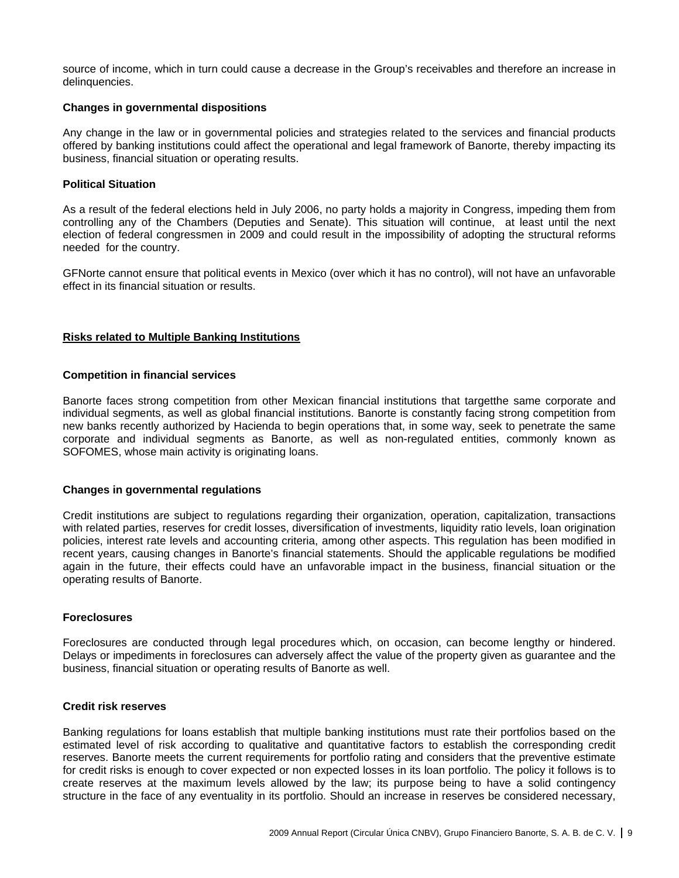source of income, which in turn could cause a decrease in the Group's receivables and therefore an increase in delinquencies.

**Changes in governmental dispositions**

Any change in the law or in governmental policies and strategies related to the services and financial products offered by banking institutions could affect the operational and legal framework of Banorte, thereby impacting its business, financial situation or operating results.

**Political Situation**

As a result of the federal elections held in July 2006, no party holds a majority in Congress, impeding them from controlling any of the Chambers (Deputies and Senate). This situation will continue, at least until the next election of federal congressmen in 2009 and could result in the impossibility of adopting the structural reforms needed for the country.

GFNorte cannot ensure that political events in Mexico (over which it has no control), will not have an unfavorable effect in its financial situation or results.

## Risks related to Multiple Banking Institutions

**Competition in financial services**

Banorte faces strong competition from other Mexican financial institutions that targetthe same corporate and individual segments, as well as global financial institutions. Banorte is constantly facing strong competition from new banks recently authorized by Hacienda to begin operations that, in some way, seek to penetrate the same corporate and individual segments as Banorte, as well as non-regulated entities, commonly known as SOFOMES, whose main activity is originating loans.

**Changes in governmental regulations**

Credit institutions are subject to regulations regarding their organization, operation, capitalization, transactions with related parties, reserves for credit losses, diversification of investments, liquidity ratio levels, loan origination policies, interest rate levels and accounting criteria, among other aspects. This regulation has been modified in recent years, causing changes in Banorte's financial statements. Should the applicable regulations be modified again in the future, their effects could have an unfavorable impact in the business, financial situation or the operating results of Banorte.

**Foreclosures**

Foreclosures are conducted through legal procedures which, on occasion, can become lengthy or hindered. Delays or impediments in foreclosures can adversely affect the value of the property given as guarantee and the business, financial situation or operating results of Banorte as well.

**Credit risk reserves**

Banking regulations for loans establish that multiple banking institutions must rate their portfolios based on the estimated level of risk according to qualitative and quantitative factors to establish the corresponding credit reserves. Banorte meets the current requirements for portfolio rating and considers that the preventive estimate for credit risks is enough to cover expected or non expected losses in its loan portfolio. The policy it follows is to create reserves at the maximum levels allowed by the law; its purpose being to have a solid contingency structure in the face of any eventuality in its portfolio. Should an increase in reserves be considered necessary,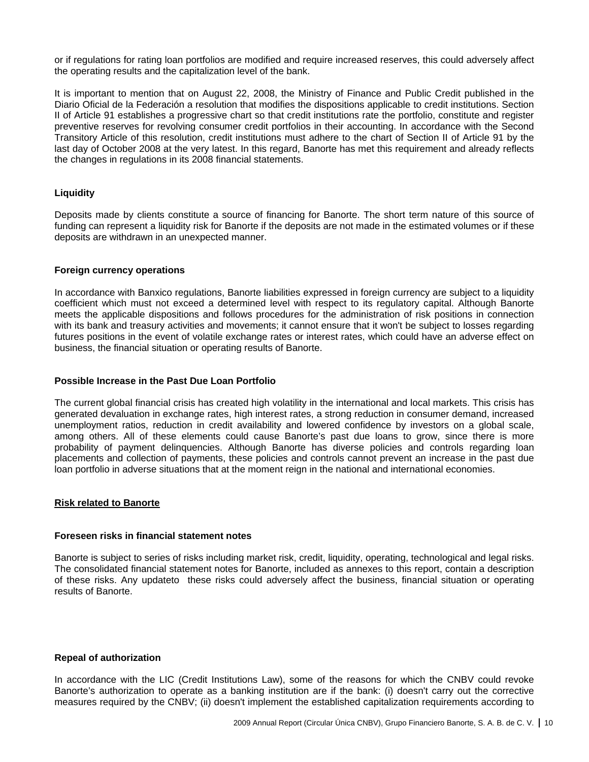or if regulations for rating loan portfolios are modified and require increased reserves, this could adversely affect the operating results and the capitalization level of the bank.

It is important to mention that on August 22, 2008, the Ministry of Finance and Public Credit published in the Diario Oficial de la Federación a resolution that modifies the dispositions applicable to credit institutions. Section II of Article 91 establishes a progressive chart so that credit institutions rate the portfolio, constitute and register preventive reserves for revolving consumer credit portfolios in their accounting. In accordance with the Second Transitory Article of this resolution, credit institutions must adhere to the chart of Section II of Article 91 by the last day of October 2008 at the very latest. In this regard, Banorte has met this requirement and already reflects the changes in regulations in its 2008 financial statements.

**Liquidity**

Deposits made by clients constitute a source of financing for Banorte. The short term nature of this source of funding can represent a liquidity risk for Banorte if the deposits are not made in the estimated volumes or if these deposits are withdrawn in an unexpected manner.

**Foreign currency operations**

In accordance with Banxico regulations, Banorte liabilities expressed in foreign currency are subject to a liquidity coefficient which must not exceed a determined level with respect to its regulatory capital. Although Banorte meets the applicable dispositions and follows procedures for the administration of risk positions in connection with its bank and treasury activities and movements; it cannot ensure that it won't be subject to losses regarding futures positions in the event of volatile exchange rates or interest rates, which could have an adverse effect on business, the financial situation or operating results of Banorte.

**Possible Increase in the Past Due Loan Portfolio**

The current global financial crisis has created high volatility in the international and local markets. This crisis has generated devaluation in exchange rates, high interest rates, a strong reduction in consumer demand, increased unemployment ratios, reduction in credit availability and lowered confidence by investors on a global scale, among others. All of these elements could cause Banorte's past due loans to grow, since there is more probability of payment delinquencies. Although Banorte has diverse policies and controls regarding loan placements and collection of payments, these policies and controls cannot prevent an increase in the past due loan portfolio in adverse situations that at the moment reign in the national and international economies.

**Risk related to Banorte**

**Foreseen risks in financial statement notes**

Banorte is subject to series of risks including market risk, credit, liquidity, operating, technological and legal risks. The consolidated financial statement notes for Banorte, included as annexes to this report, contain a description of these risks. Any updateto these risks could adversely affect the business, financial situation or operating results of Banorte.

**Repeal of authorization**

In accordance with the LIC (Credit Institutions Law), some of the reasons for which the CNBV could revoke Banorte's authorization to operate as a banking institution are if the bank: (i) doesn't carry out the corrective measures required by the CNBV; (ii) doesn't implement the established capitalization requirements according to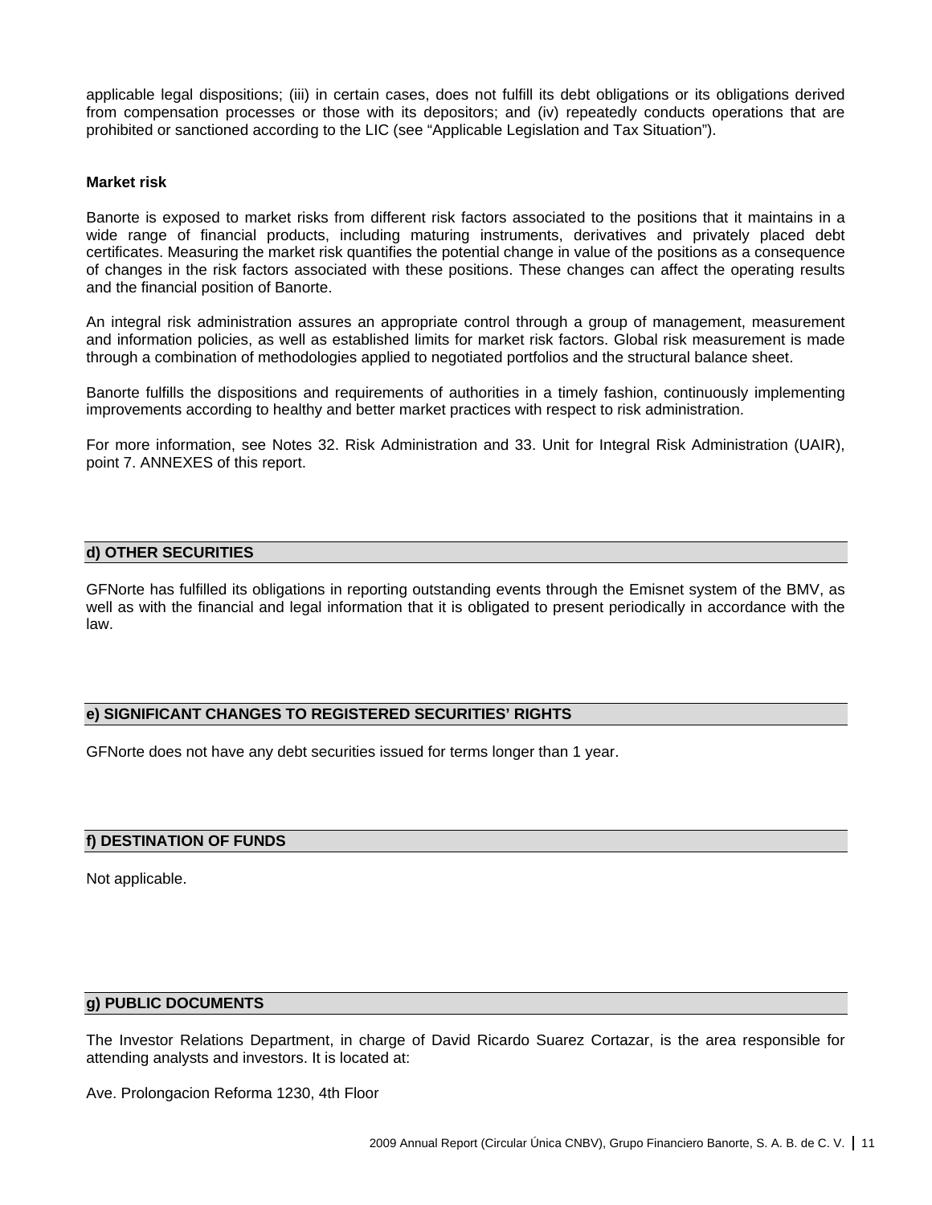applicable legal dispositions; (iii) in certain cases, does not fulfill its debt obligations or its obligations derived from compensation processes or those with its depositors; and (iv) repeatedly conducts operations that are prohibited or sanctioned according to the LIC (see "Applicable Legislation and Tax Situation").

**Market risk**

Banorte is exposed to market risks from different risk factors associated to the positions that it maintains in a wide range of financial products, including maturing instruments, derivatives and privately placed debt certificates. Measuring the market risk quantifies the potential change in value of the positions as a consequence of changes in the risk factors associated with these positions. These changes can affect the operating results and the financial position of Banorte.

An integral risk administration assures an appropriate control through a group of management, measurement and information policies, as well as established limits for market risk factors. Global risk measurement is made through a combination of methodologies applied to negotiated portfolios and the structural balance sheet.

Banorte fulfills the dispositions and requirements of authorities in a timely fashion, continuously implementing improvements according to healthy and better market practices with respect to risk administration.

For more information, see Notes 32. Risk Administration and 33. Unit for Integral Risk Administration (UAIR), point 7. ANNEXES of this report.

## d) OTHER SECURITIES

GFNorte has fulfilled its obligations in reporting outstanding events through the Emisnet system of the BMV, as well as with the financial and legal information that it is obligated to present periodically in accordance with the law.

## e) SIGNIFICANT CHANGES TO REGISTERED SECURITIES' RIGHTS

GFNorte does not have any debt securities issued for terms longer than 1 year.

## f) DESTINATION OF FUNDS

Not applicable.

## g) PUBLIC DOCUMENTS

The Investor Relations Department, in charge of David Ricardo Suarez Cortazar, is the area responsible for attending analysts and investors. It is located at:

Ave. Prolongacion Reforma 1230, 4th Floor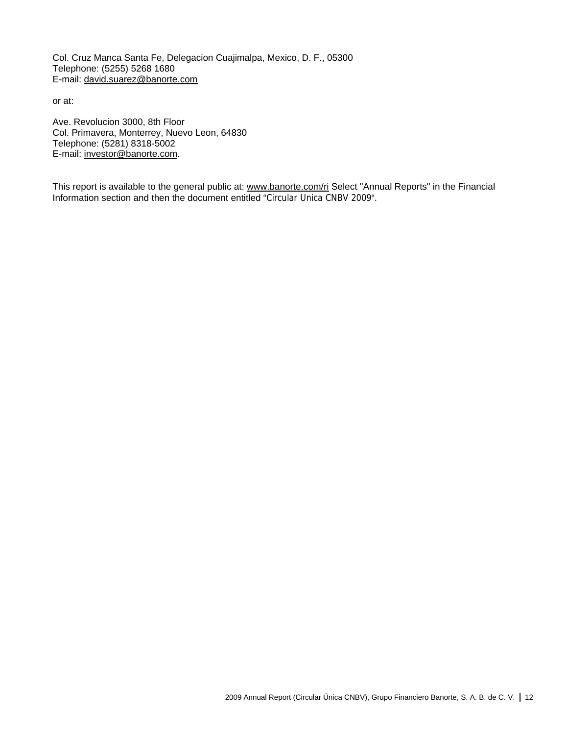Col. Cruz Manca Santa Fe, Delegacion Cuajimalpa, Mexico, D. F., 05300
Telephone: (5255) 5268 1680
E-mail: david.suarez@banorte.com

or at:

Ave. Revolucion 3000, 8th Floor
Col. Primavera, Monterrey, Nuevo Leon, 64830
Telephone: (5281) 8318-5002
E-mail: investor@banorte.com.

This report is available to the general public at: www.banorte.com/ri Select "Annual Reports" in the Financial Information section and then the document entitled "Circular Unica CNBV 2009".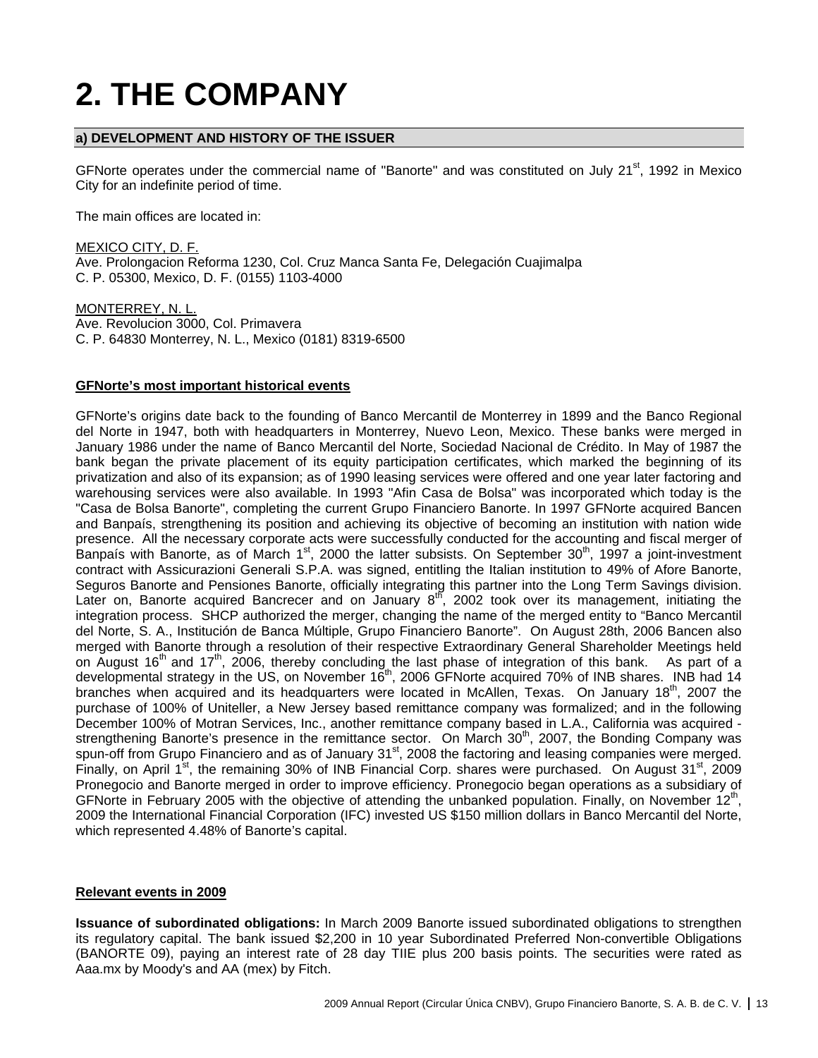# 2. THE COMPANY

## a) DEVELOPMENT AND HISTORY OF THE ISSUER

GFNorte operates under the commercial name of "Banorte" and was constituted on July 21st, 1992 in Mexico City for an indefinite period of time.

The main offices are located in:

MEXICO CITY, D. F.
Ave. Prolongacion Reforma 1230, Col. Cruz Manca Santa Fe, Delegación Cuajimalpa
C. P. 05300, Mexico, D. F. (0155) 1103-4000

MONTERREY, N. L.
Ave. Revolucion 3000, Col. Primavera
C. P. 64830 Monterrey, N. L., Mexico (0181) 8319-6500

**GFNorte's most important historical events**

GFNorte's origins date back to the founding of Banco Mercantil de Monterrey in 1899 and the Banco Regional del Norte in 1947, both with headquarters in Monterrey, Nuevo Leon, Mexico. These banks were merged in January 1986 under the name of Banco Mercantil del Norte, Sociedad Nacional de Crédito. In May of 1987 the bank began the private placement of its equity participation certificates, which marked the beginning of its privatization and also of its expansion; as of 1990 leasing services were offered and one year later factoring and warehousing services were also available. In 1993 "Afin Casa de Bolsa" was incorporated which today is the "Casa de Bolsa Banorte", completing the current Grupo Financiero Banorte. In 1997 GFNorte acquired Bancen and Banpaís, strengthening its position and achieving its objective of becoming an institution with nation wide presence. All the necessary corporate acts were successfully conducted for the accounting and fiscal merger of Banpaís with Banorte, as of March 1st, 2000 the latter subsists. On September 30th, 1997 a joint-investment contract with Assicurazioni Generali S.P.A. was signed, entitling the Italian institution to 49% of Afore Banorte, Seguros Banorte and Pensiones Banorte, officially integrating this partner into the Long Term Savings division. Later on, Banorte acquired Bancrecer and on January 8th, 2002 took over its management, initiating the integration process. SHCP authorized the merger, changing the name of the merged entity to "Banco Mercantil del Norte, S. A., Institución de Banca Múltiple, Grupo Financiero Banorte". On August 28th, 2006 Bancen also merged with Banorte through a resolution of their respective Extraordinary General Shareholder Meetings held on August 16th and 17th, 2006, thereby concluding the last phase of integration of this bank. As part of a developmental strategy in the US, on November 16th, 2006 GFNorte acquired 70% of INB shares. INB had 14 branches when acquired and its headquarters were located in McAllen, Texas. On January 18th, 2007 the purchase of 100% of Uniteller, a New Jersey based remittance company was formalized; and in the following December 100% of Motran Services, Inc., another remittance company based in L.A., California was acquired - strengthening Banorte's presence in the remittance sector. On March 30th, 2007, the Bonding Company was spun-off from Grupo Financiero and as of January 31st, 2008 the factoring and leasing companies were merged. Finally, on April 1st, the remaining 30% of INB Financial Corp. shares were purchased. On August 31st, 2009 Pronegocio and Banorte merged in order to improve efficiency. Pronegocio began operations as a subsidiary of GFNorte in February 2005 with the objective of attending the unbanked population. Finally, on November 12th, 2009 the International Financial Corporation (IFC) invested US $150 million dollars in Banco Mercantil del Norte, which represented 4.48% of Banorte's capital.

**Relevant events in 2009**

**Issuance of subordinated obligations:** In March 2009 Banorte issued subordinated obligations to strengthen its regulatory capital. The bank issued $2,200 in 10 year Subordinated Preferred Non-convertible Obligations (BANORTE 09), paying an interest rate of 28 day TIIE plus 200 basis points. The securities were rated as Aaa.mx by Moody's and AA (mex) by Fitch.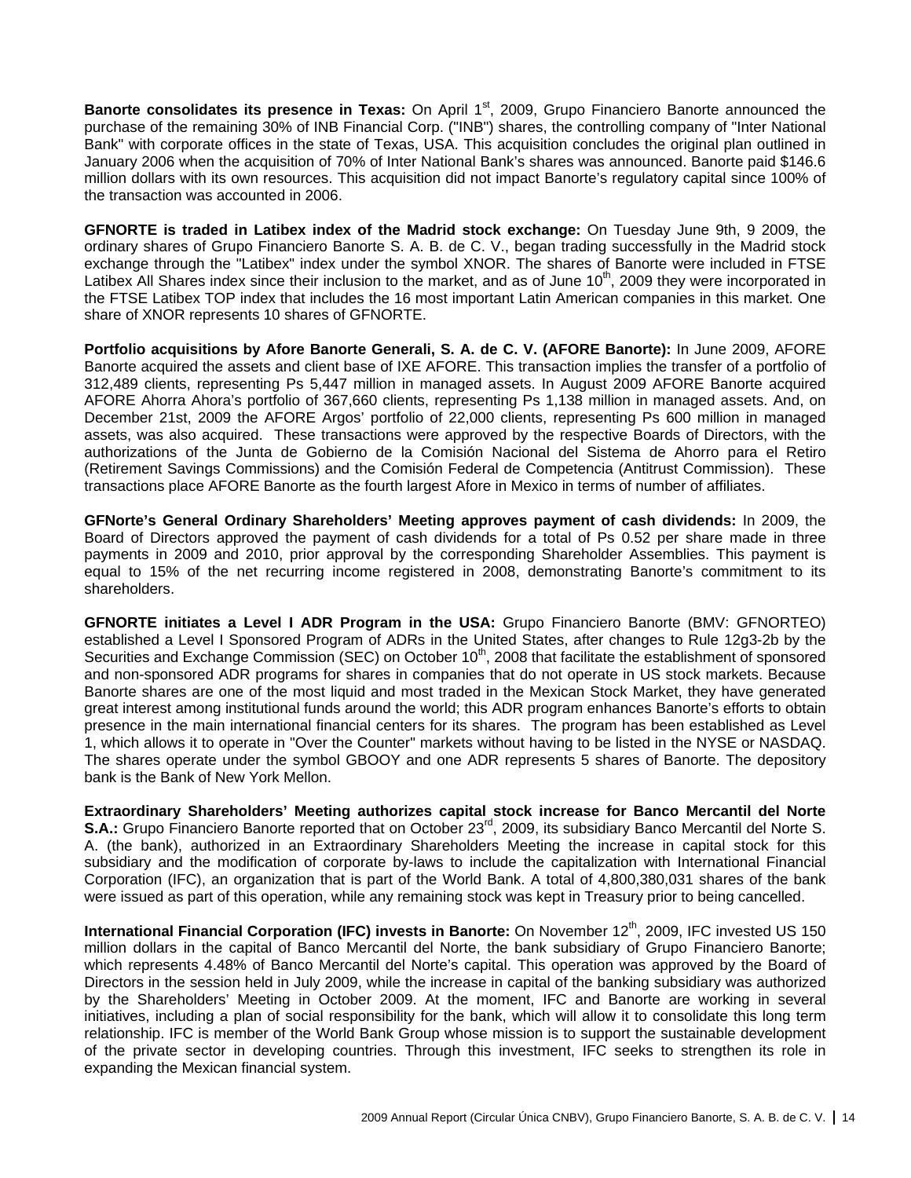**Banorte consolidates its presence in Texas:** On April 1st, 2009, Grupo Financiero Banorte announced the purchase of the remaining 30% of INB Financial Corp. ("INB") shares, the controlling company of "Inter National Bank" with corporate offices in the state of Texas, USA. This acquisition concludes the original plan outlined in January 2006 when the acquisition of 70% of Inter National Bank's shares was announced. Banorte paid $146.6 million dollars with its own resources. This acquisition did not impact Banorte's regulatory capital since 100% of the transaction was accounted in 2006.

**GFNORTE is traded in Latibex index of the Madrid stock exchange:** On Tuesday June 9th, 9 2009, the ordinary shares of Grupo Financiero Banorte S. A. B. de C. V., began trading successfully in the Madrid stock exchange through the "Latibex" index under the symbol XNOR. The shares of Banorte were included in FTSE Latibex All Shares index since their inclusion to the market, and as of June 10th, 2009 they were incorporated in the FTSE Latibex TOP index that includes the 16 most important Latin American companies in this market. One share of XNOR represents 10 shares of GFNORTE.

**Portfolio acquisitions by Afore Banorte Generali, S. A. de C. V. (AFORE Banorte):** In June 2009, AFORE Banorte acquired the assets and client base of IXE AFORE. This transaction implies the transfer of a portfolio of 312,489 clients, representing Ps 5,447 million in managed assets. In August 2009 AFORE Banorte acquired AFORE Ahorra Ahora's portfolio of 367,660 clients, representing Ps 1,138 million in managed assets. And, on December 21st, 2009 the AFORE Argos' portfolio of 22,000 clients, representing Ps 600 million in managed assets, was also acquired. These transactions were approved by the respective Boards of Directors, with the authorizations of the Junta de Gobierno de la Comisión Nacional del Sistema de Ahorro para el Retiro (Retirement Savings Commissions) and the Comisión Federal de Competencia (Antitrust Commission). These transactions place AFORE Banorte as the fourth largest Afore in Mexico in terms of number of affiliates.

**GFNorte's General Ordinary Shareholders' Meeting approves payment of cash dividends:** In 2009, the Board of Directors approved the payment of cash dividends for a total of Ps 0.52 per share made in three payments in 2009 and 2010, prior approval by the corresponding Shareholder Assemblies. This payment is equal to 15% of the net recurring income registered in 2008, demonstrating Banorte's commitment to its shareholders.

**GFNORTE initiates a Level I ADR Program in the USA:** Grupo Financiero Banorte (BMV: GFNORTEO) established a Level I Sponsored Program of ADRs in the United States, after changes to Rule 12g3-2b by the Securities and Exchange Commission (SEC) on October 10th, 2008 that facilitate the establishment of sponsored and non-sponsored ADR programs for shares in companies that do not operate in US stock markets. Because Banorte shares are one of the most liquid and most traded in the Mexican Stock Market, they have generated great interest among institutional funds around the world; this ADR program enhances Banorte's efforts to obtain presence in the main international financial centers for its shares. The program has been established as Level 1, which allows it to operate in "Over the Counter" markets without having to be listed in the NYSE or NASDAQ. The shares operate under the symbol GBOOY and one ADR represents 5 shares of Banorte. The depository bank is the Bank of New York Mellon.

**Extraordinary Shareholders' Meeting authorizes capital stock increase for Banco Mercantil del Norte S.A.:** Grupo Financiero Banorte reported that on October 23rd, 2009, its subsidiary Banco Mercantil del Norte S. A. (the bank), authorized in an Extraordinary Shareholders Meeting the increase in capital stock for this subsidiary and the modification of corporate by-laws to include the capitalization with International Financial Corporation (IFC), an organization that is part of the World Bank. A total of 4,800,380,031 shares of the bank were issued as part of this operation, while any remaining stock was kept in Treasury prior to being cancelled.

**International Financial Corporation (IFC) invests in Banorte:** On November 12th, 2009, IFC invested US 150 million dollars in the capital of Banco Mercantil del Norte, the bank subsidiary of Grupo Financiero Banorte; which represents 4.48% of Banco Mercantil del Norte's capital. This operation was approved by the Board of Directors in the session held in July 2009, while the increase in capital of the banking subsidiary was authorized by the Shareholders' Meeting in October 2009. At the moment, IFC and Banorte are working in several initiatives, including a plan of social responsibility for the bank, which will allow it to consolidate this long term relationship. IFC is member of the World Bank Group whose mission is to support the sustainable development of the private sector in developing countries. Through this investment, IFC seeks to strengthen its role in expanding the Mexican financial system.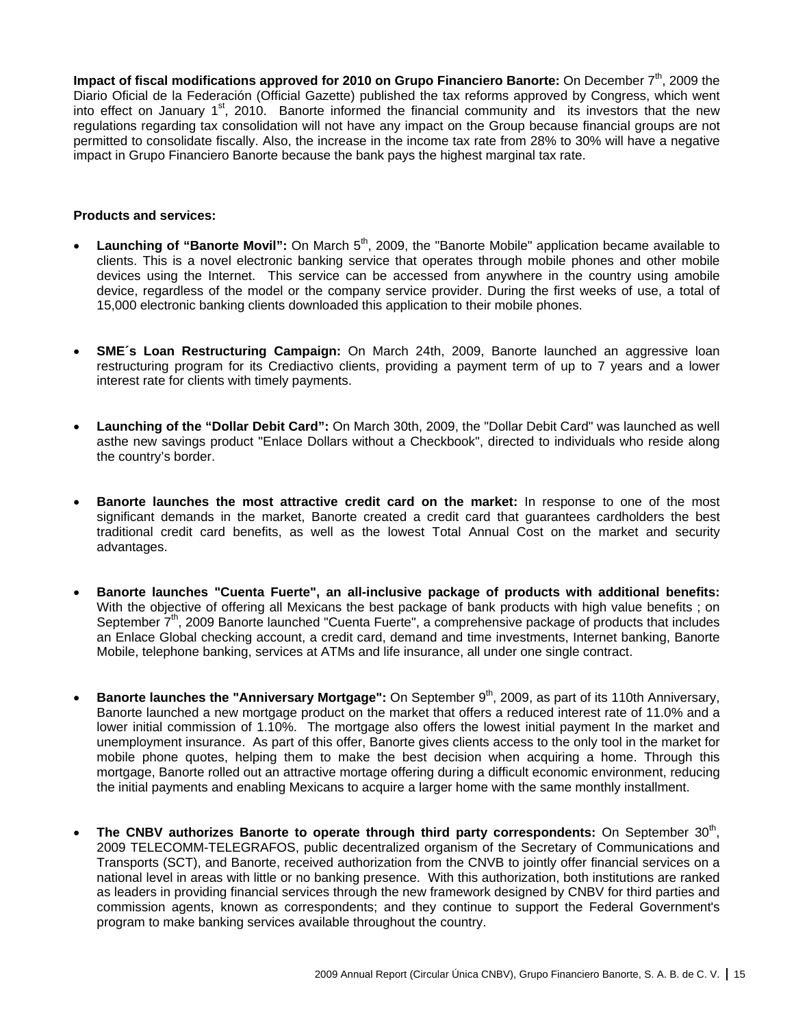**Impact of fiscal modifications approved for 2010 on Grupo Financiero Banorte:** On December 7th, 2009 the Diario Oficial de la Federación (Official Gazette) published the tax reforms approved by Congress, which went into effect on January 1st, 2010. Banorte informed the financial community and its investors that the new regulations regarding tax consolidation will not have any impact on the Group because financial groups are not permitted to consolidate fiscally. Also, the increase in the income tax rate from 28% to 30% will have a negative impact in Grupo Financiero Banorte because the bank pays the highest marginal tax rate.

**Products and services:**

- **Launching of "Banorte Movil":** On March 5th, 2009, the "Banorte Mobile" application became available to clients. This is a novel electronic banking service that operates through mobile phones and other mobile devices using the Internet. This service can be accessed from anywhere in the country using amobile device, regardless of the model or the company service provider. During the first weeks of use, a total of 15,000 electronic banking clients downloaded this application to their mobile phones.

- **SME´s Loan Restructuring Campaign:** On March 24th, 2009, Banorte launched an aggressive loan restructuring program for its Crediactivo clients, providing a payment term of up to 7 years and a lower interest rate for clients with timely payments.

- **Launching of the "Dollar Debit Card":** On March 30th, 2009, the "Dollar Debit Card" was launched as well asthe new savings product "Enlace Dollars without a Checkbook", directed to individuals who reside along the country's border.

- **Banorte launches the most attractive credit card on the market:** In response to one of the most significant demands in the market, Banorte created a credit card that guarantees cardholders the best traditional credit card benefits, as well as the lowest Total Annual Cost on the market and security advantages.

- **Banorte launches "Cuenta Fuerte", an all-inclusive package of products with additional benefits:** With the objective of offering all Mexicans the best package of bank products with high value benefits ; on September 7th, 2009 Banorte launched "Cuenta Fuerte", a comprehensive package of products that includes an Enlace Global checking account, a credit card, demand and time investments, Internet banking, Banorte Mobile, telephone banking, services at ATMs and life insurance, all under one single contract.

- **Banorte launches the "Anniversary Mortgage":** On September 9th, 2009, as part of its 110th Anniversary, Banorte launched a new mortgage product on the market that offers a reduced interest rate of 11.0% and a lower initial commission of 1.10%. The mortgage also offers the lowest initial payment In the market and unemployment insurance. As part of this offer, Banorte gives clients access to the only tool in the market for mobile phone quotes, helping them to make the best decision when acquiring a home. Through this mortgage, Banorte rolled out an attractive mortage offering during a difficult economic environment, reducing the initial payments and enabling Mexicans to acquire a larger home with the same monthly installment.

- **The CNBV authorizes Banorte to operate through third party correspondents:** On September 30th, 2009 TELECOMM-TELEGRAFOS, public decentralized organism of the Secretary of Communications and Transports (SCT), and Banorte, received authorization from the CNVB to jointly offer financial services on a national level in areas with little or no banking presence. With this authorization, both institutions are ranked as leaders in providing financial services through the new framework designed by CNBV for third parties and commission agents, known as correspondents; and they continue to support the Federal Government's program to make banking services available throughout the country.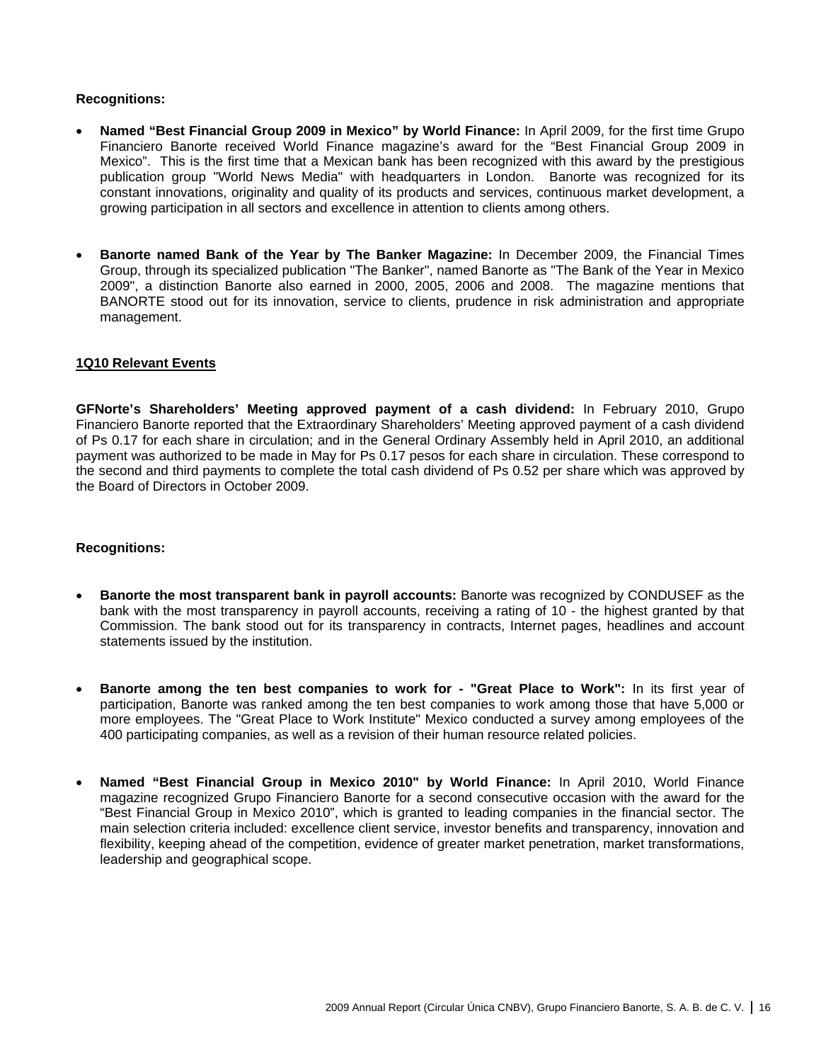**Recognitions:**

- **Named "Best Financial Group 2009 in Mexico" by World Finance:** In April 2009, for the first time Grupo Financiero Banorte received World Finance magazine's award for the "Best Financial Group 2009 in Mexico". This is the first time that a Mexican bank has been recognized with this award by the prestigious publication group "World News Media" with headquarters in London. Banorte was recognized for its constant innovations, originality and quality of its products and services, continuous market development, a growing participation in all sectors and excellence in attention to clients among others.

- **Banorte named Bank of the Year by The Banker Magazine:** In December 2009, the Financial Times Group, through its specialized publication "The Banker", named Banorte as "The Bank of the Year in Mexico 2009", a distinction Banorte also earned in 2000, 2005, 2006 and 2008. The magazine mentions that BANORTE stood out for its innovation, service to clients, prudence in risk administration and appropriate management.

## 1Q10 Relevant Events

**GFNorte's Shareholders' Meeting approved payment of a cash dividend:** In February 2010, Grupo Financiero Banorte reported that the Extraordinary Shareholders' Meeting approved payment of a cash dividend of Ps 0.17 for each share in circulation; and in the General Ordinary Assembly held in April 2010, an additional payment was authorized to be made in May for Ps 0.17 pesos for each share in circulation. These correspond to the second and third payments to complete the total cash dividend of Ps 0.52 per share which was approved by the Board of Directors in October 2009.

**Recognitions:**

- **Banorte the most transparent bank in payroll accounts:** Banorte was recognized by CONDUSEF as the bank with the most transparency in payroll accounts, receiving a rating of 10 - the highest granted by that Commission. The bank stood out for its transparency in contracts, Internet pages, headlines and account statements issued by the institution.

- **Banorte among the ten best companies to work for - "Great Place to Work":** In its first year of participation, Banorte was ranked among the ten best companies to work among those that have 5,000 or more employees. The "Great Place to Work Institute" Mexico conducted a survey among employees of the 400 participating companies, as well as a revision of their human resource related policies.

- **Named "Best Financial Group in Mexico 2010" by World Finance:** In April 2010, World Finance magazine recognized Grupo Financiero Banorte for a second consecutive occasion with the award for the "Best Financial Group in Mexico 2010", which is granted to leading companies in the financial sector. The main selection criteria included: excellence client service, investor benefits and transparency, innovation and flexibility, keeping ahead of the competition, evidence of greater market penetration, market transformations, leadership and geographical scope.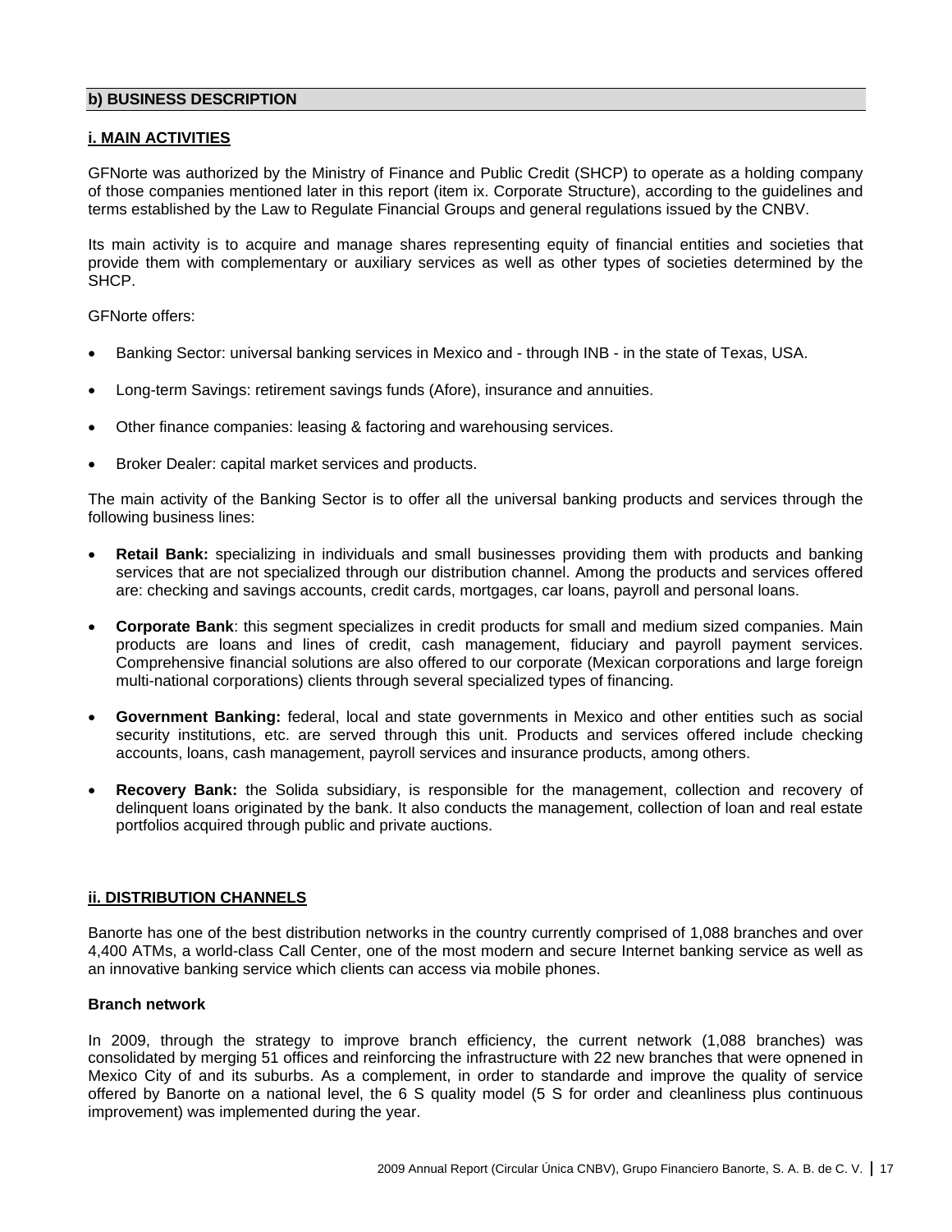## b) BUSINESS DESCRIPTION

### i. MAIN ACTIVITIES

GFNorte was authorized by the Ministry of Finance and Public Credit (SHCP) to operate as a holding company of those companies mentioned later in this report (item ix. Corporate Structure), according to the guidelines and terms established by the Law to Regulate Financial Groups and general regulations issued by the CNBV.

Its main activity is to acquire and manage shares representing equity of financial entities and societies that provide them with complementary or auxiliary services as well as other types of societies determined by the SHCP.

GFNorte offers:

- Banking Sector: universal banking services in Mexico and - through INB - in the state of Texas, USA.
- Long-term Savings: retirement savings funds (Afore), insurance and annuities.
- Other finance companies: leasing & factoring and warehousing services.
- Broker Dealer: capital market services and products.

The main activity of the Banking Sector is to offer all the universal banking products and services through the following business lines:

- **Retail Bank:** specializing in individuals and small businesses providing them with products and banking services that are not specialized through our distribution channel. Among the products and services offered are: checking and savings accounts, credit cards, mortgages, car loans, payroll and personal loans.
- **Corporate Bank**: this segment specializes in credit products for small and medium sized companies. Main products are loans and lines of credit, cash management, fiduciary and payroll payment services. Comprehensive financial solutions are also offered to our corporate (Mexican corporations and large foreign multi-national corporations) clients through several specialized types of financing.
- **Government Banking:** federal, local and state governments in Mexico and other entities such as social security institutions, etc. are served through this unit. Products and services offered include checking accounts, loans, cash management, payroll services and insurance products, among others.
- **Recovery Bank:** the Solida subsidiary, is responsible for the management, collection and recovery of delinquent loans originated by the bank. It also conducts the management, collection of loan and real estate portfolios acquired through public and private auctions.

### ii. DISTRIBUTION CHANNELS

Banorte has one of the best distribution networks in the country currently comprised of 1,088 branches and over 4,400 ATMs, a world-class Call Center, one of the most modern and secure Internet banking service as well as an innovative banking service which clients can access via mobile phones.

**Branch network**

In 2009, through the strategy to improve branch efficiency, the current network (1,088 branches) was consolidated by merging 51 offices and reinforcing the infrastructure with 22 new branches that were opnened in Mexico City of and its suburbs. As a complement, in order to standarde and improve the quality of service offered by Banorte on a national level, the 6 S quality model (5 S for order and cleanliness plus continuous improvement) was implemented during the year.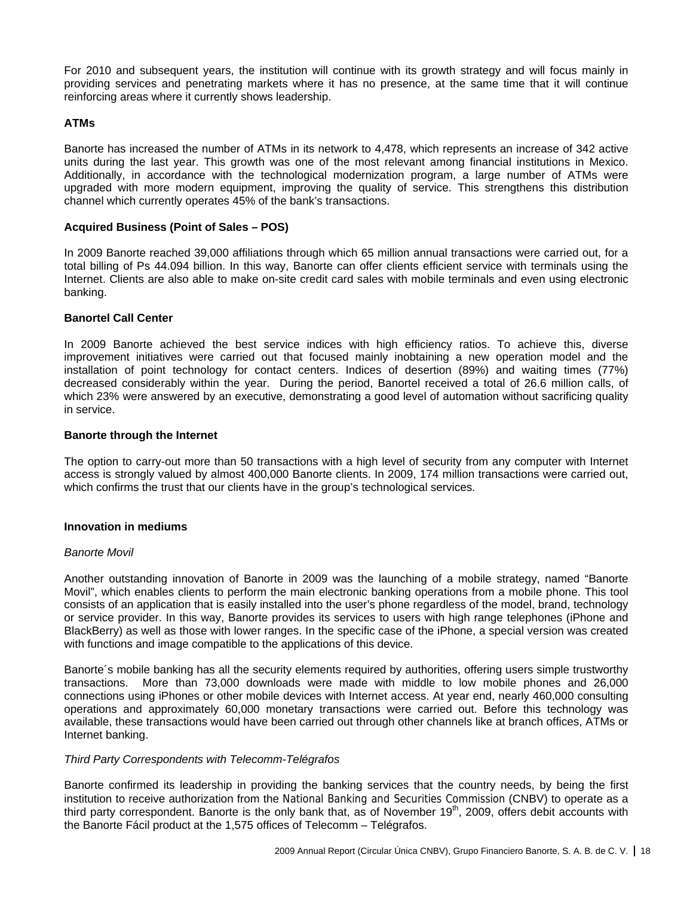For 2010 and subsequent years, the institution will continue with its growth strategy and will focus mainly in providing services and penetrating markets where it has no presence, at the same time that it will continue reinforcing areas where it currently shows leadership.

**ATMs**

Banorte has increased the number of ATMs in its network to 4,478, which represents an increase of 342 active units during the last year. This growth was one of the most relevant among financial institutions in Mexico. Additionally, in accordance with the technological modernization program, a large number of ATMs were upgraded with more modern equipment, improving the quality of service. This strengthens this distribution channel which currently operates 45% of the bank's transactions.

**Acquired Business (Point of Sales – POS)**

In 2009 Banorte reached 39,000 affiliations through which 65 million annual transactions were carried out, for a total billing of Ps 44.094 billion. In this way, Banorte can offer clients efficient service with terminals using the Internet. Clients are also able to make on-site credit card sales with mobile terminals and even using electronic banking.

**Banortel Call Center**

In 2009 Banorte achieved the best service indices with high efficiency ratios. To achieve this, diverse improvement initiatives were carried out that focused mainly inobtaining a new operation model and the installation of point technology for contact centers. Indices of desertion (89%) and waiting times (77%) decreased considerably within the year. During the period, Banortel received a total of 26.6 million calls, of which 23% were answered by an executive, demonstrating a good level of automation without sacrificing quality in service.

**Banorte through the Internet**

The option to carry-out more than 50 transactions with a high level of security from any computer with Internet access is strongly valued by almost 400,000 Banorte clients. In 2009, 174 million transactions were carried out, which confirms the trust that our clients have in the group's technological services.

**Innovation in mediums**

*Banorte Movil*

Another outstanding innovation of Banorte in 2009 was the launching of a mobile strategy, named "Banorte Movil", which enables clients to perform the main electronic banking operations from a mobile phone. This tool consists of an application that is easily installed into the user's phone regardless of the model, brand, technology or service provider. In this way, Banorte provides its services to users with high range telephones (iPhone and BlackBerry) as well as those with lower ranges. In the specific case of the iPhone, a special version was created with functions and image compatible to the applications of this device.

Banorte´s mobile banking has all the security elements required by authorities, offering users simple trustworthy transactions. More than 73,000 downloads were made with middle to low mobile phones and 26,000 connections using iPhones or other mobile devices with Internet access. At year end, nearly 460,000 consulting operations and approximately 60,000 monetary transactions were carried out. Before this technology was available, these transactions would have been carried out through other channels like at branch offices, ATMs or Internet banking.

*Third Party Correspondents with Telecomm-Telégrafos*

Banorte confirmed its leadership in providing the banking services that the country needs, by being the first institution to receive authorization from the National Banking and Securities Commission (CNBV) to operate as a third party correspondent. Banorte is the only bank that, as of November 19th, 2009, offers debit accounts with the Banorte Fácil product at the 1,575 offices of Telecomm – Telégrafos.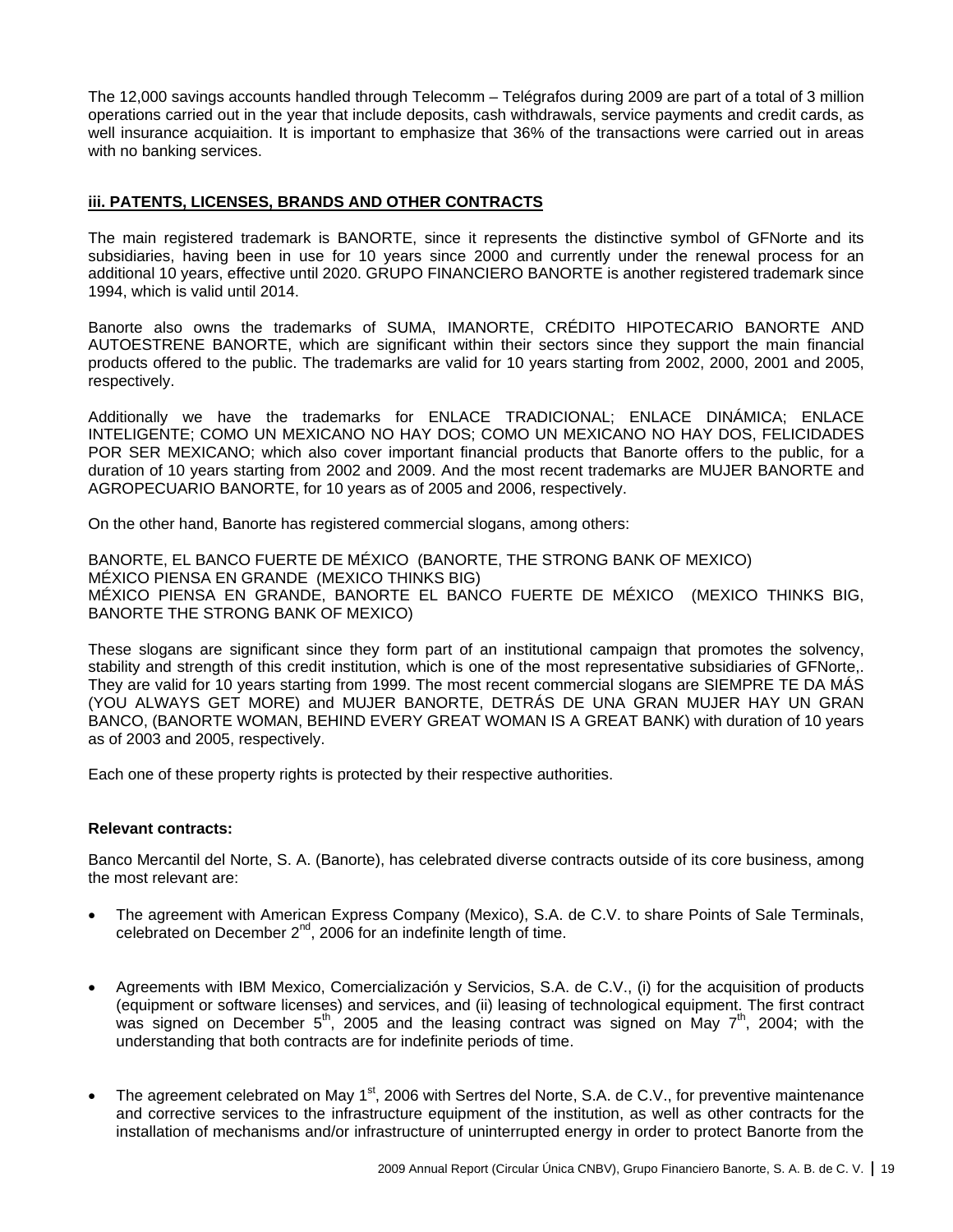The 12,000 savings accounts handled through Telecomm – Telégrafos during 2009 are part of a total of 3 million operations carried out in the year that include deposits, cash withdrawals, service payments and credit cards, as well insurance acquiaition. It is important to emphasize that 36% of the transactions were carried out in areas with no banking services.

### iii. PATENTS, LICENSES, BRANDS AND OTHER CONTRACTS

The main registered trademark is BANORTE, since it represents the distinctive symbol of GFNorte and its subsidiaries, having been in use for 10 years since 2000 and currently under the renewal process for an additional 10 years, effective until 2020. GRUPO FINANCIERO BANORTE is another registered trademark since 1994, which is valid until 2014.

Banorte also owns the trademarks of SUMA, IMANORTE, CRÉDITO HIPOTECARIO BANORTE AND AUTOESTRENE BANORTE, which are significant within their sectors since they support the main financial products offered to the public. The trademarks are valid for 10 years starting from 2002, 2000, 2001 and 2005, respectively.

Additionally we have the trademarks for ENLACE TRADICIONAL; ENLACE DINÁMICA; ENLACE INTELIGENTE; COMO UN MEXICANO NO HAY DOS; COMO UN MEXICANO NO HAY DOS, FELICIDADES POR SER MEXICANO; which also cover important financial products that Banorte offers to the public, for a duration of 10 years starting from 2002 and 2009. And the most recent trademarks are MUJER BANORTE and AGROPECUARIO BANORTE, for 10 years as of 2005 and 2006, respectively.

On the other hand, Banorte has registered commercial slogans, among others:

BANORTE, EL BANCO FUERTE DE MÉXICO (BANORTE, THE STRONG BANK OF MEXICO)
MÉXICO PIENSA EN GRANDE (MEXICO THINKS BIG)
MÉXICO PIENSA EN GRANDE, BANORTE EL BANCO FUERTE DE MÉXICO (MEXICO THINKS BIG, BANORTE THE STRONG BANK OF MEXICO)

These slogans are significant since they form part of an institutional campaign that promotes the solvency, stability and strength of this credit institution, which is one of the most representative subsidiaries of GFNorte,. They are valid for 10 years starting from 1999. The most recent commercial slogans are SIEMPRE TE DA MÁS (YOU ALWAYS GET MORE) and MUJER BANORTE, DETRÁS DE UNA GRAN MUJER HAY UN GRAN BANCO, (BANORTE WOMAN, BEHIND EVERY GREAT WOMAN IS A GREAT BANK) with duration of 10 years as of 2003 and 2005, respectively.

Each one of these property rights is protected by their respective authorities.

**Relevant contracts:**

Banco Mercantil del Norte, S. A. (Banorte), has celebrated diverse contracts outside of its core business, among the most relevant are:

- The agreement with American Express Company (Mexico), S.A. de C.V. to share Points of Sale Terminals, celebrated on December 2nd, 2006 for an indefinite length of time.

- Agreements with IBM Mexico, Comercialización y Servicios, S.A. de C.V., (i) for the acquisition of products (equipment or software licenses) and services, and (ii) leasing of technological equipment. The first contract was signed on December 5th, 2005 and the leasing contract was signed on May 7th, 2004; with the understanding that both contracts are for indefinite periods of time.

- The agreement celebrated on May 1st, 2006 with Sertres del Norte, S.A. de C.V., for preventive maintenance and corrective services to the infrastructure equipment of the institution, as well as other contracts for the installation of mechanisms and/or infrastructure of uninterrupted energy in order to protect Banorte from the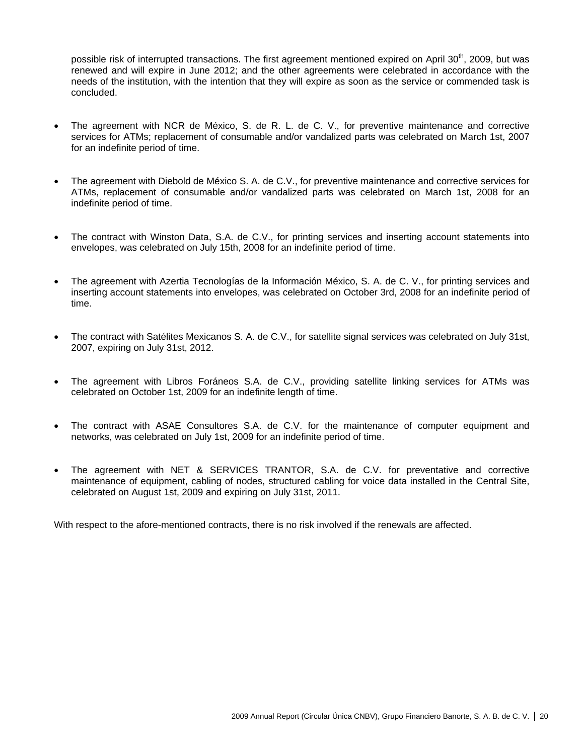possible risk of interrupted transactions. The first agreement mentioned expired on April 30th, 2009, but was renewed and will expire in June 2012; and the other agreements were celebrated in accordance with the needs of the institution, with the intention that they will expire as soon as the service or commended task is concluded.

- The agreement with NCR de México, S. de R. L. de C. V., for preventive maintenance and corrective services for ATMs; replacement of consumable and/or vandalized parts was celebrated on March 1st, 2007 for an indefinite period of time.

- The agreement with Diebold de México S. A. de C.V., for preventive maintenance and corrective services for ATMs, replacement of consumable and/or vandalized parts was celebrated on March 1st, 2008 for an indefinite period of time.

- The contract with Winston Data, S.A. de C.V., for printing services and inserting account statements into envelopes, was celebrated on July 15th, 2008 for an indefinite period of time.

- The agreement with Azertia Tecnologías de la Información México, S. A. de C. V., for printing services and inserting account statements into envelopes, was celebrated on October 3rd, 2008 for an indefinite period of time.

- The contract with Satélites Mexicanos S. A. de C.V., for satellite signal services was celebrated on July 31st, 2007, expiring on July 31st, 2012.

- The agreement with Libros Foráneos S.A. de C.V., providing satellite linking services for ATMs was celebrated on October 1st, 2009 for an indefinite length of time.

- The contract with ASAE Consultores S.A. de C.V. for the maintenance of computer equipment and networks, was celebrated on July 1st, 2009 for an indefinite period of time.

- The agreement with NET & SERVICES TRANTOR, S.A. de C.V. for preventative and corrective maintenance of equipment, cabling of nodes, structured cabling for voice data installed in the Central Site, celebrated on August 1st, 2009 and expiring on July 31st, 2011.

With respect to the afore-mentioned contracts, there is no risk involved if the renewals are affected.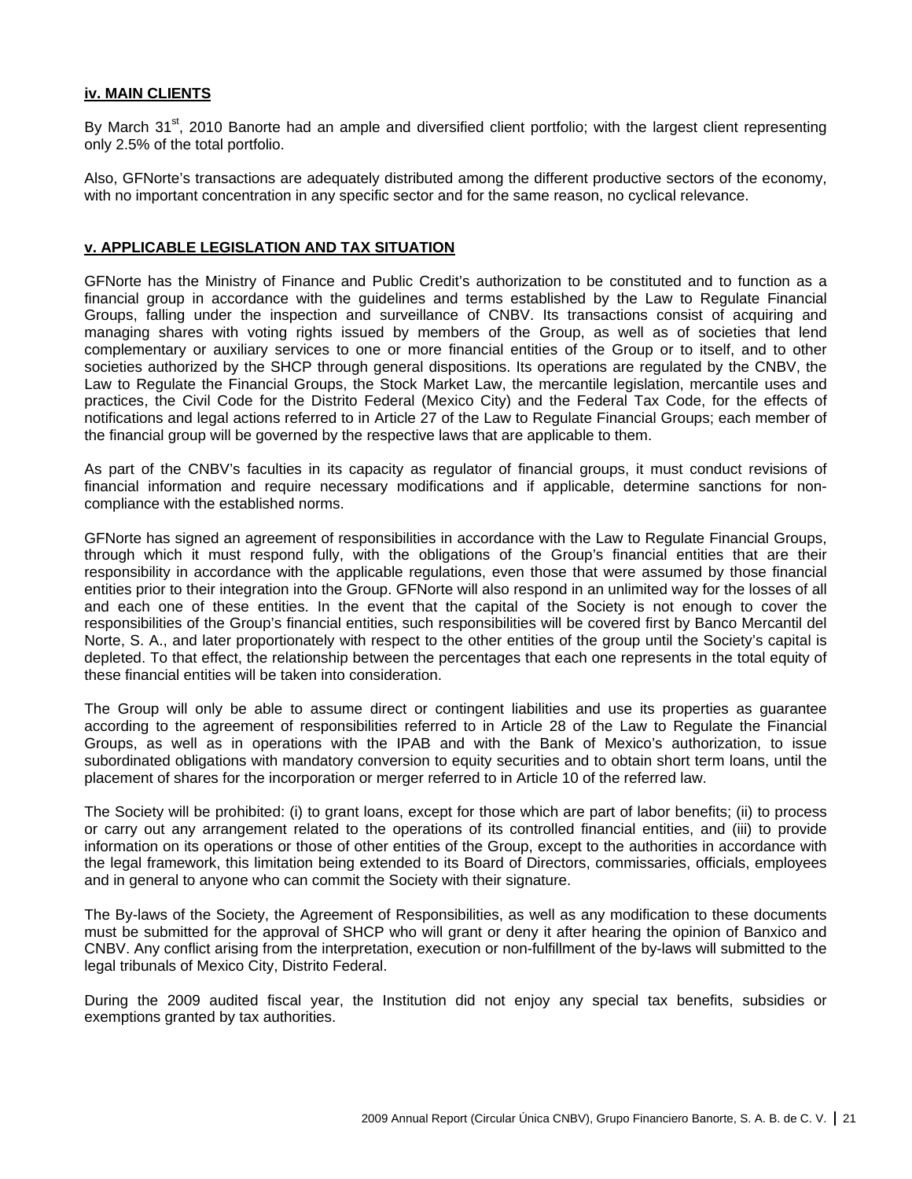### iv. MAIN CLIENTS

By March 31st, 2010 Banorte had an ample and diversified client portfolio; with the largest client representing only 2.5% of the total portfolio.

Also, GFNorte's transactions are adequately distributed among the different productive sectors of the economy, with no important concentration in any specific sector and for the same reason, no cyclical relevance.

### v. APPLICABLE LEGISLATION AND TAX SITUATION

GFNorte has the Ministry of Finance and Public Credit's authorization to be constituted and to function as a financial group in accordance with the guidelines and terms established by the Law to Regulate Financial Groups, falling under the inspection and surveillance of CNBV. Its transactions consist of acquiring and managing shares with voting rights issued by members of the Group, as well as of societies that lend complementary or auxiliary services to one or more financial entities of the Group or to itself, and to other societies authorized by the SHCP through general dispositions. Its operations are regulated by the CNBV, the Law to Regulate the Financial Groups, the Stock Market Law, the mercantile legislation, mercantile uses and practices, the Civil Code for the Distrito Federal (Mexico City) and the Federal Tax Code, for the effects of notifications and legal actions referred to in Article 27 of the Law to Regulate Financial Groups; each member of the financial group will be governed by the respective laws that are applicable to them.

As part of the CNBV's faculties in its capacity as regulator of financial groups, it must conduct revisions of financial information and require necessary modifications and if applicable, determine sanctions for non-compliance with the established norms.

GFNorte has signed an agreement of responsibilities in accordance with the Law to Regulate Financial Groups, through which it must respond fully, with the obligations of the Group's financial entities that are their responsibility in accordance with the applicable regulations, even those that were assumed by those financial entities prior to their integration into the Group. GFNorte will also respond in an unlimited way for the losses of all and each one of these entities. In the event that the capital of the Society is not enough to cover the responsibilities of the Group's financial entities, such responsibilities will be covered first by Banco Mercantil del Norte, S. A., and later proportionately with respect to the other entities of the group until the Society's capital is depleted. To that effect, the relationship between the percentages that each one represents in the total equity of these financial entities will be taken into consideration.

The Group will only be able to assume direct or contingent liabilities and use its properties as guarantee according to the agreement of responsibilities referred to in Article 28 of the Law to Regulate the Financial Groups, as well as in operations with the IPAB and with the Bank of Mexico's authorization, to issue subordinated obligations with mandatory conversion to equity securities and to obtain short term loans, until the placement of shares for the incorporation or merger referred to in Article 10 of the referred law.

The Society will be prohibited: (i) to grant loans, except for those which are part of labor benefits; (ii) to process or carry out any arrangement related to the operations of its controlled financial entities, and (iii) to provide information on its operations or those of other entities of the Group, except to the authorities in accordance with the legal framework, this limitation being extended to its Board of Directors, commissaries, officials, employees and in general to anyone who can commit the Society with their signature.

The By-laws of the Society, the Agreement of Responsibilities, as well as any modification to these documents must be submitted for the approval of SHCP who will grant or deny it after hearing the opinion of Banxico and CNBV. Any conflict arising from the interpretation, execution or non-fulfillment of the by-laws will submitted to the legal tribunals of Mexico City, Distrito Federal.

During the 2009 audited fiscal year, the Institution did not enjoy any special tax benefits, subsidies or exemptions granted by tax authorities.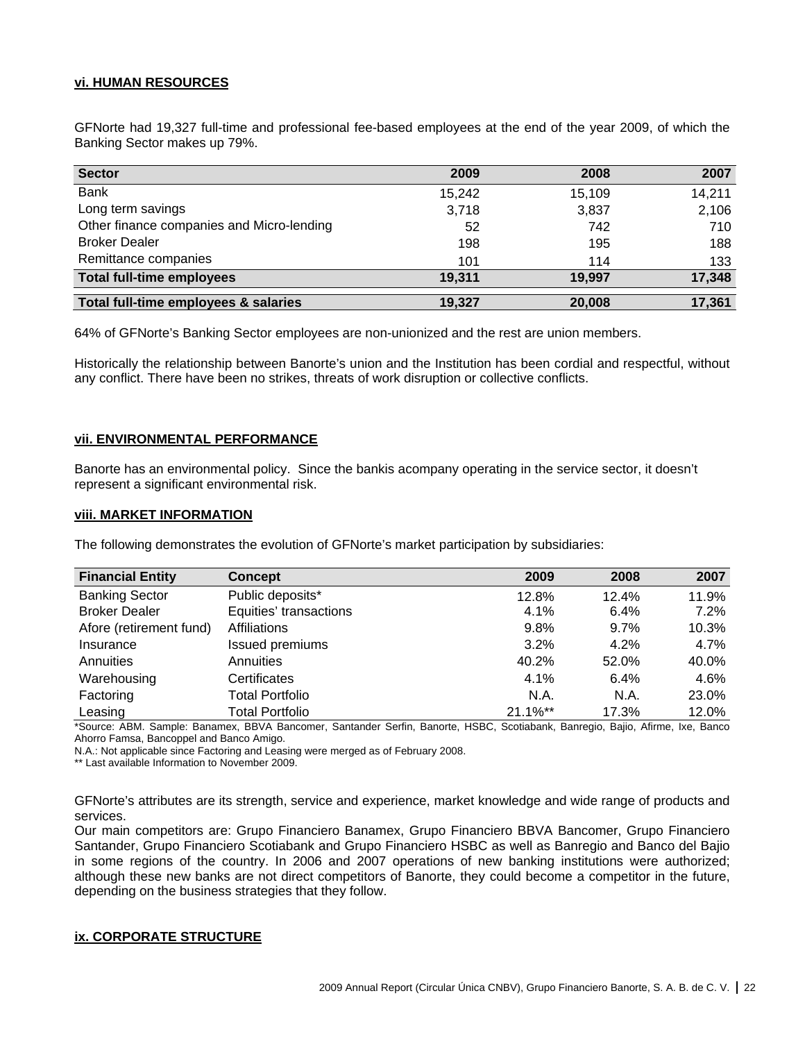**vi. HUMAN RESOURCES**

GFNorte had 19,327 full-time and professional fee-based employees at the end of the year 2009, of which the Banking Sector makes up 79%.

| Sector | 2009 | 2008 | 2007 |
|---|---|---|---|
| Bank | 15,242 | 15,109 | 14,211 |
| Long term savings | 3,718 | 3,837 | 2,106 |
| Other finance companies and Micro-lending | 52 | 742 | 710 |
| Broker Dealer | 198 | 195 | 188 |
| Remittance companies | 101 | 114 | 133 |
| **Total full-time employees** | **19,311** | **19,997** | **17,348** |
| **Total full-time employees & salaries** | **19,327** | **20,008** | **17,361** |

64% of GFNorte's Banking Sector employees are non-unionized and the rest are union members.

Historically the relationship between Banorte's union and the Institution has been cordial and respectful, without any conflict. There have been no strikes, threats of work disruption or collective conflicts.

**vii. ENVIRONMENTAL PERFORMANCE**

Banorte has an environmental policy. Since the bankis acompany operating in the service sector, it doesn't represent a significant environmental risk.

**viii. MARKET INFORMATION**

The following demonstrates the evolution of GFNorte's market participation by subsidiaries:

| Financial Entity | Concept | 2009 | 2008 | 2007 |
|---|---|---|---|---|
| Banking Sector | Public deposits* | 12.8% | 12.4% | 11.9% |
| Broker Dealer | Equities' transactions | 4.1% | 6.4% | 7.2% |
| Afore (retirement fund) | Affiliations | 9.8% | 9.7% | 10.3% |
| Insurance | Issued premiums | 3.2% | 4.2% | 4.7% |
| Annuities | Annuities | 40.2% | 52.0% | 40.0% |
| Warehousing | Certificates | 4.1% | 6.4% | 4.6% |
| Factoring | Total Portfolio | N.A. | N.A. | 23.0% |
| Leasing | Total Portfolio | 21.1%** | 17.3% | 12.0% |

*Source: ABM. Sample: Banamex, BBVA Bancomer, Santander Serfin, Banorte, HSBC, Scotiabank, Banregio, Bajio, Afirme, Ixe, Banco Ahorro Famsa, Bancoppel and Banco Amigo.

N.A.: Not applicable since Factoring and Leasing were merged as of February 2008.

** Last available Information to November 2009.

GFNorte's attributes are its strength, service and experience, market knowledge and wide range of products and services.

Our main competitors are: Grupo Financiero Banamex, Grupo Financiero BBVA Bancomer, Grupo Financiero Santander, Grupo Financiero Scotiabank and Grupo Financiero HSBC as well as Banregio and Banco del Bajio in some regions of the country. In 2006 and 2007 operations of new banking institutions were authorized; although these new banks are not direct competitors of Banorte, they could become a competitor in the future, depending on the business strategies that they follow.

**ix. CORPORATE STRUCTURE**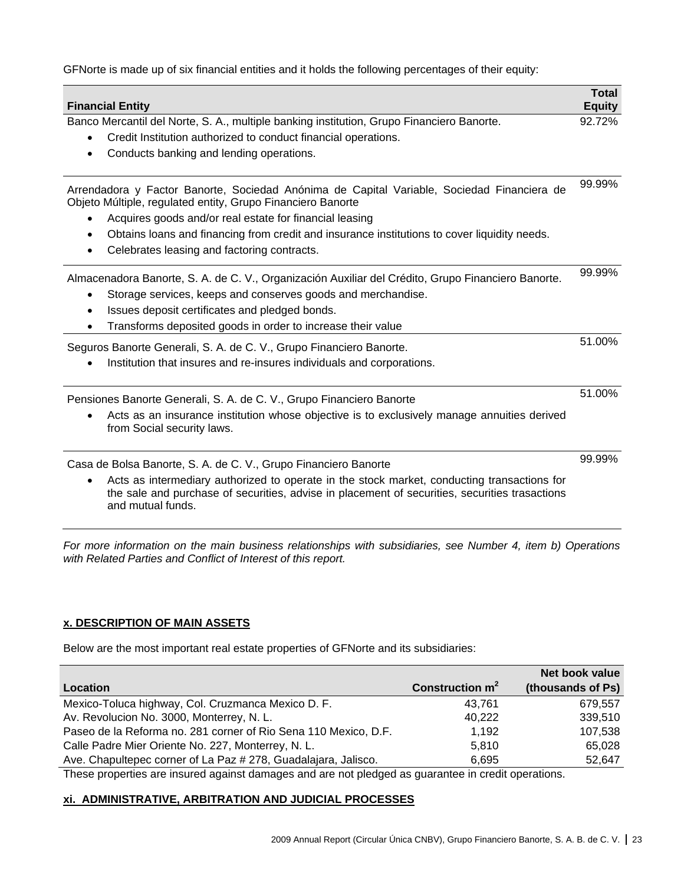GFNorte is made up of six financial entities and it holds the following percentages of their equity:

| Financial Entity | Total Equity |
|---|---|
| Banco Mercantil del Norte, S. A., multiple banking institution, Grupo Financiero Banorte.<br>• Credit Institution authorized to conduct financial operations.<br>• Conducts banking and lending operations. | 92.72% |
| Arrendadora y Factor Banorte, Sociedad Anónima de Capital Variable, Sociedad Financiera de Objeto Múltiple, regulated entity, Grupo Financiero Banorte<br>• Acquires goods and/or real estate for financial leasing<br>• Obtains loans and financing from credit and insurance institutions to cover liquidity needs.<br>• Celebrates leasing and factoring contracts. | 99.99% |
| Almacenadora Banorte, S. A. de C. V., Organización Auxiliar del Crédito, Grupo Financiero Banorte.<br>• Storage services, keeps and conserves goods and merchandise.<br>• Issues deposit certificates and pledged bonds.<br>• Transforms deposited goods in order to increase their value | 99.99% |
| Seguros Banorte Generali, S. A. de C. V., Grupo Financiero Banorte.<br>• Institution that insures and re-insures individuals and corporations. | 51.00% |
| Pensiones Banorte Generali, S. A. de C. V., Grupo Financiero Banorte<br>• Acts as an insurance institution whose objective is to exclusively manage annuities derived from Social security laws. | 51.00% |
| Casa de Bolsa Banorte, S. A. de C. V., Grupo Financiero Banorte<br>• Acts as intermediary authorized to operate in the stock market, conducting transactions for the sale and purchase of securities, advise in placement of securities, securities trasactions and mutual funds. | 99.99% |

*For more information on the main business relationships with subsidiaries, see Number 4, item b) Operations with Related Parties and Conflict of Interest of this report.*

## x. DESCRIPTION OF MAIN ASSETS

Below are the most important real estate properties of GFNorte and its subsidiaries:

| Location | Construction $m^2$ | Net book value (thousands of Ps) |
|---|---:|---:|
| Mexico-Toluca highway, Col. Cruzmanca Mexico D. F. | 43,761 | 679,557 |
| Av. Revolucion No. 3000, Monterrey, N. L. | 40,222 | 339,510 |
| Paseo de la Reforma no. 281 corner of Rio Sena 110 Mexico, D.F. | 1,192 | 107,538 |
| Calle Padre Mier Oriente No. 227, Monterrey, N. L. | 5,810 | 65,028 |
| Ave. Chapultepec corner of La Paz # 278, Guadalajara, Jalisco. | 6,695 | 52,647 |

These properties are insured against damages and are not pledged as guarantee in credit operations.

## xi. ADMINISTRATIVE, ARBITRATION AND JUDICIAL PROCESSES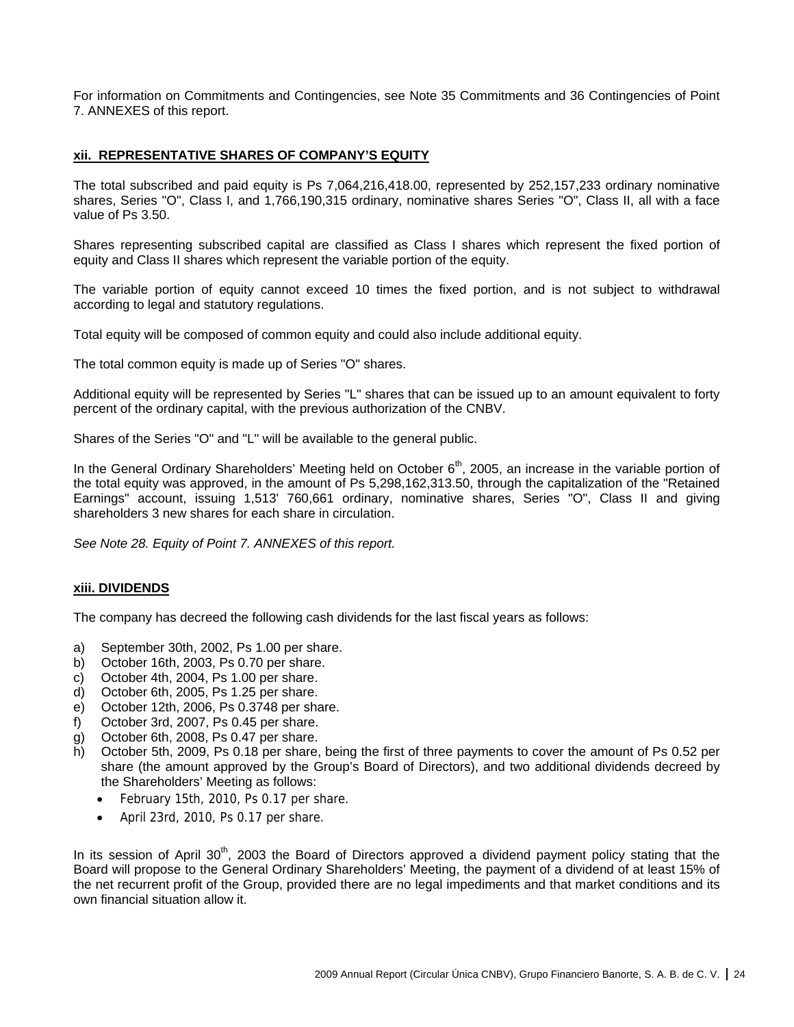For information on Commitments and Contingencies, see Note 35 Commitments and 36 Contingencies of Point 7. ANNEXES of this report.

## xii. REPRESENTATIVE SHARES OF COMPANY'S EQUITY

The total subscribed and paid equity is Ps 7,064,216,418.00, represented by 252,157,233 ordinary nominative shares, Series "O", Class I, and 1,766,190,315 ordinary, nominative shares Series "O", Class II, all with a face value of Ps 3.50.

Shares representing subscribed capital are classified as Class I shares which represent the fixed portion of equity and Class II shares which represent the variable portion of the equity.

The variable portion of equity cannot exceed 10 times the fixed portion, and is not subject to withdrawal according to legal and statutory regulations.

Total equity will be composed of common equity and could also include additional equity.

The total common equity is made up of Series "O" shares.

Additional equity will be represented by Series "L" shares that can be issued up to an amount equivalent to forty percent of the ordinary capital, with the previous authorization of the CNBV.

Shares of the Series "O" and "L" will be available to the general public.

In the General Ordinary Shareholders' Meeting held on October 6th, 2005, an increase in the variable portion of the total equity was approved, in the amount of Ps 5,298,162,313.50, through the capitalization of the "Retained Earnings" account, issuing 1,513' 760,661 ordinary, nominative shares, Series "O", Class II and giving shareholders 3 new shares for each share in circulation.

*See Note 28. Equity of Point 7. ANNEXES of this report.*

## xiii. DIVIDENDS

The company has decreed the following cash dividends for the last fiscal years as follows:

a) September 30th, 2002, Ps 1.00 per share.
b) October 16th, 2003, Ps 0.70 per share.
c) October 4th, 2004, Ps 1.00 per share.
d) October 6th, 2005, Ps 1.25 per share.
e) October 12th, 2006, Ps 0.3748 per share.
f) October 3rd, 2007, Ps 0.45 per share.
g) October 6th, 2008, Ps 0.47 per share.
h) October 5th, 2009, Ps 0.18 per share, being the first of three payments to cover the amount of Ps 0.52 per share (the amount approved by the Group's Board of Directors), and two additional dividends decreed by the Shareholders' Meeting as follows:
   - February 15th, 2010, Ps 0.17 per share.
   - April 23rd, 2010, Ps 0.17 per share.

In its session of April 30th, 2003 the Board of Directors approved a dividend payment policy stating that the Board will propose to the General Ordinary Shareholders' Meeting, the payment of a dividend of at least 15% of the net recurrent profit of the Group, provided there are no legal impediments and that market conditions and its own financial situation allow it.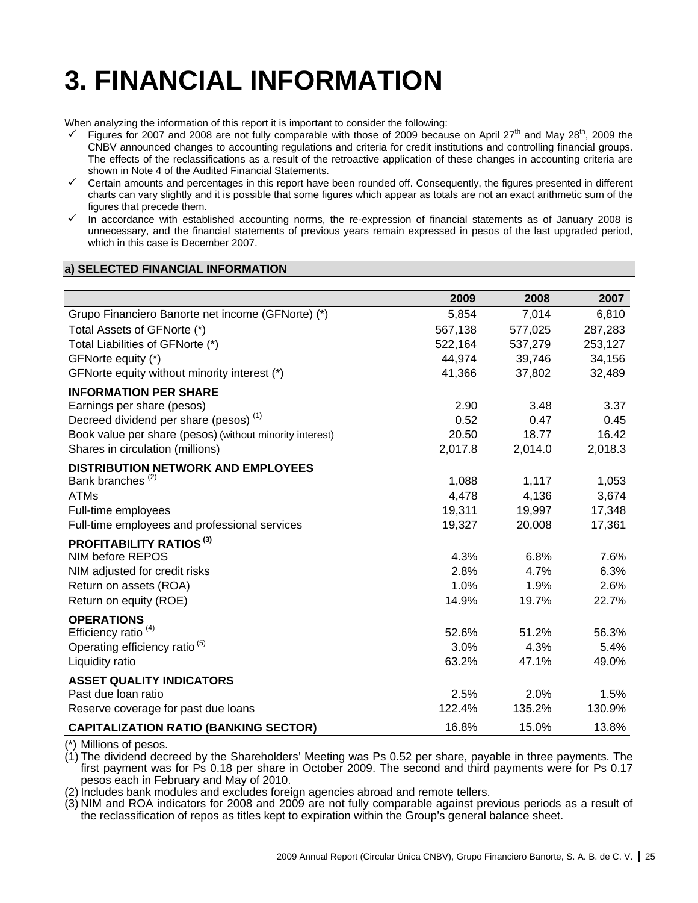# 3. FINANCIAL INFORMATION

When analyzing the information of this report it is important to consider the following:

- ✓ Figures for 2007 and 2008 are not fully comparable with those of 2009 because on April 27th and May 28th, 2009 the CNBV announced changes to accounting regulations and criteria for credit institutions and controlling financial groups. The effects of the reclassifications as a result of the retroactive application of these changes in accounting criteria are shown in Note 4 of the Audited Financial Statements.
- ✓ Certain amounts and percentages in this report have been rounded off. Consequently, the figures presented in different charts can vary slightly and it is possible that some figures which appear as totals are not an exact arithmetic sum of the figures that precede them.
- ✓ In accordance with established accounting norms, the re-expression of financial statements as of January 2008 is unnecessary, and the financial statements of previous years remain expressed in pesos of the last upgraded period, which in this case is December 2007.

## a) SELECTED FINANCIAL INFORMATION

| | 2009 | 2008 | 2007 |
|---|---|---|---|
| Grupo Financiero Banorte net income (GFNorte) (*) | 5,854 | 7,014 | 6,810 |
| Total Assets of GFNorte (*) | 567,138 | 577,025 | 287,283 |
| Total Liabilities of GFNorte (*) | 522,164 | 537,279 | 253,127 |
| GFNorte equity (*) | 44,974 | 39,746 | 34,156 |
| GFNorte equity without minority interest (*) | 41,366 | 37,802 | 32,489 |
| **INFORMATION PER SHARE** | | | |
| Earnings per share (pesos) | 2.90 | 3.48 | 3.37 |
| Decreed dividend per share (pesos) (1) | 0.52 | 0.47 | 0.45 |
| Book value per share (pesos) (without minority interest) | 20.50 | 18.77 | 16.42 |
| Shares in circulation (millions) | 2,017.8 | 2,014.0 | 2,018.3 |
| **DISTRIBUTION NETWORK AND EMPLOYEES** | | | |
| Bank branches (2) | 1,088 | 1,117 | 1,053 |
| ATMs | 4,478 | 4,136 | 3,674 |
| Full-time employees | 19,311 | 19,997 | 17,348 |
| Full-time employees and professional services | 19,327 | 20,008 | 17,361 |
| **PROFITABILITY RATIOS (3)** | | | |
| NIM before REPOS | 4.3% | 6.8% | 7.6% |
| NIM adjusted for credit risks | 2.8% | 4.7% | 6.3% |
| Return on assets (ROA) | 1.0% | 1.9% | 2.6% |
| Return on equity (ROE) | 14.9% | 19.7% | 22.7% |
| **OPERATIONS** | | | |
| Efficiency ratio (4) | 52.6% | 51.2% | 56.3% |
| Operating efficiency ratio (5) | 3.0% | 4.3% | 5.4% |
| Liquidity ratio | 63.2% | 47.1% | 49.0% |
| **ASSET QUALITY INDICATORS** | | | |
| Past due loan ratio | 2.5% | 2.0% | 1.5% |
| Reserve coverage for past due loans | 122.4% | 135.2% | 130.9% |
| **CAPITALIZATION RATIO (BANKING SECTOR)** | 16.8% | 15.0% | 13.8% |

(*) Millions of pesos.

(1) The dividend decreed by the Shareholders' Meeting was Ps 0.52 per share, payable in three payments. The first payment was for Ps 0.18 per share in October 2009. The second and third payments were for Ps 0.17 pesos each in February and May of 2010.

(2) Includes bank modules and excludes foreign agencies abroad and remote tellers.

(3) NIM and ROA indicators for 2008 and 2009 are not fully comparable against previous periods as a result of the reclassification of repos as titles kept to expiration within the Group's general balance sheet.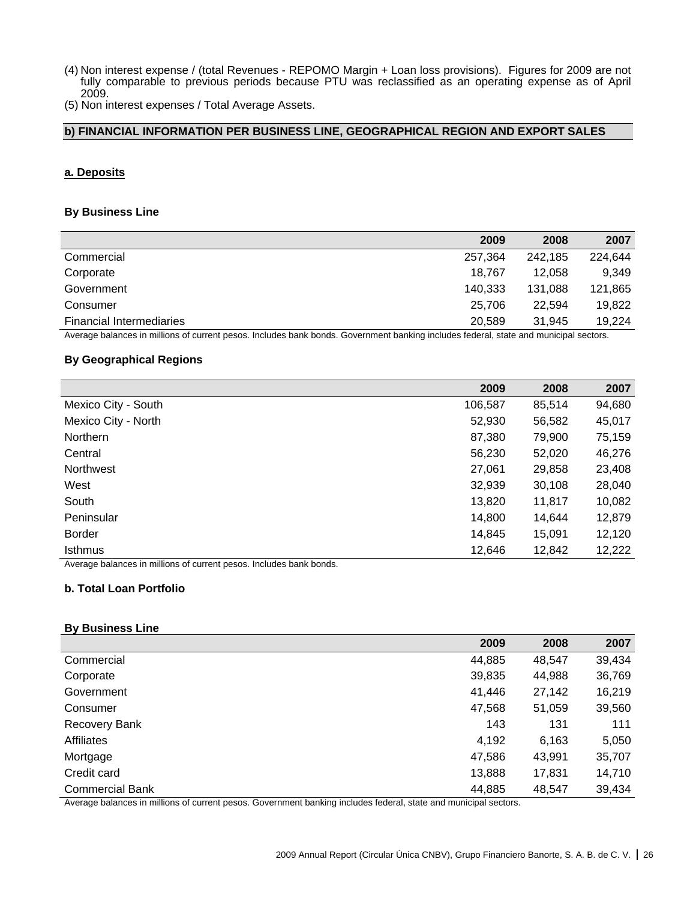(4) Non interest expense / (total Revenues - REPOMO Margin + Loan loss provisions). Figures for 2009 are not fully comparable to previous periods because PTU was reclassified as an operating expense as of April 2009.
(5) Non interest expenses / Total Average Assets.

## b) FINANCIAL INFORMATION PER BUSINESS LINE, GEOGRAPHICAL REGION AND EXPORT SALES

### a. Deposits

#### By Business Line

| | 2009 | 2008 | 2007 |
|---|---:|---:|---:|
| Commercial | 257,364 | 242,185 | 224,644 |
| Corporate | 18,767 | 12,058 | 9,349 |
| Government | 140,333 | 131,088 | 121,865 |
| Consumer | 25,706 | 22,594 | 19,822 |
| Financial Intermediaries | 20,589 | 31,945 | 19,224 |

Average balances in millions of current pesos. Includes bank bonds. Government banking includes federal, state and municipal sectors.

#### By Geographical Regions

| | 2009 | 2008 | 2007 |
|---|---:|---:|---:|
| Mexico City - South | 106,587 | 85,514 | 94,680 |
| Mexico City - North | 52,930 | 56,582 | 45,017 |
| Northern | 87,380 | 79,900 | 75,159 |
| Central | 56,230 | 52,020 | 46,276 |
| Northwest | 27,061 | 29,858 | 23,408 |
| West | 32,939 | 30,108 | 28,040 |
| South | 13,820 | 11,817 | 10,082 |
| Peninsular | 14,800 | 14,644 | 12,879 |
| Border | 14,845 | 15,091 | 12,120 |
| Isthmus | 12,646 | 12,842 | 12,222 |

Average balances in millions of current pesos. Includes bank bonds.

### b. Total Loan Portfolio

#### By Business Line

| | 2009 | 2008 | 2007 |
|---|---:|---:|---:|
| Commercial | 44,885 | 48,547 | 39,434 |
| Corporate | 39,835 | 44,988 | 36,769 |
| Government | 41,446 | 27,142 | 16,219 |
| Consumer | 47,568 | 51,059 | 39,560 |
| Recovery Bank | 143 | 131 | 111 |
| Affiliates | 4,192 | 6,163 | 5,050 |
| Mortgage | 47,586 | 43,991 | 35,707 |
| Credit card | 13,888 | 17,831 | 14,710 |
| Commercial Bank | 44,885 | 48,547 | 39,434 |

Average balances in millions of current pesos. Government banking includes federal, state and municipal sectors.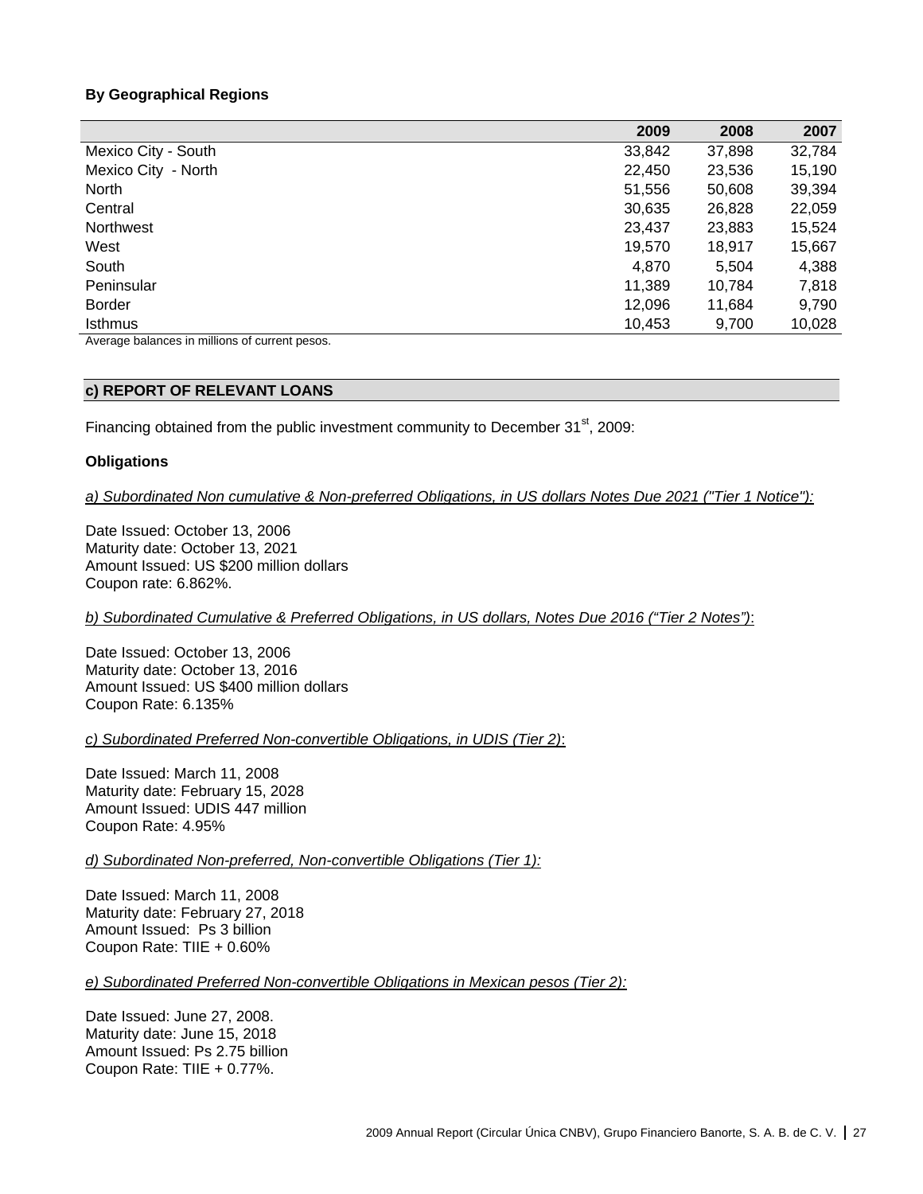**By Geographical Regions**

| | 2009 | 2008 | 2007 |
|---|---|---|---|
| Mexico City - South | 33,842 | 37,898 | 32,784 |
| Mexico City - North | 22,450 | 23,536 | 15,190 |
| North | 51,556 | 50,608 | 39,394 |
| Central | 30,635 | 26,828 | 22,059 |
| Northwest | 23,437 | 23,883 | 15,524 |
| West | 19,570 | 18,917 | 15,667 |
| South | 4,870 | 5,504 | 4,388 |
| Peninsular | 11,389 | 10,784 | 7,818 |
| Border | 12,096 | 11,684 | 9,790 |
| Isthmus | 10,453 | 9,700 | 10,028 |

Average balances in millions of current pesos.

## c) REPORT OF RELEVANT LOANS

Financing obtained from the public investment community to December 31st, 2009:

**Obligations**

*a) Subordinated Non cumulative & Non-preferred Obligations, in US dollars Notes Due 2021 ("Tier 1 Notice"):*

Date Issued: October 13, 2006
Maturity date: October 13, 2021
Amount Issued: US $200 million dollars
Coupon rate: 6.862%.

*b) Subordinated Cumulative & Preferred Obligations, in US dollars, Notes Due 2016 ("Tier 2 Notes"):*

Date Issued: October 13, 2006
Maturity date: October 13, 2016
Amount Issued: US $400 million dollars
Coupon Rate: 6.135%

*c) Subordinated Preferred Non-convertible Obligations, in UDIS (Tier 2):*

Date Issued: March 11, 2008
Maturity date: February 15, 2028
Amount Issued: UDIS 447 million
Coupon Rate: 4.95%

*d) Subordinated Non-preferred, Non-convertible Obligations (Tier 1):*

Date Issued: March 11, 2008
Maturity date: February 27, 2018
Amount Issued: Ps 3 billion
Coupon Rate: TIIE + 0.60%

*e) Subordinated Preferred Non-convertible Obligations in Mexican pesos (Tier 2):*

Date Issued: June 27, 2008.
Maturity date: June 15, 2018
Amount Issued: Ps 2.75 billion
Coupon Rate: TIIE + 0.77%.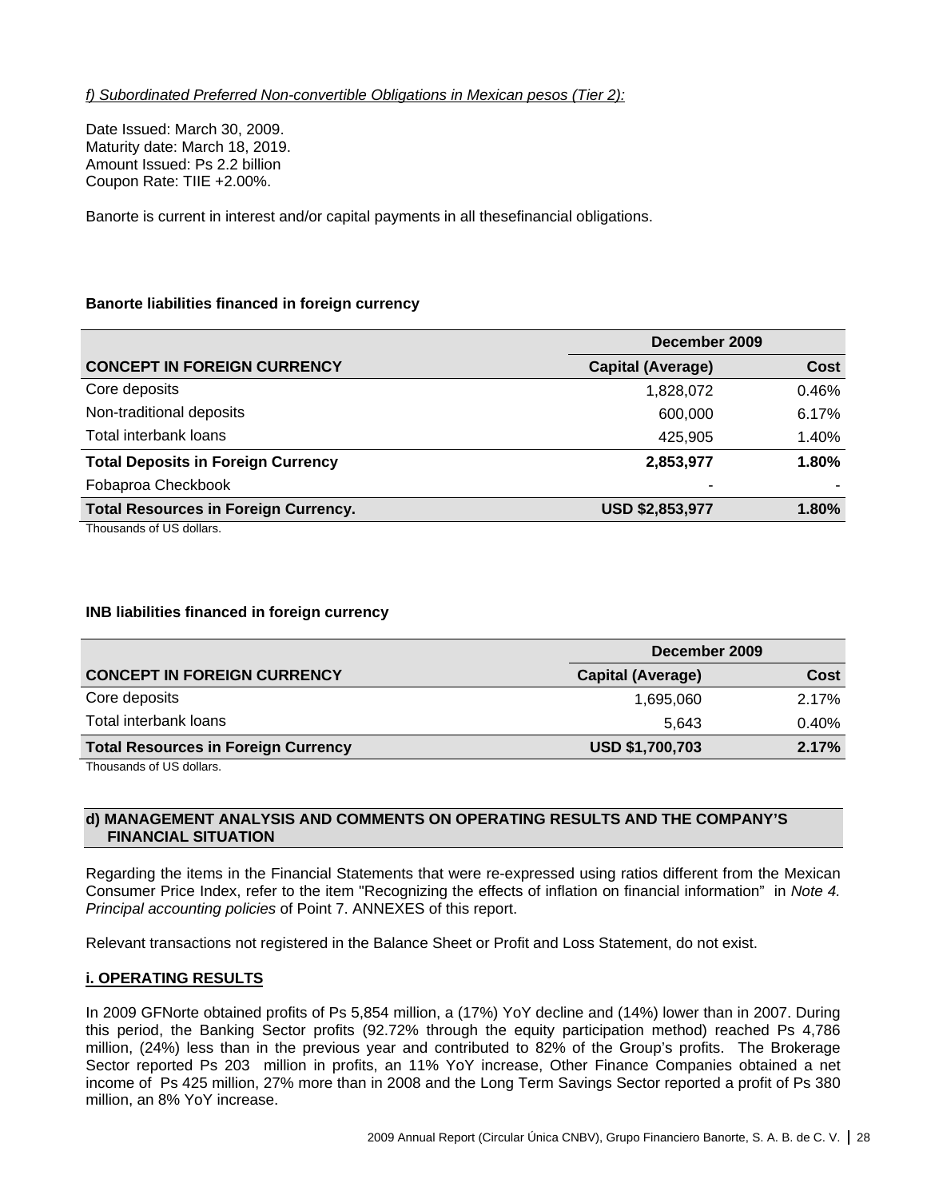*f) Subordinated Preferred Non-convertible Obligations in Mexican pesos (Tier 2):*

Date Issued: March 30, 2009.
Maturity date: March 18, 2019.
Amount Issued: Ps 2.2 billion
Coupon Rate: TIIE +2.00%.

Banorte is current in interest and/or capital payments in all thesefinancial obligations.

**Banorte liabilities financed in foreign currency**

| | December 2009 | |
|---|---|---|
| **CONCEPT IN FOREIGN CURRENCY** | **Capital (Average)** | **Cost** |
| Core deposits | 1,828,072 | 0.46% |
| Non-traditional deposits | 600,000 | 6.17% |
| Total interbank loans | 425,905 | 1.40% |
| **Total Deposits in Foreign Currency** | **2,853,977** | **1.80%** |
| Fobaproa Checkbook | - | - |
| **Total Resources in Foreign Currency.** | **USD $2,853,977** | **1.80%** |

Thousands of US dollars.

**INB liabilities financed in foreign currency**

| | December 2009 | |
|---|---|---|
| **CONCEPT IN FOREIGN CURRENCY** | **Capital (Average)** | **Cost** |
| Core deposits | 1,695,060 | 2.17% |
| Total interbank loans | 5,643 | 0.40% |
| **Total Resources in Foreign Currency** | **USD $1,700,703** | **2.17%** |

Thousands of US dollars.

## d) MANAGEMENT ANALYSIS AND COMMENTS ON OPERATING RESULTS AND THE COMPANY'S FINANCIAL SITUATION

Regarding the items in the Financial Statements that were re-expressed using ratios different from the Mexican Consumer Price Index, refer to the item "Recognizing the effects of inflation on financial information" in *Note 4. Principal accounting policies* of Point 7. ANNEXES of this report.

Relevant transactions not registered in the Balance Sheet or Profit and Loss Statement, do not exist.

### i. OPERATING RESULTS

In 2009 GFNorte obtained profits of Ps 5,854 million, a (17%) YoY decline and (14%) lower than in 2007. During this period, the Banking Sector profits (92.72% through the equity participation method) reached Ps 4,786 million, (24%) less than in the previous year and contributed to 82% of the Group's profits. The Brokerage Sector reported Ps 203 million in profits, an 11% YoY increase, Other Finance Companies obtained a net income of Ps 425 million, 27% more than in 2008 and the Long Term Savings Sector reported a profit of Ps 380 million, an 8% YoY increase.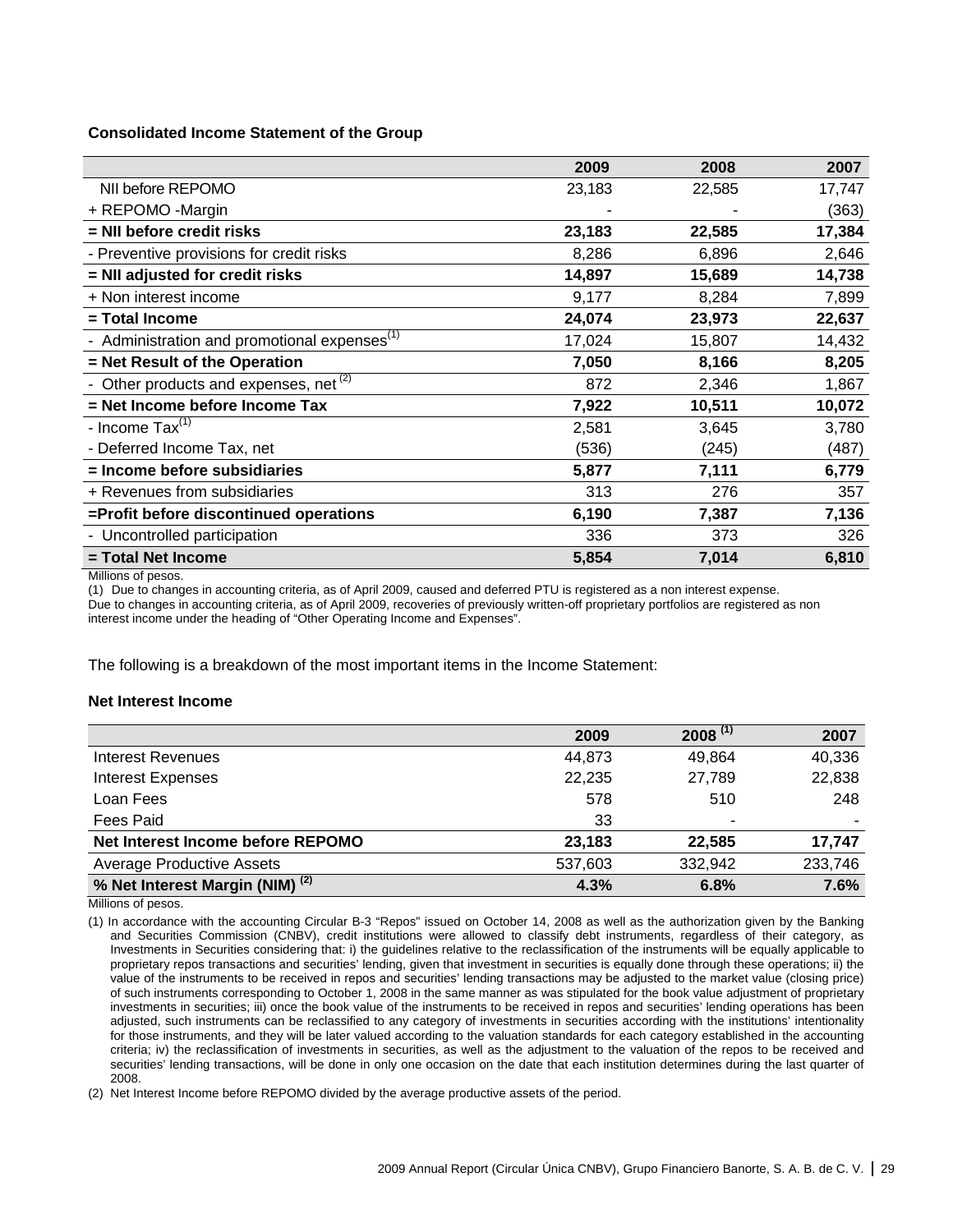**Consolidated Income Statement of the Group**

| | 2009 | 2008 | 2007 |
|---|---|---|---|
| NII before REPOMO | 23,183 | 22,585 | 17,747 |
| + REPOMO -Margin | - | - | (363) |
| **= NII before credit risks** | **23,183** | **22,585** | **17,384** |
| - Preventive provisions for credit risks | 8,286 | 6,896 | 2,646 |
| **= NII adjusted for credit risks** | **14,897** | **15,689** | **14,738** |
| + Non interest income | 9,177 | 8,284 | 7,899 |
| **= Total Income** | **24,074** | **23,973** | **22,637** |
| - Administration and promotional expenses[1] | 17,024 | 15,807 | 14,432 |
| **= Net Result of the Operation** | **7,050** | **8,166** | **8,205** |
| - Other products and expenses, net [2] | 872 | 2,346 | 1,867 |
| **= Net Income before Income Tax** | **7,922** | **10,511** | **10,072** |
| - Income Tax[1] | 2,581 | 3,645 | 3,780 |
| - Deferred Income Tax, net | (536) | (245) | (487) |
| **= Income before subsidiaries** | **5,877** | **7,111** | **6,779** |
| + Revenues from subsidiaries | 313 | 276 | 357 |
| **=Profit before discontinued operations** | **6,190** | **7,387** | **7,136** |
| - Uncontrolled participation | 336 | 373 | 326 |
| **= Total Net Income** | **5,854** | **7,014** | **6,810** |

Millions of pesos.

(1) Due to changes in accounting criteria, as of April 2009, caused and deferred PTU is registered as a non interest expense.

Due to changes in accounting criteria, as of April 2009, recoveries of previously written-off proprietary portfolios are registered as non interest income under the heading of "Other Operating Income and Expenses".

The following is a breakdown of the most important items in the Income Statement:

**Net Interest Income**

| | 2009 | 2008 [1] | 2007 |
|---|---|---|---|
| Interest Revenues | 44,873 | 49,864 | 40,336 |
| Interest Expenses | 22,235 | 27,789 | 22,838 |
| Loan Fees | 578 | 510 | 248 |
| Fees Paid | 33 | - | - |
| **Net Interest Income before REPOMO** | **23,183** | **22,585** | **17,747** |
| Average Productive Assets | 537,603 | 332,942 | 233,746 |
| **% Net Interest Margin (NIM) [2]** | **4.3%** | **6.8%** | **7.6%** |

Millions of pesos.

(1) In accordance with the accounting Circular B-3 "Repos" issued on October 14, 2008 as well as the authorization given by the Banking and Securities Commission (CNBV), credit institutions were allowed to classify debt instruments, regardless of their category, as Investments in Securities considering that: i) the guidelines relative to the reclassification of the instruments will be equally applicable to proprietary repos transactions and securities' lending, given that investment in securities is equally done through these operations; ii) the value of the instruments to be received in repos and securities' lending transactions may be adjusted to the market value (closing price) of such instruments corresponding to October 1, 2008 in the same manner as was stipulated for the book value adjustment of proprietary investments in securities; iii) once the book value of the instruments to be received in repos and securities' lending operations has been adjusted, such instruments can be reclassified to any category of investments in securities according with the institutions' intentionality for those instruments, and they will be later valued according to the valuation standards for each category established in the accounting criteria; iv) the reclassification of investments in securities, as well as the adjustment to the valuation of the repos to be received and securities' lending transactions, will be done in only one occasion on the date that each institution determines during the last quarter of 2008.

(2) Net Interest Income before REPOMO divided by the average productive assets of the period.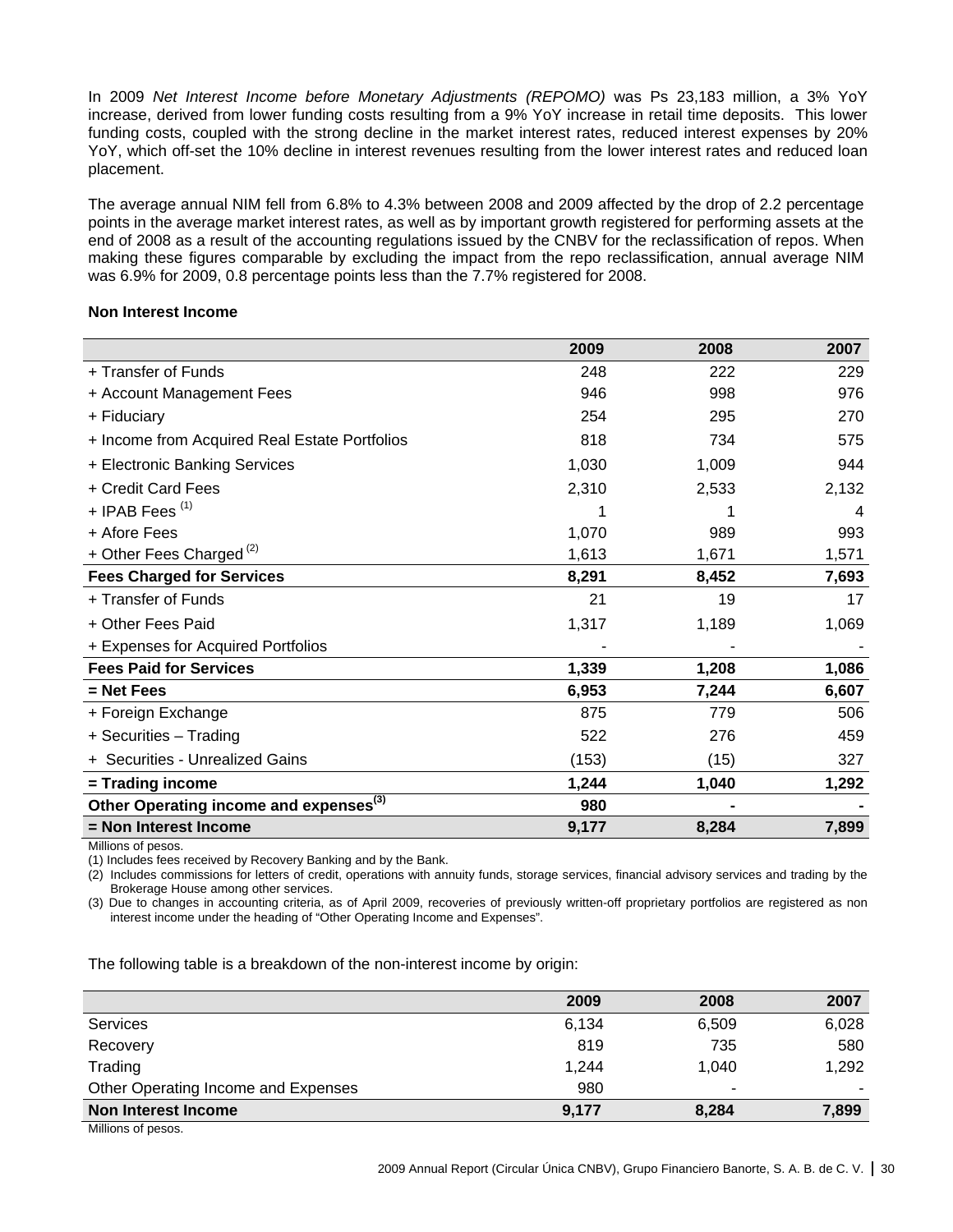In 2009 *Net Interest Income before Monetary Adjustments (REPOMO)* was Ps 23,183 million, a 3% YoY increase, derived from lower funding costs resulting from a 9% YoY increase in retail time deposits. This lower funding costs, coupled with the strong decline in the market interest rates, reduced interest expenses by 20% YoY, which off-set the 10% decline in interest revenues resulting from the lower interest rates and reduced loan placement.

The average annual NIM fell from 6.8% to 4.3% between 2008 and 2009 affected by the drop of 2.2 percentage points in the average market interest rates, as well as by important growth registered for performing assets at the end of 2008 as a result of the accounting regulations issued by the CNBV for the reclassification of repos. When making these figures comparable by excluding the impact from the repo reclassification, annual average NIM was 6.9% for 2009, 0.8 percentage points less than the 7.7% registered for 2008.

**Non Interest Income**

| | 2009 | 2008 | 2007 |
|---|---|---|---|
| + Transfer of Funds | 248 | 222 | 229 |
| + Account Management Fees | 946 | 998 | 976 |
| + Fiduciary | 254 | 295 | 270 |
| + Income from Acquired Real Estate Portfolios | 818 | 734 | 575 |
| + Electronic Banking Services | 1,030 | 1,009 | 944 |
| + Credit Card Fees | 2,310 | 2,533 | 2,132 |
| + IPAB Fees [(1)] | 1 | 1 | 4 |
| + Afore Fees | 1,070 | 989 | 993 |
| + Other Fees Charged [(2)] | 1,613 | 1,671 | 1,571 |
| **Fees Charged for Services** | **8,291** | **8,452** | **7,693** |
| + Transfer of Funds | 21 | 19 | 17 |
| + Other Fees Paid | 1,317 | 1,189 | 1,069 |
| + Expenses for Acquired Portfolios | - | - | - |
| **Fees Paid for Services** | **1,339** | **1,208** | **1,086** |
| **= Net Fees** | **6,953** | **7,244** | **6,607** |
| + Foreign Exchange | 875 | 779 | 506 |
| + Securities – Trading | 522 | 276 | 459 |
| + Securities - Unrealized Gains | (153) | (15) | 327 |
| **= Trading income** | **1,244** | **1,040** | **1,292** |
| **Other Operating income and expenses[(3)]** | **980** | **-** | **-** |
| **= Non Interest Income** | **9,177** | **8,284** | **7,899** |

Millions of pesos.

(1) Includes fees received by Recovery Banking and by the Bank.

(2) Includes commissions for letters of credit, operations with annuity funds, storage services, financial advisory services and trading by the Brokerage House among other services.

(3) Due to changes in accounting criteria, as of April 2009, recoveries of previously written-off proprietary portfolios are registered as non interest income under the heading of "Other Operating Income and Expenses".

The following table is a breakdown of the non-interest income by origin:

| | 2009 | 2008 | 2007 |
|---|---|---|---|
| Services | 6,134 | 6,509 | 6,028 |
| Recovery | 819 | 735 | 580 |
| Trading | 1,244 | 1,040 | 1,292 |
| Other Operating Income and Expenses | 980 | - | - |
| **Non Interest Income** | **9,177** | **8,284** | **7,899** |

Millions of pesos.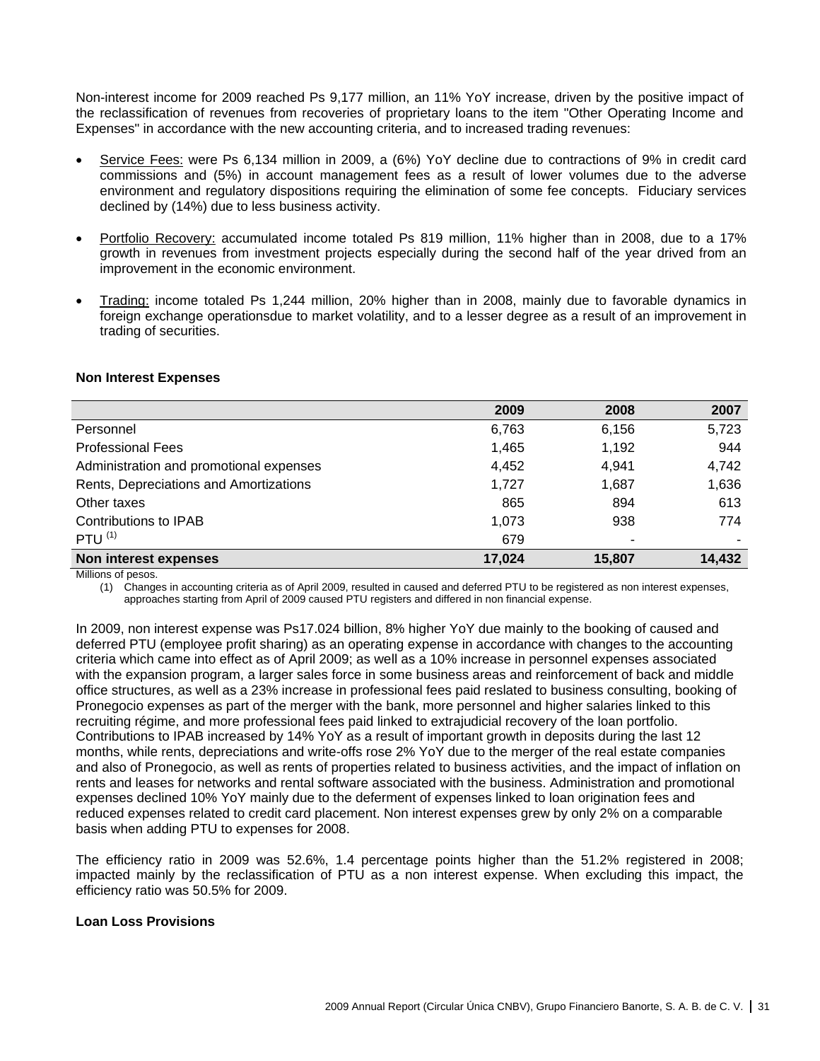Non-interest income for 2009 reached Ps 9,177 million, an 11% YoY increase, driven by the positive impact of the reclassification of revenues from recoveries of proprietary loans to the item "Other Operating Income and Expenses" in accordance with the new accounting criteria, and to increased trading revenues:

- Service Fees: were Ps 6,134 million in 2009, a (6%) YoY decline due to contractions of 9% in credit card commissions and (5%) in account management fees as a result of lower volumes due to the adverse environment and regulatory dispositions requiring the elimination of some fee concepts. Fiduciary services declined by (14%) due to less business activity.

- Portfolio Recovery: accumulated income totaled Ps 819 million, 11% higher than in 2008, due to a 17% growth in revenues from investment projects especially during the second half of the year drived from an improvement in the economic environment.

- Trading: income totaled Ps 1,244 million, 20% higher than in 2008, mainly due to favorable dynamics in foreign exchange operationsdue to market volatility, and to a lesser degree as a result of an improvement in trading of securities.

**Non Interest Expenses**

| | 2009 | 2008 | 2007 |
|---|---|---|---|
| Personnel | 6,763 | 6,156 | 5,723 |
| Professional Fees | 1,465 | 1,192 | 944 |
| Administration and promotional expenses | 4,452 | 4,941 | 4,742 |
| Rents, Depreciations and Amortizations | 1,727 | 1,687 | 1,636 |
| Other taxes | 865 | 894 | 613 |
| Contributions to IPAB | 1,073 | 938 | 774 |
| PTU (1) | 679 | - | - |
| **Non interest expenses** | **17,024** | **15,807** | **14,432** |

Millions of pesos.

(1) Changes in accounting criteria as of April 2009, resulted in caused and deferred PTU to be registered as non interest expenses, approaches starting from April of 2009 caused PTU registers and differed in non financial expense.

In 2009, non interest expense was Ps17.024 billion, 8% higher YoY due mainly to the booking of caused and deferred PTU (employee profit sharing) as an operating expense in accordance with changes to the accounting criteria which came into effect as of April 2009; as well as a 10% increase in personnel expenses associated with the expansion program, a larger sales force in some business areas and reinforcement of back and middle office structures, as well as a 23% increase in professional fees paid reslated to business consulting, booking of Pronegocio expenses as part of the merger with the bank, more personnel and higher salaries linked to this recruiting régime, and more professional fees paid linked to extrajudicial recovery of the loan portfolio. Contributions to IPAB increased by 14% YoY as a result of important growth in deposits during the last 12 months, while rents, depreciations and write-offs rose 2% YoY due to the merger of the real estate companies and also of Pronegocio, as well as rents of properties related to business activities, and the impact of inflation on rents and leases for networks and rental software associated with the business. Administration and promotional expenses declined 10% YoY mainly due to the deferment of expenses linked to loan origination fees and reduced expenses related to credit card placement. Non interest expenses grew by only 2% on a comparable basis when adding PTU to expenses for 2008.

The efficiency ratio in 2009 was 52.6%, 1.4 percentage points higher than the 51.2% registered in 2008; impacted mainly by the reclassification of PTU as a non interest expense. When excluding this impact, the efficiency ratio was 50.5% for 2009.

**Loan Loss Provisions**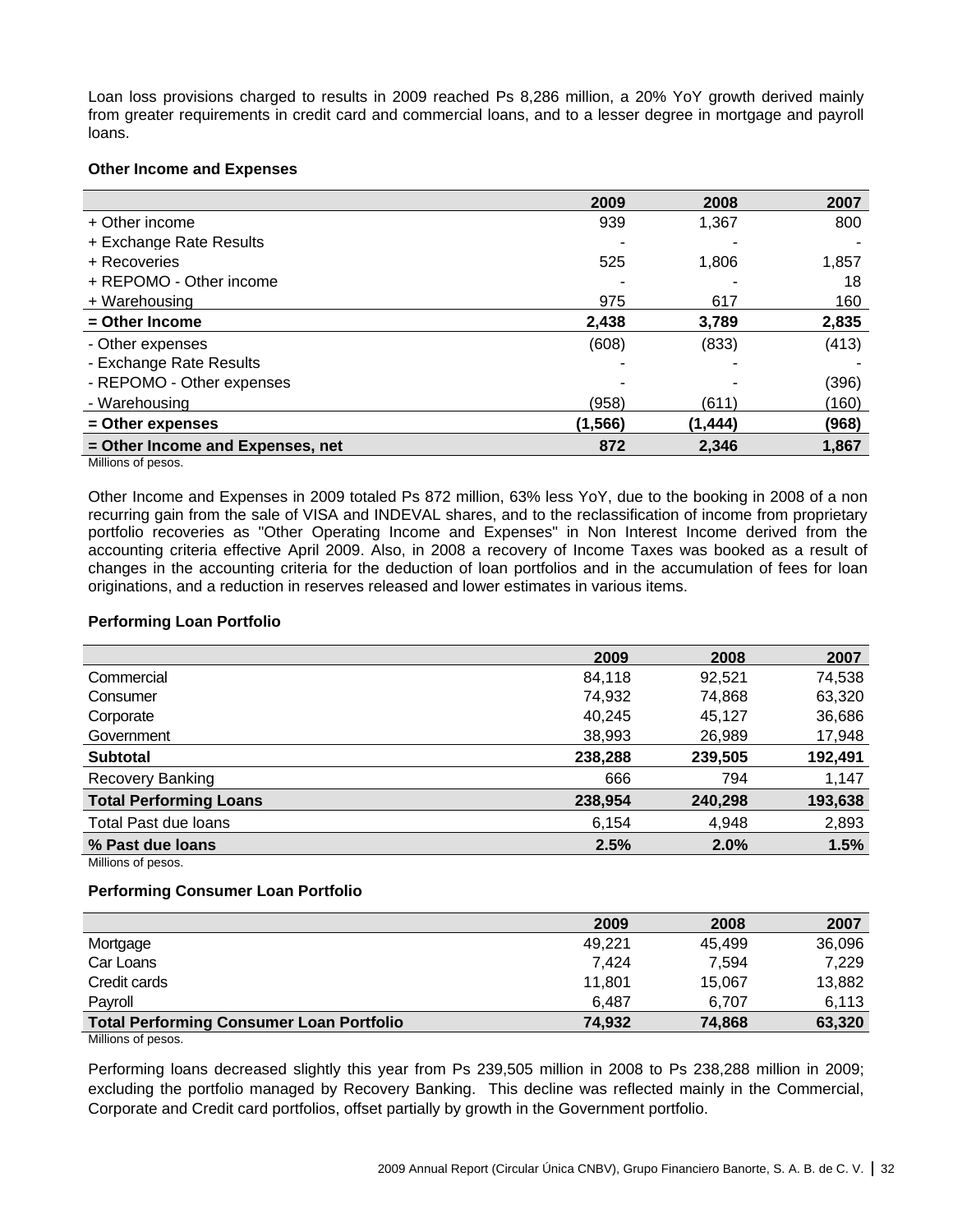Loan loss provisions charged to results in 2009 reached Ps 8,286 million, a 20% YoY growth derived mainly from greater requirements in credit card and commercial loans, and to a lesser degree in mortgage and payroll loans.

**Other Income and Expenses**

| | 2009 | 2008 | 2007 |
|---|---|---|---|
| + Other income | 939 | 1,367 | 800 |
| + Exchange Rate Results | - | - | - |
| + Recoveries | 525 | 1,806 | 1,857 |
| + REPOMO - Other income | - | - | 18 |
| + Warehousing | 975 | 617 | 160 |
| **= Other Income** | **2,438** | **3,789** | **2,835** |
| - Other expenses | (608) | (833) | (413) |
| - Exchange Rate Results | - | - | - |
| - REPOMO - Other expenses | - | - | (396) |
| - Warehousing | (958) | (611) | (160) |
| **= Other expenses** | **(1,566)** | **(1,444)** | **(968)** |
| **= Other Income and Expenses, net** | **872** | **2,346** | **1,867** |

Millions of pesos.

Other Income and Expenses in 2009 totaled Ps 872 million, 63% less YoY, due to the booking in 2008 of a non recurring gain from the sale of VISA and INDEVAL shares, and to the reclassification of income from proprietary portfolio recoveries as "Other Operating Income and Expenses" in Non Interest Income derived from the accounting criteria effective April 2009. Also, in 2008 a recovery of Income Taxes was booked as a result of changes in the accounting criteria for the deduction of loan portfolios and in the accumulation of fees for loan originations, and a reduction in reserves released and lower estimates in various items.

**Performing Loan Portfolio**

| | 2009 | 2008 | 2007 |
|---|---|---|---|
| Commercial | 84,118 | 92,521 | 74,538 |
| Consumer | 74,932 | 74,868 | 63,320 |
| Corporate | 40,245 | 45,127 | 36,686 |
| Government | 38,993 | 26,989 | 17,948 |
| **Subtotal** | **238,288** | **239,505** | **192,491** |
| Recovery Banking | 666 | 794 | 1,147 |
| **Total Performing Loans** | **238,954** | **240,298** | **193,638** |
| Total Past due loans | 6,154 | 4,948 | 2,893 |
| **% Past due loans** | **2.5%** | **2.0%** | **1.5%** |

Millions of pesos.

**Performing Consumer Loan Portfolio**

| | 2009 | 2008 | 2007 |
|---|---|---|---|
| Mortgage | 49,221 | 45,499 | 36,096 |
| Car Loans | 7,424 | 7,594 | 7,229 |
| Credit cards | 11,801 | 15,067 | 13,882 |
| Payroll | 6,487 | 6,707 | 6,113 |
| **Total Performing Consumer Loan Portfolio** | **74,932** | **74,868** | **63,320** |

Millions of pesos.

Performing loans decreased slightly this year from Ps 239,505 million in 2008 to Ps 238,288 million in 2009; excluding the portfolio managed by Recovery Banking. This decline was reflected mainly in the Commercial, Corporate and Credit card portfolios, offset partially by growth in the Government portfolio.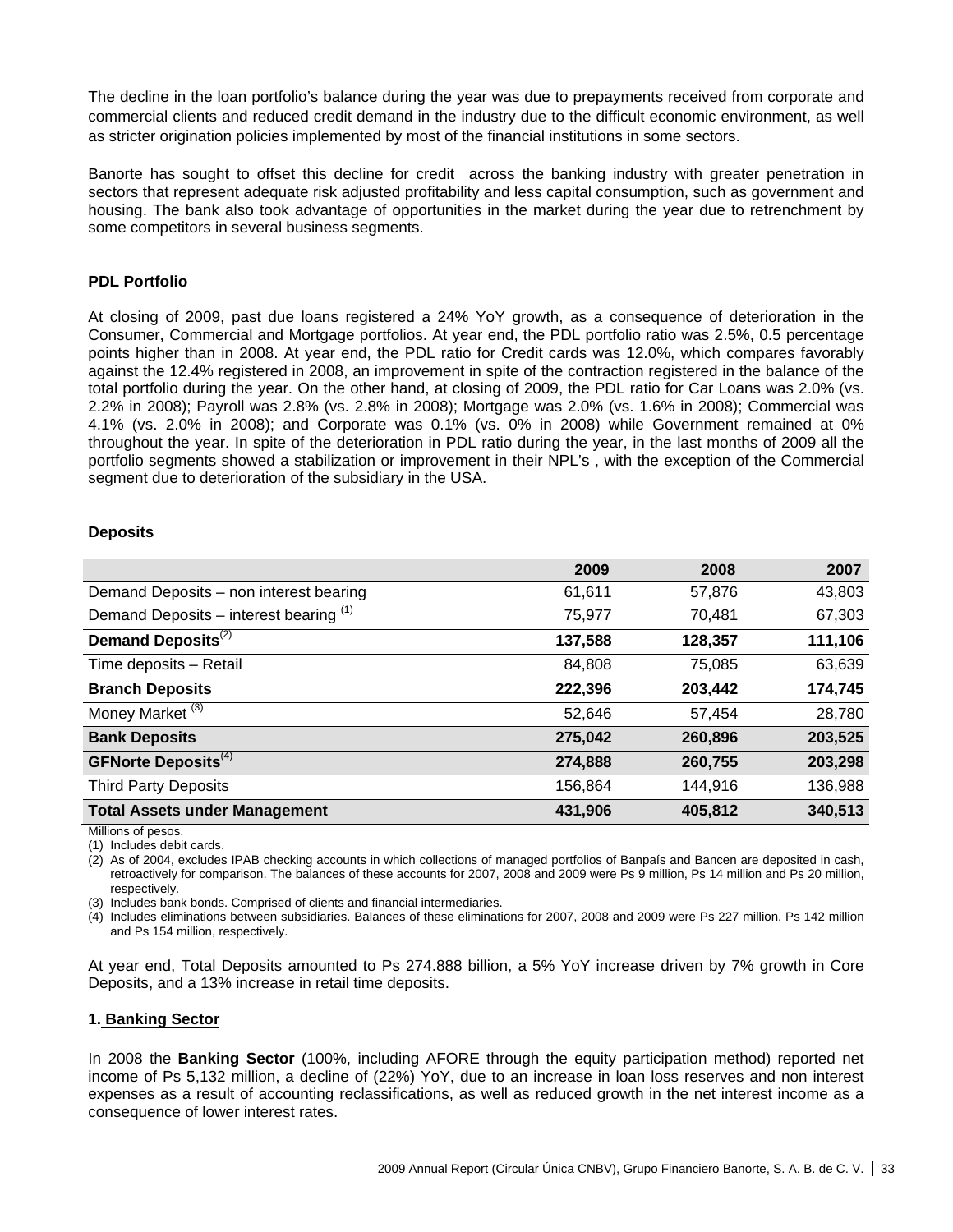The decline in the loan portfolio's balance during the year was due to prepayments received from corporate and commercial clients and reduced credit demand in the industry due to the difficult economic environment, as well as stricter origination policies implemented by most of the financial institutions in some sectors.

Banorte has sought to offset this decline for credit across the banking industry with greater penetration in sectors that represent adequate risk adjusted profitability and less capital consumption, such as government and housing. The bank also took advantage of opportunities in the market during the year due to retrenchment by some competitors in several business segments.

**PDL Portfolio**

At closing of 2009, past due loans registered a 24% YoY growth, as a consequence of deterioration in the Consumer, Commercial and Mortgage portfolios. At year end, the PDL portfolio ratio was 2.5%, 0.5 percentage points higher than in 2008. At year end, the PDL ratio for Credit cards was 12.0%, which compares favorably against the 12.4% registered in 2008, an improvement in spite of the contraction registered in the balance of the total portfolio during the year. On the other hand, at closing of 2009, the PDL ratio for Car Loans was 2.0% (vs. 2.2% in 2008); Payroll was 2.8% (vs. 2.8% in 2008); Mortgage was 2.0% (vs. 1.6% in 2008); Commercial was 4.1% (vs. 2.0% in 2008); and Corporate was 0.1% (vs. 0% in 2008) while Government remained at 0% throughout the year. In spite of the deterioration in PDL ratio during the year, in the last months of 2009 all the portfolio segments showed a stabilization or improvement in their NPL's , with the exception of the Commercial segment due to deterioration of the subsidiary in the USA.

**Deposits**

| | 2009 | 2008 | 2007 |
|---|---|---|---|
| Demand Deposits – non interest bearing | 61,611 | 57,876 | 43,803 |
| Demand Deposits – interest bearing (1) | 75,977 | 70,481 | 67,303 |
| **Demand Deposits(2)** | **137,588** | **128,357** | **111,106** |
| Time deposits – Retail | 84,808 | 75,085 | 63,639 |
| **Branch Deposits** | **222,396** | **203,442** | **174,745** |
| Money Market (3) | 52,646 | 57,454 | 28,780 |
| **Bank Deposits** | **275,042** | **260,896** | **203,525** |
| **GFNorte Deposits(4)** | **274,888** | **260,755** | **203,298** |
| Third Party Deposits | 156,864 | 144,916 | 136,988 |
| **Total Assets under Management** | **431,906** | **405,812** | **340,513** |

Millions of pesos.

(1) Includes debit cards.

(2) As of 2004, excludes IPAB checking accounts in which collections of managed portfolios of Banpaís and Bancen are deposited in cash, retroactively for comparison. The balances of these accounts for 2007, 2008 and 2009 were Ps 9 million, Ps 14 million and Ps 20 million, respectively.

(3) Includes bank bonds. Comprised of clients and financial intermediaries.

(4) Includes eliminations between subsidiaries. Balances of these eliminations for 2007, 2008 and 2009 were Ps 227 million, Ps 142 million and Ps 154 million, respectively.

At year end, Total Deposits amounted to Ps 274.888 billion, a 5% YoY increase driven by 7% growth in Core Deposits, and a 13% increase in retail time deposits.

**1. Banking Sector**

In 2008 the **Banking Sector** (100%, including AFORE through the equity participation method) reported net income of Ps 5,132 million, a decline of (22%) YoY, due to an increase in loan loss reserves and non interest expenses as a result of accounting reclassifications, as well as reduced growth in the net interest income as a consequence of lower interest rates.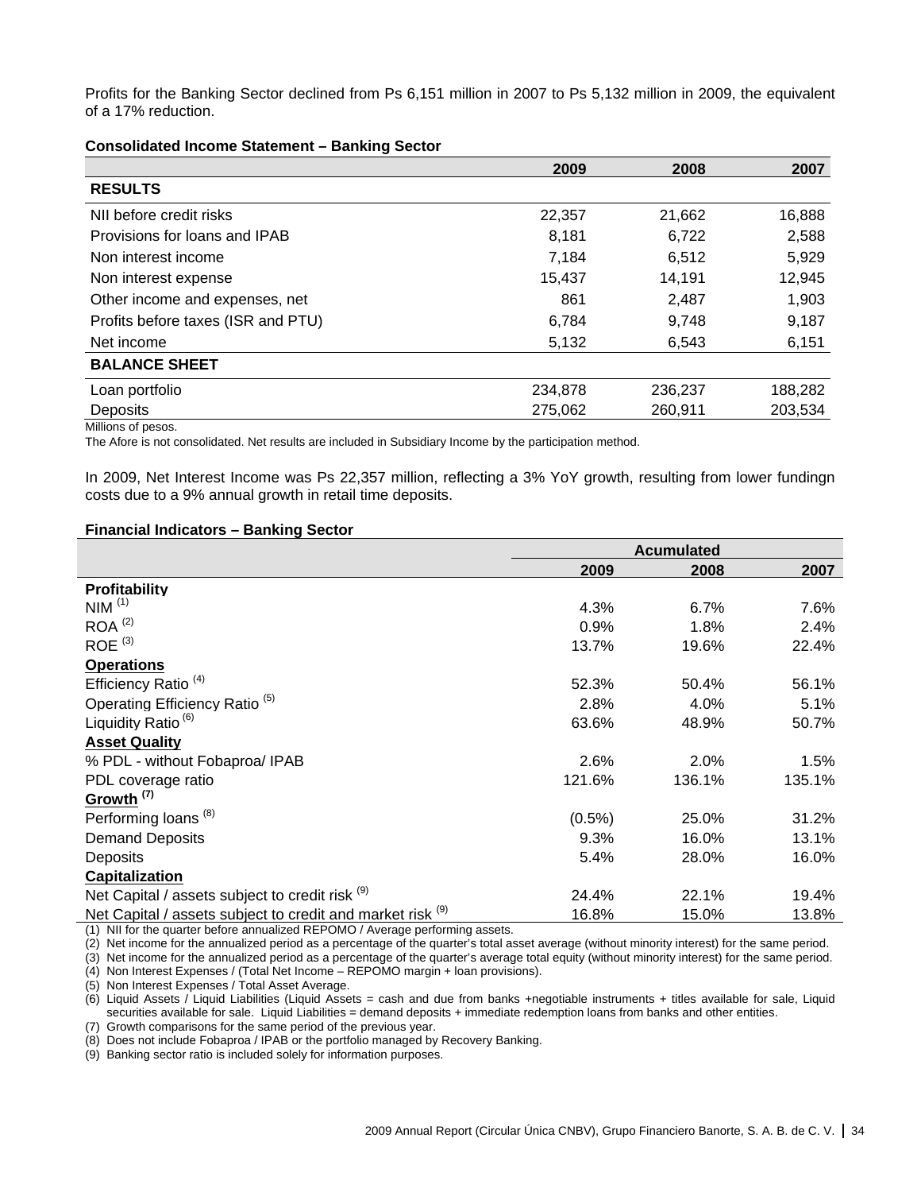Profits for the Banking Sector declined from Ps 6,151 million in 2007 to Ps 5,132 million in 2009, the equivalent of a 17% reduction.

**Consolidated Income Statement – Banking Sector**

| | 2009 | 2008 | 2007 |
|---|---|---|---|
| **RESULTS** | | | |
| NII before credit risks | 22,357 | 21,662 | 16,888 |
| Provisions for loans and IPAB | 8,181 | 6,722 | 2,588 |
| Non interest income | 7,184 | 6,512 | 5,929 |
| Non interest expense | 15,437 | 14,191 | 12,945 |
| Other income and expenses, net | 861 | 2,487 | 1,903 |
| Profits before taxes (ISR and PTU) | 6,784 | 9,748 | 9,187 |
| Net income | 5,132 | 6,543 | 6,151 |
| **BALANCE SHEET** | | | |
| Loan portfolio | 234,878 | 236,237 | 188,282 |
| Deposits | 275,062 | 260,911 | 203,534 |

Millions of pesos.

The Afore is not consolidated. Net results are included in Subsidiary Income by the participation method.

In 2009, Net Interest Income was Ps 22,357 million, reflecting a 3% YoY growth, resulting from lower fundingn costs due to a 9% annual growth in retail time deposits.

**Financial Indicators – Banking Sector**

| | Acumulated | | |
|---|---|---|---|
| | 2009 | 2008 | 2007 |
| **Profitability** | | | |
| NIM [(1)] | 4.3% | 6.7% | 7.6% |
| ROA [(2)] | 0.9% | 1.8% | 2.4% |
| ROE [(3)] | 13.7% | 19.6% | 22.4% |
| **Operations** | | | |
| Efficiency Ratio [(4)] | 52.3% | 50.4% | 56.1% |
| Operating Efficiency Ratio [(5)] | 2.8% | 4.0% | 5.1% |
| Liquidity Ratio [(6)] | 63.6% | 48.9% | 50.7% |
| **Asset Quality** | | | |
| % PDL - without Fobaproa/ IPAB | 2.6% | 2.0% | 1.5% |
| PDL coverage ratio | 121.6% | 136.1% | 135.1% |
| **Growth [(7)]** | | | |
| Performing loans [(8)] | (0.5%) | 25.0% | 31.2% |
| Demand Deposits | 9.3% | 16.0% | 13.1% |
| Deposits | 5.4% | 28.0% | 16.0% |
| **Capitalization** | | | |
| Net Capital / assets subject to credit risk [(9)] | 24.4% | 22.1% | 19.4% |
| Net Capital / assets subject to credit and market risk [(9)] | 16.8% | 15.0% | 13.8% |

(1) NII for the quarter before annualized REPOMO / Average performing assets.
(2) Net income for the annualized period as a percentage of the quarter's total asset average (without minority interest) for the same period.
(3) Net income for the annualized period as a percentage of the quarter's average total equity (without minority interest) for the same period.
(4) Non Interest Expenses / (Total Net Income – REPOMO margin + loan provisions).
(5) Non Interest Expenses / Total Asset Average.
(6) Liquid Assets / Liquid Liabilities (Liquid Assets = cash and due from banks +negotiable instruments + titles available for sale, Liquid securities available for sale. Liquid Liabilities = demand deposits + immediate redemption loans from banks and other entities.
(7) Growth comparisons for the same period of the previous year.
(8) Does not include Fobaproa / IPAB or the portfolio managed by Recovery Banking.
(9) Banking sector ratio is included solely for information purposes.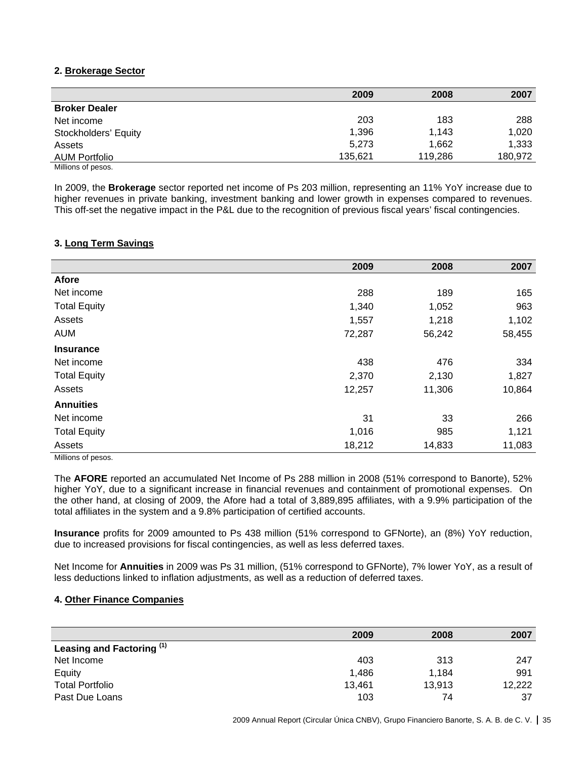## 2. Brokerage Sector

| | 2009 | 2008 | 2007 |
|---|---|---|---|
| **Broker Dealer** | | | |
| Net income | 203 | 183 | 288 |
| Stockholders' Equity | 1,396 | 1,143 | 1,020 |
| Assets | 5,273 | 1,662 | 1,333 |
| AUM Portfolio | 135,621 | 119,286 | 180,972 |

Millions of pesos.

In 2009, the **Brokerage** sector reported net income of Ps 203 million, representing an 11% YoY increase due to higher revenues in private banking, investment banking and lower growth in expenses compared to revenues. This off-set the negative impact in the P&L due to the recognition of previous fiscal years' fiscal contingencies.

## 3. Long Term Savings

| | 2009 | 2008 | 2007 |
|---|---|---|---|
| **Afore** | | | |
| Net income | 288 | 189 | 165 |
| Total Equity | 1,340 | 1,052 | 963 |
| Assets | 1,557 | 1,218 | 1,102 |
| AUM | 72,287 | 56,242 | 58,455 |
| **Insurance** | | | |
| Net income | 438 | 476 | 334 |
| Total Equity | 2,370 | 2,130 | 1,827 |
| Assets | 12,257 | 11,306 | 10,864 |
| **Annuities** | | | |
| Net income | 31 | 33 | 266 |
| Total Equity | 1,016 | 985 | 1,121 |
| Assets | 18,212 | 14,833 | 11,083 |

Millions of pesos.

The **AFORE** reported an accumulated Net Income of Ps 288 million in 2008 (51% correspond to Banorte), 52% higher YoY, due to a significant increase in financial revenues and containment of promotional expenses. On the other hand, at closing of 2009, the Afore had a total of 3,889,895 affiliates, with a 9.9% participation of the total affiliates in the system and a 9.8% participation of certified accounts.

**Insurance** profits for 2009 amounted to Ps 438 million (51% correspond to GFNorte), an (8%) YoY reduction, due to increased provisions for fiscal contingencies, as well as less deferred taxes.

Net Income for **Annuities** in 2009 was Ps 31 million, (51% correspond to GFNorte), 7% lower YoY, as a result of less deductions linked to inflation adjustments, as well as a reduction of deferred taxes.

## 4. Other Finance Companies

| | 2009 | 2008 | 2007 |
|---|---|---|---|
| **Leasing and Factoring [1]** | | | |
| Net Income | 403 | 313 | 247 |
| Equity | 1,486 | 1,184 | 991 |
| Total Portfolio | 13,461 | 13,913 | 12,222 |
| Past Due Loans | 103 | 74 | 37 |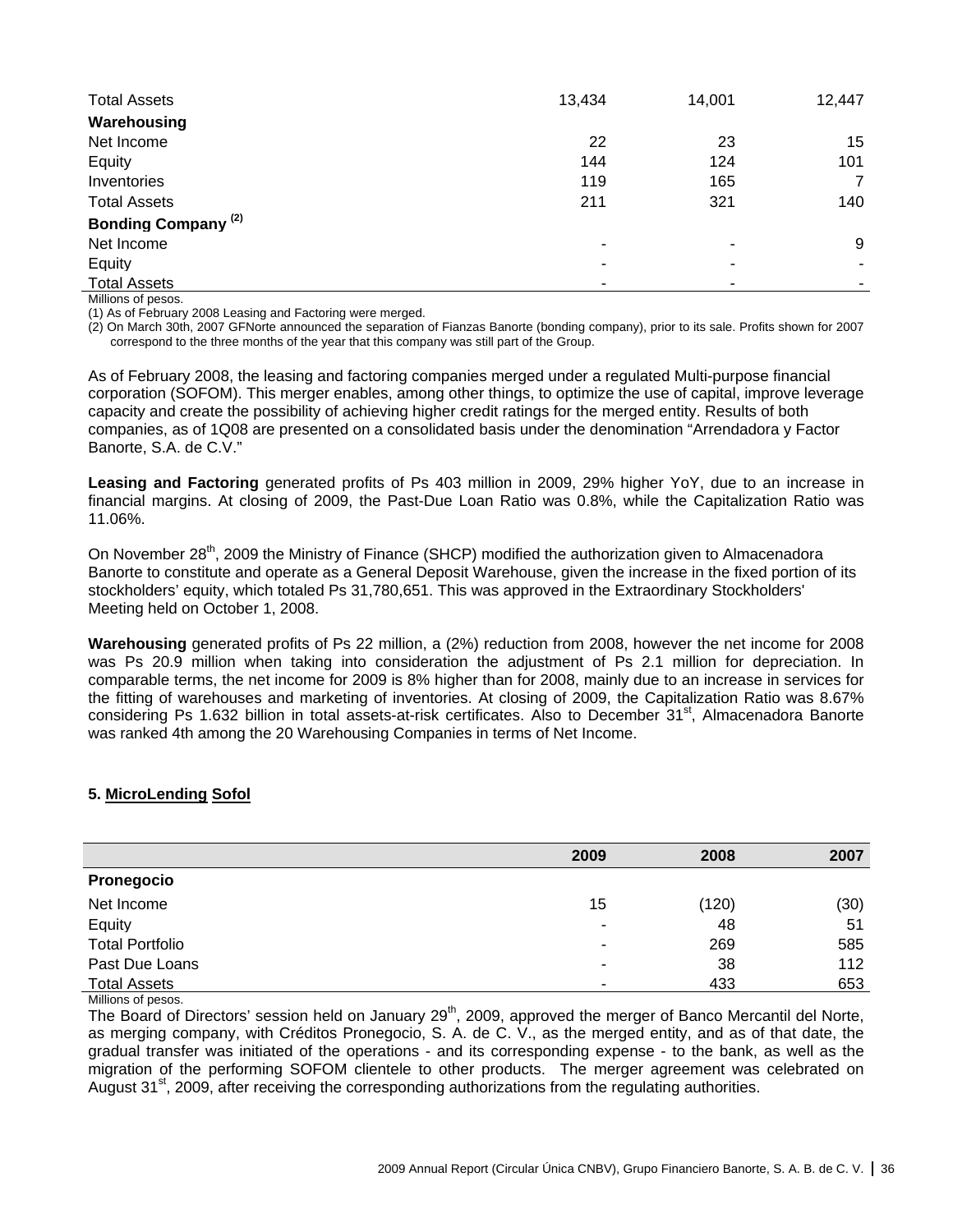| | | | |
|---|---|---|---|
| Total Assets | 13,434 | 14,001 | 12,447 |
| **Warehousing** | | | |
| Net Income | 22 | 23 | 15 |
| Equity | 144 | 124 | 101 |
| Inventories | 119 | 165 | 7 |
| Total Assets | 211 | 321 | 140 |
| **Bonding Company (2)** | | | |
| Net Income | - | - | 9 |
| Equity | - | - | - |
| Total Assets | - | - | - |

Millions of pesos.

(1) As of February 2008 Leasing and Factoring were merged.

(2) On March 30th, 2007 GFNorte announced the separation of Fianzas Banorte (bonding company), prior to its sale. Profits shown for 2007 correspond to the three months of the year that this company was still part of the Group.

As of February 2008, the leasing and factoring companies merged under a regulated Multi-purpose financial corporation (SOFOM). This merger enables, among other things, to optimize the use of capital, improve leverage capacity and create the possibility of achieving higher credit ratings for the merged entity. Results of both companies, as of 1Q08 are presented on a consolidated basis under the denomination "Arrendadora y Factor Banorte, S.A. de C.V."

**Leasing and Factoring** generated profits of Ps 403 million in 2009, 29% higher YoY, due to an increase in financial margins. At closing of 2009, the Past-Due Loan Ratio was 0.8%, while the Capitalization Ratio was 11.06%.

On November 28th, 2009 the Ministry of Finance (SHCP) modified the authorization given to Almacenadora Banorte to constitute and operate as a General Deposit Warehouse, given the increase in the fixed portion of its stockholders' equity, which totaled Ps 31,780,651. This was approved in the Extraordinary Stockholders' Meeting held on October 1, 2008.

**Warehousing** generated profits of Ps 22 million, a (2%) reduction from 2008, however the net income for 2008 was Ps 20.9 million when taking into consideration the adjustment of Ps 2.1 million for depreciation. In comparable terms, the net income for 2009 is 8% higher than for 2008, mainly due to an increase in services for the fitting of warehouses and marketing of inventories. At closing of 2009, the Capitalization Ratio was 8.67% considering Ps 1.632 billion in total assets-at-risk certificates. Also to December 31st, Almacenadora Banorte was ranked 4th among the 20 Warehousing Companies in terms of Net Income.

## 5. MicroLending Sofol

| | 2009 | 2008 | 2007 |
|---|---|---|---|
| **Pronegocio** | | | |
| Net Income | 15 | (120) | (30) |
| Equity | - | 48 | 51 |
| Total Portfolio | - | 269 | 585 |
| Past Due Loans | - | 38 | 112 |
| Total Assets | - | 433 | 653 |

Millions of pesos.

The Board of Directors' session held on January 29th, 2009, approved the merger of Banco Mercantil del Norte, as merging company, with Créditos Pronegocio, S. A. de C. V., as the merged entity, and as of that date, the gradual transfer was initiated of the operations - and its corresponding expense - to the bank, as well as the migration of the performing SOFOM clientele to other products. The merger agreement was celebrated on August 31st, 2009, after receiving the corresponding authorizations from the regulating authorities.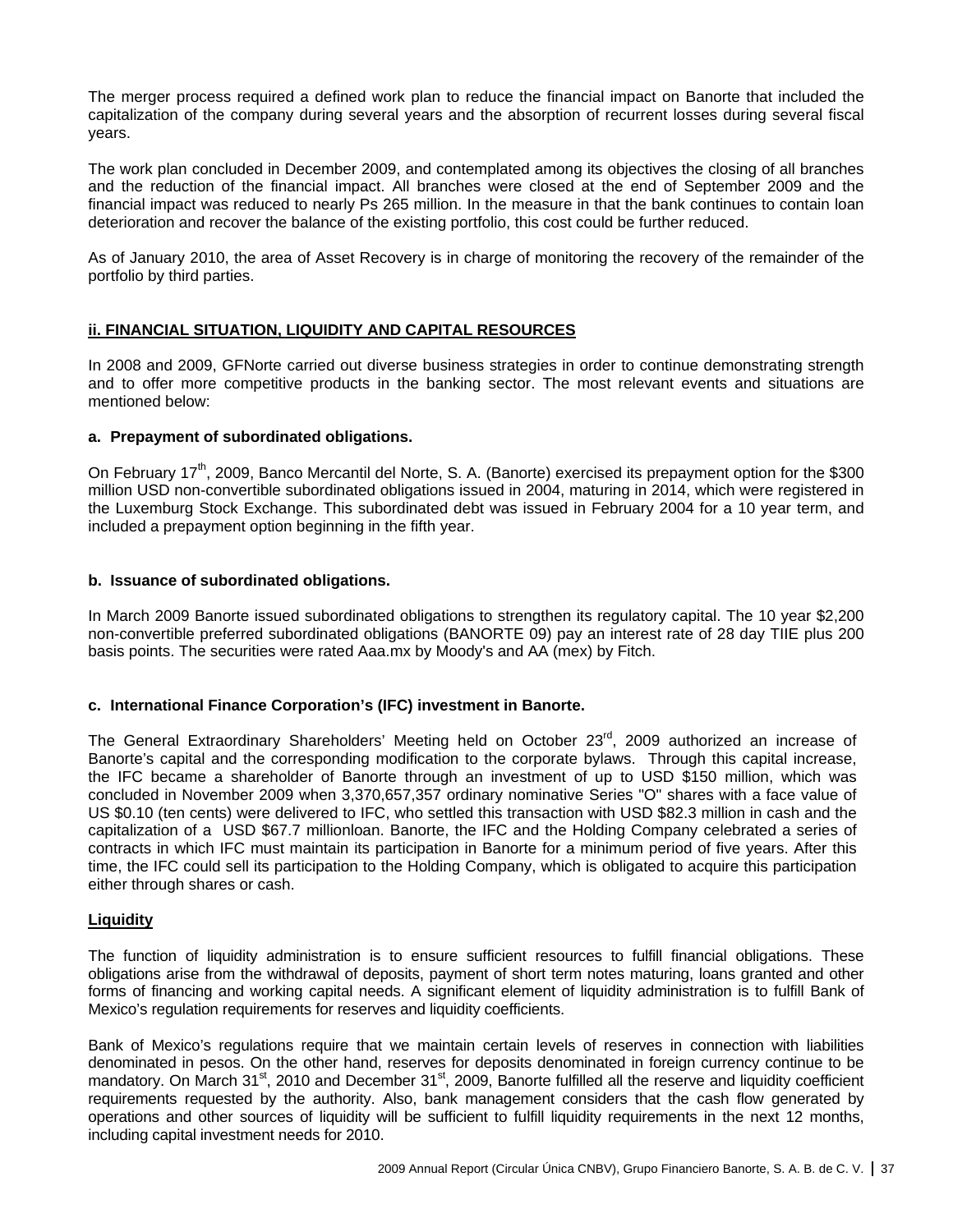The merger process required a defined work plan to reduce the financial impact on Banorte that included the capitalization of the company during several years and the absorption of recurrent losses during several fiscal years.

The work plan concluded in December 2009, and contemplated among its objectives the closing of all branches and the reduction of the financial impact. All branches were closed at the end of September 2009 and the financial impact was reduced to nearly Ps 265 million. In the measure in that the bank continues to contain loan deterioration and recover the balance of the existing portfolio, this cost could be further reduced.

As of January 2010, the area of Asset Recovery is in charge of monitoring the recovery of the remainder of the portfolio by third parties.

## ii. FINANCIAL SITUATION, LIQUIDITY AND CAPITAL RESOURCES

In 2008 and 2009, GFNorte carried out diverse business strategies in order to continue demonstrating strength and to offer more competitive products in the banking sector. The most relevant events and situations are mentioned below:

### a. Prepayment of subordinated obligations.

On February 17th, 2009, Banco Mercantil del Norte, S. A. (Banorte) exercised its prepayment option for the $300 million USD non-convertible subordinated obligations issued in 2004, maturing in 2014, which were registered in the Luxemburg Stock Exchange. This subordinated debt was issued in February 2004 for a 10 year term, and included a prepayment option beginning in the fifth year.

### b. Issuance of subordinated obligations.

In March 2009 Banorte issued subordinated obligations to strengthen its regulatory capital. The 10 year $2,200 non-convertible preferred subordinated obligations (BANORTE 09) pay an interest rate of 28 day TIIE plus 200 basis points. The securities were rated Aaa.mx by Moody's and AA (mex) by Fitch.

### c. International Finance Corporation's (IFC) investment in Banorte.

The General Extraordinary Shareholders' Meeting held on October 23rd, 2009 authorized an increase of Banorte's capital and the corresponding modification to the corporate bylaws. Through this capital increase, the IFC became a shareholder of Banorte through an investment of up to USD $150 million, which was concluded in November 2009 when 3,370,657,357 ordinary nominative Series "O" shares with a face value of US $0.10 (ten cents) were delivered to IFC, who settled this transaction with USD $82.3 million in cash and the capitalization of a USD $67.7 millionloan. Banorte, the IFC and the Holding Company celebrated a series of contracts in which IFC must maintain its participation in Banorte for a minimum period of five years. After this time, the IFC could sell its participation to the Holding Company, which is obligated to acquire this participation either through shares or cash.

## Liquidity

The function of liquidity administration is to ensure sufficient resources to fulfill financial obligations. These obligations arise from the withdrawal of deposits, payment of short term notes maturing, loans granted and other forms of financing and working capital needs. A significant element of liquidity administration is to fulfill Bank of Mexico's regulation requirements for reserves and liquidity coefficients.

Bank of Mexico's regulations require that we maintain certain levels of reserves in connection with liabilities denominated in pesos. On the other hand, reserves for deposits denominated in foreign currency continue to be mandatory. On March 31st, 2010 and December 31st, 2009, Banorte fulfilled all the reserve and liquidity coefficient requirements requested by the authority. Also, bank management considers that the cash flow generated by operations and other sources of liquidity will be sufficient to fulfill liquidity requirements in the next 12 months, including capital investment needs for 2010.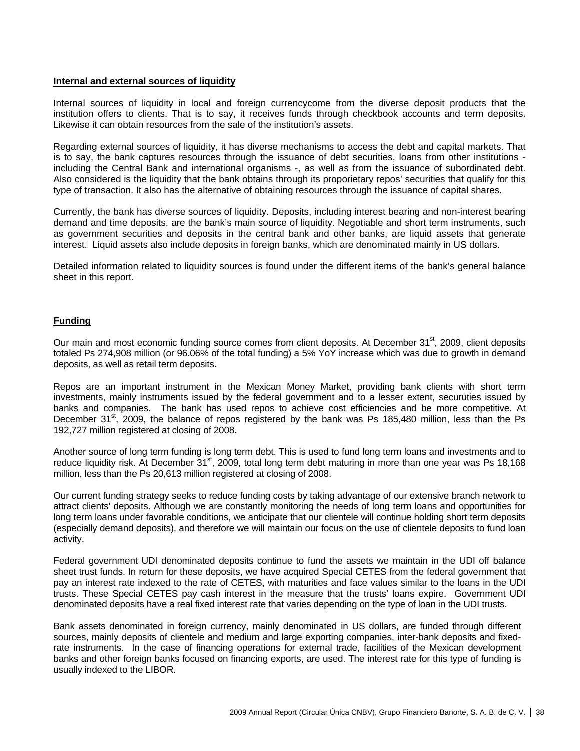**Internal and external sources of liquidity**

Internal sources of liquidity in local and foreign currencycome from the diverse deposit products that the institution offers to clients. That is to say, it receives funds through checkbook accounts and term deposits. Likewise it can obtain resources from the sale of the institution's assets.

Regarding external sources of liquidity, it has diverse mechanisms to access the debt and capital markets. That is to say, the bank captures resources through the issuance of debt securities, loans from other institutions - including the Central Bank and international organisms -, as well as from the issuance of subordinated debt. Also considered is the liquidity that the bank obtains through its proporietary repos' securities that qualify for this type of transaction. It also has the alternative of obtaining resources through the issuance of capital shares.

Currently, the bank has diverse sources of liquidity. Deposits, including interest bearing and non-interest bearing demand and time deposits, are the bank's main source of liquidity. Negotiable and short term instruments, such as government securities and deposits in the central bank and other banks, are liquid assets that generate interest. Liquid assets also include deposits in foreign banks, which are denominated mainly in US dollars.

Detailed information related to liquidity sources is found under the different items of the bank's general balance sheet in this report.

**Funding**

Our main and most economic funding source comes from client deposits. At December 31st, 2009, client deposits totaled Ps 274,908 million (or 96.06% of the total funding) a 5% YoY increase which was due to growth in demand deposits, as well as retail term deposits.

Repos are an important instrument in the Mexican Money Market, providing bank clients with short term investments, mainly instruments issued by the federal government and to a lesser extent, securuties issued by banks and companies. The bank has used repos to achieve cost efficiencies and be more competitive. At December 31st, 2009, the balance of repos registered by the bank was Ps 185,480 million, less than the Ps 192,727 million registered at closing of 2008.

Another source of long term funding is long term debt. This is used to fund long term loans and investments and to reduce liquidity risk. At December 31st, 2009, total long term debt maturing in more than one year was Ps 18,168 million, less than the Ps 20,613 million registered at closing of 2008.

Our current funding strategy seeks to reduce funding costs by taking advantage of our extensive branch network to attract clients' deposits. Although we are constantly monitoring the needs of long term loans and opportunities for long term loans under favorable conditions, we anticipate that our clientele will continue holding short term deposits (especially demand deposits), and therefore we will maintain our focus on the use of clientele deposits to fund loan activity.

Federal government UDI denominated deposits continue to fund the assets we maintain in the UDI off balance sheet trust funds. In return for these deposits, we have acquired Special CETES from the federal government that pay an interest rate indexed to the rate of CETES, with maturities and face values similar to the loans in the UDI trusts. These Special CETES pay cash interest in the measure that the trusts' loans expire. Government UDI denominated deposits have a real fixed interest rate that varies depending on the type of loan in the UDI trusts.

Bank assets denominated in foreign currency, mainly denominated in US dollars, are funded through different sources, mainly deposits of clientele and medium and large exporting companies, inter-bank deposits and fixed-rate instruments. In the case of financing operations for external trade, facilities of the Mexican development banks and other foreign banks focused on financing exports, are used. The interest rate for this type of funding is usually indexed to the LIBOR.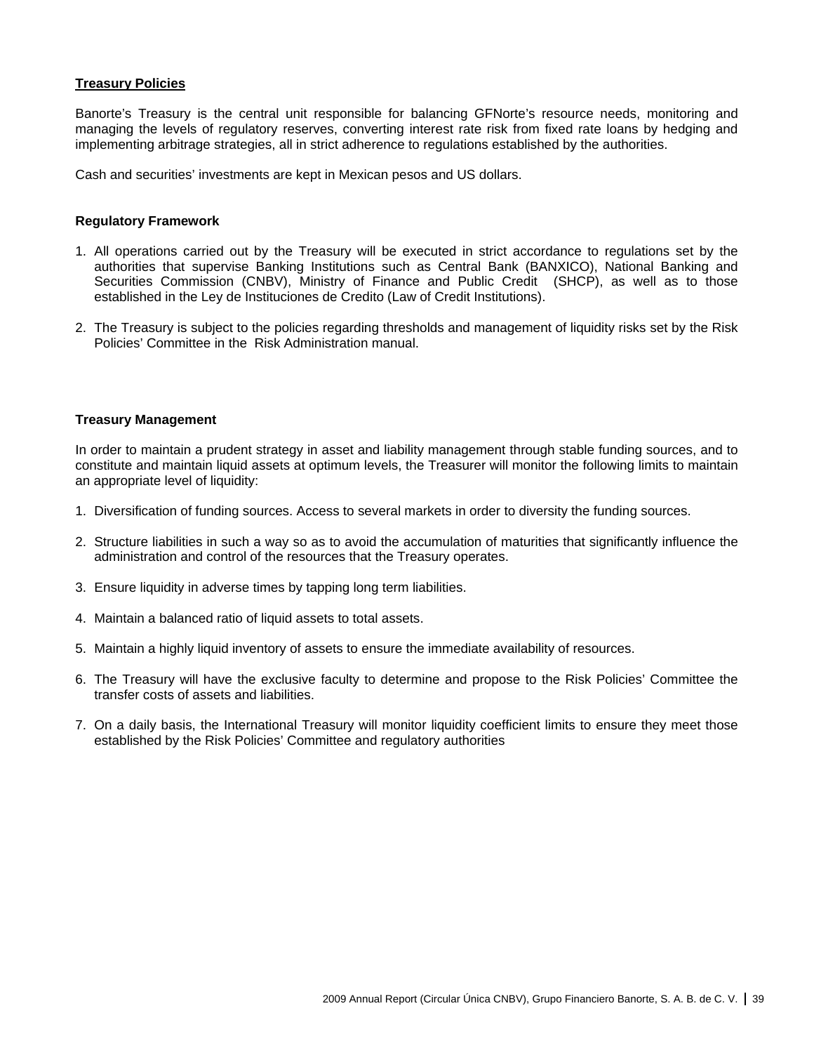**Treasury Policies**

Banorte's Treasury is the central unit responsible for balancing GFNorte's resource needs, monitoring and managing the levels of regulatory reserves, converting interest rate risk from fixed rate loans by hedging and implementing arbitrage strategies, all in strict adherence to regulations established by the authorities.

Cash and securities' investments are kept in Mexican pesos and US dollars.

**Regulatory Framework**

1. All operations carried out by the Treasury will be executed in strict accordance to regulations set by the authorities that supervise Banking Institutions such as Central Bank (BANXICO), National Banking and Securities Commission (CNBV), Ministry of Finance and Public Credit (SHCP), as well as to those established in the Ley de Instituciones de Credito (Law of Credit Institutions).

2. The Treasury is subject to the policies regarding thresholds and management of liquidity risks set by the Risk Policies' Committee in the Risk Administration manual.

**Treasury Management**

In order to maintain a prudent strategy in asset and liability management through stable funding sources, and to constitute and maintain liquid assets at optimum levels, the Treasurer will monitor the following limits to maintain an appropriate level of liquidity:

1. Diversification of funding sources. Access to several markets in order to diversity the funding sources.

2. Structure liabilities in such a way so as to avoid the accumulation of maturities that significantly influence the administration and control of the resources that the Treasury operates.

3. Ensure liquidity in adverse times by tapping long term liabilities.

4. Maintain a balanced ratio of liquid assets to total assets.

5. Maintain a highly liquid inventory of assets to ensure the immediate availability of resources.

6. The Treasury will have the exclusive faculty to determine and propose to the Risk Policies' Committee the transfer costs of assets and liabilities.

7. On a daily basis, the International Treasury will monitor liquidity coefficient limits to ensure they meet those established by the Risk Policies' Committee and regulatory authorities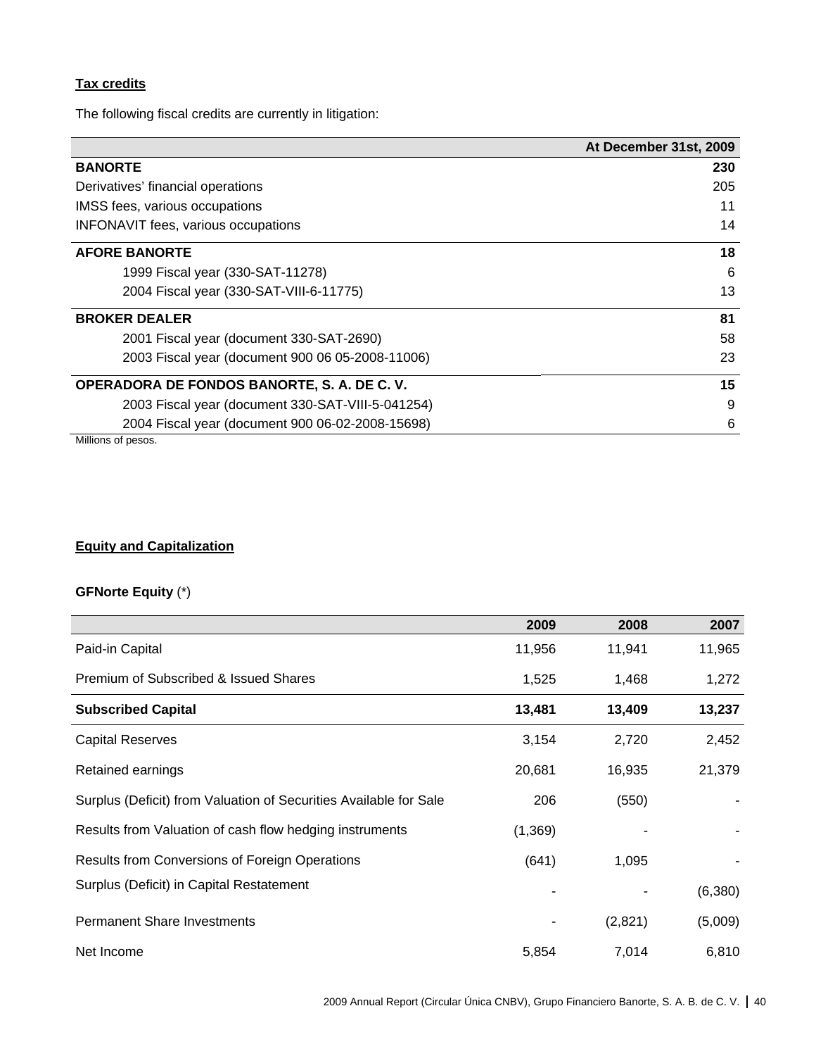**Tax credits**

The following fiscal credits are currently in litigation:

| | At December 31st, 2009 |
|---|---:|
| **BANORTE** | **230** |
| Derivatives' financial operations | 205 |
| IMSS fees, various occupations | 11 |
| INFONAVIT fees, various occupations | 14 |
| **AFORE BANORTE** | **18** |
| 1999 Fiscal year (330-SAT-11278) | 6 |
| 2004 Fiscal year (330-SAT-VIII-6-11775) | 13 |
| **BROKER DEALER** | **81** |
| 2001 Fiscal year (document 330-SAT-2690) | 58 |
| 2003 Fiscal year (document 900 06 05-2008-11006) | 23 |
| **OPERADORA DE FONDOS BANORTE, S. A. DE C. V.** | **15** |
| 2003 Fiscal year (document 330-SAT-VIII-5-041254) | 9 |
| 2004 Fiscal year (document 900 06-02-2008-15698) | 6 |

Millions of pesos.

**Equity and Capitalization**

**GFNorte Equity** (*)

| | 2009 | 2008 | 2007 |
|---|---:|---:|---:|
| Paid-in Capital | 11,956 | 11,941 | 11,965 |
| Premium of Subscribed & Issued Shares | 1,525 | 1,468 | 1,272 |
| **Subscribed Capital** | **13,481** | **13,409** | **13,237** |
| Capital Reserves | 3,154 | 2,720 | 2,452 |
| Retained earnings | 20,681 | 16,935 | 21,379 |
| Surplus (Deficit) from Valuation of Securities Available for Sale | 206 | (550) | - |
| Results from Valuation of cash flow hedging instruments | (1,369) | - | - |
| Results from Conversions of Foreign Operations | (641) | 1,095 | - |
| Surplus (Deficit) in Capital Restatement | - | - | (6,380) |
| Permanent Share Investments | - | (2,821) | (5,009) |
| Net Income | 5,854 | 7,014 | 6,810 |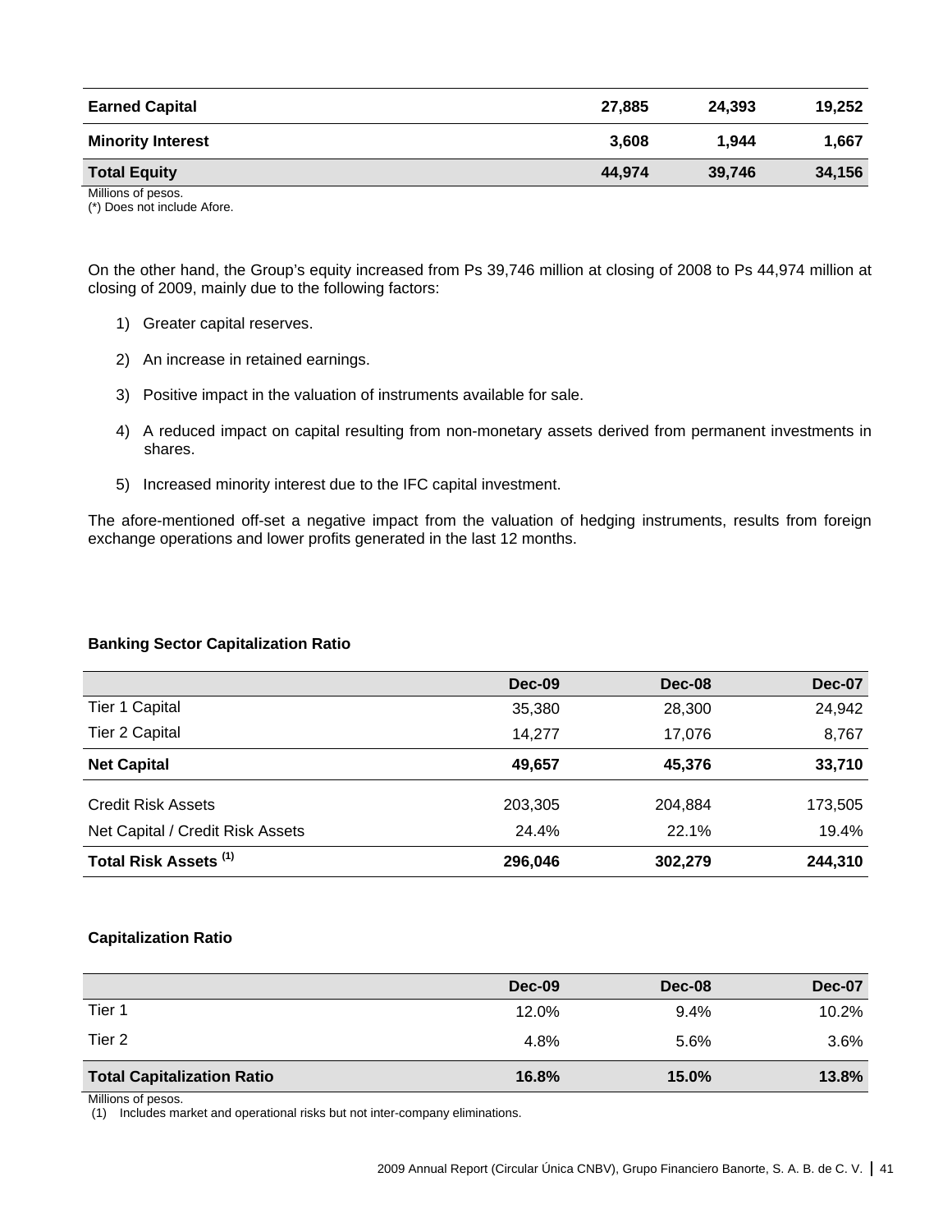| Earned Capital | 27,885 | 24,393 | 19,252 |
|---|---|---|---|
| **Minority Interest** | **3,608** | **1,944** | **1,667** |
| **Total Equity** | **44,974** | **39,746** | **34,156** |

Millions of pesos.
(*) Does not include Afore.

On the other hand, the Group's equity increased from Ps 39,746 million at closing of 2008 to Ps 44,974 million at closing of 2009, mainly due to the following factors:

1) Greater capital reserves.
2) An increase in retained earnings.
3) Positive impact in the valuation of instruments available for sale.
4) A reduced impact on capital resulting from non-monetary assets derived from permanent investments in shares.
5) Increased minority interest due to the IFC capital investment.

The afore-mentioned off-set a negative impact from the valuation of hedging instruments, results from foreign exchange operations and lower profits generated in the last 12 months.

**Banking Sector Capitalization Ratio**

| | Dec-09 | Dec-08 | Dec-07 |
|---|---|---|---|
| Tier 1 Capital | 35,380 | 28,300 | 24,942 |
| Tier 2 Capital | 14,277 | 17,076 | 8,767 |
| **Net Capital** | **49,657** | **45,376** | **33,710** |
| Credit Risk Assets | 203,305 | 204,884 | 173,505 |
| Net Capital / Credit Risk Assets | 24.4% | 22.1% | 19.4% |
| **Total Risk Assets (1)** | **296,046** | **302,279** | **244,310** |

**Capitalization Ratio**

| | Dec-09 | Dec-08 | Dec-07 |
|---|---|---|---|
| Tier 1 | 12.0% | 9.4% | 10.2% |
| Tier 2 | 4.8% | 5.6% | 3.6% |
| **Total Capitalization Ratio** | **16.8%** | **15.0%** | **13.8%** |

Millions of pesos.
(1) Includes market and operational risks but not inter-company eliminations.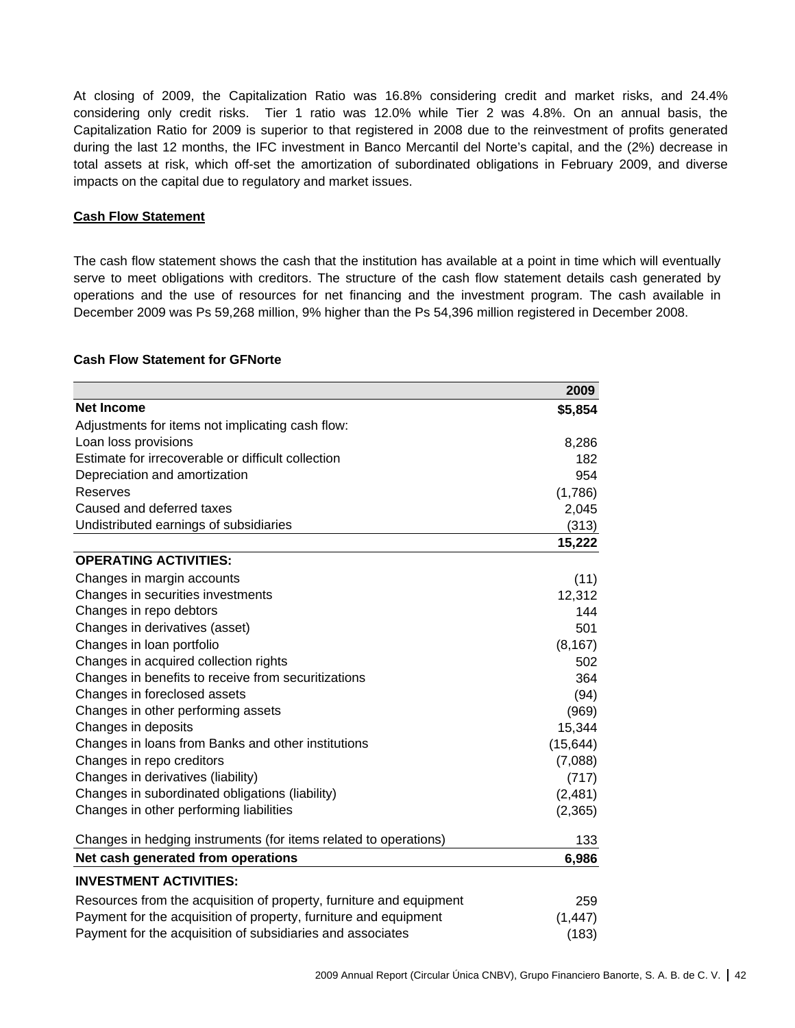At closing of 2009, the Capitalization Ratio was 16.8% considering credit and market risks, and 24.4% considering only credit risks. Tier 1 ratio was 12.0% while Tier 2 was 4.8%. On an annual basis, the Capitalization Ratio for 2009 is superior to that registered in 2008 due to the reinvestment of profits generated during the last 12 months, the IFC investment in Banco Mercantil del Norte's capital, and the (2%) decrease in total assets at risk, which off-set the amortization of subordinated obligations in February 2009, and diverse impacts on the capital due to regulatory and market issues.

**Cash Flow Statement**

The cash flow statement shows the cash that the institution has available at a point in time which will eventually serve to meet obligations with creditors. The structure of the cash flow statement details cash generated by operations and the use of resources for net financing and the investment program. The cash available in December 2009 was Ps 59,268 million, 9% higher than the Ps 54,396 million registered in December 2008.

**Cash Flow Statement for GFNorte**

| | 2009 |
|---|---|
| **Net Income** | **$5,854** |
| Adjustments for items not implicating cash flow: | |
| Loan loss provisions | 8,286 |
| Estimate for irrecoverable or difficult collection | 182 |
| Depreciation and amortization | 954 |
| Reserves | (1,786) |
| Caused and deferred taxes | 2,045 |
| Undistributed earnings of subsidiaries | (313) |
| | **15,222** |
| **OPERATING ACTIVITIES:** | |
| Changes in margin accounts | (11) |
| Changes in securities investments | 12,312 |
| Changes in repo debtors | 144 |
| Changes in derivatives (asset) | 501 |
| Changes in loan portfolio | (8,167) |
| Changes in acquired collection rights | 502 |
| Changes in benefits to receive from securitizations | 364 |
| Changes in foreclosed assets | (94) |
| Changes in other performing assets | (969) |
| Changes in deposits | 15,344 |
| Changes in loans from Banks and other institutions | (15,644) |
| Changes in repo creditors | (7,088) |
| Changes in derivatives (liability) | (717) |
| Changes in subordinated obligations (liability) | (2,481) |
| Changes in other performing liabilities | (2,365) |
| Changes in hedging instruments (for items related to operations) | 133 |
| **Net cash generated from operations** | **6,986** |
| **INVESTMENT ACTIVITIES:** | |
| Resources from the acquisition of property, furniture and equipment | 259 |
| Payment for the acquisition of property, furniture and equipment | (1,447) |
| Payment for the acquisition of subsidiaries and associates | (183) |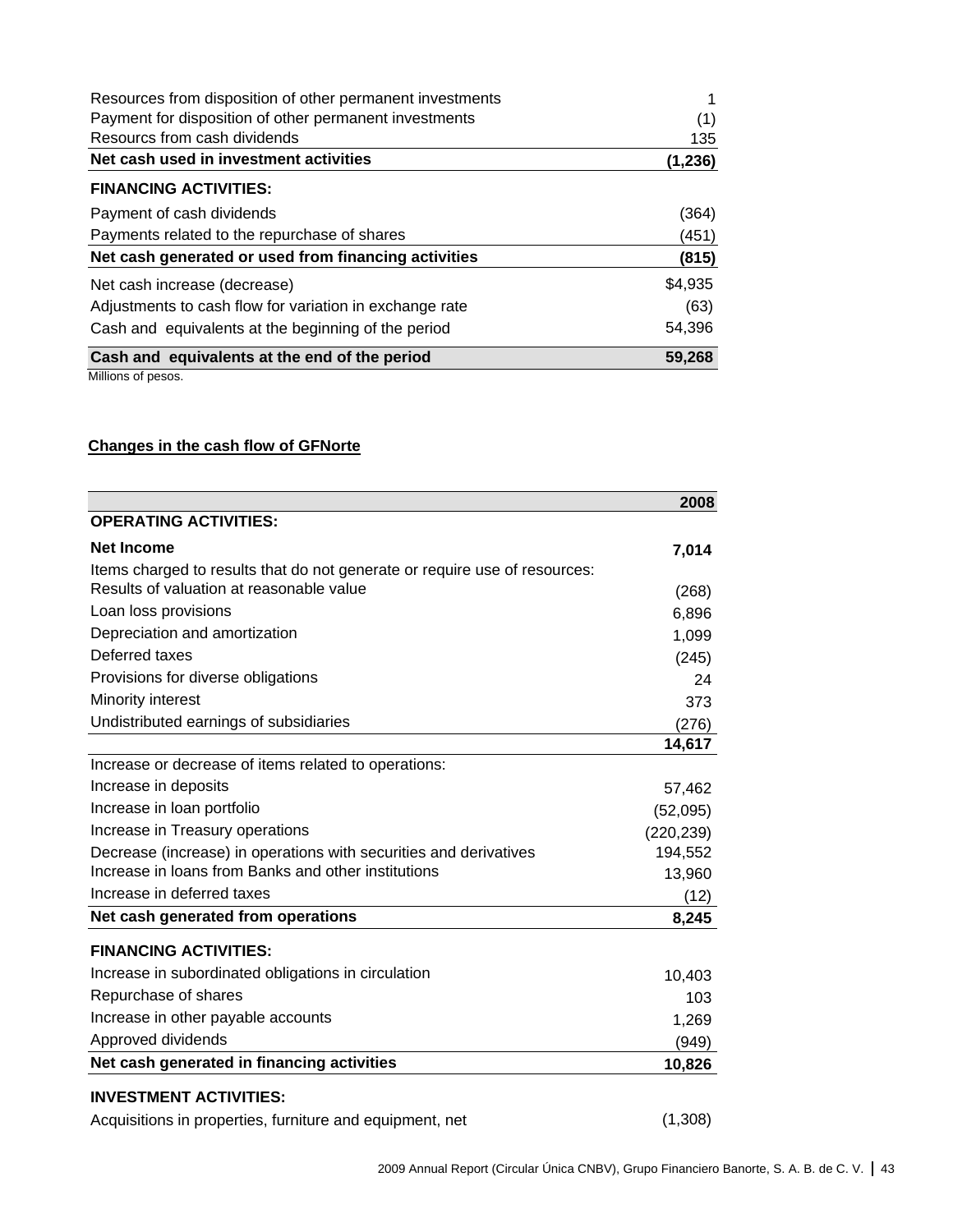| | |
|---|---|
| Resources from disposition of other permanent investments | 1 |
| Payment for disposition of other permanent investments | (1) |
| Resourcs from cash dividends | 135 |
| **Net cash used in investment activities** | **(1,236)** |
| **FINANCING ACTIVITIES:** | |
| Payment of cash dividends | (364) |
| Payments related to the repurchase of shares | (451) |
| **Net cash generated or used from financing activities** | **(815)** |
| Net cash increase (decrease) | $4,935 |
| Adjustments to cash flow for variation in exchange rate | (63) |
| Cash and equivalents at the beginning of the period | 54,396 |
| **Cash and equivalents at the end of the period** | **59,268** |

Millions of pesos.

**Changes in the cash flow of GFNorte**

| | **2008** |
|---|---|
| **OPERATING ACTIVITIES:** | |
| **Net Income** | **7,014** |
| Items charged to results that do not generate or require use of resources: | |
| Results of valuation at reasonable value | (268) |
| Loan loss provisions | 6,896 |
| Depreciation and amortization | 1,099 |
| Deferred taxes | (245) |
| Provisions for diverse obligations | 24 |
| Minority interest | 373 |
| Undistributed earnings of subsidiaries | (276) |
| | **14,617** |
| Increase or decrease of items related to operations: | |
| Increase in deposits | 57,462 |
| Increase in loan portfolio | (52,095) |
| Increase in Treasury operations | (220,239) |
| Decrease (increase) in operations with securities and derivatives | 194,552 |
| Increase in loans from Banks and other institutions | 13,960 |
| Increase in deferred taxes | (12) |
| **Net cash generated from operations** | **8,245** |
| **FINANCING ACTIVITIES:** | |
| Increase in subordinated obligations in circulation | 10,403 |
| Repurchase of shares | 103 |
| Increase in other payable accounts | 1,269 |
| Approved dividends | (949) |
| **Net cash generated in financing activities** | **10,826** |
| **INVESTMENT ACTIVITIES:** | |
| Acquisitions in properties, furniture and equipment, net | (1,308) |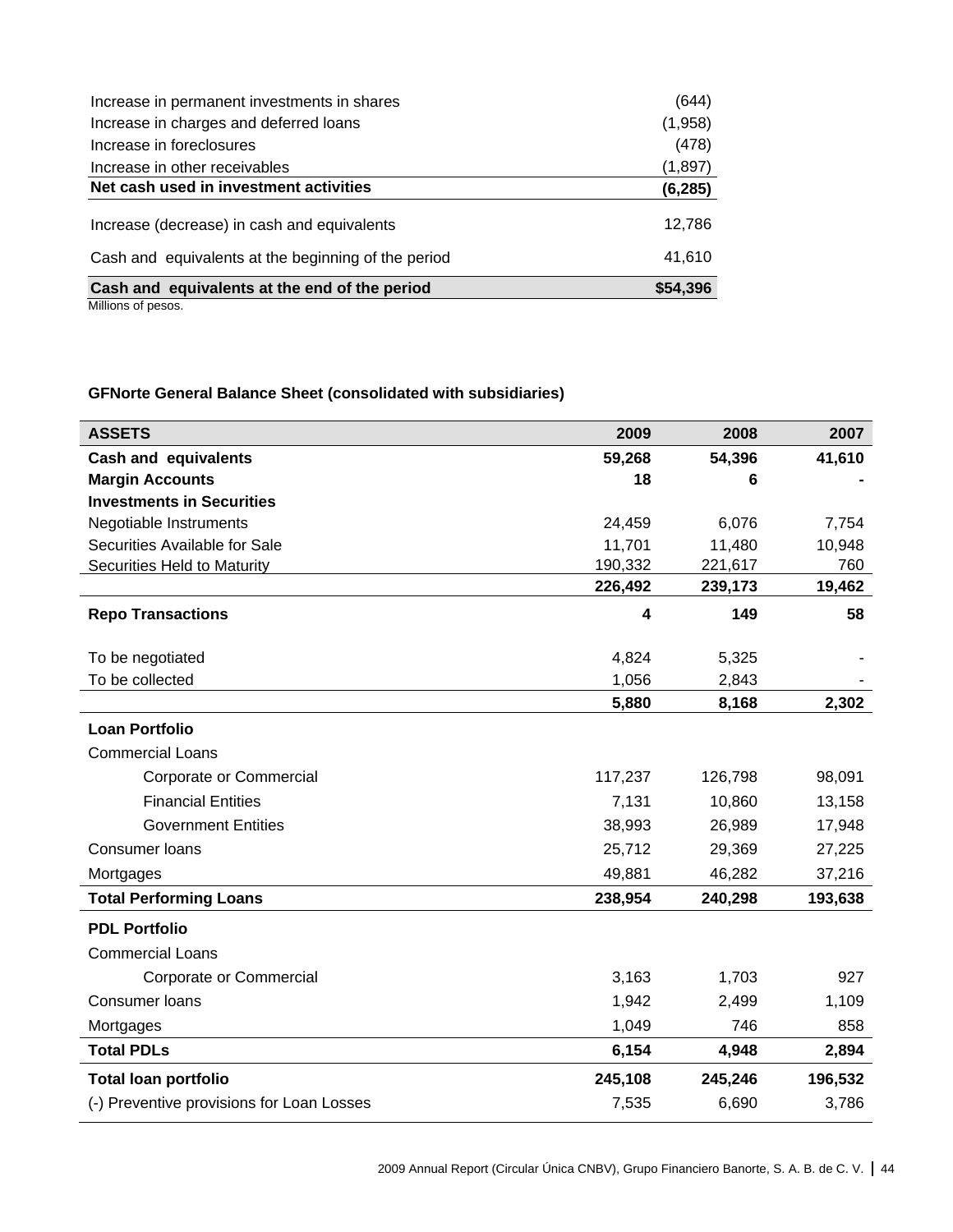| | |
|---|---|
| Increase in permanent investments in shares | (644) |
| Increase in charges and deferred loans | (1,958) |
| Increase in foreclosures | (478) |
| Increase in other receivables | (1,897) |
| **Net cash used in investment activities** | **(6,285)** |
| Increase (decrease) in cash and equivalents | 12,786 |
| Cash and equivalents at the beginning of the period | 41,610 |
| **Cash and equivalents at the end of the period** | **$54,396** |

Millions of pesos.

**GFNorte General Balance Sheet (consolidated with subsidiaries)**

| ASSETS | 2009 | 2008 | 2007 |
|---|---|---|---|
| **Cash and equivalents** | **59,268** | **54,396** | **41,610** |
| **Margin Accounts** | **18** | **6** | **-** |
| **Investments in Securities** | | | |
| Negotiable Instruments | 24,459 | 6,076 | 7,754 |
| Securities Available for Sale | 11,701 | 11,480 | 10,948 |
| Securities Held to Maturity | 190,332 | 221,617 | 760 |
| | **226,492** | **239,173** | **19,462** |
| **Repo Transactions** | **4** | **149** | **58** |
| To be negotiated | 4,824 | 5,325 | - |
| To be collected | 1,056 | 2,843 | - |
| | **5,880** | **8,168** | **2,302** |
| **Loan Portfolio** | | | |
| Commercial Loans | | | |
| Corporate or Commercial | 117,237 | 126,798 | 98,091 |
| Financial Entities | 7,131 | 10,860 | 13,158 |
| Government Entities | 38,993 | 26,989 | 17,948 |
| Consumer loans | 25,712 | 29,369 | 27,225 |
| Mortgages | 49,881 | 46,282 | 37,216 |
| **Total Performing Loans** | **238,954** | **240,298** | **193,638** |
| **PDL Portfolio** | | | |
| Commercial Loans | | | |
| Corporate or Commercial | 3,163 | 1,703 | 927 |
| Consumer loans | 1,942 | 2,499 | 1,109 |
| Mortgages | 1,049 | 746 | 858 |
| **Total PDLs** | **6,154** | **4,948** | **2,894** |
| **Total loan portfolio** | **245,108** | **245,246** | **196,532** |
| (-) Preventive provisions for Loan Losses | 7,535 | 6,690 | 3,786 |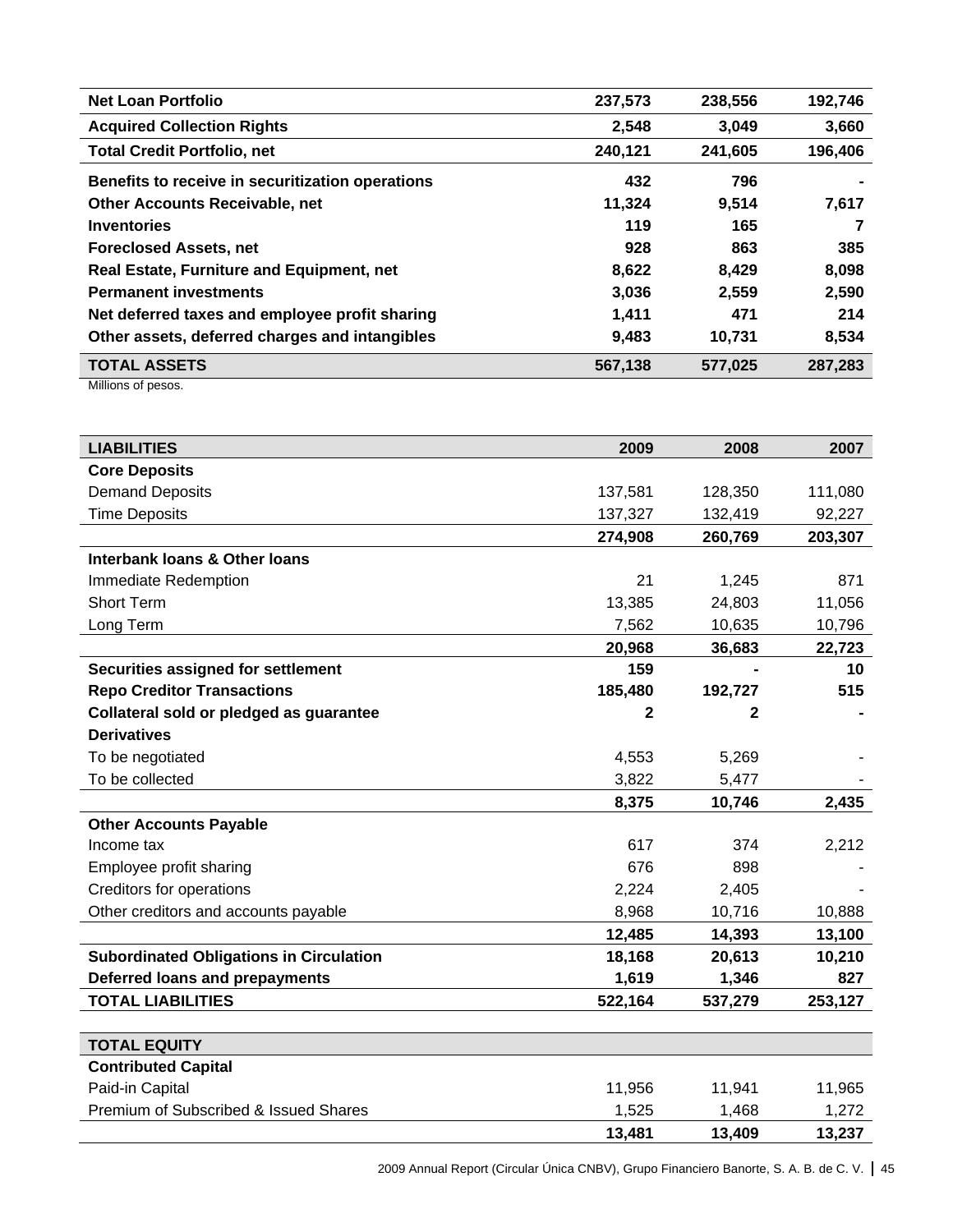| | | | |
|---|---|---|---|
| **Net Loan Portfolio** | **237,573** | **238,556** | **192,746** |
| **Acquired Collection Rights** | **2,548** | **3,049** | **3,660** |
| **Total Credit Portfolio, net** | **240,121** | **241,605** | **196,406** |
| **Benefits to receive in securitization operations** | **432** | **796** | **-** |
| **Other Accounts Receivable, net** | **11,324** | **9,514** | **7,617** |
| **Inventories** | **119** | **165** | **7** |
| **Foreclosed Assets, net** | **928** | **863** | **385** |
| **Real Estate, Furniture and Equipment, net** | **8,622** | **8,429** | **8,098** |
| **Permanent investments** | **3,036** | **2,559** | **2,590** |
| **Net deferred taxes and employee profit sharing** | **1,411** | **471** | **214** |
| **Other assets, deferred charges and intangibles** | **9,483** | **10,731** | **8,534** |
| **TOTAL ASSETS** | **567,138** | **577,025** | **287,283** |

Millions of pesos.

| **LIABILITIES** | **2009** | **2008** | **2007** |
|---|---|---|---|
| **Core Deposits** | | | |
| Demand Deposits | 137,581 | 128,350 | 111,080 |
| Time Deposits | 137,327 | 132,419 | 92,227 |
| | **274,908** | **260,769** | **203,307** |
| **Interbank loans & Other loans** | | | |
| Immediate Redemption | 21 | 1,245 | 871 |
| Short Term | 13,385 | 24,803 | 11,056 |
| Long Term | 7,562 | 10,635 | 10,796 |
| | **20,968** | **36,683** | **22,723** |
| **Securities assigned for settlement** | **159** | **-** | **10** |
| **Repo Creditor Transactions** | **185,480** | **192,727** | **515** |
| **Collateral sold or pledged as guarantee** | **2** | **2** | **-** |
| **Derivatives** | | | |
| To be negotiated | 4,553 | 5,269 | - |
| To be collected | 3,822 | 5,477 | - |
| | **8,375** | **10,746** | **2,435** |
| **Other Accounts Payable** | | | |
| Income tax | 617 | 374 | 2,212 |
| Employee profit sharing | 676 | 898 | - |
| Creditors for operations | 2,224 | 2,405 | - |
| Other creditors and accounts payable | 8,968 | 10,716 | 10,888 |
| | **12,485** | **14,393** | **13,100** |
| **Subordinated Obligations in Circulation** | **18,168** | **20,613** | **10,210** |
| **Deferred loans and prepayments** | **1,619** | **1,346** | **827** |
| **TOTAL LIABILITIES** | **522,164** | **537,279** | **253,127** |

| **TOTAL EQUITY** | | | |
|---|---|---|---|
| **Contributed Capital** | | | |
| Paid-in Capital | 11,956 | 11,941 | 11,965 |
| Premium of Subscribed & Issued Shares | 1,525 | 1,468 | 1,272 |
| | **13,481** | **13,409** | **13,237** |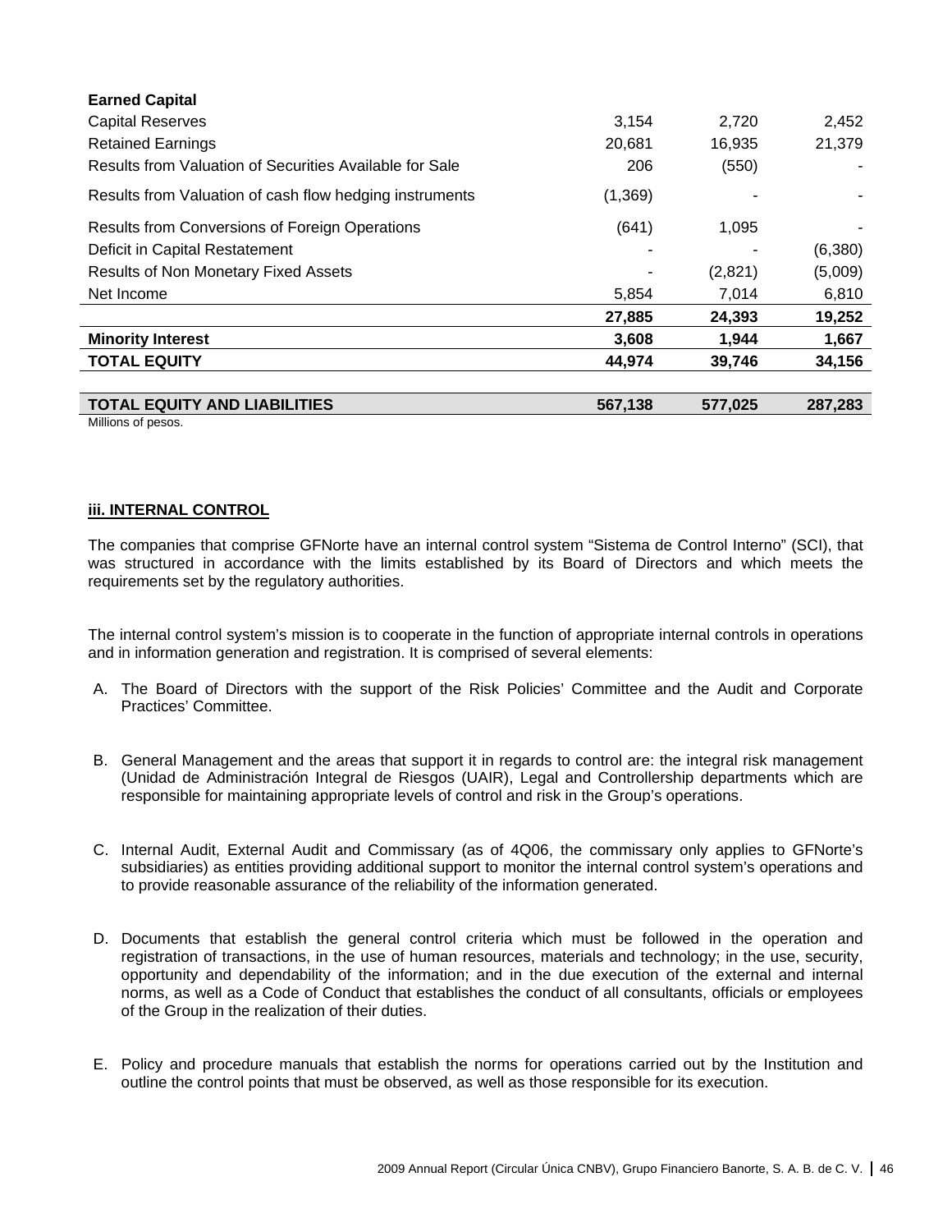| | | | |
|---|---|---|---|
| **Earned Capital** | | | |
| Capital Reserves | 3,154 | 2,720 | 2,452 |
| Retained Earnings | 20,681 | 16,935 | 21,379 |
| Results from Valuation of Securities Available for Sale | 206 | (550) | - |
| Results from Valuation of cash flow hedging instruments | (1,369) | - | - |
| Results from Conversions of Foreign Operations | (641) | 1,095 | - |
| Deficit in Capital Restatement | - | - | (6,380) |
| Results of Non Monetary Fixed Assets | - | (2,821) | (5,009) |
| Net Income | 5,854 | 7,014 | 6,810 |
| | **27,885** | **24,393** | **19,252** |
| **Minority Interest** | **3,608** | **1,944** | **1,667** |
| **TOTAL EQUITY** | **44,974** | **39,746** | **34,156** |
| | | | |
| **TOTAL EQUITY AND LIABILITIES** | **567,138** | **577,025** | **287,283** |

Millions of pesos.

### iii. INTERNAL CONTROL

The companies that comprise GFNorte have an internal control system "Sistema de Control Interno" (SCI), that was structured in accordance with the limits established by its Board of Directors and which meets the requirements set by the regulatory authorities.

The internal control system's mission is to cooperate in the function of appropriate internal controls in operations and in information generation and registration. It is comprised of several elements:

A. The Board of Directors with the support of the Risk Policies' Committee and the Audit and Corporate Practices' Committee.

B. General Management and the areas that support it in regards to control are: the integral risk management (Unidad de Administración Integral de Riesgos (UAIR), Legal and Controllership departments which are responsible for maintaining appropriate levels of control and risk in the Group's operations.

C. Internal Audit, External Audit and Commissary (as of 4Q06, the commissary only applies to GFNorte's subsidiaries) as entities providing additional support to monitor the internal control system's operations and to provide reasonable assurance of the reliability of the information generated.

D. Documents that establish the general control criteria which must be followed in the operation and registration of transactions, in the use of human resources, materials and technology; in the use, security, opportunity and dependability of the information; and in the due execution of the external and internal norms, as well as a Code of Conduct that establishes the conduct of all consultants, officials or employees of the Group in the realization of their duties.

E. Policy and procedure manuals that establish the norms for operations carried out by the Institution and outline the control points that must be observed, as well as those responsible for its execution.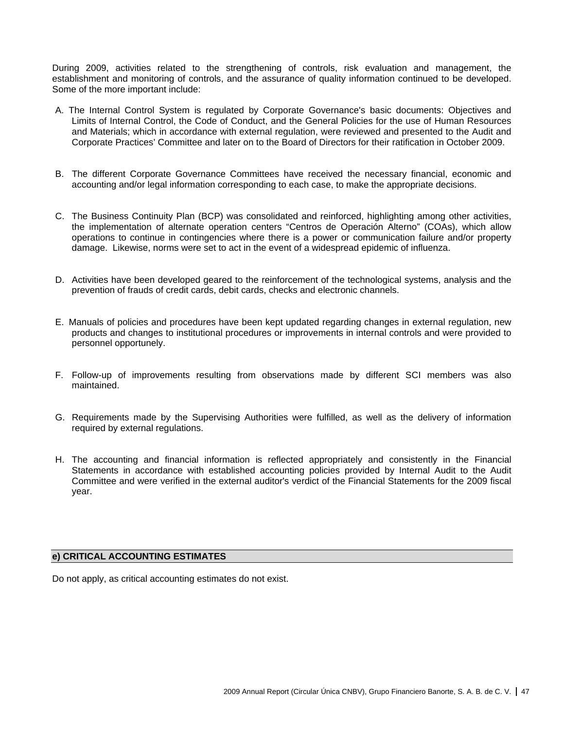During 2009, activities related to the strengthening of controls, risk evaluation and management, the establishment and monitoring of controls, and the assurance of quality information continued to be developed. Some of the more important include:

A. The Internal Control System is regulated by Corporate Governance's basic documents: Objectives and Limits of Internal Control, the Code of Conduct, and the General Policies for the use of Human Resources and Materials; which in accordance with external regulation, were reviewed and presented to the Audit and Corporate Practices' Committee and later on to the Board of Directors for their ratification in October 2009.

B. The different Corporate Governance Committees have received the necessary financial, economic and accounting and/or legal information corresponding to each case, to make the appropriate decisions.

C. The Business Continuity Plan (BCP) was consolidated and reinforced, highlighting among other activities, the implementation of alternate operation centers "Centros de Operación Alterno" (COAs), which allow operations to continue in contingencies where there is a power or communication failure and/or property damage. Likewise, norms were set to act in the event of a widespread epidemic of influenza.

D. Activities have been developed geared to the reinforcement of the technological systems, analysis and the prevention of frauds of credit cards, debit cards, checks and electronic channels.

E. Manuals of policies and procedures have been kept updated regarding changes in external regulation, new products and changes to institutional procedures or improvements in internal controls and were provided to personnel opportunely.

F. Follow-up of improvements resulting from observations made by different SCI members was also maintained.

G. Requirements made by the Supervising Authorities were fulfilled, as well as the delivery of information required by external regulations.

H. The accounting and financial information is reflected appropriately and consistently in the Financial Statements in accordance with established accounting policies provided by Internal Audit to the Audit Committee and were verified in the external auditor's verdict of the Financial Statements for the 2009 fiscal year.

## e) CRITICAL ACCOUNTING ESTIMATES

Do not apply, as critical accounting estimates do not exist.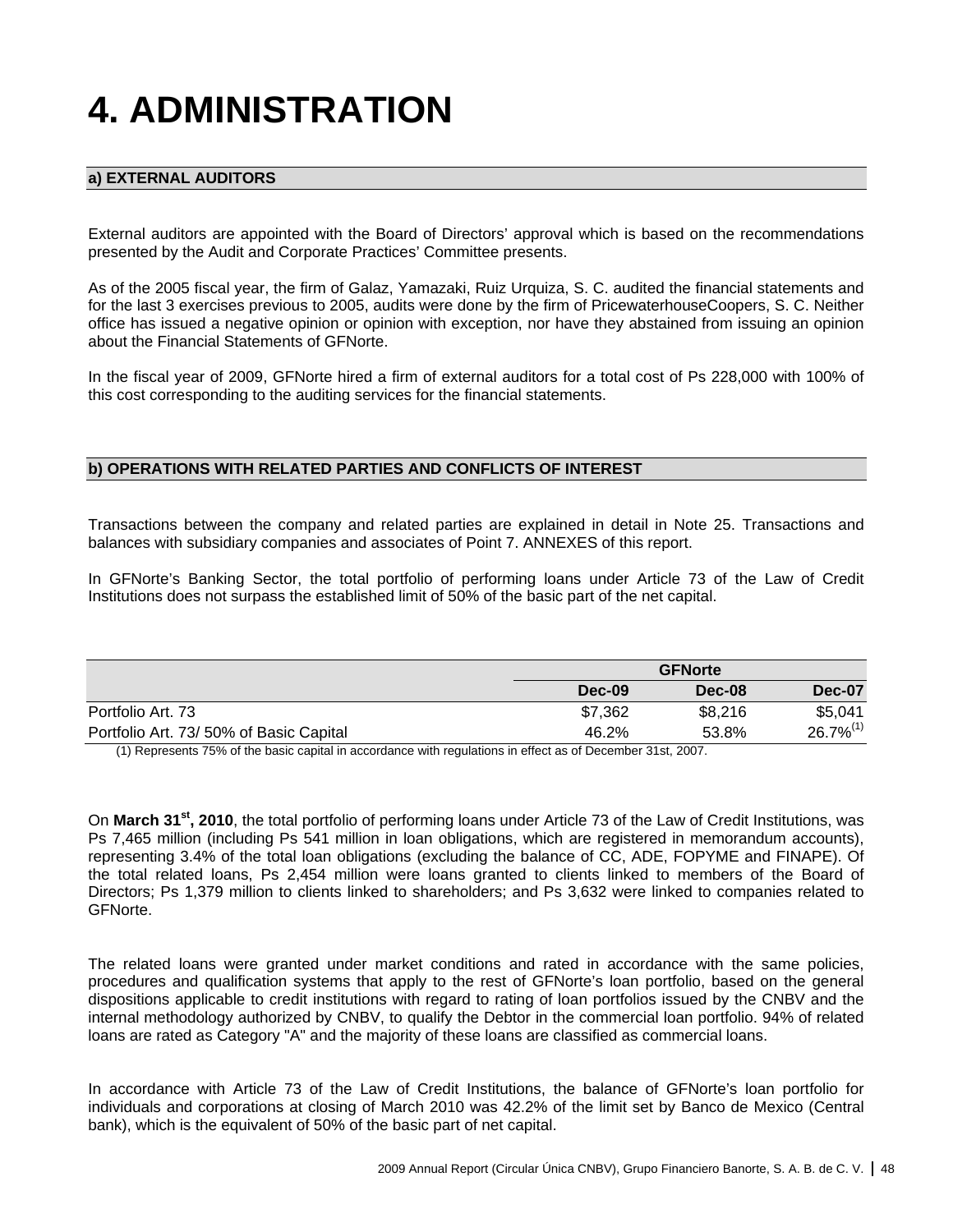# 4. ADMINISTRATION

## a) EXTERNAL AUDITORS

External auditors are appointed with the Board of Directors' approval which is based on the recommendations presented by the Audit and Corporate Practices' Committee presents.

As of the 2005 fiscal year, the firm of Galaz, Yamazaki, Ruiz Urquiza, S. C. audited the financial statements and for the last 3 exercises previous to 2005, audits were done by the firm of PricewaterhouseCoopers, S. C. Neither office has issued a negative opinion or opinion with exception, nor have they abstained from issuing an opinion about the Financial Statements of GFNorte.

In the fiscal year of 2009, GFNorte hired a firm of external auditors for a total cost of Ps 228,000 with 100% of this cost corresponding to the auditing services for the financial statements.

## b) OPERATIONS WITH RELATED PARTIES AND CONFLICTS OF INTEREST

Transactions between the company and related parties are explained in detail in Note 25. Transactions and balances with subsidiary companies and associates of Point 7. ANNEXES of this report.

In GFNorte's Banking Sector, the total portfolio of performing loans under Article 73 of the Law of Credit Institutions does not surpass the established limit of 50% of the basic part of the net capital.

| | GFNorte | | |
|---|---|---|---|
| | **Dec-09** | **Dec-08** | **Dec-07** |
| Portfolio Art. 73 | \$7,362 | \$8,216 | \$5,041 |
| Portfolio Art. 73/ 50% of Basic Capital | 46.2% | 53.8% | 26.7% (1) |

(1) Represents 75% of the basic capital in accordance with regulations in effect as of December 31st, 2007.

On **March 31st, 2010**, the total portfolio of performing loans under Article 73 of the Law of Credit Institutions, was Ps 7,465 million (including Ps 541 million in loan obligations, which are registered in memorandum accounts), representing 3.4% of the total loan obligations (excluding the balance of CC, ADE, FOPYME and FINAPE). Of the total related loans, Ps 2,454 million were loans granted to clients linked to members of the Board of Directors; Ps 1,379 million to clients linked to shareholders; and Ps 3,632 were linked to companies related to GFNorte.

The related loans were granted under market conditions and rated in accordance with the same policies, procedures and qualification systems that apply to the rest of GFNorte's loan portfolio, based on the general dispositions applicable to credit institutions with regard to rating of loan portfolios issued by the CNBV and the internal methodology authorized by CNBV, to qualify the Debtor in the commercial loan portfolio. 94% of related loans are rated as Category "A" and the majority of these loans are classified as commercial loans.

In accordance with Article 73 of the Law of Credit Institutions, the balance of GFNorte's loan portfolio for individuals and corporations at closing of March 2010 was 42.2% of the limit set by Banco de Mexico (Central bank), which is the equivalent of 50% of the basic part of net capital.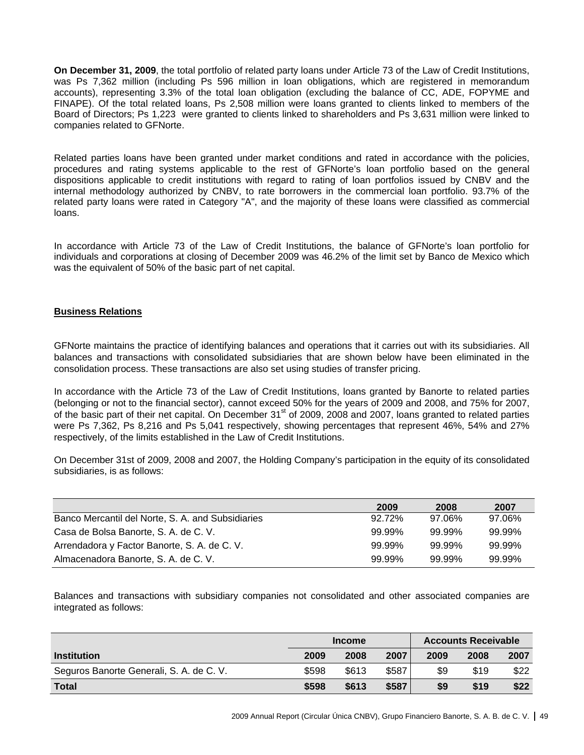**On December 31, 2009**, the total portfolio of related party loans under Article 73 of the Law of Credit Institutions, was Ps 7,362 million (including Ps 596 million in loan obligations, which are registered in memorandum accounts), representing 3.3% of the total loan obligation (excluding the balance of CC, ADE, FOPYME and FINAPE). Of the total related loans, Ps 2,508 million were loans granted to clients linked to members of the Board of Directors; Ps 1,223 were granted to clients linked to shareholders and Ps 3,631 million were linked to companies related to GFNorte.

Related parties loans have been granted under market conditions and rated in accordance with the policies, procedures and rating systems applicable to the rest of GFNorte's loan portfolio based on the general dispositions applicable to credit institutions with regard to rating of loan portfolios issued by CNBV and the internal methodology authorized by CNBV, to rate borrowers in the commercial loan portfolio. 93.7% of the related party loans were rated in Category "A", and the majority of these loans were classified as commercial loans.

In accordance with Article 73 of the Law of Credit Institutions, the balance of GFNorte's loan portfolio for individuals and corporations at closing of December 2009 was 46.2% of the limit set by Banco de Mexico which was the equivalent of 50% of the basic part of net capital.

## Business Relations

GFNorte maintains the practice of identifying balances and operations that it carries out with its subsidiaries. All balances and transactions with consolidated subsidiaries that are shown below have been eliminated in the consolidation process. These transactions are also set using studies of transfer pricing.

In accordance with the Article 73 of the Law of Credit Institutions, loans granted by Banorte to related parties (belonging or not to the financial sector), cannot exceed 50% for the years of 2009 and 2008, and 75% for 2007, of the basic part of their net capital. On December 31st of 2009, 2008 and 2007, loans granted to related parties were Ps 7,362, Ps 8,216 and Ps 5,041 respectively, showing percentages that represent 46%, 54% and 27% respectively, of the limits established in the Law of Credit Institutions.

On December 31st of 2009, 2008 and 2007, the Holding Company's participation in the equity of its consolidated subsidiaries, is as follows:

| | 2009 | 2008 | 2007 |
|---|---|---|---|
| Banco Mercantil del Norte, S. A. and Subsidiaries | 92.72% | 97.06% | 97.06% |
| Casa de Bolsa Banorte, S. A. de C. V. | 99.99% | 99.99% | 99.99% |
| Arrendadora y Factor Banorte, S. A. de C. V. | 99.99% | 99.99% | 99.99% |
| Almacenadora Banorte, S. A. de C. V. | 99.99% | 99.99% | 99.99% |

Balances and transactions with subsidiary companies not consolidated and other associated companies are integrated as follows:

| | Income | | | Accounts Receivable | | |
|---|---|---|---|---|---|---|
| **Institution** | **2009** | **2008** | **2007** | **2009** | **2008** | **2007** |
| Seguros Banorte Generali, S. A. de C. V. | $598 | $613 | $587 | $9 | $19 | $22 |
| **Total** | **$598** | **$613** | **$587** | **$9** | **$19** | **$22** |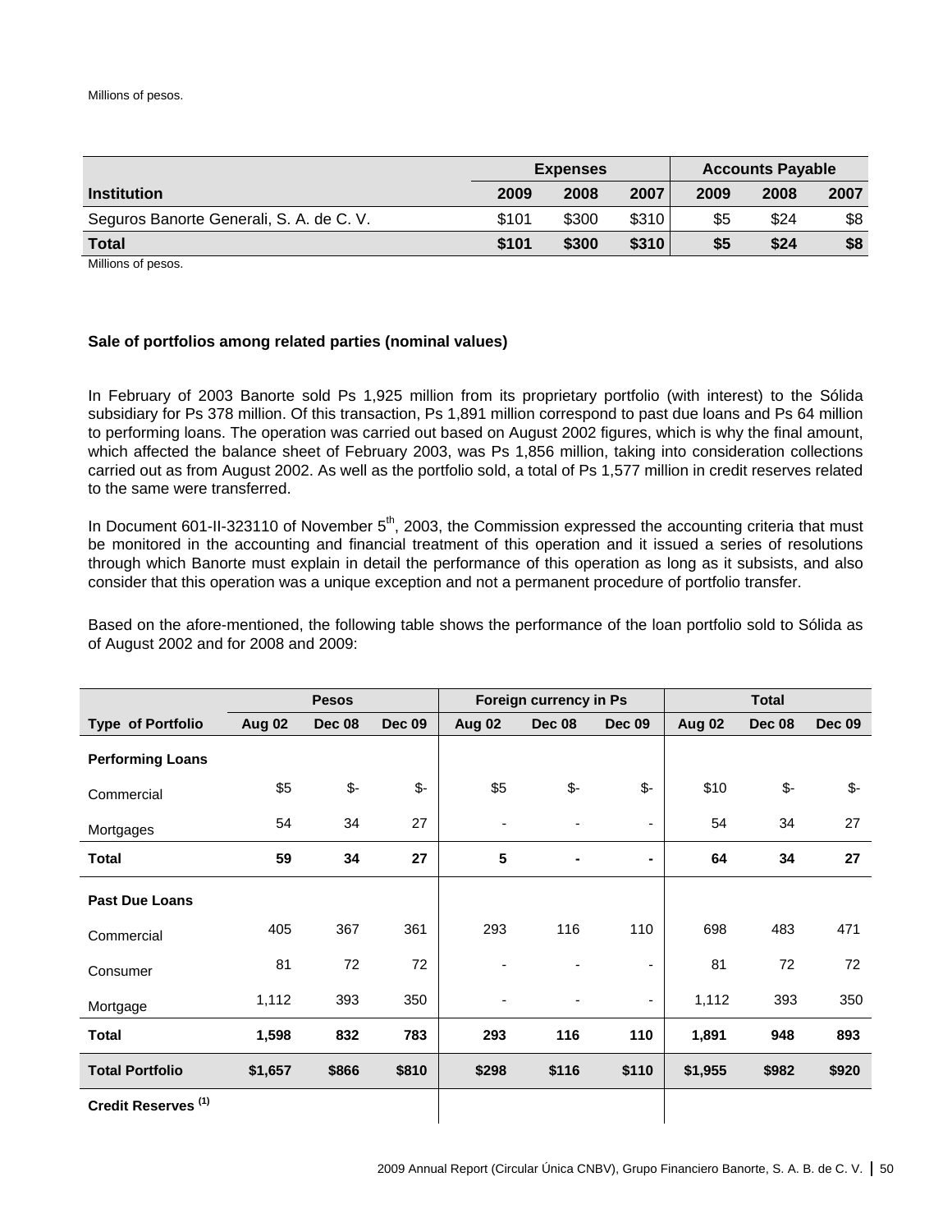Millions of pesos.

| | Expenses | | | Accounts Payable | | |
|---|---|---|---|---|---|---|
| **Institution** | **2009** | **2008** | **2007** | **2009** | **2008** | **2007** |
| Seguros Banorte Generali, S. A. de C. V. | $101 | $300 | $310 | $5 | $24 | $8 |
| **Total** | **$101** | **$300** | **$310** | **$5** | **$24** | **$8** |

Millions of pesos.

**Sale of portfolios among related parties (nominal values)**

In February of 2003 Banorte sold Ps 1,925 million from its proprietary portfolio (with interest) to the Sólida subsidiary for Ps 378 million. Of this transaction, Ps 1,891 million correspond to past due loans and Ps 64 million to performing loans. The operation was carried out based on August 2002 figures, which is why the final amount, which affected the balance sheet of February 2003, was Ps 1,856 million, taking into consideration collections carried out as from August 2002. As well as the portfolio sold, a total of Ps 1,577 million in credit reserves related to the same were transferred.

In Document 601-II-323110 of November 5th, 2003, the Commission expressed the accounting criteria that must be monitored in the accounting and financial treatment of this operation and it issued a series of resolutions through which Banorte must explain in detail the performance of this operation as long as it subsists, and also consider that this operation was a unique exception and not a permanent procedure of portfolio transfer.

Based on the afore-mentioned, the following table shows the performance of the loan portfolio sold to Sólida as of August 2002 and for 2008 and 2009:

| | Pesos | | | Foreign currency in Ps | | | Total | | |
|---|---|---|---|---|---|---|---|---|---|
| **Type of Portfolio** | **Aug 02** | **Dec 08** | **Dec 09** | **Aug 02** | **Dec 08** | **Dec 09** | **Aug 02** | **Dec 08** | **Dec 09** |
| **Performing Loans** | | | | | | | | | |
| Commercial | $5 | $- | $- | $5 | $- | $- | $10 | $- | $- |
| Mortgages | 54 | 34 | 27 | - | - | - | 54 | 34 | 27 |
| **Total** | **59** | **34** | **27** | **5** | **-** | **-** | **64** | **34** | **27** |
| **Past Due Loans** | | | | | | | | | |
| Commercial | 405 | 367 | 361 | 293 | 116 | 110 | 698 | 483 | 471 |
| Consumer | 81 | 72 | 72 | - | - | - | 81 | 72 | 72 |
| Mortgage | 1,112 | 393 | 350 | - | - | - | 1,112 | 393 | 350 |
| **Total** | **1,598** | **832** | **783** | **293** | **116** | **110** | **1,891** | **948** | **893** |
| **Total Portfolio** | **$1,657** | **$866** | **$810** | **$298** | **$116** | **$110** | **$1,955** | **$982** | **$920** |
| **Credit Reserves (1)** | | | | | | | | | |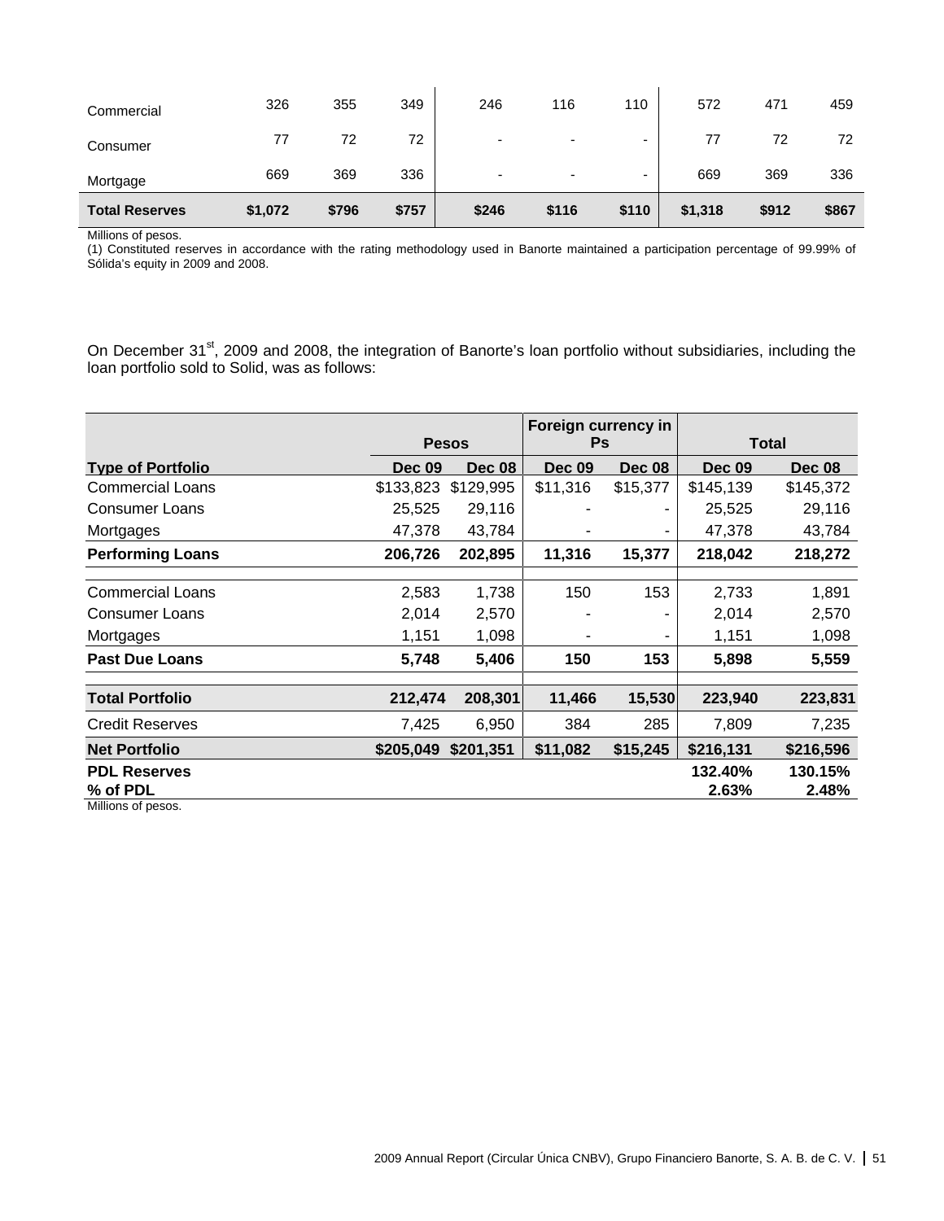| | | | | | | | | | |
|---|---|---|---|---|---|---|---|---|---|
| Commercial | 326 | 355 | 349 | 246 | 116 | 110 | 572 | 471 | 459 |
| Consumer | 77 | 72 | 72 | - | - | - | 77 | 72 | 72 |
| Mortgage | 669 | 369 | 336 | - | - | - | 669 | 369 | 336 |
| **Total Reserves** | **$1,072** | **$796** | **$757** | **$246** | **$116** | **$110** | **$1,318** | **$912** | **$867** |

Millions of pesos.

(1) Constituted reserves in accordance with the rating methodology used in Banorte maintained a participation percentage of 99.99% of Sólida's equity in 2009 and 2008.

On December 31st, 2009 and 2008, the integration of Banorte's loan portfolio without subsidiaries, including the loan portfolio sold to Solid, was as follows:

| | Pesos | | Foreign currency in Ps | | Total | |
|---|---|---|---|---|---|---|
| **Type of Portfolio** | **Dec 09** | **Dec 08** | **Dec 09** | **Dec 08** | **Dec 09** | **Dec 08** |
| Commercial Loans | $133,823 | $129,995 | $11,316 | $15,377 | $145,139 | $145,372 |
| Consumer Loans | 25,525 | 29,116 | - | - | 25,525 | 29,116 |
| Mortgages | 47,378 | 43,784 | - | - | 47,378 | 43,784 |
| **Performing Loans** | **206,726** | **202,895** | **11,316** | **15,377** | **218,042** | **218,272** |
| Commercial Loans | 2,583 | 1,738 | 150 | 153 | 2,733 | 1,891 |
| Consumer Loans | 2,014 | 2,570 | - | - | 2,014 | 2,570 |
| Mortgages | 1,151 | 1,098 | - | - | 1,151 | 1,098 |
| **Past Due Loans** | **5,748** | **5,406** | **150** | **153** | **5,898** | **5,559** |
| **Total Portfolio** | **212,474** | **208,301** | **11,466** | **15,530** | **223,940** | **223,831** |
| Credit Reserves | 7,425 | 6,950 | 384 | 285 | 7,809 | 7,235 |
| **Net Portfolio** | **$205,049** | **$201,351** | **$11,082** | **$15,245** | **$216,131** | **$216,596** |
| **PDL Reserves** | | | | | **132.40%** | **130.15%** |
| **% of PDL** | | | | | **2.63%** | **2.48%** |

Millions of pesos.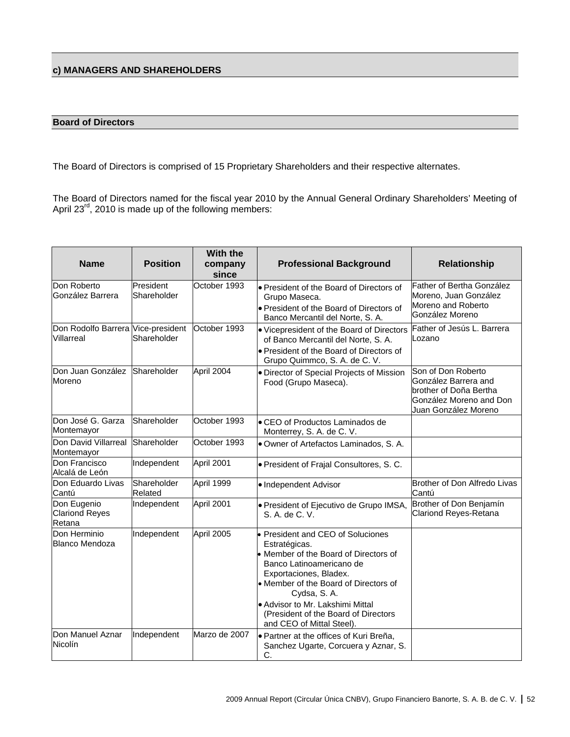## c) MANAGERS AND SHAREHOLDERS

### Board of Directors

The Board of Directors is comprised of 15 Proprietary Shareholders and their respective alternates.

The Board of Directors named for the fiscal year 2010 by the Annual General Ordinary Shareholders' Meeting of April 23rd, 2010 is made up of the following members:

| Name | Position | With the company since | Professional Background | Relationship |
|---|---|---|---|---|
| Don Roberto González Barrera | President Shareholder | October 1993 | • President of the Board of Directors of Grupo Maseca.<br>• President of the Board of Directors of Banco Mercantil del Norte, S. A. | Father of Bertha González Moreno, Juan González Moreno and Roberto González Moreno |
| Don Rodolfo Barrera Villarreal | Vice-president Shareholder | October 1993 | • Vicepresident of the Board of Directors of Banco Mercantil del Norte, S. A.<br>• President of the Board of Directors of Grupo Quimmco, S. A. de C. V. | Father of Jesús L. Barrera Lozano |
| Don Juan González Moreno | Shareholder | April 2004 | • Director of Special Projects of Mission Food (Grupo Maseca). | Son of Don Roberto González Barrera and brother of Doña Bertha González Moreno and Don Juan González Moreno |
| Don José G. Garza Montemayor | Shareholder | October 1993 | • CEO of Productos Laminados de Monterrey, S. A. de C. V. | |
| Don David Villarreal Montemayor | Shareholder | October 1993 | • Owner of Artefactos Laminados, S. A. | |
| Don Francisco Alcalá de León | Independent | April 2001 | • President of Frajal Consultores, S. C. | |
| Don Eduardo Livas Cantú | Shareholder Related | April 1999 | • Independent Advisor | Brother of Don Alfredo Livas Cantú |
| Don Eugenio Clariond Reyes Retana | Independent | April 2001 | • President of Ejecutivo de Grupo IMSA, S. A. de C. V. | Brother of Don Benjamín Clariond Reyes-Retana |
| Don Herminio Blanco Mendoza | Independent | April 2005 | • President and CEO of Soluciones Estratégicas.<br>• Member of the Board of Directors of Banco Latinoamericano de Exportaciones, Bladex.<br>• Member of the Board of Directors of Cydsa, S. A.<br>• Advisor to Mr. Lakshimi Mittal (President of the Board of Directors and CEO of Mittal Steel). | |
| Don Manuel Aznar Nicolín | Independent | Marzo de 2007 | • Partner at the offices of Kuri Breña, Sanchez Ugarte, Corcuera y Aznar, S. C. | |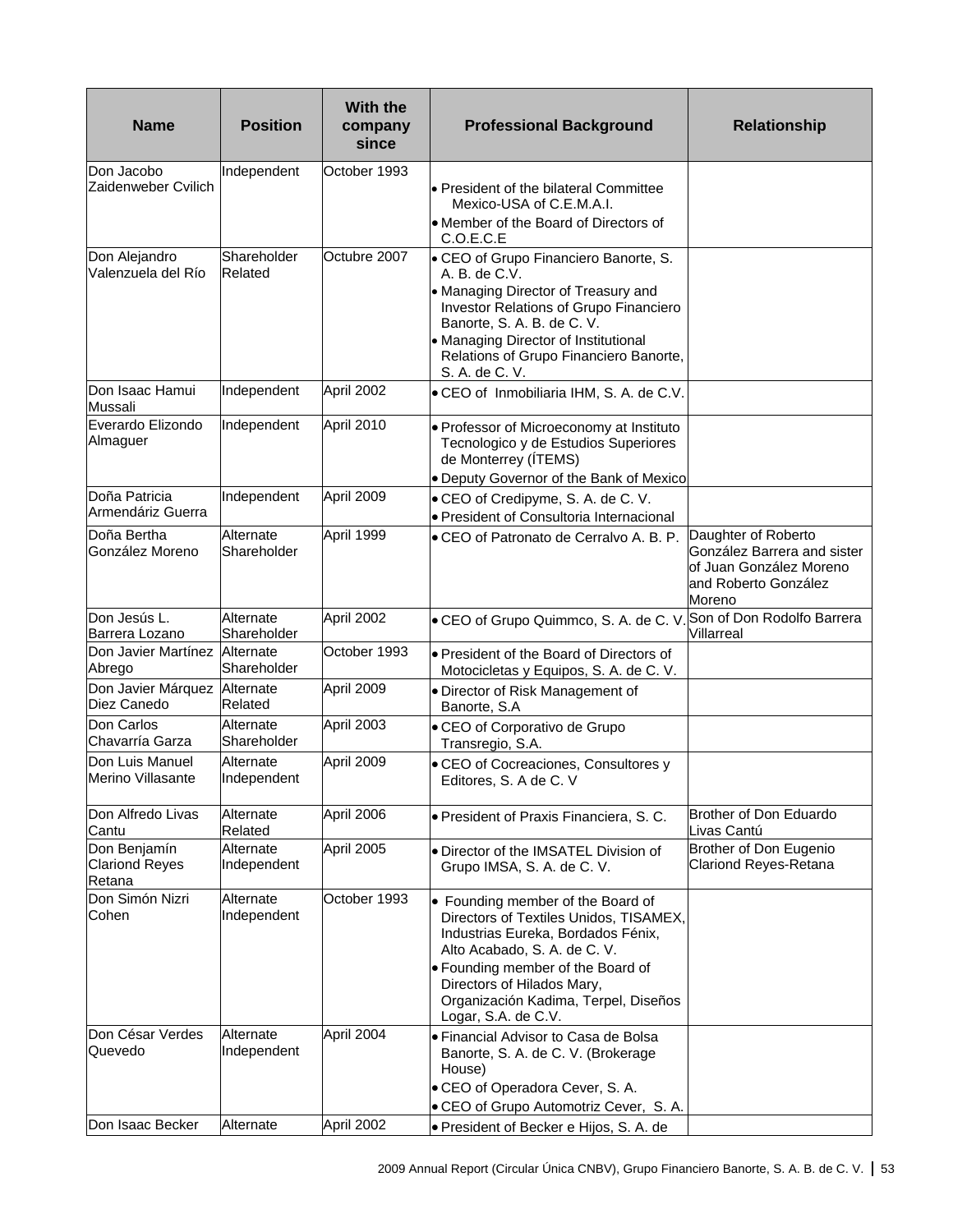| Name | Position | With the company since | Professional Background | Relationship |
|---|---|---|---|---|
| Don Jacobo Zaidenweber Cvilich | Independent | October 1993 | • President of the bilateral Committee Mexico-USA of C.E.M.A.I.<br>• Member of the Board of Directors of C.O.E.C.E | |
| Don Alejandro Valenzuela del Río | Shareholder Related | Octubre 2007 | • CEO of Grupo Financiero Banorte, S. A. B. de C.V.<br>• Managing Director of Treasury and Investor Relations of Grupo Financiero Banorte, S. A. B. de C. V.<br>• Managing Director of Institutional Relations of Grupo Financiero Banorte, S. A. de C. V. | |
| Don Isaac Hamui Mussali | Independent | April 2002 | • CEO of Inmobiliaria IHM, S. A. de C.V. | |
| Everardo Elizondo Almaguer | Independent | April 2010 | • Professor of Microeconomy at Instituto Tecnologico y de Estudios Superiores de Monterrey (ÍTEMS)<br>• Deputy Governor of the Bank of Mexico | |
| Doña Patricia Armendáriz Guerra | Independent | April 2009 | • CEO of Credipyme, S. A. de C. V.<br>• President of Consultoria Internacional | |
| Doña Bertha González Moreno | Alternate Shareholder | April 1999 | • CEO of Patronato de Cerralvo A. B. P. | Daughter of Roberto González Barrera and sister of Juan González Moreno and Roberto González Moreno |
| Don Jesús L. Barrera Lozano | Alternate Shareholder | April 2002 | • CEO of Grupo Quimmco, S. A. de C. V. | Son of Don Rodolfo Barrera Villarreal |
| Don Javier Martínez Abrego | Alternate Shareholder | October 1993 | • President of the Board of Directors of Motocicletas y Equipos, S. A. de C. V. | |
| Don Javier Márquez Diez Canedo | Alternate Related | April 2009 | • Director of Risk Management of Banorte, S.A | |
| Don Carlos Chavarría Garza | Alternate Shareholder | April 2003 | • CEO of Corporativo de Grupo Transregio, S.A. | |
| Don Luis Manuel Merino Villasante | Alternate Independent | April 2009 | • CEO of Cocreaciones, Consultores y Editores, S. A de C. V | |
| Don Alfredo Livas Cantu | Alternate Related | April 2006 | • President of Praxis Financiera, S. C. | Brother of Don Eduardo Livas Cantú |
| Don Benjamín Clariond Reyes Retana | Alternate Independent | April 2005 | • Director of the IMSATEL Division of Grupo IMSA, S. A. de C. V. | Brother of Don Eugenio Clariond Reyes-Retana |
| Don Simón Nizri Cohen | Alternate Independent | October 1993 | • Founding member of the Board of Directors of Textiles Unidos, TISAMEX, Industrias Eureka, Bordados Fénix, Alto Acabado, S. A. de C. V.<br>• Founding member of the Board of Directors of Hilados Mary, Organización Kadima, Terpel, Diseños Logar, S.A. de C.V. | |
| Don César Verdes Quevedo | Alternate Independent | April 2004 | • Financial Advisor to Casa de Bolsa Banorte, S. A. de C. V. (Brokerage House)<br>• CEO of Operadora Cever, S. A.<br>• CEO of Grupo Automotriz Cever, S. A. | |
| Don Isaac Becker | Alternate | April 2002 | • President of Becker e Hijos, S. A. de | |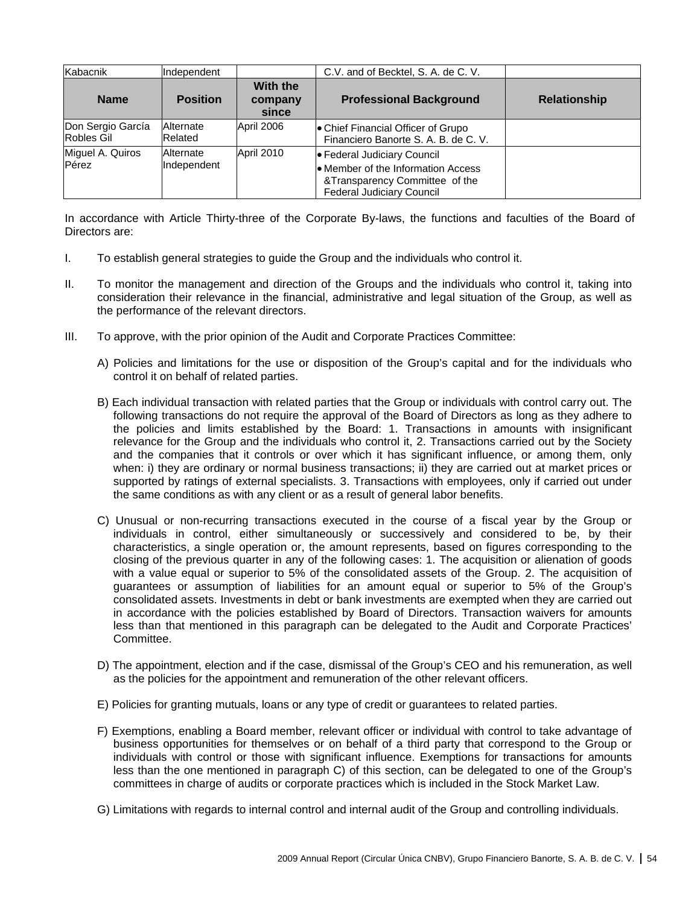| Kabacnik | Independent | | C.V. and of Becktel, S. A. de C. V. | |
|---|---|---|---|---|
| **Name** | **Position** | **With the company since** | **Professional Background** | **Relationship** |
| Don Sergio García Robles Gil | Alternate Related | April 2006 | • Chief Financial Officer of Grupo Financiero Banorte S. A. B. de C. V. | |
| Miguel A. Quiros Pérez | Alternate Independent | April 2010 | • Federal Judiciary Council<br>• Member of the Information Access &Transparency Committee of the Federal Judiciary Council | |

In accordance with Article Thirty-three of the Corporate By-laws, the functions and faculties of the Board of Directors are:

I. To establish general strategies to guide the Group and the individuals who control it.

II. To monitor the management and direction of the Groups and the individuals who control it, taking into consideration their relevance in the financial, administrative and legal situation of the Group, as well as the performance of the relevant directors.

III. To approve, with the prior opinion of the Audit and Corporate Practices Committee:

A) Policies and limitations for the use or disposition of the Group's capital and for the individuals who control it on behalf of related parties.

B) Each individual transaction with related parties that the Group or individuals with control carry out. The following transactions do not require the approval of the Board of Directors as long as they adhere to the policies and limits established by the Board: 1. Transactions in amounts with insignificant relevance for the Group and the individuals who control it, 2. Transactions carried out by the Society and the companies that it controls or over which it has significant influence, or among them, only when: i) they are ordinary or normal business transactions; ii) they are carried out at market prices or supported by ratings of external specialists. 3. Transactions with employees, only if carried out under the same conditions as with any client or as a result of general labor benefits.

C) Unusual or non-recurring transactions executed in the course of a fiscal year by the Group or individuals in control, either simultaneously or successively and considered to be, by their characteristics, a single operation or, the amount represents, based on figures corresponding to the closing of the previous quarter in any of the following cases: 1. The acquisition or alienation of goods with a value equal or superior to 5% of the consolidated assets of the Group. 2. The acquisition of guarantees or assumption of liabilities for an amount equal or superior to 5% of the Group's consolidated assets. Investments in debt or bank investments are exempted when they are carried out in accordance with the policies established by Board of Directors. Transaction waivers for amounts less than that mentioned in this paragraph can be delegated to the Audit and Corporate Practices' Committee.

D) The appointment, election and if the case, dismissal of the Group's CEO and his remuneration, as well as the policies for the appointment and remuneration of the other relevant officers.

E) Policies for granting mutuals, loans or any type of credit or guarantees to related parties.

F) Exemptions, enabling a Board member, relevant officer or individual with control to take advantage of business opportunities for themselves or on behalf of a third party that correspond to the Group or individuals with control or those with significant influence. Exemptions for transactions for amounts less than the one mentioned in paragraph C) of this section, can be delegated to one of the Group's committees in charge of audits or corporate practices which is included in the Stock Market Law.

G) Limitations with regards to internal control and internal audit of the Group and controlling individuals.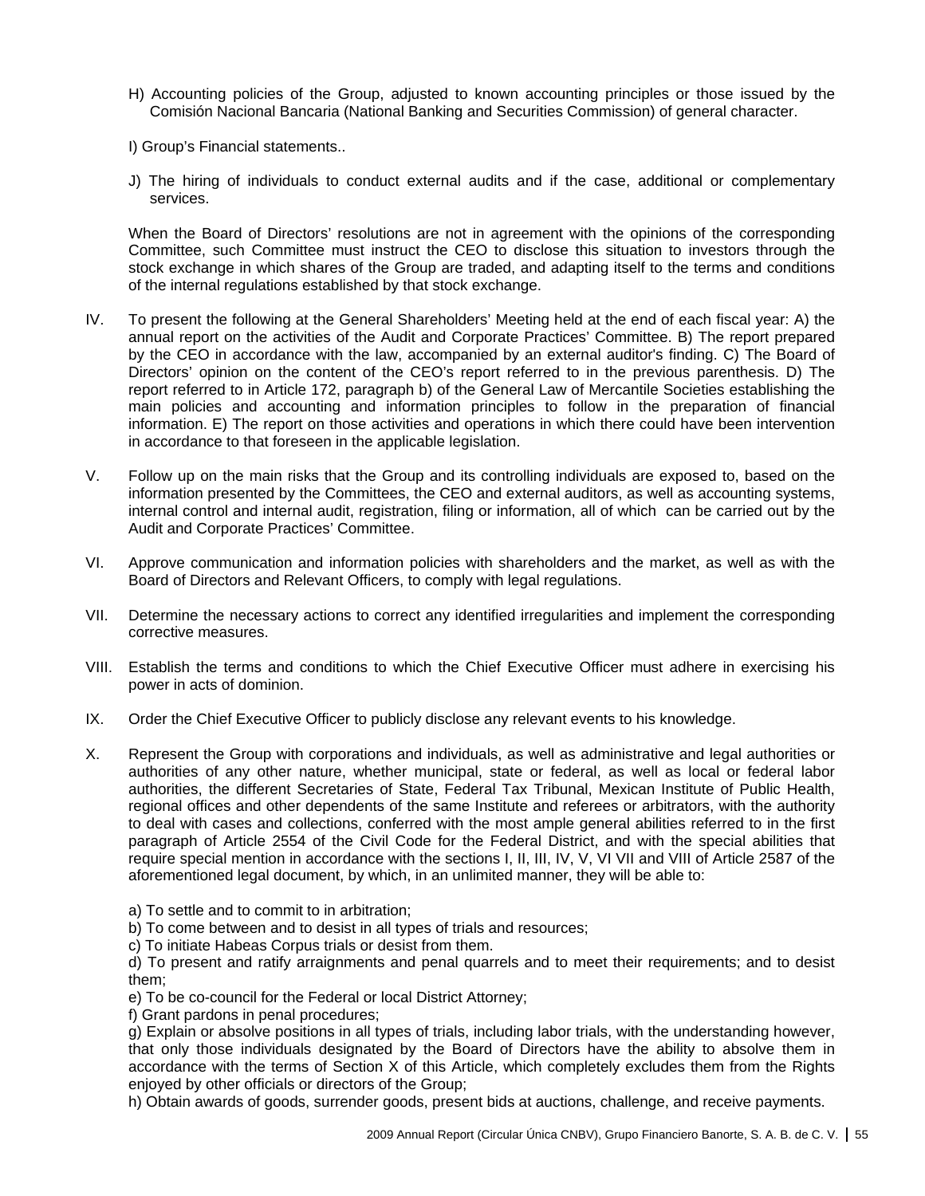H) Accounting policies of the Group, adjusted to known accounting principles or those issued by the Comisión Nacional Bancaria (National Banking and Securities Commission) of general character.

I) Group's Financial statements..

J) The hiring of individuals to conduct external audits and if the case, additional or complementary services.

When the Board of Directors' resolutions are not in agreement with the opinions of the corresponding Committee, such Committee must instruct the CEO to disclose this situation to investors through the stock exchange in which shares of the Group are traded, and adapting itself to the terms and conditions of the internal regulations established by that stock exchange.

IV. To present the following at the General Shareholders' Meeting held at the end of each fiscal year: A) the annual report on the activities of the Audit and Corporate Practices' Committee. B) The report prepared by the CEO in accordance with the law, accompanied by an external auditor's finding. C) The Board of Directors' opinion on the content of the CEO's report referred to in the previous parenthesis. D) The report referred to in Article 172, paragraph b) of the General Law of Mercantile Societies establishing the main policies and accounting and information principles to follow in the preparation of financial information. E) The report on those activities and operations in which there could have been intervention in accordance to that foreseen in the applicable legislation.

V. Follow up on the main risks that the Group and its controlling individuals are exposed to, based on the information presented by the Committees, the CEO and external auditors, as well as accounting systems, internal control and internal audit, registration, filing or information, all of which can be carried out by the Audit and Corporate Practices' Committee.

VI. Approve communication and information policies with shareholders and the market, as well as with the Board of Directors and Relevant Officers, to comply with legal regulations.

VII. Determine the necessary actions to correct any identified irregularities and implement the corresponding corrective measures.

VIII. Establish the terms and conditions to which the Chief Executive Officer must adhere in exercising his power in acts of dominion.

IX. Order the Chief Executive Officer to publicly disclose any relevant events to his knowledge.

X. Represent the Group with corporations and individuals, as well as administrative and legal authorities or authorities of any other nature, whether municipal, state or federal, as well as local or federal labor authorities, the different Secretaries of State, Federal Tax Tribunal, Mexican Institute of Public Health, regional offices and other dependents of the same Institute and referees or arbitrators, with the authority to deal with cases and collections, conferred with the most ample general abilities referred to in the first paragraph of Article 2554 of the Civil Code for the Federal District, and with the special abilities that require special mention in accordance with the sections I, II, III, IV, V, VI VII and VIII of Article 2587 of the aforementioned legal document, by which, in an unlimited manner, they will be able to:

a) To settle and to commit to in arbitration;
b) To come between and to desist in all types of trials and resources;
c) To initiate Habeas Corpus trials or desist from them.
d) To present and ratify arraignments and penal quarrels and to meet their requirements; and to desist them;
e) To be co-council for the Federal or local District Attorney;
f) Grant pardons in penal procedures;
g) Explain or absolve positions in all types of trials, including labor trials, with the understanding however, that only those individuals designated by the Board of Directors have the ability to absolve them in accordance with the terms of Section X of this Article, which completely excludes them from the Rights enjoyed by other officials or directors of the Group;
h) Obtain awards of goods, surrender goods, present bids at auctions, challenge, and receive payments.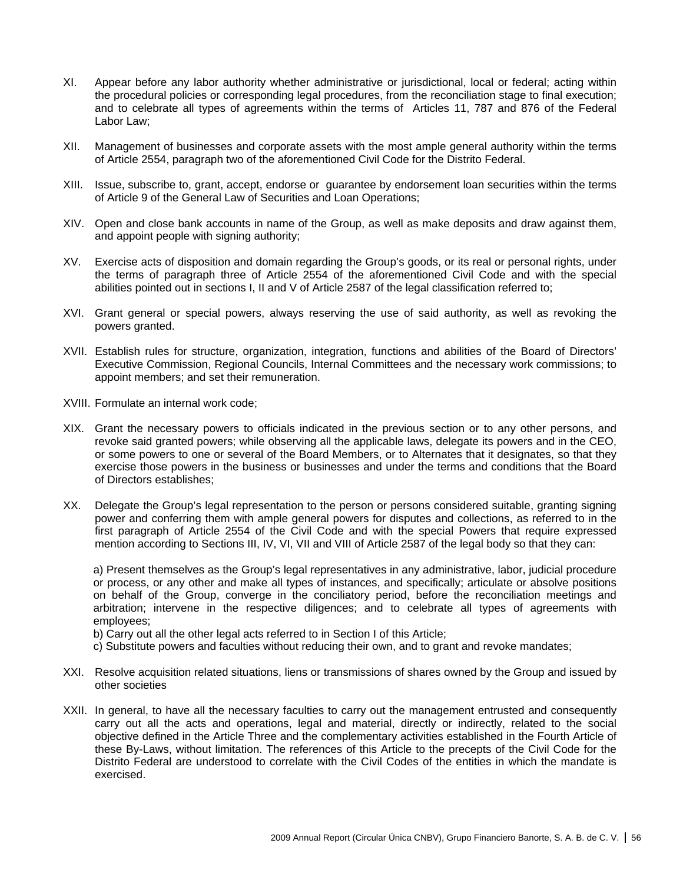XI. Appear before any labor authority whether administrative or jurisdictional, local or federal; acting within the procedural policies or corresponding legal procedures, from the reconciliation stage to final execution; and to celebrate all types of agreements within the terms of Articles 11, 787 and 876 of the Federal Labor Law;

XII. Management of businesses and corporate assets with the most ample general authority within the terms of Article 2554, paragraph two of the aforementioned Civil Code for the Distrito Federal.

XIII. Issue, subscribe to, grant, accept, endorse or guarantee by endorsement loan securities within the terms of Article 9 of the General Law of Securities and Loan Operations;

XIV. Open and close bank accounts in name of the Group, as well as make deposits and draw against them, and appoint people with signing authority;

XV. Exercise acts of disposition and domain regarding the Group's goods, or its real or personal rights, under the terms of paragraph three of Article 2554 of the aforementioned Civil Code and with the special abilities pointed out in sections I, II and V of Article 2587 of the legal classification referred to;

XVI. Grant general or special powers, always reserving the use of said authority, as well as revoking the powers granted.

XVII. Establish rules for structure, organization, integration, functions and abilities of the Board of Directors' Executive Commission, Regional Councils, Internal Committees and the necessary work commissions; to appoint members; and set their remuneration.

XVIII. Formulate an internal work code;

XIX. Grant the necessary powers to officials indicated in the previous section or to any other persons, and revoke said granted powers; while observing all the applicable laws, delegate its powers and in the CEO, or some powers to one or several of the Board Members, or to Alternates that it designates, so that they exercise those powers in the business or businesses and under the terms and conditions that the Board of Directors establishes;

XX. Delegate the Group's legal representation to the person or persons considered suitable, granting signing power and conferring them with ample general powers for disputes and collections, as referred to in the first paragraph of Article 2554 of the Civil Code and with the special Powers that require expressed mention according to Sections III, IV, VI, VII and VIII of Article 2587 of the legal body so that they can:

a) Present themselves as the Group's legal representatives in any administrative, labor, judicial procedure or process, or any other and make all types of instances, and specifically; articulate or absolve positions on behalf of the Group, converge in the conciliatory period, before the reconciliation meetings and arbitration; intervene in the respective diligences; and to celebrate all types of agreements with employees;
b) Carry out all the other legal acts referred to in Section I of this Article;
c) Substitute powers and faculties without reducing their own, and to grant and revoke mandates;

XXI. Resolve acquisition related situations, liens or transmissions of shares owned by the Group and issued by other societies

XXII. In general, to have all the necessary faculties to carry out the management entrusted and consequently carry out all the acts and operations, legal and material, directly or indirectly, related to the social objective defined in the Article Three and the complementary activities established in the Fourth Article of these By-Laws, without limitation. The references of this Article to the precepts of the Civil Code for the Distrito Federal are understood to correlate with the Civil Codes of the entities in which the mandate is exercised.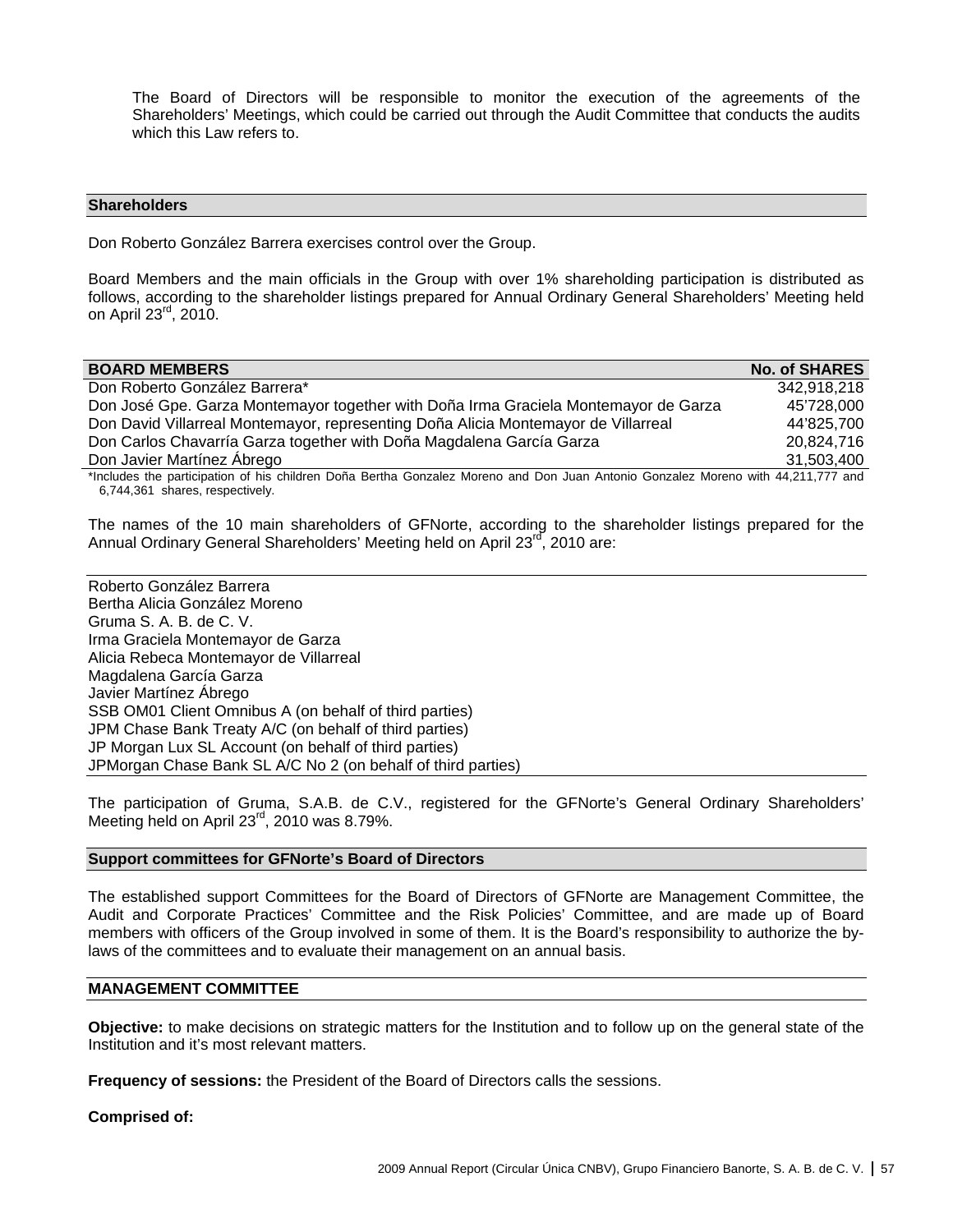The Board of Directors will be responsible to monitor the execution of the agreements of the Shareholders' Meetings, which could be carried out through the Audit Committee that conducts the audits which this Law refers to.

## Shareholders

Don Roberto González Barrera exercises control over the Group.

Board Members and the main officials in the Group with over 1% shareholding participation is distributed as follows, according to the shareholder listings prepared for Annual Ordinary General Shareholders' Meeting held on April 23rd, 2010.

| BOARD MEMBERS | No. of SHARES |
|---|---|
| Don Roberto González Barrera* | 342,918,218 |
| Don José Gpe. Garza Montemayor together with Doña Irma Graciela Montemayor de Garza | 45'728,000 |
| Don David Villarreal Montemayor, representing Doña Alicia Montemayor de Villarreal | 44'825,700 |
| Don Carlos Chavarría Garza together with Doña Magdalena García Garza | 20,824,716 |
| Don Javier Martínez Ábrego | 31,503,400 |

*Includes the participation of his children Doña Bertha Gonzalez Moreno and Don Juan Antonio Gonzalez Moreno with 44,211,777 and 6,744,361 shares, respectively.

The names of the 10 main shareholders of GFNorte, according to the shareholder listings prepared for the Annual Ordinary General Shareholders' Meeting held on April 23rd, 2010 are:

Roberto González Barrera
Bertha Alicia González Moreno
Gruma S. A. B. de C. V.
Irma Graciela Montemayor de Garza
Alicia Rebeca Montemayor de Villarreal
Magdalena García Garza
Javier Martínez Ábrego
SSB OM01 Client Omnibus A (on behalf of third parties)
JPM Chase Bank Treaty A/C (on behalf of third parties)
JP Morgan Lux SL Account (on behalf of third parties)
JPMorgan Chase Bank SL A/C No 2 (on behalf of third parties)

The participation of Gruma, S.A.B. de C.V., registered for the GFNorte's General Ordinary Shareholders' Meeting held on April 23rd, 2010 was 8.79%.

## Support committees for GFNorte's Board of Directors

The established support Committees for the Board of Directors of GFNorte are Management Committee, the Audit and Corporate Practices' Committee and the Risk Policies' Committee, and are made up of Board members with officers of the Group involved in some of them. It is the Board's responsibility to authorize the by-laws of the committees and to evaluate their management on an annual basis.

## MANAGEMENT COMMITTEE

**Objective:** to make decisions on strategic matters for the Institution and to follow up on the general state of the Institution and it's most relevant matters.

**Frequency of sessions:** the President of the Board of Directors calls the sessions.

**Comprised of:**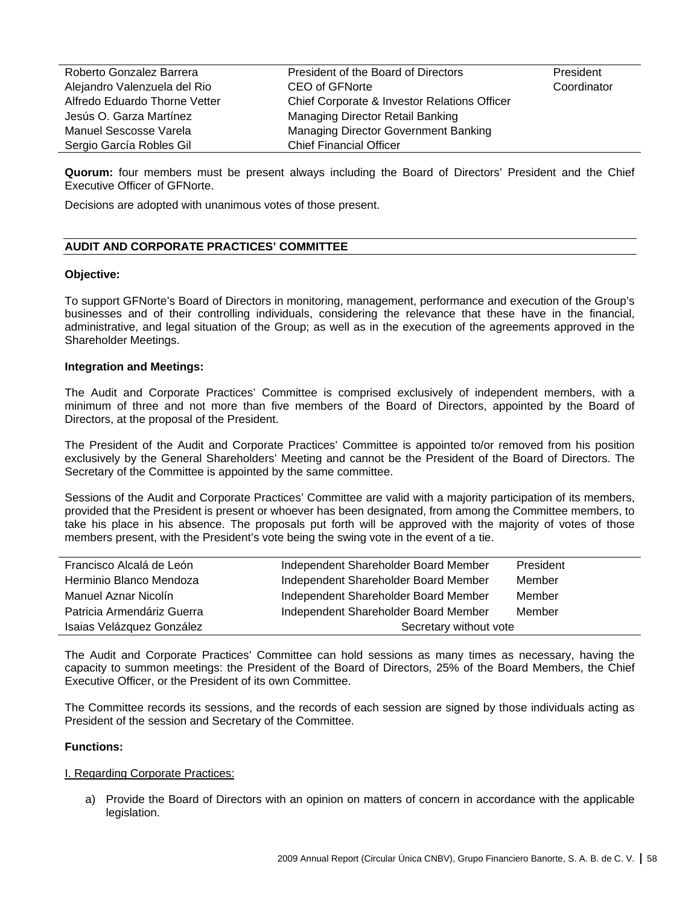| | | |
|---|---|---|
| Roberto Gonzalez Barrera | President of the Board of Directors | President |
| Alejandro Valenzuela del Rio | CEO of GFNorte | Coordinator |
| Alfredo Eduardo Thorne Vetter | Chief Corporate & Investor Relations Officer | |
| Jesús O. Garza Martínez | Managing Director Retail Banking | |
| Manuel Sescosse Varela | Managing Director Government Banking | |
| Sergio García Robles Gil | Chief Financial Officer | |

**Quorum:** four members must be present always including the Board of Directors' President and the Chief Executive Officer of GFNorte.

Decisions are adopted with unanimous votes of those present.

## AUDIT AND CORPORATE PRACTICES' COMMITTEE

**Objective:**

To support GFNorte's Board of Directors in monitoring, management, performance and execution of the Group's businesses and of their controlling individuals, considering the relevance that these have in the financial, administrative, and legal situation of the Group; as well as in the execution of the agreements approved in the Shareholder Meetings.

**Integration and Meetings:**

The Audit and Corporate Practices' Committee is comprised exclusively of independent members, with a minimum of three and not more than five members of the Board of Directors, appointed by the Board of Directors, at the proposal of the President.

The President of the Audit and Corporate Practices' Committee is appointed to/or removed from his position exclusively by the General Shareholders' Meeting and cannot be the President of the Board of Directors. The Secretary of the Committee is appointed by the same committee.

Sessions of the Audit and Corporate Practices' Committee are valid with a majority participation of its members, provided that the President is present or whoever has been designated, from among the Committee members, to take his place in his absence. The proposals put forth will be approved with the majority of votes of those members present, with the President's vote being the swing vote in the event of a tie.

| | | |
|---|---|---|
| Francisco Alcalá de León | Independent Shareholder Board Member | President |
| Herminio Blanco Mendoza | Independent Shareholder Board Member | Member |
| Manuel Aznar Nicolín | Independent Shareholder Board Member | Member |
| Patricia Armendáriz Guerra | Independent Shareholder Board Member | Member |
| Isaias Velázquez González | Secretary without vote | |

The Audit and Corporate Practices' Committee can hold sessions as many times as necessary, having the capacity to summon meetings: the President of the Board of Directors, 25% of the Board Members, the Chief Executive Officer, or the President of its own Committee.

The Committee records its sessions, and the records of each session are signed by those individuals acting as President of the session and Secretary of the Committee.

**Functions:**

I. Regarding Corporate Practices:

a) Provide the Board of Directors with an opinion on matters of concern in accordance with the applicable legislation.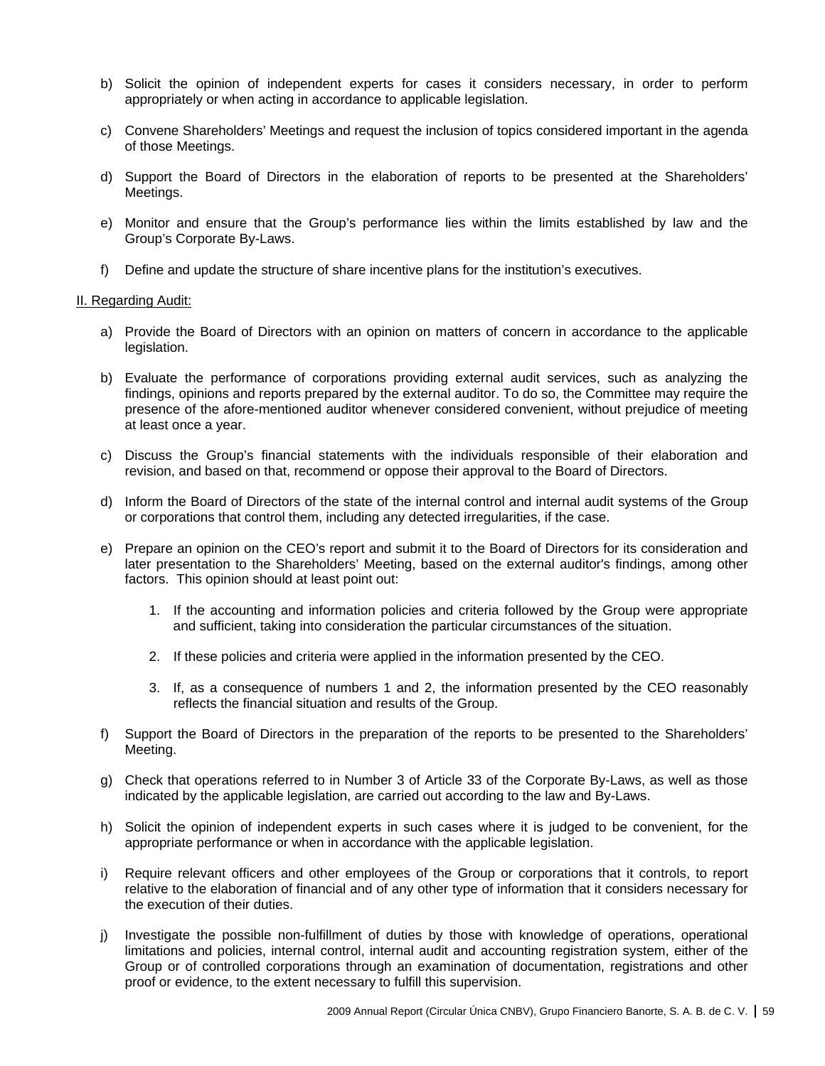b) Solicit the opinion of independent experts for cases it considers necessary, in order to perform appropriately or when acting in accordance to applicable legislation.

c) Convene Shareholders' Meetings and request the inclusion of topics considered important in the agenda of those Meetings.

d) Support the Board of Directors in the elaboration of reports to be presented at the Shareholders' Meetings.

e) Monitor and ensure that the Group's performance lies within the limits established by law and the Group's Corporate By-Laws.

f) Define and update the structure of share incentive plans for the institution's executives.

<u>II. Regarding Audit:</u>

a) Provide the Board of Directors with an opinion on matters of concern in accordance to the applicable legislation.

b) Evaluate the performance of corporations providing external audit services, such as analyzing the findings, opinions and reports prepared by the external auditor. To do so, the Committee may require the presence of the afore-mentioned auditor whenever considered convenient, without prejudice of meeting at least once a year.

c) Discuss the Group's financial statements with the individuals responsible of their elaboration and revision, and based on that, recommend or oppose their approval to the Board of Directors.

d) Inform the Board of Directors of the state of the internal control and internal audit systems of the Group or corporations that control them, including any detected irregularities, if the case.

e) Prepare an opinion on the CEO's report and submit it to the Board of Directors for its consideration and later presentation to the Shareholders' Meeting, based on the external auditor's findings, among other factors. This opinion should at least point out:

   1. If the accounting and information policies and criteria followed by the Group were appropriate and sufficient, taking into consideration the particular circumstances of the situation.

   2. If these policies and criteria were applied in the information presented by the CEO.

   3. If, as a consequence of numbers 1 and 2, the information presented by the CEO reasonably reflects the financial situation and results of the Group.

f) Support the Board of Directors in the preparation of the reports to be presented to the Shareholders' Meeting.

g) Check that operations referred to in Number 3 of Article 33 of the Corporate By-Laws, as well as those indicated by the applicable legislation, are carried out according to the law and By-Laws.

h) Solicit the opinion of independent experts in such cases where it is judged to be convenient, for the appropriate performance or when in accordance with the applicable legislation.

i) Require relevant officers and other employees of the Group or corporations that it controls, to report relative to the elaboration of financial and of any other type of information that it considers necessary for the execution of their duties.

j) Investigate the possible non-fulfillment of duties by those with knowledge of operations, operational limitations and policies, internal control, internal audit and accounting registration system, either of the Group or of controlled corporations through an examination of documentation, registrations and other proof or evidence, to the extent necessary to fulfill this supervision.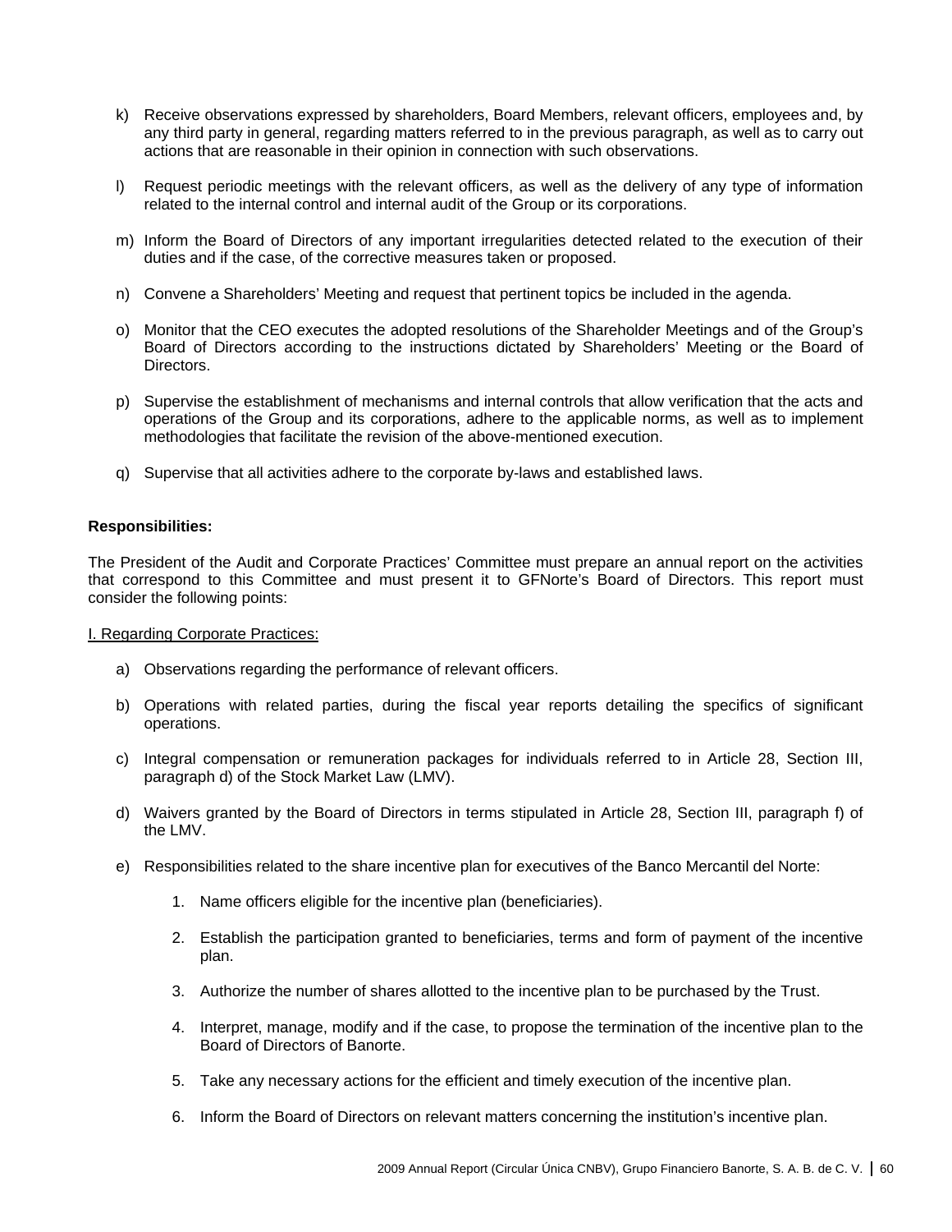k) Receive observations expressed by shareholders, Board Members, relevant officers, employees and, by any third party in general, regarding matters referred to in the previous paragraph, as well as to carry out actions that are reasonable in their opinion in connection with such observations.

l) Request periodic meetings with the relevant officers, as well as the delivery of any type of information related to the internal control and internal audit of the Group or its corporations.

m) Inform the Board of Directors of any important irregularities detected related to the execution of their duties and if the case, of the corrective measures taken or proposed.

n) Convene a Shareholders' Meeting and request that pertinent topics be included in the agenda.

o) Monitor that the CEO executes the adopted resolutions of the Shareholder Meetings and of the Group's Board of Directors according to the instructions dictated by Shareholders' Meeting or the Board of Directors.

p) Supervise the establishment of mechanisms and internal controls that allow verification that the acts and operations of the Group and its corporations, adhere to the applicable norms, as well as to implement methodologies that facilitate the revision of the above-mentioned execution.

q) Supervise that all activities adhere to the corporate by-laws and established laws.

**Responsibilities:**

The President of the Audit and Corporate Practices' Committee must prepare an annual report on the activities that correspond to this Committee and must present it to GFNorte's Board of Directors. This report must consider the following points:

I. Regarding Corporate Practices:

a) Observations regarding the performance of relevant officers.

b) Operations with related parties, during the fiscal year reports detailing the specifics of significant operations.

c) Integral compensation or remuneration packages for individuals referred to in Article 28, Section III, paragraph d) of the Stock Market Law (LMV).

d) Waivers granted by the Board of Directors in terms stipulated in Article 28, Section III, paragraph f) of the LMV.

e) Responsibilities related to the share incentive plan for executives of the Banco Mercantil del Norte:

1. Name officers eligible for the incentive plan (beneficiaries).
2. Establish the participation granted to beneficiaries, terms and form of payment of the incentive plan.
3. Authorize the number of shares allotted to the incentive plan to be purchased by the Trust.
4. Interpret, manage, modify and if the case, to propose the termination of the incentive plan to the Board of Directors of Banorte.
5. Take any necessary actions for the efficient and timely execution of the incentive plan.
6. Inform the Board of Directors on relevant matters concerning the institution's incentive plan.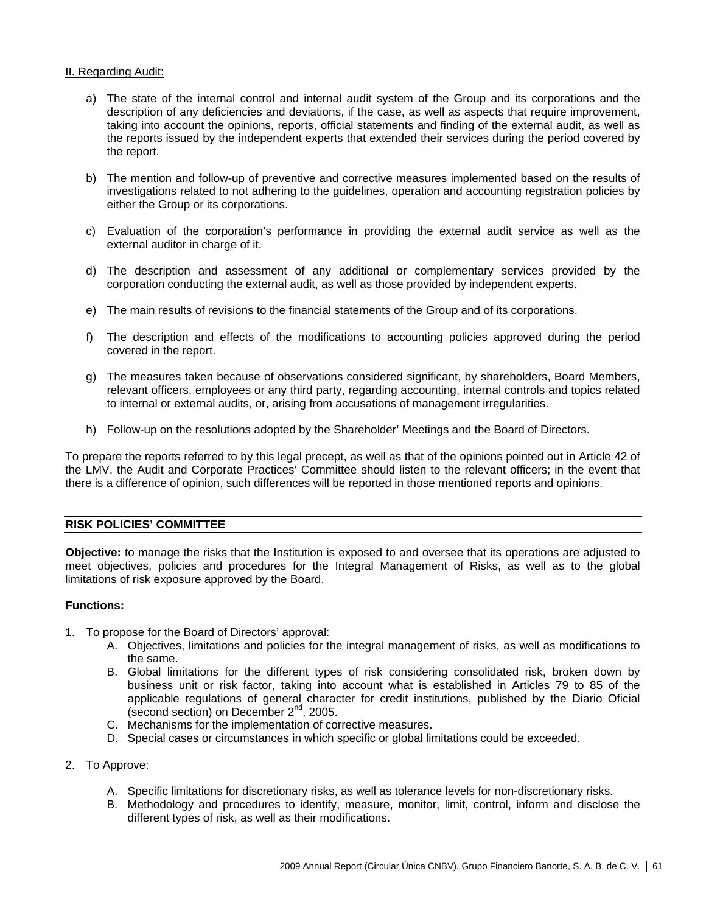II. Regarding Audit:

a) The state of the internal control and internal audit system of the Group and its corporations and the description of any deficiencies and deviations, if the case, as well as aspects that require improvement, taking into account the opinions, reports, official statements and finding of the external audit, as well as the reports issued by the independent experts that extended their services during the period covered by the report.

b) The mention and follow-up of preventive and corrective measures implemented based on the results of investigations related to not adhering to the guidelines, operation and accounting registration policies by either the Group or its corporations.

c) Evaluation of the corporation's performance in providing the external audit service as well as the external auditor in charge of it.

d) The description and assessment of any additional or complementary services provided by the corporation conducting the external audit, as well as those provided by independent experts.

e) The main results of revisions to the financial statements of the Group and of its corporations.

f) The description and effects of the modifications to accounting policies approved during the period covered in the report.

g) The measures taken because of observations considered significant, by shareholders, Board Members, relevant officers, employees or any third party, regarding accounting, internal controls and topics related to internal or external audits, or, arising from accusations of management irregularities.

h) Follow-up on the resolutions adopted by the Shareholder' Meetings and the Board of Directors.

To prepare the reports referred to by this legal precept, as well as that of the opinions pointed out in Article 42 of the LMV, the Audit and Corporate Practices' Committee should listen to the relevant officers; in the event that there is a difference of opinion, such differences will be reported in those mentioned reports and opinions.

## RISK POLICIES' COMMITTEE

**Objective:** to manage the risks that the Institution is exposed to and oversee that its operations are adjusted to meet objectives, policies and procedures for the Integral Management of Risks, as well as to the global limitations of risk exposure approved by the Board.

**Functions:**

1. To propose for the Board of Directors' approval:
   A. Objectives, limitations and policies for the integral management of risks, as well as modifications to the same.
   B. Global limitations for the different types of risk considering consolidated risk, broken down by business unit or risk factor, taking into account what is established in Articles 79 to 85 of the applicable regulations of general character for credit institutions, published by the Diario Oficial (second section) on December 2nd, 2005.
   C. Mechanisms for the implementation of corrective measures.
   D. Special cases or circumstances in which specific or global limitations could be exceeded.

2. To Approve:
   A. Specific limitations for discretionary risks, as well as tolerance levels for non-discretionary risks.
   B. Methodology and procedures to identify, measure, monitor, limit, control, inform and disclose the different types of risk, as well as their modifications.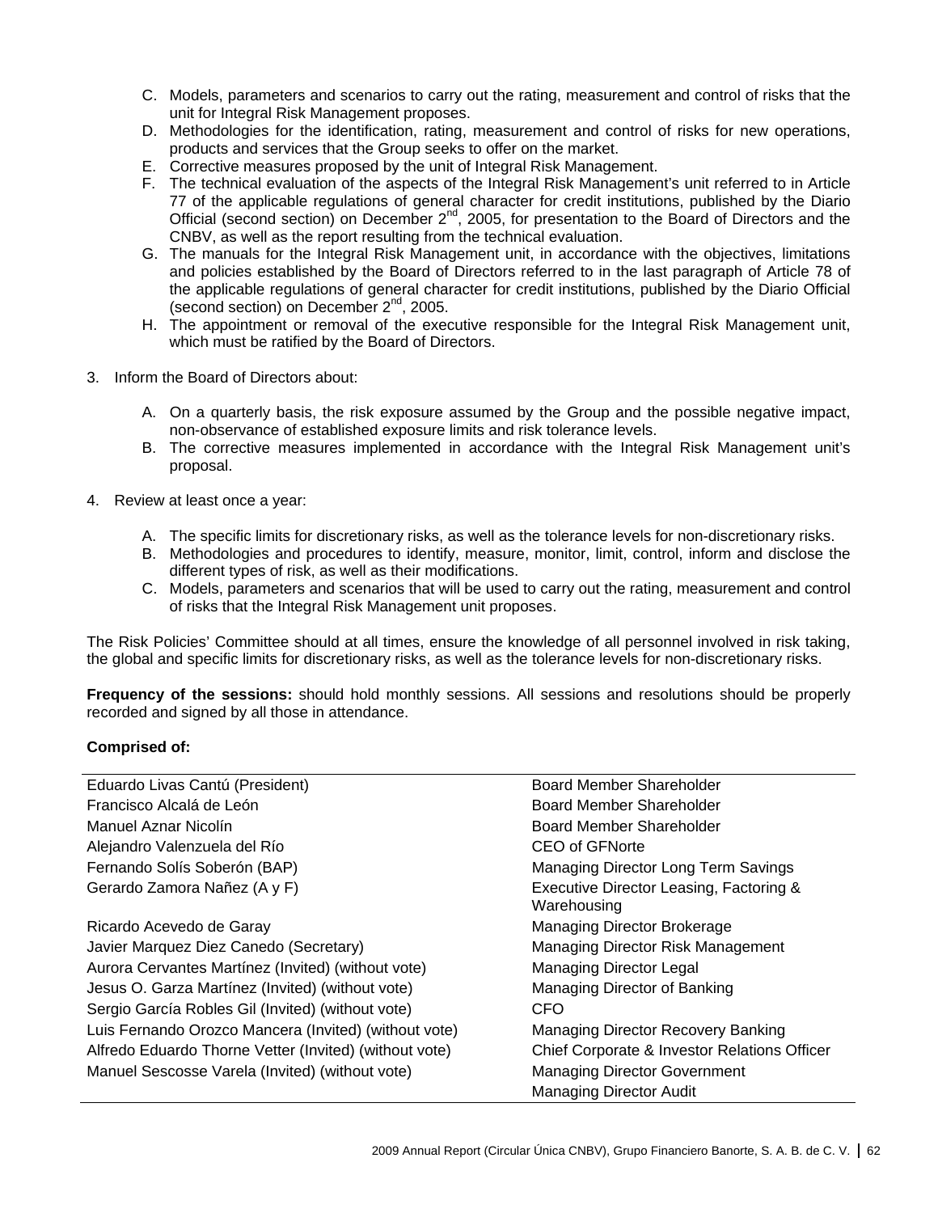C. Models, parameters and scenarios to carry out the rating, measurement and control of risks that the unit for Integral Risk Management proposes.
D. Methodologies for the identification, rating, measurement and control of risks for new operations, products and services that the Group seeks to offer on the market.
E. Corrective measures proposed by the unit of Integral Risk Management.
F. The technical evaluation of the aspects of the Integral Risk Management's unit referred to in Article 77 of the applicable regulations of general character for credit institutions, published by the Diario Official (second section) on December 2nd, 2005, for presentation to the Board of Directors and the CNBV, as well as the report resulting from the technical evaluation.
G. The manuals for the Integral Risk Management unit, in accordance with the objectives, limitations and policies established by the Board of Directors referred to in the last paragraph of Article 78 of the applicable regulations of general character for credit institutions, published by the Diario Official (second section) on December 2nd, 2005.
H. The appointment or removal of the executive responsible for the Integral Risk Management unit, which must be ratified by the Board of Directors.

3. Inform the Board of Directors about:

   A. On a quarterly basis, the risk exposure assumed by the Group and the possible negative impact, non-observance of established exposure limits and risk tolerance levels.
   B. The corrective measures implemented in accordance with the Integral Risk Management unit's proposal.

4. Review at least once a year:

   A. The specific limits for discretionary risks, as well as the tolerance levels for non-discretionary risks.
   B. Methodologies and procedures to identify, measure, monitor, limit, control, inform and disclose the different types of risk, as well as their modifications.
   C. Models, parameters and scenarios that will be used to carry out the rating, measurement and control of risks that the Integral Risk Management unit proposes.

The Risk Policies' Committee should at all times, ensure the knowledge of all personnel involved in risk taking, the global and specific limits for discretionary risks, as well as the tolerance levels for non-discretionary risks.

**Frequency of the sessions:** should hold monthly sessions. All sessions and resolutions should be properly recorded and signed by all those in attendance.

**Comprised of:**

| | |
|---|---|
| Eduardo Livas Cantú (President) | Board Member Shareholder |
| Francisco Alcalá de León | Board Member Shareholder |
| Manuel Aznar Nicolín | Board Member Shareholder |
| Alejandro Valenzuela del Río | CEO of GFNorte |
| Fernando Solís Soberón (BAP) | Managing Director Long Term Savings |
| Gerardo Zamora Nañez (A y F) | Executive Director Leasing, Factoring & Warehousing |
| Ricardo Acevedo de Garay | Managing Director Brokerage |
| Javier Marquez Diez Canedo (Secretary) | Managing Director Risk Management |
| Aurora Cervantes Martínez (Invited) (without vote) | Managing Director Legal |
| Jesus O. Garza Martínez (Invited) (without vote) | Managing Director of Banking |
| Sergio García Robles Gil (Invited) (without vote) | CFO |
| Luis Fernando Orozco Mancera (Invited) (without vote) | Managing Director Recovery Banking |
| Alfredo Eduardo Thorne Vetter (Invited) (without vote) | Chief Corporate & Investor Relations Officer |
| Manuel Sescosse Varela (Invited) (without vote) | Managing Director Government |
| | Managing Director Audit |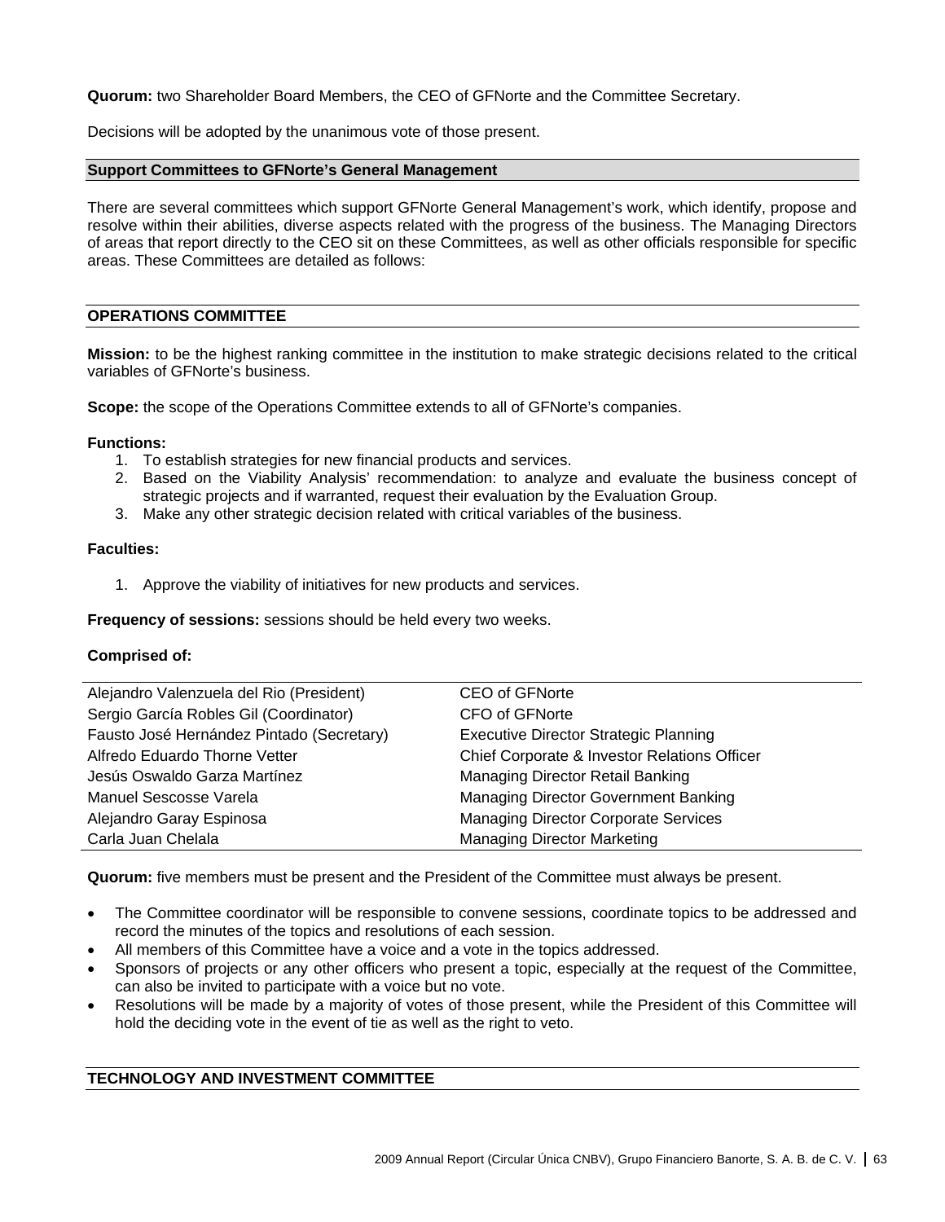**Quorum:** two Shareholder Board Members, the CEO of GFNorte and the Committee Secretary.

Decisions will be adopted by the unanimous vote of those present.

## Support Committees to GFNorte's General Management

There are several committees which support GFNorte General Management's work, which identify, propose and resolve within their abilities, diverse aspects related with the progress of the business. The Managing Directors of areas that report directly to the CEO sit on these Committees, as well as other officials responsible for specific areas. These Committees are detailed as follows:

### OPERATIONS COMMITTEE

**Mission:** to be the highest ranking committee in the institution to make strategic decisions related to the critical variables of GFNorte's business.

**Scope:** the scope of the Operations Committee extends to all of GFNorte's companies.

**Functions:**

1. To establish strategies for new financial products and services.
2. Based on the Viability Analysis' recommendation: to analyze and evaluate the business concept of strategic projects and if warranted, request their evaluation by the Evaluation Group.
3. Make any other strategic decision related with critical variables of the business.

**Faculties:**

1. Approve the viability of initiatives for new products and services.

**Frequency of sessions:** sessions should be held every two weeks.

**Comprised of:**

| | |
|---|---|
| Alejandro Valenzuela del Rio (President) | CEO of GFNorte |
| Sergio García Robles Gil (Coordinator) | CFO of GFNorte |
| Fausto José Hernández Pintado (Secretary) | Executive Director Strategic Planning |
| Alfredo Eduardo Thorne Vetter | Chief Corporate & Investor Relations Officer |
| Jesús Oswaldo Garza Martínez | Managing Director Retail Banking |
| Manuel Sescosse Varela | Managing Director Government Banking |
| Alejandro Garay Espinosa | Managing Director Corporate Services |
| Carla Juan Chelala | Managing Director Marketing |

**Quorum:** five members must be present and the President of the Committee must always be present.

- The Committee coordinator will be responsible to convene sessions, coordinate topics to be addressed and record the minutes of the topics and resolutions of each session.
- All members of this Committee have a voice and a vote in the topics addressed.
- Sponsors of projects or any other officers who present a topic, especially at the request of the Committee, can also be invited to participate with a voice but no vote.
- Resolutions will be made by a majority of votes of those present, while the President of this Committee will hold the deciding vote in the event of tie as well as the right to veto.

### TECHNOLOGY AND INVESTMENT COMMITTEE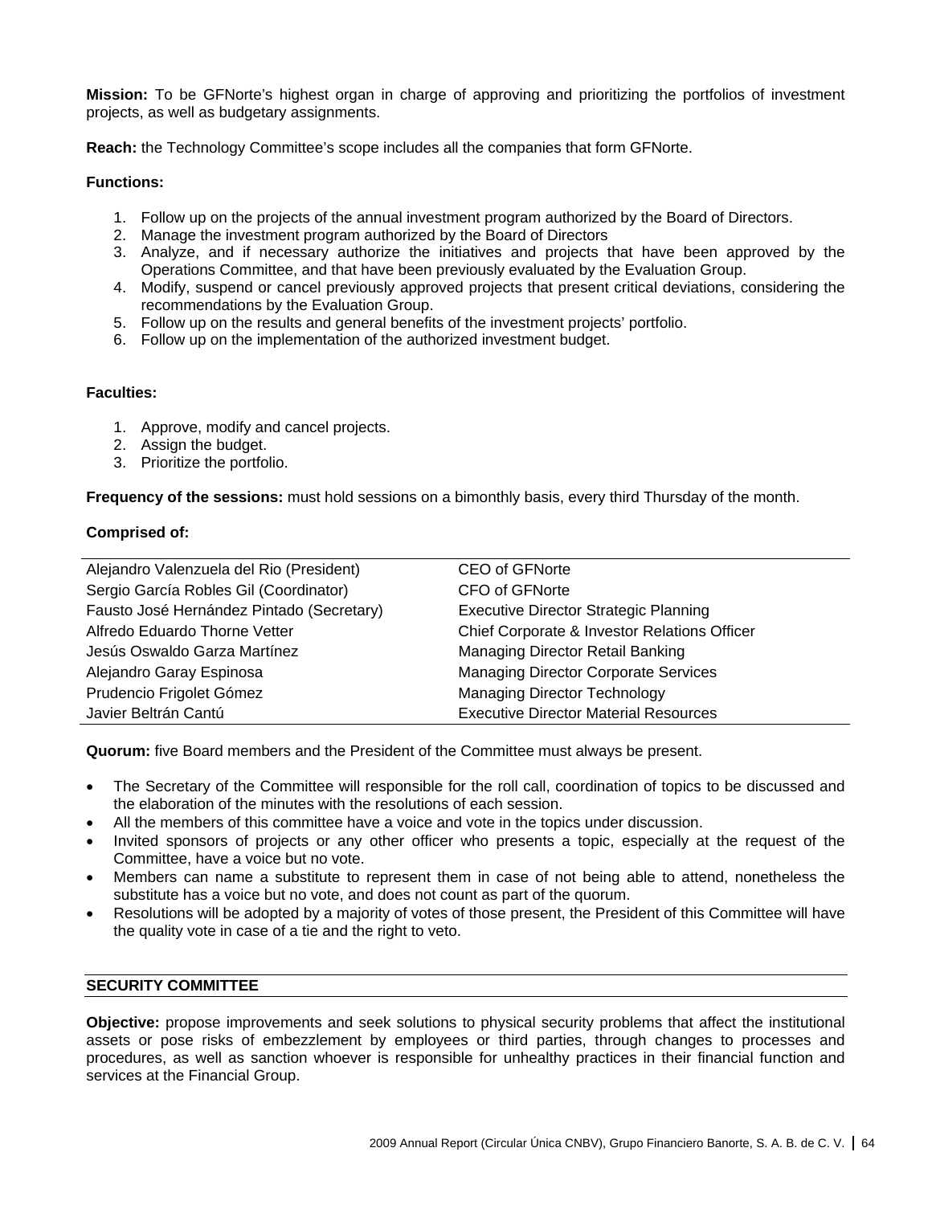**Mission:** To be GFNorte's highest organ in charge of approving and prioritizing the portfolios of investment projects, as well as budgetary assignments.

**Reach:** the Technology Committee's scope includes all the companies that form GFNorte.

**Functions:**

1. Follow up on the projects of the annual investment program authorized by the Board of Directors.
2. Manage the investment program authorized by the Board of Directors
3. Analyze, and if necessary authorize the initiatives and projects that have been approved by the Operations Committee, and that have been previously evaluated by the Evaluation Group.
4. Modify, suspend or cancel previously approved projects that present critical deviations, considering the recommendations by the Evaluation Group.
5. Follow up on the results and general benefits of the investment projects' portfolio.
6. Follow up on the implementation of the authorized investment budget.

**Faculties:**

1. Approve, modify and cancel projects.
2. Assign the budget.
3. Prioritize the portfolio.

**Frequency of the sessions:** must hold sessions on a bimonthly basis, every third Thursday of the month.

**Comprised of:**

| Name | Position |
|---|---|
| Alejandro Valenzuela del Rio (President) | CEO of GFNorte |
| Sergio García Robles Gil (Coordinator) | CFO of GFNorte |
| Fausto José Hernández Pintado (Secretary) | Executive Director Strategic Planning |
| Alfredo Eduardo Thorne Vetter | Chief Corporate & Investor Relations Officer |
| Jesús Oswaldo Garza Martínez | Managing Director Retail Banking |
| Alejandro Garay Espinosa | Managing Director Corporate Services |
| Prudencio Frigolet Gómez | Managing Director Technology |
| Javier Beltrán Cantú | Executive Director Material Resources |

**Quorum:** five Board members and the President of the Committee must always be present.

- The Secretary of the Committee will responsible for the roll call, coordination of topics to be discussed and the elaboration of the minutes with the resolutions of each session.
- All the members of this committee have a voice and vote in the topics under discussion.
- Invited sponsors of projects or any other officer who presents a topic, especially at the request of the Committee, have a voice but no vote.
- Members can name a substitute to represent them in case of not being able to attend, nonetheless the substitute has a voice but no vote, and does not count as part of the quorum.
- Resolutions will be adopted by a majority of votes of those present, the President of this Committee will have the quality vote in case of a tie and the right to veto.

## SECURITY COMMITTEE

**Objective:** propose improvements and seek solutions to physical security problems that affect the institutional assets or pose risks of embezzlement by employees or third parties, through changes to processes and procedures, as well as sanction whoever is responsible for unhealthy practices in their financial function and services at the Financial Group.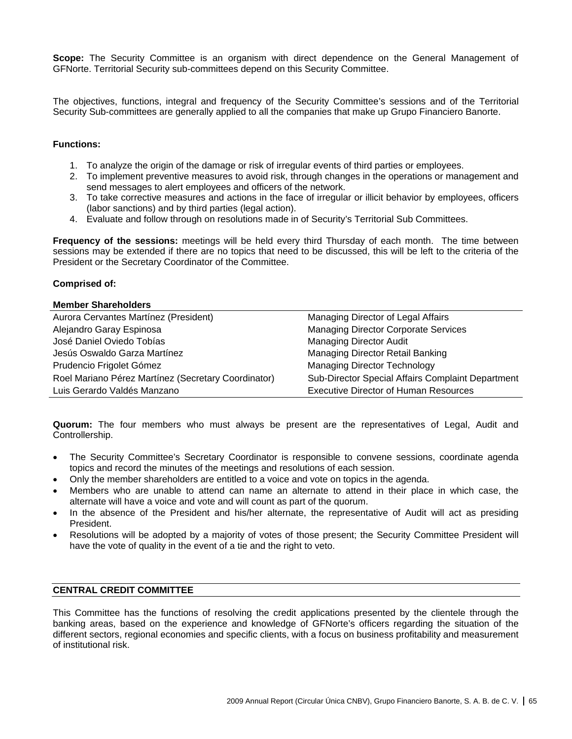**Scope:** The Security Committee is an organism with direct dependence on the General Management of GFNorte. Territorial Security sub-committees depend on this Security Committee.

The objectives, functions, integral and frequency of the Security Committee's sessions and of the Territorial Security Sub-committees are generally applied to all the companies that make up Grupo Financiero Banorte.

**Functions:**

1. To analyze the origin of the damage or risk of irregular events of third parties or employees.
2. To implement preventive measures to avoid risk, through changes in the operations or management and send messages to alert employees and officers of the network.
3. To take corrective measures and actions in the face of irregular or illicit behavior by employees, officers (labor sanctions) and by third parties (legal action).
4. Evaluate and follow through on resolutions made in of Security's Territorial Sub Committees.

**Frequency of the sessions:** meetings will be held every third Thursday of each month. The time between sessions may be extended if there are no topics that need to be discussed, this will be left to the criteria of the President or the Secretary Coordinator of the Committee.

**Comprised of:**

| **Member Shareholders** | |
|---|---|
| Aurora Cervantes Martínez (President) | Managing Director of Legal Affairs |
| Alejandro Garay Espinosa | Managing Director Corporate Services |
| José Daniel Oviedo Tobías | Managing Director Audit |
| Jesús Oswaldo Garza Martínez | Managing Director Retail Banking |
| Prudencio Frigolet Gómez | Managing Director Technology |
| Roel Mariano Pérez Martínez (Secretary Coordinator) | Sub-Director Special Affairs Complaint Department |
| Luis Gerardo Valdés Manzano | Executive Director of Human Resources |

**Quorum:** The four members who must always be present are the representatives of Legal, Audit and Controllership.

- The Security Committee's Secretary Coordinator is responsible to convene sessions, coordinate agenda topics and record the minutes of the meetings and resolutions of each session.
- Only the member shareholders are entitled to a voice and vote on topics in the agenda.
- Members who are unable to attend can name an alternate to attend in their place in which case, the alternate will have a voice and vote and will count as part of the quorum.
- In the absence of the President and his/her alternate, the representative of Audit will act as presiding President.
- Resolutions will be adopted by a majority of votes of those present; the Security Committee President will have the vote of quality in the event of a tie and the right to veto.

## CENTRAL CREDIT COMMITTEE

This Committee has the functions of resolving the credit applications presented by the clientele through the banking areas, based on the experience and knowledge of GFNorte's officers regarding the situation of the different sectors, regional economies and specific clients, with a focus on business profitability and measurement of institutional risk.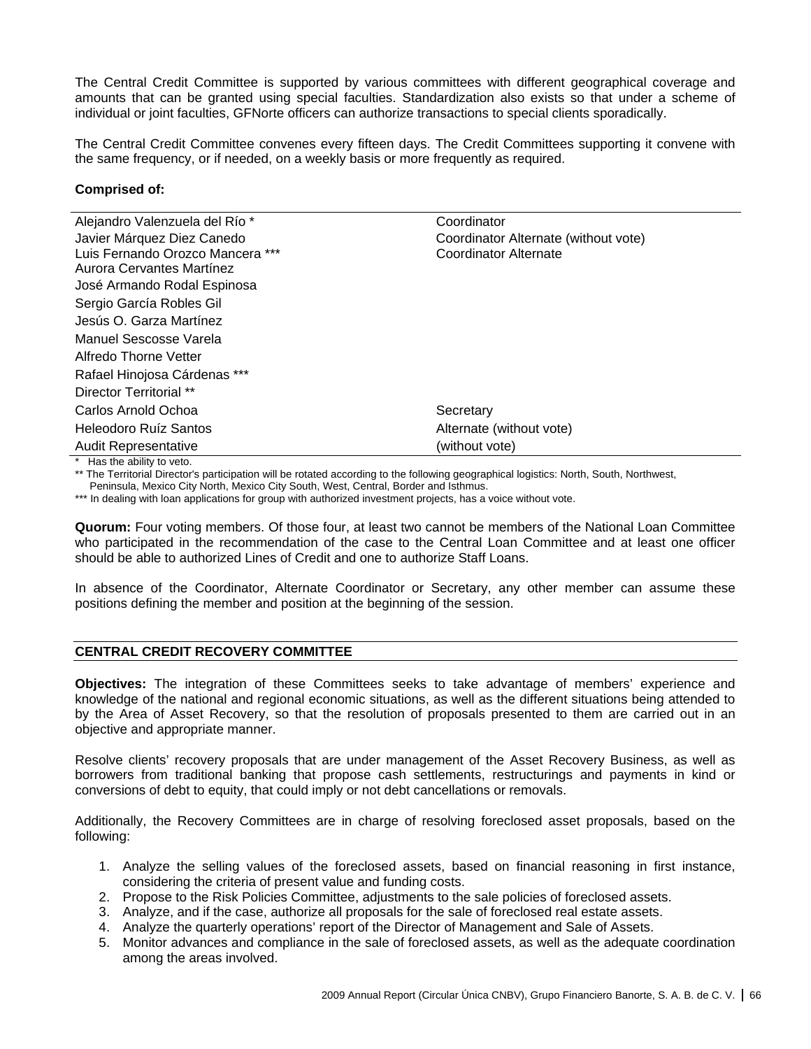The Central Credit Committee is supported by various committees with different geographical coverage and amounts that can be granted using special faculties. Standardization also exists so that under a scheme of individual or joint faculties, GFNorte officers can authorize transactions to special clients sporadically.

The Central Credit Committee convenes every fifteen days. The Credit Committees supporting it convene with the same frequency, or if needed, on a weekly basis or more frequently as required.

**Comprised of:**

| | |
|---|---|
| Alejandro Valenzuela del Río * | Coordinator |
| Javier Márquez Diez Canedo | Coordinator Alternate (without vote) |
| Luis Fernando Orozco Mancera *** | Coordinator Alternate |
| Aurora Cervantes Martínez | |
| José Armando Rodal Espinosa | |
| Sergio García Robles Gil | |
| Jesús O. Garza Martínez | |
| Manuel Sescosse Varela | |
| Alfredo Thorne Vetter | |
| Rafael Hinojosa Cárdenas *** | |
| Director Territorial ** | |
| Carlos Arnold Ochoa | Secretary |
| Heleodoro Ruíz Santos | Alternate (without vote) |
| Audit Representative | (without vote) |

\* Has the ability to veto.

** The Territorial Director's participation will be rotated according to the following geographical logistics: North, South, Northwest, Peninsula, Mexico City North, Mexico City South, West, Central, Border and Isthmus.

*** In dealing with loan applications for group with authorized investment projects, has a voice without vote.

**Quorum:** Four voting members. Of those four, at least two cannot be members of the National Loan Committee who participated in the recommendation of the case to the Central Loan Committee and at least one officer should be able to authorized Lines of Credit and one to authorize Staff Loans.

In absence of the Coordinator, Alternate Coordinator or Secretary, any other member can assume these positions defining the member and position at the beginning of the session.

## CENTRAL CREDIT RECOVERY COMMITTEE

**Objectives:** The integration of these Committees seeks to take advantage of members' experience and knowledge of the national and regional economic situations, as well as the different situations being attended to by the Area of Asset Recovery, so that the resolution of proposals presented to them are carried out in an objective and appropriate manner.

Resolve clients' recovery proposals that are under management of the Asset Recovery Business, as well as borrowers from traditional banking that propose cash settlements, restructurings and payments in kind or conversions of debt to equity, that could imply or not debt cancellations or removals.

Additionally, the Recovery Committees are in charge of resolving foreclosed asset proposals, based on the following:

1. Analyze the selling values of the foreclosed assets, based on financial reasoning in first instance, considering the criteria of present value and funding costs.
2. Propose to the Risk Policies Committee, adjustments to the sale policies of foreclosed assets.
3. Analyze, and if the case, authorize all proposals for the sale of foreclosed real estate assets.
4. Analyze the quarterly operations' report of the Director of Management and Sale of Assets.
5. Monitor advances and compliance in the sale of foreclosed assets, as well as the adequate coordination among the areas involved.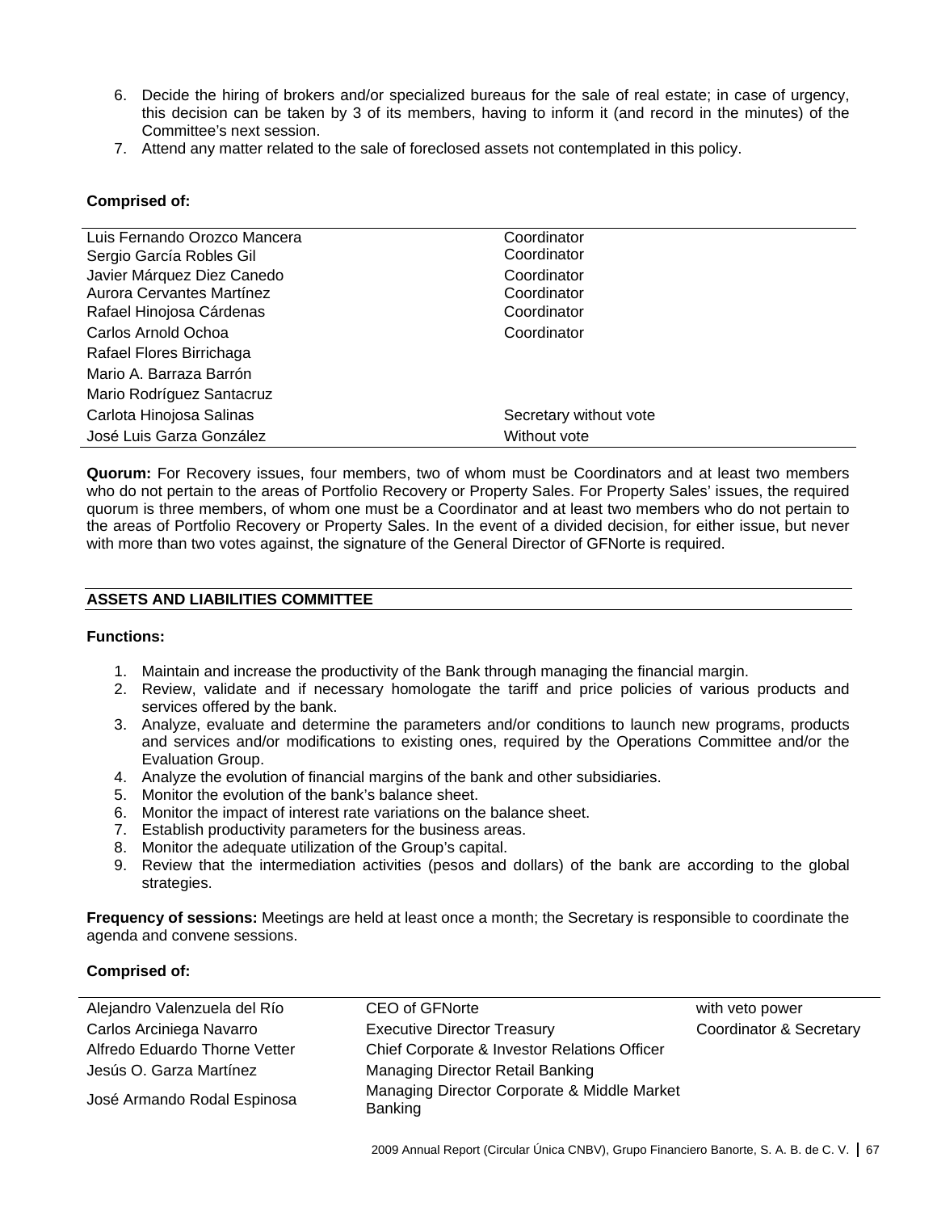6. Decide the hiring of brokers and/or specialized bureaus for the sale of real estate; in case of urgency, this decision can be taken by 3 of its members, having to inform it (and record in the minutes) of the Committee's next session.
7. Attend any matter related to the sale of foreclosed assets not contemplated in this policy.

**Comprised of:**

| | |
|---|---|
| Luis Fernando Orozco Mancera | Coordinator |
| Sergio García Robles Gil | Coordinator |
| Javier Márquez Diez Canedo | Coordinator |
| Aurora Cervantes Martínez | Coordinator |
| Rafael Hinojosa Cárdenas | Coordinator |
| Carlos Arnold Ochoa | Coordinator |
| Rafael Flores Birrichaga | |
| Mario A. Barraza Barrón | |
| Mario Rodríguez Santacruz | |
| Carlota Hinojosa Salinas | Secretary without vote |
| José Luis Garza González | Without vote |

**Quorum:** For Recovery issues, four members, two of whom must be Coordinators and at least two members who do not pertain to the areas of Portfolio Recovery or Property Sales. For Property Sales' issues, the required quorum is three members, of whom one must be a Coordinator and at least two members who do not pertain to the areas of Portfolio Recovery or Property Sales. In the event of a divided decision, for either issue, but never with more than two votes against, the signature of the General Director of GFNorte is required.

## ASSETS AND LIABILITIES COMMITTEE

**Functions:**

1. Maintain and increase the productivity of the Bank through managing the financial margin.
2. Review, validate and if necessary homologate the tariff and price policies of various products and services offered by the bank.
3. Analyze, evaluate and determine the parameters and/or conditions to launch new programs, products and services and/or modifications to existing ones, required by the Operations Committee and/or the Evaluation Group.
4. Analyze the evolution of financial margins of the bank and other subsidiaries.
5. Monitor the evolution of the bank's balance sheet.
6. Monitor the impact of interest rate variations on the balance sheet.
7. Establish productivity parameters for the business areas.
8. Monitor the adequate utilization of the Group's capital.
9. Review that the intermediation activities (pesos and dollars) of the bank are according to the global strategies.

**Frequency of sessions:** Meetings are held at least once a month; the Secretary is responsible to coordinate the agenda and convene sessions.

**Comprised of:**

| | | |
|---|---|---|
| Alejandro Valenzuela del Río | CEO of GFNorte | with veto power |
| Carlos Arciniega Navarro | Executive Director Treasury | Coordinator & Secretary |
| Alfredo Eduardo Thorne Vetter | Chief Corporate & Investor Relations Officer | |
| Jesús O. Garza Martínez | Managing Director Retail Banking | |
| José Armando Rodal Espinosa | Managing Director Corporate & Middle Market Banking | |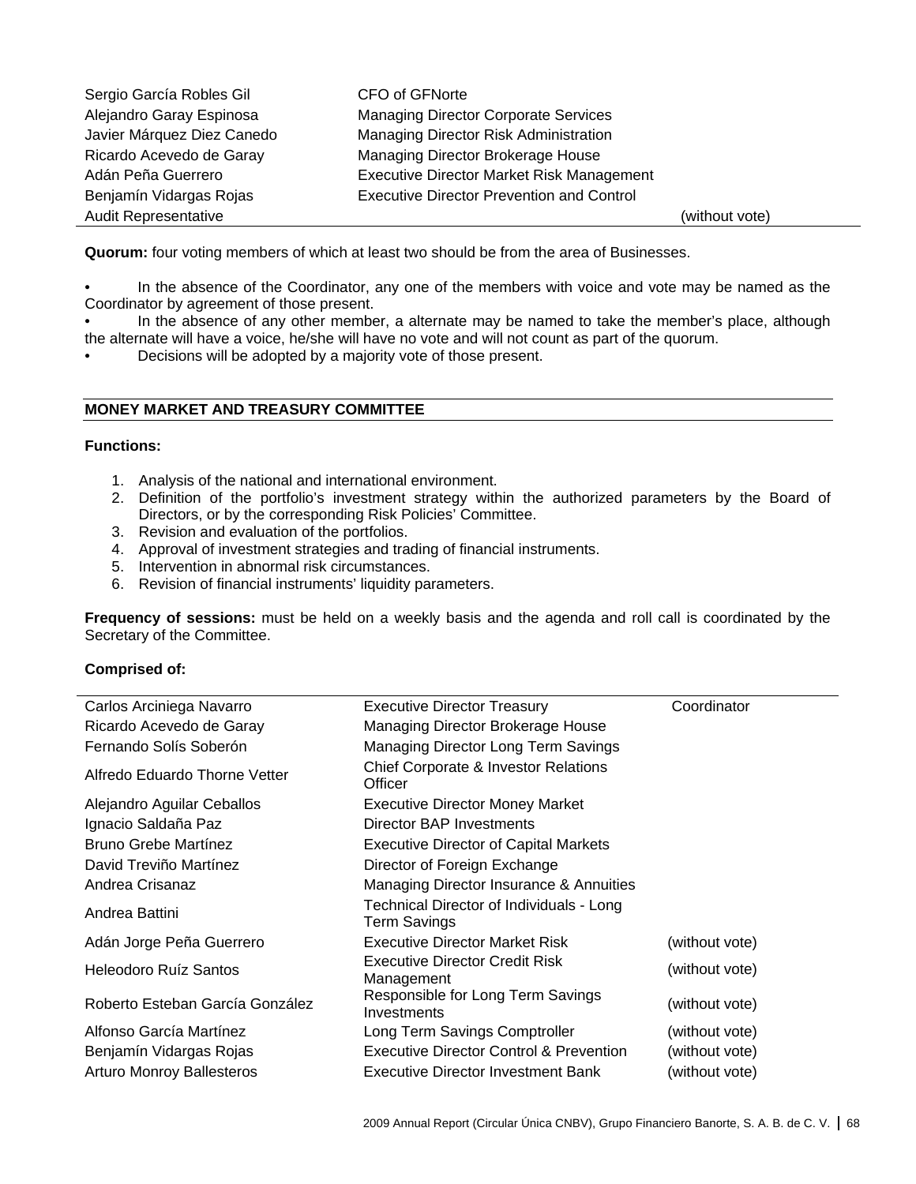| | | |
|---|---|---|
| Sergio García Robles Gil | CFO of GFNorte | |
| Alejandro Garay Espinosa | Managing Director Corporate Services | |
| Javier Márquez Diez Canedo | Managing Director Risk Administration | |
| Ricardo Acevedo de Garay | Managing Director Brokerage House | |
| Adán Peña Guerrero | Executive Director Market Risk Management | |
| Benjamín Vidargas Rojas | Executive Director Prevention and Control | |
| Audit Representative | | (without vote) |

**Quorum:** four voting members of which at least two should be from the area of Businesses.

- In the absence of the Coordinator, any one of the members with voice and vote may be named as the Coordinator by agreement of those present.
- In the absence of any other member, a alternate may be named to take the member's place, although the alternate will have a voice, he/she will have no vote and will not count as part of the quorum.
- Decisions will be adopted by a majority vote of those present.

## MONEY MARKET AND TREASURY COMMITTEE

**Functions:**

1. Analysis of the national and international environment.
2. Definition of the portfolio's investment strategy within the authorized parameters by the Board of Directors, or by the corresponding Risk Policies' Committee.
3. Revision and evaluation of the portfolios.
4. Approval of investment strategies and trading of financial instruments.
5. Intervention in abnormal risk circumstances.
6. Revision of financial instruments' liquidity parameters.

**Frequency of sessions:** must be held on a weekly basis and the agenda and roll call is coordinated by the Secretary of the Committee.

**Comprised of:**

| | | |
|---|---|---|
| Carlos Arciniega Navarro | Executive Director Treasury | Coordinator |
| Ricardo Acevedo de Garay | Managing Director Brokerage House | |
| Fernando Solís Soberón | Managing Director Long Term Savings | |
| Alfredo Eduardo Thorne Vetter | Chief Corporate & Investor Relations Officer | |
| Alejandro Aguilar Ceballos | Executive Director Money Market | |
| Ignacio Saldaña Paz | Director BAP Investments | |
| Bruno Grebe Martínez | Executive Director of Capital Markets | |
| David Treviño Martínez | Director of Foreign Exchange | |
| Andrea Crisanaz | Managing Director Insurance & Annuities | |
| Andrea Battini | Technical Director of Individuals - Long Term Savings | |
| Adán Jorge Peña Guerrero | Executive Director Market Risk | (without vote) |
| Heleodoro Ruíz Santos | Executive Director Credit Risk Management | (without vote) |
| Roberto Esteban García González | Responsible for Long Term Savings Investments | (without vote) |
| Alfonso García Martínez | Long Term Savings Comptroller | (without vote) |
| Benjamín Vidargas Rojas | Executive Director Control & Prevention | (without vote) |
| Arturo Monroy Ballesteros | Executive Director Investment Bank | (without vote) |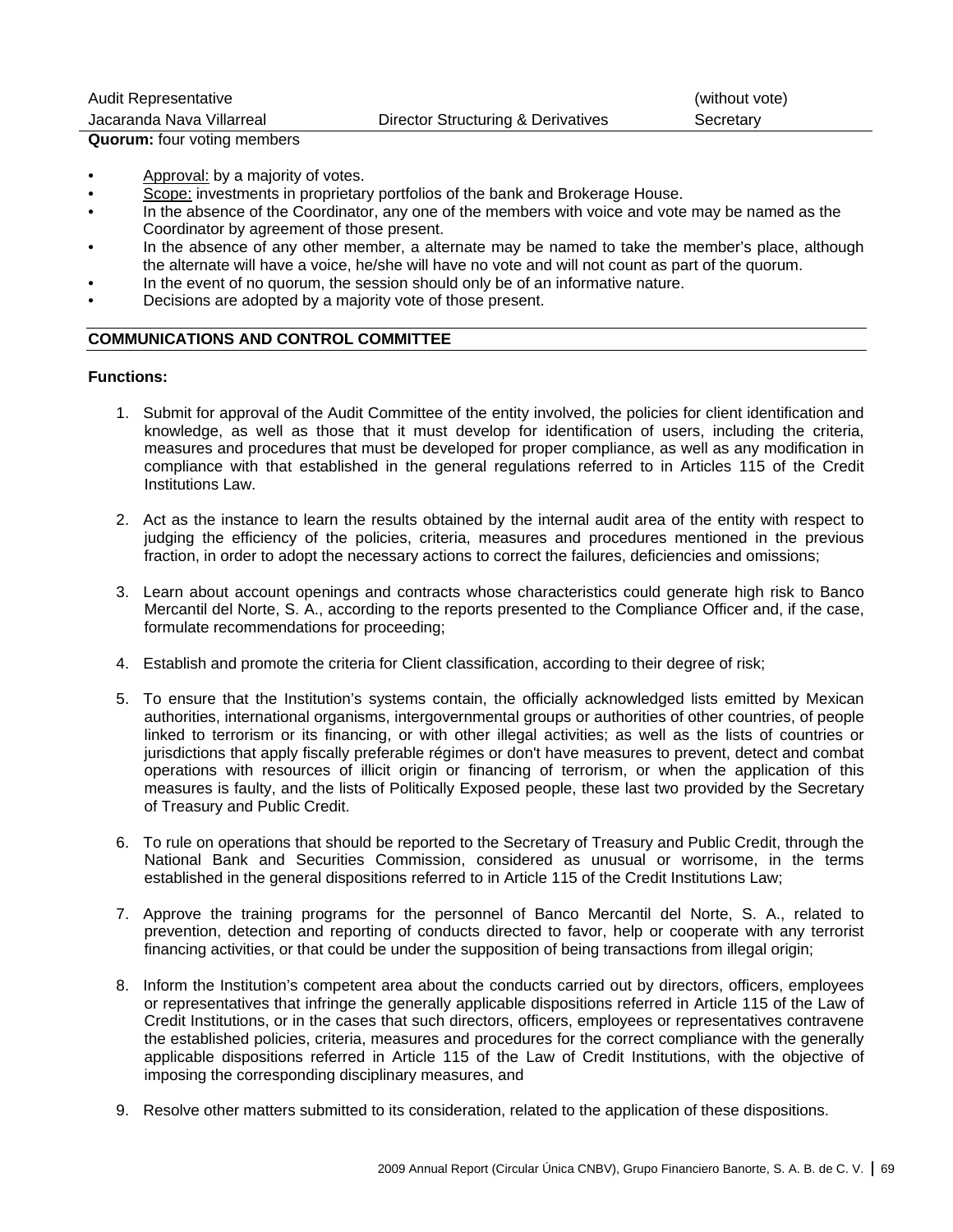| | | |
|---|---|---|
| Audit Representative | | (without vote) |
| Jacaranda Nava Villarreal | Director Structuring & Derivatives | Secretary |

**Quorum:** four voting members

- Approval: by a majority of votes.
- Scope: investments in proprietary portfolios of the bank and Brokerage House.
- In the absence of the Coordinator, any one of the members with voice and vote may be named as the Coordinator by agreement of those present.
- In the absence of any other member, a alternate may be named to take the member's place, although the alternate will have a voice, he/she will have no vote and will not count as part of the quorum.
- In the event of no quorum, the session should only be of an informative nature.
- Decisions are adopted by a majority vote of those present.

## COMMUNICATIONS AND CONTROL COMMITTEE

**Functions:**

1. Submit for approval of the Audit Committee of the entity involved, the policies for client identification and knowledge, as well as those that it must develop for identification of users, including the criteria, measures and procedures that must be developed for proper compliance, as well as any modification in compliance with that established in the general regulations referred to in Articles 115 of the Credit Institutions Law.

2. Act as the instance to learn the results obtained by the internal audit area of the entity with respect to judging the efficiency of the policies, criteria, measures and procedures mentioned in the previous fraction, in order to adopt the necessary actions to correct the failures, deficiencies and omissions;

3. Learn about account openings and contracts whose characteristics could generate high risk to Banco Mercantil del Norte, S. A., according to the reports presented to the Compliance Officer and, if the case, formulate recommendations for proceeding;

4. Establish and promote the criteria for Client classification, according to their degree of risk;

5. To ensure that the Institution's systems contain, the officially acknowledged lists emitted by Mexican authorities, international organisms, intergovernmental groups or authorities of other countries, of people linked to terrorism or its financing, or with other illegal activities; as well as the lists of countries or jurisdictions that apply fiscally preferable régimes or don't have measures to prevent, detect and combat operations with resources of illicit origin or financing of terrorism, or when the application of this measures is faulty, and the lists of Politically Exposed people, these last two provided by the Secretary of Treasury and Public Credit.

6. To rule on operations that should be reported to the Secretary of Treasury and Public Credit, through the National Bank and Securities Commission, considered as unusual or worrisome, in the terms established in the general dispositions referred to in Article 115 of the Credit Institutions Law;

7. Approve the training programs for the personnel of Banco Mercantil del Norte, S. A., related to prevention, detection and reporting of conducts directed to favor, help or cooperate with any terrorist financing activities, or that could be under the supposition of being transactions from illegal origin;

8. Inform the Institution's competent area about the conducts carried out by directors, officers, employees or representatives that infringe the generally applicable dispositions referred in Article 115 of the Law of Credit Institutions, or in the cases that such directors, officers, employees or representatives contravene the established policies, criteria, measures and procedures for the correct compliance with the generally applicable dispositions referred in Article 115 of the Law of Credit Institutions, with the objective of imposing the corresponding disciplinary measures, and

9. Resolve other matters submitted to its consideration, related to the application of these dispositions.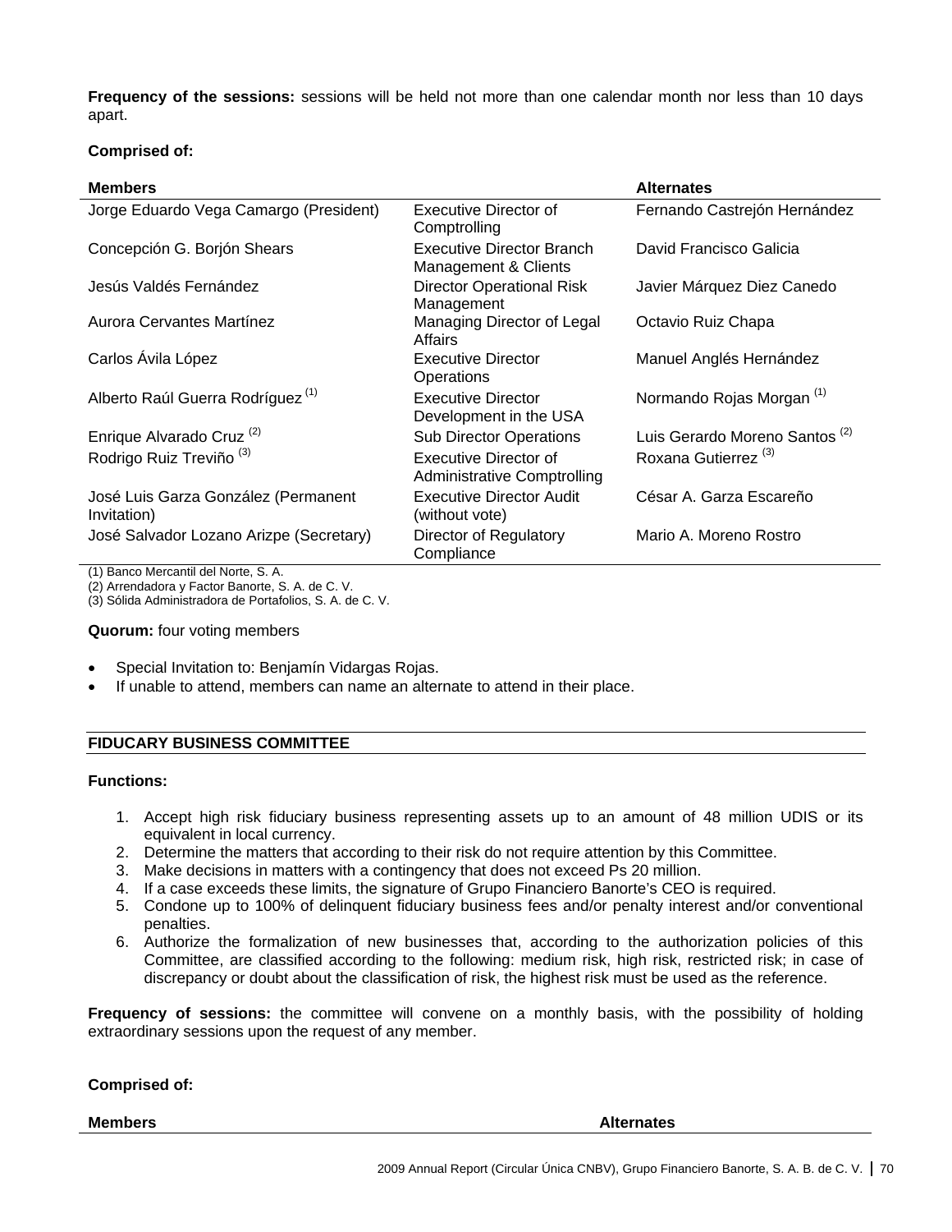**Frequency of the sessions:** sessions will be held not more than one calendar month nor less than 10 days apart.

**Comprised of:**

| Members | | Alternates |
|---|---|---|
| Jorge Eduardo Vega Camargo (President) | Executive Director of Comptrolling | Fernando Castrejón Hernández |
| Concepción G. Borjón Shears | Executive Director Branch Management & Clients | David Francisco Galicia |
| Jesús Valdés Fernández | Director Operational Risk Management | Javier Márquez Diez Canedo |
| Aurora Cervantes Martínez | Managing Director of Legal Affairs | Octavio Ruiz Chapa |
| Carlos Ávila López | Executive Director Operations | Manuel Anglés Hernández |
| Alberto Raúl Guerra Rodríguez (1) | Executive Director Development in the USA | Normando Rojas Morgan (1) |
| Enrique Alvarado Cruz (2) | Sub Director Operations | Luis Gerardo Moreno Santos (2) |
| Rodrigo Ruiz Treviño (3) | Executive Director of Administrative Comptrolling | Roxana Gutierrez (3) |
| José Luis Garza González (Permanent Invitation) | Executive Director Audit (without vote) | César A. Garza Escareño |
| José Salvador Lozano Arizpe (Secretary) | Director of Regulatory Compliance | Mario A. Moreno Rostro |

(1) Banco Mercantil del Norte, S. A.
(2) Arrendadora y Factor Banorte, S. A. de C. V.
(3) Sólida Administradora de Portafolios, S. A. de C. V.

**Quorum:** four voting members

- Special Invitation to: Benjamín Vidargas Rojas.
- If unable to attend, members can name an alternate to attend in their place.

## FIDUCARY BUSINESS COMMITTEE

**Functions:**

1. Accept high risk fiduciary business representing assets up to an amount of 48 million UDIS or its equivalent in local currency.
2. Determine the matters that according to their risk do not require attention by this Committee.
3. Make decisions in matters with a contingency that does not exceed Ps 20 million.
4. If a case exceeds these limits, the signature of Grupo Financiero Banorte's CEO is required.
5. Condone up to 100% of delinquent fiduciary business fees and/or penalty interest and/or conventional penalties.
6. Authorize the formalization of new businesses that, according to the authorization policies of this Committee, are classified according to the following: medium risk, high risk, restricted risk; in case of discrepancy or doubt about the classification of risk, the highest risk must be used as the reference.

**Frequency of sessions:** the committee will convene on a monthly basis, with the possibility of holding extraordinary sessions upon the request of any member.

**Comprised of:**

| Members | Alternates |
|---|---|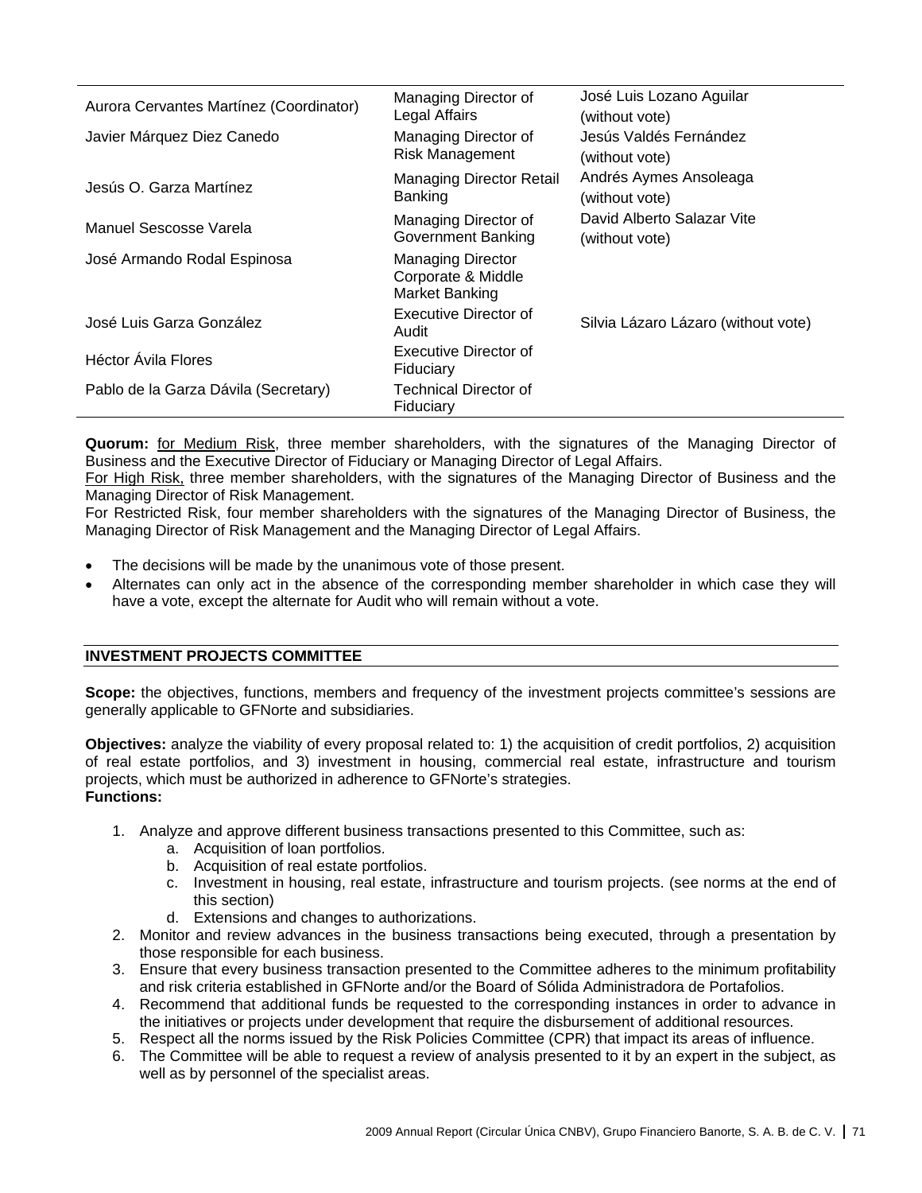| | | |
|---|---|---|
| Aurora Cervantes Martínez (Coordinator) | Managing Director of Legal Affairs | José Luis Lozano Aguilar (without vote) |
| Javier Márquez Diez Canedo | Managing Director of Risk Management | Jesús Valdés Fernández (without vote) |
| Jesús O. Garza Martínez | Managing Director Retail Banking | Andrés Aymes Ansoleaga (without vote) |
| Manuel Sescosse Varela | Managing Director of Government Banking | David Alberto Salazar Vite (without vote) |
| José Armando Rodal Espinosa | Managing Director Corporate & Middle Market Banking | |
| José Luis Garza González | Executive Director of Audit | Silvia Lázaro Lázaro (without vote) |
| Héctor Ávila Flores | Executive Director of Fiduciary | |
| Pablo de la Garza Dávila (Secretary) | Technical Director of Fiduciary | |

**Quorum:** for Medium Risk, three member shareholders, with the signatures of the Managing Director of Business and the Executive Director of Fiduciary or Managing Director of Legal Affairs.
For High Risk, three member shareholders, with the signatures of the Managing Director of Business and the Managing Director of Risk Management.
For Restricted Risk, four member shareholders with the signatures of the Managing Director of Business, the Managing Director of Risk Management and the Managing Director of Legal Affairs.

- The decisions will be made by the unanimous vote of those present.
- Alternates can only act in the absence of the corresponding member shareholder in which case they will have a vote, except the alternate for Audit who will remain without a vote.

**INVESTMENT PROJECTS COMMITTEE**

**Scope:** the objectives, functions, members and frequency of the investment projects committee's sessions are generally applicable to GFNorte and subsidiaries.

**Objectives:** analyze the viability of every proposal related to: 1) the acquisition of credit portfolios, 2) acquisition of real estate portfolios, and 3) investment in housing, commercial real estate, infrastructure and tourism projects, which must be authorized in adherence to GFNorte's strategies.
**Functions:**

1. Analyze and approve different business transactions presented to this Committee, such as:
   a. Acquisition of loan portfolios.
   b. Acquisition of real estate portfolios.
   c. Investment in housing, real estate, infrastructure and tourism projects. (see norms at the end of this section)
   d. Extensions and changes to authorizations.
2. Monitor and review advances in the business transactions being executed, through a presentation by those responsible for each business.
3. Ensure that every business transaction presented to the Committee adheres to the minimum profitability and risk criteria established in GFNorte and/or the Board of Sólida Administradora de Portafolios.
4. Recommend that additional funds be requested to the corresponding instances in order to advance in the initiatives or projects under development that require the disbursement of additional resources.
5. Respect all the norms issued by the Risk Policies Committee (CPR) that impact its areas of influence.
6. The Committee will be able to request a review of analysis presented to it by an expert in the subject, as well as by personnel of the specialist areas.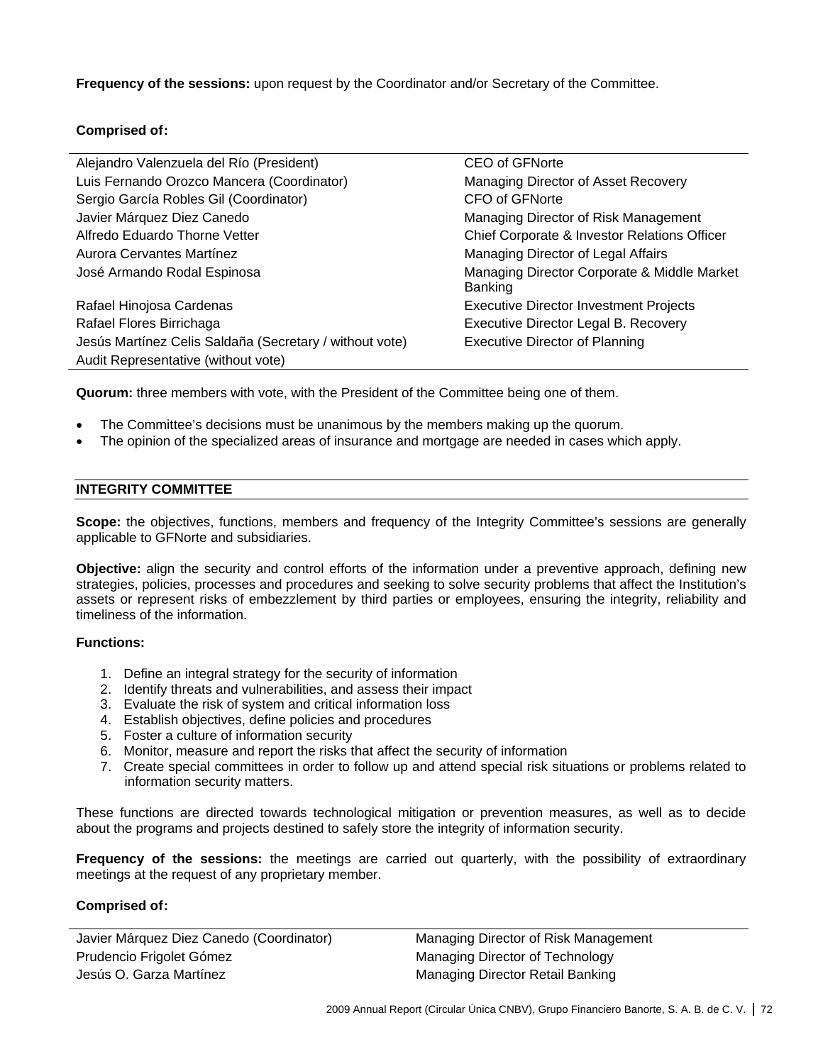**Frequency of the sessions:** upon request by the Coordinator and/or Secretary of the Committee.

**Comprised of:**

| | |
|---|---|
| Alejandro Valenzuela del Río (President) | CEO of GFNorte |
| Luis Fernando Orozco Mancera (Coordinator) | Managing Director of Asset Recovery |
| Sergio García Robles Gil (Coordinator) | CFO of GFNorte |
| Javier Márquez Diez Canedo | Managing Director of Risk Management |
| Alfredo Eduardo Thorne Vetter | Chief Corporate & Investor Relations Officer |
| Aurora Cervantes Martínez | Managing Director of Legal Affairs |
| José Armando Rodal Espinosa | Managing Director Corporate & Middle Market Banking |
| Rafael Hinojosa Cardenas | Executive Director Investment Projects |
| Rafael Flores Birrichaga | Executive Director Legal B. Recovery |
| Jesús Martínez Celis Saldaña (Secretary / without vote) | Executive Director of Planning |
| Audit Representative (without vote) | |

**Quorum:** three members with vote, with the President of the Committee being one of them.

- The Committee's decisions must be unanimous by the members making up the quorum.
- The opinion of the specialized areas of insurance and mortgage are needed in cases which apply.

## INTEGRITY COMMITTEE

**Scope:** the objectives, functions, members and frequency of the Integrity Committee's sessions are generally applicable to GFNorte and subsidiaries.

**Objective:** align the security and control efforts of the information under a preventive approach, defining new strategies, policies, processes and procedures and seeking to solve security problems that affect the Institution's assets or represent risks of embezzlement by third parties or employees, ensuring the integrity, reliability and timeliness of the information.

**Functions:**

1. Define an integral strategy for the security of information
2. Identify threats and vulnerabilities, and assess their impact
3. Evaluate the risk of system and critical information loss
4. Establish objectives, define policies and procedures
5. Foster a culture of information security
6. Monitor, measure and report the risks that affect the security of information
7. Create special committees in order to follow up and attend special risk situations or problems related to information security matters.

These functions are directed towards technological mitigation or prevention measures, as well as to decide about the programs and projects destined to safely store the integrity of information security.

**Frequency of the sessions:** the meetings are carried out quarterly, with the possibility of extraordinary meetings at the request of any proprietary member.

**Comprised of:**

| | |
|---|---|
| Javier Márquez Diez Canedo (Coordinator) | Managing Director of Risk Management |
| Prudencio Frigolet Gómez | Managing Director of Technology |
| Jesús O. Garza Martínez | Managing Director Retail Banking |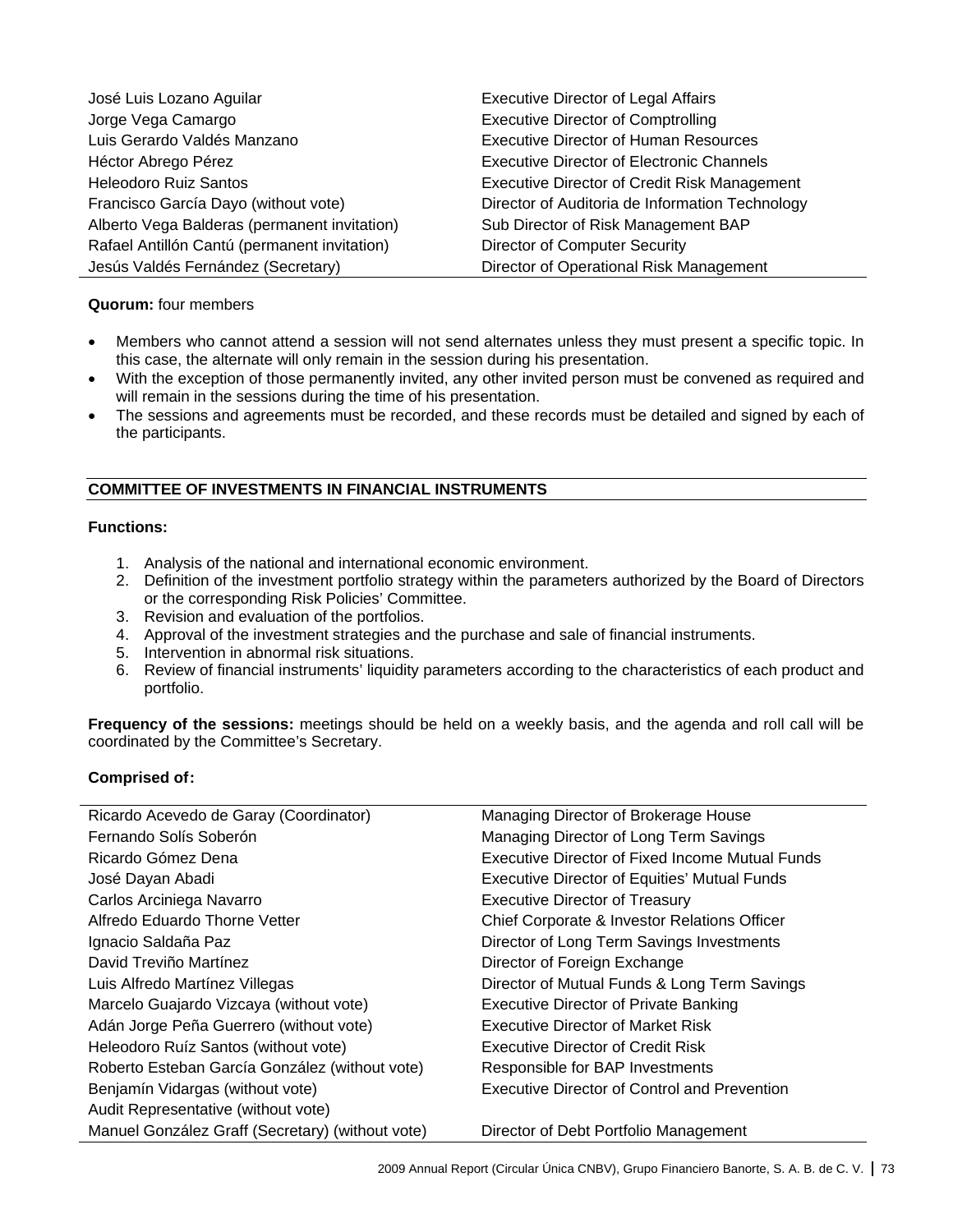| | |
|---|---|
| José Luis Lozano Aguilar | Executive Director of Legal Affairs |
| Jorge Vega Camargo | Executive Director of Comptrolling |
| Luis Gerardo Valdés Manzano | Executive Director of Human Resources |
| Héctor Abrego Pérez | Executive Director of Electronic Channels |
| Heleodoro Ruiz Santos | Executive Director of Credit Risk Management |
| Francisco García Dayo (without vote) | Director of Auditoria de Information Technology |
| Alberto Vega Balderas (permanent invitation) | Sub Director of Risk Management BAP |
| Rafael Antillón Cantú (permanent invitation) | Director of Computer Security |
| Jesús Valdés Fernández (Secretary) | Director of Operational Risk Management |

**Quorum:** four members

- Members who cannot attend a session will not send alternates unless they must present a specific topic. In this case, the alternate will only remain in the session during his presentation.
- With the exception of those permanently invited, any other invited person must be convened as required and will remain in the sessions during the time of his presentation.
- The sessions and agreements must be recorded, and these records must be detailed and signed by each of the participants.

## COMMITTEE OF INVESTMENTS IN FINANCIAL INSTRUMENTS

**Functions:**

1. Analysis of the national and international economic environment.
2. Definition of the investment portfolio strategy within the parameters authorized by the Board of Directors or the corresponding Risk Policies' Committee.
3. Revision and evaluation of the portfolios.
4. Approval of the investment strategies and the purchase and sale of financial instruments.
5. Intervention in abnormal risk situations.
6. Review of financial instruments' liquidity parameters according to the characteristics of each product and portfolio.

**Frequency of the sessions:** meetings should be held on a weekly basis, and the agenda and roll call will be coordinated by the Committee's Secretary.

**Comprised of:**

| | |
|---|---|
| Ricardo Acevedo de Garay (Coordinator) | Managing Director of Brokerage House |
| Fernando Solís Soberón | Managing Director of Long Term Savings |
| Ricardo Gómez Dena | Executive Director of Fixed Income Mutual Funds |
| José Dayan Abadi | Executive Director of Equities' Mutual Funds |
| Carlos Arciniega Navarro | Executive Director of Treasury |
| Alfredo Eduardo Thorne Vetter | Chief Corporate & Investor Relations Officer |
| Ignacio Saldaña Paz | Director of Long Term Savings Investments |
| David Treviño Martínez | Director of Foreign Exchange |
| Luis Alfredo Martínez Villegas | Director of Mutual Funds & Long Term Savings |
| Marcelo Guajardo Vizcaya (without vote) | Executive Director of Private Banking |
| Adán Jorge Peña Guerrero (without vote) | Executive Director of Market Risk |
| Heleodoro Ruíz Santos (without vote) | Executive Director of Credit Risk |
| Roberto Esteban García González (without vote) | Responsible for BAP Investments |
| Benjamín Vidargas (without vote) | Executive Director of Control and Prevention |
| Audit Representative (without vote) | |
| Manuel González Graff (Secretary) (without vote) | Director of Debt Portfolio Management |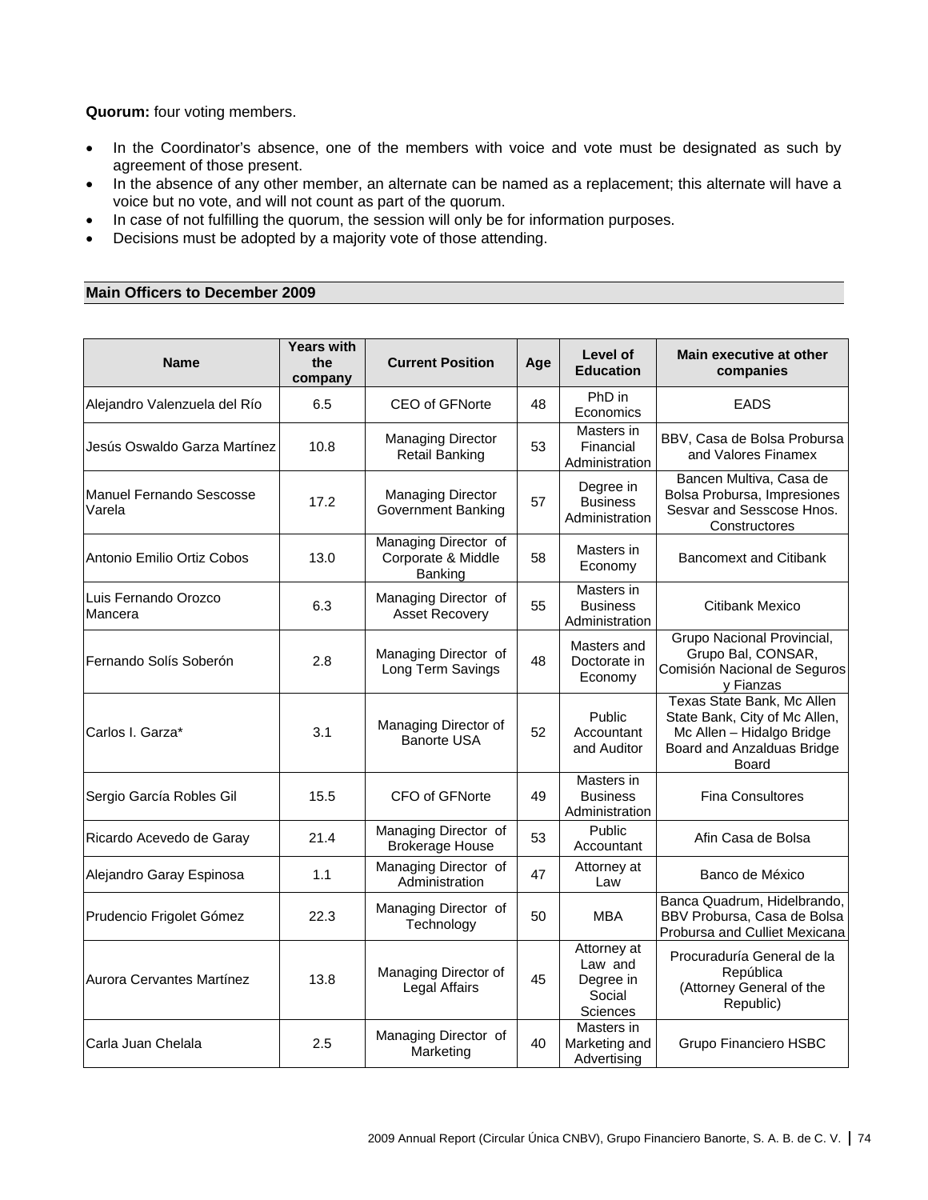**Quorum:** four voting members.

- In the Coordinator's absence, one of the members with voice and vote must be designated as such by agreement of those present.
- In the absence of any other member, an alternate can be named as a replacement; this alternate will have a voice but no vote, and will not count as part of the quorum.
- In case of not fulfilling the quorum, the session will only be for information purposes.
- Decisions must be adopted by a majority vote of those attending.

## Main Officers to December 2009

| Name | Years with the company | Current Position | Age | Level of Education | Main executive at other companies |
|---|---|---|---|---|---|
| Alejandro Valenzuela del Río | 6.5 | CEO of GFNorte | 48 | PhD in Economics | EADS |
| Jesús Oswaldo Garza Martínez | 10.8 | Managing Director Retail Banking | 53 | Masters in Financial Administration | BBV, Casa de Bolsa Probursa and Valores Finamex |
| Manuel Fernando Sescosse Varela | 17.2 | Managing Director Government Banking | 57 | Degree in Business Administration | Bancen Multiva, Casa de Bolsa Probursa, Impresiones Sesvar and Sesscose Hnos. Constructores |
| Antonio Emilio Ortiz Cobos | 13.0 | Managing Director of Corporate & Middle Banking | 58 | Masters in Economy | Bancomext and Citibank |
| Luis Fernando Orozco Mancera | 6.3 | Managing Director of Asset Recovery | 55 | Masters in Business Administration | Citibank Mexico |
| Fernando Solís Soberón | 2.8 | Managing Director of Long Term Savings | 48 | Masters and Doctorate in Economy | Grupo Nacional Provincial, Grupo Bal, CONSAR, Comisión Nacional de Seguros y Fianzas |
| Carlos I. Garza* | 3.1 | Managing Director of Banorte USA | 52 | Public Accountant and Auditor | Texas State Bank, Mc Allen State Bank, City of Mc Allen, Mc Allen – Hidalgo Bridge Board and Anzalduas Bridge Board |
| Sergio García Robles Gil | 15.5 | CFO of GFNorte | 49 | Masters in Business Administration | Fina Consultores |
| Ricardo Acevedo de Garay | 21.4 | Managing Director of Brokerage House | 53 | Public Accountant | Afin Casa de Bolsa |
| Alejandro Garay Espinosa | 1.1 | Managing Director of Administration | 47 | Attorney at Law | Banco de México |
| Prudencio Frigolet Gómez | 22.3 | Managing Director of Technology | 50 | MBA | Banca Quadrum, Hidelbrando, BBV Probursa, Casa de Bolsa Probursa and Culliet Mexicana |
| Aurora Cervantes Martínez | 13.8 | Managing Director of Legal Affairs | 45 | Attorney at Law and Degree in Social Sciences | Procuraduría General de la República (Attorney General of the Republic) |
| Carla Juan Chelala | 2.5 | Managing Director of Marketing | 40 | Masters in Marketing and Advertising | Grupo Financiero HSBC |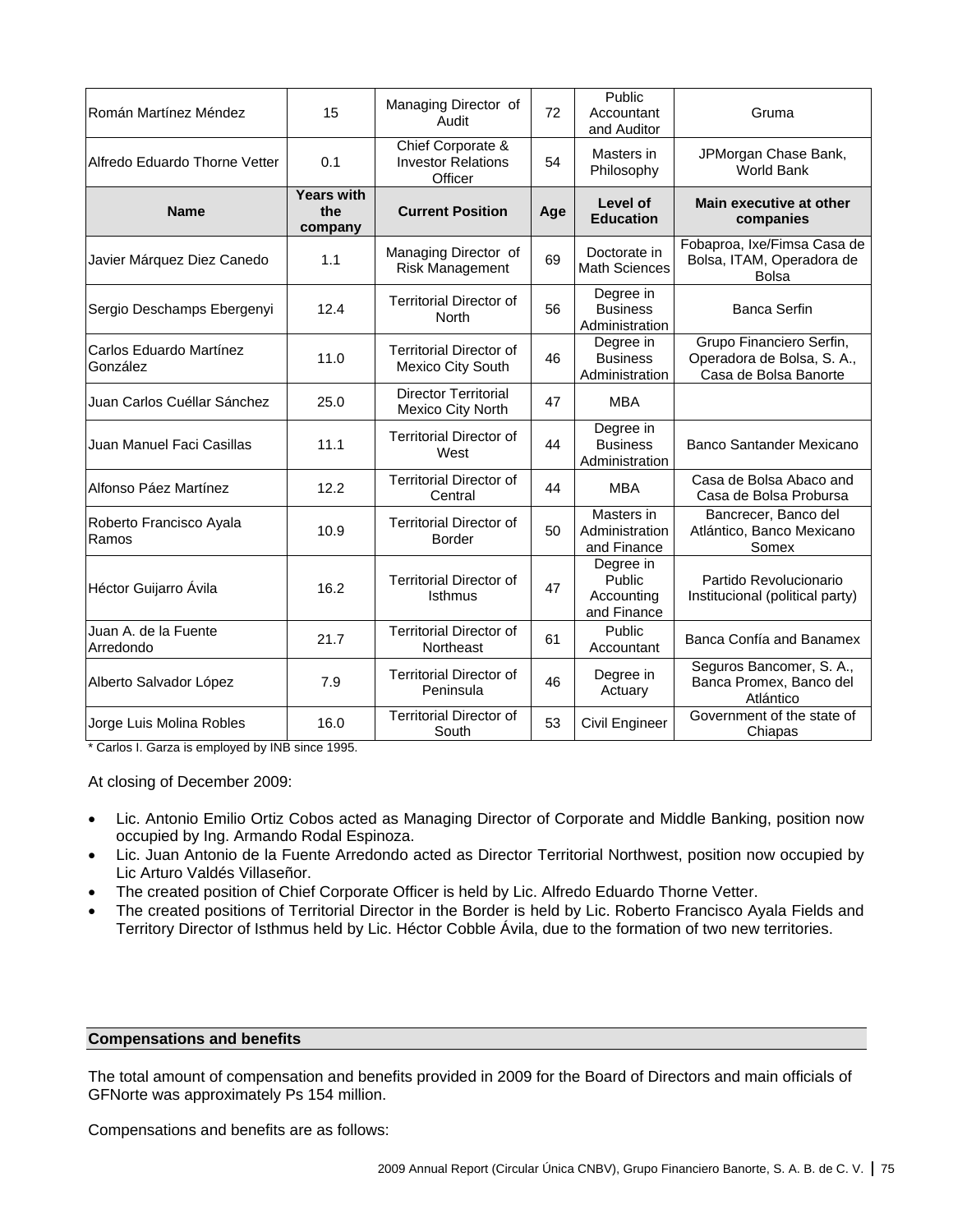| Román Martínez Méndez | 15 | Managing Director of Audit | 72 | Public Accountant and Auditor | Gruma |
|---|---|---|---|---|---|
| Alfredo Eduardo Thorne Vetter | 0.1 | Chief Corporate & Investor Relations Officer | 54 | Masters in Philosophy | JPMorgan Chase Bank, World Bank |
| **Name** | **Years with the company** | **Current Position** | **Age** | **Level of Education** | **Main executive at other companies** |
| Javier Márquez Diez Canedo | 1.1 | Managing Director of Risk Management | 69 | Doctorate in Math Sciences | Fobaproa, Ixe/Fimsa Casa de Bolsa, ITAM, Operadora de Bolsa |
| Sergio Deschamps Ebergenyi | 12.4 | Territorial Director of North | 56 | Degree in Business Administration | Banca Serfin |
| Carlos Eduardo Martínez González | 11.0 | Territorial Director of Mexico City South | 46 | Degree in Business Administration | Grupo Financiero Serfin, Operadora de Bolsa, S. A., Casa de Bolsa Banorte |
| Juan Carlos Cuéllar Sánchez | 25.0 | Director Territorial Mexico City North | 47 | MBA | |
| Juan Manuel Faci Casillas | 11.1 | Territorial Director of West | 44 | Degree in Business Administration | Banco Santander Mexicano |
| Alfonso Páez Martínez | 12.2 | Territorial Director of Central | 44 | MBA | Casa de Bolsa Abaco and Casa de Bolsa Probursa |
| Roberto Francisco Ayala Ramos | 10.9 | Territorial Director of Border | 50 | Masters in Administration and Finance | Bancrecer, Banco del Atlántico, Banco Mexicano Somex |
| Héctor Guijarro Ávila | 16.2 | Territorial Director of Isthmus | 47 | Degree in Public Accounting and Finance | Partido Revolucionario Institucional (political party) |
| Juan A. de la Fuente Arredondo | 21.7 | Territorial Director of Northeast | 61 | Public Accountant | Banca Confía and Banamex |
| Alberto Salvador López | 7.9 | Territorial Director of Peninsula | 46 | Degree in Actuary | Seguros Bancomer, S. A., Banca Promex, Banco del Atlántico |
| Jorge Luis Molina Robles | 16.0 | Territorial Director of South | 53 | Civil Engineer | Government of the state of Chiapas |

* Carlos I. Garza is employed by INB since 1995.

At closing of December 2009:

- Lic. Antonio Emilio Ortiz Cobos acted as Managing Director of Corporate and Middle Banking, position now occupied by Ing. Armando Rodal Espinoza.
- Lic. Juan Antonio de la Fuente Arredondo acted as Director Territorial Northwest, position now occupied by Lic Arturo Valdés Villaseñor.
- The created position of Chief Corporate Officer is held by Lic. Alfredo Eduardo Thorne Vetter.
- The created positions of Territorial Director in the Border is held by Lic. Roberto Francisco Ayala Fields and Territory Director of Isthmus held by Lic. Héctor Cobble Ávila, due to the formation of two new territories.

## Compensations and benefits

The total amount of compensation and benefits provided in 2009 for the Board of Directors and main officials of GFNorte was approximately Ps 154 million.

Compensations and benefits are as follows: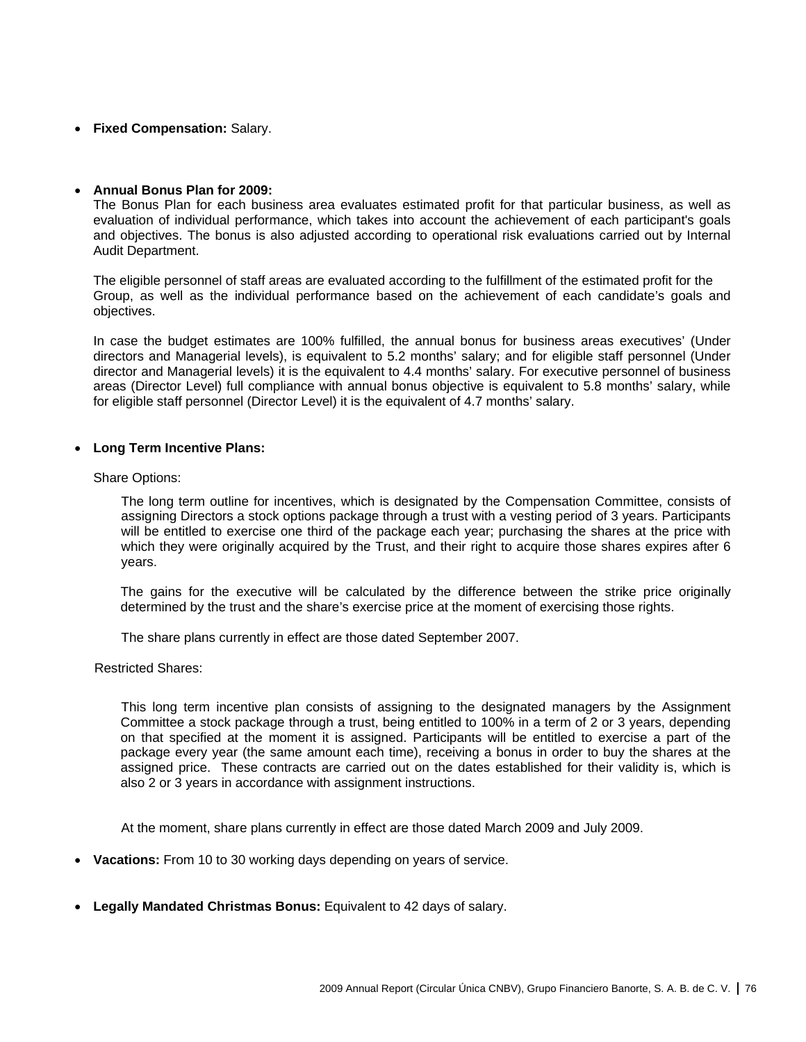- **Fixed Compensation:** Salary.

- **Annual Bonus Plan for 2009:**
  The Bonus Plan for each business area evaluates estimated profit for that particular business, as well as evaluation of individual performance, which takes into account the achievement of each participant's goals and objectives. The bonus is also adjusted according to operational risk evaluations carried out by Internal Audit Department.

  The eligible personnel of staff areas are evaluated according to the fulfillment of the estimated profit for the Group, as well as the individual performance based on the achievement of each candidate's goals and objectives.

  In case the budget estimates are 100% fulfilled, the annual bonus for business areas executives' (Under directors and Managerial levels), is equivalent to 5.2 months' salary; and for eligible staff personnel (Under director and Managerial levels) it is the equivalent to 4.4 months' salary. For executive personnel of business areas (Director Level) full compliance with annual bonus objective is equivalent to 5.8 months' salary, while for eligible staff personnel (Director Level) it is the equivalent of 4.7 months' salary.

- **Long Term Incentive Plans:**

  Share Options:

  The long term outline for incentives, which is designated by the Compensation Committee, consists of assigning Directors a stock options package through a trust with a vesting period of 3 years. Participants will be entitled to exercise one third of the package each year; purchasing the shares at the price with which they were originally acquired by the Trust, and their right to acquire those shares expires after 6 years.

  The gains for the executive will be calculated by the difference between the strike price originally determined by the trust and the share's exercise price at the moment of exercising those rights.

  The share plans currently in effect are those dated September 2007.

  Restricted Shares:

  This long term incentive plan consists of assigning to the designated managers by the Assignment Committee a stock package through a trust, being entitled to 100% in a term of 2 or 3 years, depending on that specified at the moment it is assigned. Participants will be entitled to exercise a part of the package every year (the same amount each time), receiving a bonus in order to buy the shares at the assigned price. These contracts are carried out on the dates established for their validity is, which is also 2 or 3 years in accordance with assignment instructions.

  At the moment, share plans currently in effect are those dated March 2009 and July 2009.

- **Vacations:** From 10 to 30 working days depending on years of service.

- **Legally Mandated Christmas Bonus:** Equivalent to 42 days of salary.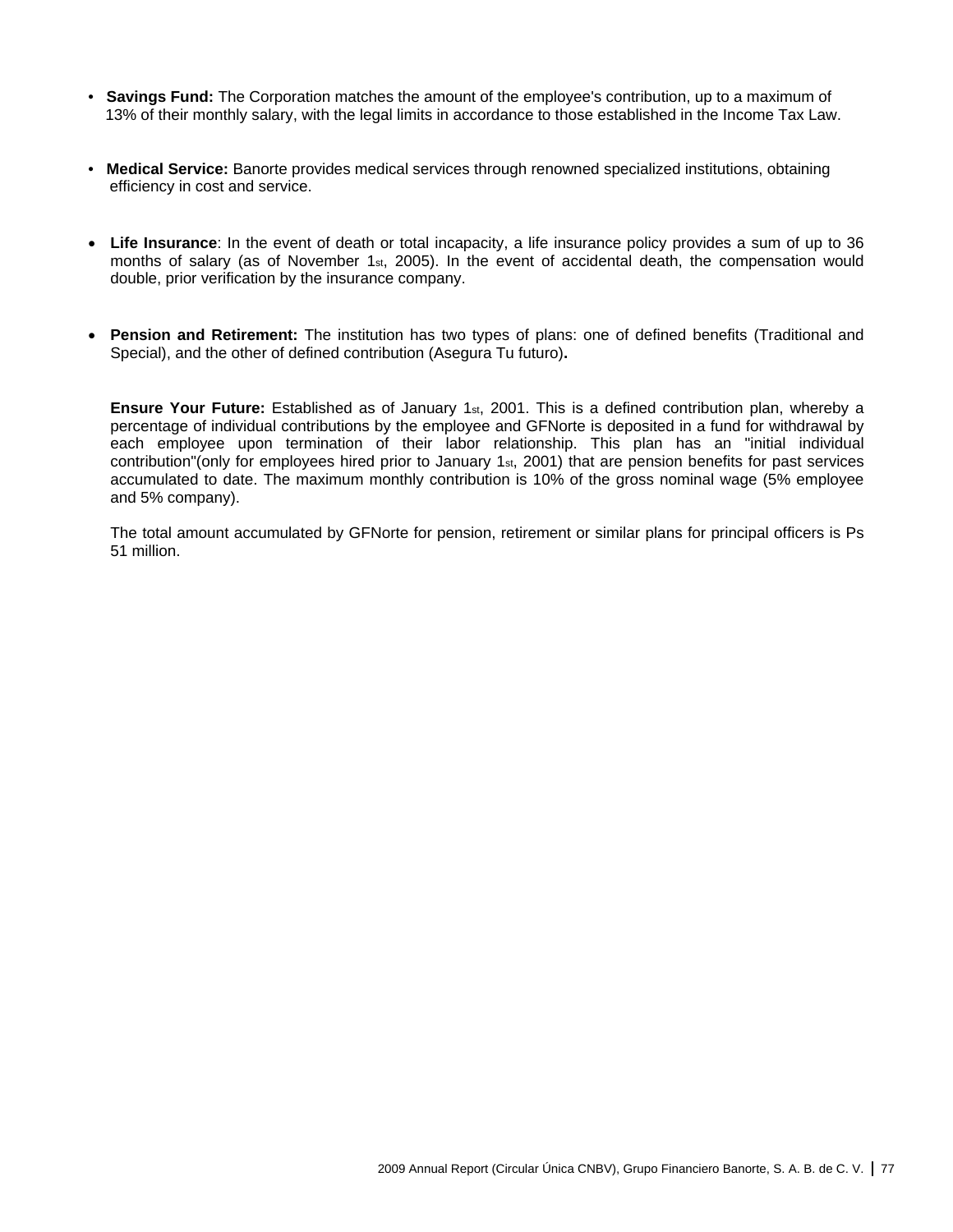- **Savings Fund:** The Corporation matches the amount of the employee's contribution, up to a maximum of 13% of their monthly salary, with the legal limits in accordance to those established in the Income Tax Law.

- **Medical Service:** Banorte provides medical services through renowned specialized institutions, obtaining efficiency in cost and service.

- **Life Insurance**: In the event of death or total incapacity, a life insurance policy provides a sum of up to 36 months of salary (as of November 1st, 2005). In the event of accidental death, the compensation would double, prior verification by the insurance company.

- **Pension and Retirement:** The institution has two types of plans: one of defined benefits (Traditional and Special), and the other of defined contribution (Asegura Tu futuro)**.**

  **Ensure Your Future:** Established as of January 1st, 2001. This is a defined contribution plan, whereby a percentage of individual contributions by the employee and GFNorte is deposited in a fund for withdrawal by each employee upon termination of their labor relationship. This plan has an "initial individual contribution"(only for employees hired prior to January 1st, 2001) that are pension benefits for past services accumulated to date. The maximum monthly contribution is 10% of the gross nominal wage (5% employee and 5% company).

  The total amount accumulated by GFNorte for pension, retirement or similar plans for principal officers is Ps 51 million.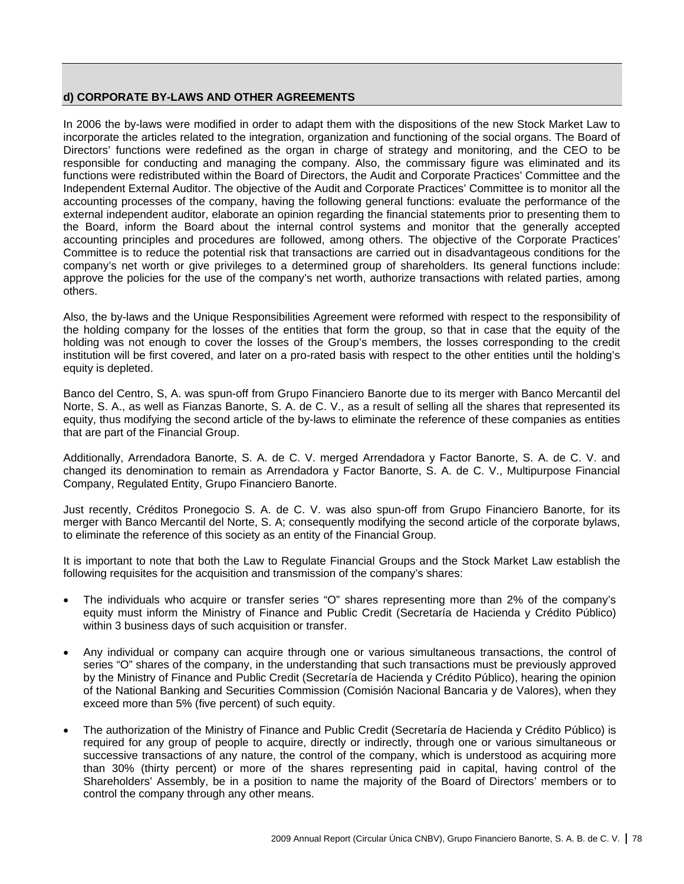## d) CORPORATE BY-LAWS AND OTHER AGREEMENTS

In 2006 the by-laws were modified in order to adapt them with the dispositions of the new Stock Market Law to incorporate the articles related to the integration, organization and functioning of the social organs. The Board of Directors' functions were redefined as the organ in charge of strategy and monitoring, and the CEO to be responsible for conducting and managing the company. Also, the commissary figure was eliminated and its functions were redistributed within the Board of Directors, the Audit and Corporate Practices' Committee and the Independent External Auditor. The objective of the Audit and Corporate Practices' Committee is to monitor all the accounting processes of the company, having the following general functions: evaluate the performance of the external independent auditor, elaborate an opinion regarding the financial statements prior to presenting them to the Board, inform the Board about the internal control systems and monitor that the generally accepted accounting principles and procedures are followed, among others. The objective of the Corporate Practices' Committee is to reduce the potential risk that transactions are carried out in disadvantageous conditions for the company's net worth or give privileges to a determined group of shareholders. Its general functions include: approve the policies for the use of the company's net worth, authorize transactions with related parties, among others.

Also, the by-laws and the Unique Responsibilities Agreement were reformed with respect to the responsibility of the holding company for the losses of the entities that form the group, so that in case that the equity of the holding was not enough to cover the losses of the Group's members, the losses corresponding to the credit institution will be first covered, and later on a pro-rated basis with respect to the other entities until the holding's equity is depleted.

Banco del Centro, S, A. was spun-off from Grupo Financiero Banorte due to its merger with Banco Mercantil del Norte, S. A., as well as Fianzas Banorte, S. A. de C. V., as a result of selling all the shares that represented its equity, thus modifying the second article of the by-laws to eliminate the reference of these companies as entities that are part of the Financial Group.

Additionally, Arrendadora Banorte, S. A. de C. V. merged Arrendadora y Factor Banorte, S. A. de C. V. and changed its denomination to remain as Arrendadora y Factor Banorte, S. A. de C. V., Multipurpose Financial Company, Regulated Entity, Grupo Financiero Banorte.

Just recently, Créditos Pronegocio S. A. de C. V. was also spun-off from Grupo Financiero Banorte, for its merger with Banco Mercantil del Norte, S. A; consequently modifying the second article of the corporate bylaws, to eliminate the reference of this society as an entity of the Financial Group.

It is important to note that both the Law to Regulate Financial Groups and the Stock Market Law establish the following requisites for the acquisition and transmission of the company's shares:

- The individuals who acquire or transfer series "O" shares representing more than 2% of the company's equity must inform the Ministry of Finance and Public Credit (Secretaría de Hacienda y Crédito Público) within 3 business days of such acquisition or transfer.
- Any individual or company can acquire through one or various simultaneous transactions, the control of series "O" shares of the company, in the understanding that such transactions must be previously approved by the Ministry of Finance and Public Credit (Secretaría de Hacienda y Crédito Público), hearing the opinion of the National Banking and Securities Commission (Comisión Nacional Bancaria y de Valores), when they exceed more than 5% (five percent) of such equity.
- The authorization of the Ministry of Finance and Public Credit (Secretaría de Hacienda y Crédito Público) is required for any group of people to acquire, directly or indirectly, through one or various simultaneous or successive transactions of any nature, the control of the company, which is understood as acquiring more than 30% (thirty percent) or more of the shares representing paid in capital, having control of the Shareholders' Assembly, be in a position to name the majority of the Board of Directors' members or to control the company through any other means.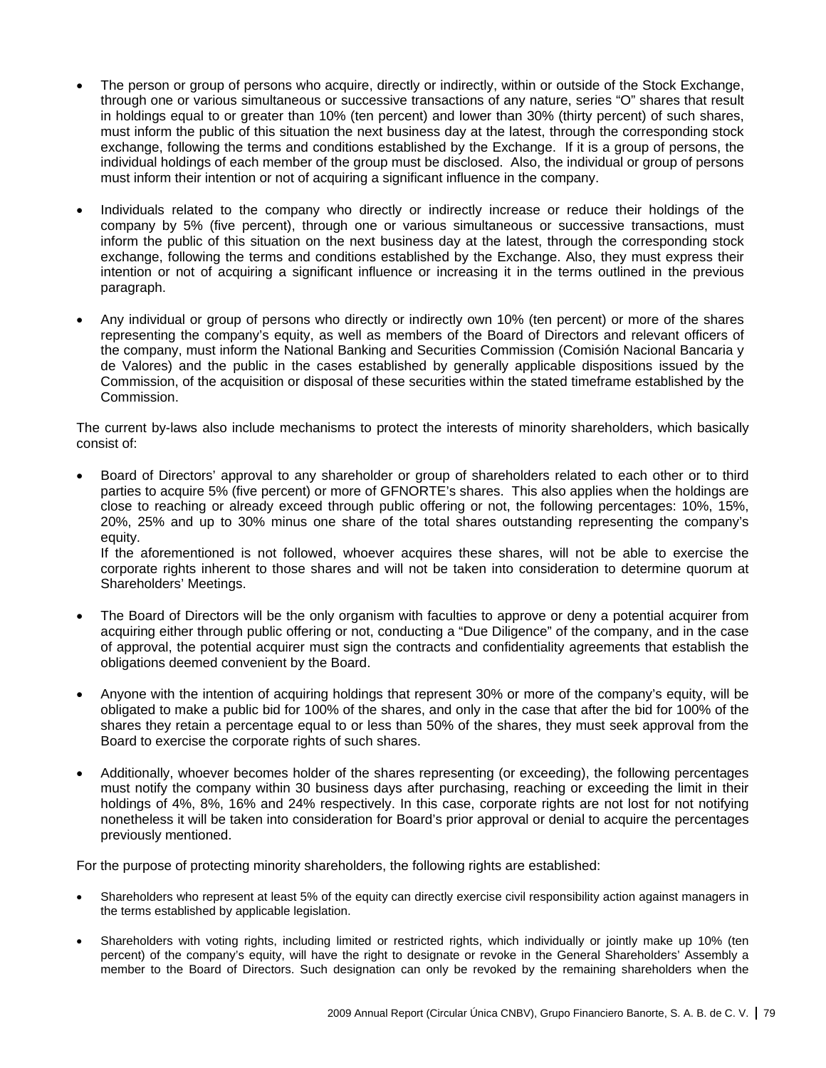- The person or group of persons who acquire, directly or indirectly, within or outside of the Stock Exchange, through one or various simultaneous or successive transactions of any nature, series "O" shares that result in holdings equal to or greater than 10% (ten percent) and lower than 30% (thirty percent) of such shares, must inform the public of this situation the next business day at the latest, through the corresponding stock exchange, following the terms and conditions established by the Exchange. If it is a group of persons, the individual holdings of each member of the group must be disclosed. Also, the individual or group of persons must inform their intention or not of acquiring a significant influence in the company.

- Individuals related to the company who directly or indirectly increase or reduce their holdings of the company by 5% (five percent), through one or various simultaneous or successive transactions, must inform the public of this situation on the next business day at the latest, through the corresponding stock exchange, following the terms and conditions established by the Exchange. Also, they must express their intention or not of acquiring a significant influence or increasing it in the terms outlined in the previous paragraph.

- Any individual or group of persons who directly or indirectly own 10% (ten percent) or more of the shares representing the company's equity, as well as members of the Board of Directors and relevant officers of the company, must inform the National Banking and Securities Commission (Comisión Nacional Bancaria y de Valores) and the public in the cases established by generally applicable dispositions issued by the Commission, of the acquisition or disposal of these securities within the stated timeframe established by the Commission.

The current by-laws also include mechanisms to protect the interests of minority shareholders, which basically consist of:

- Board of Directors' approval to any shareholder or group of shareholders related to each other or to third parties to acquire 5% (five percent) or more of GFNORTE's shares. This also applies when the holdings are close to reaching or already exceed through public offering or not, the following percentages: 10%, 15%, 20%, 25% and up to 30% minus one share of the total shares outstanding representing the company's equity.
  If the aforementioned is not followed, whoever acquires these shares, will not be able to exercise the corporate rights inherent to those shares and will not be taken into consideration to determine quorum at Shareholders' Meetings.

- The Board of Directors will be the only organism with faculties to approve or deny a potential acquirer from acquiring either through public offering or not, conducting a "Due Diligence" of the company, and in the case of approval, the potential acquirer must sign the contracts and confidentiality agreements that establish the obligations deemed convenient by the Board.

- Anyone with the intention of acquiring holdings that represent 30% or more of the company's equity, will be obligated to make a public bid for 100% of the shares, and only in the case that after the bid for 100% of the shares they retain a percentage equal to or less than 50% of the shares, they must seek approval from the Board to exercise the corporate rights of such shares.

- Additionally, whoever becomes holder of the shares representing (or exceeding), the following percentages must notify the company within 30 business days after purchasing, reaching or exceeding the limit in their holdings of 4%, 8%, 16% and 24% respectively. In this case, corporate rights are not lost for not notifying nonetheless it will be taken into consideration for Board's prior approval or denial to acquire the percentages previously mentioned.

For the purpose of protecting minority shareholders, the following rights are established:

- Shareholders who represent at least 5% of the equity can directly exercise civil responsibility action against managers in the terms established by applicable legislation.

- Shareholders with voting rights, including limited or restricted rights, which individually or jointly make up 10% (ten percent) of the company's equity, will have the right to designate or revoke in the General Shareholders' Assembly a member to the Board of Directors. Such designation can only be revoked by the remaining shareholders when the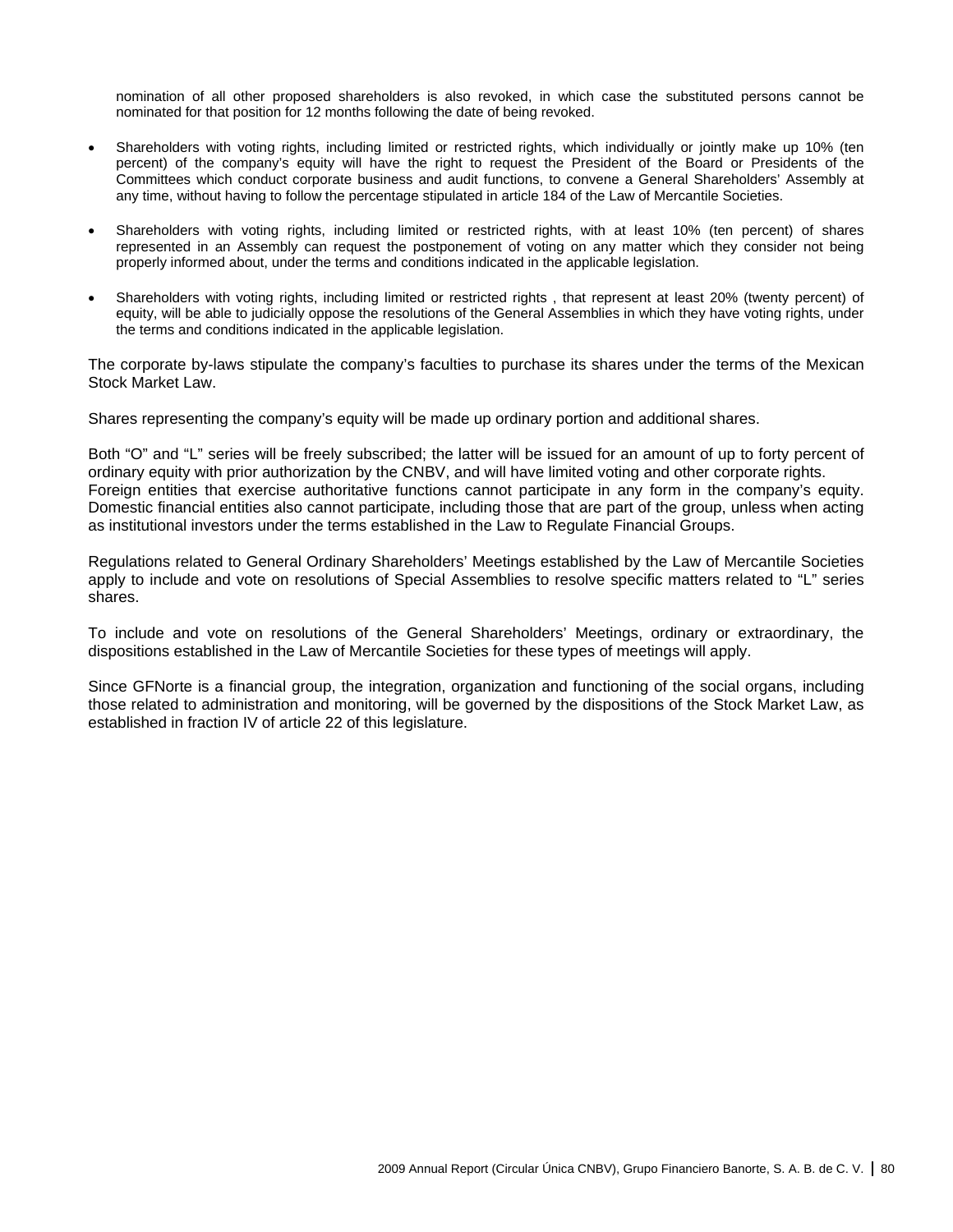nomination of all other proposed shareholders is also revoked, in which case the substituted persons cannot be nominated for that position for 12 months following the date of being revoked.

- Shareholders with voting rights, including limited or restricted rights, which individually or jointly make up 10% (ten percent) of the company's equity will have the right to request the President of the Board or Presidents of the Committees which conduct corporate business and audit functions, to convene a General Shareholders' Assembly at any time, without having to follow the percentage stipulated in article 184 of the Law of Mercantile Societies.

- Shareholders with voting rights, including limited or restricted rights, with at least 10% (ten percent) of shares represented in an Assembly can request the postponement of voting on any matter which they consider not being properly informed about, under the terms and conditions indicated in the applicable legislation.

- Shareholders with voting rights, including limited or restricted rights , that represent at least 20% (twenty percent) of equity, will be able to judicially oppose the resolutions of the General Assemblies in which they have voting rights, under the terms and conditions indicated in the applicable legislation.

The corporate by-laws stipulate the company's faculties to purchase its shares under the terms of the Mexican Stock Market Law.

Shares representing the company's equity will be made up ordinary portion and additional shares.

Both "O" and "L" series will be freely subscribed; the latter will be issued for an amount of up to forty percent of ordinary equity with prior authorization by the CNBV, and will have limited voting and other corporate rights.
Foreign entities that exercise authoritative functions cannot participate in any form in the company's equity. Domestic financial entities also cannot participate, including those that are part of the group, unless when acting as institutional investors under the terms established in the Law to Regulate Financial Groups.

Regulations related to General Ordinary Shareholders' Meetings established by the Law of Mercantile Societies apply to include and vote on resolutions of Special Assemblies to resolve specific matters related to "L" series shares.

To include and vote on resolutions of the General Shareholders' Meetings, ordinary or extraordinary, the dispositions established in the Law of Mercantile Societies for these types of meetings will apply.

Since GFNorte is a financial group, the integration, organization and functioning of the social organs, including those related to administration and monitoring, will be governed by the dispositions of the Stock Market Law, as established in fraction IV of article 22 of this legislature.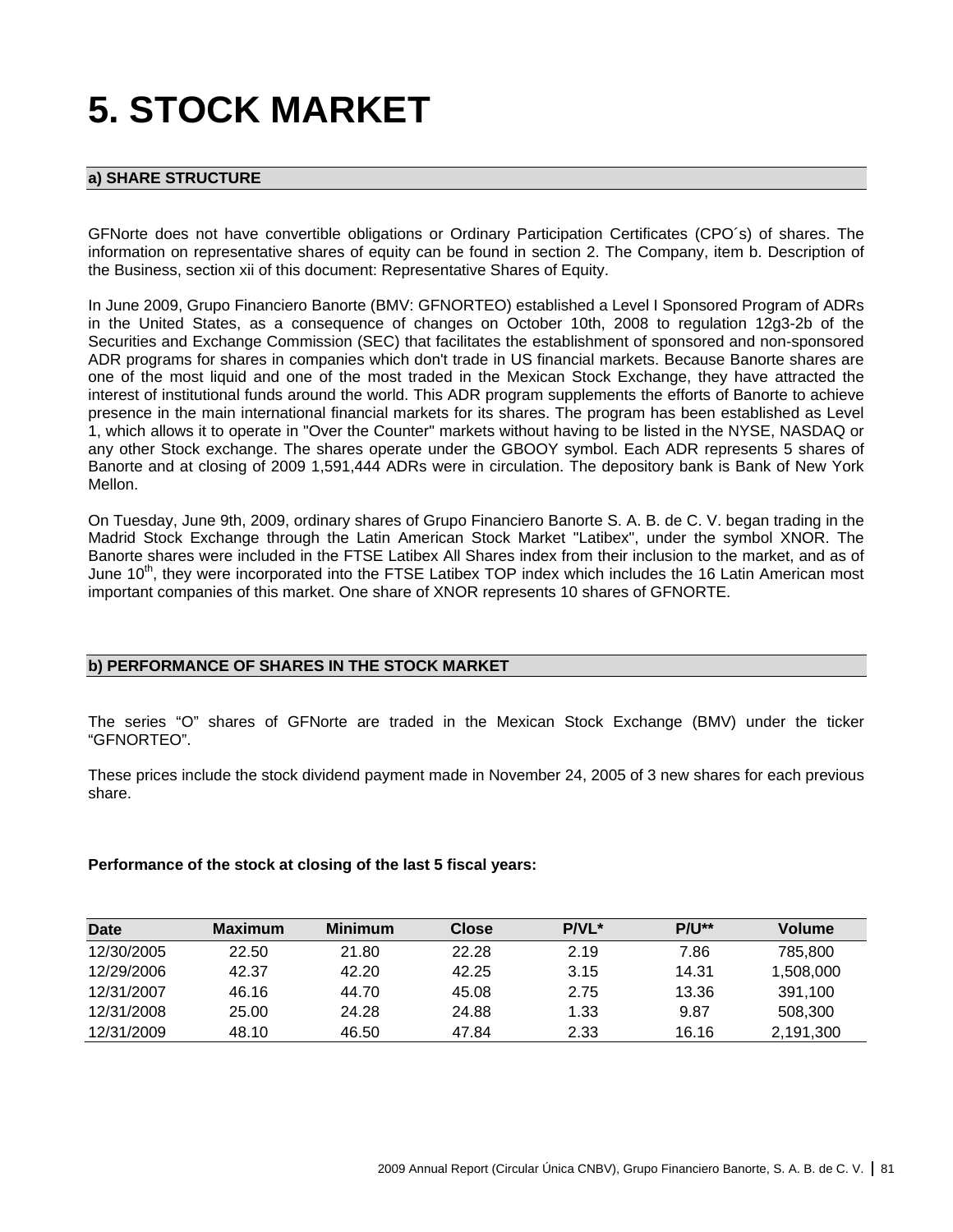# 5. STOCK MARKET

## a) SHARE STRUCTURE

GFNorte does not have convertible obligations or Ordinary Participation Certificates (CPO´s) of shares. The information on representative shares of equity can be found in section 2. The Company, item b. Description of the Business, section xii of this document: Representative Shares of Equity.

In June 2009, Grupo Financiero Banorte (BMV: GFNORTEO) established a Level I Sponsored Program of ADRs in the United States, as a consequence of changes on October 10th, 2008 to regulation 12g3-2b of the Securities and Exchange Commission (SEC) that facilitates the establishment of sponsored and non-sponsored ADR programs for shares in companies which don't trade in US financial markets. Because Banorte shares are one of the most liquid and one of the most traded in the Mexican Stock Exchange, they have attracted the interest of institutional funds around the world. This ADR program supplements the efforts of Banorte to achieve presence in the main international financial markets for its shares. The program has been established as Level 1, which allows it to operate in "Over the Counter" markets without having to be listed in the NYSE, NASDAQ or any other Stock exchange. The shares operate under the GBOOY symbol. Each ADR represents 5 shares of Banorte and at closing of 2009 1,591,444 ADRs were in circulation. The depository bank is Bank of New York Mellon.

On Tuesday, June 9th, 2009, ordinary shares of Grupo Financiero Banorte S. A. B. de C. V. began trading in the Madrid Stock Exchange through the Latin American Stock Market "Latibex", under the symbol XNOR. The Banorte shares were included in the FTSE Latibex All Shares index from their inclusion to the market, and as of June 10th, they were incorporated into the FTSE Latibex TOP index which includes the 16 Latin American most important companies of this market. One share of XNOR represents 10 shares of GFNORTE.

## b) PERFORMANCE OF SHARES IN THE STOCK MARKET

The series "O" shares of GFNorte are traded in the Mexican Stock Exchange (BMV) under the ticker "GFNORTEO".

These prices include the stock dividend payment made in November 24, 2005 of 3 new shares for each previous share.

**Performance of the stock at closing of the last 5 fiscal years:**

| Date | Maximum | Minimum | Close | P/VL* | P/U** | Volume |
|---|---|---|---|---|---|---|
| 12/30/2005 | 22.50 | 21.80 | 22.28 | 2.19 | 7.86 | 785,800 |
| 12/29/2006 | 42.37 | 42.20 | 42.25 | 3.15 | 14.31 | 1,508,000 |
| 12/31/2007 | 46.16 | 44.70 | 45.08 | 2.75 | 13.36 | 391,100 |
| 12/31/2008 | 25.00 | 24.28 | 24.88 | 1.33 | 9.87 | 508,300 |
| 12/31/2009 | 48.10 | 46.50 | 47.84 | 2.33 | 16.16 | 2,191,300 |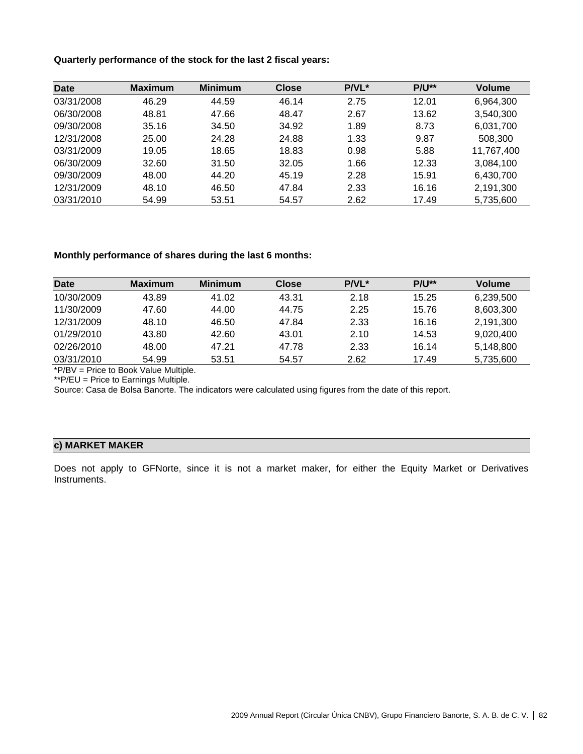**Quarterly performance of the stock for the last 2 fiscal years:**

| Date | Maximum | Minimum | Close | P/VL* | P/U** | Volume |
|---|---|---|---|---|---|---|
| 03/31/2008 | 46.29 | 44.59 | 46.14 | 2.75 | 12.01 | 6,964,300 |
| 06/30/2008 | 48.81 | 47.66 | 48.47 | 2.67 | 13.62 | 3,540,300 |
| 09/30/2008 | 35.16 | 34.50 | 34.92 | 1.89 | 8.73 | 6,031,700 |
| 12/31/2008 | 25.00 | 24.28 | 24.88 | 1.33 | 9.87 | 508,300 |
| 03/31/2009 | 19.05 | 18.65 | 18.83 | 0.98 | 5.88 | 11,767,400 |
| 06/30/2009 | 32.60 | 31.50 | 32.05 | 1.66 | 12.33 | 3,084,100 |
| 09/30/2009 | 48.00 | 44.20 | 45.19 | 2.28 | 15.91 | 6,430,700 |
| 12/31/2009 | 48.10 | 46.50 | 47.84 | 2.33 | 16.16 | 2,191,300 |
| 03/31/2010 | 54.99 | 53.51 | 54.57 | 2.62 | 17.49 | 5,735,600 |

**Monthly performance of shares during the last 6 months:**

| Date | Maximum | Minimum | Close | P/VL* | P/U** | Volume |
|---|---|---|---|---|---|---|
| 10/30/2009 | 43.89 | 41.02 | 43.31 | 2.18 | 15.25 | 6,239,500 |
| 11/30/2009 | 47.60 | 44.00 | 44.75 | 2.25 | 15.76 | 8,603,300 |
| 12/31/2009 | 48.10 | 46.50 | 47.84 | 2.33 | 16.16 | 2,191,300 |
| 01/29/2010 | 43.80 | 42.60 | 43.01 | 2.10 | 14.53 | 9,020,400 |
| 02/26/2010 | 48.00 | 47.21 | 47.78 | 2.33 | 16.14 | 5,148,800 |
| 03/31/2010 | 54.99 | 53.51 | 54.57 | 2.62 | 17.49 | 5,735,600 |

*P/BV = Price to Book Value Multiple.
**P/EU = Price to Earnings Multiple.
Source: Casa de Bolsa Banorte. The indicators were calculated using figures from the date of this report.

## c) MARKET MAKER

Does not apply to GFNorte, since it is not a market maker, for either the Equity Market or Derivatives Instruments.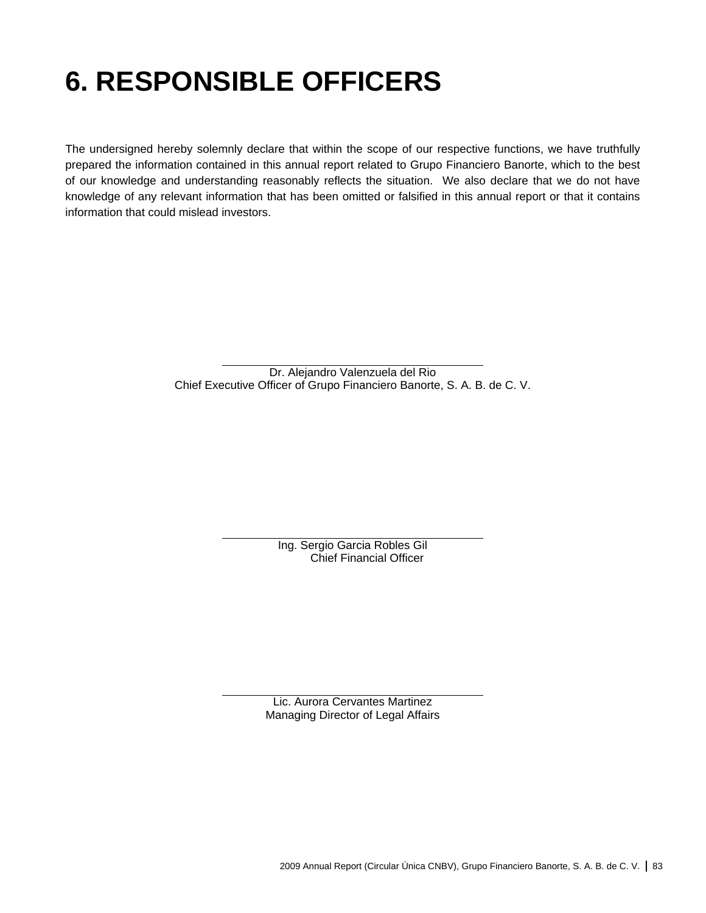# 6. RESPONSIBLE OFFICERS

The undersigned hereby solemnly declare that within the scope of our respective functions, we have truthfully prepared the information contained in this annual report related to Grupo Financiero Banorte, which to the best of our knowledge and understanding reasonably reflects the situation. We also declare that we do not have knowledge of any relevant information that has been omitted or falsified in this annual report or that it contains information that could mislead investors.

Dr. Alejandro Valenzuela del Rio
Chief Executive Officer of Grupo Financiero Banorte, S. A. B. de C. V.

Ing. Sergio Garcia Robles Gil
Chief Financial Officer

Lic. Aurora Cervantes Martinez
Managing Director of Legal Affairs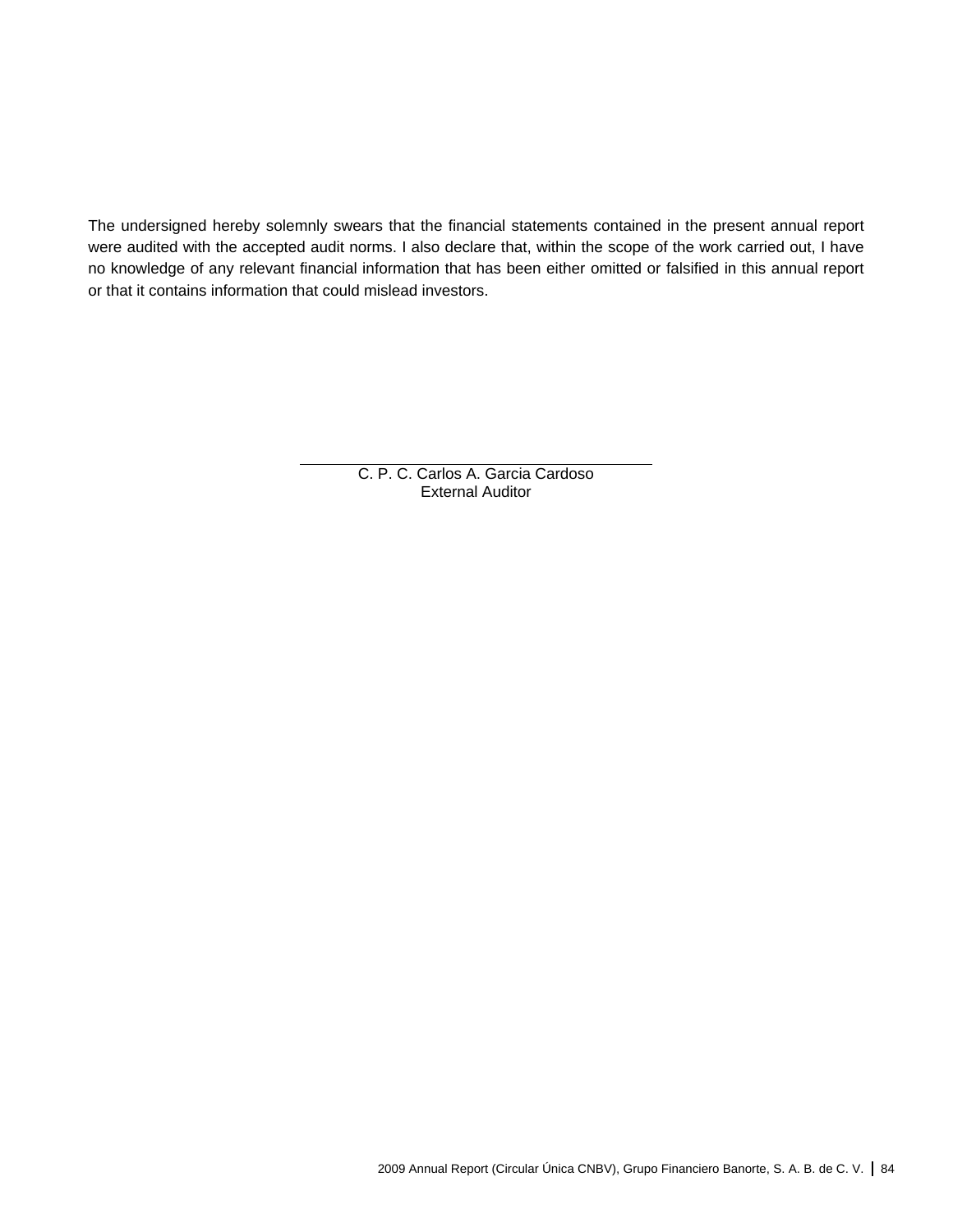The undersigned hereby solemnly swears that the financial statements contained in the present annual report were audited with the accepted audit norms. I also declare that, within the scope of the work carried out, I have no knowledge of any relevant financial information that has been either omitted or falsified in this annual report or that it contains information that could mislead investors.

C. P. C. Carlos A. Garcia Cardoso
External Auditor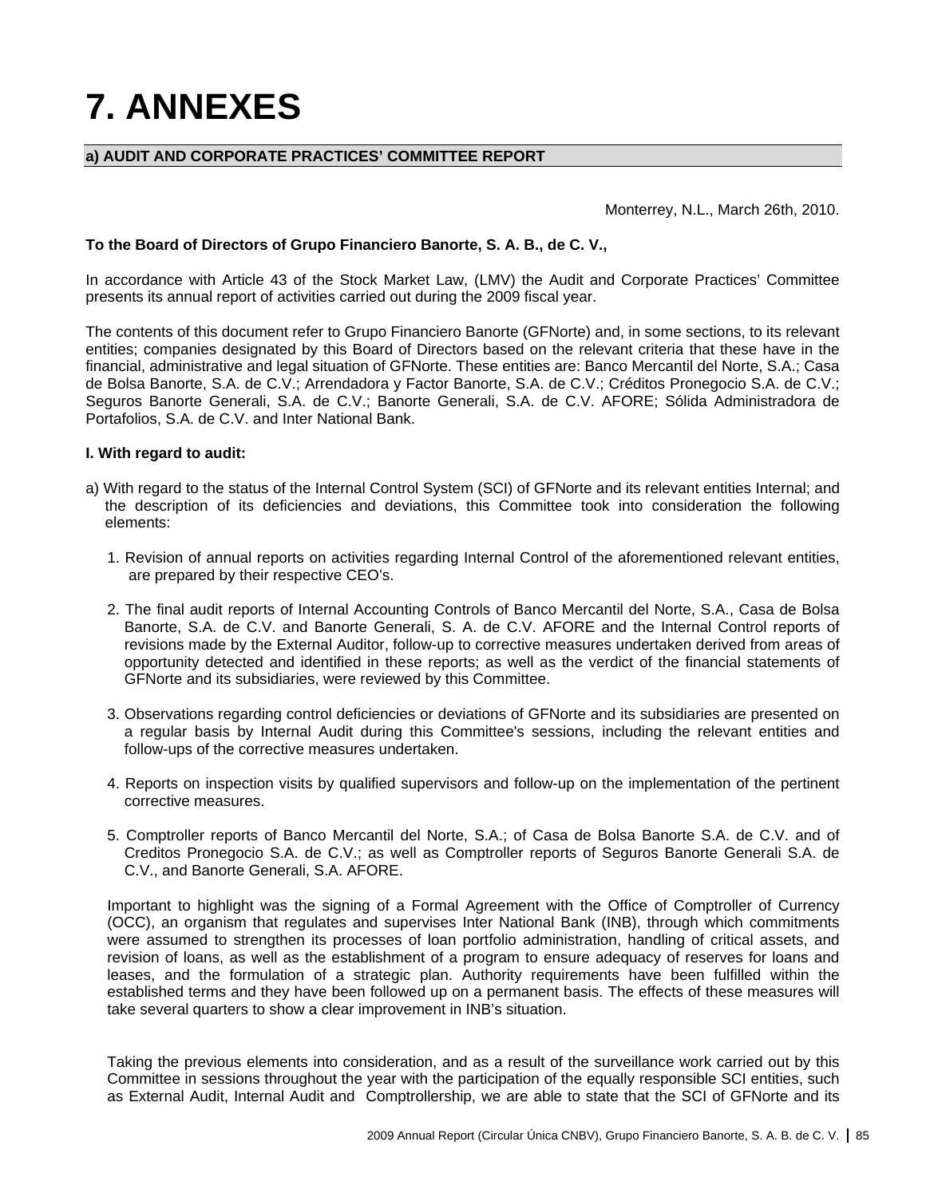# 7. ANNEXES

## a) AUDIT AND CORPORATE PRACTICES' COMMITTEE REPORT

Monterrey, N.L., March 26th, 2010.

**To the Board of Directors of Grupo Financiero Banorte, S. A. B., de C. V.,**

In accordance with Article 43 of the Stock Market Law, (LMV) the Audit and Corporate Practices' Committee presents its annual report of activities carried out during the 2009 fiscal year.

The contents of this document refer to Grupo Financiero Banorte (GFNorte) and, in some sections, to its relevant entities; companies designated by this Board of Directors based on the relevant criteria that these have in the financial, administrative and legal situation of GFNorte. These entities are: Banco Mercantil del Norte, S.A.; Casa de Bolsa Banorte, S.A. de C.V.; Arrendadora y Factor Banorte, S.A. de C.V.; Créditos Pronegocio S.A. de C.V.; Seguros Banorte Generali, S.A. de C.V.; Banorte Generali, S.A. de C.V. AFORE; Sólida Administradora de Portafolios, S.A. de C.V. and Inter National Bank.

**I. With regard to audit:**

a) With regard to the status of the Internal Control System (SCI) of GFNorte and its relevant entities Internal; and the description of its deficiencies and deviations, this Committee took into consideration the following elements:

1. Revision of annual reports on activities regarding Internal Control of the aforementioned relevant entities, are prepared by their respective CEO's.

2. The final audit reports of Internal Accounting Controls of Banco Mercantil del Norte, S.A., Casa de Bolsa Banorte, S.A. de C.V. and Banorte Generali, S. A. de C.V. AFORE and the Internal Control reports of revisions made by the External Auditor, follow-up to corrective measures undertaken derived from areas of opportunity detected and identified in these reports; as well as the verdict of the financial statements of GFNorte and its subsidiaries, were reviewed by this Committee.

3. Observations regarding control deficiencies or deviations of GFNorte and its subsidiaries are presented on a regular basis by Internal Audit during this Committee's sessions, including the relevant entities and follow-ups of the corrective measures undertaken.

4. Reports on inspection visits by qualified supervisors and follow-up on the implementation of the pertinent corrective measures.

5. Comptroller reports of Banco Mercantil del Norte, S.A.; of Casa de Bolsa Banorte S.A. de C.V. and of Creditos Pronegocio S.A. de C.V.; as well as Comptroller reports of Seguros Banorte Generali S.A. de C.V., and Banorte Generali, S.A. AFORE.

Important to highlight was the signing of a Formal Agreement with the Office of Comptroller of Currency (OCC), an organism that regulates and supervises Inter National Bank (INB), through which commitments were assumed to strengthen its processes of loan portfolio administration, handling of critical assets, and revision of loans, as well as the establishment of a program to ensure adequacy of reserves for loans and leases, and the formulation of a strategic plan. Authority requirements have been fulfilled within the established terms and they have been followed up on a permanent basis. The effects of these measures will take several quarters to show a clear improvement in INB's situation.

Taking the previous elements into consideration, and as a result of the surveillance work carried out by this Committee in sessions throughout the year with the participation of the equally responsible SCI entities, such as External Audit, Internal Audit and Comptrollership, we are able to state that the SCI of GFNorte and its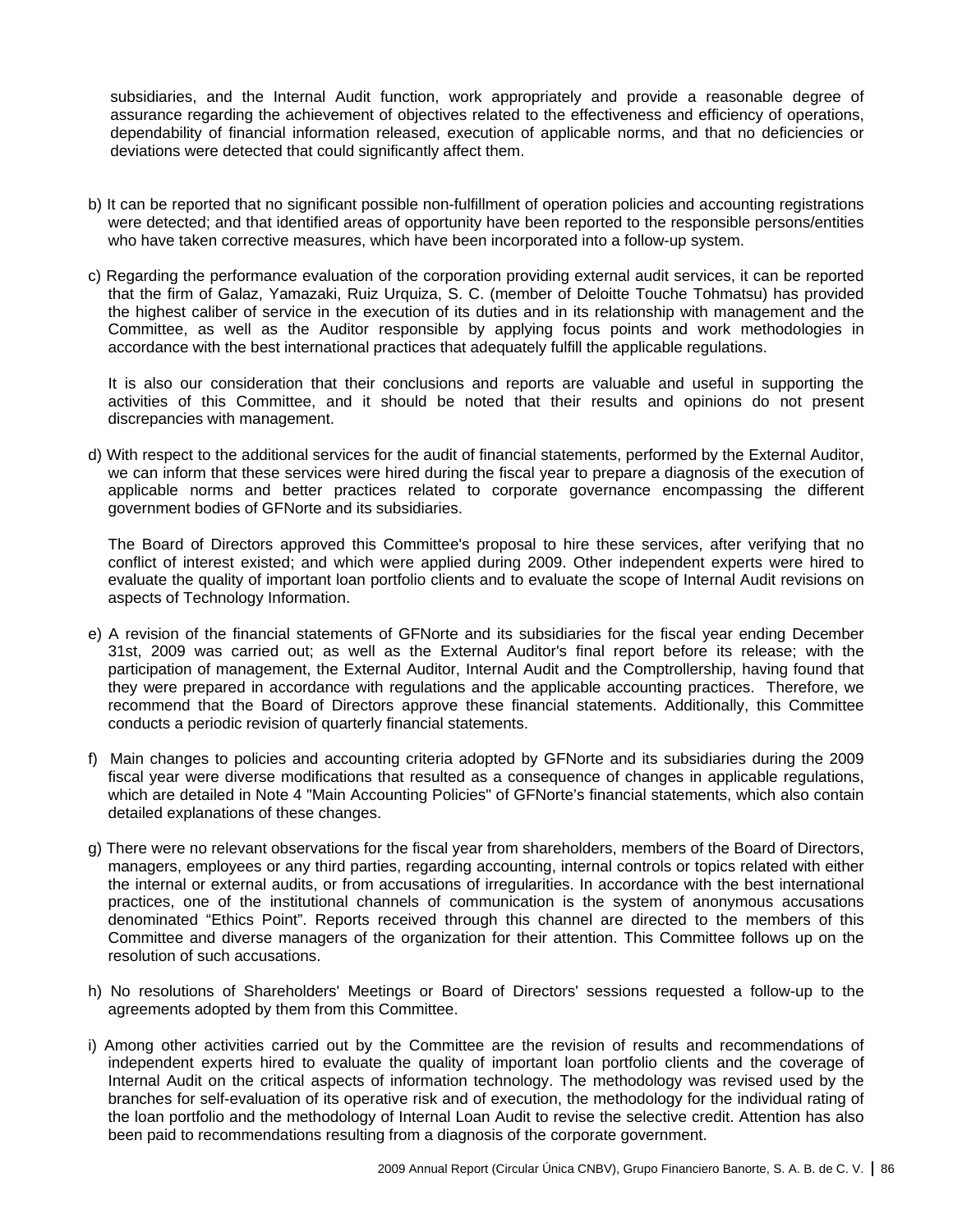subsidiaries, and the Internal Audit function, work appropriately and provide a reasonable degree of assurance regarding the achievement of objectives related to the effectiveness and efficiency of operations, dependability of financial information released, execution of applicable norms, and that no deficiencies or deviations were detected that could significantly affect them.

b) It can be reported that no significant possible non-fulfillment of operation policies and accounting registrations were detected; and that identified areas of opportunity have been reported to the responsible persons/entities who have taken corrective measures, which have been incorporated into a follow-up system.

c) Regarding the performance evaluation of the corporation providing external audit services, it can be reported that the firm of Galaz, Yamazaki, Ruiz Urquiza, S. C. (member of Deloitte Touche Tohmatsu) has provided the highest caliber of service in the execution of its duties and in its relationship with management and the Committee, as well as the Auditor responsible by applying focus points and work methodologies in accordance with the best international practices that adequately fulfill the applicable regulations.

   It is also our consideration that their conclusions and reports are valuable and useful in supporting the activities of this Committee, and it should be noted that their results and opinions do not present discrepancies with management.

d) With respect to the additional services for the audit of financial statements, performed by the External Auditor, we can inform that these services were hired during the fiscal year to prepare a diagnosis of the execution of applicable norms and better practices related to corporate governance encompassing the different government bodies of GFNorte and its subsidiaries.

   The Board of Directors approved this Committee's proposal to hire these services, after verifying that no conflict of interest existed; and which were applied during 2009. Other independent experts were hired to evaluate the quality of important loan portfolio clients and to evaluate the scope of Internal Audit revisions on aspects of Technology Information.

e) A revision of the financial statements of GFNorte and its subsidiaries for the fiscal year ending December 31st, 2009 was carried out; as well as the External Auditor's final report before its release; with the participation of management, the External Auditor, Internal Audit and the Comptrollership, having found that they were prepared in accordance with regulations and the applicable accounting practices. Therefore, we recommend that the Board of Directors approve these financial statements. Additionally, this Committee conducts a periodic revision of quarterly financial statements.

f) Main changes to policies and accounting criteria adopted by GFNorte and its subsidiaries during the 2009 fiscal year were diverse modifications that resulted as a consequence of changes in applicable regulations, which are detailed in Note 4 "Main Accounting Policies" of GFNorte's financial statements, which also contain detailed explanations of these changes.

g) There were no relevant observations for the fiscal year from shareholders, members of the Board of Directors, managers, employees or any third parties, regarding accounting, internal controls or topics related with either the internal or external audits, or from accusations of irregularities. In accordance with the best international practices, one of the institutional channels of communication is the system of anonymous accusations denominated "Ethics Point". Reports received through this channel are directed to the members of this Committee and diverse managers of the organization for their attention. This Committee follows up on the resolution of such accusations.

h) No resolutions of Shareholders' Meetings or Board of Directors' sessions requested a follow-up to the agreements adopted by them from this Committee.

i) Among other activities carried out by the Committee are the revision of results and recommendations of independent experts hired to evaluate the quality of important loan portfolio clients and the coverage of Internal Audit on the critical aspects of information technology. The methodology was revised used by the branches for self-evaluation of its operative risk and of execution, the methodology for the individual rating of the loan portfolio and the methodology of Internal Loan Audit to revise the selective credit. Attention has also been paid to recommendations resulting from a diagnosis of the corporate government.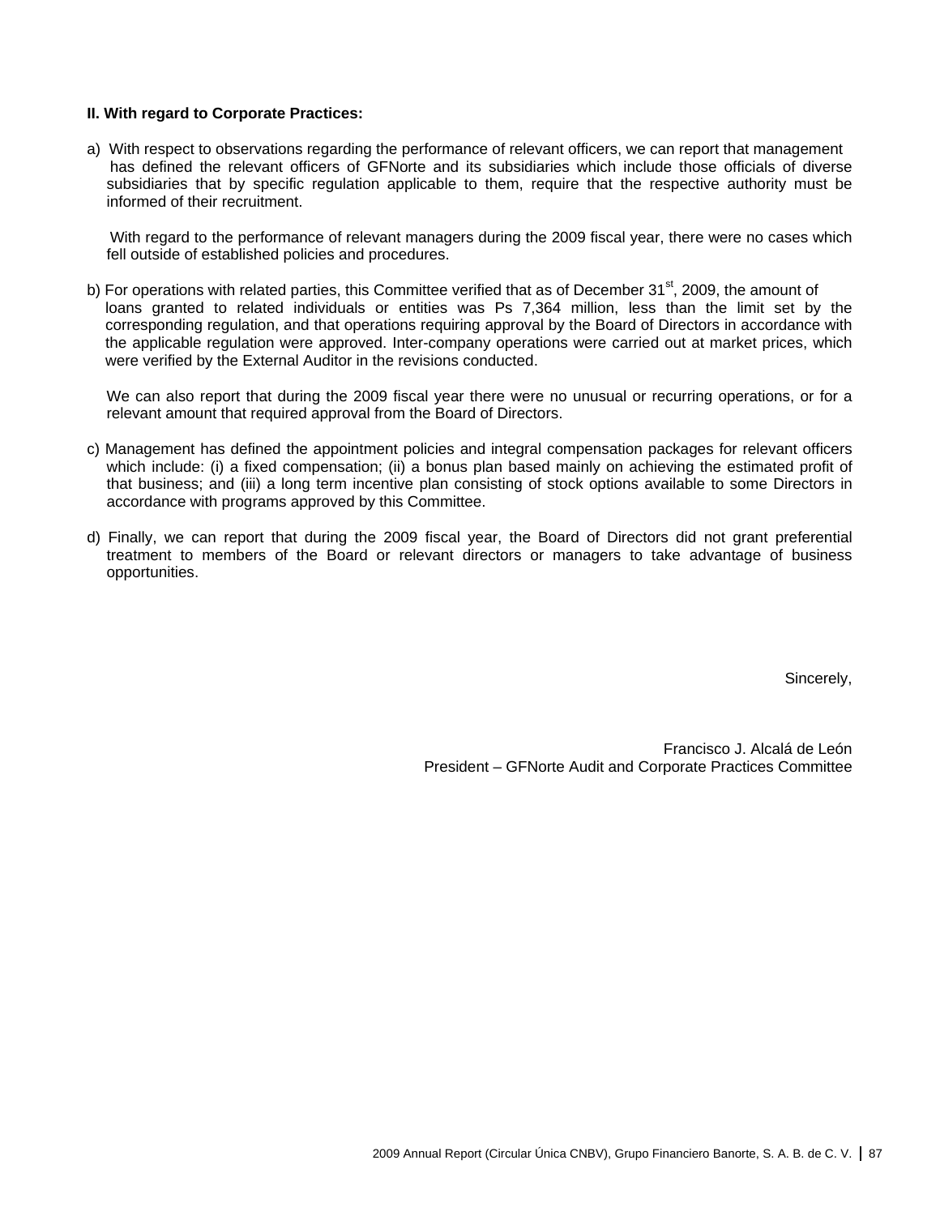**II. With regard to Corporate Practices:**

a) With respect to observations regarding the performance of relevant officers, we can report that management has defined the relevant officers of GFNorte and its subsidiaries which include those officials of diverse subsidiaries that by specific regulation applicable to them, require that the respective authority must be informed of their recruitment.

With regard to the performance of relevant managers during the 2009 fiscal year, there were no cases which fell outside of established policies and procedures.

b) For operations with related parties, this Committee verified that as of December 31st, 2009, the amount of loans granted to related individuals or entities was Ps 7,364 million, less than the limit set by the corresponding regulation, and that operations requiring approval by the Board of Directors in accordance with the applicable regulation were approved. Inter-company operations were carried out at market prices, which were verified by the External Auditor in the revisions conducted.

We can also report that during the 2009 fiscal year there were no unusual or recurring operations, or for a relevant amount that required approval from the Board of Directors.

c) Management has defined the appointment policies and integral compensation packages for relevant officers which include: (i) a fixed compensation; (ii) a bonus plan based mainly on achieving the estimated profit of that business; and (iii) a long term incentive plan consisting of stock options available to some Directors in accordance with programs approved by this Committee.

d) Finally, we can report that during the 2009 fiscal year, the Board of Directors did not grant preferential treatment to members of the Board or relevant directors or managers to take advantage of business opportunities.

Sincerely,

Francisco J. Alcalá de León
President – GFNorte Audit and Corporate Practices Committee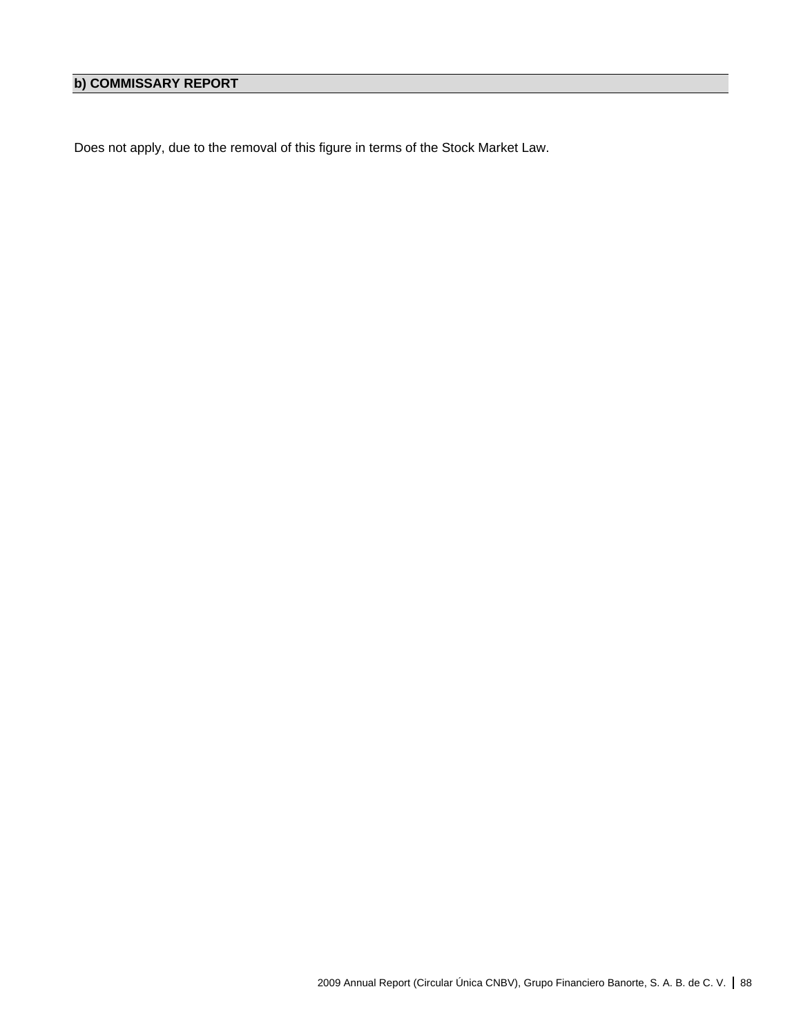## b) COMMISSARY REPORT

Does not apply, due to the removal of this figure in terms of the Stock Market Law.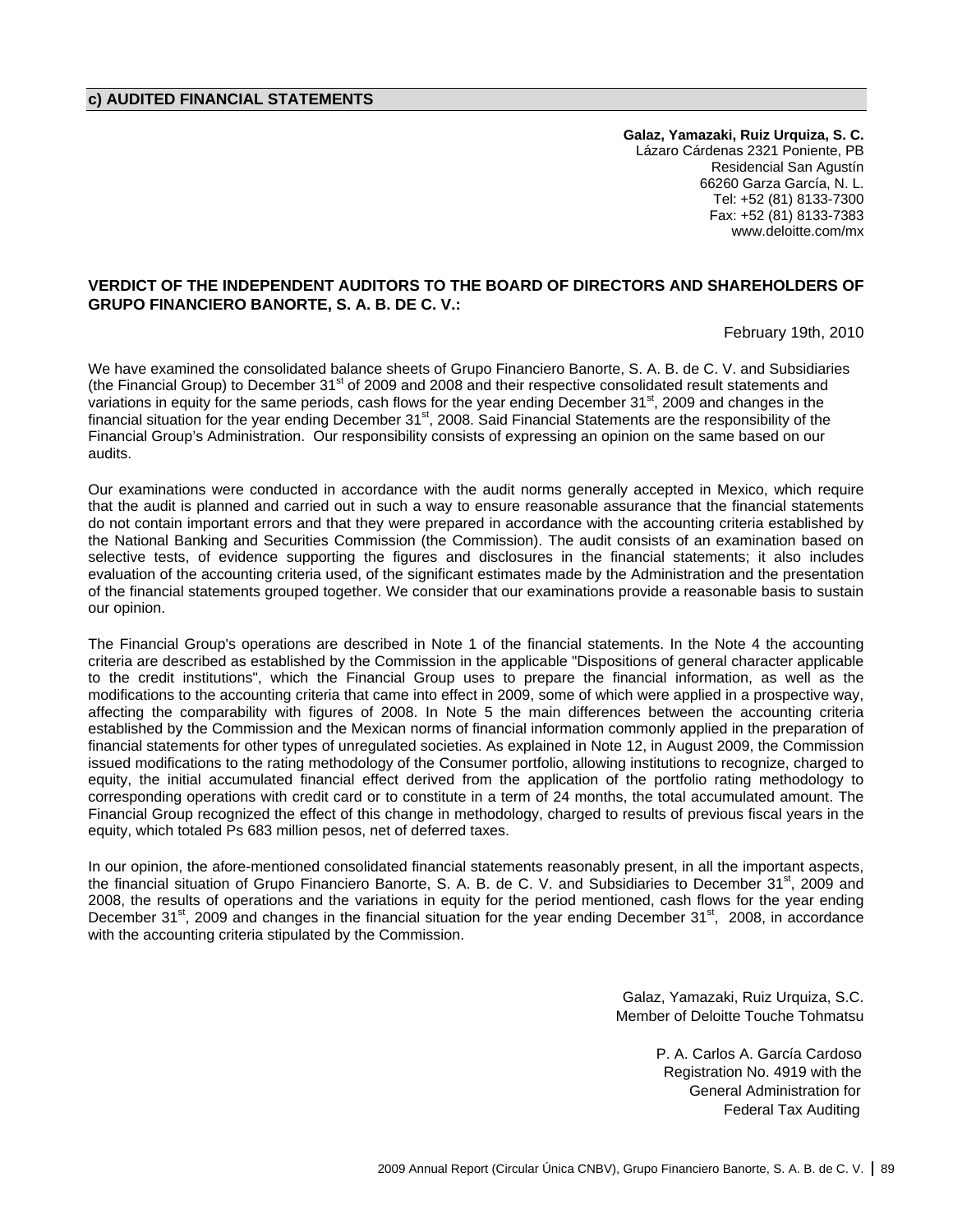## c) AUDITED FINANCIAL STATEMENTS

**Galaz, Yamazaki, Ruiz Urquiza, S. C.**
Lázaro Cárdenas 2321 Poniente, PB
Residencial San Agustín
66260 Garza García, N. L.
Tel: +52 (81) 8133-7300
Fax: +52 (81) 8133-7383
www.deloitte.com/mx

### VERDICT OF THE INDEPENDENT AUDITORS TO THE BOARD OF DIRECTORS AND SHAREHOLDERS OF GRUPO FINANCIERO BANORTE, S. A. B. DE C. V.:

February 19th, 2010

We have examined the consolidated balance sheets of Grupo Financiero Banorte, S. A. B. de C. V. and Subsidiaries (the Financial Group) to December 31st of 2009 and 2008 and their respective consolidated result statements and variations in equity for the same periods, cash flows for the year ending December 31st, 2009 and changes in the financial situation for the year ending December 31st, 2008. Said Financial Statements are the responsibility of the Financial Group's Administration. Our responsibility consists of expressing an opinion on the same based on our audits.

Our examinations were conducted in accordance with the audit norms generally accepted in Mexico, which require that the audit is planned and carried out in such a way to ensure reasonable assurance that the financial statements do not contain important errors and that they were prepared in accordance with the accounting criteria established by the National Banking and Securities Commission (the Commission). The audit consists of an examination based on selective tests, of evidence supporting the figures and disclosures in the financial statements; it also includes evaluation of the accounting criteria used, of the significant estimates made by the Administration and the presentation of the financial statements grouped together. We consider that our examinations provide a reasonable basis to sustain our opinion.

The Financial Group's operations are described in Note 1 of the financial statements. In the Note 4 the accounting criteria are described as established by the Commission in the applicable "Dispositions of general character applicable to the credit institutions", which the Financial Group uses to prepare the financial information, as well as the modifications to the accounting criteria that came into effect in 2009, some of which were applied in a prospective way, affecting the comparability with figures of 2008. In Note 5 the main differences between the accounting criteria established by the Commission and the Mexican norms of financial information commonly applied in the preparation of financial statements for other types of unregulated societies. As explained in Note 12, in August 2009, the Commission issued modifications to the rating methodology of the Consumer portfolio, allowing institutions to recognize, charged to equity, the initial accumulated financial effect derived from the application of the portfolio rating methodology to corresponding operations with credit card or to constitute in a term of 24 months, the total accumulated amount. The Financial Group recognized the effect of this change in methodology, charged to results of previous fiscal years in the equity, which totaled Ps 683 million pesos, net of deferred taxes.

In our opinion, the afore-mentioned consolidated financial statements reasonably present, in all the important aspects, the financial situation of Grupo Financiero Banorte, S. A. B. de C. V. and Subsidiaries to December 31st, 2009 and 2008, the results of operations and the variations in equity for the period mentioned, cash flows for the year ending December 31st, 2009 and changes in the financial situation for the year ending December 31st, 2008, in accordance with the accounting criteria stipulated by the Commission.

Galaz, Yamazaki, Ruiz Urquiza, S.C.
Member of Deloitte Touche Tohmatsu

P. A. Carlos A. García Cardoso
Registration No. 4919 with the
General Administration for
Federal Tax Auditing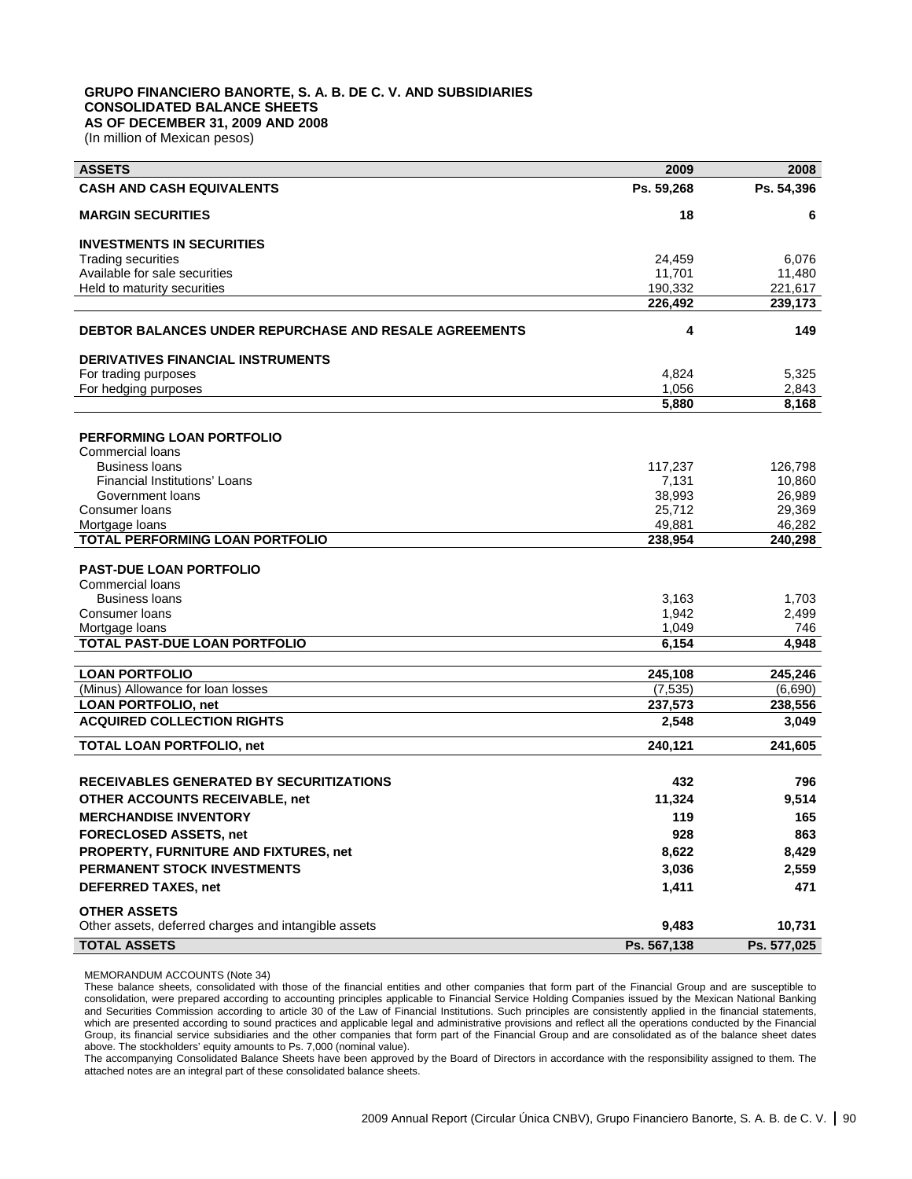**GRUPO FINANCIERO BANORTE, S. A. B. DE C. V. AND SUBSIDIARIES**
**CONSOLIDATED BALANCE SHEETS**
**AS OF DECEMBER 31, 2009 AND 2008**
(In million of Mexican pesos)

| ASSETS | 2009 | 2008 |
|---|---|---|
| **CASH AND CASH EQUIVALENTS** | **Ps. 59,268** | **Ps. 54,396** |
| **MARGIN SECURITIES** | **18** | **6** |
| **INVESTMENTS IN SECURITIES** | | |
| Trading securities | 24,459 | 6,076 |
| Available for sale securities | 11,701 | 11,480 |
| Held to maturity securities | 190,332 | 221,617 |
| | **226,492** | **239,173** |
| **DEBTOR BALANCES UNDER REPURCHASE AND RESALE AGREEMENTS** | **4** | **149** |
| **DERIVATIVES FINANCIAL INSTRUMENTS** | | |
| For trading purposes | 4,824 | 5,325 |
| For hedging purposes | 1,056 | 2,843 |
| | **5,880** | **8,168** |
| **PERFORMING LOAN PORTFOLIO** | | |
| Commercial loans | | |
| Business loans | 117,237 | 126,798 |
| Financial Institutions' Loans | 7,131 | 10,860 |
| Government loans | 38,993 | 26,989 |
| Consumer loans | 25,712 | 29,369 |
| Mortgage loans | 49,881 | 46,282 |
| **TOTAL PERFORMING LOAN PORTFOLIO** | **238,954** | **240,298** |
| **PAST-DUE LOAN PORTFOLIO** | | |
| Commercial loans | | |
| Business loans | 3,163 | 1,703 |
| Consumer loans | 1,942 | 2,499 |
| Mortgage loans | 1,049 | 746 |
| **TOTAL PAST-DUE LOAN PORTFOLIO** | **6,154** | **4,948** |
| **LOAN PORTFOLIO** | **245,108** | **245,246** |
| (Minus) Allowance for loan losses | (7,535) | (6,690) |
| **LOAN PORTFOLIO, net** | **237,573** | **238,556** |
| **ACQUIRED COLLECTION RIGHTS** | **2,548** | **3,049** |
| **TOTAL LOAN PORTFOLIO, net** | **240,121** | **241,605** |
| **RECEIVABLES GENERATED BY SECURITIZATIONS** | **432** | **796** |
| **OTHER ACCOUNTS RECEIVABLE, net** | **11,324** | **9,514** |
| **MERCHANDISE INVENTORY** | **119** | **165** |
| **FORECLOSED ASSETS, net** | **928** | **863** |
| **PROPERTY, FURNITURE AND FIXTURES, net** | **8,622** | **8,429** |
| **PERMANENT STOCK INVESTMENTS** | **3,036** | **2,559** |
| **DEFERRED TAXES, net** | **1,411** | **471** |
| **OTHER ASSETS** | | |
| Other assets, deferred charges and intangible assets | **9,483** | **10,731** |
| **TOTAL ASSETS** | **Ps. 567,138** | **Ps. 577,025** |

MEMORANDUM ACCOUNTS (Note 34)

These balance sheets, consolidated with those of the financial entities and other companies that form part of the Financial Group and are susceptible to consolidation, were prepared according to accounting principles applicable to Financial Service Holding Companies issued by the Mexican National Banking and Securities Commission according to article 30 of the Law of Financial Institutions. Such principles are consistently applied in the financial statements, which are presented according to sound practices and applicable legal and administrative provisions and reflect all the operations conducted by the Financial Group, its financial service subsidiaries and the other companies that form part of the Financial Group and are consolidated as of the balance sheet dates above. The stockholders' equity amounts to Ps. 7,000 (nominal value).

The accompanying Consolidated Balance Sheets have been approved by the Board of Directors in accordance with the responsibility assigned to them. The attached notes are an integral part of these consolidated balance sheets.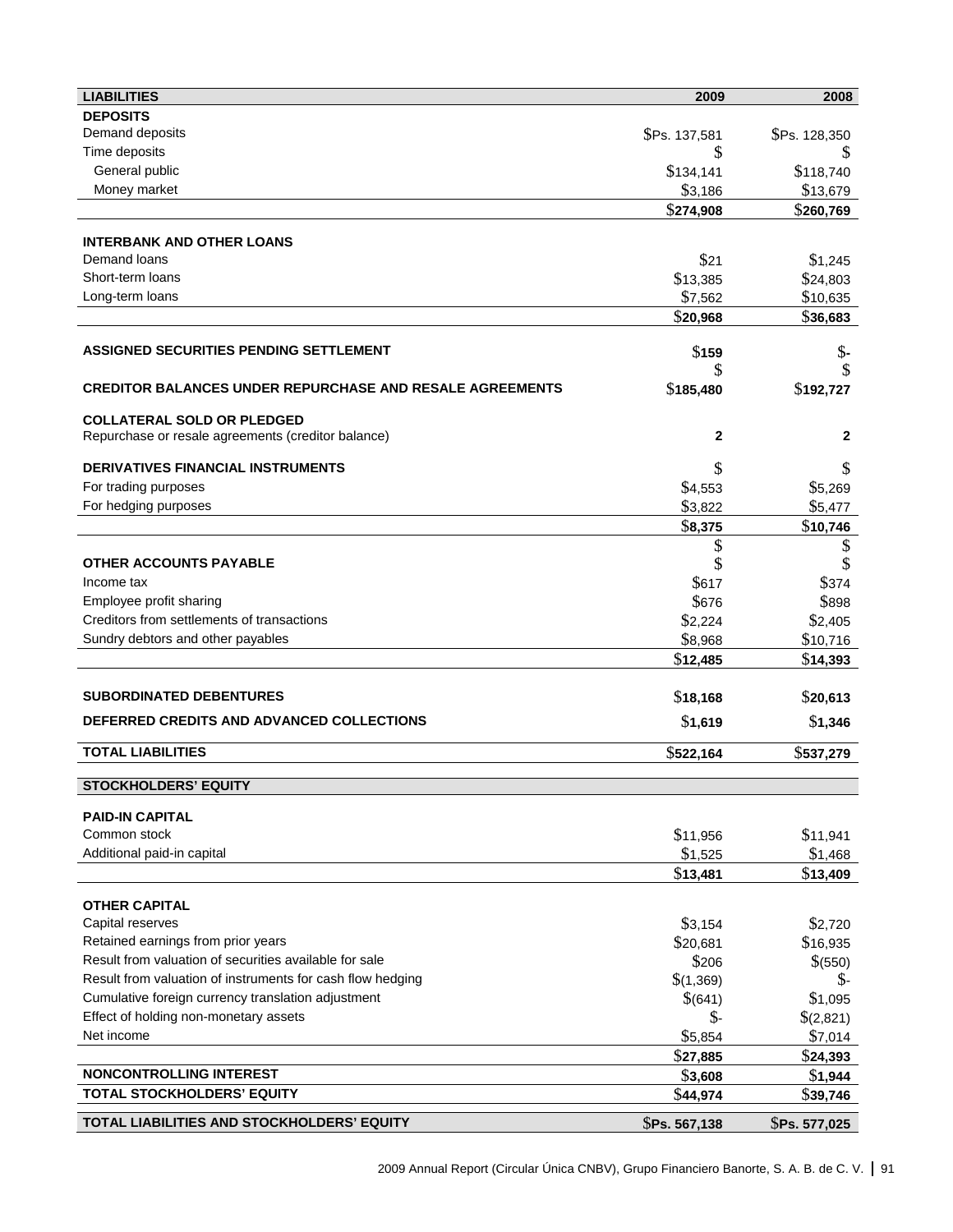| LIABILITIES | 2009 | 2008 |
|---|---|---|
| **DEPOSITS** | | |
| Demand deposits | $Ps. 137,581 | $Ps. 128,350 |
| Time deposits | $ | $ |
| General public | $134,141 | $118,740 |
| Money market | $3,186 | $13,679 |
| | $274,908 | $260,769 |
| **INTERBANK AND OTHER LOANS** | | |
| Demand loans | $21 | $1,245 |
| Short-term loans | $13,385 | $24,803 |
| Long-term loans | $7,562 | $10,635 |
| | **$20,968** | **$36,683** |
| **ASSIGNED SECURITIES PENDING SETTLEMENT** | **$159** | $- |
| | $ | $ |
| **CREDITOR BALANCES UNDER REPURCHASE AND RESALE AGREEMENTS** | **$185,480** | **$192,727** |
| **COLLATERAL SOLD OR PLEDGED** | | |
| Repurchase or resale agreements (creditor balance) | **2** | **2** |
| **DERIVATIVES FINANCIAL INSTRUMENTS** | $ | $ |
| For trading purposes | $4,553 | $5,269 |
| For hedging purposes | $3,822 | $5,477 |
| | **$8,375** | **$10,746** |
| | $ | $ |
| **OTHER ACCOUNTS PAYABLE** | $ | $ |
| Income tax | $617 | $374 |
| Employee profit sharing | $676 | $898 |
| Creditors from settlements of transactions | $2,224 | $2,405 |
| Sundry debtors and other payables | $8,968 | $10,716 |
| | **$12,485** | **$14,393** |
| **SUBORDINATED DEBENTURES** | **$18,168** | **$20,613** |
| **DEFERRED CREDITS AND ADVANCED COLLECTIONS** | **$1,619** | **$1,346** |
| **TOTAL LIABILITIES** | **$522,164** | **$537,279** |
| **STOCKHOLDERS' EQUITY** | | |
| **PAID-IN CAPITAL** | | |
| Common stock | $11,956 | $11,941 |
| Additional paid-in capital | $1,525 | $1,468 |
| | **$13,481** | **$13,409** |
| **OTHER CAPITAL** | | |
| Capital reserves | $3,154 | $2,720 |
| Retained earnings from prior years | $20,681 | $16,935 |
| Result from valuation of securities available for sale | $206 | $(550) |
| Result from valuation of instruments for cash flow hedging | $(1,369) | $- |
| Cumulative foreign currency translation adjustment | $(641) | $1,095 |
| Effect of holding non-monetary assets | $- | $(2,821) |
| Net income | $5,854 | $7,014 |
| | **$27,885** | **$24,393** |
| **NONCONTROLLING INTEREST** | **$3,608** | **$1,944** |
| **TOTAL STOCKHOLDERS' EQUITY** | **$44,974** | **$39,746** |
| **TOTAL LIABILITIES AND STOCKHOLDERS' EQUITY** | **$Ps. 567,138** | **$Ps. 577,025** |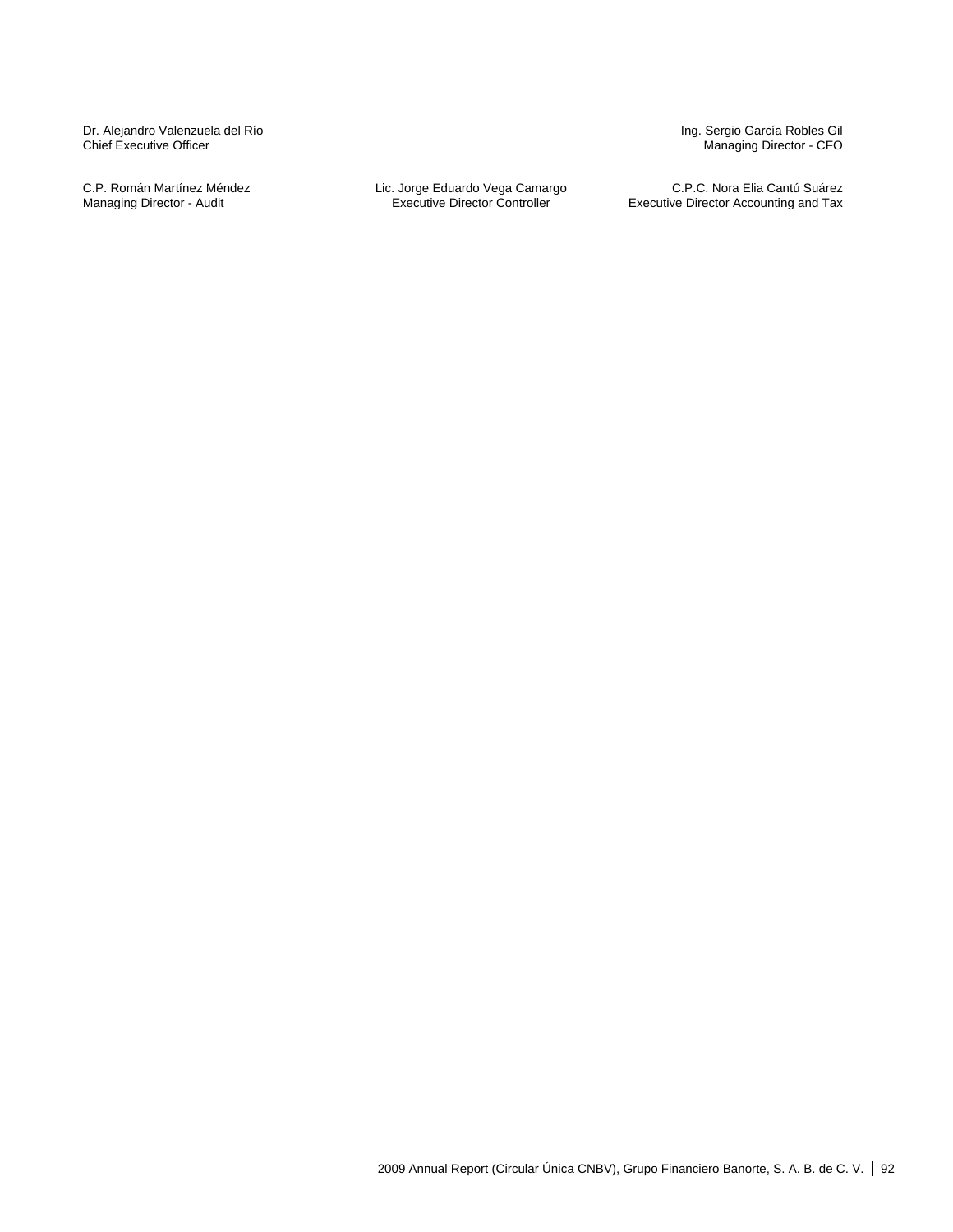Dr. Alejandro Valenzuela del Río
Chief Executive Officer

Ing. Sergio García Robles Gil
Managing Director - CFO

C.P. Román Martínez Méndez
Managing Director - Audit

Lic. Jorge Eduardo Vega Camargo
Executive Director Controller

C.P.C. Nora Elia Cantú Suárez
Executive Director Accounting and Tax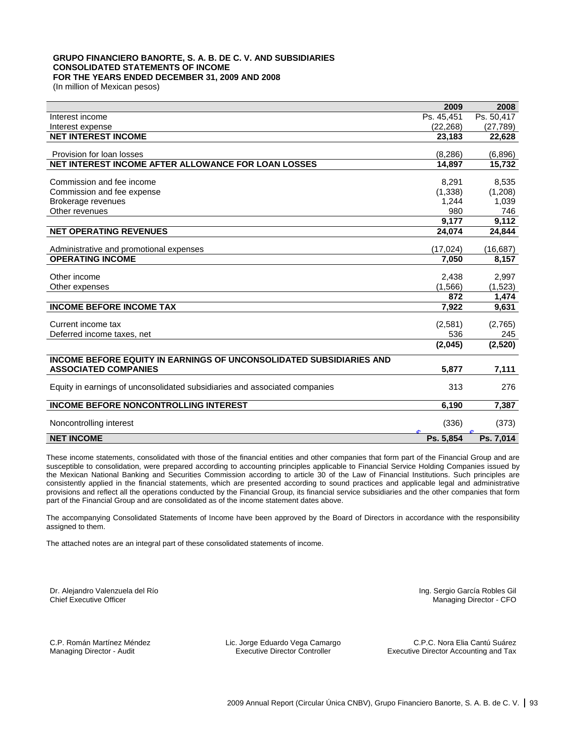**GRUPO FINANCIERO BANORTE, S. A. B. DE C. V. AND SUBSIDIARIES**
**CONSOLIDATED STATEMENTS OF INCOME**
**FOR THE YEARS ENDED DECEMBER 31, 2009 AND 2008**
(In million of Mexican pesos)

| | 2009 | 2008 |
|---|---|---|
| Interest income | Ps. 45,451 | Ps. 50,417 |
| Interest expense | (22,268) | (27,789) |
| **NET INTEREST INCOME** | **23,183** | **22,628** |
| Provision for loan losses | (8,286) | (6,896) |
| **NET INTEREST INCOME AFTER ALLOWANCE FOR LOAN LOSSES** | **14,897** | **15,732** |
| Commission and fee income | 8,291 | 8,535 |
| Commission and fee expense | (1,338) | (1,208) |
| Brokerage revenues | 1,244 | 1,039 |
| Other revenues | 980 | 746 |
| | **9,177** | **9,112** |
| **NET OPERATING REVENUES** | **24,074** | **24,844** |
| Administrative and promotional expenses | (17,024) | (16,687) |
| **OPERATING INCOME** | **7,050** | **8,157** |
| Other income | 2,438 | 2,997 |
| Other expenses | (1,566) | (1,523) |
| | **872** | **1,474** |
| **INCOME BEFORE INCOME TAX** | **7,922** | **9,631** |
| Current income tax | (2,581) | (2,765) |
| Deferred income taxes, net | 536 | 245 |
| | **(2,045)** | **(2,520)** |
| **INCOME BEFORE EQUITY IN EARNINGS OF UNCONSOLIDATED SUBSIDIARIES AND ASSOCIATED COMPANIES** | **5,877** | **7,111** |
| Equity in earnings of unconsolidated subsidiaries and associated companies | 313 | 276 |
| **INCOME BEFORE NONCONTROLLING INTEREST** | **6,190** | **7,387** |
| Noncontrolling interest | (336) | (373) |
| **NET INCOME** | **Ps. 5,854** | **Ps. 7,014** |

These income statements, consolidated with those of the financial entities and other companies that form part of the Financial Group and are susceptible to consolidation, were prepared according to accounting principles applicable to Financial Service Holding Companies issued by the Mexican National Banking and Securities Commission according to article 30 of the Law of Financial Institutions. Such principles are consistently applied in the financial statements, which are presented according to sound practices and applicable legal and administrative provisions and reflect all the operations conducted by the Financial Group, its financial service subsidiaries and the other companies that form part of the Financial Group and are consolidated as of the income statement dates above.

The accompanying Consolidated Statements of Income have been approved by the Board of Directors in accordance with the responsibility assigned to them.

The attached notes are an integral part of these consolidated statements of income.

Dr. Alejandro Valenzuela del Río
Chief Executive Officer

Ing. Sergio García Robles Gil
Managing Director - CFO

C.P. Román Martínez Méndez
Managing Director - Audit

Lic. Jorge Eduardo Vega Camargo
Executive Director Controller

C.P.C. Nora Elia Cantú Suárez
Executive Director Accounting and Tax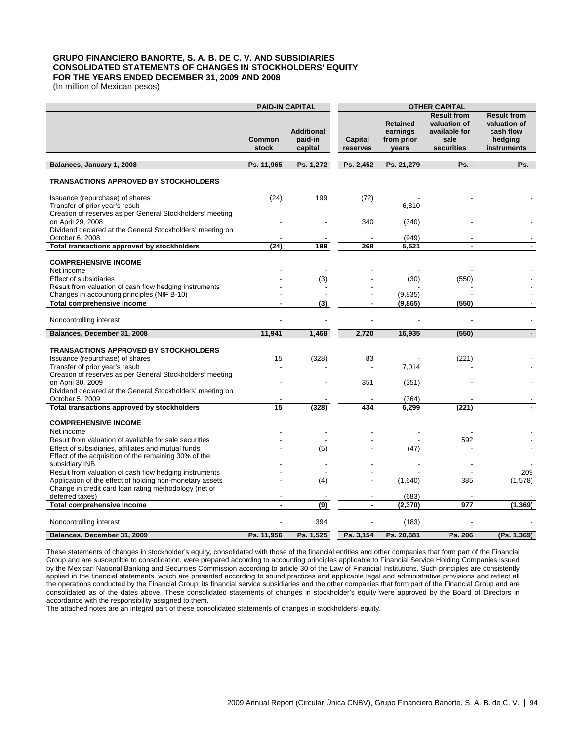**GRUPO FINANCIERO BANORTE, S. A. B. DE C. V. AND SUBSIDIARIES**
**CONSOLIDATED STATEMENTS OF CHANGES IN STOCKHOLDERS' EQUITY**
**FOR THE YEARS ENDED DECEMBER 31, 2009 AND 2008**
(In million of Mexican pesos)

| | PAID-IN CAPITAL | | OTHER CAPITAL | | | |
|---|---|---|---|---|---|---|
| | Common stock | Additional paid-in capital | Capital reserves | Retained earnings from prior years | Result from valuation of available for sale securities | Result from valuation of cash flow hedging instruments |
| **Balances, January 1, 2008** | **Ps. 11,965** | **Ps. 1,272** | **Ps. 2,452** | **Ps. 21,279** | **Ps. -** | **Ps. -** |
| **TRANSACTIONS APPROVED BY STOCKHOLDERS** | | | | | | |
| Issuance (repurchase) of shares | (24) | 199 | (72) | - | - | - |
| Transfer of prior year's result | - | - | - | 6,810 | - | - |
| Creation of reserves as per General Stockholders' meeting on April 29, 2008 | - | - | 340 | (340) | - | - |
| Dividend declared at the General Stockholders' meeting on October 6, 2008 | - | - | - | (949) | - | - |
| **Total transactions approved by stockholders** | **(24)** | **199** | **268** | **5,521** | **-** | **-** |
| **COMPREHENSIVE INCOME** | | | | | | |
| Net income | - | - | - | - | - | - |
| Effect of subsidiaries | - | (3) | - | (30) | (550) | - |
| Result from valuation of cash flow hedging instruments | - | - | - | - | - | - |
| Changes in accounting principles (NIF B-10) | - | - | - | (9,835) | - | - |
| **Total comprehensive income** | **-** | **(3)** | **-** | **(9,865)** | **(550)** | **-** |
| Noncontrolling interest | - | - | - | - | - | - |
| **Balances, December 31, 2008** | **11,941** | **1,468** | **2,720** | **16,935** | **(550)** | **-** |
| **TRANSACTIONS APPROVED BY STOCKHOLDERS** | | | | | | |
| Issuance (repurchase) of shares | 15 | (328) | 83 | - | (221) | - |
| Transfer of prior year's result | - | - | - | 7,014 | - | - |
| Creation of reserves as per General Stockholders' meeting on April 30, 2009 | - | - | 351 | (351) | - | - |
| Dividend declared at the General Stockholders' meeting on October 5, 2009 | - | - | - | (364) | - | - |
| **Total transactions approved by stockholders** | **15** | **(328)** | **434** | **6,299** | **(221)** | **-** |
| **COMPREHENSIVE INCOME** | | | | | | |
| Net income | - | - | - | - | - | - |
| Result from valuation of available for sale securities | - | - | - | - | 592 | - |
| Effect of subsidiaries, affiliates and mutual funds | - | (5) | - | (47) | - | - |
| Effect of the acquisition of the remaining 30% of the subsidiary INB | - | - | - | - | - | - |
| Result from valuation of cash flow hedging instruments | - | - | - | - | - | 209 |
| Application of the effect of holding non-monetary assets | - | (4) | - | (1,640) | 385 | (1,578) |
| Change in credit card loan rating methodology (net of deferred taxes) | - | - | - | (683) | - | - |
| **Total comprehensive income** | **-** | **(9)** | **-** | **(2,370)** | **977** | **(1,369)** |
| Noncontrolling interest | - | 394 | - | (183) | - | - |
| **Balances, December 31, 2009** | **Ps. 11,956** | **Ps. 1,525** | **Ps. 3,154** | **Ps. 20,681** | **Ps. 206** | **(Ps. 1,369)** |

These statements of changes in stockholder's equity, consolidated with those of the financial entities and other companies that form part of the Financial Group and are susceptible to consolidation, were prepared according to accounting principles applicable to Financial Service Holding Companies issued by the Mexican National Banking and Securities Commission according to article 30 of the Law of Financial Institutions. Such principles are consistently applied in the financial statements, which are presented according to sound practices and applicable legal and administrative provisions and reflect all the operations conducted by the Financial Group, its financial service subsidiaries and the other companies that form part of the Financial Group and are consolidated as of the dates above. These consolidated statements of changes in stockholder's equity were approved by the Board of Directors in accordance with the responsibility assigned to them.

The attached notes are an integral part of these consolidated statements of changes in stockholders' equity.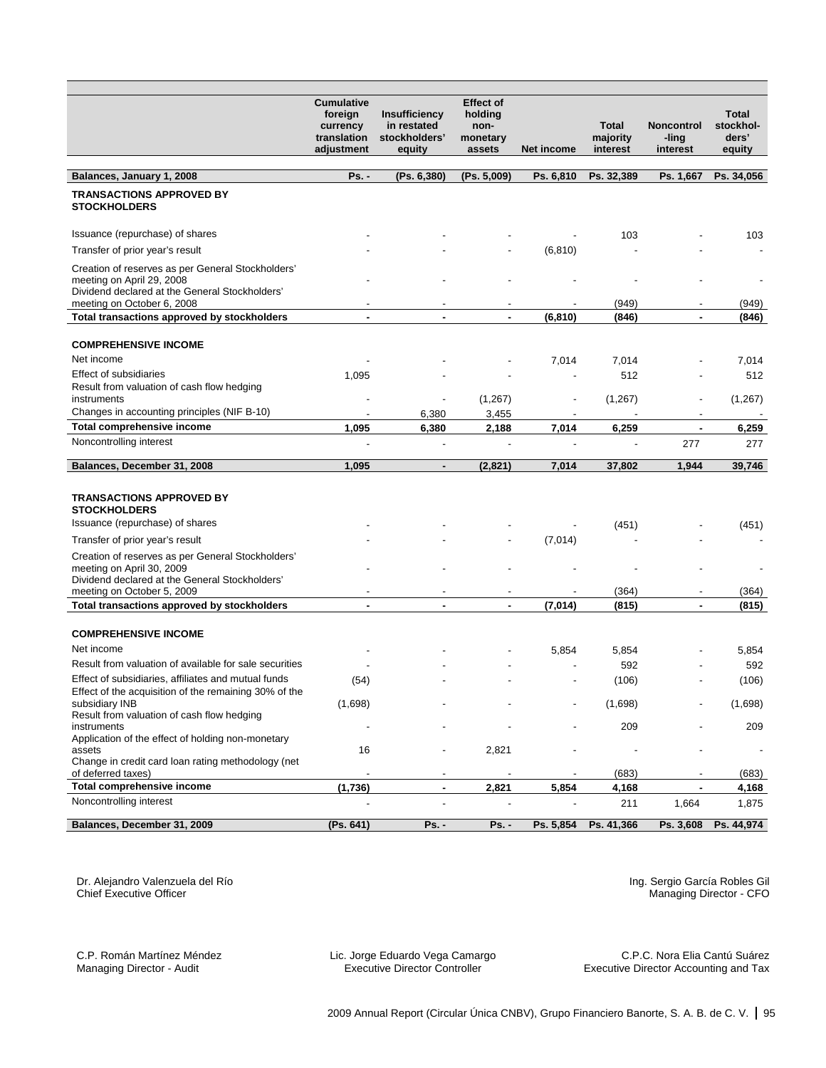| | Cumulative foreign currency translation adjustment | Insufficiency in restated stockholders' equity | Effect of holding non-monetary assets | Net income | Total majority interest | Noncontrol -ling interest | Total stockhol-ders' equity |
|---|---|---|---|---|---|---|---|
| **Balances, January 1, 2008** | **Ps. -** | **(Ps. 6,380)** | **(Ps. 5,009)** | **Ps. 6,810** | **Ps. 32,389** | **Ps. 1,667** | **Ps. 34,056** |
| **TRANSACTIONS APPROVED BY STOCKHOLDERS** | | | | | | | |
| Issuance (repurchase) of shares | - | - | - | - | 103 | - | 103 |
| Transfer of prior year's result | - | - | - | (6,810) | - | - | - |
| Creation of reserves as per General Stockholders' meeting on April 29, 2008 | - | - | - | - | - | - | - |
| Dividend declared at the General Stockholders' meeting on October 6, 2008 | - | - | - | - | (949) | - | (949) |
| **Total transactions approved by stockholders** | **-** | **-** | **-** | **(6,810)** | **(846)** | **-** | **(846)** |
| **COMPREHENSIVE INCOME** | | | | | | | |
| Net income | - | - | - | 7,014 | 7,014 | - | 7,014 |
| Effect of subsidiaries | 1,095 | - | - | - | 512 | - | 512 |
| Result from valuation of cash flow hedging instruments | - | - | (1,267) | - | (1,267) | - | (1,267) |
| Changes in accounting principles (NIF B-10) | - | 6,380 | 3,455 | - | - | - | - |
| **Total comprehensive income** | **1,095** | **6,380** | **2,188** | **7,014** | **6,259** | **-** | **6,259** |
| Noncontrolling interest | - | - | - | - | - | 277 | 277 |
| **Balances, December 31, 2008** | **1,095** | **-** | **(2,821)** | **7,014** | **37,802** | **1,944** | **39,746** |
| **TRANSACTIONS APPROVED BY STOCKHOLDERS** | | | | | | | |
| Issuance (repurchase) of shares | - | - | - | - | (451) | - | (451) |
| Transfer of prior year's result | - | - | - | (7,014) | - | - | - |
| Creation of reserves as per General Stockholders' meeting on April 30, 2009 | - | - | - | - | - | - | - |
| Dividend declared at the General Stockholders' meeting on October 5, 2009 | - | - | - | - | (364) | - | (364) |
| **Total transactions approved by stockholders** | **-** | **-** | **-** | **(7,014)** | **(815)** | **-** | **(815)** |
| **COMPREHENSIVE INCOME** | | | | | | | |
| Net income | - | - | - | 5,854 | 5,854 | - | 5,854 |
| Result from valuation of available for sale securities | - | - | - | - | 592 | - | 592 |
| Effect of subsidiaries, affiliates and mutual funds | (54) | - | - | - | (106) | - | (106) |
| Effect of the acquisition of the remaining 30% of the subsidiary INB | (1,698) | - | - | - | (1,698) | - | (1,698) |
| Result from valuation of cash flow hedging instruments | - | - | - | - | 209 | - | 209 |
| Application of the effect of holding non-monetary assets | 16 | - | 2,821 | - | - | - | - |
| Change in credit card loan rating methodology (net of deferred taxes) | - | - | - | - | (683) | - | (683) |
| **Total comprehensive income** | **(1,736)** | **-** | **2,821** | **5,854** | **4,168** | **-** | **4,168** |
| Noncontrolling interest | - | - | - | - | 211 | 1,664 | 1,875 |
| **Balances, December 31, 2009** | **(Ps. 641)** | **Ps. -** | **Ps. -** | **Ps. 5,854** | **Ps. 41,366** | **Ps. 3,608** | **Ps. 44,974** |

Dr. Alejandro Valenzuela del Río
Chief Executive Officer

Ing. Sergio García Robles Gil
Managing Director - CFO

C.P. Román Martínez Méndez
Managing Director - Audit

Lic. Jorge Eduardo Vega Camargo
Executive Director Controller

C.P.C. Nora Elia Cantú Suárez
Executive Director Accounting and Tax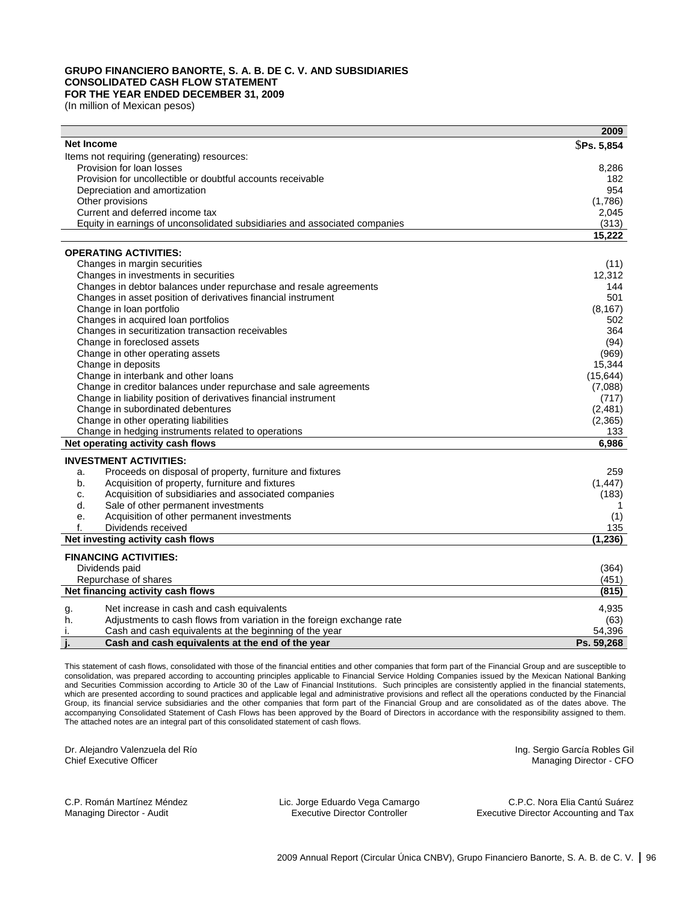**GRUPO FINANCIERO BANORTE, S. A. B. DE C. V. AND SUBSIDIARIES**
**CONSOLIDATED CASH FLOW STATEMENT**
**FOR THE YEAR ENDED DECEMBER 31, 2009**
(In million of Mexican pesos)

| | | 2009 |
|---|---|---|
| **Net Income** | | **$Ps. 5,854** |
| Items not requiring (generating) resources: | | |
| Provision for loan losses | | 8,286 |
| Provision for uncollectible or doubtful accounts receivable | | 182 |
| Depreciation and amortization | | 954 |
| Other provisions | | (1,786) |
| Current and deferred income tax | | 2,045 |
| Equity in earnings of unconsolidated subsidiaries and associated companies | | (313) |
| | | **15,222** |
| **OPERATING ACTIVITIES:** | | |
| Changes in margin securities | | (11) |
| Changes in investments in securities | | 12,312 |
| Changes in debtor balances under repurchase and resale agreements | | 144 |
| Changes in asset position of derivatives financial instrument | | 501 |
| Change in loan portfolio | | (8,167) |
| Changes in acquired loan portfolios | | 502 |
| Changes in securitization transaction receivables | | 364 |
| Change in foreclosed assets | | (94) |
| Change in other operating assets | | (969) |
| Change in deposits | | 15,344 |
| Change in interbank and other loans | | (15,644) |
| Change in creditor balances under repurchase and sale agreements | | (7,088) |
| Change in liability position of derivatives financial instrument | | (717) |
| Change in subordinated debentures | | (2,481) |
| Change in other operating liabilities | | (2,365) |
| Change in hedging instruments related to operations | | 133 |
| **Net operating activity cash flows** | | **6,986** |
| **INVESTMENT ACTIVITIES:** | | |
| a. | Proceeds on disposal of property, furniture and fixtures | 259 |
| b. | Acquisition of property, furniture and fixtures | (1,447) |
| c. | Acquisition of subsidiaries and associated companies | (183) |
| d. | Sale of other permanent investments | 1 |
| e. | Acquisition of other permanent investments | (1) |
| f. | Dividends received | 135 |
| **Net investing activity cash flows** | | **(1,236)** |
| **FINANCING ACTIVITIES:** | | |
| Dividends paid | | (364) |
| Repurchase of shares | | (451) |
| **Net financing activity cash flows** | | **(815)** |
| g. | Net increase in cash and cash equivalents | 4,935 |
| h. | Adjustments to cash flows from variation in the foreign exchange rate | (63) |
| i. | Cash and cash equivalents at the beginning of the year | 54,396 |
| **j.** | **Cash and cash equivalents at the end of the year** | **Ps. 59,268** |

This statement of cash flows, consolidated with those of the financial entities and other companies that form part of the Financial Group and are susceptible to consolidation, was prepared according to accounting principles applicable to Financial Service Holding Companies issued by the Mexican National Banking and Securities Commission according to Article 30 of the Law of Financial Institutions. Such principles are consistently applied in the financial statements, which are presented according to sound practices and applicable legal and administrative provisions and reflect all the operations conducted by the Financial Group, its financial service subsidiaries and the other companies that form part of the Financial Group and are consolidated as of the dates above. The accompanying Consolidated Statement of Cash Flows has been approved by the Board of Directors in accordance with the responsibility assigned to them. The attached notes are an integral part of this consolidated statement of cash flows.

Dr. Alejandro Valenzuela del Río
Chief Executive Officer

Ing. Sergio García Robles Gil
Managing Director - CFO

C.P. Román Martínez Méndez
Managing Director - Audit

Lic. Jorge Eduardo Vega Camargo
Executive Director Controller

C.P.C. Nora Elia Cantú Suárez
Executive Director Accounting and Tax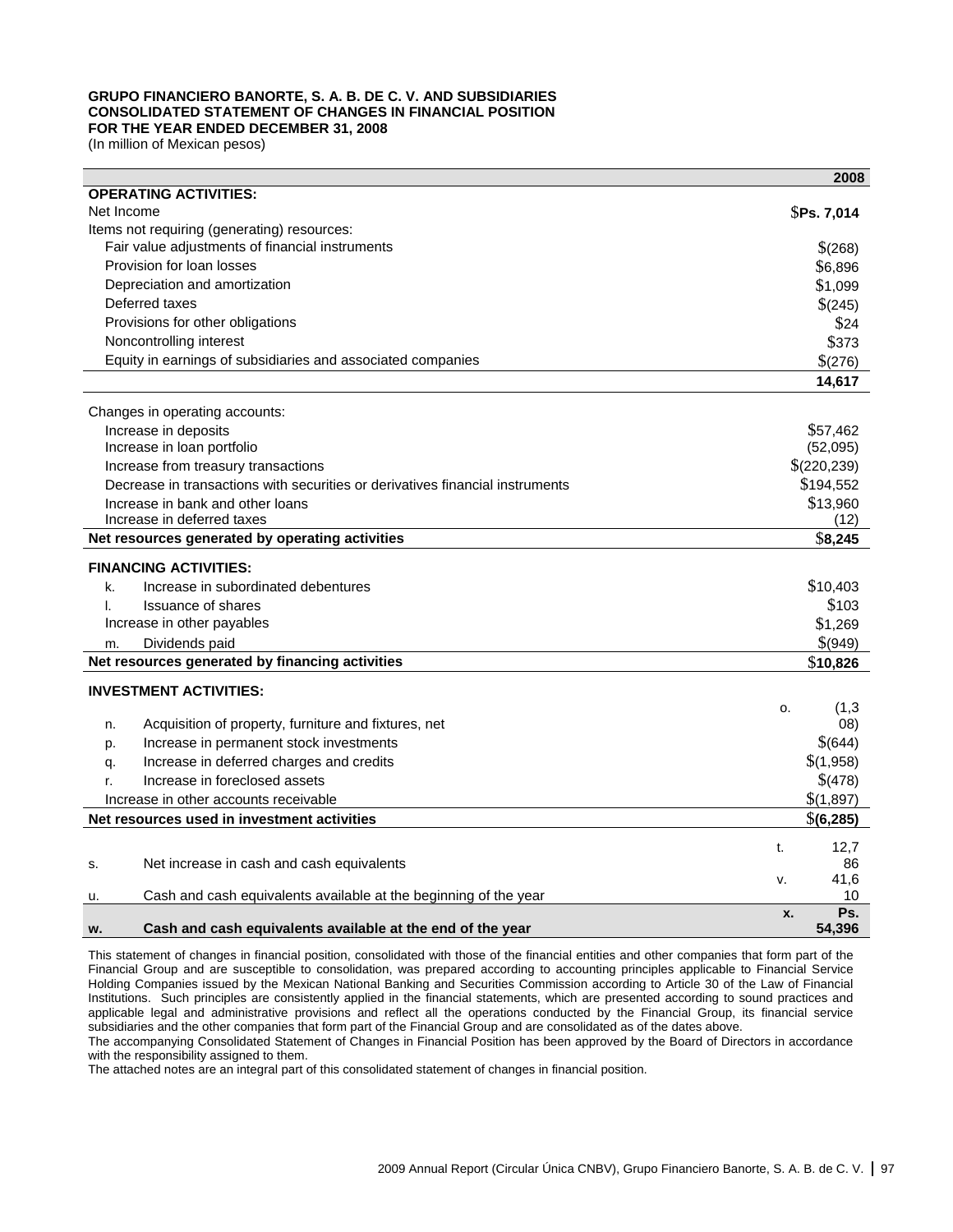**GRUPO FINANCIERO BANORTE, S. A. B. DE C. V. AND SUBSIDIARIES**
**CONSOLIDATED STATEMENT OF CHANGES IN FINANCIAL POSITION**
**FOR THE YEAR ENDED DECEMBER 31, 2008**
(In million of Mexican pesos)

| | | **2008** |
|---|---|---|
| **OPERATING ACTIVITIES:** | | |
| Net Income | | $**Ps. 7,014** |
| Items not requiring (generating) resources: | | |
| Fair value adjustments of financial instruments | | $(268) |
| Provision for loan losses | | $6,896 |
| Depreciation and amortization | | $1,099 |
| Deferred taxes | | $(245) |
| Provisions for other obligations | | $24 |
| Noncontrolling interest | | $373 |
| Equity in earnings of subsidiaries and associated companies | | $(276) |
| | | **14,617** |
| Changes in operating accounts: | | |
| Increase in deposits | | $57,462 |
| Increase in loan portfolio | | (52,095) |
| Increase from treasury transactions | | $(220,239) |
| Decrease in transactions with securities or derivatives financial instruments | | $194,552 |
| Increase in bank and other loans | | $13,960 |
| Increase in deferred taxes | | (12) |
| **Net resources generated by operating activities** | | $**8,245** |
| **FINANCING ACTIVITIES:** | | |
| k. | Increase in subordinated debentures | $10,403 |
| l. | Issuance of shares | $103 |
| Increase in other payables | | $1,269 |
| m. | Dividends paid | $(949) |
| **Net resources generated by financing activities** | | $**10,826** |
| **INVESTMENT ACTIVITIES:** | | |
| n. | Acquisition of property, furniture and fixtures, net | o. (1,308) |
| p. | Increase in permanent stock investments | $(644) |
| q. | Increase in deferred charges and credits | $(1,958) |
| r. | Increase in foreclosed assets | $(478) |
| Increase in other accounts receivable | | $(1,897) |
| **Net resources used in investment activities** | | $**(6,285)** |
| s. | Net increase in cash and cash equivalents | t. 12,786 |
| u. | Cash and cash equivalents available at the beginning of the year | v. 41,610 |
| **w.** | **Cash and cash equivalents available at the end of the year** | **x. Ps. 54,396** |

This statement of changes in financial position, consolidated with those of the financial entities and other companies that form part of the Financial Group and are susceptible to consolidation, was prepared according to accounting principles applicable to Financial Service Holding Companies issued by the Mexican National Banking and Securities Commission according to Article 30 of the Law of Financial Institutions. Such principles are consistently applied in the financial statements, which are presented according to sound practices and applicable legal and administrative provisions and reflect all the operations conducted by the Financial Group, its financial service subsidiaries and the other companies that form part of the Financial Group and are consolidated as of the dates above.

The accompanying Consolidated Statement of Changes in Financial Position has been approved by the Board of Directors in accordance with the responsibility assigned to them.

The attached notes are an integral part of this consolidated statement of changes in financial position.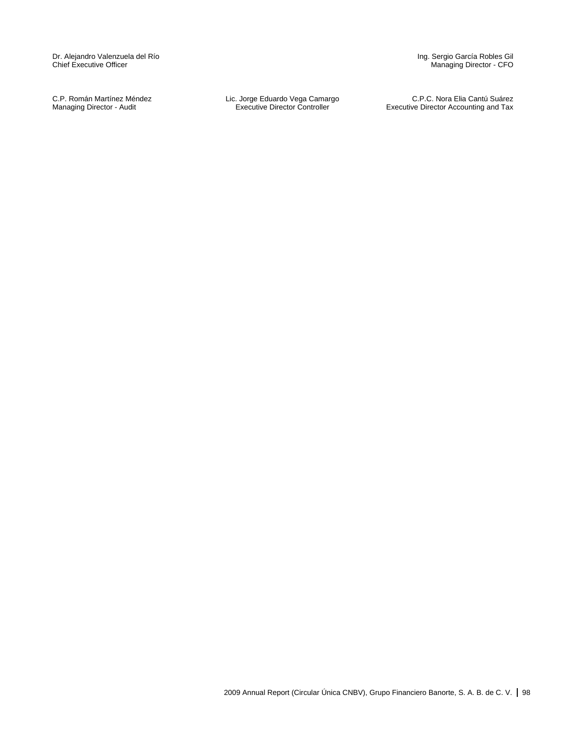Dr. Alejandro Valenzuela del Río
Chief Executive Officer

Ing. Sergio García Robles Gil
Managing Director - CFO

C.P. Román Martínez Méndez
Managing Director - Audit

Lic. Jorge Eduardo Vega Camargo
Executive Director Controller

C.P.C. Nora Elia Cantú Suárez
Executive Director Accounting and Tax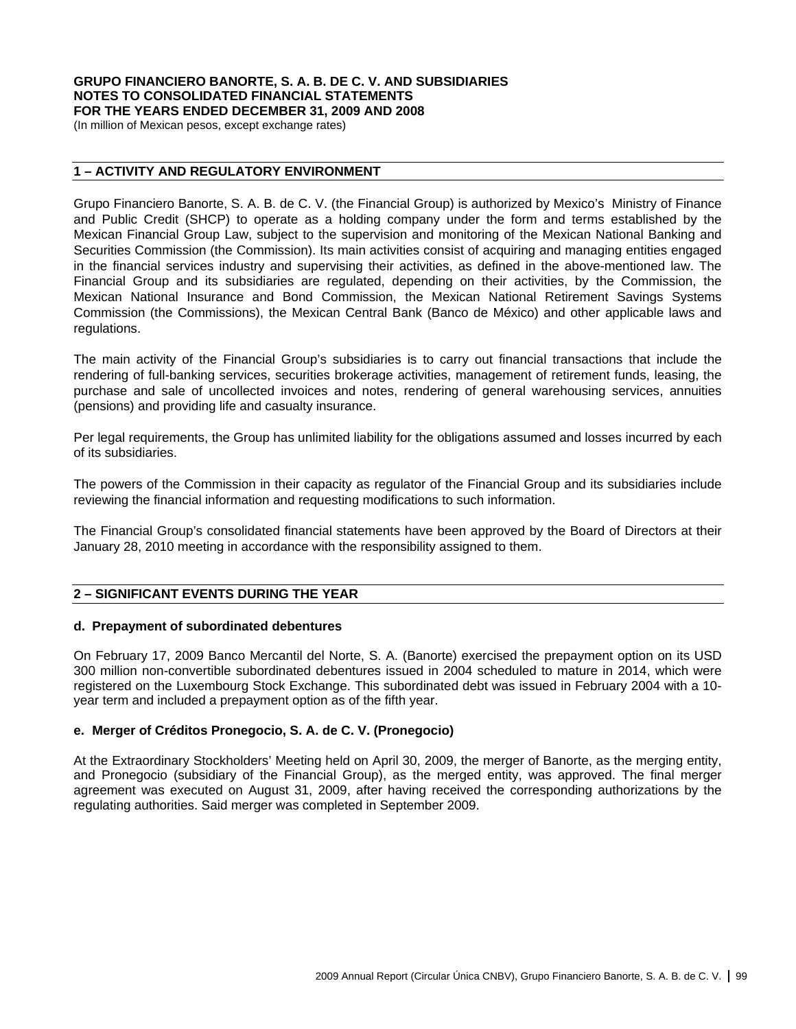**GRUPO FINANCIERO BANORTE, S. A. B. DE C. V. AND SUBSIDIARIES**
**NOTES TO CONSOLIDATED FINANCIAL STATEMENTS**
**FOR THE YEARS ENDED DECEMBER 31, 2009 AND 2008**
(In million of Mexican pesos, except exchange rates)

## 1 – ACTIVITY AND REGULATORY ENVIRONMENT

Grupo Financiero Banorte, S. A. B. de C. V. (the Financial Group) is authorized by Mexico's Ministry of Finance and Public Credit (SHCP) to operate as a holding company under the form and terms established by the Mexican Financial Group Law, subject to the supervision and monitoring of the Mexican National Banking and Securities Commission (the Commission). Its main activities consist of acquiring and managing entities engaged in the financial services industry and supervising their activities, as defined in the above-mentioned law. The Financial Group and its subsidiaries are regulated, depending on their activities, by the Commission, the Mexican National Insurance and Bond Commission, the Mexican National Retirement Savings Systems Commission (the Commissions), the Mexican Central Bank (Banco de México) and other applicable laws and regulations.

The main activity of the Financial Group's subsidiaries is to carry out financial transactions that include the rendering of full-banking services, securities brokerage activities, management of retirement funds, leasing, the purchase and sale of uncollected invoices and notes, rendering of general warehousing services, annuities (pensions) and providing life and casualty insurance.

Per legal requirements, the Group has unlimited liability for the obligations assumed and losses incurred by each of its subsidiaries.

The powers of the Commission in their capacity as regulator of the Financial Group and its subsidiaries include reviewing the financial information and requesting modifications to such information.

The Financial Group's consolidated financial statements have been approved by the Board of Directors at their January 28, 2010 meeting in accordance with the responsibility assigned to them.

## 2 – SIGNIFICANT EVENTS DURING THE YEAR

### d. Prepayment of subordinated debentures

On February 17, 2009 Banco Mercantil del Norte, S. A. (Banorte) exercised the prepayment option on its USD 300 million non-convertible subordinated debentures issued in 2004 scheduled to mature in 2014, which were registered on the Luxembourg Stock Exchange. This subordinated debt was issued in February 2004 with a 10-year term and included a prepayment option as of the fifth year.

### e. Merger of Créditos Pronegocio, S. A. de C. V. (Pronegocio)

At the Extraordinary Stockholders' Meeting held on April 30, 2009, the merger of Banorte, as the merging entity, and Pronegocio (subsidiary of the Financial Group), as the merged entity, was approved. The final merger agreement was executed on August 31, 2009, after having received the corresponding authorizations by the regulating authorities. Said merger was completed in September 2009.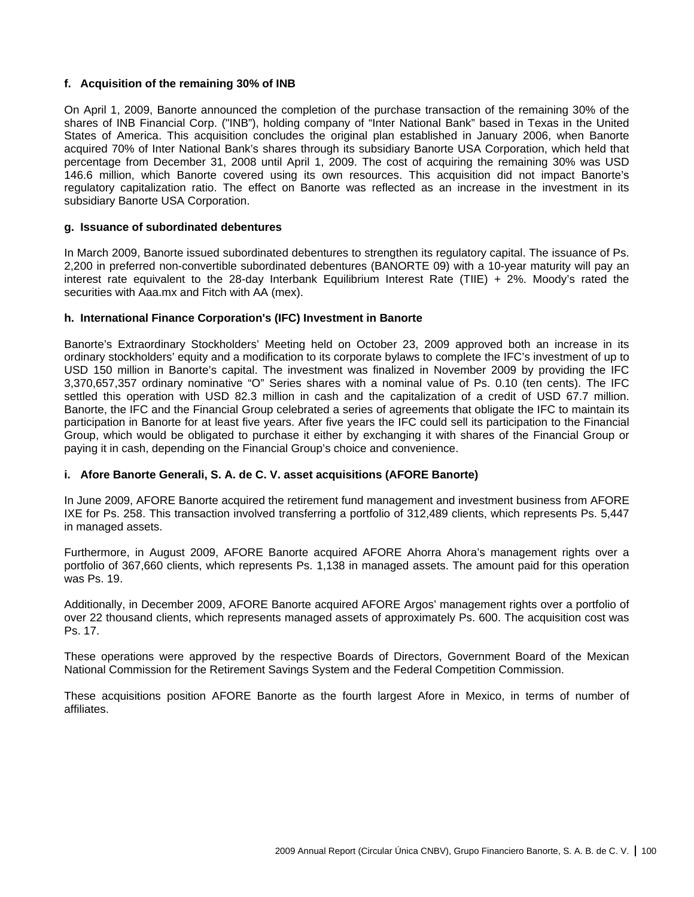#### f. Acquisition of the remaining 30% of INB

On April 1, 2009, Banorte announced the completion of the purchase transaction of the remaining 30% of the shares of INB Financial Corp. ("INB"), holding company of "Inter National Bank" based in Texas in the United States of America. This acquisition concludes the original plan established in January 2006, when Banorte acquired 70% of Inter National Bank's shares through its subsidiary Banorte USA Corporation, which held that percentage from December 31, 2008 until April 1, 2009. The cost of acquiring the remaining 30% was USD 146.6 million, which Banorte covered using its own resources. This acquisition did not impact Banorte's regulatory capitalization ratio. The effect on Banorte was reflected as an increase in the investment in its subsidiary Banorte USA Corporation.

#### g. Issuance of subordinated debentures

In March 2009, Banorte issued subordinated debentures to strengthen its regulatory capital. The issuance of Ps. 2,200 in preferred non-convertible subordinated debentures (BANORTE 09) with a 10-year maturity will pay an interest rate equivalent to the 28-day Interbank Equilibrium Interest Rate (TIIE) + 2%. Moody's rated the securities with Aaa.mx and Fitch with AA (mex).

#### h. International Finance Corporation's (IFC) Investment in Banorte

Banorte's Extraordinary Stockholders' Meeting held on October 23, 2009 approved both an increase in its ordinary stockholders' equity and a modification to its corporate bylaws to complete the IFC's investment of up to USD 150 million in Banorte's capital. The investment was finalized in November 2009 by providing the IFC 3,370,657,357 ordinary nominative "O" Series shares with a nominal value of Ps. 0.10 (ten cents). The IFC settled this operation with USD 82.3 million in cash and the capitalization of a credit of USD 67.7 million. Banorte, the IFC and the Financial Group celebrated a series of agreements that obligate the IFC to maintain its participation in Banorte for at least five years. After five years the IFC could sell its participation to the Financial Group, which would be obligated to purchase it either by exchanging it with shares of the Financial Group or paying it in cash, depending on the Financial Group's choice and convenience.

#### i. Afore Banorte Generali, S. A. de C. V. asset acquisitions (AFORE Banorte)

In June 2009, AFORE Banorte acquired the retirement fund management and investment business from AFORE IXE for Ps. 258. This transaction involved transferring a portfolio of 312,489 clients, which represents Ps. 5,447 in managed assets.

Furthermore, in August 2009, AFORE Banorte acquired AFORE Ahorra Ahora's management rights over a portfolio of 367,660 clients, which represents Ps. 1,138 in managed assets. The amount paid for this operation was Ps. 19.

Additionally, in December 2009, AFORE Banorte acquired AFORE Argos' management rights over a portfolio of over 22 thousand clients, which represents managed assets of approximately Ps. 600. The acquisition cost was Ps. 17.

These operations were approved by the respective Boards of Directors, Government Board of the Mexican National Commission for the Retirement Savings System and the Federal Competition Commission.

These acquisitions position AFORE Banorte as the fourth largest Afore in Mexico, in terms of number of affiliates.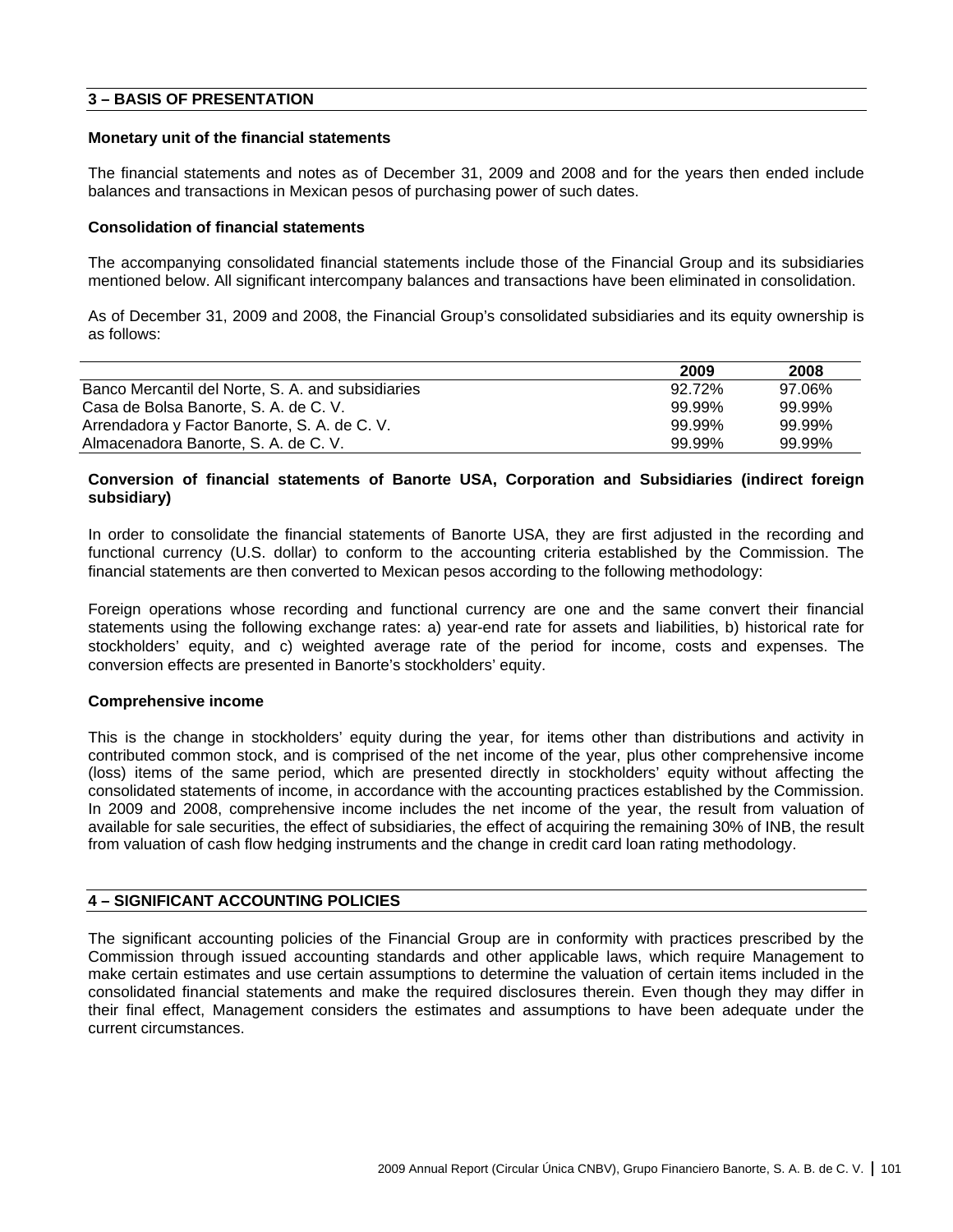## 3 – BASIS OF PRESENTATION

### Monetary unit of the financial statements

The financial statements and notes as of December 31, 2009 and 2008 and for the years then ended include balances and transactions in Mexican pesos of purchasing power of such dates.

### Consolidation of financial statements

The accompanying consolidated financial statements include those of the Financial Group and its subsidiaries mentioned below. All significant intercompany balances and transactions have been eliminated in consolidation.

As of December 31, 2009 and 2008, the Financial Group's consolidated subsidiaries and its equity ownership is as follows:

| | 2009 | 2008 |
|---|---|---|
| Banco Mercantil del Norte, S. A. and subsidiaries | 92.72% | 97.06% |
| Casa de Bolsa Banorte, S. A. de C. V. | 99.99% | 99.99% |
| Arrendadora y Factor Banorte, S. A. de C. V. | 99.99% | 99.99% |
| Almacenadora Banorte, S. A. de C. V. | 99.99% | 99.99% |

### Conversion of financial statements of Banorte USA, Corporation and Subsidiaries (indirect foreign subsidiary)

In order to consolidate the financial statements of Banorte USA, they are first adjusted in the recording and functional currency (U.S. dollar) to conform to the accounting criteria established by the Commission. The financial statements are then converted to Mexican pesos according to the following methodology:

Foreign operations whose recording and functional currency are one and the same convert their financial statements using the following exchange rates: a) year-end rate for assets and liabilities, b) historical rate for stockholders' equity, and c) weighted average rate of the period for income, costs and expenses. The conversion effects are presented in Banorte's stockholders' equity.

### Comprehensive income

This is the change in stockholders' equity during the year, for items other than distributions and activity in contributed common stock, and is comprised of the net income of the year, plus other comprehensive income (loss) items of the same period, which are presented directly in stockholders' equity without affecting the consolidated statements of income, in accordance with the accounting practices established by the Commission. In 2009 and 2008, comprehensive income includes the net income of the year, the result from valuation of available for sale securities, the effect of subsidiaries, the effect of acquiring the remaining 30% of INB, the result from valuation of cash flow hedging instruments and the change in credit card loan rating methodology.

## 4 – SIGNIFICANT ACCOUNTING POLICIES

The significant accounting policies of the Financial Group are in conformity with practices prescribed by the Commission through issued accounting standards and other applicable laws, which require Management to make certain estimates and use certain assumptions to determine the valuation of certain items included in the consolidated financial statements and make the required disclosures therein. Even though they may differ in their final effect, Management considers the estimates and assumptions to have been adequate under the current circumstances.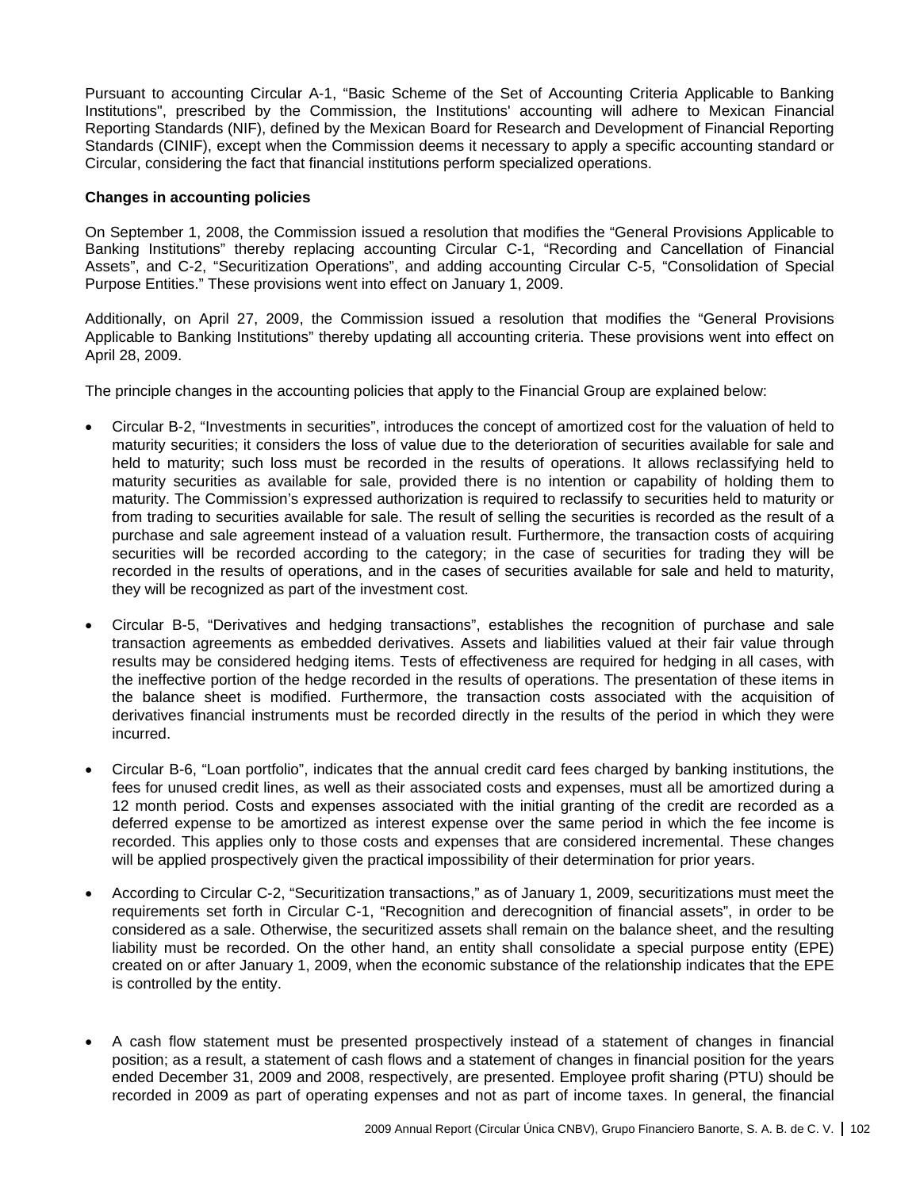Pursuant to accounting Circular A-1, "Basic Scheme of the Set of Accounting Criteria Applicable to Banking Institutions", prescribed by the Commission, the Institutions' accounting will adhere to Mexican Financial Reporting Standards (NIF), defined by the Mexican Board for Research and Development of Financial Reporting Standards (CINIF), except when the Commission deems it necessary to apply a specific accounting standard or Circular, considering the fact that financial institutions perform specialized operations.

**Changes in accounting policies**

On September 1, 2008, the Commission issued a resolution that modifies the "General Provisions Applicable to Banking Institutions" thereby replacing accounting Circular C-1, "Recording and Cancellation of Financial Assets", and C-2, "Securitization Operations", and adding accounting Circular C-5, "Consolidation of Special Purpose Entities." These provisions went into effect on January 1, 2009.

Additionally, on April 27, 2009, the Commission issued a resolution that modifies the "General Provisions Applicable to Banking Institutions" thereby updating all accounting criteria. These provisions went into effect on April 28, 2009.

The principle changes in the accounting policies that apply to the Financial Group are explained below:

- Circular B-2, "Investments in securities", introduces the concept of amortized cost for the valuation of held to maturity securities; it considers the loss of value due to the deterioration of securities available for sale and held to maturity; such loss must be recorded in the results of operations. It allows reclassifying held to maturity securities as available for sale, provided there is no intention or capability of holding them to maturity. The Commission's expressed authorization is required to reclassify to securities held to maturity or from trading to securities available for sale. The result of selling the securities is recorded as the result of a purchase and sale agreement instead of a valuation result. Furthermore, the transaction costs of acquiring securities will be recorded according to the category; in the case of securities for trading they will be recorded in the results of operations, and in the cases of securities available for sale and held to maturity, they will be recognized as part of the investment cost.

- Circular B-5, "Derivatives and hedging transactions", establishes the recognition of purchase and sale transaction agreements as embedded derivatives. Assets and liabilities valued at their fair value through results may be considered hedging items. Tests of effectiveness are required for hedging in all cases, with the ineffective portion of the hedge recorded in the results of operations. The presentation of these items in the balance sheet is modified. Furthermore, the transaction costs associated with the acquisition of derivatives financial instruments must be recorded directly in the results of the period in which they were incurred.

- Circular B-6, "Loan portfolio", indicates that the annual credit card fees charged by banking institutions, the fees for unused credit lines, as well as their associated costs and expenses, must all be amortized during a 12 month period. Costs and expenses associated with the initial granting of the credit are recorded as a deferred expense to be amortized as interest expense over the same period in which the fee income is recorded. This applies only to those costs and expenses that are considered incremental. These changes will be applied prospectively given the practical impossibility of their determination for prior years.

- According to Circular C-2, "Securitization transactions," as of January 1, 2009, securitizations must meet the requirements set forth in Circular C-1, "Recognition and derecognition of financial assets", in order to be considered as a sale. Otherwise, the securitized assets shall remain on the balance sheet, and the resulting liability must be recorded. On the other hand, an entity shall consolidate a special purpose entity (EPE) created on or after January 1, 2009, when the economic substance of the relationship indicates that the EPE is controlled by the entity.

- A cash flow statement must be presented prospectively instead of a statement of changes in financial position; as a result, a statement of cash flows and a statement of changes in financial position for the years ended December 31, 2009 and 2008, respectively, are presented. Employee profit sharing (PTU) should be recorded in 2009 as part of operating expenses and not as part of income taxes. In general, the financial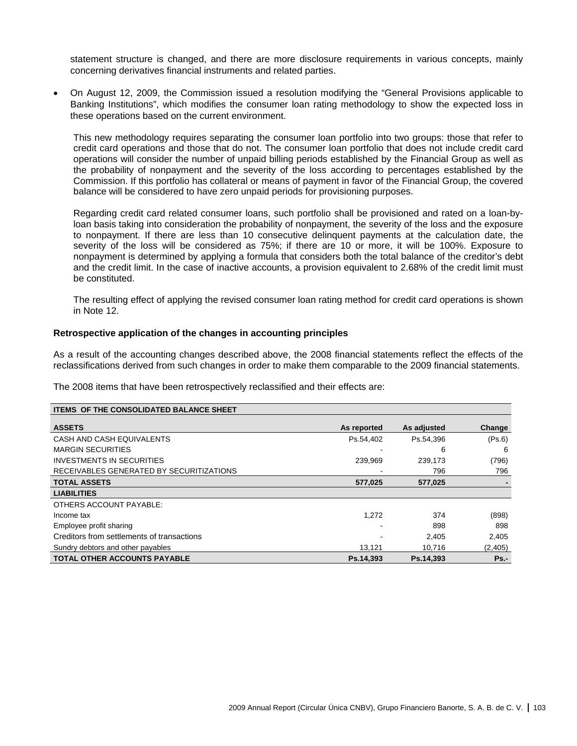statement structure is changed, and there are more disclosure requirements in various concepts, mainly concerning derivatives financial instruments and related parties.

- On August 12, 2009, the Commission issued a resolution modifying the "General Provisions applicable to Banking Institutions", which modifies the consumer loan rating methodology to show the expected loss in these operations based on the current environment.

  This new methodology requires separating the consumer loan portfolio into two groups: those that refer to credit card operations and those that do not. The consumer loan portfolio that does not include credit card operations will consider the number of unpaid billing periods established by the Financial Group as well as the probability of nonpayment and the severity of the loss according to percentages established by the Commission. If this portfolio has collateral or means of payment in favor of the Financial Group, the covered balance will be considered to have zero unpaid periods for provisioning purposes.

  Regarding credit card related consumer loans, such portfolio shall be provisioned and rated on a loan-by-loan basis taking into consideration the probability of nonpayment, the severity of the loss and the exposure to nonpayment. If there are less than 10 consecutive delinquent payments at the calculation date, the severity of the loss will be considered as 75%; if there are 10 or more, it will be 100%. Exposure to nonpayment is determined by applying a formula that considers both the total balance of the creditor's debt and the credit limit. In the case of inactive accounts, a provision equivalent to 2.68% of the credit limit must be constituted.

  The resulting effect of applying the revised consumer loan rating method for credit card operations is shown in Note 12.

**Retrospective application of the changes in accounting principles**

As a result of the accounting changes described above, the 2008 financial statements reflect the effects of the reclassifications derived from such changes in order to make them comparable to the 2009 financial statements.

The 2008 items that have been retrospectively reclassified and their effects are:

| ITEMS OF THE CONSOLIDATED BALANCE SHEET | | | |
|---|---|---|---|
| **ASSETS** | **As reported** | **As adjusted** | **Change** |
| CASH AND CASH EQUIVALENTS | Ps.54,402 | Ps.54,396 | (Ps.6) |
| MARGIN SECURITIES | - | 6 | 6 |
| INVESTMENTS IN SECURITIES | 239,969 | 239,173 | (796) |
| RECEIVABLES GENERATED BY SECURITIZATIONS | - | 796 | 796 |
| **TOTAL ASSETS** | **577,025** | **577,025** | **-** |
| **LIABILITIES** | | | |
| OTHERS ACCOUNT PAYABLE: | | | |
| Income tax | 1,272 | 374 | (898) |
| Employee profit sharing | - | 898 | 898 |
| Creditors from settlements of transactions | - | 2,405 | 2,405 |
| Sundry debtors and other payables | 13,121 | 10,716 | (2,405) |
| **TOTAL OTHER ACCOUNTS PAYABLE** | **Ps.14,393** | **Ps.14,393** | **Ps.-** |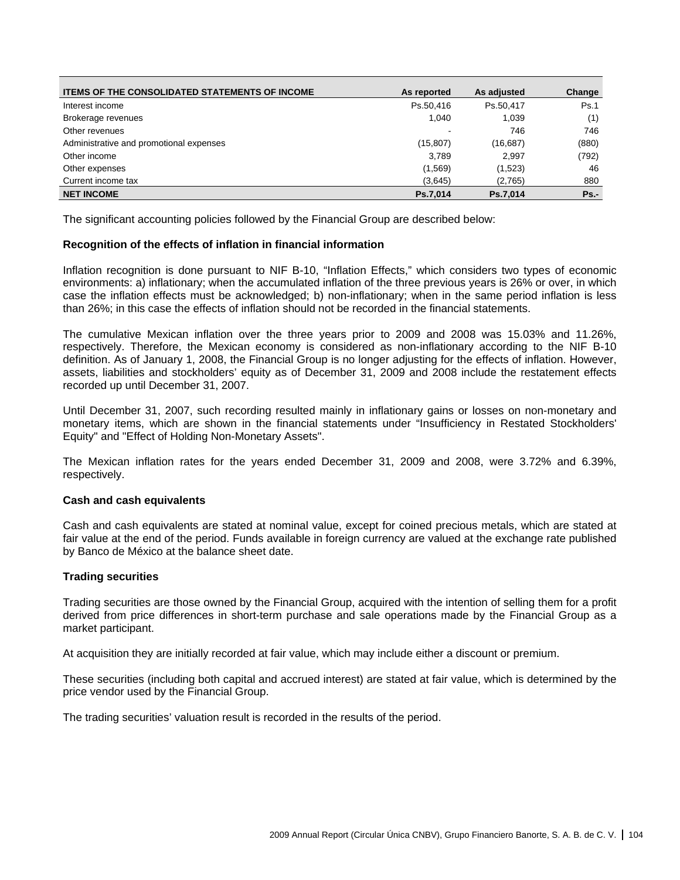| ITEMS OF THE CONSOLIDATED STATEMENTS OF INCOME | As reported | As adjusted | Change |
|---|---|---|---|
| Interest income | Ps.50,416 | Ps.50,417 | Ps.1 |
| Brokerage revenues | 1,040 | 1,039 | (1) |
| Other revenues | - | 746 | 746 |
| Administrative and promotional expenses | (15,807) | (16,687) | (880) |
| Other income | 3,789 | 2,997 | (792) |
| Other expenses | (1,569) | (1,523) | 46 |
| Current income tax | (3,645) | (2,765) | 880 |
| **NET INCOME** | **Ps.7,014** | **Ps.7,014** | **Ps.-** |

The significant accounting policies followed by the Financial Group are described below:

**Recognition of the effects of inflation in financial information**

Inflation recognition is done pursuant to NIF B-10, "Inflation Effects," which considers two types of economic environments: a) inflationary; when the accumulated inflation of the three previous years is 26% or over, in which case the inflation effects must be acknowledged; b) non-inflationary; when in the same period inflation is less than 26%; in this case the effects of inflation should not be recorded in the financial statements.

The cumulative Mexican inflation over the three years prior to 2009 and 2008 was 15.03% and 11.26%, respectively. Therefore, the Mexican economy is considered as non-inflationary according to the NIF B-10 definition. As of January 1, 2008, the Financial Group is no longer adjusting for the effects of inflation. However, assets, liabilities and stockholders' equity as of December 31, 2009 and 2008 include the restatement effects recorded up until December 31, 2007.

Until December 31, 2007, such recording resulted mainly in inflationary gains or losses on non-monetary and monetary items, which are shown in the financial statements under "Insufficiency in Restated Stockholders' Equity" and "Effect of Holding Non-Monetary Assets".

The Mexican inflation rates for the years ended December 31, 2009 and 2008, were 3.72% and 6.39%, respectively.

**Cash and cash equivalents**

Cash and cash equivalents are stated at nominal value, except for coined precious metals, which are stated at fair value at the end of the period. Funds available in foreign currency are valued at the exchange rate published by Banco de México at the balance sheet date.

**Trading securities**

Trading securities are those owned by the Financial Group, acquired with the intention of selling them for a profit derived from price differences in short-term purchase and sale operations made by the Financial Group as a market participant.

At acquisition they are initially recorded at fair value, which may include either a discount or premium.

These securities (including both capital and accrued interest) are stated at fair value, which is determined by the price vendor used by the Financial Group.

The trading securities' valuation result is recorded in the results of the period.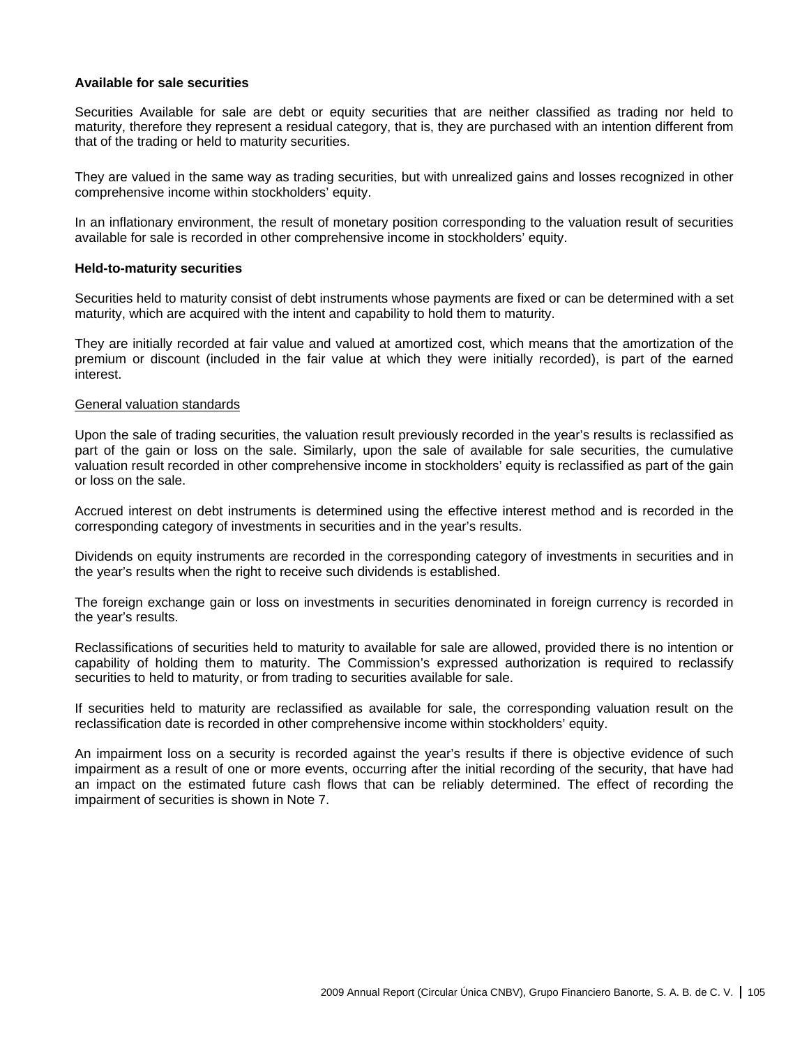**Available for sale securities**

Securities Available for sale are debt or equity securities that are neither classified as trading nor held to maturity, therefore they represent a residual category, that is, they are purchased with an intention different from that of the trading or held to maturity securities.

They are valued in the same way as trading securities, but with unrealized gains and losses recognized in other comprehensive income within stockholders' equity.

In an inflationary environment, the result of monetary position corresponding to the valuation result of securities available for sale is recorded in other comprehensive income in stockholders' equity.

**Held-to-maturity securities**

Securities held to maturity consist of debt instruments whose payments are fixed or can be determined with a set maturity, which are acquired with the intent and capability to hold them to maturity.

They are initially recorded at fair value and valued at amortized cost, which means that the amortization of the premium or discount (included in the fair value at which they were initially recorded), is part of the earned interest.

General valuation standards

Upon the sale of trading securities, the valuation result previously recorded in the year's results is reclassified as part of the gain or loss on the sale. Similarly, upon the sale of available for sale securities, the cumulative valuation result recorded in other comprehensive income in stockholders' equity is reclassified as part of the gain or loss on the sale.

Accrued interest on debt instruments is determined using the effective interest method and is recorded in the corresponding category of investments in securities and in the year's results.

Dividends on equity instruments are recorded in the corresponding category of investments in securities and in the year's results when the right to receive such dividends is established.

The foreign exchange gain or loss on investments in securities denominated in foreign currency is recorded in the year's results.

Reclassifications of securities held to maturity to available for sale are allowed, provided there is no intention or capability of holding them to maturity. The Commission's expressed authorization is required to reclassify securities to held to maturity, or from trading to securities available for sale.

If securities held to maturity are reclassified as available for sale, the corresponding valuation result on the reclassification date is recorded in other comprehensive income within stockholders' equity.

An impairment loss on a security is recorded against the year's results if there is objective evidence of such impairment as a result of one or more events, occurring after the initial recording of the security, that have had an impact on the estimated future cash flows that can be reliably determined. The effect of recording the impairment of securities is shown in Note 7.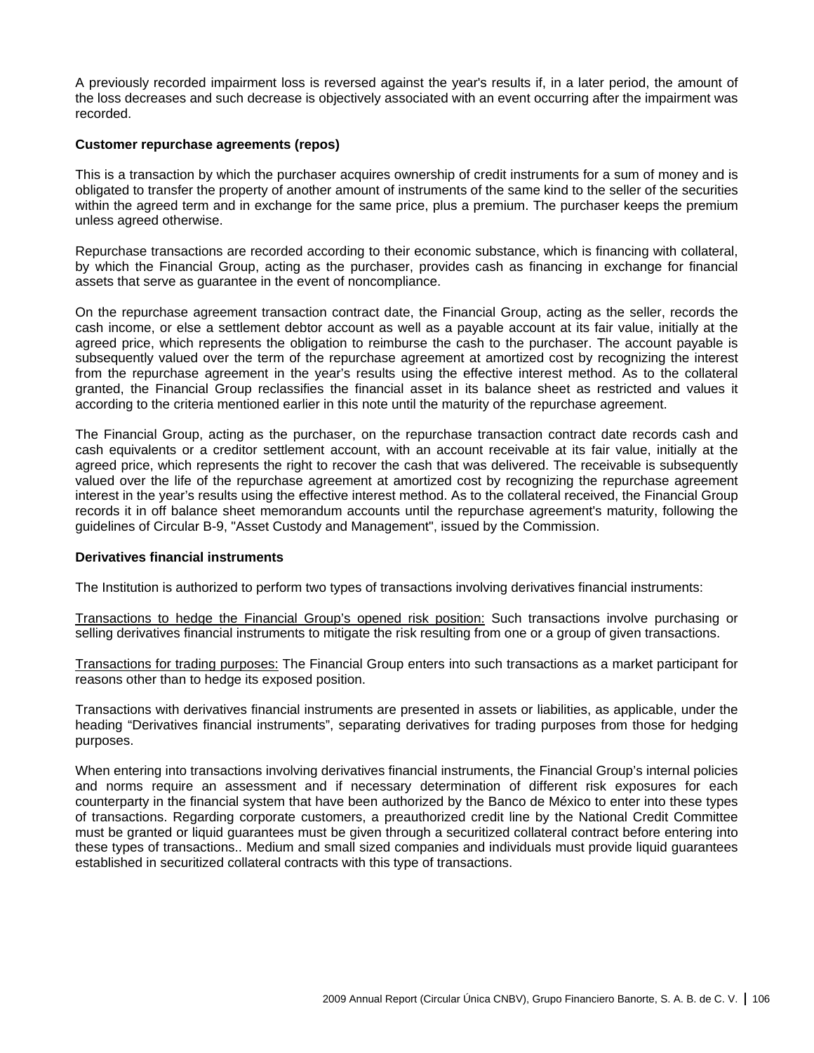A previously recorded impairment loss is reversed against the year's results if, in a later period, the amount of the loss decreases and such decrease is objectively associated with an event occurring after the impairment was recorded.

**Customer repurchase agreements (repos)**

This is a transaction by which the purchaser acquires ownership of credit instruments for a sum of money and is obligated to transfer the property of another amount of instruments of the same kind to the seller of the securities within the agreed term and in exchange for the same price, plus a premium. The purchaser keeps the premium unless agreed otherwise.

Repurchase transactions are recorded according to their economic substance, which is financing with collateral, by which the Financial Group, acting as the purchaser, provides cash as financing in exchange for financial assets that serve as guarantee in the event of noncompliance.

On the repurchase agreement transaction contract date, the Financial Group, acting as the seller, records the cash income, or else a settlement debtor account as well as a payable account at its fair value, initially at the agreed price, which represents the obligation to reimburse the cash to the purchaser. The account payable is subsequently valued over the term of the repurchase agreement at amortized cost by recognizing the interest from the repurchase agreement in the year's results using the effective interest method. As to the collateral granted, the Financial Group reclassifies the financial asset in its balance sheet as restricted and values it according to the criteria mentioned earlier in this note until the maturity of the repurchase agreement.

The Financial Group, acting as the purchaser, on the repurchase transaction contract date records cash and cash equivalents or a creditor settlement account, with an account receivable at its fair value, initially at the agreed price, which represents the right to recover the cash that was delivered. The receivable is subsequently valued over the life of the repurchase agreement at amortized cost by recognizing the repurchase agreement interest in the year's results using the effective interest method. As to the collateral received, the Financial Group records it in off balance sheet memorandum accounts until the repurchase agreement's maturity, following the guidelines of Circular B-9, "Asset Custody and Management", issued by the Commission.

**Derivatives financial instruments**

The Institution is authorized to perform two types of transactions involving derivatives financial instruments:

<u>Transactions to hedge the Financial Group's opened risk position:</u> Such transactions involve purchasing or selling derivatives financial instruments to mitigate the risk resulting from one or a group of given transactions.

<u>Transactions for trading purposes:</u> The Financial Group enters into such transactions as a market participant for reasons other than to hedge its exposed position.

Transactions with derivatives financial instruments are presented in assets or liabilities, as applicable, under the heading "Derivatives financial instruments", separating derivatives for trading purposes from those for hedging purposes.

When entering into transactions involving derivatives financial instruments, the Financial Group's internal policies and norms require an assessment and if necessary determination of different risk exposures for each counterparty in the financial system that have been authorized by the Banco de México to enter into these types of transactions. Regarding corporate customers, a preauthorized credit line by the National Credit Committee must be granted or liquid guarantees must be given through a securitized collateral contract before entering into these types of transactions.. Medium and small sized companies and individuals must provide liquid guarantees established in securitized collateral contracts with this type of transactions.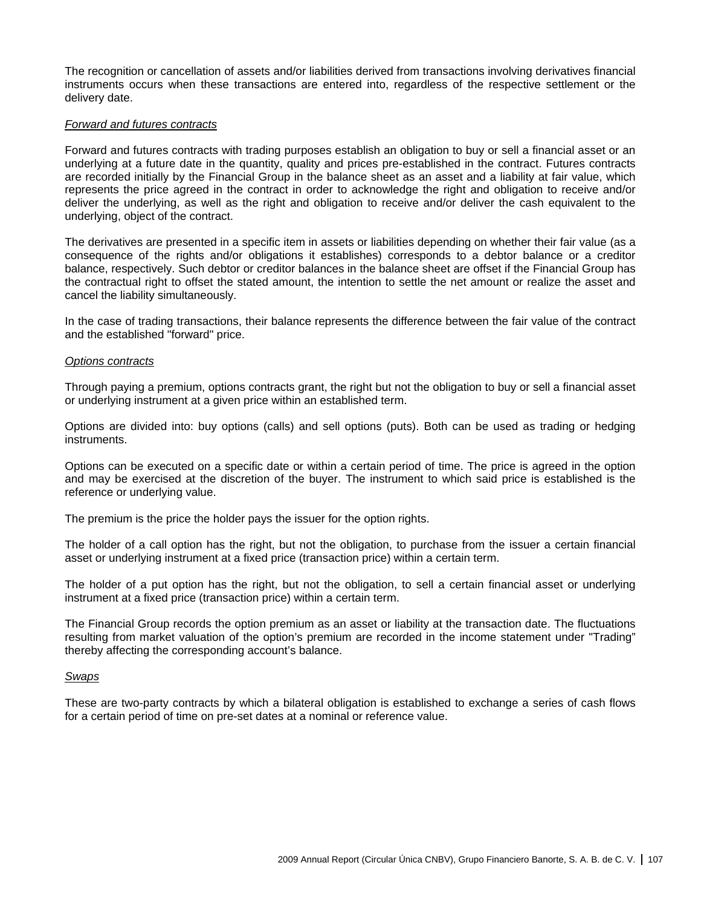The recognition or cancellation of assets and/or liabilities derived from transactions involving derivatives financial instruments occurs when these transactions are entered into, regardless of the respective settlement or the delivery date.

*Forward and futures contracts*

Forward and futures contracts with trading purposes establish an obligation to buy or sell a financial asset or an underlying at a future date in the quantity, quality and prices pre-established in the contract. Futures contracts are recorded initially by the Financial Group in the balance sheet as an asset and a liability at fair value, which represents the price agreed in the contract in order to acknowledge the right and obligation to receive and/or deliver the underlying, as well as the right and obligation to receive and/or deliver the cash equivalent to the underlying, object of the contract.

The derivatives are presented in a specific item in assets or liabilities depending on whether their fair value (as a consequence of the rights and/or obligations it establishes) corresponds to a debtor balance or a creditor balance, respectively. Such debtor or creditor balances in the balance sheet are offset if the Financial Group has the contractual right to offset the stated amount, the intention to settle the net amount or realize the asset and cancel the liability simultaneously.

In the case of trading transactions, their balance represents the difference between the fair value of the contract and the established "forward" price.

*Options contracts*

Through paying a premium, options contracts grant, the right but not the obligation to buy or sell a financial asset or underlying instrument at a given price within an established term.

Options are divided into: buy options (calls) and sell options (puts). Both can be used as trading or hedging instruments.

Options can be executed on a specific date or within a certain period of time. The price is agreed in the option and may be exercised at the discretion of the buyer. The instrument to which said price is established is the reference or underlying value.

The premium is the price the holder pays the issuer for the option rights.

The holder of a call option has the right, but not the obligation, to purchase from the issuer a certain financial asset or underlying instrument at a fixed price (transaction price) within a certain term.

The holder of a put option has the right, but not the obligation, to sell a certain financial asset or underlying instrument at a fixed price (transaction price) within a certain term.

The Financial Group records the option premium as an asset or liability at the transaction date. The fluctuations resulting from market valuation of the option's premium are recorded in the income statement under "Trading" thereby affecting the corresponding account's balance.

*Swaps*

These are two-party contracts by which a bilateral obligation is established to exchange a series of cash flows for a certain period of time on pre-set dates at a nominal or reference value.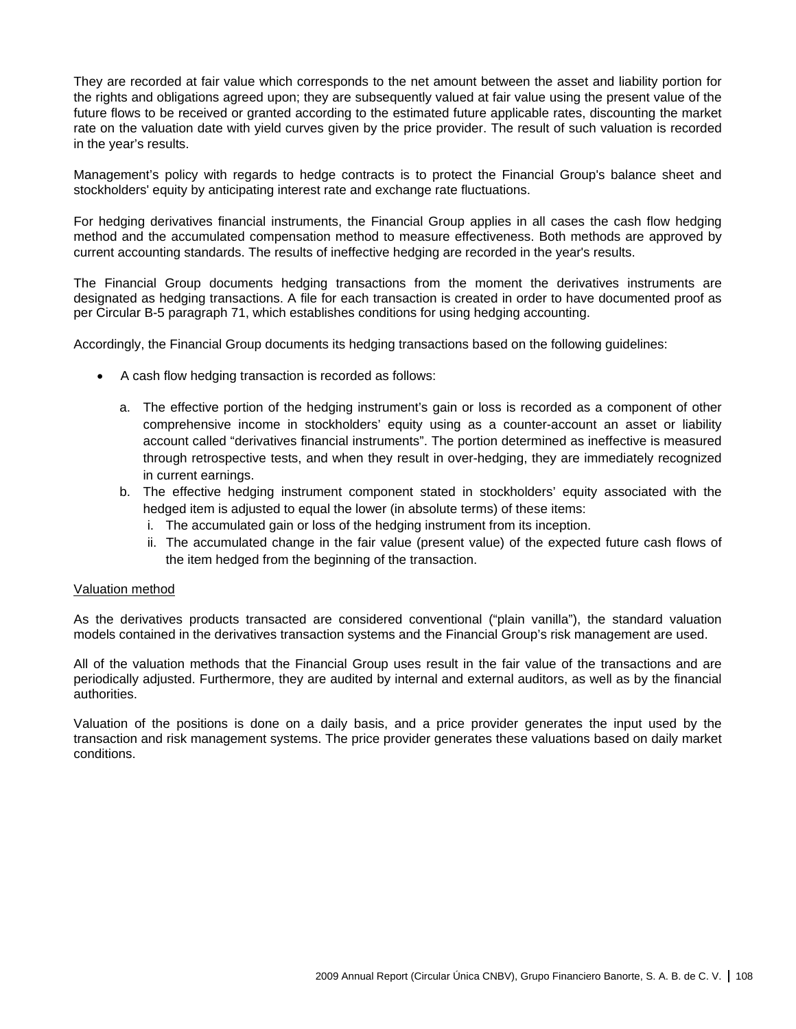They are recorded at fair value which corresponds to the net amount between the asset and liability portion for the rights and obligations agreed upon; they are subsequently valued at fair value using the present value of the future flows to be received or granted according to the estimated future applicable rates, discounting the market rate on the valuation date with yield curves given by the price provider. The result of such valuation is recorded in the year's results.

Management's policy with regards to hedge contracts is to protect the Financial Group's balance sheet and stockholders' equity by anticipating interest rate and exchange rate fluctuations.

For hedging derivatives financial instruments, the Financial Group applies in all cases the cash flow hedging method and the accumulated compensation method to measure effectiveness. Both methods are approved by current accounting standards. The results of ineffective hedging are recorded in the year's results.

The Financial Group documents hedging transactions from the moment the derivatives instruments are designated as hedging transactions. A file for each transaction is created in order to have documented proof as per Circular B-5 paragraph 71, which establishes conditions for using hedging accounting.

Accordingly, the Financial Group documents its hedging transactions based on the following guidelines:

- A cash flow hedging transaction is recorded as follows:
  a. The effective portion of the hedging instrument's gain or loss is recorded as a component of other comprehensive income in stockholders' equity using as a counter-account an asset or liability account called "derivatives financial instruments". The portion determined as ineffective is measured through retrospective tests, and when they result in over-hedging, they are immediately recognized in current earnings.
  b. The effective hedging instrument component stated in stockholders' equity associated with the hedged item is adjusted to equal the lower (in absolute terms) of these items:
     i. The accumulated gain or loss of the hedging instrument from its inception.
     ii. The accumulated change in the fair value (present value) of the expected future cash flows of the item hedged from the beginning of the transaction.

<u>Valuation method</u>

As the derivatives products transacted are considered conventional ("plain vanilla"), the standard valuation models contained in the derivatives transaction systems and the Financial Group's risk management are used.

All of the valuation methods that the Financial Group uses result in the fair value of the transactions and are periodically adjusted. Furthermore, they are audited by internal and external auditors, as well as by the financial authorities.

Valuation of the positions is done on a daily basis, and a price provider generates the input used by the transaction and risk management systems. The price provider generates these valuations based on daily market conditions.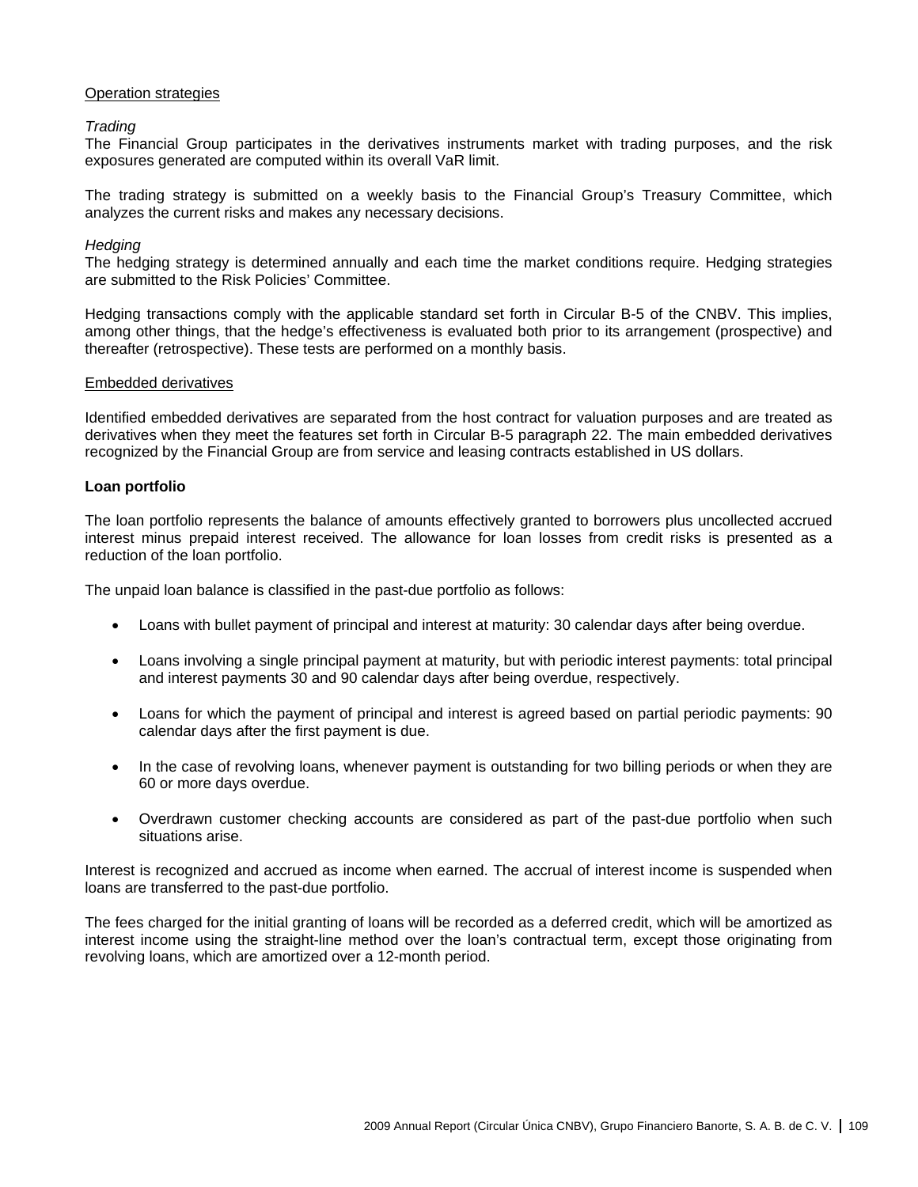Operation strategies

*Trading*

The Financial Group participates in the derivatives instruments market with trading purposes, and the risk exposures generated are computed within its overall VaR limit.

The trading strategy is submitted on a weekly basis to the Financial Group's Treasury Committee, which analyzes the current risks and makes any necessary decisions.

*Hedging*

The hedging strategy is determined annually and each time the market conditions require. Hedging strategies are submitted to the Risk Policies' Committee.

Hedging transactions comply with the applicable standard set forth in Circular B-5 of the CNBV. This implies, among other things, that the hedge's effectiveness is evaluated both prior to its arrangement (prospective) and thereafter (retrospective). These tests are performed on a monthly basis.

Embedded derivatives

Identified embedded derivatives are separated from the host contract for valuation purposes and are treated as derivatives when they meet the features set forth in Circular B-5 paragraph 22. The main embedded derivatives recognized by the Financial Group are from service and leasing contracts established in US dollars.

**Loan portfolio**

The loan portfolio represents the balance of amounts effectively granted to borrowers plus uncollected accrued interest minus prepaid interest received. The allowance for loan losses from credit risks is presented as a reduction of the loan portfolio.

The unpaid loan balance is classified in the past-due portfolio as follows:

- Loans with bullet payment of principal and interest at maturity: 30 calendar days after being overdue.
- Loans involving a single principal payment at maturity, but with periodic interest payments: total principal and interest payments 30 and 90 calendar days after being overdue, respectively.
- Loans for which the payment of principal and interest is agreed based on partial periodic payments: 90 calendar days after the first payment is due.
- In the case of revolving loans, whenever payment is outstanding for two billing periods or when they are 60 or more days overdue.
- Overdrawn customer checking accounts are considered as part of the past-due portfolio when such situations arise.

Interest is recognized and accrued as income when earned. The accrual of interest income is suspended when loans are transferred to the past-due portfolio.

The fees charged for the initial granting of loans will be recorded as a deferred credit, which will be amortized as interest income using the straight-line method over the loan's contractual term, except those originating from revolving loans, which are amortized over a 12-month period.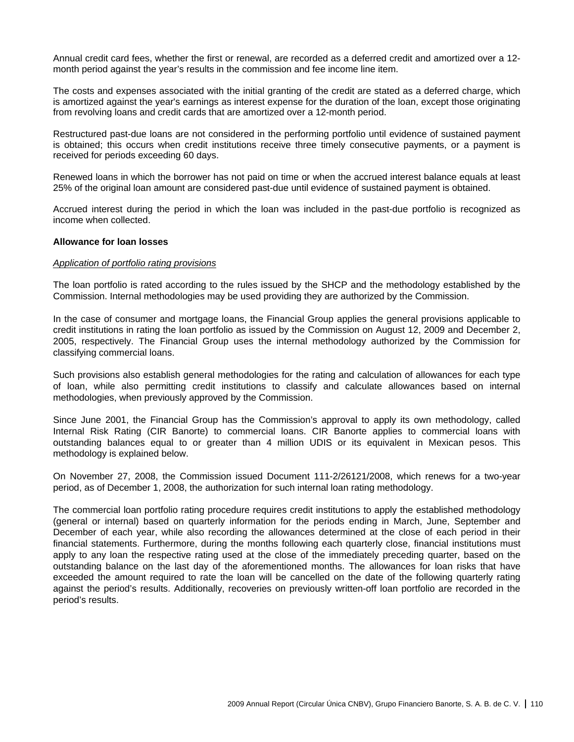Annual credit card fees, whether the first or renewal, are recorded as a deferred credit and amortized over a 12-month period against the year's results in the commission and fee income line item.

The costs and expenses associated with the initial granting of the credit are stated as a deferred charge, which is amortized against the year's earnings as interest expense for the duration of the loan, except those originating from revolving loans and credit cards that are amortized over a 12-month period.

Restructured past-due loans are not considered in the performing portfolio until evidence of sustained payment is obtained; this occurs when credit institutions receive three timely consecutive payments, or a payment is received for periods exceeding 60 days.

Renewed loans in which the borrower has not paid on time or when the accrued interest balance equals at least 25% of the original loan amount are considered past-due until evidence of sustained payment is obtained.

Accrued interest during the period in which the loan was included in the past-due portfolio is recognized as income when collected.

**Allowance for loan losses**

*Application of portfolio rating provisions*

The loan portfolio is rated according to the rules issued by the SHCP and the methodology established by the Commission. Internal methodologies may be used providing they are authorized by the Commission.

In the case of consumer and mortgage loans, the Financial Group applies the general provisions applicable to credit institutions in rating the loan portfolio as issued by the Commission on August 12, 2009 and December 2, 2005, respectively. The Financial Group uses the internal methodology authorized by the Commission for classifying commercial loans.

Such provisions also establish general methodologies for the rating and calculation of allowances for each type of loan, while also permitting credit institutions to classify and calculate allowances based on internal methodologies, when previously approved by the Commission.

Since June 2001, the Financial Group has the Commission's approval to apply its own methodology, called Internal Risk Rating (CIR Banorte) to commercial loans. CIR Banorte applies to commercial loans with outstanding balances equal to or greater than 4 million UDIS or its equivalent in Mexican pesos. This methodology is explained below.

On November 27, 2008, the Commission issued Document 111-2/26121/2008, which renews for a two-year period, as of December 1, 2008, the authorization for such internal loan rating methodology.

The commercial loan portfolio rating procedure requires credit institutions to apply the established methodology (general or internal) based on quarterly information for the periods ending in March, June, September and December of each year, while also recording the allowances determined at the close of each period in their financial statements. Furthermore, during the months following each quarterly close, financial institutions must apply to any loan the respective rating used at the close of the immediately preceding quarter, based on the outstanding balance on the last day of the aforementioned months. The allowances for loan risks that have exceeded the amount required to rate the loan will be cancelled on the date of the following quarterly rating against the period's results. Additionally, recoveries on previously written-off loan portfolio are recorded in the period's results.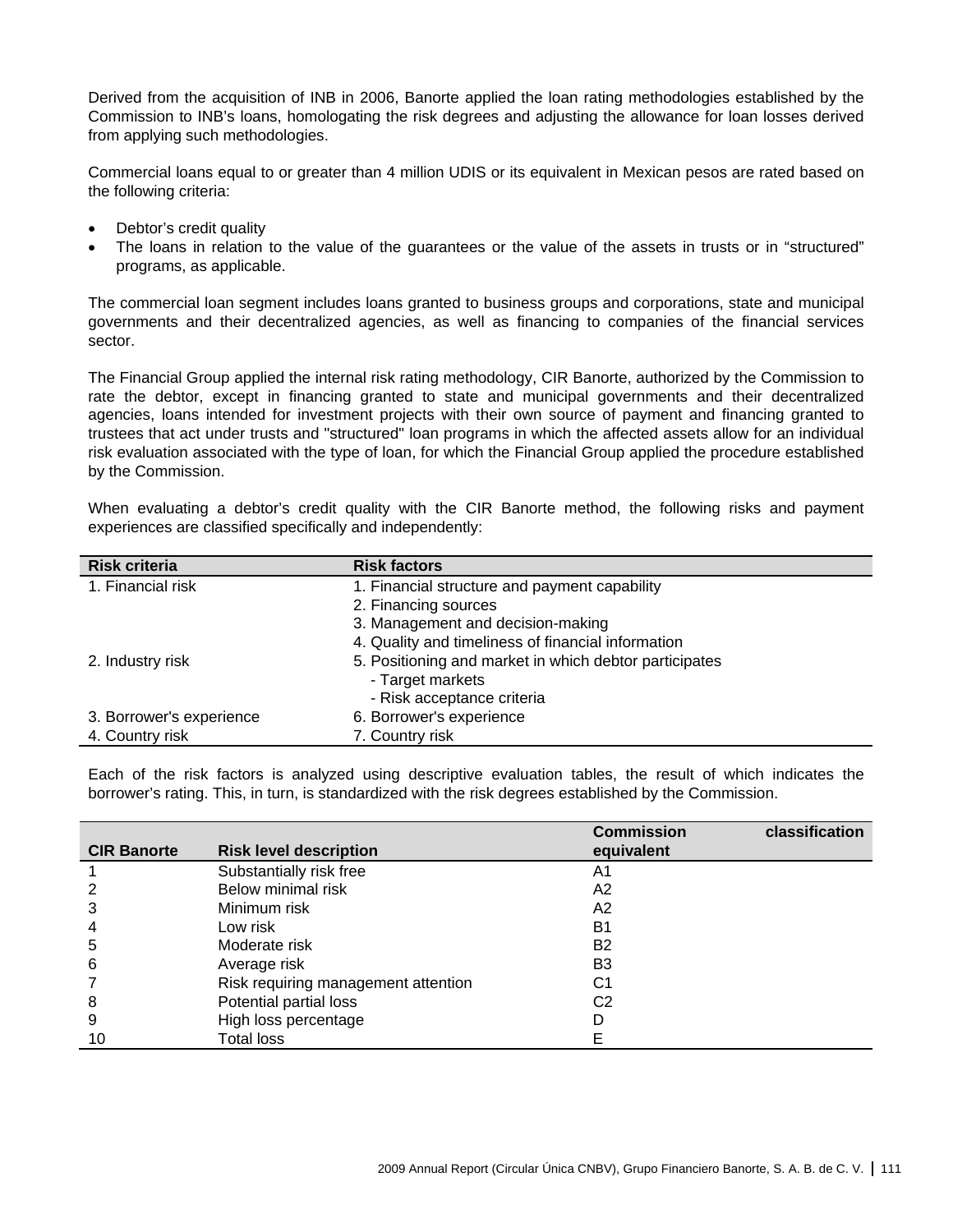Derived from the acquisition of INB in 2006, Banorte applied the loan rating methodologies established by the Commission to INB's loans, homologating the risk degrees and adjusting the allowance for loan losses derived from applying such methodologies.

Commercial loans equal to or greater than 4 million UDIS or its equivalent in Mexican pesos are rated based on the following criteria:

- Debtor's credit quality
- The loans in relation to the value of the guarantees or the value of the assets in trusts or in "structured" programs, as applicable.

The commercial loan segment includes loans granted to business groups and corporations, state and municipal governments and their decentralized agencies, as well as financing to companies of the financial services sector.

The Financial Group applied the internal risk rating methodology, CIR Banorte, authorized by the Commission to rate the debtor, except in financing granted to state and municipal governments and their decentralized agencies, loans intended for investment projects with their own source of payment and financing granted to trustees that act under trusts and "structured" loan programs in which the affected assets allow for an individual risk evaluation associated with the type of loan, for which the Financial Group applied the procedure established by the Commission.

When evaluating a debtor's credit quality with the CIR Banorte method, the following risks and payment experiences are classified specifically and independently:

| Risk criteria | Risk factors |
|---|---|
| 1. Financial risk | 1. Financial structure and payment capability |
| | 2. Financing sources |
| | 3. Management and decision-making |
| | 4. Quality and timeliness of financial information |
| 2. Industry risk | 5. Positioning and market in which debtor participates |
| | - Target markets |
| | - Risk acceptance criteria |
| 3. Borrower's experience | 6. Borrower's experience |
| 4. Country risk | 7. Country risk |

Each of the risk factors is analyzed using descriptive evaluation tables, the result of which indicates the borrower's rating. This, in turn, is standardized with the risk degrees established by the Commission.

| CIR Banorte | Risk level description | Commission classification equivalent |
|---|---|---|
| 1 | Substantially risk free | A1 |
| 2 | Below minimal risk | A2 |
| 3 | Minimum risk | A2 |
| 4 | Low risk | B1 |
| 5 | Moderate risk | B2 |
| 6 | Average risk | B3 |
| 7 | Risk requiring management attention | C1 |
| 8 | Potential partial loss | C2 |
| 9 | High loss percentage | D |
| 10 | Total loss | E |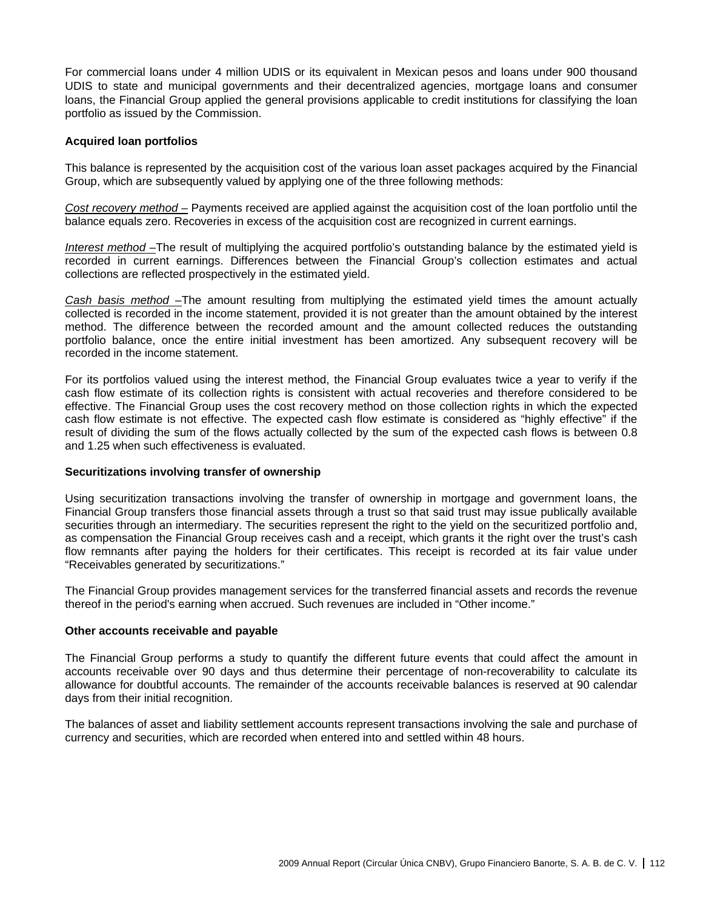For commercial loans under 4 million UDIS or its equivalent in Mexican pesos and loans under 900 thousand UDIS to state and municipal governments and their decentralized agencies, mortgage loans and consumer loans, the Financial Group applied the general provisions applicable to credit institutions for classifying the loan portfolio as issued by the Commission.

**Acquired loan portfolios**

This balance is represented by the acquisition cost of the various loan asset packages acquired by the Financial Group, which are subsequently valued by applying one of the three following methods:

*Cost recovery method –* Payments received are applied against the acquisition cost of the loan portfolio until the balance equals zero. Recoveries in excess of the acquisition cost are recognized in current earnings.

*Interest method –*The result of multiplying the acquired portfolio's outstanding balance by the estimated yield is recorded in current earnings. Differences between the Financial Group's collection estimates and actual collections are reflected prospectively in the estimated yield.

*Cash basis method –*The amount resulting from multiplying the estimated yield times the amount actually collected is recorded in the income statement, provided it is not greater than the amount obtained by the interest method. The difference between the recorded amount and the amount collected reduces the outstanding portfolio balance, once the entire initial investment has been amortized. Any subsequent recovery will be recorded in the income statement.

For its portfolios valued using the interest method, the Financial Group evaluates twice a year to verify if the cash flow estimate of its collection rights is consistent with actual recoveries and therefore considered to be effective. The Financial Group uses the cost recovery method on those collection rights in which the expected cash flow estimate is not effective. The expected cash flow estimate is considered as "highly effective" if the result of dividing the sum of the flows actually collected by the sum of the expected cash flows is between 0.8 and 1.25 when such effectiveness is evaluated.

**Securitizations involving transfer of ownership**

Using securitization transactions involving the transfer of ownership in mortgage and government loans, the Financial Group transfers those financial assets through a trust so that said trust may issue publically available securities through an intermediary. The securities represent the right to the yield on the securitized portfolio and, as compensation the Financial Group receives cash and a receipt, which grants it the right over the trust's cash flow remnants after paying the holders for their certificates. This receipt is recorded at its fair value under "Receivables generated by securitizations."

The Financial Group provides management services for the transferred financial assets and records the revenue thereof in the period's earning when accrued. Such revenues are included in "Other income."

**Other accounts receivable and payable**

The Financial Group performs a study to quantify the different future events that could affect the amount in accounts receivable over 90 days and thus determine their percentage of non-recoverability to calculate its allowance for doubtful accounts. The remainder of the accounts receivable balances is reserved at 90 calendar days from their initial recognition.

The balances of asset and liability settlement accounts represent transactions involving the sale and purchase of currency and securities, which are recorded when entered into and settled within 48 hours.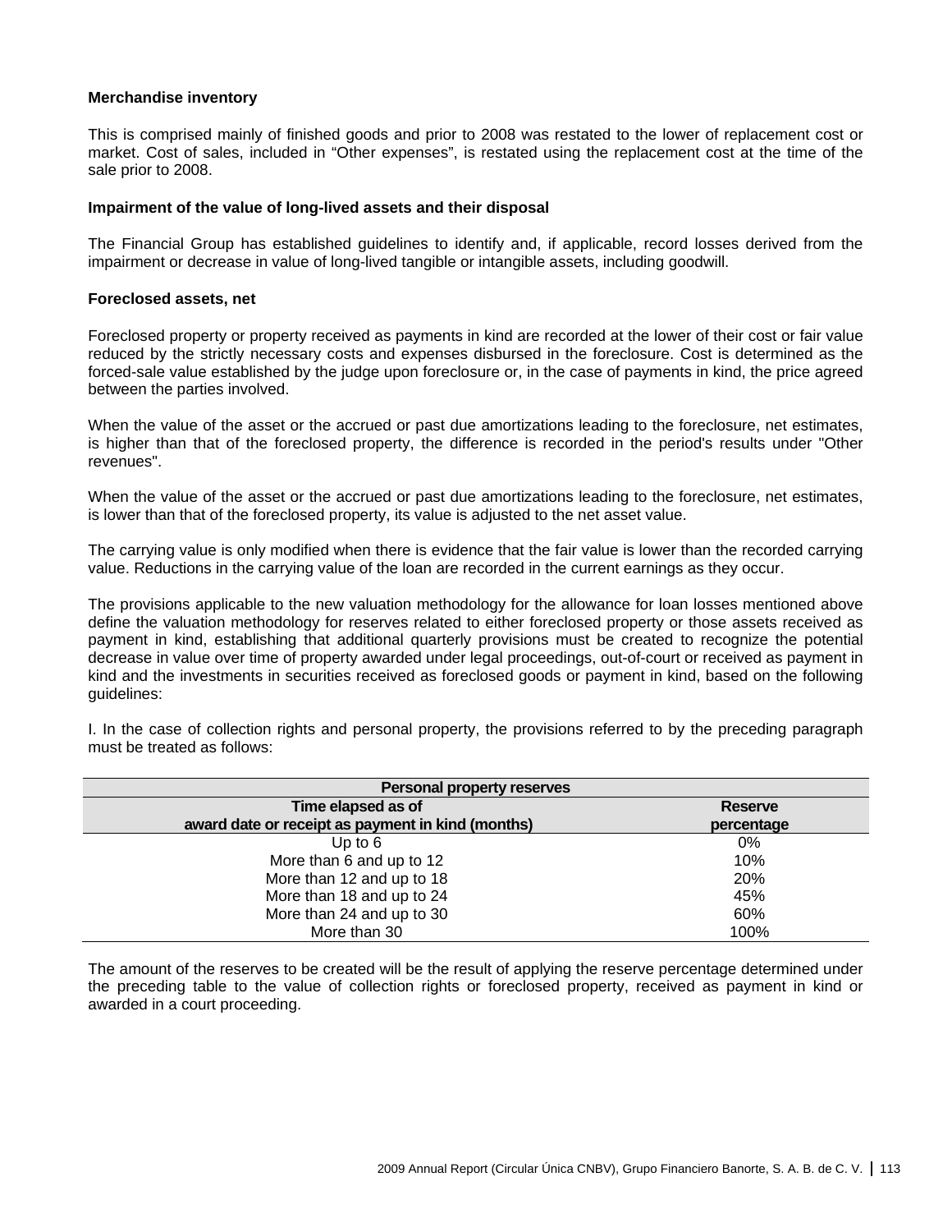### Merchandise inventory

This is comprised mainly of finished goods and prior to 2008 was restated to the lower of replacement cost or market. Cost of sales, included in “Other expenses”, is restated using the replacement cost at the time of the sale prior to 2008.

### Impairment of the value of long-lived assets and their disposal

The Financial Group has established guidelines to identify and, if applicable, record losses derived from the impairment or decrease in value of long-lived tangible or intangible assets, including goodwill.

### Foreclosed assets, net

Foreclosed property or property received as payments in kind are recorded at the lower of their cost or fair value reduced by the strictly necessary costs and expenses disbursed in the foreclosure. Cost is determined as the forced-sale value established by the judge upon foreclosure or, in the case of payments in kind, the price agreed between the parties involved.

When the value of the asset or the accrued or past due amortizations leading to the foreclosure, net estimates, is higher than that of the foreclosed property, the difference is recorded in the period's results under "Other revenues".

When the value of the asset or the accrued or past due amortizations leading to the foreclosure, net estimates, is lower than that of the foreclosed property, its value is adjusted to the net asset value.

The carrying value is only modified when there is evidence that the fair value is lower than the recorded carrying value. Reductions in the carrying value of the loan are recorded in the current earnings as they occur.

The provisions applicable to the new valuation methodology for the allowance for loan losses mentioned above define the valuation methodology for reserves related to either foreclosed property or those assets received as payment in kind, establishing that additional quarterly provisions must be created to recognize the potential decrease in value over time of property awarded under legal proceedings, out-of-court or received as payment in kind and the investments in securities received as foreclosed goods or payment in kind, based on the following guidelines:

I. In the case of collection rights and personal property, the provisions referred to by the preceding paragraph must be treated as follows:

| Personal property reserves | |
|---|---|
| Time elapsed as of award date or receipt as payment in kind (months) | Reserve percentage |
| Up to 6 | 0% |
| More than 6 and up to 12 | 10% |
| More than 12 and up to 18 | 20% |
| More than 18 and up to 24 | 45% |
| More than 24 and up to 30 | 60% |
| More than 30 | 100% |

The amount of the reserves to be created will be the result of applying the reserve percentage determined under the preceding table to the value of collection rights or foreclosed property, received as payment in kind or awarded in a court proceeding.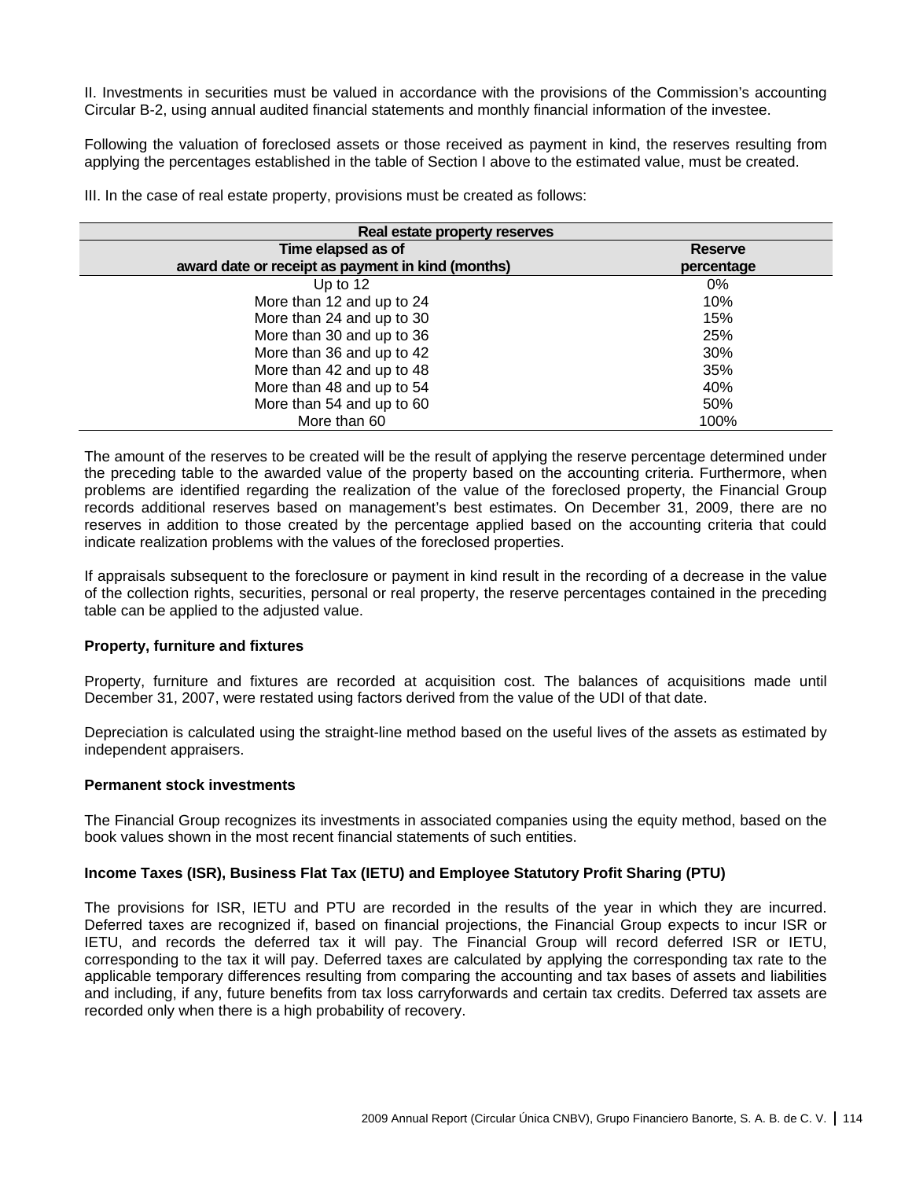II. Investments in securities must be valued in accordance with the provisions of the Commission's accounting Circular B-2, using annual audited financial statements and monthly financial information of the investee.

Following the valuation of foreclosed assets or those received as payment in kind, the reserves resulting from applying the percentages established in the table of Section I above to the estimated value, must be created.

III. In the case of real estate property, provisions must be created as follows:

| Real estate property reserves | |
|---|---|
| Time elapsed as of award date or receipt as payment in kind (months) | Reserve percentage |
| Up to 12 | 0% |
| More than 12 and up to 24 | 10% |
| More than 24 and up to 30 | 15% |
| More than 30 and up to 36 | 25% |
| More than 36 and up to 42 | 30% |
| More than 42 and up to 48 | 35% |
| More than 48 and up to 54 | 40% |
| More than 54 and up to 60 | 50% |
| More than 60 | 100% |

The amount of the reserves to be created will be the result of applying the reserve percentage determined under the preceding table to the awarded value of the property based on the accounting criteria. Furthermore, when problems are identified regarding the realization of the value of the foreclosed property, the Financial Group records additional reserves based on management's best estimates. On December 31, 2009, there are no reserves in addition to those created by the percentage applied based on the accounting criteria that could indicate realization problems with the values of the foreclosed properties.

If appraisals subsequent to the foreclosure or payment in kind result in the recording of a decrease in the value of the collection rights, securities, personal or real property, the reserve percentages contained in the preceding table can be applied to the adjusted value.

**Property, furniture and fixtures**

Property, furniture and fixtures are recorded at acquisition cost. The balances of acquisitions made until December 31, 2007, were restated using factors derived from the value of the UDI of that date.

Depreciation is calculated using the straight-line method based on the useful lives of the assets as estimated by independent appraisers.

**Permanent stock investments**

The Financial Group recognizes its investments in associated companies using the equity method, based on the book values shown in the most recent financial statements of such entities.

**Income Taxes (ISR), Business Flat Tax (IETU) and Employee Statutory Profit Sharing (PTU)**

The provisions for ISR, IETU and PTU are recorded in the results of the year in which they are incurred. Deferred taxes are recognized if, based on financial projections, the Financial Group expects to incur ISR or IETU, and records the deferred tax it will pay. The Financial Group will record deferred ISR or IETU, corresponding to the tax it will pay. Deferred taxes are calculated by applying the corresponding tax rate to the applicable temporary differences resulting from comparing the accounting and tax bases of assets and liabilities and including, if any, future benefits from tax loss carryforwards and certain tax credits. Deferred tax assets are recorded only when there is a high probability of recovery.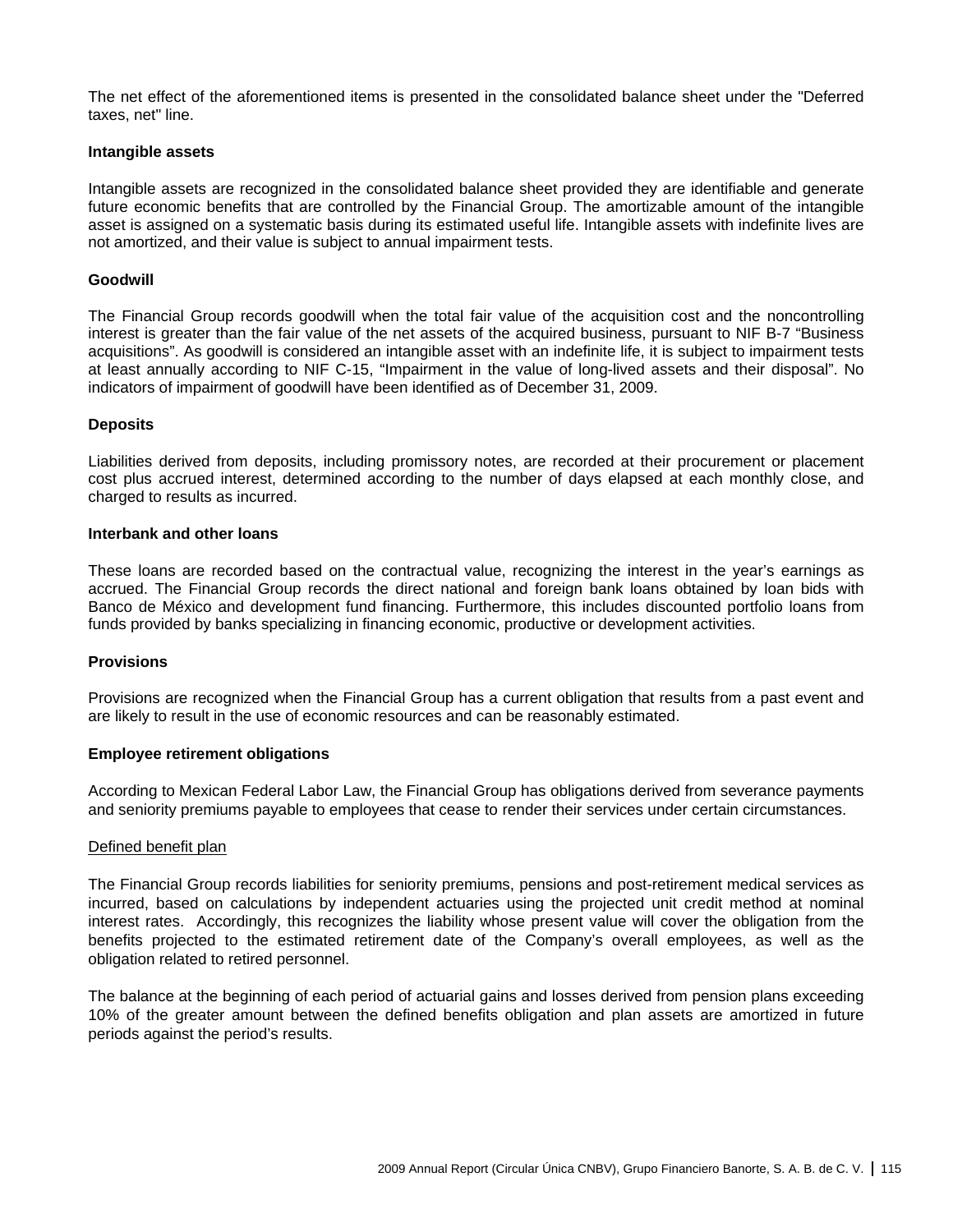The net effect of the aforementioned items is presented in the consolidated balance sheet under the "Deferred taxes, net" line.

**Intangible assets**

Intangible assets are recognized in the consolidated balance sheet provided they are identifiable and generate future economic benefits that are controlled by the Financial Group. The amortizable amount of the intangible asset is assigned on a systematic basis during its estimated useful life. Intangible assets with indefinite lives are not amortized, and their value is subject to annual impairment tests.

**Goodwill**

The Financial Group records goodwill when the total fair value of the acquisition cost and the noncontrolling interest is greater than the fair value of the net assets of the acquired business, pursuant to NIF B-7 “Business acquisitions”. As goodwill is considered an intangible asset with an indefinite life, it is subject to impairment tests at least annually according to NIF C-15, “Impairment in the value of long-lived assets and their disposal”. No indicators of impairment of goodwill have been identified as of December 31, 2009.

**Deposits**

Liabilities derived from deposits, including promissory notes, are recorded at their procurement or placement cost plus accrued interest, determined according to the number of days elapsed at each monthly close, and charged to results as incurred.

**Interbank and other loans**

These loans are recorded based on the contractual value, recognizing the interest in the year’s earnings as accrued. The Financial Group records the direct national and foreign bank loans obtained by loan bids with Banco de México and development fund financing. Furthermore, this includes discounted portfolio loans from funds provided by banks specializing in financing economic, productive or development activities.

**Provisions**

Provisions are recognized when the Financial Group has a current obligation that results from a past event and are likely to result in the use of economic resources and can be reasonably estimated.

**Employee retirement obligations**

According to Mexican Federal Labor Law, the Financial Group has obligations derived from severance payments and seniority premiums payable to employees that cease to render their services under certain circumstances.

Defined benefit plan

The Financial Group records liabilities for seniority premiums, pensions and post-retirement medical services as incurred, based on calculations by independent actuaries using the projected unit credit method at nominal interest rates. Accordingly, this recognizes the liability whose present value will cover the obligation from the benefits projected to the estimated retirement date of the Company’s overall employees, as well as the obligation related to retired personnel.

The balance at the beginning of each period of actuarial gains and losses derived from pension plans exceeding 10% of the greater amount between the defined benefits obligation and plan assets are amortized in future periods against the period’s results.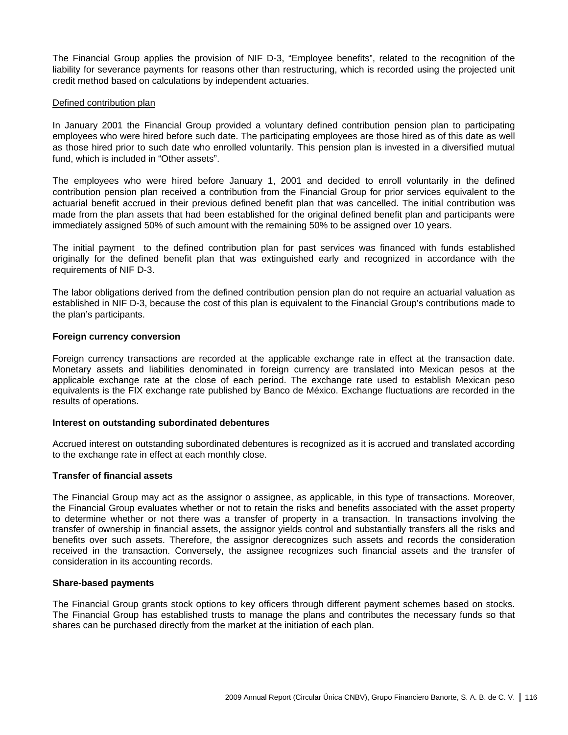The Financial Group applies the provision of NIF D-3, "Employee benefits", related to the recognition of the liability for severance payments for reasons other than restructuring, which is recorded using the projected unit credit method based on calculations by independent actuaries.

Defined contribution plan

In January 2001 the Financial Group provided a voluntary defined contribution pension plan to participating employees who were hired before such date. The participating employees are those hired as of this date as well as those hired prior to such date who enrolled voluntarily. This pension plan is invested in a diversified mutual fund, which is included in "Other assets".

The employees who were hired before January 1, 2001 and decided to enroll voluntarily in the defined contribution pension plan received a contribution from the Financial Group for prior services equivalent to the actuarial benefit accrued in their previous defined benefit plan that was cancelled. The initial contribution was made from the plan assets that had been established for the original defined benefit plan and participants were immediately assigned 50% of such amount with the remaining 50% to be assigned over 10 years.

The initial payment to the defined contribution plan for past services was financed with funds established originally for the defined benefit plan that was extinguished early and recognized in accordance with the requirements of NIF D-3.

The labor obligations derived from the defined contribution pension plan do not require an actuarial valuation as established in NIF D-3, because the cost of this plan is equivalent to the Financial Group's contributions made to the plan's participants.

**Foreign currency conversion**

Foreign currency transactions are recorded at the applicable exchange rate in effect at the transaction date. Monetary assets and liabilities denominated in foreign currency are translated into Mexican pesos at the applicable exchange rate at the close of each period. The exchange rate used to establish Mexican peso equivalents is the FIX exchange rate published by Banco de México. Exchange fluctuations are recorded in the results of operations.

**Interest on outstanding subordinated debentures**

Accrued interest on outstanding subordinated debentures is recognized as it is accrued and translated according to the exchange rate in effect at each monthly close.

**Transfer of financial assets**

The Financial Group may act as the assignor o assignee, as applicable, in this type of transactions. Moreover, the Financial Group evaluates whether or not to retain the risks and benefits associated with the asset property to determine whether or not there was a transfer of property in a transaction. In transactions involving the transfer of ownership in financial assets, the assignor yields control and substantially transfers all the risks and benefits over such assets. Therefore, the assignor derecognizes such assets and records the consideration received in the transaction. Conversely, the assignee recognizes such financial assets and the transfer of consideration in its accounting records.

**Share-based payments**

The Financial Group grants stock options to key officers through different payment schemes based on stocks. The Financial Group has established trusts to manage the plans and contributes the necessary funds so that shares can be purchased directly from the market at the initiation of each plan.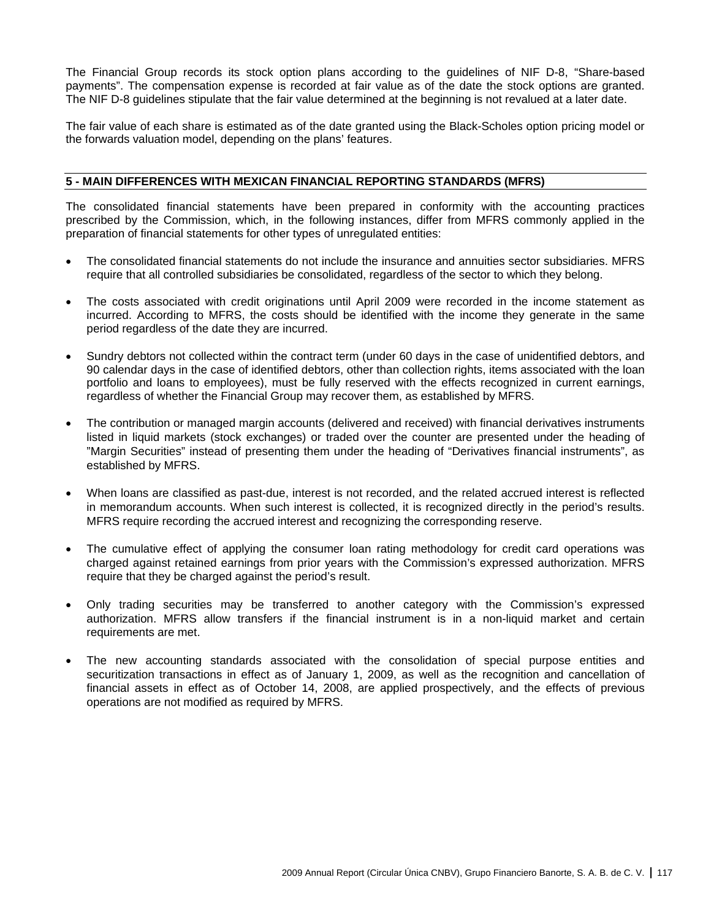The Financial Group records its stock option plans according to the guidelines of NIF D-8, "Share-based payments". The compensation expense is recorded at fair value as of the date the stock options are granted. The NIF D-8 guidelines stipulate that the fair value determined at the beginning is not revalued at a later date.

The fair value of each share is estimated as of the date granted using the Black-Scholes option pricing model or the forwards valuation model, depending on the plans' features.

## 5 - MAIN DIFFERENCES WITH MEXICAN FINANCIAL REPORTING STANDARDS (MFRS)

The consolidated financial statements have been prepared in conformity with the accounting practices prescribed by the Commission, which, in the following instances, differ from MFRS commonly applied in the preparation of financial statements for other types of unregulated entities:

- The consolidated financial statements do not include the insurance and annuities sector subsidiaries. MFRS require that all controlled subsidiaries be consolidated, regardless of the sector to which they belong.
- The costs associated with credit originations until April 2009 were recorded in the income statement as incurred. According to MFRS, the costs should be identified with the income they generate in the same period regardless of the date they are incurred.
- Sundry debtors not collected within the contract term (under 60 days in the case of unidentified debtors, and 90 calendar days in the case of identified debtors, other than collection rights, items associated with the loan portfolio and loans to employees), must be fully reserved with the effects recognized in current earnings, regardless of whether the Financial Group may recover them, as established by MFRS.
- The contribution or managed margin accounts (delivered and received) with financial derivatives instruments listed in liquid markets (stock exchanges) or traded over the counter are presented under the heading of "Margin Securities" instead of presenting them under the heading of "Derivatives financial instruments", as established by MFRS.
- When loans are classified as past-due, interest is not recorded, and the related accrued interest is reflected in memorandum accounts. When such interest is collected, it is recognized directly in the period's results. MFRS require recording the accrued interest and recognizing the corresponding reserve.
- The cumulative effect of applying the consumer loan rating methodology for credit card operations was charged against retained earnings from prior years with the Commission's expressed authorization. MFRS require that they be charged against the period's result.
- Only trading securities may be transferred to another category with the Commission's expressed authorization. MFRS allow transfers if the financial instrument is in a non-liquid market and certain requirements are met.
- The new accounting standards associated with the consolidation of special purpose entities and securitization transactions in effect as of January 1, 2009, as well as the recognition and cancellation of financial assets in effect as of October 14, 2008, are applied prospectively, and the effects of previous operations are not modified as required by MFRS.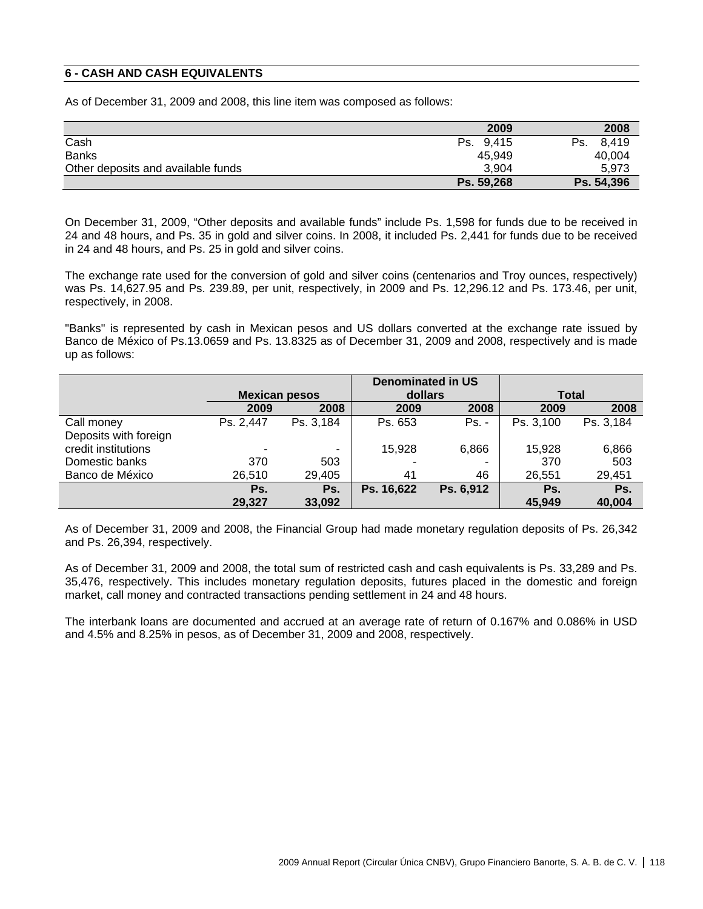## 6 - CASH AND CASH EQUIVALENTS

As of December 31, 2009 and 2008, this line item was composed as follows:

| | 2009 | 2008 |
|---|---|---|
| Cash | Ps. 9,415 | Ps. 8,419 |
| Banks | 45,949 | 40,004 |
| Other deposits and available funds | 3,904 | 5,973 |
| | **Ps. 59,268** | **Ps. 54,396** |

On December 31, 2009, "Other deposits and available funds" include Ps. 1,598 for funds due to be received in 24 and 48 hours, and Ps. 35 in gold and silver coins. In 2008, it included Ps. 2,441 for funds due to be received in 24 and 48 hours, and Ps. 25 in gold and silver coins.

The exchange rate used for the conversion of gold and silver coins (centenarios and Troy ounces, respectively) was Ps. 14,627.95 and Ps. 239.89, per unit, respectively, in 2009 and Ps. 12,296.12 and Ps. 173.46, per unit, respectively, in 2008.

"Banks" is represented by cash in Mexican pesos and US dollars converted at the exchange rate issued by Banco de México of Ps.13.0659 and Ps. 13.8325 as of December 31, 2009 and 2008, respectively and is made up as follows:

| | Mexican pesos | | Denominated in US dollars | | Total | |
|---|---|---|---|---|---|---|
| | 2009 | 2008 | 2009 | 2008 | 2009 | 2008 |
| Call money | Ps. 2,447 | Ps. 3,184 | Ps. 653 | Ps. - | Ps. 3,100 | Ps. 3,184 |
| Deposits with foreign credit institutions | - | - | 15,928 | 6,866 | 15,928 | 6,866 |
| Domestic banks | 370 | 503 | - | - | 370 | 503 |
| Banco de México | 26,510 | 29,405 | 41 | 46 | 26,551 | 29,451 |
| | **Ps. 29,327** | **Ps. 33,092** | **Ps. 16,622** | **Ps. 6,912** | **Ps. 45,949** | **Ps. 40,004** |

As of December 31, 2009 and 2008, the Financial Group had made monetary regulation deposits of Ps. 26,342 and Ps. 26,394, respectively.

As of December 31, 2009 and 2008, the total sum of restricted cash and cash equivalents is Ps. 33,289 and Ps. 35,476, respectively. This includes monetary regulation deposits, futures placed in the domestic and foreign market, call money and contracted transactions pending settlement in 24 and 48 hours.

The interbank loans are documented and accrued at an average rate of return of 0.167% and 0.086% in USD and 4.5% and 8.25% in pesos, as of December 31, 2009 and 2008, respectively.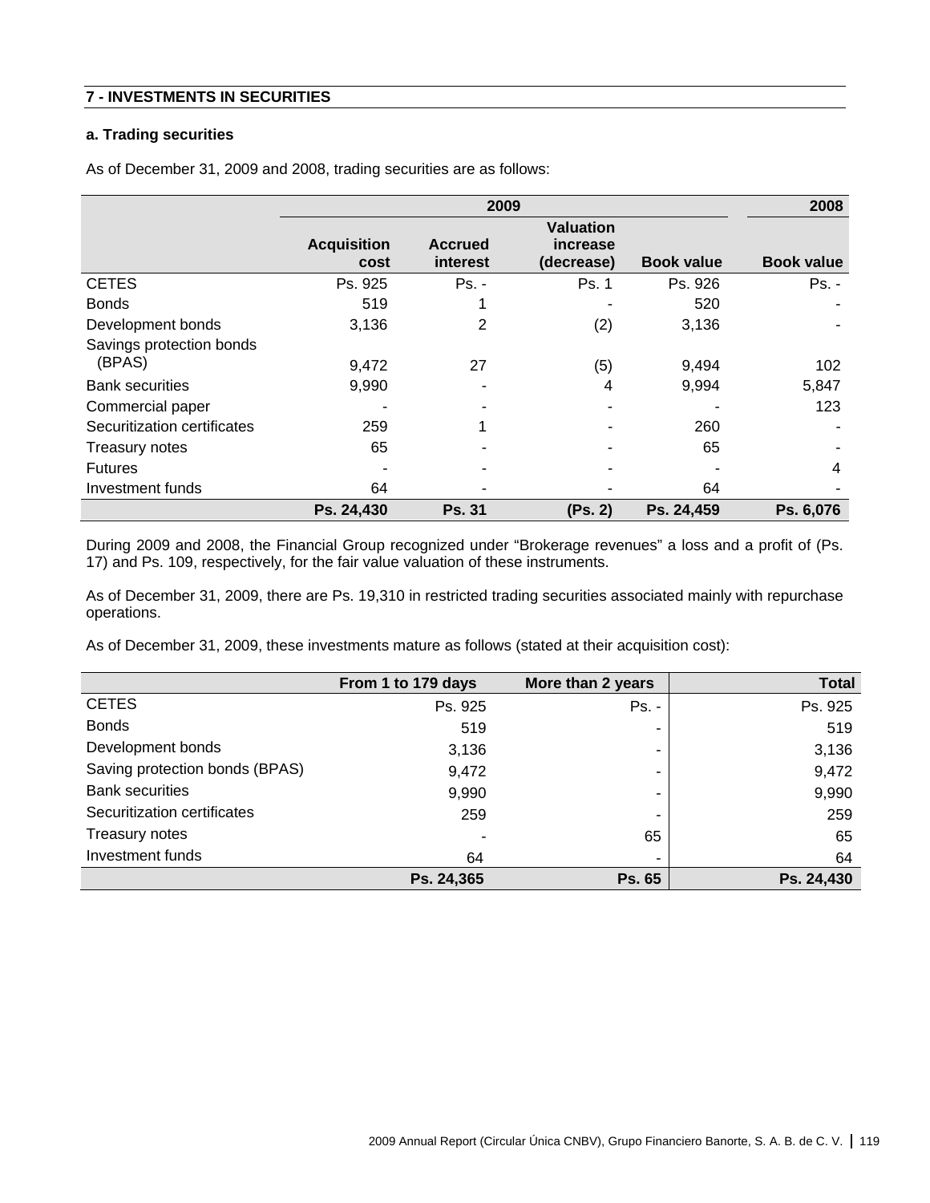## 7 - INVESTMENTS IN SECURITIES

### a. Trading securities

As of December 31, 2009 and 2008, trading securities are as follows:

| | 2009 | | | | 2008 |
|---|---|---|---|---|---|
| | Acquisition cost | Accrued interest | Valuation increase (decrease) | Book value | Book value |
| CETES | Ps. 925 | Ps. - | Ps. 1 | Ps. 926 | Ps. - |
| Bonds | 519 | 1 | - | 520 | - |
| Development bonds | 3,136 | 2 | (2) | 3,136 | - |
| Savings protection bonds (BPAS) | 9,472 | 27 | (5) | 9,494 | 102 |
| Bank securities | 9,990 | - | 4 | 9,994 | 5,847 |
| Commercial paper | - | - | - | - | 123 |
| Securitization certificates | 259 | 1 | - | 260 | - |
| Treasury notes | 65 | - | - | 65 | - |
| Futures | - | - | - | - | 4 |
| Investment funds | 64 | - | - | 64 | - |
| | **Ps. 24,430** | **Ps. 31** | **(Ps. 2)** | **Ps. 24,459** | **Ps. 6,076** |

During 2009 and 2008, the Financial Group recognized under "Brokerage revenues" a loss and a profit of (Ps. 17) and Ps. 109, respectively, for the fair value valuation of these instruments.

As of December 31, 2009, there are Ps. 19,310 in restricted trading securities associated mainly with repurchase operations.

As of December 31, 2009, these investments mature as follows (stated at their acquisition cost):

| | From 1 to 179 days | More than 2 years | Total |
|---|---|---|---|
| CETES | Ps. 925 | Ps. - | Ps. 925 |
| Bonds | 519 | - | 519 |
| Development bonds | 3,136 | - | 3,136 |
| Saving protection bonds (BPAS) | 9,472 | - | 9,472 |
| Bank securities | 9,990 | - | 9,990 |
| Securitization certificates | 259 | - | 259 |
| Treasury notes | - | 65 | 65 |
| Investment funds | 64 | - | 64 |
| | **Ps. 24,365** | **Ps. 65** | **Ps. 24,430** |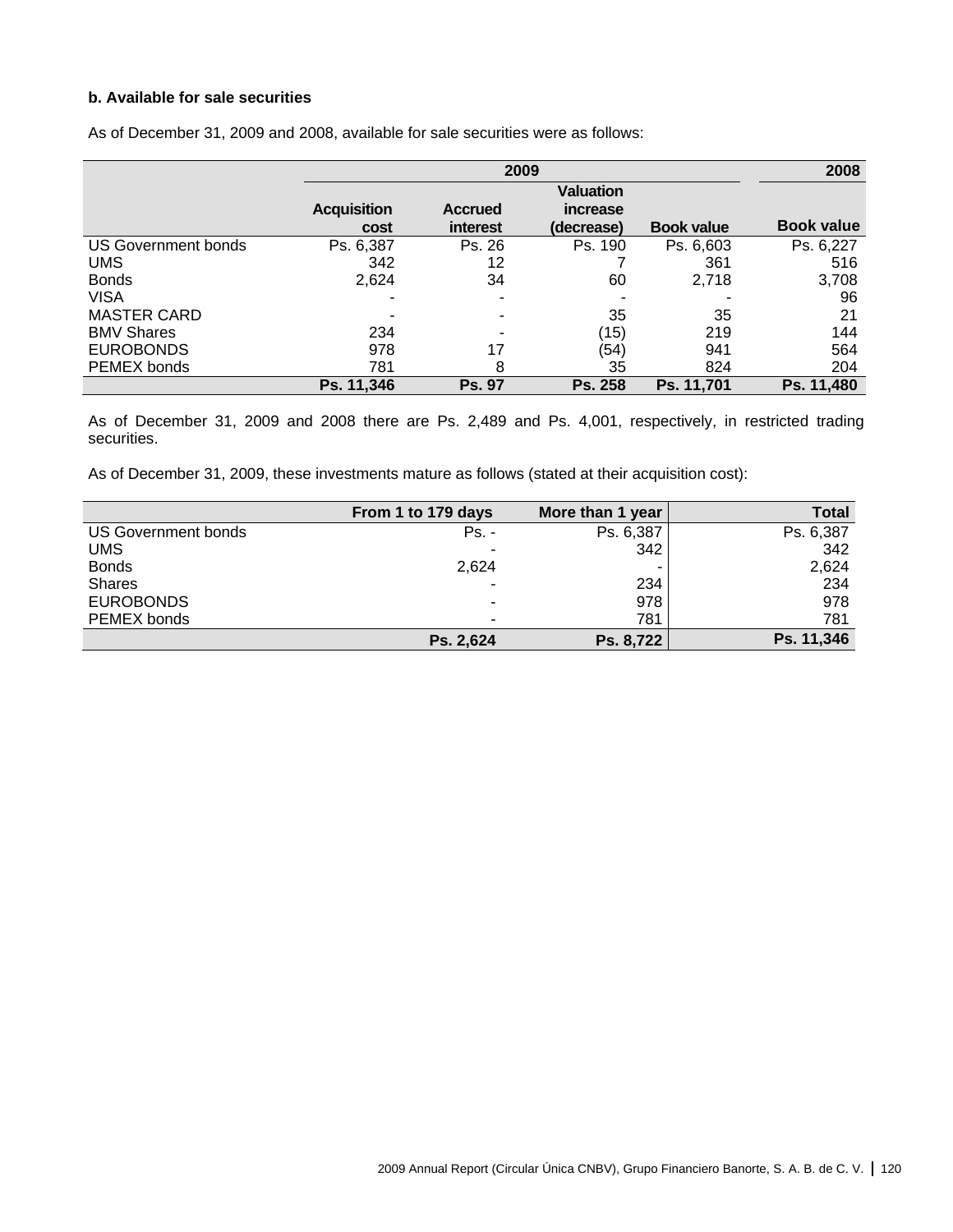**b. Available for sale securities**

As of December 31, 2009 and 2008, available for sale securities were as follows:

| | 2009 | | | | 2008 |
|---|---|---|---|---|---|
| | Acquisition cost | Accrued interest | Valuation increase (decrease) | Book value | Book value |
| US Government bonds | Ps. 6,387 | Ps. 26 | Ps. 190 | Ps. 6,603 | Ps. 6,227 |
| UMS | 342 | 12 | 7 | 361 | 516 |
| Bonds | 2,624 | 34 | 60 | 2,718 | 3,708 |
| VISA | - | - | - | - | 96 |
| MASTER CARD | - | - | 35 | 35 | 21 |
| BMV Shares | 234 | - | (15) | 219 | 144 |
| EUROBONDS | 978 | 17 | (54) | 941 | 564 |
| PEMEX bonds | 781 | 8 | 35 | 824 | 204 |
| | **Ps. 11,346** | **Ps. 97** | **Ps. 258** | **Ps. 11,701** | **Ps. 11,480** |

As of December 31, 2009 and 2008 there are Ps. 2,489 and Ps. 4,001, respectively, in restricted trading securities.

As of December 31, 2009, these investments mature as follows (stated at their acquisition cost):

| | From 1 to 179 days | More than 1 year | Total |
|---|---|---|---|
| US Government bonds | Ps. - | Ps. 6,387 | Ps. 6,387 |
| UMS | - | 342 | 342 |
| Bonds | 2,624 | - | 2,624 |
| Shares | - | 234 | 234 |
| EUROBONDS | - | 978 | 978 |
| PEMEX bonds | - | 781 | 781 |
| | **Ps. 2,624** | **Ps. 8,722** | **Ps. 11,346** |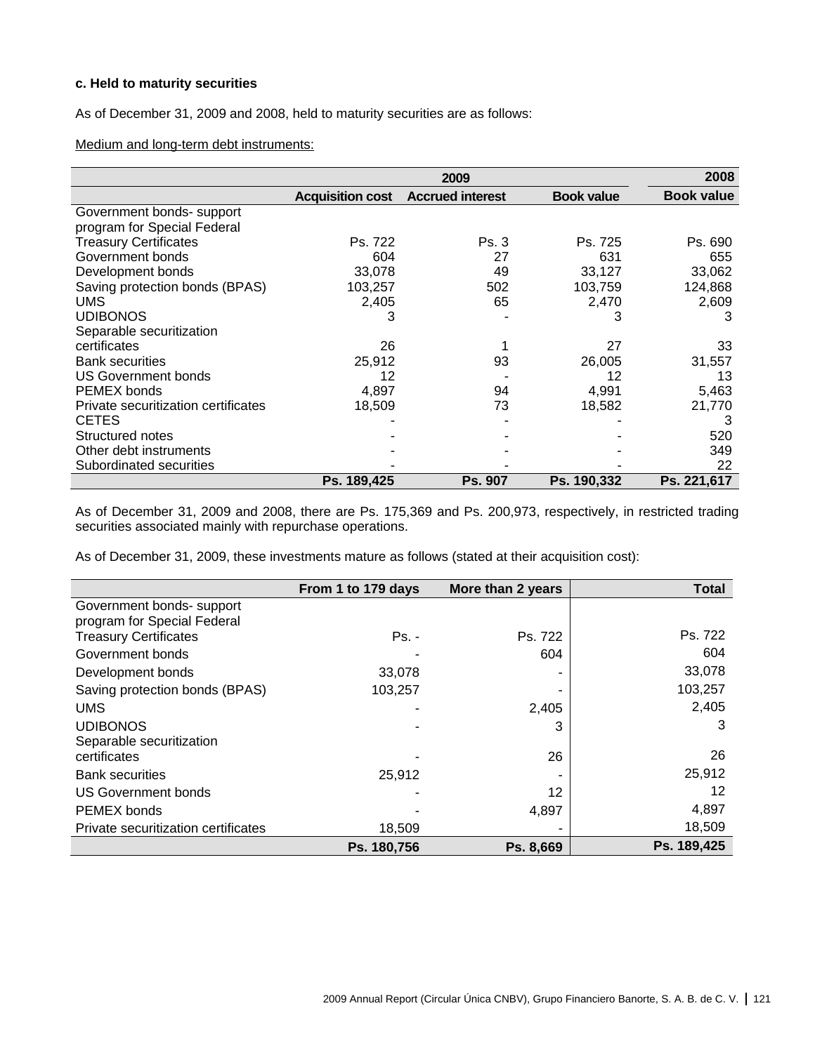**c. Held to maturity securities**

As of December 31, 2009 and 2008, held to maturity securities are as follows:

Medium and long-term debt instruments:

| | 2009 | | | 2008 |
|---|---|---|---|---|
| | Acquisition cost | Accrued interest | Book value | Book value |
| Government bonds- support program for Special Federal Treasury Certificates | Ps. 722 | Ps. 3 | Ps. 725 | Ps. 690 |
| Government bonds | 604 | 27 | 631 | 655 |
| Development bonds | 33,078 | 49 | 33,127 | 33,062 |
| Saving protection bonds (BPAS) | 103,257 | 502 | 103,759 | 124,868 |
| UMS | 2,405 | 65 | 2,470 | 2,609 |
| UDIBONOS | 3 | - | 3 | 3 |
| Separable securitization certificates | 26 | 1 | 27 | 33 |
| Bank securities | 25,912 | 93 | 26,005 | 31,557 |
| US Government bonds | 12 | - | 12 | 13 |
| PEMEX bonds | 4,897 | 94 | 4,991 | 5,463 |
| Private securitization certificates | 18,509 | 73 | 18,582 | 21,770 |
| CETES | - | - | - | 3 |
| Structured notes | - | - | - | 520 |
| Other debt instruments | - | - | - | 349 |
| Subordinated securities | - | - | - | 22 |
| | Ps. 189,425 | Ps. 907 | Ps. 190,332 | Ps. 221,617 |

As of December 31, 2009 and 2008, there are Ps. 175,369 and Ps. 200,973, respectively, in restricted trading securities associated mainly with repurchase operations.

As of December 31, 2009, these investments mature as follows (stated at their acquisition cost):

| | From 1 to 179 days | More than 2 years | Total |
|---|---|---|---|
| Government bonds- support program for Special Federal Treasury Certificates | Ps. - | Ps. 722 | Ps. 722 |
| Government bonds | - | 604 | 604 |
| Development bonds | 33,078 | - | 33,078 |
| Saving protection bonds (BPAS) | 103,257 | - | 103,257 |
| UMS | - | 2,405 | 2,405 |
| UDIBONOS | - | 3 | 3 |
| Separable securitization certificates | - | 26 | 26 |
| Bank securities | 25,912 | - | 25,912 |
| US Government bonds | - | 12 | 12 |
| PEMEX bonds | - | 4,897 | 4,897 |
| Private securitization certificates | 18,509 | - | 18,509 |
| | Ps. 180,756 | Ps. 8,669 | Ps. 189,425 |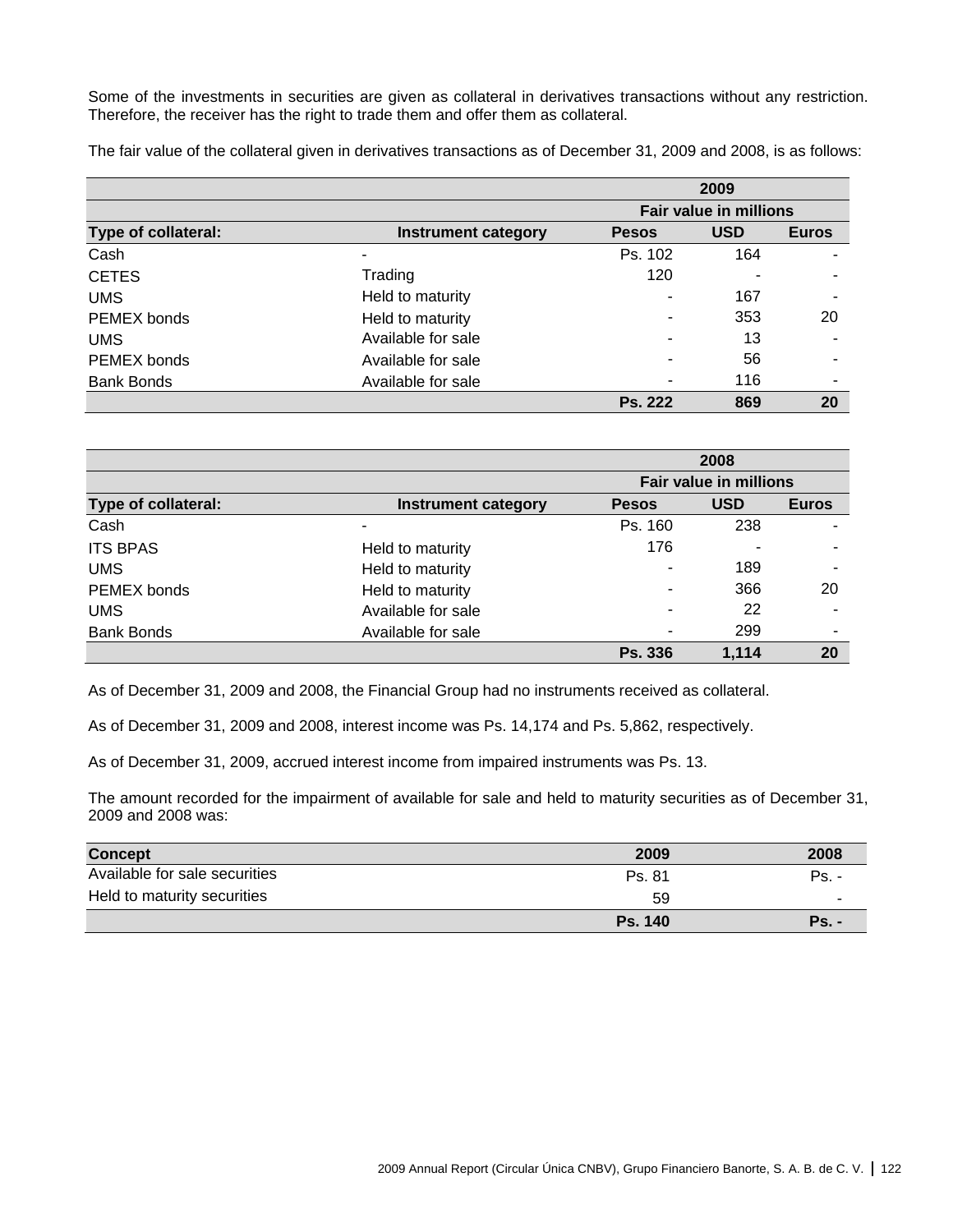Some of the investments in securities are given as collateral in derivatives transactions without any restriction. Therefore, the receiver has the right to trade them and offer them as collateral.

The fair value of the collateral given in derivatives transactions as of December 31, 2009 and 2008, is as follows:

| | | 2009 | | |
|---|---|---|---|---|
| | | **Fair value in millions** | | |
| **Type of collateral:** | **Instrument category** | **Pesos** | **USD** | **Euros** |
| Cash | - | Ps. 102 | 164 | - |
| CETES | Trading | 120 | - | - |
| UMS | Held to maturity | - | 167 | - |
| PEMEX bonds | Held to maturity | - | 353 | 20 |
| UMS | Available for sale | - | 13 | - |
| PEMEX bonds | Available for sale | - | 56 | - |
| Bank Bonds | Available for sale | - | 116 | - |
| | | **Ps. 222** | **869** | **20** |

| | | 2008 | | |
|---|---|---|---|---|
| | | **Fair value in millions** | | |
| **Type of collateral:** | **Instrument category** | **Pesos** | **USD** | **Euros** |
| Cash | - | Ps. 160 | 238 | - |
| ITS BPAS | Held to maturity | 176 | - | - |
| UMS | Held to maturity | - | 189 | - |
| PEMEX bonds | Held to maturity | - | 366 | 20 |
| UMS | Available for sale | - | 22 | - |
| Bank Bonds | Available for sale | - | 299 | - |
| | | **Ps. 336** | **1,114** | **20** |

As of December 31, 2009 and 2008, the Financial Group had no instruments received as collateral.

As of December 31, 2009 and 2008, interest income was Ps. 14,174 and Ps. 5,862, respectively.

As of December 31, 2009, accrued interest income from impaired instruments was Ps. 13.

The amount recorded for the impairment of available for sale and held to maturity securities as of December 31, 2009 and 2008 was:

| **Concept** | **2009** | **2008** |
|---|---|---|
| Available for sale securities | Ps. 81 | Ps. - |
| Held to maturity securities | 59 | - |
| | **Ps. 140** | **Ps. -** |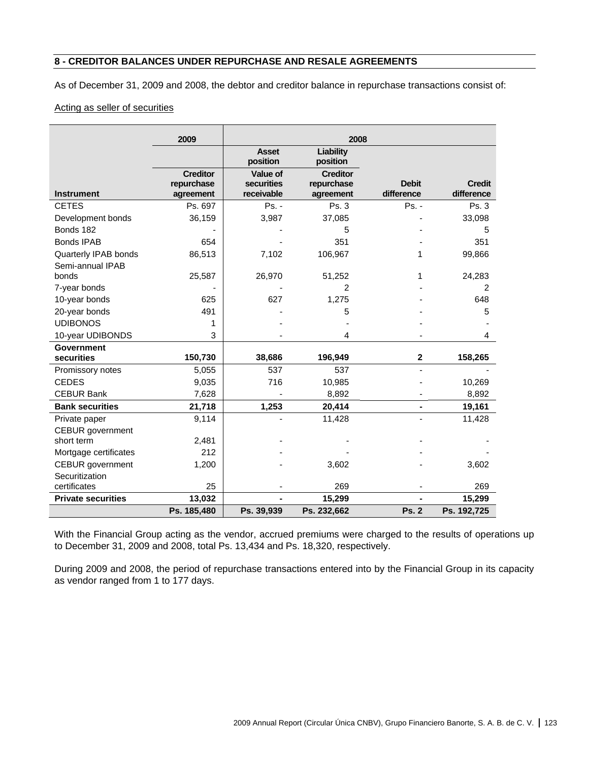## 8 - CREDITOR BALANCES UNDER REPURCHASE AND RESALE AGREEMENTS

As of December 31, 2009 and 2008, the debtor and creditor balance in repurchase transactions consist of:

Acting as seller of securities

| | 2009 | 2008 | | | |
|---|---|---|---|---|---|
| | | Asset position | Liability position | | |
| Instrument | Creditor repurchase agreement | Value of securities receivable | Creditor repurchase agreement | Debit difference | Credit difference |
| CETES | Ps. 697 | Ps. - | Ps. 3 | Ps. - | Ps. 3 |
| Development bonds | 36,159 | 3,987 | 37,085 | - | 33,098 |
| Bonds 182 | - | - | 5 | - | 5 |
| Bonds IPAB | 654 | - | 351 | - | 351 |
| Quarterly IPAB bonds | 86,513 | 7,102 | 106,967 | 1 | 99,866 |
| Semi-annual IPAB bonds | 25,587 | 26,970 | 51,252 | 1 | 24,283 |
| 7-year bonds | - | - | 2 | - | 2 |
| 10-year bonds | 625 | 627 | 1,275 | - | 648 |
| 20-year bonds | 491 | - | 5 | - | 5 |
| UDIBONOS | 1 | - | - | - | - |
| 10-year UDIBONDS | 3 | - | 4 | - | 4 |
| **Government securities** | **150,730** | **38,686** | **196,949** | **2** | **158,265** |
| Promissory notes | 5,055 | 537 | 537 | - | - |
| CEDES | 9,035 | 716 | 10,985 | - | 10,269 |
| CEBUR Bank | 7,628 | - | 8,892 | - | 8,892 |
| **Bank securities** | **21,718** | **1,253** | **20,414** | **-** | **19,161** |
| Private paper | 9,114 | - | 11,428 | - | 11,428 |
| CEBUR government short term | 2,481 | - | - | - | - |
| Mortgage certificates | 212 | - | - | - | - |
| CEBUR government | 1,200 | - | 3,602 | - | 3,602 |
| Securitization certificates | 25 | - | 269 | - | 269 |
| **Private securities** | **13,032** | **-** | **15,299** | **-** | **15,299** |
| | **Ps. 185,480** | **Ps. 39,939** | **Ps. 232,662** | **Ps. 2** | **Ps. 192,725** |

With the Financial Group acting as the vendor, accrued premiums were charged to the results of operations up to December 31, 2009 and 2008, total Ps. 13,434 and Ps. 18,320, respectively.

During 2009 and 2008, the period of repurchase transactions entered into by the Financial Group in its capacity as vendor ranged from 1 to 177 days.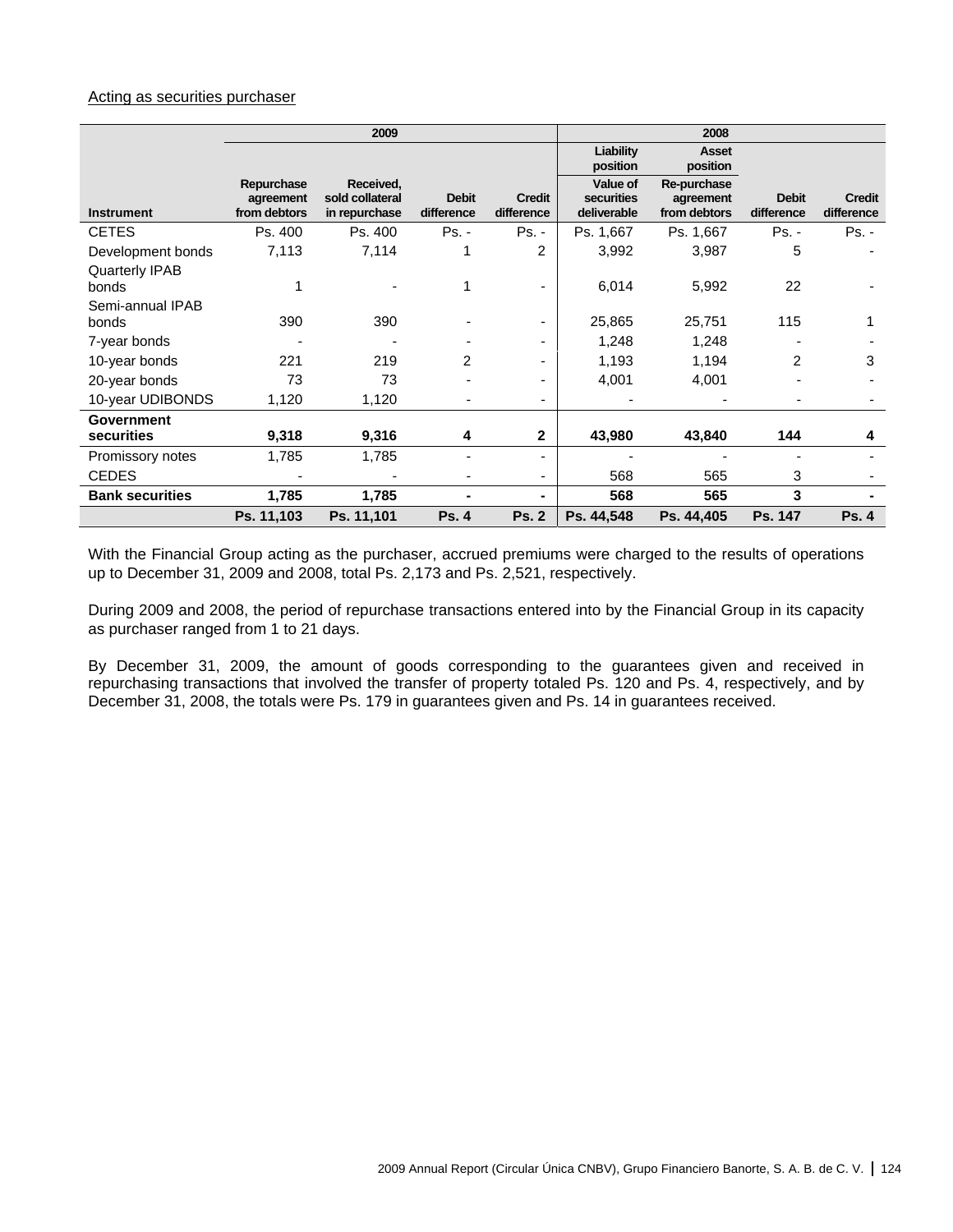Acting as securities purchaser

| Instrument | 2009 | | | | 2008 | | | |
|---|---|---|---|---|---|---|---|---|
| | | | | | Liability position | Asset position | | |
| | Repurchase agreement from debtors | Received, sold collateral in repurchase | Debit difference | Credit difference | Value of securities deliverable | Re-purchase agreement from debtors | Debit difference | Credit difference |
| CETES | Ps. 400 | Ps. 400 | Ps. - | Ps. - | Ps. 1,667 | Ps. 1,667 | Ps. - | Ps. - |
| Development bonds | 7,113 | 7,114 | 1 | 2 | 3,992 | 3,987 | 5 | - |
| Quarterly IPAB bonds | 1 | - | 1 | - | 6,014 | 5,992 | 22 | - |
| Semi-annual IPAB bonds | 390 | 390 | - | - | 25,865 | 25,751 | 115 | 1 |
| 7-year bonds | - | - | - | - | 1,248 | 1,248 | - | - |
| 10-year bonds | 221 | 219 | 2 | - | 1,193 | 1,194 | 2 | 3 |
| 20-year bonds | 73 | 73 | - | - | 4,001 | 4,001 | - | - |
| 10-year UDIBONDS | 1,120 | 1,120 | - | - | - | - | - | - |
| **Government securities** | **9,318** | **9,316** | **4** | **2** | **43,980** | **43,840** | **144** | **4** |
| Promissory notes | 1,785 | 1,785 | - | - | - | - | - | - |
| CEDES | - | - | - | - | 568 | 565 | 3 | - |
| **Bank securities** | **1,785** | **1,785** | **-** | **-** | **568** | **565** | **3** | **-** |
| | **Ps. 11,103** | **Ps. 11,101** | **Ps. 4** | **Ps. 2** | **Ps. 44,548** | **Ps. 44,405** | **Ps. 147** | **Ps. 4** |

With the Financial Group acting as the purchaser, accrued premiums were charged to the results of operations up to December 31, 2009 and 2008, total Ps. 2,173 and Ps. 2,521, respectively.

During 2009 and 2008, the period of repurchase transactions entered into by the Financial Group in its capacity as purchaser ranged from 1 to 21 days.

By December 31, 2009, the amount of goods corresponding to the guarantees given and received in repurchasing transactions that involved the transfer of property totaled Ps. 120 and Ps. 4, respectively, and by December 31, 2008, the totals were Ps. 179 in guarantees given and Ps. 14 in guarantees received.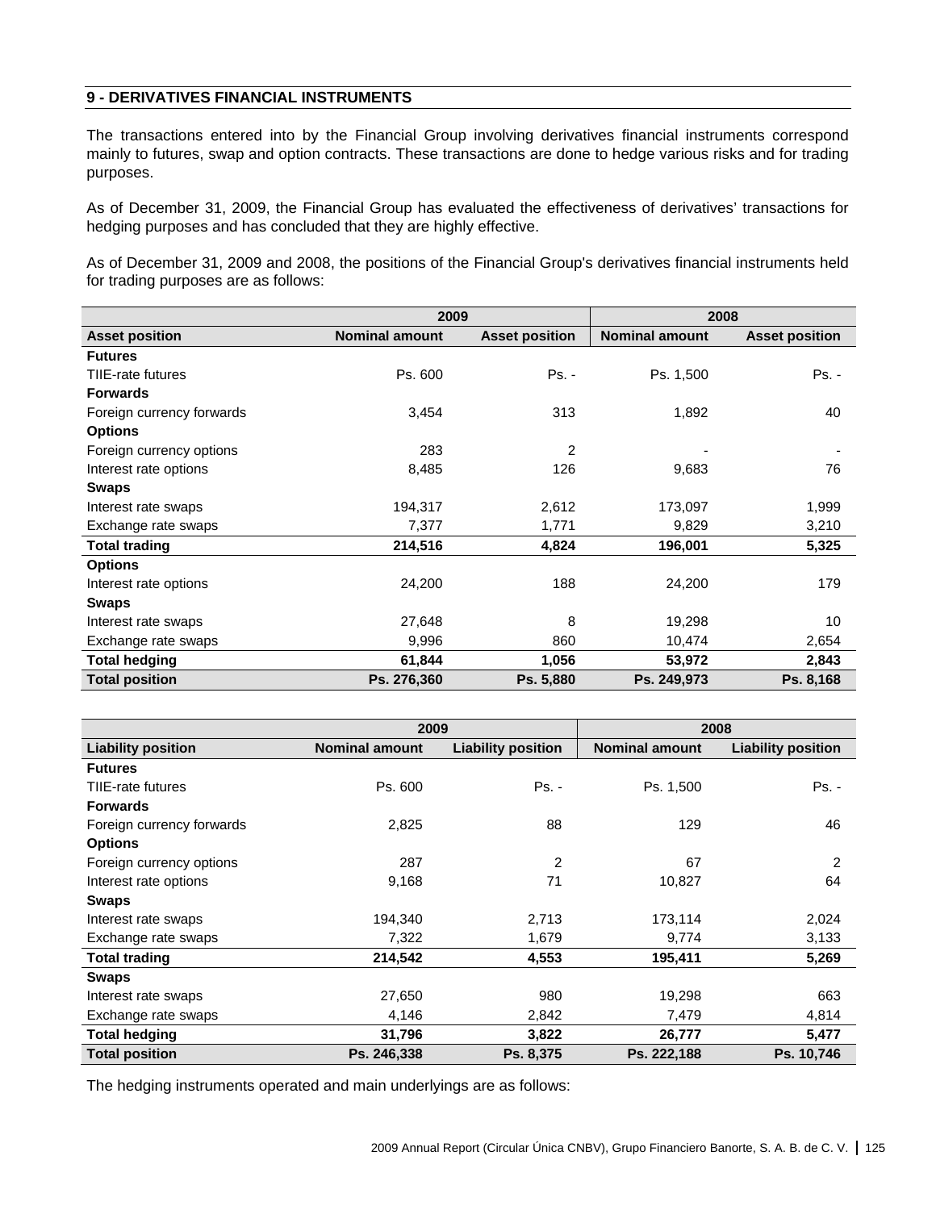## 9 - DERIVATIVES FINANCIAL INSTRUMENTS

The transactions entered into by the Financial Group involving derivatives financial instruments correspond mainly to futures, swap and option contracts. These transactions are done to hedge various risks and for trading purposes.

As of December 31, 2009, the Financial Group has evaluated the effectiveness of derivatives' transactions for hedging purposes and has concluded that they are highly effective.

As of December 31, 2009 and 2008, the positions of the Financial Group's derivatives financial instruments held for trading purposes are as follows:

| | 2009 | | 2008 | |
|---|---|---|---|---|
| **Asset position** | **Nominal amount** | **Asset position** | **Nominal amount** | **Asset position** |
| **Futures** | | | | |
| TIIE-rate futures | Ps. 600 | Ps. - | Ps. 1,500 | Ps. - |
| **Forwards** | | | | |
| Foreign currency forwards | 3,454 | 313 | 1,892 | 40 |
| **Options** | | | | |
| Foreign currency options | 283 | 2 | - | - |
| Interest rate options | 8,485 | 126 | 9,683 | 76 |
| **Swaps** | | | | |
| Interest rate swaps | 194,317 | 2,612 | 173,097 | 1,999 |
| Exchange rate swaps | 7,377 | 1,771 | 9,829 | 3,210 |
| **Total trading** | **214,516** | **4,824** | **196,001** | **5,325** |
| **Options** | | | | |
| Interest rate options | 24,200 | 188 | 24,200 | 179 |
| **Swaps** | | | | |
| Interest rate swaps | 27,648 | 8 | 19,298 | 10 |
| Exchange rate swaps | 9,996 | 860 | 10,474 | 2,654 |
| **Total hedging** | **61,844** | **1,056** | **53,972** | **2,843** |
| **Total position** | **Ps. 276,360** | **Ps. 5,880** | **Ps. 249,973** | **Ps. 8,168** |

| | 2009 | | 2008 | |
|---|---|---|---|---|
| **Liability position** | **Nominal amount** | **Liability position** | **Nominal amount** | **Liability position** |
| **Futures** | | | | |
| TIIE-rate futures | Ps. 600 | Ps. - | Ps. 1,500 | Ps. - |
| **Forwards** | | | | |
| Foreign currency forwards | 2,825 | 88 | 129 | 46 |
| **Options** | | | | |
| Foreign currency options | 287 | 2 | 67 | 2 |
| Interest rate options | 9,168 | 71 | 10,827 | 64 |
| **Swaps** | | | | |
| Interest rate swaps | 194,340 | 2,713 | 173,114 | 2,024 |
| Exchange rate swaps | 7,322 | 1,679 | 9,774 | 3,133 |
| **Total trading** | **214,542** | **4,553** | **195,411** | **5,269** |
| **Swaps** | | | | |
| Interest rate swaps | 27,650 | 980 | 19,298 | 663 |
| Exchange rate swaps | 4,146 | 2,842 | 7,479 | 4,814 |
| **Total hedging** | **31,796** | **3,822** | **26,777** | **5,477** |
| **Total position** | **Ps. 246,338** | **Ps. 8,375** | **Ps. 222,188** | **Ps. 10,746** |

The hedging instruments operated and main underlyings are as follows: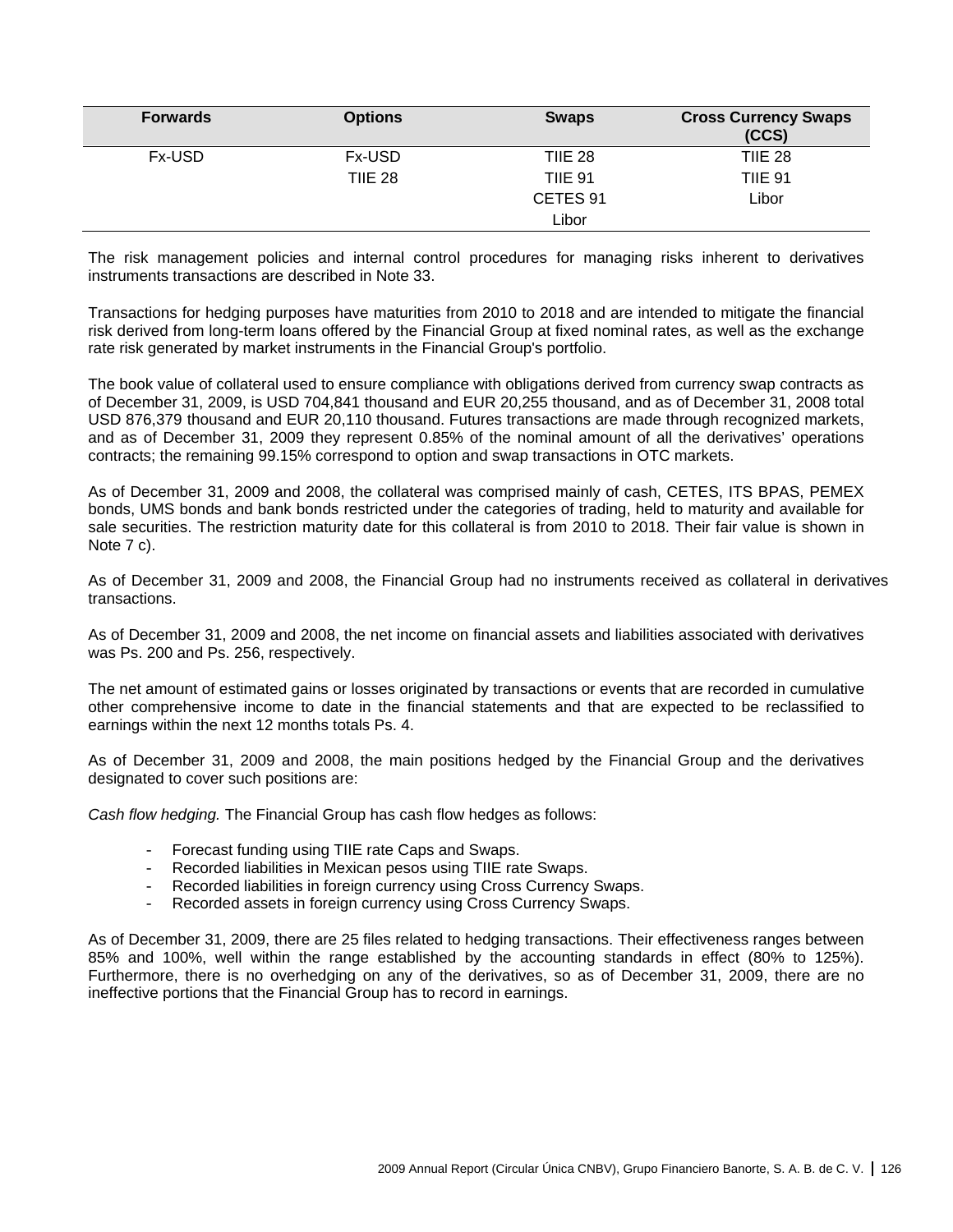| Forwards | Options | Swaps | Cross Currency Swaps (CCS) |
|---|---|---|---|
| Fx-USD | Fx-USD | TIIE 28 | TIIE 28 |
| | TIIE 28 | TIIE 91 | TIIE 91 |
| | | CETES 91 | Libor |
| | | Libor | |

The risk management policies and internal control procedures for managing risks inherent to derivatives instruments transactions are described in Note 33.

Transactions for hedging purposes have maturities from 2010 to 2018 and are intended to mitigate the financial risk derived from long-term loans offered by the Financial Group at fixed nominal rates, as well as the exchange rate risk generated by market instruments in the Financial Group's portfolio.

The book value of collateral used to ensure compliance with obligations derived from currency swap contracts as of December 31, 2009, is USD 704,841 thousand and EUR 20,255 thousand, and as of December 31, 2008 total USD 876,379 thousand and EUR 20,110 thousand. Futures transactions are made through recognized markets, and as of December 31, 2009 they represent 0.85% of the nominal amount of all the derivatives' operations contracts; the remaining 99.15% correspond to option and swap transactions in OTC markets.

As of December 31, 2009 and 2008, the collateral was comprised mainly of cash, CETES, ITS BPAS, PEMEX bonds, UMS bonds and bank bonds restricted under the categories of trading, held to maturity and available for sale securities. The restriction maturity date for this collateral is from 2010 to 2018. Their fair value is shown in Note 7 c).

As of December 31, 2009 and 2008, the Financial Group had no instruments received as collateral in derivatives transactions.

As of December 31, 2009 and 2008, the net income on financial assets and liabilities associated with derivatives was Ps. 200 and Ps. 256, respectively.

The net amount of estimated gains or losses originated by transactions or events that are recorded in cumulative other comprehensive income to date in the financial statements and that are expected to be reclassified to earnings within the next 12 months totals Ps. 4.

As of December 31, 2009 and 2008, the main positions hedged by the Financial Group and the derivatives designated to cover such positions are:

*Cash flow hedging.* The Financial Group has cash flow hedges as follows:

- Forecast funding using TIIE rate Caps and Swaps.
- Recorded liabilities in Mexican pesos using TIIE rate Swaps.
- Recorded liabilities in foreign currency using Cross Currency Swaps.
- Recorded assets in foreign currency using Cross Currency Swaps.

As of December 31, 2009, there are 25 files related to hedging transactions. Their effectiveness ranges between 85% and 100%, well within the range established by the accounting standards in effect (80% to 125%). Furthermore, there is no overhedging on any of the derivatives, so as of December 31, 2009, there are no ineffective portions that the Financial Group has to record in earnings.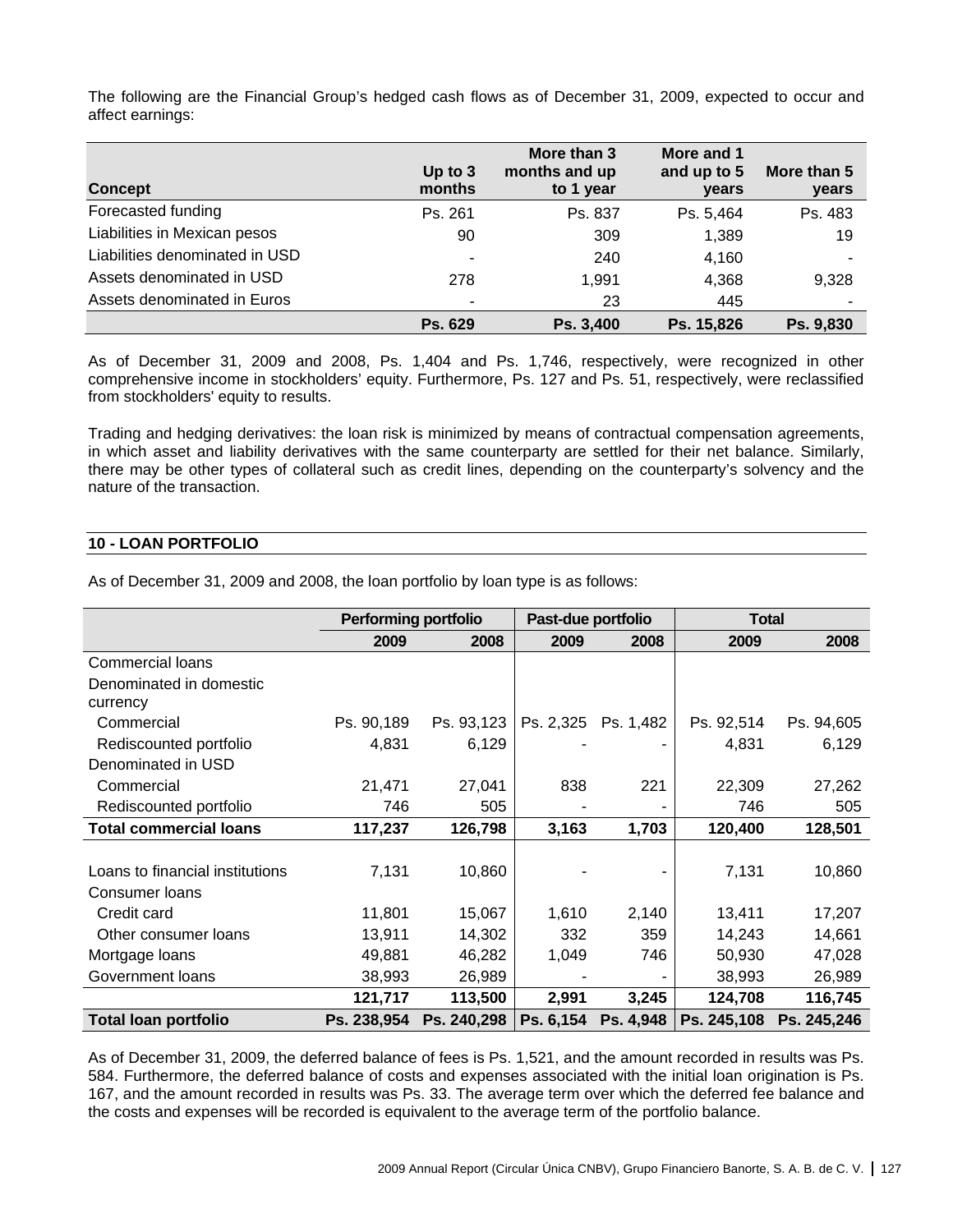The following are the Financial Group's hedged cash flows as of December 31, 2009, expected to occur and affect earnings:

| Concept | Up to 3 months | More than 3 months and up to 1 year | More and 1 and up to 5 years | More than 5 years |
|---|---|---|---|---|
| Forecasted funding | Ps. 261 | Ps. 837 | Ps. 5,464 | Ps. 483 |
| Liabilities in Mexican pesos | 90 | 309 | 1,389 | 19 |
| Liabilities denominated in USD | - | 240 | 4,160 | - |
| Assets denominated in USD | 278 | 1,991 | 4,368 | 9,328 |
| Assets denominated in Euros | - | 23 | 445 | - |
| | **Ps. 629** | **Ps. 3,400** | **Ps. 15,826** | **Ps. 9,830** |

As of December 31, 2009 and 2008, Ps. 1,404 and Ps. 1,746, respectively, were recognized in other comprehensive income in stockholders' equity. Furthermore, Ps. 127 and Ps. 51, respectively, were reclassified from stockholders' equity to results.

Trading and hedging derivatives: the loan risk is minimized by means of contractual compensation agreements, in which asset and liability derivatives with the same counterparty are settled for their net balance. Similarly, there may be other types of collateral such as credit lines, depending on the counterparty's solvency and the nature of the transaction.

## 10 - LOAN PORTFOLIO

As of December 31, 2009 and 2008, the loan portfolio by loan type is as follows:

| | Performing portfolio | | Past-due portfolio | | Total | |
|---|---|---|---|---|---|---|
| | 2009 | 2008 | 2009 | 2008 | 2009 | 2008 |
| Commercial loans | | | | | | |
| Denominated in domestic currency | | | | | | |
| Commercial | Ps. 90,189 | Ps. 93,123 | Ps. 2,325 | Ps. 1,482 | Ps. 92,514 | Ps. 94,605 |
| Rediscounted portfolio | 4,831 | 6,129 | - | - | 4,831 | 6,129 |
| Denominated in USD | | | | | | |
| Commercial | 21,471 | 27,041 | 838 | 221 | 22,309 | 27,262 |
| Rediscounted portfolio | 746 | 505 | - | - | 746 | 505 |
| **Total commercial loans** | **117,237** | **126,798** | **3,163** | **1,703** | **120,400** | **128,501** |
| | | | | | | |
| Loans to financial institutions | 7,131 | 10,860 | - | - | 7,131 | 10,860 |
| Consumer loans | | | | | | |
| Credit card | 11,801 | 15,067 | 1,610 | 2,140 | 13,411 | 17,207 |
| Other consumer loans | 13,911 | 14,302 | 332 | 359 | 14,243 | 14,661 |
| Mortgage loans | 49,881 | 46,282 | 1,049 | 746 | 50,930 | 47,028 |
| Government loans | 38,993 | 26,989 | - | - | 38,993 | 26,989 |
| | **121,717** | **113,500** | **2,991** | **3,245** | **124,708** | **116,745** |
| **Total loan portfolio** | **Ps. 238,954** | **Ps. 240,298** | **Ps. 6,154** | **Ps. 4,948** | **Ps. 245,108** | **Ps. 245,246** |

As of December 31, 2009, the deferred balance of fees is Ps. 1,521, and the amount recorded in results was Ps. 584. Furthermore, the deferred balance of costs and expenses associated with the initial loan origination is Ps. 167, and the amount recorded in results was Ps. 33. The average term over which the deferred fee balance and the costs and expenses will be recorded is equivalent to the average term of the portfolio balance.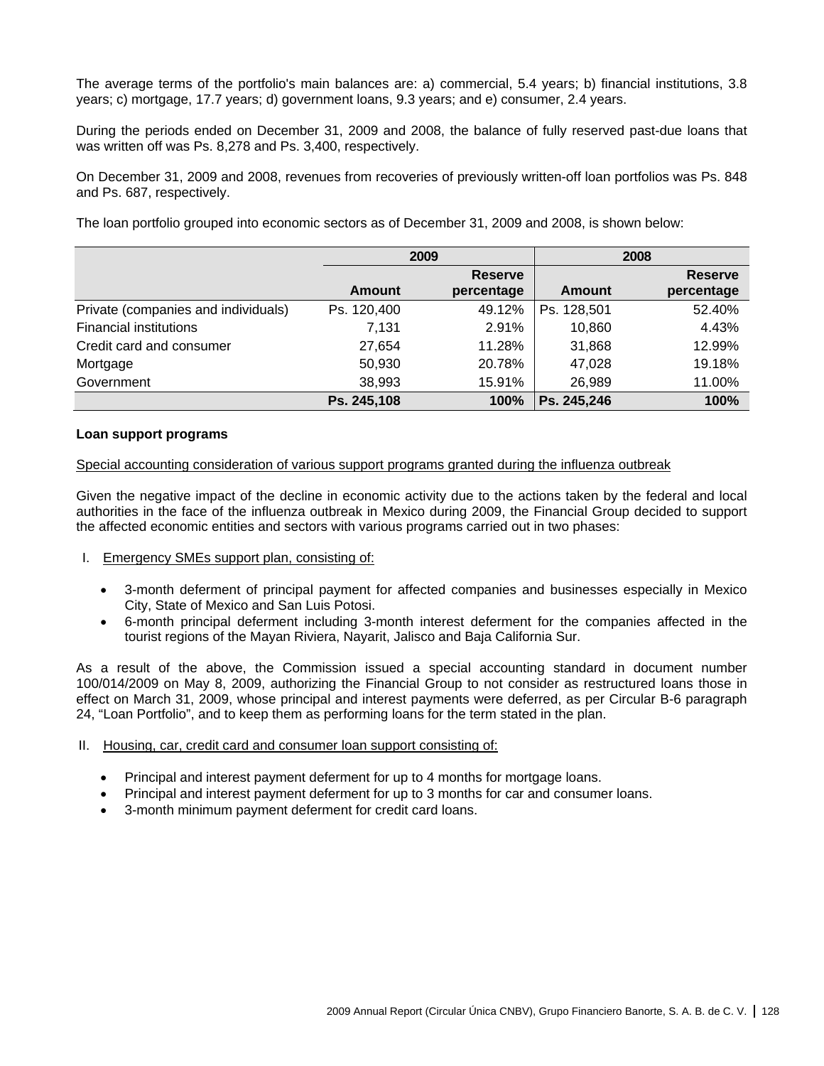The average terms of the portfolio's main balances are: a) commercial, 5.4 years; b) financial institutions, 3.8 years; c) mortgage, 17.7 years; d) government loans, 9.3 years; and e) consumer, 2.4 years.

During the periods ended on December 31, 2009 and 2008, the balance of fully reserved past-due loans that was written off was Ps. 8,278 and Ps. 3,400, respectively.

On December 31, 2009 and 2008, revenues from recoveries of previously written-off loan portfolios was Ps. 848 and Ps. 687, respectively.

The loan portfolio grouped into economic sectors as of December 31, 2009 and 2008, is shown below:

| | 2009 | | 2008 | |
|---|---|---|---|---|
| | **Amount** | **Reserve percentage** | **Amount** | **Reserve percentage** |
| Private (companies and individuals) | Ps. 120,400 | 49.12% | Ps. 128,501 | 52.40% |
| Financial institutions | 7,131 | 2.91% | 10,860 | 4.43% |
| Credit card and consumer | 27,654 | 11.28% | 31,868 | 12.99% |
| Mortgage | 50,930 | 20.78% | 47,028 | 19.18% |
| Government | 38,993 | 15.91% | 26,989 | 11.00% |
| | **Ps. 245,108** | **100%** | **Ps. 245,246** | **100%** |

**Loan support programs**

Special accounting consideration of various support programs granted during the influenza outbreak

Given the negative impact of the decline in economic activity due to the actions taken by the federal and local authorities in the face of the influenza outbreak in Mexico during 2009, the Financial Group decided to support the affected economic entities and sectors with various programs carried out in two phases:

I. Emergency SMEs support plan, consisting of:

- 3-month deferment of principal payment for affected companies and businesses especially in Mexico City, State of Mexico and San Luis Potosi.
- 6-month principal deferment including 3-month interest deferment for the companies affected in the tourist regions of the Mayan Riviera, Nayarit, Jalisco and Baja California Sur.

As a result of the above, the Commission issued a special accounting standard in document number 100/014/2009 on May 8, 2009, authorizing the Financial Group to not consider as restructured loans those in effect on March 31, 2009, whose principal and interest payments were deferred, as per Circular B-6 paragraph 24, "Loan Portfolio", and to keep them as performing loans for the term stated in the plan.

II. Housing, car, credit card and consumer loan support consisting of:

- Principal and interest payment deferment for up to 4 months for mortgage loans.
- Principal and interest payment deferment for up to 3 months for car and consumer loans.
- 3-month minimum payment deferment for credit card loans.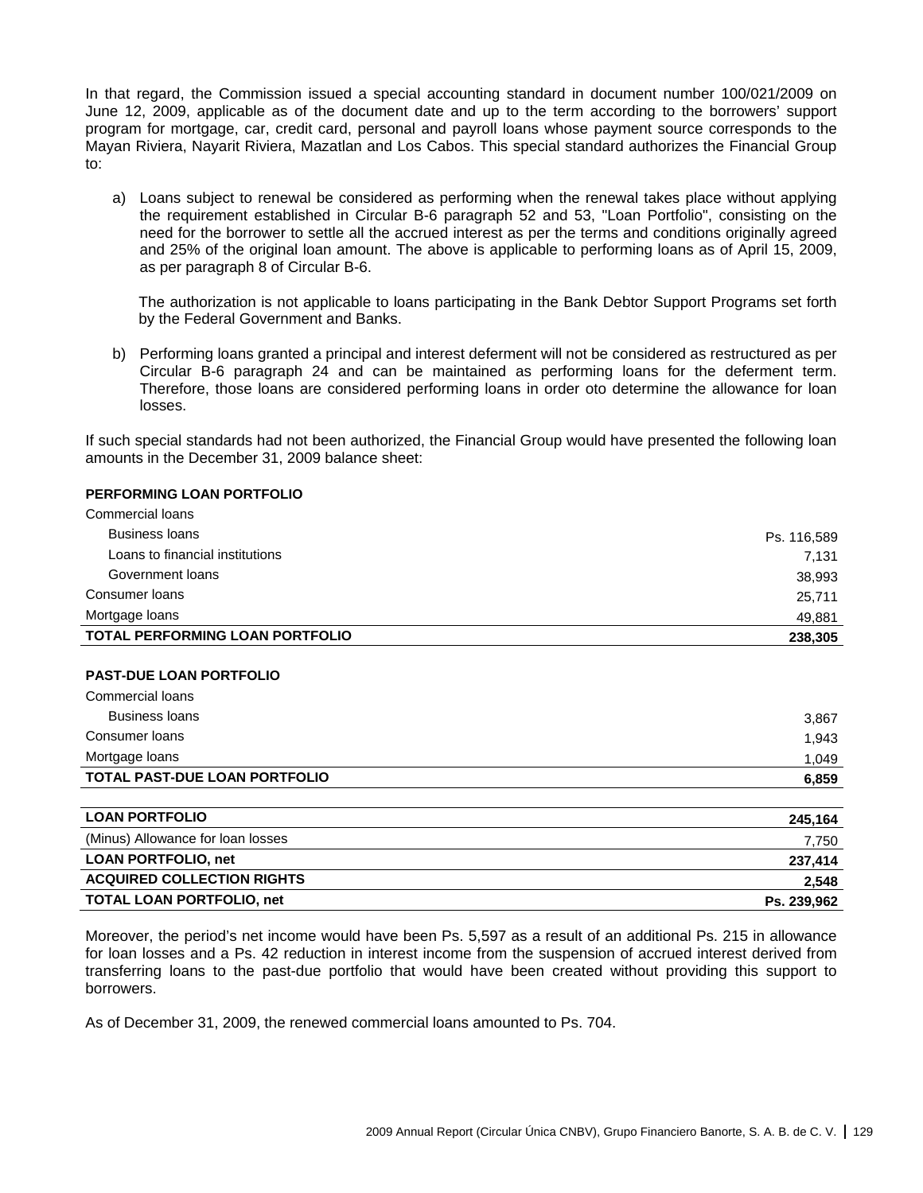In that regard, the Commission issued a special accounting standard in document number 100/021/2009 on June 12, 2009, applicable as of the document date and up to the term according to the borrowers' support program for mortgage, car, credit card, personal and payroll loans whose payment source corresponds to the Mayan Riviera, Nayarit Riviera, Mazatlan and Los Cabos. This special standard authorizes the Financial Group to:

a) Loans subject to renewal be considered as performing when the renewal takes place without applying the requirement established in Circular B-6 paragraph 52 and 53, "Loan Portfolio", consisting on the need for the borrower to settle all the accrued interest as per the terms and conditions originally agreed and 25% of the original loan amount. The above is applicable to performing loans as of April 15, 2009, as per paragraph 8 of Circular B-6.

   The authorization is not applicable to loans participating in the Bank Debtor Support Programs set forth by the Federal Government and Banks.

b) Performing loans granted a principal and interest deferment will not be considered as restructured as per Circular B-6 paragraph 24 and can be maintained as performing loans for the deferment term. Therefore, those loans are considered performing loans in order oto determine the allowance for loan losses.

If such special standards had not been authorized, the Financial Group would have presented the following loan amounts in the December 31, 2009 balance sheet:

| | |
|---|---|
| **PERFORMING LOAN PORTFOLIO** | |
| Commercial loans | |
| Business loans | Ps. 116,589 |
| Loans to financial institutions | 7,131 |
| Government loans | 38,993 |
| Consumer loans | 25,711 |
| Mortgage loans | 49,881 |
| **TOTAL PERFORMING LOAN PORTFOLIO** | **238,305** |
| **PAST-DUE LOAN PORTFOLIO** | |
| Commercial loans | |
| Business loans | 3,867 |
| Consumer loans | 1,943 |
| Mortgage loans | 1,049 |
| **TOTAL PAST-DUE LOAN PORTFOLIO** | **6,859** |
| **LOAN PORTFOLIO** | **245,164** |
| (Minus) Allowance for loan losses | 7,750 |
| **LOAN PORTFOLIO, net** | **237,414** |
| **ACQUIRED COLLECTION RIGHTS** | **2,548** |
| **TOTAL LOAN PORTFOLIO, net** | **Ps. 239,962** |

Moreover, the period's net income would have been Ps. 5,597 as a result of an additional Ps. 215 in allowance for loan losses and a Ps. 42 reduction in interest income from the suspension of accrued interest derived from transferring loans to the past-due portfolio that would have been created without providing this support to borrowers.

As of December 31, 2009, the renewed commercial loans amounted to Ps. 704.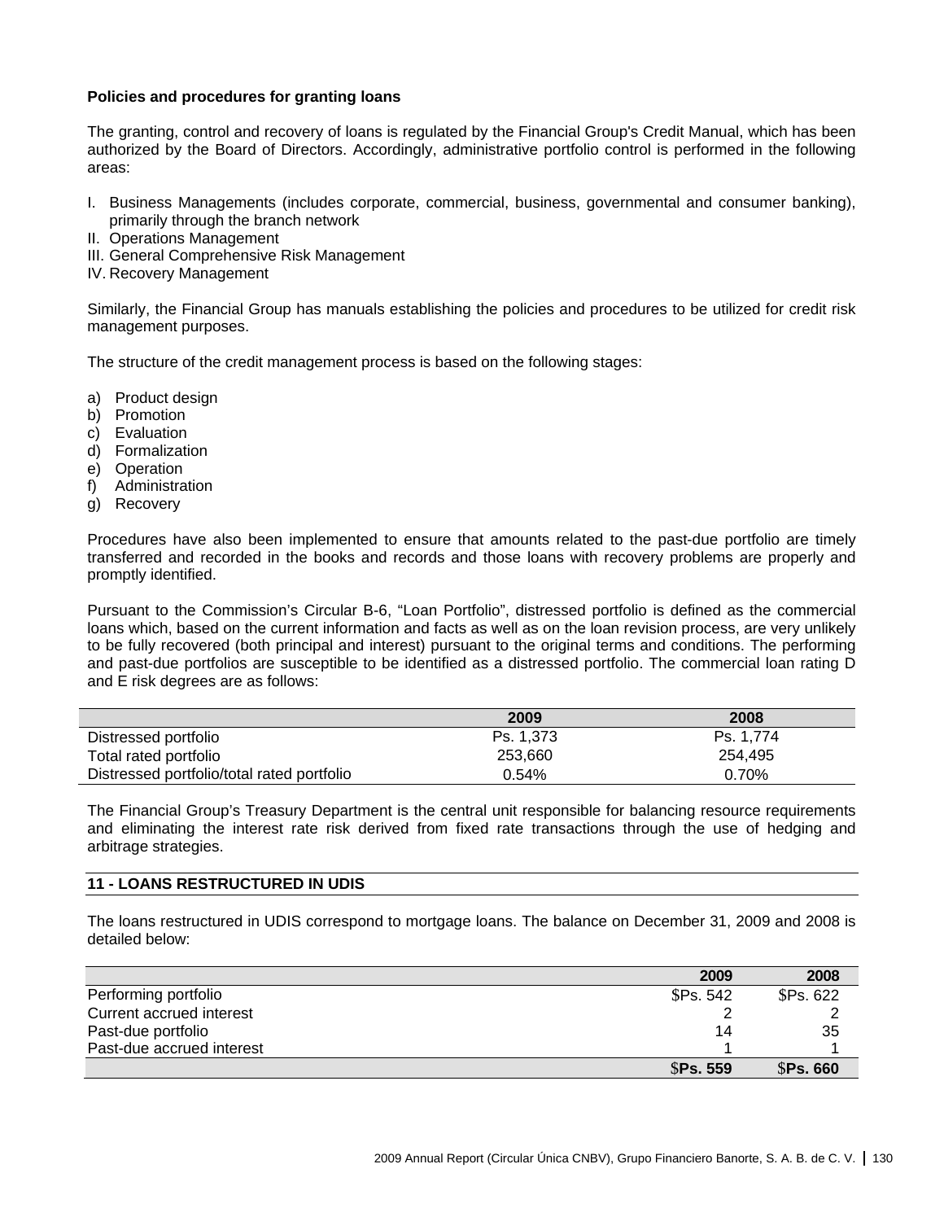**Policies and procedures for granting loans**

The granting, control and recovery of loans is regulated by the Financial Group's Credit Manual, which has been authorized by the Board of Directors. Accordingly, administrative portfolio control is performed in the following areas:

I. Business Managements (includes corporate, commercial, business, governmental and consumer banking), primarily through the branch network
II. Operations Management
III. General Comprehensive Risk Management
IV. Recovery Management

Similarly, the Financial Group has manuals establishing the policies and procedures to be utilized for credit risk management purposes.

The structure of the credit management process is based on the following stages:

a) Product design
b) Promotion
c) Evaluation
d) Formalization
e) Operation
f) Administration
g) Recovery

Procedures have also been implemented to ensure that amounts related to the past-due portfolio are timely transferred and recorded in the books and records and those loans with recovery problems are properly and promptly identified.

Pursuant to the Commission's Circular B-6, "Loan Portfolio", distressed portfolio is defined as the commercial loans which, based on the current information and facts as well as on the loan revision process, are very unlikely to be fully recovered (both principal and interest) pursuant to the original terms and conditions. The performing and past-due portfolios are susceptible to be identified as a distressed portfolio. The commercial loan rating D and E risk degrees are as follows:

| | 2009 | 2008 |
|---|---|---|
| Distressed portfolio | Ps. 1,373 | Ps. 1,774 |
| Total rated portfolio | 253,660 | 254,495 |
| Distressed portfolio/total rated portfolio | 0.54% | 0.70% |

The Financial Group's Treasury Department is the central unit responsible for balancing resource requirements and eliminating the interest rate risk derived from fixed rate transactions through the use of hedging and arbitrage strategies.

## 11 - LOANS RESTRUCTURED IN UDIS

The loans restructured in UDIS correspond to mortgage loans. The balance on December 31, 2009 and 2008 is detailed below:

| | 2009 | 2008 |
|---|---|---|
| Performing portfolio | $Ps. 542 | $Ps. 622 |
| Current accrued interest | 2 | 2 |
| Past-due portfolio | 14 | 35 |
| Past-due accrued interest | 1 | 1 |
| | **$Ps. 559** | **$Ps. 660** |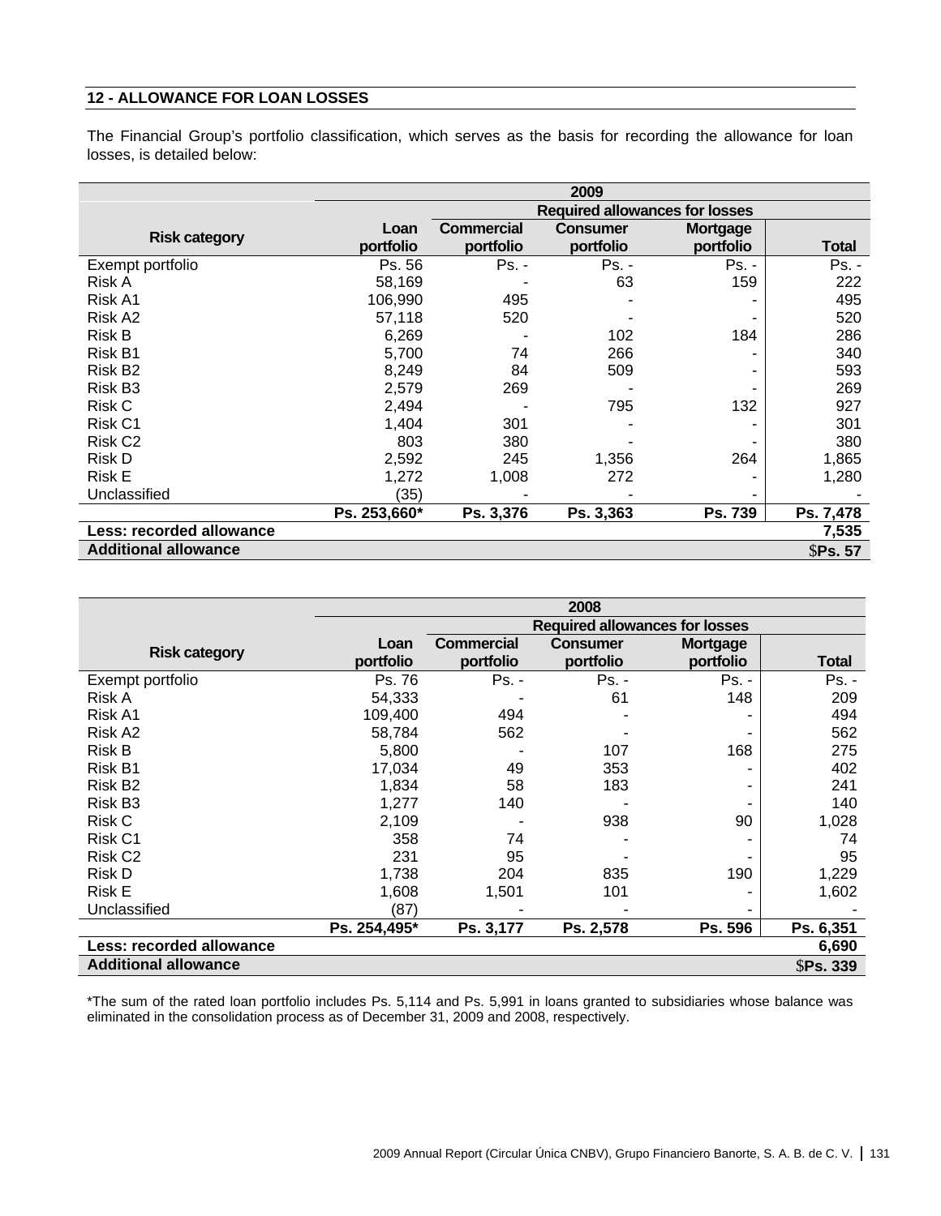## 12 - ALLOWANCE FOR LOAN LOSSES

The Financial Group's portfolio classification, which serves as the basis for recording the allowance for loan losses, is detailed below:

| | 2009 | | | | |
|---|---|---|---|---|---|
| | | Required allowances for losses | | | |
| Risk category | Loan portfolio | Commercial portfolio | Consumer portfolio | Mortgage portfolio | Total |
| Exempt portfolio | Ps. 56 | Ps. - | Ps. - | Ps. - | Ps. - |
| Risk A | 58,169 | - | 63 | 159 | 222 |
| Risk A1 | 106,990 | 495 | - | - | 495 |
| Risk A2 | 57,118 | 520 | - | - | 520 |
| Risk B | 6,269 | - | 102 | 184 | 286 |
| Risk B1 | 5,700 | 74 | 266 | - | 340 |
| Risk B2 | 8,249 | 84 | 509 | - | 593 |
| Risk B3 | 2,579 | 269 | - | - | 269 |
| Risk C | 2,494 | - | 795 | 132 | 927 |
| Risk C1 | 1,404 | 301 | - | - | 301 |
| Risk C2 | 803 | 380 | - | - | 380 |
| Risk D | 2,592 | 245 | 1,356 | 264 | 1,865 |
| Risk E | 1,272 | 1,008 | 272 | - | 1,280 |
| Unclassified | (35) | - | - | - | - |
| | **Ps. 253,660*** | **Ps. 3,376** | **Ps. 3,363** | **Ps. 739** | **Ps. 7,478** |
| **Less: recorded allowance** | | | | | **7,535** |
| **Additional allowance** | | | | | **$Ps. 57** |

| | 2008 | | | | |
|---|---|---|---|---|---|
| | | Required allowances for losses | | | |
| Risk category | Loan portfolio | Commercial portfolio | Consumer portfolio | Mortgage portfolio | Total |
| Exempt portfolio | Ps. 76 | Ps. - | Ps. - | Ps. - | Ps. - |
| Risk A | 54,333 | - | 61 | 148 | 209 |
| Risk A1 | 109,400 | 494 | - | - | 494 |
| Risk A2 | 58,784 | 562 | - | - | 562 |
| Risk B | 5,800 | - | 107 | 168 | 275 |
| Risk B1 | 17,034 | 49 | 353 | - | 402 |
| Risk B2 | 1,834 | 58 | 183 | - | 241 |
| Risk B3 | 1,277 | 140 | - | - | 140 |
| Risk C | 2,109 | - | 938 | 90 | 1,028 |
| Risk C1 | 358 | 74 | - | - | 74 |
| Risk C2 | 231 | 95 | - | - | 95 |
| Risk D | 1,738 | 204 | 835 | 190 | 1,229 |
| Risk E | 1,608 | 1,501 | 101 | - | 1,602 |
| Unclassified | (87) | - | - | - | - |
| | **Ps. 254,495*** | **Ps. 3,177** | **Ps. 2,578** | **Ps. 596** | **Ps. 6,351** |
| **Less: recorded allowance** | | | | | **6,690** |
| **Additional allowance** | | | | | **$Ps. 339** |

*The sum of the rated loan portfolio includes Ps. 5,114 and Ps. 5,991 in loans granted to subsidiaries whose balance was eliminated in the consolidation process as of December 31, 2009 and 2008, respectively.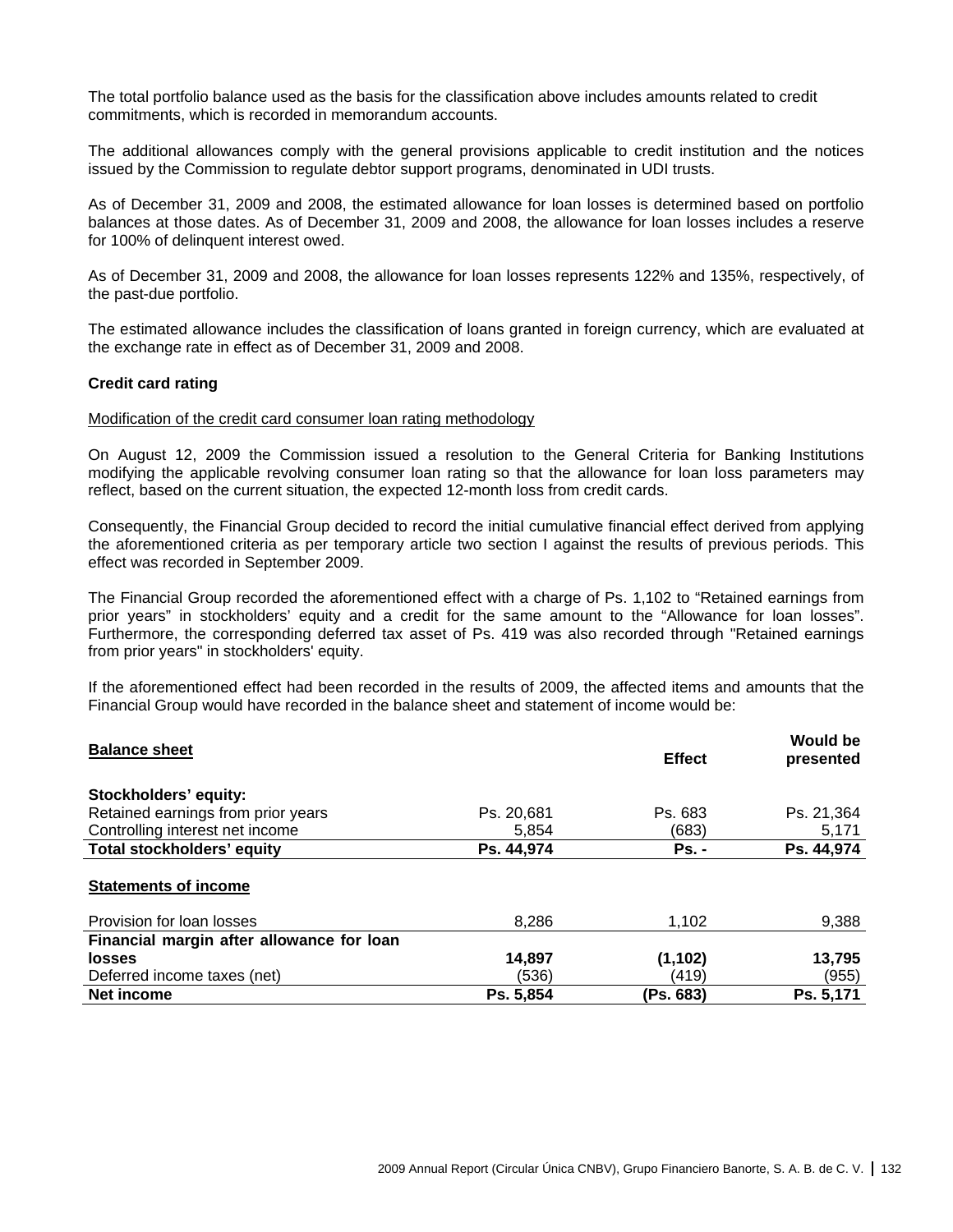The total portfolio balance used as the basis for the classification above includes amounts related to credit commitments, which is recorded in memorandum accounts.

The additional allowances comply with the general provisions applicable to credit institution and the notices issued by the Commission to regulate debtor support programs, denominated in UDI trusts.

As of December 31, 2009 and 2008, the estimated allowance for loan losses is determined based on portfolio balances at those dates. As of December 31, 2009 and 2008, the allowance for loan losses includes a reserve for 100% of delinquent interest owed.

As of December 31, 2009 and 2008, the allowance for loan losses represents 122% and 135%, respectively, of the past-due portfolio.

The estimated allowance includes the classification of loans granted in foreign currency, which are evaluated at the exchange rate in effect as of December 31, 2009 and 2008.

**Credit card rating**

Modification of the credit card consumer loan rating methodology

On August 12, 2009 the Commission issued a resolution to the General Criteria for Banking Institutions modifying the applicable revolving consumer loan rating so that the allowance for loan loss parameters may reflect, based on the current situation, the expected 12-month loss from credit cards.

Consequently, the Financial Group decided to record the initial cumulative financial effect derived from applying the aforementioned criteria as per temporary article two section I against the results of previous periods. This effect was recorded in September 2009.

The Financial Group recorded the aforementioned effect with a charge of Ps. 1,102 to "Retained earnings from prior years" in stockholders' equity and a credit for the same amount to the "Allowance for loan losses". Furthermore, the corresponding deferred tax asset of Ps. 419 was also recorded through "Retained earnings from prior years" in stockholders' equity.

If the aforementioned effect had been recorded in the results of 2009, the affected items and amounts that the Financial Group would have recorded in the balance sheet and statement of income would be:

| **Balance sheet** | | **Effect** | **Would be presented** |
|---|---|---|---|
| **Stockholders' equity:** | | | |
| Retained earnings from prior years | Ps. 20,681 | Ps. 683 | Ps. 21,364 |
| Controlling interest net income | 5,854 | (683) | 5,171 |
| **Total stockholders' equity** | **Ps. 44,974** | **Ps. -** | **Ps. 44,974** |
| **Statements of income** | | | |
| Provision for loan losses | 8,286 | 1,102 | 9,388 |
| **Financial margin after allowance for loan losses** | **14,897** | **(1,102)** | **13,795** |
| Deferred income taxes (net) | (536) | (419) | (955) |
| **Net income** | **Ps. 5,854** | **(Ps. 683)** | **Ps. 5,171** |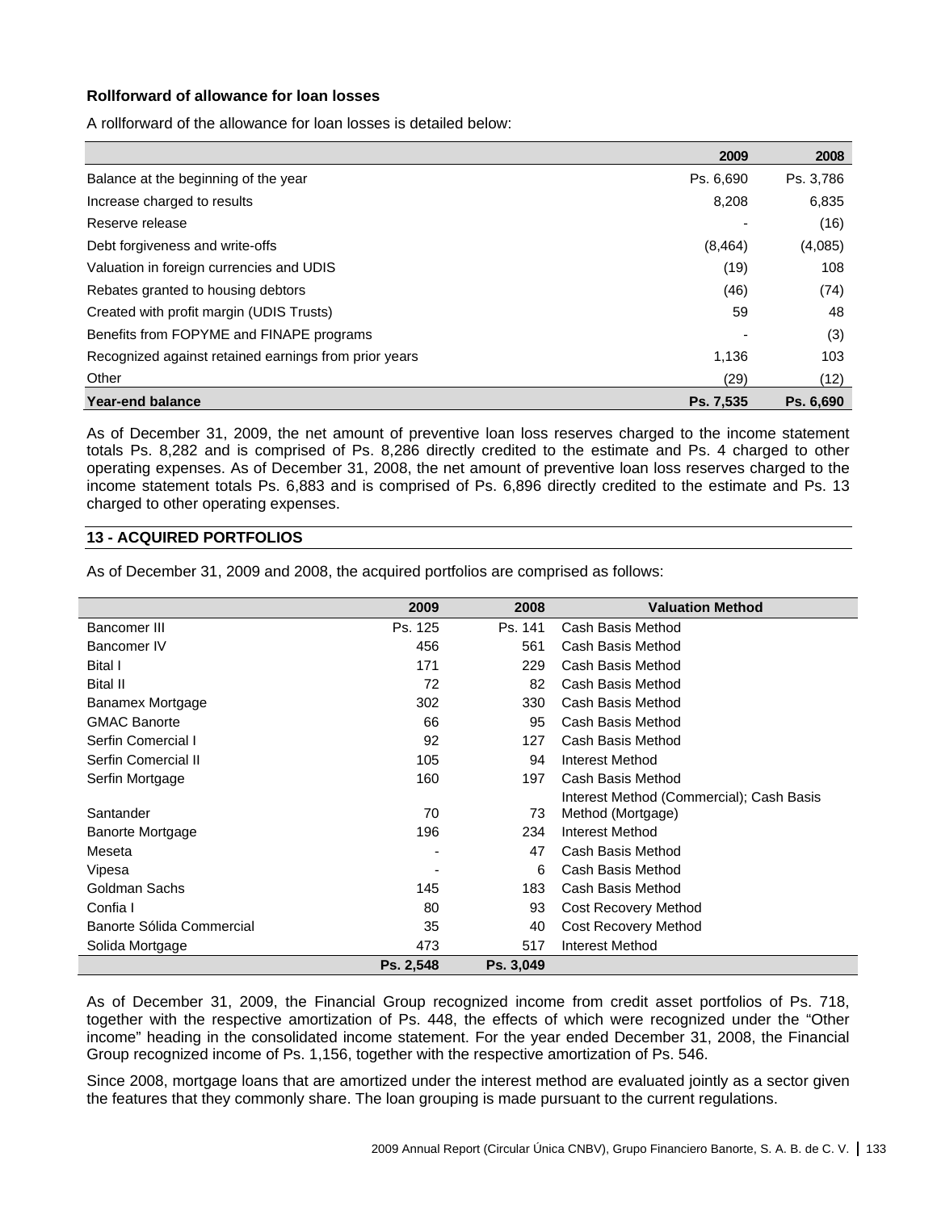### Rollforward of allowance for loan losses

A rollforward of the allowance for loan losses is detailed below:

| | 2009 | 2008 |
|---|---|---|
| Balance at the beginning of the year | Ps. 6,690 | Ps. 3,786 |
| Increase charged to results | 8,208 | 6,835 |
| Reserve release | - | (16) |
| Debt forgiveness and write-offs | (8,464) | (4,085) |
| Valuation in foreign currencies and UDIS | (19) | 108 |
| Rebates granted to housing debtors | (46) | (74) |
| Created with profit margin (UDIS Trusts) | 59 | 48 |
| Benefits from FOPYME and FINAPE programs | - | (3) |
| Recognized against retained earnings from prior years | 1,136 | 103 |
| Other | (29) | (12) |
| **Year-end balance** | **Ps. 7,535** | **Ps. 6,690** |

As of December 31, 2009, the net amount of preventive loan loss reserves charged to the income statement totals Ps. 8,282 and is comprised of Ps. 8,286 directly credited to the estimate and Ps. 4 charged to other operating expenses. As of December 31, 2008, the net amount of preventive loan loss reserves charged to the income statement totals Ps. 6,883 and is comprised of Ps. 6,896 directly credited to the estimate and Ps. 13 charged to other operating expenses.

## 13 - ACQUIRED PORTFOLIOS

As of December 31, 2009 and 2008, the acquired portfolios are comprised as follows:

| | 2009 | 2008 | Valuation Method |
|---|---|---|---|
| Bancomer III | Ps. 125 | Ps. 141 | Cash Basis Method |
| Bancomer IV | 456 | 561 | Cash Basis Method |
| Bital I | 171 | 229 | Cash Basis Method |
| Bital II | 72 | 82 | Cash Basis Method |
| Banamex Mortgage | 302 | 330 | Cash Basis Method |
| GMAC Banorte | 66 | 95 | Cash Basis Method |
| Serfin Comercial I | 92 | 127 | Cash Basis Method |
| Serfin Comercial II | 105 | 94 | Interest Method |
| Serfin Mortgage | 160 | 197 | Cash Basis Method |
| Santander | 70 | 73 | Interest Method (Commercial); Cash Basis Method (Mortgage) |
| Banorte Mortgage | 196 | 234 | Interest Method |
| Meseta | - | 47 | Cash Basis Method |
| Vipesa | - | 6 | Cash Basis Method |
| Goldman Sachs | 145 | 183 | Cash Basis Method |
| Confia I | 80 | 93 | Cost Recovery Method |
| Banorte Sólida Commercial | 35 | 40 | Cost Recovery Method |
| Solida Mortgage | 473 | 517 | Interest Method |
| | **Ps. 2,548** | **Ps. 3,049** | |

As of December 31, 2009, the Financial Group recognized income from credit asset portfolios of Ps. 718, together with the respective amortization of Ps. 448, the effects of which were recognized under the "Other income" heading in the consolidated income statement. For the year ended December 31, 2008, the Financial Group recognized income of Ps. 1,156, together with the respective amortization of Ps. 546.

Since 2008, mortgage loans that are amortized under the interest method are evaluated jointly as a sector given the features that they commonly share. The loan grouping is made pursuant to the current regulations.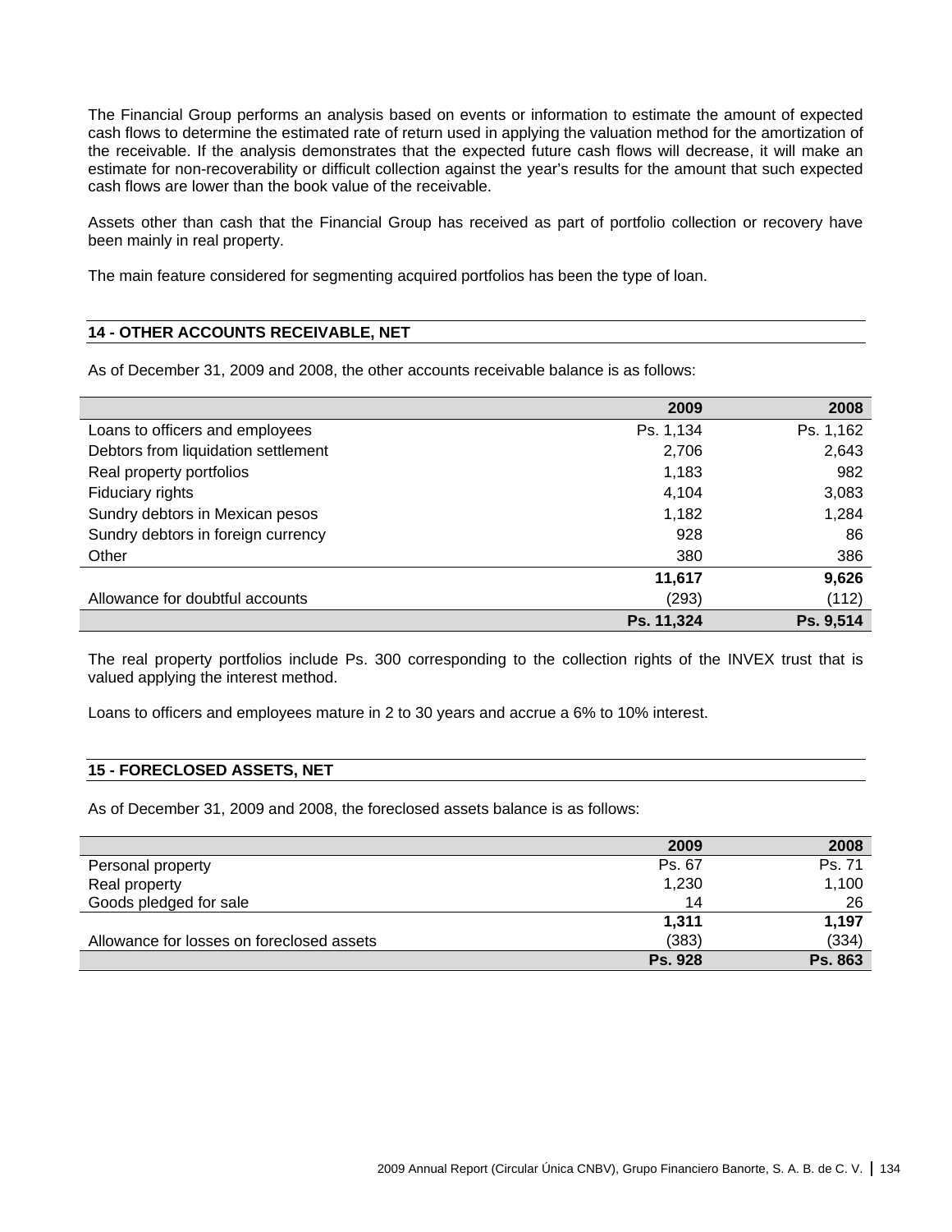The Financial Group performs an analysis based on events or information to estimate the amount of expected cash flows to determine the estimated rate of return used in applying the valuation method for the amortization of the receivable. If the analysis demonstrates that the expected future cash flows will decrease, it will make an estimate for non-recoverability or difficult collection against the year's results for the amount that such expected cash flows are lower than the book value of the receivable.

Assets other than cash that the Financial Group has received as part of portfolio collection or recovery have been mainly in real property.

The main feature considered for segmenting acquired portfolios has been the type of loan.

## 14 - OTHER ACCOUNTS RECEIVABLE, NET

As of December 31, 2009 and 2008, the other accounts receivable balance is as follows:

| | 2009 | 2008 |
|---|---|---|
| Loans to officers and employees | Ps. 1,134 | Ps. 1,162 |
| Debtors from liquidation settlement | 2,706 | 2,643 |
| Real property portfolios | 1,183 | 982 |
| Fiduciary rights | 4,104 | 3,083 |
| Sundry debtors in Mexican pesos | 1,182 | 1,284 |
| Sundry debtors in foreign currency | 928 | 86 |
| Other | 380 | 386 |
| | **11,617** | **9,626** |
| Allowance for doubtful accounts | (293) | (112) |
| | **Ps. 11,324** | **Ps. 9,514** |

The real property portfolios include Ps. 300 corresponding to the collection rights of the INVEX trust that is valued applying the interest method.

Loans to officers and employees mature in 2 to 30 years and accrue a 6% to 10% interest.

## 15 - FORECLOSED ASSETS, NET

As of December 31, 2009 and 2008, the foreclosed assets balance is as follows:

| | 2009 | 2008 |
|---|---|---|
| Personal property | Ps. 67 | Ps. 71 |
| Real property | 1,230 | 1,100 |
| Goods pledged for sale | 14 | 26 |
| | **1,311** | **1,197** |
| Allowance for losses on foreclosed assets | (383) | (334) |
| | **Ps. 928** | **Ps. 863** |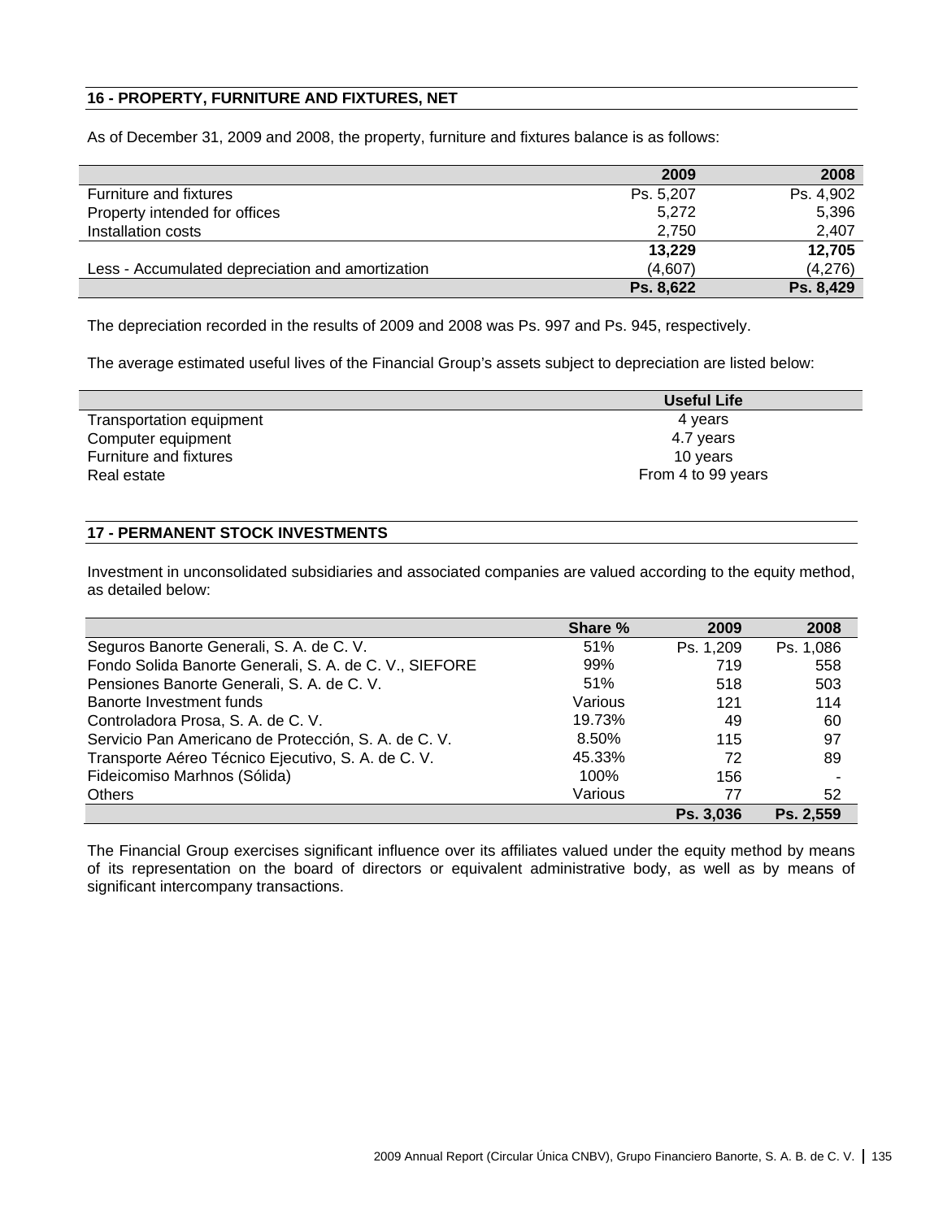## 16 - PROPERTY, FURNITURE AND FIXTURES, NET

As of December 31, 2009 and 2008, the property, furniture and fixtures balance is as follows:

| | 2009 | 2008 |
|---|---|---|
| Furniture and fixtures | Ps. 5,207 | Ps. 4,902 |
| Property intended for offices | 5,272 | 5,396 |
| Installation costs | 2,750 | 2,407 |
| | **13,229** | **12,705** |
| Less - Accumulated depreciation and amortization | (4,607) | (4,276) |
| | **Ps. 8,622** | **Ps. 8,429** |

The depreciation recorded in the results of 2009 and 2008 was Ps. 997 and Ps. 945, respectively.

The average estimated useful lives of the Financial Group's assets subject to depreciation are listed below:

| | Useful Life |
|---|---|
| Transportation equipment | 4 years |
| Computer equipment | 4.7 years |
| Furniture and fixtures | 10 years |
| Real estate | From 4 to 99 years |

## 17 - PERMANENT STOCK INVESTMENTS

Investment in unconsolidated subsidiaries and associated companies are valued according to the equity method, as detailed below:

| | Share % | 2009 | 2008 |
|---|---|---|---|
| Seguros Banorte Generali, S. A. de C. V. | 51% | Ps. 1,209 | Ps. 1,086 |
| Fondo Solida Banorte Generali, S. A. de C. V., SIEFORE | 99% | 719 | 558 |
| Pensiones Banorte Generali, S. A. de C. V. | 51% | 518 | 503 |
| Banorte Investment funds | Various | 121 | 114 |
| Controladora Prosa, S. A. de C. V. | 19.73% | 49 | 60 |
| Servicio Pan Americano de Protección, S. A. de C. V. | 8.50% | 115 | 97 |
| Transporte Aéreo Técnico Ejecutivo, S. A. de C. V. | 45.33% | 72 | 89 |
| Fideicomiso Marhnos (Sólida) | 100% | 156 | - |
| Others | Various | 77 | 52 |
| | | **Ps. 3,036** | **Ps. 2,559** |

The Financial Group exercises significant influence over its affiliates valued under the equity method by means of its representation on the board of directors or equivalent administrative body, as well as by means of significant intercompany transactions.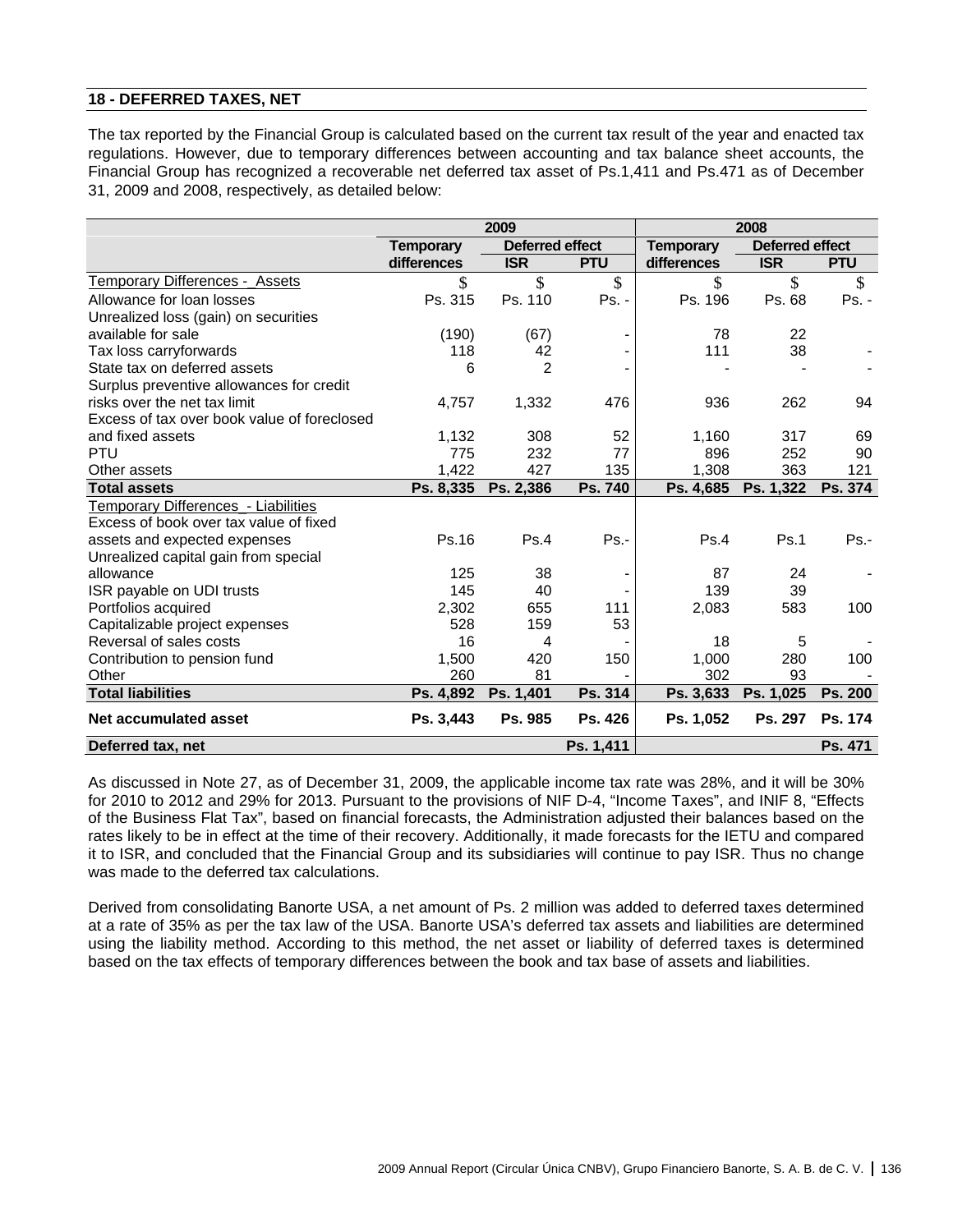## 18 - DEFERRED TAXES, NET

The tax reported by the Financial Group is calculated based on the current tax result of the year and enacted tax regulations. However, due to temporary differences between accounting and tax balance sheet accounts, the Financial Group has recognized a recoverable net deferred tax asset of Ps.1,411 and Ps.471 as of December 31, 2009 and 2008, respectively, as detailed below:

| | 2009 | | | 2008 | | |
|---|---|---|---|---|---|---|
| | Temporary differences | Deferred effect ISR | Deferred effect PTU | Temporary differences | Deferred effect ISR | Deferred effect PTU |
| Temporary Differences - Assets | $ | $ | $ | $ | $ | $ |
| Allowance for loan losses | Ps. 315 | Ps. 110 | Ps. - | Ps. 196 | Ps. 68 | Ps. - |
| Unrealized loss (gain) on securities available for sale | (190) | (67) | - | 78 | 22 | |
| Tax loss carryforwards | 118 | 42 | - | 111 | 38 | - |
| State tax on deferred assets | 6 | 2 | - | - | - | - |
| Surplus preventive allowances for credit risks over the net tax limit | 4,757 | 1,332 | 476 | 936 | 262 | 94 |
| Excess of tax over book value of foreclosed and fixed assets | 1,132 | 308 | 52 | 1,160 | 317 | 69 |
| PTU | 775 | 232 | 77 | 896 | 252 | 90 |
| Other assets | 1,422 | 427 | 135 | 1,308 | 363 | 121 |
| **Total assets** | **Ps. 8,335** | **Ps. 2,386** | **Ps. 740** | **Ps. 4,685** | **Ps. 1,322** | **Ps. 374** |
| Temporary Differences - Liabilities | | | | | | |
| Excess of book over tax value of fixed assets and expected expenses | Ps.16 | Ps.4 | Ps.- | Ps.4 | Ps.1 | Ps.- |
| Unrealized capital gain from special allowance | 125 | 38 | - | 87 | 24 | - |
| ISR payable on UDI trusts | 145 | 40 | - | 139 | 39 | |
| Portfolios acquired | 2,302 | 655 | 111 | 2,083 | 583 | 100 |
| Capitalizable project expenses | 528 | 159 | 53 | | | |
| Reversal of sales costs | 16 | 4 | - | 18 | 5 | - |
| Contribution to pension fund | 1,500 | 420 | 150 | 1,000 | 280 | 100 |
| Other | 260 | 81 | - | 302 | 93 | - |
| **Total liabilities** | **Ps. 4,892** | **Ps. 1,401** | **Ps. 314** | **Ps. 3,633** | **Ps. 1,025** | **Ps. 200** |
| **Net accumulated asset** | **Ps. 3,443** | **Ps. 985** | **Ps. 426** | **Ps. 1,052** | **Ps. 297** | **Ps. 174** |
| **Deferred tax, net** | | | **Ps. 1,411** | | | **Ps. 471** |

As discussed in Note 27, as of December 31, 2009, the applicable income tax rate was 28%, and it will be 30% for 2010 to 2012 and 29% for 2013. Pursuant to the provisions of NIF D-4, "Income Taxes", and INIF 8, "Effects of the Business Flat Tax", based on financial forecasts, the Administration adjusted their balances based on the rates likely to be in effect at the time of their recovery. Additionally, it made forecasts for the IETU and compared it to ISR, and concluded that the Financial Group and its subsidiaries will continue to pay ISR. Thus no change was made to the deferred tax calculations.

Derived from consolidating Banorte USA, a net amount of Ps. 2 million was added to deferred taxes determined at a rate of 35% as per the tax law of the USA. Banorte USA's deferred tax assets and liabilities are determined using the liability method. According to this method, the net asset or liability of deferred taxes is determined based on the tax effects of temporary differences between the book and tax base of assets and liabilities.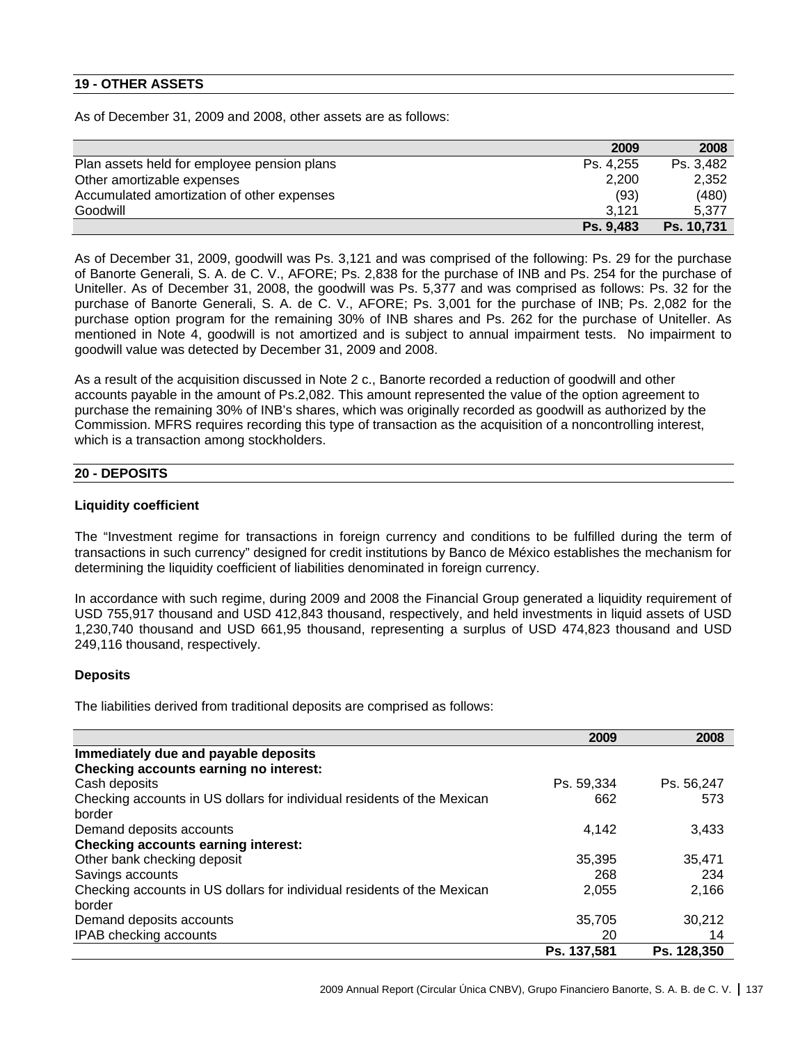## 19 - OTHER ASSETS

As of December 31, 2009 and 2008, other assets are as follows:

| | 2009 | 2008 |
|---|---|---|
| Plan assets held for employee pension plans | Ps. 4,255 | Ps. 3,482 |
| Other amortizable expenses | 2,200 | 2,352 |
| Accumulated amortization of other expenses | (93) | (480) |
| Goodwill | 3,121 | 5,377 |
| | **Ps. 9,483** | **Ps. 10,731** |

As of December 31, 2009, goodwill was Ps. 3,121 and was comprised of the following: Ps. 29 for the purchase of Banorte Generali, S. A. de C. V., AFORE; Ps. 2,838 for the purchase of INB and Ps. 254 for the purchase of Uniteller. As of December 31, 2008, the goodwill was Ps. 5,377 and was comprised as follows: Ps. 32 for the purchase of Banorte Generali, S. A. de C. V., AFORE; Ps. 3,001 for the purchase of INB; Ps. 2,082 for the purchase option program for the remaining 30% of INB shares and Ps. 262 for the purchase of Uniteller. As mentioned in Note 4, goodwill is not amortized and is subject to annual impairment tests. No impairment to goodwill value was detected by December 31, 2009 and 2008.

As a result of the acquisition discussed in Note 2 c., Banorte recorded a reduction of goodwill and other accounts payable in the amount of Ps.2,082. This amount represented the value of the option agreement to purchase the remaining 30% of INB's shares, which was originally recorded as goodwill as authorized by the Commission. MFRS requires recording this type of transaction as the acquisition of a noncontrolling interest, which is a transaction among stockholders.

## 20 - DEPOSITS

### Liquidity coefficient

The "Investment regime for transactions in foreign currency and conditions to be fulfilled during the term of transactions in such currency" designed for credit institutions by Banco de México establishes the mechanism for determining the liquidity coefficient of liabilities denominated in foreign currency.

In accordance with such regime, during 2009 and 2008 the Financial Group generated a liquidity requirement of USD 755,917 thousand and USD 412,843 thousand, respectively, and held investments in liquid assets of USD 1,230,740 thousand and USD 661,95 thousand, representing a surplus of USD 474,823 thousand and USD 249,116 thousand, respectively.

### Deposits

The liabilities derived from traditional deposits are comprised as follows:

| | 2009 | 2008 |
|---|---|---|
| **Immediately due and payable deposits** | | |
| **Checking accounts earning no interest:** | | |
| Cash deposits | Ps. 59,334 | Ps. 56,247 |
| Checking accounts in US dollars for individual residents of the Mexican border | 662 | 573 |
| Demand deposits accounts | 4,142 | 3,433 |
| **Checking accounts earning interest:** | | |
| Other bank checking deposit | 35,395 | 35,471 |
| Savings accounts | 268 | 234 |
| Checking accounts in US dollars for individual residents of the Mexican border | 2,055 | 2,166 |
| Demand deposits accounts | 35,705 | 30,212 |
| IPAB checking accounts | 20 | 14 |
| | **Ps. 137,581** | **Ps. 128,350** |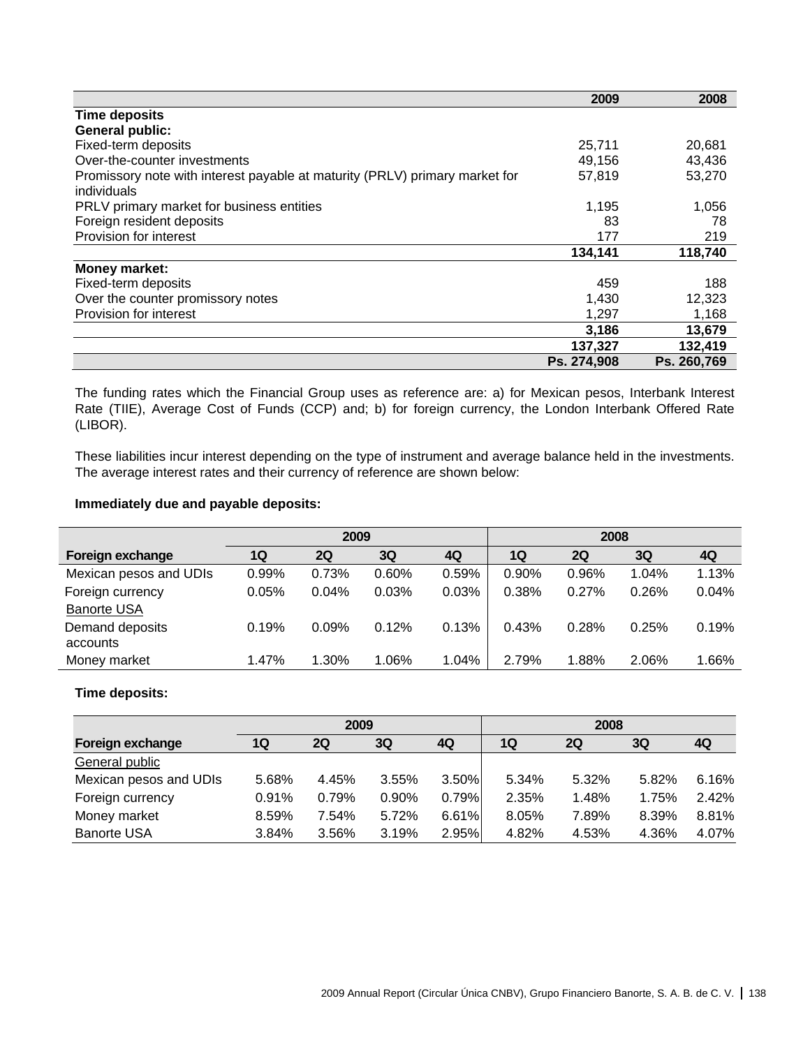| | 2009 | 2008 |
|---|---|---|
| **Time deposits** | | |
| **General public:** | | |
| Fixed-term deposits | 25,711 | 20,681 |
| Over-the-counter investments | 49,156 | 43,436 |
| Promissory note with interest payable at maturity (PRLV) primary market for individuals | 57,819 | 53,270 |
| PRLV primary market for business entities | 1,195 | 1,056 |
| Foreign resident deposits | 83 | 78 |
| Provision for interest | 177 | 219 |
| | **134,141** | **118,740** |
| **Money market:** | | |
| Fixed-term deposits | 459 | 188 |
| Over the counter promissory notes | 1,430 | 12,323 |
| Provision for interest | 1,297 | 1,168 |
| | **3,186** | **13,679** |
| | **137,327** | **132,419** |
| | **Ps. 274,908** | **Ps. 260,769** |

The funding rates which the Financial Group uses as reference are: a) for Mexican pesos, Interbank Interest Rate (TIIE), Average Cost of Funds (CCP) and; b) for foreign currency, the London Interbank Offered Rate (LIBOR).

These liabilities incur interest depending on the type of instrument and average balance held in the investments. The average interest rates and their currency of reference are shown below:

**Immediately due and payable deposits:**

| | 2009 | | | | 2008 | | | |
|---|---|---|---|---|---|---|---|---|
| **Foreign exchange** | **1Q** | **2Q** | **3Q** | **4Q** | **1Q** | **2Q** | **3Q** | **4Q** |
| Mexican pesos and UDIs | 0.99% | 0.73% | 0.60% | 0.59% | 0.90% | 0.96% | 1.04% | 1.13% |
| Foreign currency | 0.05% | 0.04% | 0.03% | 0.03% | 0.38% | 0.27% | 0.26% | 0.04% |
| Banorte USA | | | | | | | | |
| Demand deposits accounts | 0.19% | 0.09% | 0.12% | 0.13% | 0.43% | 0.28% | 0.25% | 0.19% |
| Money market | 1.47% | 1.30% | 1.06% | 1.04% | 2.79% | 1.88% | 2.06% | 1.66% |

**Time deposits:**

| | 2009 | | | | 2008 | | | |
|---|---|---|---|---|---|---|---|---|
| **Foreign exchange** | **1Q** | **2Q** | **3Q** | **4Q** | **1Q** | **2Q** | **3Q** | **4Q** |
| General public | | | | | | | | |
| Mexican pesos and UDIs | 5.68% | 4.45% | 3.55% | 3.50% | 5.34% | 5.32% | 5.82% | 6.16% |
| Foreign currency | 0.91% | 0.79% | 0.90% | 0.79% | 2.35% | 1.48% | 1.75% | 2.42% |
| Money market | 8.59% | 7.54% | 5.72% | 6.61% | 8.05% | 7.89% | 8.39% | 8.81% |
| Banorte USA | 3.84% | 3.56% | 3.19% | 2.95% | 4.82% | 4.53% | 4.36% | 4.07% |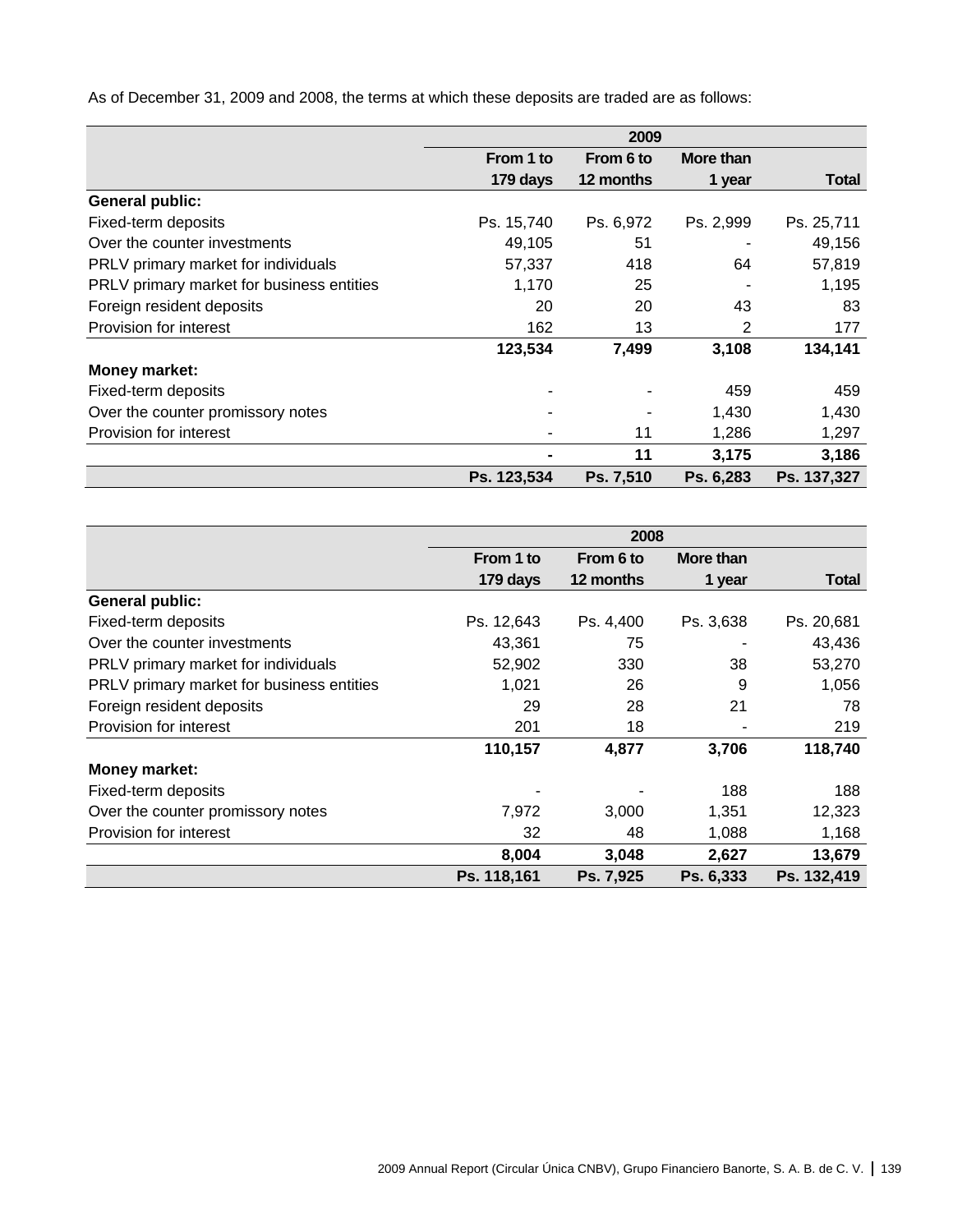As of December 31, 2009 and 2008, the terms at which these deposits are traded are as follows:

| | 2009 | | | |
|---|---|---|---|---|
| | From 1 to 179 days | From 6 to 12 months | More than 1 year | Total |
| **General public:** | | | | |
| Fixed-term deposits | Ps. 15,740 | Ps. 6,972 | Ps. 2,999 | Ps. 25,711 |
| Over the counter investments | 49,105 | 51 | - | 49,156 |
| PRLV primary market for individuals | 57,337 | 418 | 64 | 57,819 |
| PRLV primary market for business entities | 1,170 | 25 | - | 1,195 |
| Foreign resident deposits | 20 | 20 | 43 | 83 |
| Provision for interest | 162 | 13 | 2 | 177 |
| | **123,534** | **7,499** | **3,108** | **134,141** |
| **Money market:** | | | | |
| Fixed-term deposits | - | - | 459 | 459 |
| Over the counter promissory notes | - | - | 1,430 | 1,430 |
| Provision for interest | - | 11 | 1,286 | 1,297 |
| | **-** | **11** | **3,175** | **3,186** |
| | **Ps. 123,534** | **Ps. 7,510** | **Ps. 6,283** | **Ps. 137,327** |

| | 2008 | | | |
|---|---|---|---|---|
| | From 1 to 179 days | From 6 to 12 months | More than 1 year | Total |
| **General public:** | | | | |
| Fixed-term deposits | Ps. 12,643 | Ps. 4,400 | Ps. 3,638 | Ps. 20,681 |
| Over the counter investments | 43,361 | 75 | - | 43,436 |
| PRLV primary market for individuals | 52,902 | 330 | 38 | 53,270 |
| PRLV primary market for business entities | 1,021 | 26 | 9 | 1,056 |
| Foreign resident deposits | 29 | 28 | 21 | 78 |
| Provision for interest | 201 | 18 | - | 219 |
| | **110,157** | **4,877** | **3,706** | **118,740** |
| **Money market:** | | | | |
| Fixed-term deposits | - | - | 188 | 188 |
| Over the counter promissory notes | 7,972 | 3,000 | 1,351 | 12,323 |
| Provision for interest | 32 | 48 | 1,088 | 1,168 |
| | **8,004** | **3,048** | **2,627** | **13,679** |
| | **Ps. 118,161** | **Ps. 7,925** | **Ps. 6,333** | **Ps. 132,419** |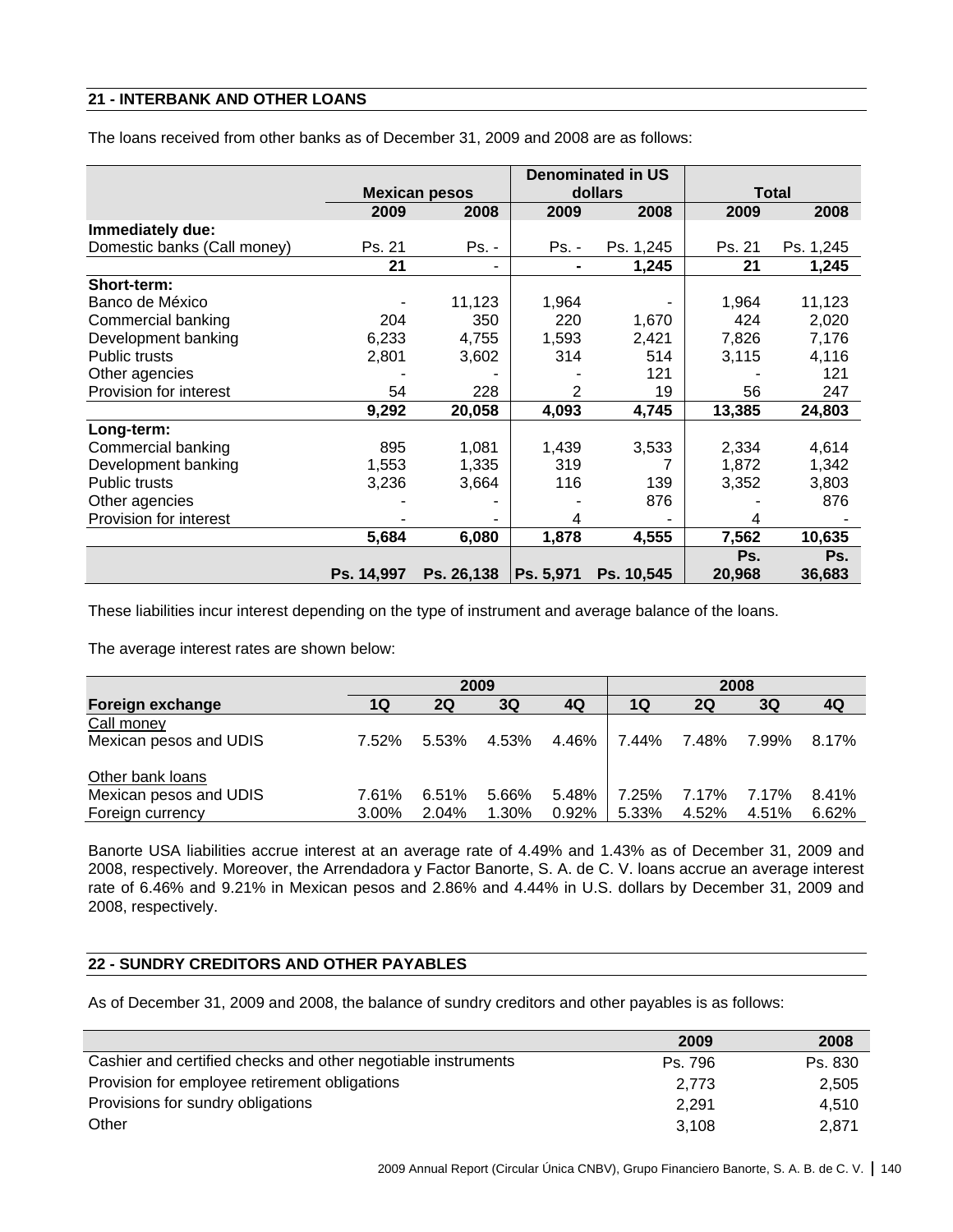## 21 - INTERBANK AND OTHER LOANS

The loans received from other banks as of December 31, 2009 and 2008 are as follows:

| | Mexican pesos | | Denominated in US dollars | | Total | |
|---|---|---|---|---|---|---|
| | 2009 | 2008 | 2009 | 2008 | 2009 | 2008 |
| **Immediately due:** | | | | | | |
| Domestic banks (Call money) | Ps. 21 | Ps. - | Ps. - | Ps. 1,245 | Ps. 21 | Ps. 1,245 |
| | **21** | - | **-** | **1,245** | **21** | **1,245** |
| **Short-term:** | | | | | | |
| Banco de México | - | 11,123 | 1,964 | - | 1,964 | 11,123 |
| Commercial banking | 204 | 350 | 220 | 1,670 | 424 | 2,020 |
| Development banking | 6,233 | 4,755 | 1,593 | 2,421 | 7,826 | 7,176 |
| Public trusts | 2,801 | 3,602 | 314 | 514 | 3,115 | 4,116 |
| Other agencies | - | - | - | 121 | - | 121 |
| Provision for interest | 54 | 228 | 2 | 19 | 56 | 247 |
| | **9,292** | **20,058** | **4,093** | **4,745** | **13,385** | **24,803** |
| **Long-term:** | | | | | | |
| Commercial banking | 895 | 1,081 | 1,439 | 3,533 | 2,334 | 4,614 |
| Development banking | 1,553 | 1,335 | 319 | 7 | 1,872 | 1,342 |
| Public trusts | 3,236 | 3,664 | 116 | 139 | 3,352 | 3,803 |
| Other agencies | - | - | - | 876 | - | 876 |
| Provision for interest | - | - | 4 | - | 4 | - |
| | **5,684** | **6,080** | **1,878** | **4,555** | **7,562** | **10,635** |
| | **Ps. 14,997** | **Ps. 26,138** | **Ps. 5,971** | **Ps. 10,545** | **Ps. 20,968** | **Ps. 36,683** |

These liabilities incur interest depending on the type of instrument and average balance of the loans.

The average interest rates are shown below:

| | 2009 | | | | 2008 | | | |
|---|---|---|---|---|---|---|---|---|
| **Foreign exchange** | **1Q** | **2Q** | **3Q** | **4Q** | **1Q** | **2Q** | **3Q** | **4Q** |
| Call money | | | | | | | | |
| Mexican pesos and UDIS | 7.52% | 5.53% | 4.53% | 4.46% | 7.44% | 7.48% | 7.99% | 8.17% |
| Other bank loans | | | | | | | | |
| Mexican pesos and UDIS | 7.61% | 6.51% | 5.66% | 5.48% | 7.25% | 7.17% | 7.17% | 8.41% |
| Foreign currency | 3.00% | 2.04% | 1.30% | 0.92% | 5.33% | 4.52% | 4.51% | 6.62% |

Banorte USA liabilities accrue interest at an average rate of 4.49% and 1.43% as of December 31, 2009 and 2008, respectively. Moreover, the Arrendadora y Factor Banorte, S. A. de C. V. loans accrue an average interest rate of 6.46% and 9.21% in Mexican pesos and 2.86% and 4.44% in U.S. dollars by December 31, 2009 and 2008, respectively.

## 22 - SUNDRY CREDITORS AND OTHER PAYABLES

As of December 31, 2009 and 2008, the balance of sundry creditors and other payables is as follows:

| | 2009 | 2008 |
|---|---|---|
| Cashier and certified checks and other negotiable instruments | Ps. 796 | Ps. 830 |
| Provision for employee retirement obligations | 2,773 | 2,505 |
| Provisions for sundry obligations | 2,291 | 4,510 |
| Other | 3,108 | 2,871 |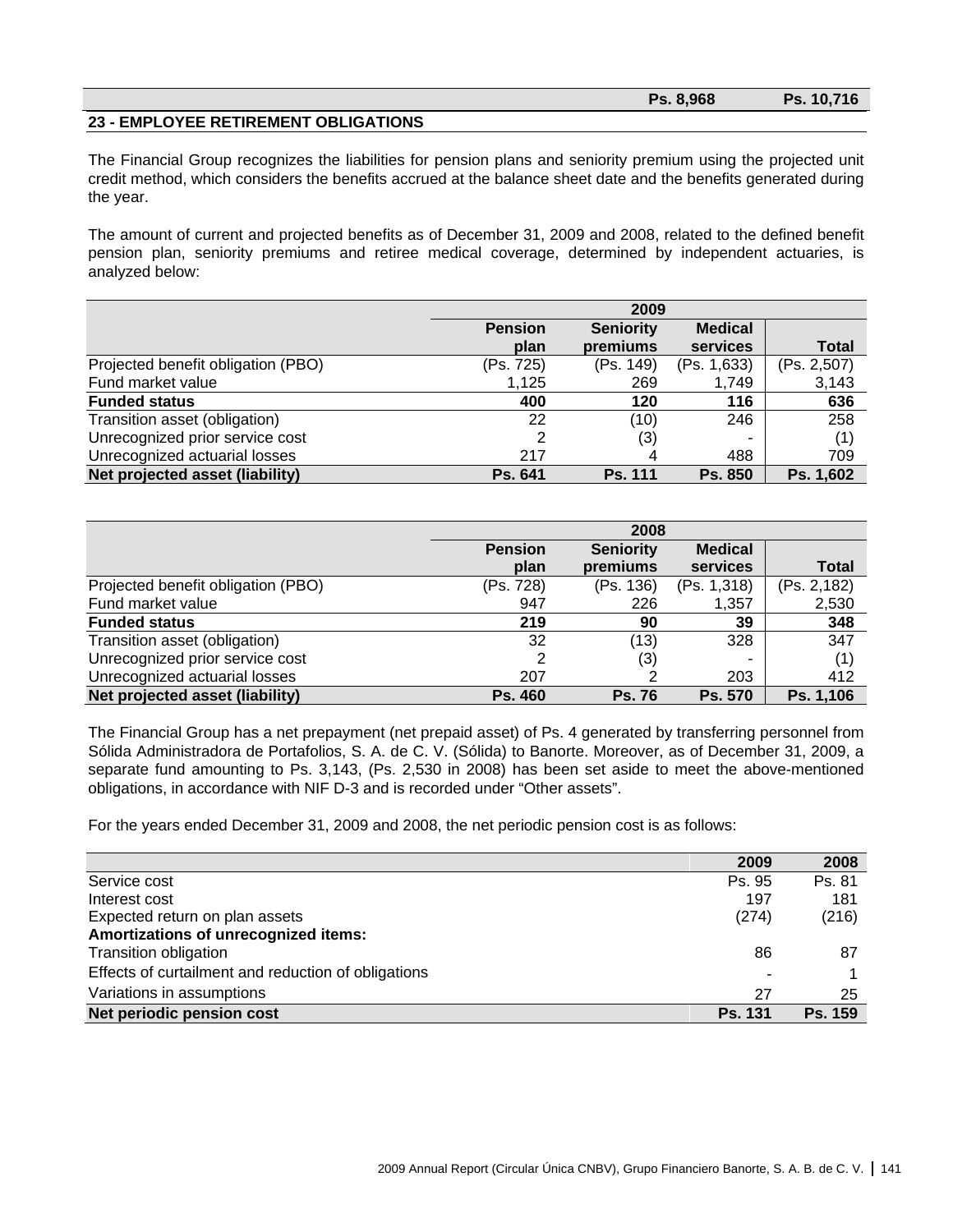| | Ps. 8,968 | Ps. 10,716 |
|---|---|---|

## 23 - EMPLOYEE RETIREMENT OBLIGATIONS

The Financial Group recognizes the liabilities for pension plans and seniority premium using the projected unit credit method, which considers the benefits accrued at the balance sheet date and the benefits generated during the year.

The amount of current and projected benefits as of December 31, 2009 and 2008, related to the defined benefit pension plan, seniority premiums and retiree medical coverage, determined by independent actuaries, is analyzed below:

| | 2009 | | | |
|---|---|---|---|---|
| | **Pension plan** | **Seniority premiums** | **Medical services** | **Total** |
| Projected benefit obligation (PBO) | (Ps. 725) | (Ps. 149) | (Ps. 1,633) | (Ps. 2,507) |
| Fund market value | 1,125 | 269 | 1,749 | 3,143 |
| **Funded status** | **400** | **120** | **116** | **636** |
| Transition asset (obligation) | 22 | (10) | 246 | 258 |
| Unrecognized prior service cost | 2 | (3) | - | (1) |
| Unrecognized actuarial losses | 217 | 4 | 488 | 709 |
| **Net projected asset (liability)** | **Ps. 641** | **Ps. 111** | **Ps. 850** | **Ps. 1,602** |

| | 2008 | | | |
|---|---|---|---|---|
| | **Pension plan** | **Seniority premiums** | **Medical services** | **Total** |
| Projected benefit obligation (PBO) | (Ps. 728) | (Ps. 136) | (Ps. 1,318) | (Ps. 2,182) |
| Fund market value | 947 | 226 | 1,357 | 2,530 |
| **Funded status** | **219** | **90** | **39** | **348** |
| Transition asset (obligation) | 32 | (13) | 328 | 347 |
| Unrecognized prior service cost | 2 | (3) | - | (1) |
| Unrecognized actuarial losses | 207 | 2 | 203 | 412 |
| **Net projected asset (liability)** | **Ps. 460** | **Ps. 76** | **Ps. 570** | **Ps. 1,106** |

The Financial Group has a net prepayment (net prepaid asset) of Ps. 4 generated by transferring personnel from Sólida Administradora de Portafolios, S. A. de C. V. (Sólida) to Banorte. Moreover, as of December 31, 2009, a separate fund amounting to Ps. 3,143, (Ps. 2,530 in 2008) has been set aside to meet the above-mentioned obligations, in accordance with NIF D-3 and is recorded under "Other assets".

For the years ended December 31, 2009 and 2008, the net periodic pension cost is as follows:

| | 2009 | 2008 |
|---|---|---|
| Service cost | Ps. 95 | Ps. 81 |
| Interest cost | 197 | 181 |
| Expected return on plan assets | (274) | (216) |
| **Amortizations of unrecognized items:** | | |
| Transition obligation | 86 | 87 |
| Effects of curtailment and reduction of obligations | - | 1 |
| Variations in assumptions | 27 | 25 |
| **Net periodic pension cost** | **Ps. 131** | **Ps. 159** |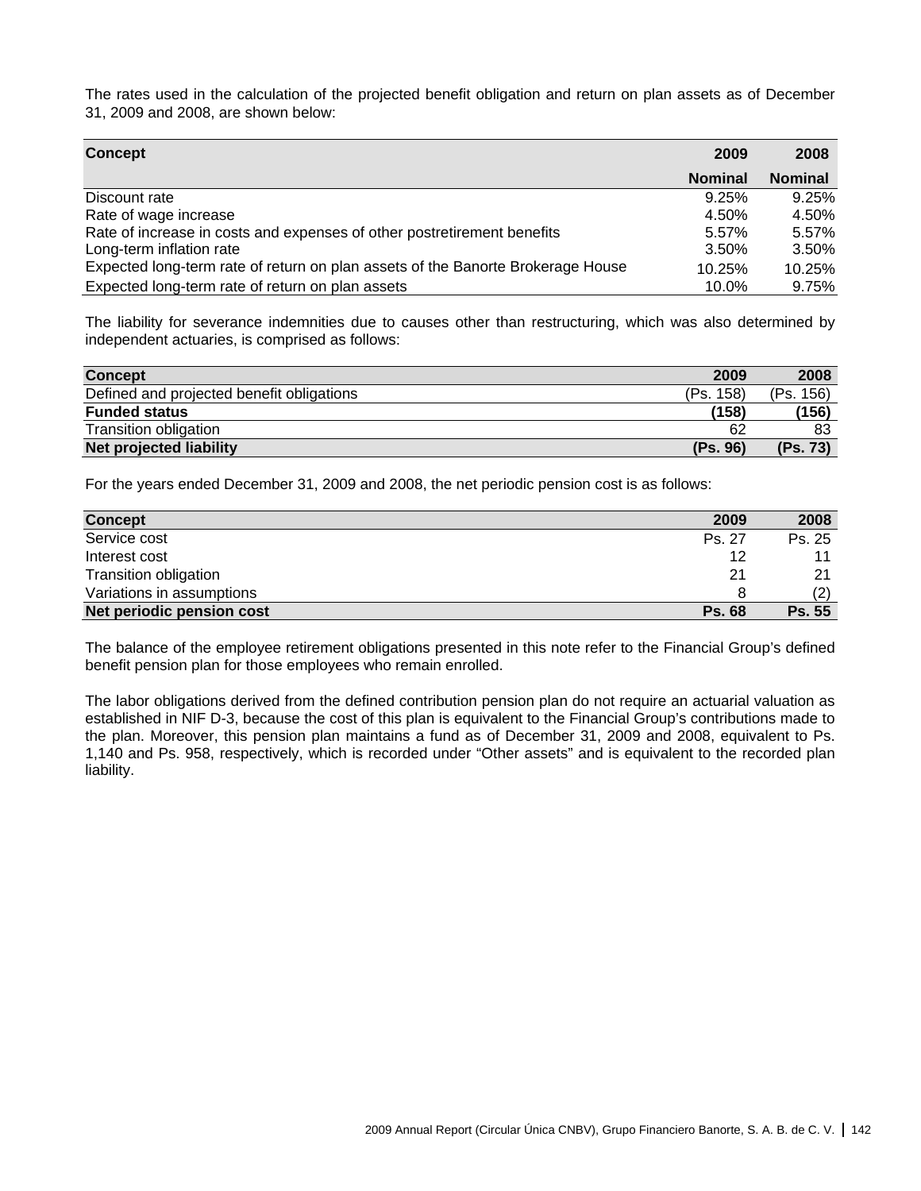The rates used in the calculation of the projected benefit obligation and return on plan assets as of December 31, 2009 and 2008, are shown below:

| Concept | 2009 | 2008 |
|---|---|---|
| | Nominal | Nominal |
| Discount rate | 9.25% | 9.25% |
| Rate of wage increase | 4.50% | 4.50% |
| Rate of increase in costs and expenses of other postretirement benefits | 5.57% | 5.57% |
| Long-term inflation rate | 3.50% | 3.50% |
| Expected long-term rate of return on plan assets of the Banorte Brokerage House | 10.25% | 10.25% |
| Expected long-term rate of return on plan assets | 10.0% | 9.75% |

The liability for severance indemnities due to causes other than restructuring, which was also determined by independent actuaries, is comprised as follows:

| Concept | 2009 | 2008 |
|---|---|---|
| Defined and projected benefit obligations | (Ps. 158) | (Ps. 156) |
| **Funded status** | **(158)** | **(156)** |
| Transition obligation | 62 | 83 |
| **Net projected liability** | **(Ps. 96)** | **(Ps. 73)** |

For the years ended December 31, 2009 and 2008, the net periodic pension cost is as follows:

| Concept | 2009 | 2008 |
|---|---|---|
| Service cost | Ps. 27 | Ps. 25 |
| Interest cost | 12 | 11 |
| Transition obligation | 21 | 21 |
| Variations in assumptions | 8 | (2) |
| **Net periodic pension cost** | **Ps. 68** | **Ps. 55** |

The balance of the employee retirement obligations presented in this note refer to the Financial Group's defined benefit pension plan for those employees who remain enrolled.

The labor obligations derived from the defined contribution pension plan do not require an actuarial valuation as established in NIF D-3, because the cost of this plan is equivalent to the Financial Group's contributions made to the plan. Moreover, this pension plan maintains a fund as of December 31, 2009 and 2008, equivalent to Ps. 1,140 and Ps. 958, respectively, which is recorded under "Other assets" and is equivalent to the recorded plan liability.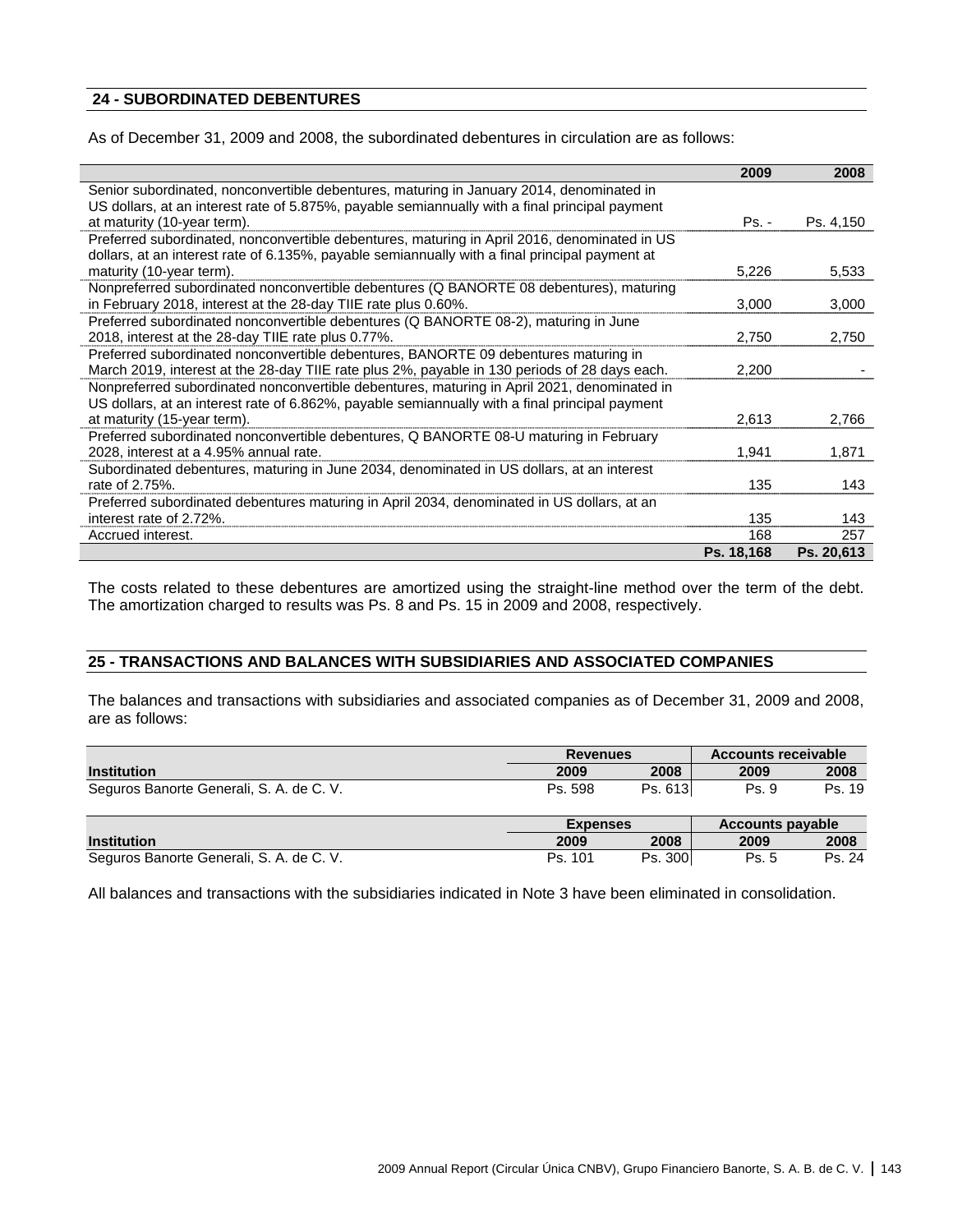## 24 - SUBORDINATED DEBENTURES

As of December 31, 2009 and 2008, the subordinated debentures in circulation are as follows:

| | 2009 | 2008 |
|---|---|---|
| Senior subordinated, nonconvertible debentures, maturing in January 2014, denominated in US dollars, at an interest rate of 5.875%, payable semiannually with a final principal payment at maturity (10-year term). | Ps. - | Ps. 4,150 |
| Preferred subordinated, nonconvertible debentures, maturing in April 2016, denominated in US dollars, at an interest rate of 6.135%, payable semiannually with a final principal payment at maturity (10-year term). | 5,226 | 5,533 |
| Nonpreferred subordinated nonconvertible debentures (Q BANORTE 08 debentures), maturing in February 2018, interest at the 28-day TIIE rate plus 0.60%. | 3,000 | 3,000 |
| Preferred subordinated nonconvertible debentures (Q BANORTE 08-2), maturing in June 2018, interest at the 28-day TIIE rate plus 0.77%. | 2,750 | 2,750 |
| Preferred subordinated nonconvertible debentures, BANORTE 09 debentures maturing in March 2019, interest at the 28-day TIIE rate plus 2%, payable in 130 periods of 28 days each. | 2,200 | - |
| Nonpreferred subordinated nonconvertible debentures, maturing in April 2021, denominated in US dollars, at an interest rate of 6.862%, payable semiannually with a final principal payment at maturity (15-year term). | 2,613 | 2,766 |
| Preferred subordinated nonconvertible debentures, Q BANORTE 08-U maturing in February 2028, interest at a 4.95% annual rate. | 1,941 | 1,871 |
| Subordinated debentures, maturing in June 2034, denominated in US dollars, at an interest rate of 2.75%. | 135 | 143 |
| Preferred subordinated debentures maturing in April 2034, denominated in US dollars, at an interest rate of 2.72%. | 135 | 143 |
| Accrued interest. | 168 | 257 |
| | **Ps. 18,168** | **Ps. 20,613** |

The costs related to these debentures are amortized using the straight-line method over the term of the debt. The amortization charged to results was Ps. 8 and Ps. 15 in 2009 and 2008, respectively.

## 25 - TRANSACTIONS AND BALANCES WITH SUBSIDIARIES AND ASSOCIATED COMPANIES

The balances and transactions with subsidiaries and associated companies as of December 31, 2009 and 2008, are as follows:

| | Revenues | | Accounts receivable | |
|---|---|---|---|---|
| **Institution** | **2009** | **2008** | **2009** | **2008** |
| Seguros Banorte Generali, S. A. de C. V. | Ps. 598 | Ps. 613 | Ps. 9 | Ps. 19 |

| | Expenses | | Accounts payable | |
|---|---|---|---|---|
| **Institution** | **2009** | **2008** | **2009** | **2008** |
| Seguros Banorte Generali, S. A. de C. V. | Ps. 101 | Ps. 300 | Ps. 5 | Ps. 24 |

All balances and transactions with the subsidiaries indicated in Note 3 have been eliminated in consolidation.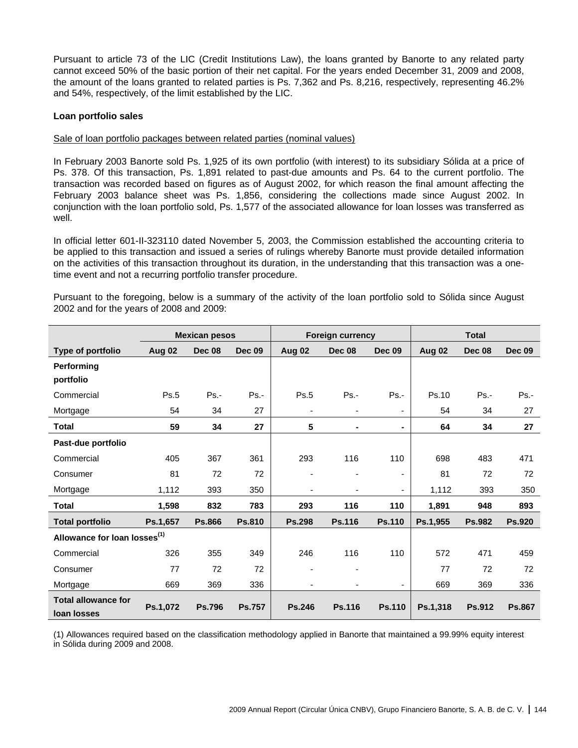Pursuant to article 73 of the LIC (Credit Institutions Law), the loans granted by Banorte to any related party cannot exceed 50% of the basic portion of their net capital. For the years ended December 31, 2009 and 2008, the amount of the loans granted to related parties is Ps. 7,362 and Ps. 8,216, respectively, representing 46.2% and 54%, respectively, of the limit established by the LIC.

**Loan portfolio sales**

Sale of loan portfolio packages between related parties (nominal values)

In February 2003 Banorte sold Ps. 1,925 of its own portfolio (with interest) to its subsidiary Sólida at a price of Ps. 378. Of this transaction, Ps. 1,891 related to past-due amounts and Ps. 64 to the current portfolio. The transaction was recorded based on figures as of August 2002, for which reason the final amount affecting the February 2003 balance sheet was Ps. 1,856, considering the collections made since August 2002. In conjunction with the loan portfolio sold, Ps. 1,577 of the associated allowance for loan losses was transferred as well.

In official letter 601-II-323110 dated November 5, 2003, the Commission established the accounting criteria to be applied to this transaction and issued a series of rulings whereby Banorte must provide detailed information on the activities of this transaction throughout its duration, in the understanding that this transaction was a one-time event and not a recurring portfolio transfer procedure.

Pursuant to the foregoing, below is a summary of the activity of the loan portfolio sold to Sólida since August 2002 and for the years of 2008 and 2009:

| | Mexican pesos | | | Foreign currency | | | Total | | |
|---|---|---|---|---|---|---|---|---|---|
| **Type of portfolio** | **Aug 02** | **Dec 08** | **Dec 09** | **Aug 02** | **Dec 08** | **Dec 09** | **Aug 02** | **Dec 08** | **Dec 09** |
| **Performing portfolio** | | | | | | | | | |
| Commercial | Ps.5 | Ps.- | Ps.- | Ps.5 | Ps.- | Ps.- | Ps.10 | Ps.- | Ps.- |
| Mortgage | 54 | 34 | 27 | - | - | - | 54 | 34 | 27 |
| **Total** | **59** | **34** | **27** | **5** | **-** | **-** | **64** | **34** | **27** |
| **Past-due portfolio** | | | | | | | | | |
| Commercial | 405 | 367 | 361 | 293 | 116 | 110 | 698 | 483 | 471 |
| Consumer | 81 | 72 | 72 | - | - | - | 81 | 72 | 72 |
| Mortgage | 1,112 | 393 | 350 | - | - | - | 1,112 | 393 | 350 |
| **Total** | **1,598** | **832** | **783** | **293** | **116** | **110** | **1,891** | **948** | **893** |
| **Total portfolio** | **Ps.1,657** | **Ps.866** | **Ps.810** | **Ps.298** | **Ps.116** | **Ps.110** | **Ps.1,955** | **Ps.982** | **Ps.920** |
| **Allowance for loan losses(1)** | | | | | | | | | |
| Commercial | 326 | 355 | 349 | 246 | 116 | 110 | 572 | 471 | 459 |
| Consumer | 77 | 72 | 72 | - | - | | 77 | 72 | 72 |
| Mortgage | 669 | 369 | 336 | - | - | - | 669 | 369 | 336 |
| **Total allowance for loan losses** | **Ps.1,072** | **Ps.796** | **Ps.757** | **Ps.246** | **Ps.116** | **Ps.110** | **Ps.1,318** | **Ps.912** | **Ps.867** |

(1) Allowances required based on the classification methodology applied in Banorte that maintained a 99.99% equity interest in Sólida during 2009 and 2008.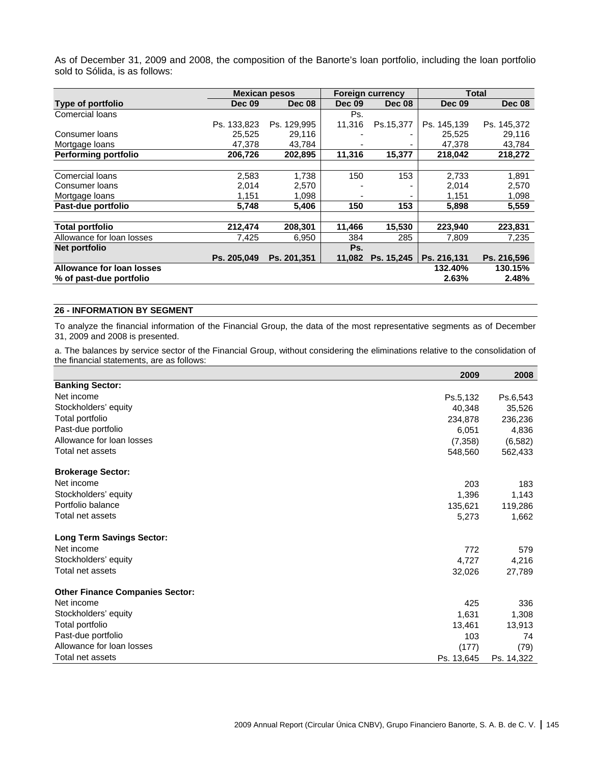As of December 31, 2009 and 2008, the composition of the Banorte's loan portfolio, including the loan portfolio sold to Sólida, is as follows:

| | Mexican pesos | | Foreign currency | | Total | |
|---|---|---|---|---|---|---|
| **Type of portfolio** | **Dec 09** | **Dec 08** | **Dec 09** | **Dec 08** | **Dec 09** | **Dec 08** |
| Comercial loans | Ps. 133,823 | Ps. 129,995 | Ps. 11,316 | Ps.15,377 | Ps. 145,139 | Ps. 145,372 |
| Consumer loans | 25,525 | 29,116 | - | - | 25,525 | 29,116 |
| Mortgage loans | 47,378 | 43,784 | - | - | 47,378 | 43,784 |
| **Performing portfolio** | **206,726** | **202,895** | **11,316** | **15,377** | **218,042** | **218,272** |
| | | | | | | |
| Comercial loans | 2,583 | 1,738 | 150 | 153 | 2,733 | 1,891 |
| Consumer loans | 2,014 | 2,570 | - | - | 2,014 | 2,570 |
| Mortgage loans | 1,151 | 1,098 | - | - | 1,151 | 1,098 |
| **Past-due portfolio** | **5,748** | **5,406** | **150** | **153** | **5,898** | **5,559** |
| | | | | | | |
| **Total portfolio** | **212,474** | **208,301** | **11,466** | **15,530** | **223,940** | **223,831** |
| Allowance for loan losses | 7,425 | 6,950 | 384 | 285 | 7,809 | 7,235 |
| **Net portfolio** | **Ps. 205,049** | **Ps. 201,351** | **Ps. 11,082** | **Ps. 15,245** | **Ps. 216,131** | **Ps. 216,596** |
| **Allowance for loan losses** | | | | | **132.40%** | **130.15%** |
| **% of past-due portfolio** | | | | | **2.63%** | **2.48%** |

## 26 - INFORMATION BY SEGMENT

To analyze the financial information of the Financial Group, the data of the most representative segments as of December 31, 2009 and 2008 is presented.

a. The balances by service sector of the Financial Group, without considering the eliminations relative to the consolidation of the financial statements, are as follows:

| | 2009 | 2008 |
|---|---|---|
| **Banking Sector:** | | |
| Net income | Ps.5,132 | Ps.6,543 |
| Stockholders' equity | 40,348 | 35,526 |
| Total portfolio | 234,878 | 236,236 |
| Past-due portfolio | 6,051 | 4,836 |
| Allowance for loan losses | (7,358) | (6,582) |
| Total net assets | 548,560 | 562,433 |
| | | |
| **Brokerage Sector:** | | |
| Net income | 203 | 183 |
| Stockholders' equity | 1,396 | 1,143 |
| Portfolio balance | 135,621 | 119,286 |
| Total net assets | 5,273 | 1,662 |
| | | |
| **Long Term Savings Sector:** | | |
| Net income | 772 | 579 |
| Stockholders' equity | 4,727 | 4,216 |
| Total net assets | 32,026 | 27,789 |
| | | |
| **Other Finance Companies Sector:** | | |
| Net income | 425 | 336 |
| Stockholders' equity | 1,631 | 1,308 |
| Total portfolio | 13,461 | 13,913 |
| Past-due portfolio | 103 | 74 |
| Allowance for loan losses | (177) | (79) |
| Total net assets | Ps. 13,645 | Ps. 14,322 |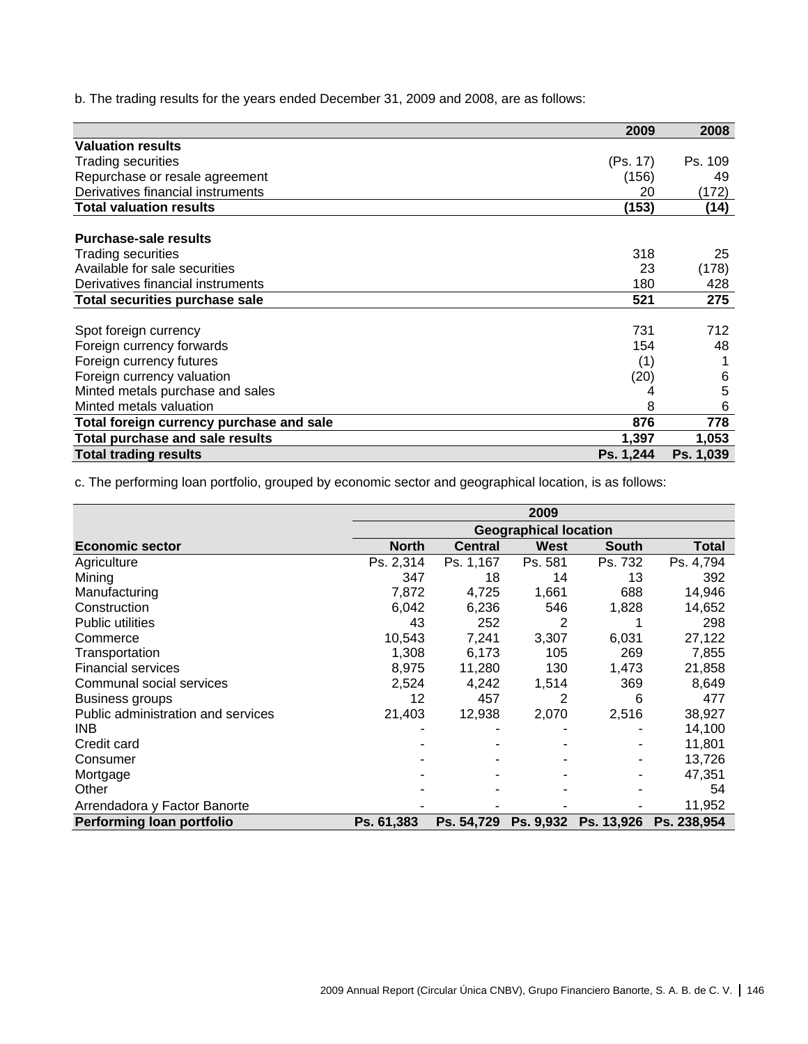b. The trading results for the years ended December 31, 2009 and 2008, are as follows:

| | 2009 | 2008 |
|---|---|---|
| **Valuation results** | | |
| Trading securities | (Ps. 17) | Ps. 109 |
| Repurchase or resale agreement | (156) | 49 |
| Derivatives financial instruments | 20 | (172) |
| **Total valuation results** | **(153)** | **(14)** |
| | | |
| **Purchase-sale results** | | |
| Trading securities | 318 | 25 |
| Available for sale securities | 23 | (178) |
| Derivatives financial instruments | 180 | 428 |
| **Total securities purchase sale** | **521** | **275** |
| | | |
| Spot foreign currency | 731 | 712 |
| Foreign currency forwards | 154 | 48 |
| Foreign currency futures | (1) | 1 |
| Foreign currency valuation | (20) | 6 |
| Minted metals purchase and sales | 4 | 5 |
| Minted metals valuation | 8 | 6 |
| **Total foreign currency purchase and sale** | **876** | **778** |
| **Total purchase and sale results** | **1,397** | **1,053** |
| **Total trading results** | **Ps. 1,244** | **Ps. 1,039** |

c. The performing loan portfolio, grouped by economic sector and geographical location, is as follows:

| | 2009 | | | | |
|---|---|---|---|---|---|
| | Geographical location | | | | |
| **Economic sector** | **North** | **Central** | **West** | **South** | **Total** |
| Agriculture | Ps. 2,314 | Ps. 1,167 | Ps. 581 | Ps. 732 | Ps. 4,794 |
| Mining | 347 | 18 | 14 | 13 | 392 |
| Manufacturing | 7,872 | 4,725 | 1,661 | 688 | 14,946 |
| Construction | 6,042 | 6,236 | 546 | 1,828 | 14,652 |
| Public utilities | 43 | 252 | 2 | 1 | 298 |
| Commerce | 10,543 | 7,241 | 3,307 | 6,031 | 27,122 |
| Transportation | 1,308 | 6,173 | 105 | 269 | 7,855 |
| Financial services | 8,975 | 11,280 | 130 | 1,473 | 21,858 |
| Communal social services | 2,524 | 4,242 | 1,514 | 369 | 8,649 |
| Business groups | 12 | 457 | 2 | 6 | 477 |
| Public administration and services | 21,403 | 12,938 | 2,070 | 2,516 | 38,927 |
| INB | - | - | - | - | 14,100 |
| Credit card | - | - | - | - | 11,801 |
| Consumer | - | - | - | - | 13,726 |
| Mortgage | - | - | - | - | 47,351 |
| Other | - | - | - | - | 54 |
| Arrendadora y Factor Banorte | - | - | - | - | 11,952 |
| **Performing loan portfolio** | **Ps. 61,383** | **Ps. 54,729** | **Ps. 9,932** | **Ps. 13,926** | **Ps. 238,954** |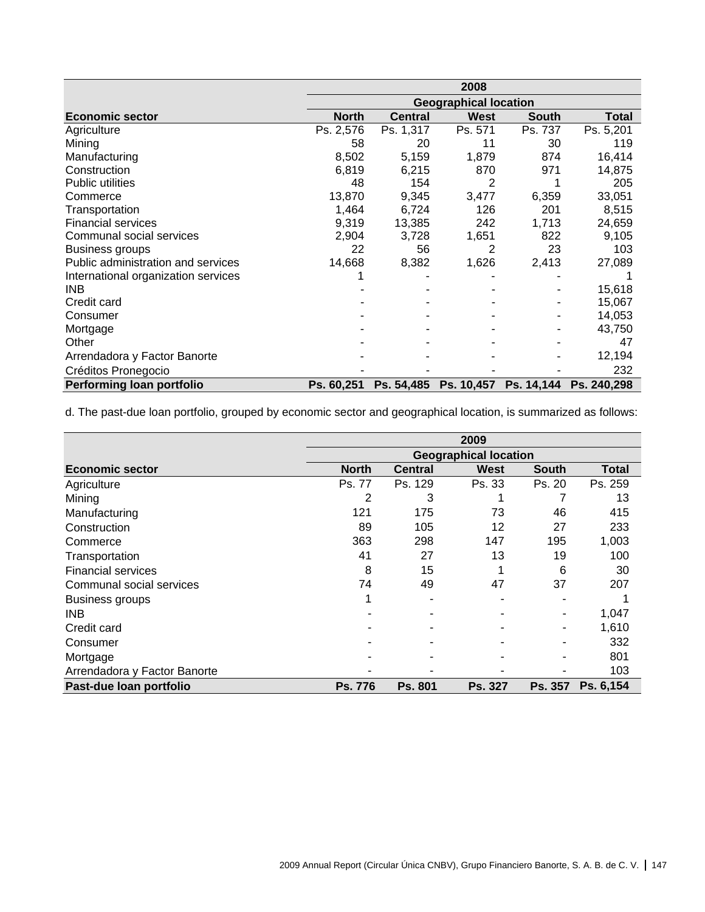| | 2008 | | | | |
|---|---|---|---|---|---|
| | Geographical location | | | | |
| **Economic sector** | **North** | **Central** | **West** | **South** | **Total** |
| Agriculture | Ps. 2,576 | Ps. 1,317 | Ps. 571 | Ps. 737 | Ps. 5,201 |
| Mining | 58 | 20 | 11 | 30 | 119 |
| Manufacturing | 8,502 | 5,159 | 1,879 | 874 | 16,414 |
| Construction | 6,819 | 6,215 | 870 | 971 | 14,875 |
| Public utilities | 48 | 154 | 2 | 1 | 205 |
| Commerce | 13,870 | 9,345 | 3,477 | 6,359 | 33,051 |
| Transportation | 1,464 | 6,724 | 126 | 201 | 8,515 |
| Financial services | 9,319 | 13,385 | 242 | 1,713 | 24,659 |
| Communal social services | 2,904 | 3,728 | 1,651 | 822 | 9,105 |
| Business groups | 22 | 56 | 2 | 23 | 103 |
| Public administration and services | 14,668 | 8,382 | 1,626 | 2,413 | 27,089 |
| International organization services | 1 | - | - | - | 1 |
| INB | - | - | - | - | 15,618 |
| Credit card | - | - | - | - | 15,067 |
| Consumer | - | - | - | - | 14,053 |
| Mortgage | - | - | - | - | 43,750 |
| Other | - | - | - | - | 47 |
| Arrendadora y Factor Banorte | - | - | - | - | 12,194 |
| Créditos Pronegocio | - | - | - | - | 232 |
| **Performing loan portfolio** | **Ps. 60,251** | **Ps. 54,485** | **Ps. 10,457** | **Ps. 14,144** | **Ps. 240,298** |

d. The past-due loan portfolio, grouped by economic sector and geographical location, is summarized as follows:

| | 2009 | | | | |
|---|---|---|---|---|---|
| | Geographical location | | | | |
| **Economic sector** | **North** | **Central** | **West** | **South** | **Total** |
| Agriculture | Ps. 77 | Ps. 129 | Ps. 33 | Ps. 20 | Ps. 259 |
| Mining | 2 | 3 | 1 | 7 | 13 |
| Manufacturing | 121 | 175 | 73 | 46 | 415 |
| Construction | 89 | 105 | 12 | 27 | 233 |
| Commerce | 363 | 298 | 147 | 195 | 1,003 |
| Transportation | 41 | 27 | 13 | 19 | 100 |
| Financial services | 8 | 15 | 1 | 6 | 30 |
| Communal social services | 74 | 49 | 47 | 37 | 207 |
| Business groups | 1 | - | - | - | 1 |
| INB | - | - | - | - | 1,047 |
| Credit card | - | - | - | - | 1,610 |
| Consumer | - | - | - | - | 332 |
| Mortgage | - | - | - | - | 801 |
| Arrendadora y Factor Banorte | - | - | - | - | 103 |
| **Past-due loan portfolio** | **Ps. 776** | **Ps. 801** | **Ps. 327** | **Ps. 357** | **Ps. 6,154** |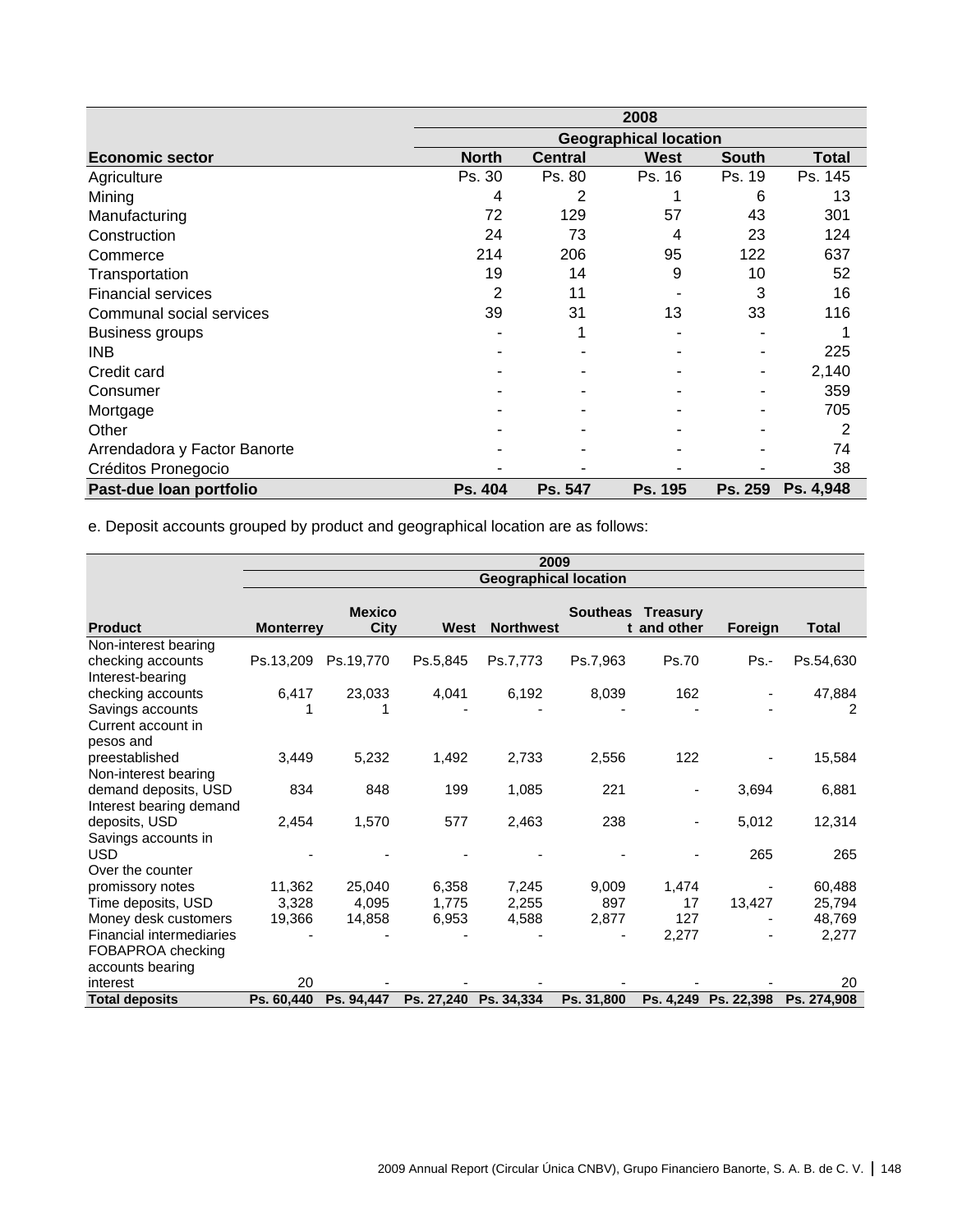| Economic sector | 2008 | | | | |
|---|---|---|---|---|---|
| | Geographical location | | | | |
| | North | Central | West | South | Total |
| Agriculture | Ps. 30 | Ps. 80 | Ps. 16 | Ps. 19 | Ps. 145 |
| Mining | 4 | 2 | 1 | 6 | 13 |
| Manufacturing | 72 | 129 | 57 | 43 | 301 |
| Construction | 24 | 73 | 4 | 23 | 124 |
| Commerce | 214 | 206 | 95 | 122 | 637 |
| Transportation | 19 | 14 | 9 | 10 | 52 |
| Financial services | 2 | 11 | - | 3 | 16 |
| Communal social services | 39 | 31 | 13 | 33 | 116 |
| Business groups | - | 1 | - | - | 1 |
| INB | - | - | - | - | 225 |
| Credit card | - | - | - | - | 2,140 |
| Consumer | - | - | - | - | 359 |
| Mortgage | - | - | - | - | 705 |
| Other | - | - | - | - | 2 |
| Arrendadora y Factor Banorte | - | - | - | - | 74 |
| Créditos Pronegocio | - | - | - | - | 38 |
| **Past-due loan portfolio** | **Ps. 404** | **Ps. 547** | **Ps. 195** | **Ps. 259** | **Ps. 4,948** |

e. Deposit accounts grouped by product and geographical location are as follows:

| Product | 2009 | | | | | | | |
|---|---|---|---|---|---|---|---|---|
| | Geographical location | | | | | | | |
| | Monterrey | Mexico City | West | Northwest | Southeast | Treasury and other | Foreign | Total |
| Non-interest bearing checking accounts | Ps.13,209 | Ps.19,770 | Ps.5,845 | Ps.7,773 | Ps.7,963 | Ps.70 | Ps.- | Ps.54,630 |
| Interest-bearing checking accounts | 6,417 | 23,033 | 4,041 | 6,192 | 8,039 | 162 | - | 47,884 |
| Savings accounts | 1 | 1 | - | - | - | - | - | 2 |
| Current account in pesos and preestablished | 3,449 | 5,232 | 1,492 | 2,733 | 2,556 | 122 | - | 15,584 |
| Non-interest bearing demand deposits, USD | 834 | 848 | 199 | 1,085 | 221 | - | 3,694 | 6,881 |
| Interest bearing demand deposits, USD | 2,454 | 1,570 | 577 | 2,463 | 238 | - | 5,012 | 12,314 |
| Savings accounts in USD | - | - | - | - | - | - | 265 | 265 |
| Over the counter promissory notes | 11,362 | 25,040 | 6,358 | 7,245 | 9,009 | 1,474 | - | 60,488 |
| Time deposits, USD | 3,328 | 4,095 | 1,775 | 2,255 | 897 | 17 | 13,427 | 25,794 |
| Money desk customers | 19,366 | 14,858 | 6,953 | 4,588 | 2,877 | 127 | - | 48,769 |
| Financial intermediaries | - | - | - | - | - | 2,277 | - | 2,277 |
| FOBAPROA checking accounts bearing interest | 20 | - | - | - | - | - | - | 20 |
| **Total deposits** | **Ps. 60,440** | **Ps. 94,447** | **Ps. 27,240** | **Ps. 34,334** | **Ps. 31,800** | **Ps. 4,249** | **Ps. 22,398** | **Ps. 274,908** |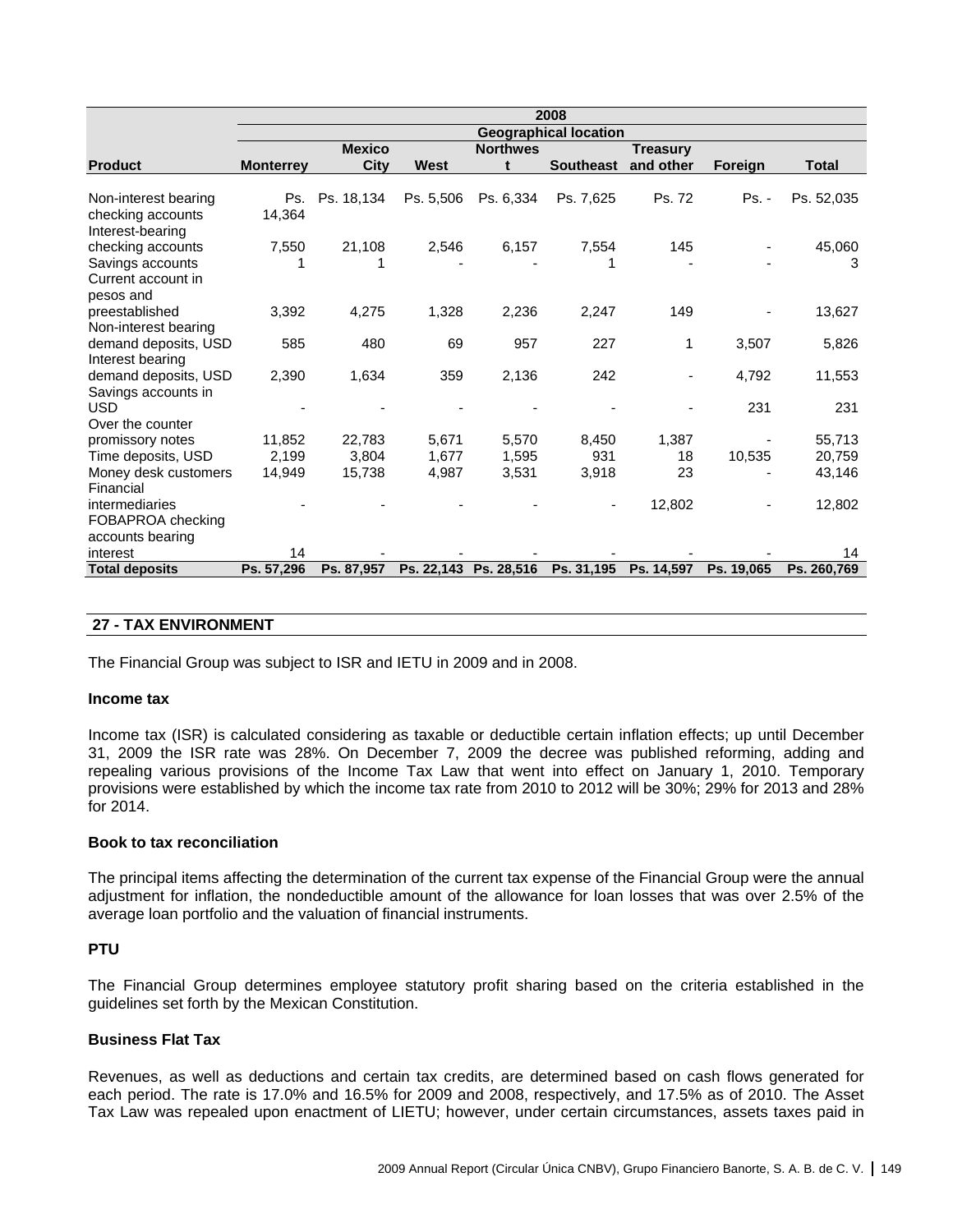| | 2008 | | | | | | | |
|---|---|---|---|---|---|---|---|---|
| | Geographical location | | | | | | | |
| Product | Monterrey | Mexico City | West | Northwest | Southeast | Treasury and other | Foreign | Total |
| Non-interest bearing checking accounts | Ps. 14,364 | Ps. 18,134 | Ps. 5,506 | Ps. 6,334 | Ps. 7,625 | Ps. 72 | Ps. - | Ps. 52,035 |
| Interest-bearing checking accounts | 7,550 | 21,108 | 2,546 | 6,157 | 7,554 | 145 | - | 45,060 |
| Savings accounts | 1 | 1 | - | - | 1 | - | - | 3 |
| Current account in pesos and preestablished | 3,392 | 4,275 | 1,328 | 2,236 | 2,247 | 149 | - | 13,627 |
| Non-interest bearing demand deposits, USD | 585 | 480 | 69 | 957 | 227 | 1 | 3,507 | 5,826 |
| Interest bearing demand deposits, USD | 2,390 | 1,634 | 359 | 2,136 | 242 | - | 4,792 | 11,553 |
| Savings accounts in USD | - | - | - | - | - | - | 231 | 231 |
| Over the counter promissory notes | 11,852 | 22,783 | 5,671 | 5,570 | 8,450 | 1,387 | - | 55,713 |
| Time deposits, USD | 2,199 | 3,804 | 1,677 | 1,595 | 931 | 18 | 10,535 | 20,759 |
| Money desk customers | 14,949 | 15,738 | 4,987 | 3,531 | 3,918 | 23 | - | 43,146 |
| Financial intermediaries | - | - | - | - | - | 12,802 | - | 12,802 |
| FOBAPROA checking accounts bearing interest | 14 | - | - | - | - | - | - | 14 |
| **Total deposits** | **Ps. 57,296** | **Ps. 87,957** | **Ps. 22,143** | **Ps. 28,516** | **Ps. 31,195** | **Ps. 14,597** | **Ps. 19,065** | **Ps. 260,769** |

## 27 - TAX ENVIRONMENT

The Financial Group was subject to ISR and IETU in 2009 and in 2008.

### Income tax

Income tax (ISR) is calculated considering as taxable or deductible certain inflation effects; up until December 31, 2009 the ISR rate was 28%. On December 7, 2009 the decree was published reforming, adding and repealing various provisions of the Income Tax Law that went into effect on January 1, 2010. Temporary provisions were established by which the income tax rate from 2010 to 2012 will be 30%; 29% for 2013 and 28% for 2014.

### Book to tax reconciliation

The principal items affecting the determination of the current tax expense of the Financial Group were the annual adjustment for inflation, the nondeductible amount of the allowance for loan losses that was over 2.5% of the average loan portfolio and the valuation of financial instruments.

### PTU

The Financial Group determines employee statutory profit sharing based on the criteria established in the guidelines set forth by the Mexican Constitution.

### Business Flat Tax

Revenues, as well as deductions and certain tax credits, are determined based on cash flows generated for each period. The rate is 17.0% and 16.5% for 2009 and 2008, respectively, and 17.5% as of 2010. The Asset Tax Law was repealed upon enactment of LIETU; however, under certain circumstances, assets taxes paid in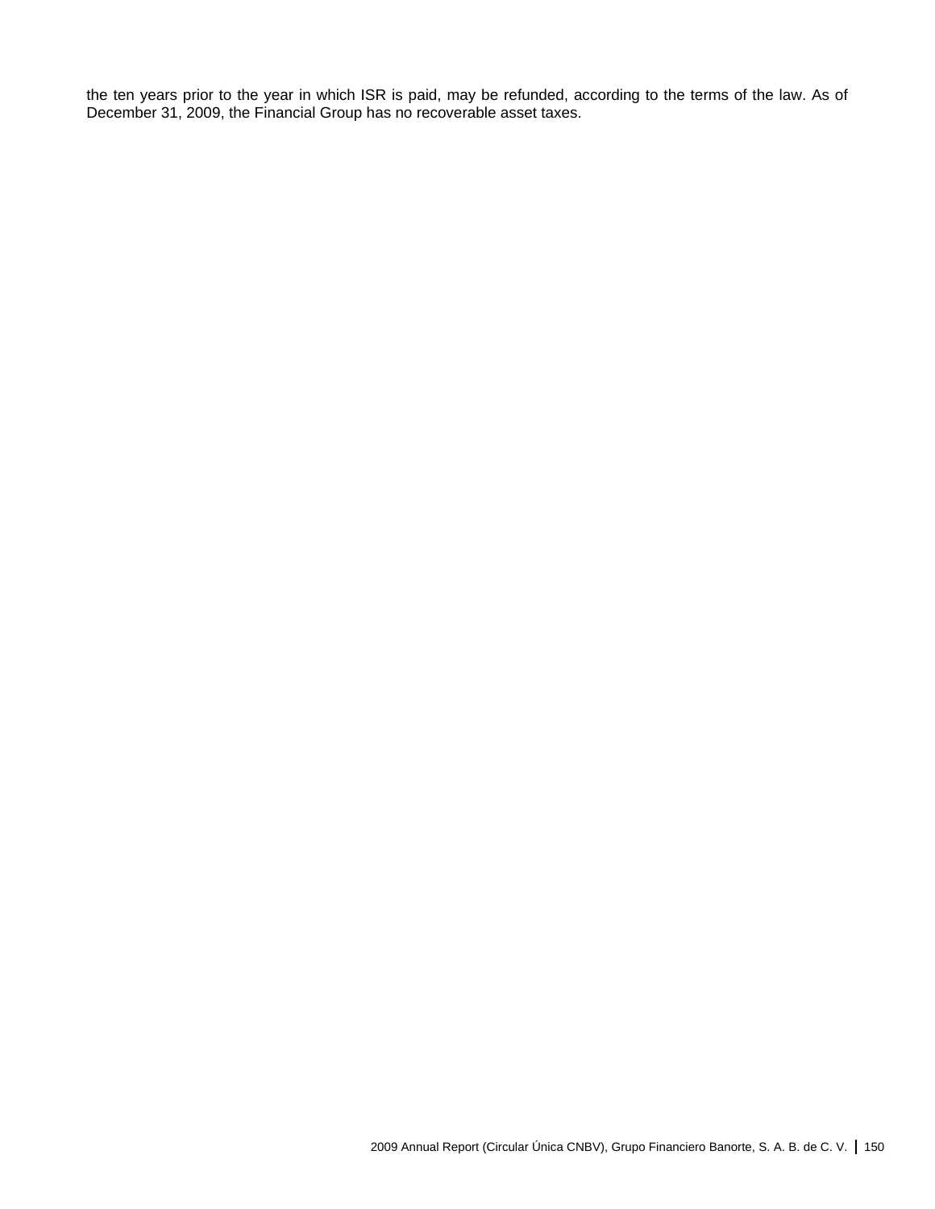the ten years prior to the year in which ISR is paid, may be refunded, according to the terms of the law. As of December 31, 2009, the Financial Group has no recoverable asset taxes.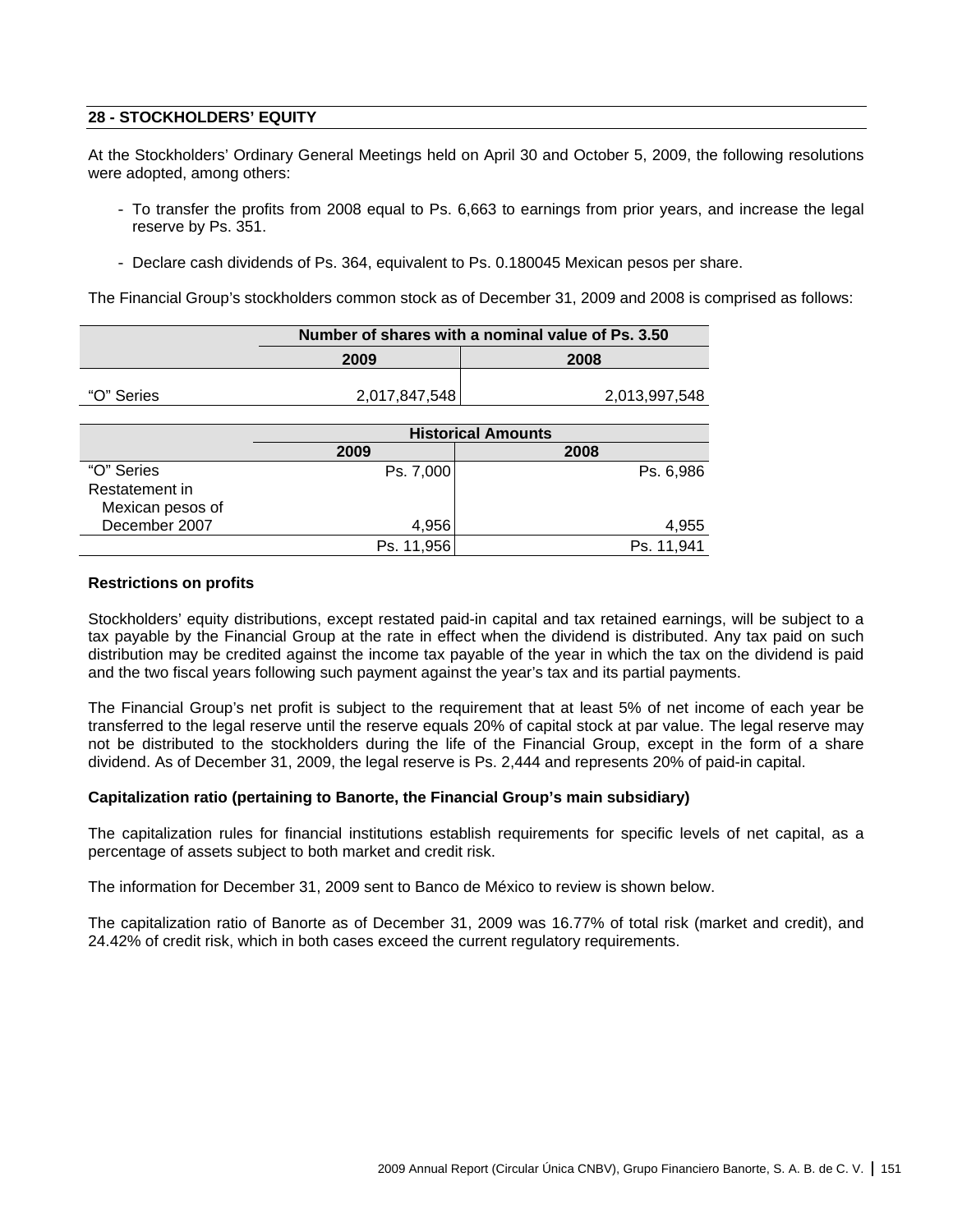## 28 - STOCKHOLDERS' EQUITY

At the Stockholders' Ordinary General Meetings held on April 30 and October 5, 2009, the following resolutions were adopted, among others:

- To transfer the profits from 2008 equal to Ps. 6,663 to earnings from prior years, and increase the legal reserve by Ps. 351.
- Declare cash dividends of Ps. 364, equivalent to Ps. 0.180045 Mexican pesos per share.

The Financial Group's stockholders common stock as of December 31, 2009 and 2008 is comprised as follows:

| | Number of shares with a nominal value of Ps. 3.50 | |
|---|---|---|
| | 2009 | 2008 |
| "O" Series | 2,017,847,548 | 2,013,997,548 |

| | Historical Amounts | |
|---|---|---|
| | 2009 | 2008 |
| "O" Series | Ps. 7,000 | Ps. 6,986 |
| Restatement in Mexican pesos of December 2007 | 4,956 | 4,955 |
| | Ps. 11,956 | Ps. 11,941 |

**Restrictions on profits**

Stockholders' equity distributions, except restated paid-in capital and tax retained earnings, will be subject to a tax payable by the Financial Group at the rate in effect when the dividend is distributed. Any tax paid on such distribution may be credited against the income tax payable of the year in which the tax on the dividend is paid and the two fiscal years following such payment against the year's tax and its partial payments.

The Financial Group's net profit is subject to the requirement that at least 5% of net income of each year be transferred to the legal reserve until the reserve equals 20% of capital stock at par value. The legal reserve may not be distributed to the stockholders during the life of the Financial Group, except in the form of a share dividend. As of December 31, 2009, the legal reserve is Ps. 2,444 and represents 20% of paid-in capital.

**Capitalization ratio (pertaining to Banorte, the Financial Group's main subsidiary)**

The capitalization rules for financial institutions establish requirements for specific levels of net capital, as a percentage of assets subject to both market and credit risk.

The information for December 31, 2009 sent to Banco de México to review is shown below.

The capitalization ratio of Banorte as of December 31, 2009 was 16.77% of total risk (market and credit), and 24.42% of credit risk, which in both cases exceed the current regulatory requirements.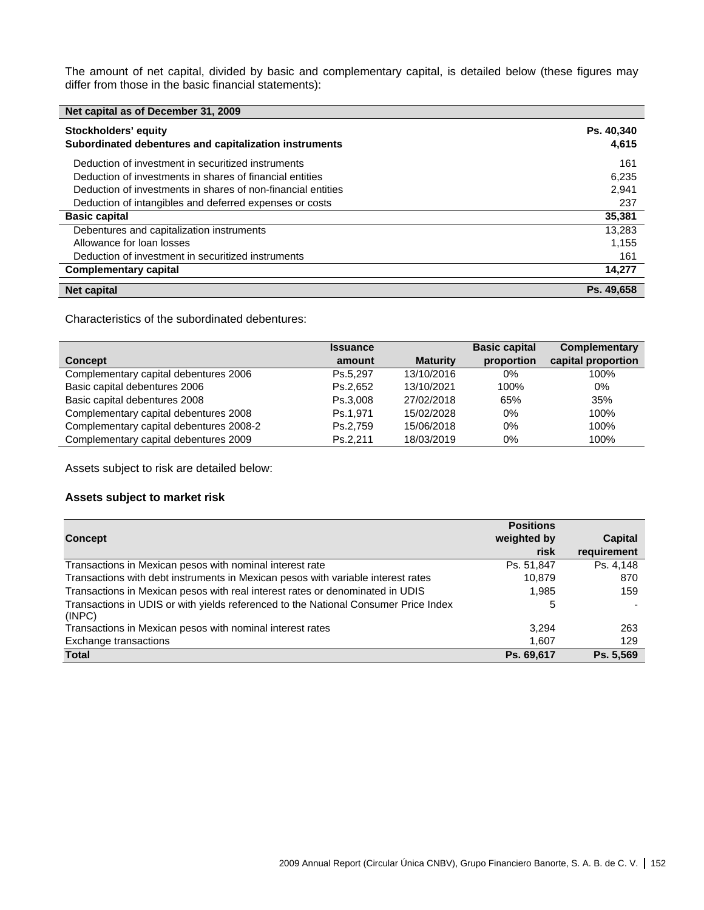The amount of net capital, divided by basic and complementary capital, is detailed below (these figures may differ from those in the basic financial statements):

| Net capital as of December 31, 2009 | |
|---|---|
| **Stockholders' equity** | **Ps. 40,340** |
| **Subordinated debentures and capitalization instruments** | **4,615** |
| Deduction of investment in securitized instruments | 161 |
| Deduction of investments in shares of financial entities | 6,235 |
| Deduction of investments in shares of non-financial entities | 2,941 |
| Deduction of intangibles and deferred expenses or costs | 237 |
| **Basic capital** | **35,381** |
| Debentures and capitalization instruments | 13,283 |
| Allowance for loan losses | 1,155 |
| Deduction of investment in securitized instruments | 161 |
| **Complementary capital** | **14,277** |
| **Net capital** | **Ps. 49,658** |

Characteristics of the subordinated debentures:

| Concept | Issuance amount | Maturity | Basic capital proportion | Complementary capital proportion |
|---|---|---|---|---|
| Complementary capital debentures 2006 | Ps.5,297 | 13/10/2016 | 0% | 100% |
| Basic capital debentures 2006 | Ps.2,652 | 13/10/2021 | 100% | 0% |
| Basic capital debentures 2008 | Ps.3,008 | 27/02/2018 | 65% | 35% |
| Complementary capital debentures 2008 | Ps.1,971 | 15/02/2028 | 0% | 100% |
| Complementary capital debentures 2008-2 | Ps.2,759 | 15/06/2018 | 0% | 100% |
| Complementary capital debentures 2009 | Ps.2,211 | 18/03/2019 | 0% | 100% |

Assets subject to risk are detailed below:

**Assets subject to market risk**

| Concept | Positions weighted by risk | Capital requirement |
|---|---|---|
| Transactions in Mexican pesos with nominal interest rate | Ps. 51,847 | Ps. 4,148 |
| Transactions with debt instruments in Mexican pesos with variable interest rates | 10,879 | 870 |
| Transactions in Mexican pesos with real interest rates or denominated in UDIS | 1,985 | 159 |
| Transactions in UDIS or with yields referenced to the National Consumer Price Index (INPC) | 5 | - |
| Transactions in Mexican pesos with nominal interest rates | 3,294 | 263 |
| Exchange transactions | 1,607 | 129 |
| **Total** | **Ps. 69,617** | **Ps. 5,569** |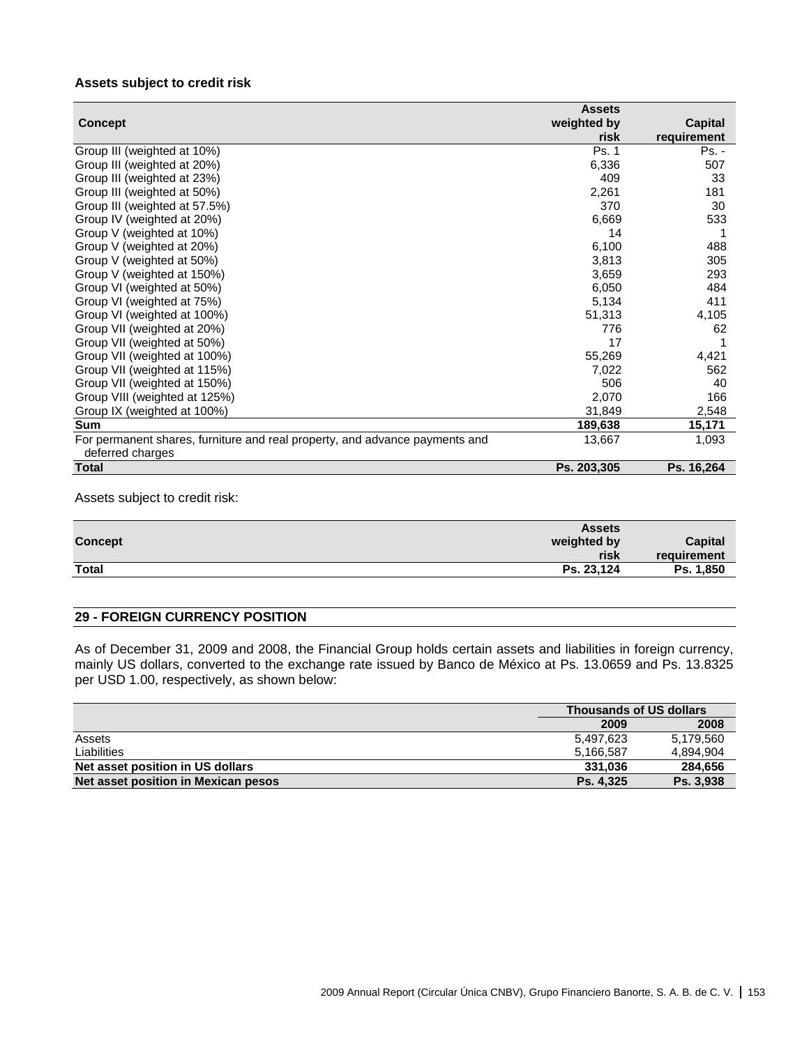**Assets subject to credit risk**

| Concept | Assets weighted by risk | Capital requirement |
|---|---|---|
| Group III (weighted at 10%) | Ps. 1 | Ps. - |
| Group III (weighted at 20%) | 6,336 | 507 |
| Group III (weighted at 23%) | 409 | 33 |
| Group III (weighted at 50%) | 2,261 | 181 |
| Group III (weighted at 57.5%) | 370 | 30 |
| Group IV (weighted at 20%) | 6,669 | 533 |
| Group V (weighted at 10%) | 14 | 1 |
| Group V (weighted at 20%) | 6,100 | 488 |
| Group V (weighted at 50%) | 3,813 | 305 |
| Group V (weighted at 150%) | 3,659 | 293 |
| Group VI (weighted at 50%) | 6,050 | 484 |
| Group VI (weighted at 75%) | 5,134 | 411 |
| Group VI (weighted at 100%) | 51,313 | 4,105 |
| Group VII (weighted at 20%) | 776 | 62 |
| Group VII (weighted at 50%) | 17 | 1 |
| Group VII (weighted at 100%) | 55,269 | 4,421 |
| Group VII (weighted at 115%) | 7,022 | 562 |
| Group VII (weighted at 150%) | 506 | 40 |
| Group VIII (weighted at 125%) | 2,070 | 166 |
| Group IX (weighted at 100%) | 31,849 | 2,548 |
| **Sum** | **189,638** | **15,171** |
| For permanent shares, furniture and real property, and advance payments and deferred charges | 13,667 | 1,093 |
| **Total** | **Ps. 203,305** | **Ps. 16,264** |

Assets subject to credit risk:

| Concept | Assets weighted by risk | Capital requirement |
|---|---|---|
| **Total** | **Ps. 23,124** | **Ps. 1,850** |

## 29 - FOREIGN CURRENCY POSITION

As of December 31, 2009 and 2008, the Financial Group holds certain assets and liabilities in foreign currency, mainly US dollars, converted to the exchange rate issued by Banco de México at Ps. 13.0659 and Ps. 13.8325 per USD 1.00, respectively, as shown below:

| | Thousands of US dollars | |
|---|---|---|
| | 2009 | 2008 |
| Assets | 5,497,623 | 5,179,560 |
| Liabilities | 5,166,587 | 4,894,904 |
| **Net asset position in US dollars** | **331,036** | **284,656** |
| **Net asset position in Mexican pesos** | **Ps. 4,325** | **Ps. 3,938** |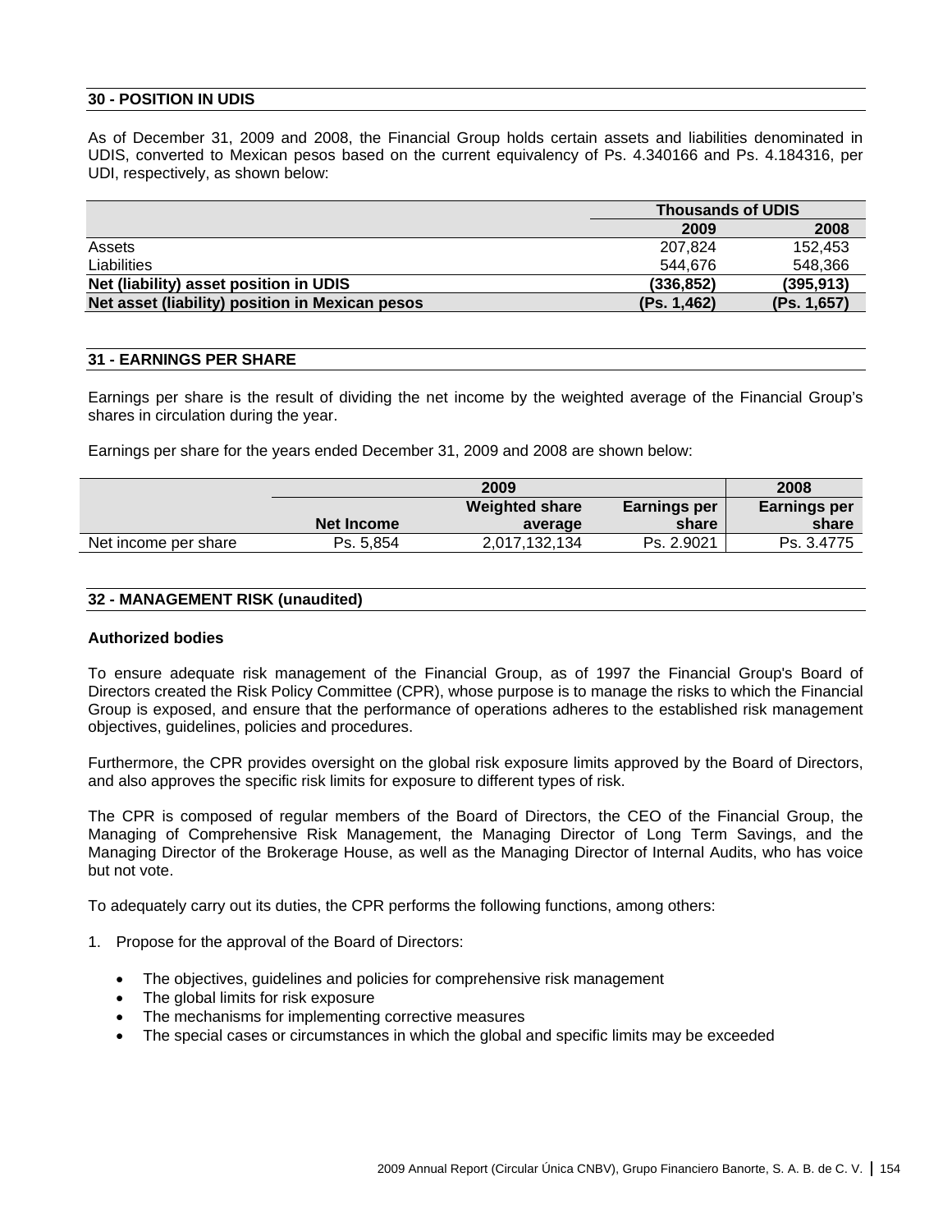## 30 - POSITION IN UDIS

As of December 31, 2009 and 2008, the Financial Group holds certain assets and liabilities denominated in UDIS, converted to Mexican pesos based on the current equivalency of Ps. 4.340166 and Ps. 4.184316, per UDI, respectively, as shown below:

| | Thousands of UDIS | |
|---|---|---|
| | **2009** | **2008** |
| Assets | 207,824 | 152,453 |
| Liabilities | 544,676 | 548,366 |
| **Net (liability) asset position in UDIS** | **(336,852)** | **(395,913)** |
| **Net asset (liability) position in Mexican pesos** | **(Ps. 1,462)** | **(Ps. 1,657)** |

## 31 - EARNINGS PER SHARE

Earnings per share is the result of dividing the net income by the weighted average of the Financial Group's shares in circulation during the year.

Earnings per share for the years ended December 31, 2009 and 2008 are shown below:

| | 2009 | | | 2008 |
|---|---|---|---|---|
| | **Net Income** | **Weighted share average** | **Earnings per share** | **Earnings per share** |
| Net income per share | Ps. 5,854 | 2,017,132,134 | Ps. 2.9021 | Ps. 3.4775 |

## 32 - MANAGEMENT RISK (unaudited)

### Authorized bodies

To ensure adequate risk management of the Financial Group, as of 1997 the Financial Group's Board of Directors created the Risk Policy Committee (CPR), whose purpose is to manage the risks to which the Financial Group is exposed, and ensure that the performance of operations adheres to the established risk management objectives, guidelines, policies and procedures.

Furthermore, the CPR provides oversight on the global risk exposure limits approved by the Board of Directors, and also approves the specific risk limits for exposure to different types of risk.

The CPR is composed of regular members of the Board of Directors, the CEO of the Financial Group, the Managing of Comprehensive Risk Management, the Managing Director of Long Term Savings, and the Managing Director of the Brokerage House, as well as the Managing Director of Internal Audits, who has voice but not vote.

To adequately carry out its duties, the CPR performs the following functions, among others:

1. Propose for the approval of the Board of Directors:

   - The objectives, guidelines and policies for comprehensive risk management
   - The global limits for risk exposure
   - The mechanisms for implementing corrective measures
   - The special cases or circumstances in which the global and specific limits may be exceeded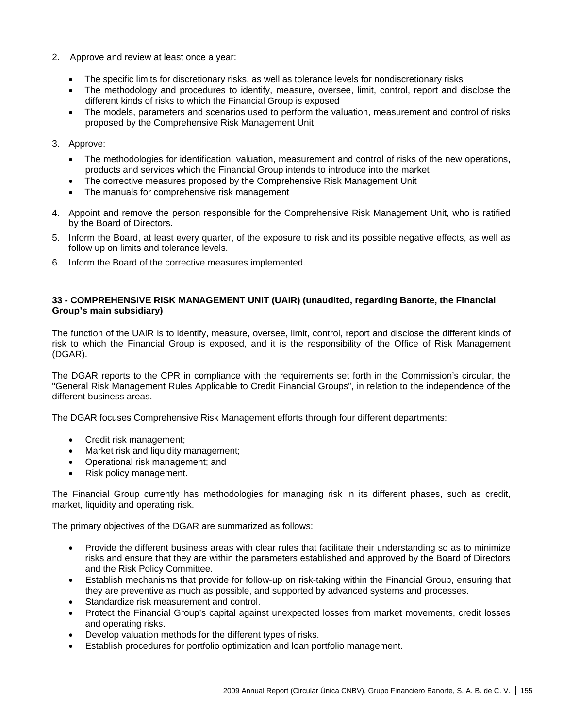2. Approve and review at least once a year:

   - The specific limits for discretionary risks, as well as tolerance levels for nondiscretionary risks
   - The methodology and procedures to identify, measure, oversee, limit, control, report and disclose the different kinds of risks to which the Financial Group is exposed
   - The models, parameters and scenarios used to perform the valuation, measurement and control of risks proposed by the Comprehensive Risk Management Unit

3. Approve:

   - The methodologies for identification, valuation, measurement and control of risks of the new operations, products and services which the Financial Group intends to introduce into the market
   - The corrective measures proposed by the Comprehensive Risk Management Unit
   - The manuals for comprehensive risk management

4. Appoint and remove the person responsible for the Comprehensive Risk Management Unit, who is ratified by the Board of Directors.
5. Inform the Board, at least every quarter, of the exposure to risk and its possible negative effects, as well as follow up on limits and tolerance levels.
6. Inform the Board of the corrective measures implemented.

## 33 - COMPREHENSIVE RISK MANAGEMENT UNIT (UAIR) (unaudited, regarding Banorte, the Financial Group's main subsidiary)

The function of the UAIR is to identify, measure, oversee, limit, control, report and disclose the different kinds of risk to which the Financial Group is exposed, and it is the responsibility of the Office of Risk Management (DGAR).

The DGAR reports to the CPR in compliance with the requirements set forth in the Commission's circular, the "General Risk Management Rules Applicable to Credit Financial Groups", in relation to the independence of the different business areas.

The DGAR focuses Comprehensive Risk Management efforts through four different departments:

- Credit risk management;
- Market risk and liquidity management;
- Operational risk management; and
- Risk policy management.

The Financial Group currently has methodologies for managing risk in its different phases, such as credit, market, liquidity and operating risk.

The primary objectives of the DGAR are summarized as follows:

- Provide the different business areas with clear rules that facilitate their understanding so as to minimize risks and ensure that they are within the parameters established and approved by the Board of Directors and the Risk Policy Committee.
- Establish mechanisms that provide for follow-up on risk-taking within the Financial Group, ensuring that they are preventive as much as possible, and supported by advanced systems and processes.
- Standardize risk measurement and control.
- Protect the Financial Group's capital against unexpected losses from market movements, credit losses and operating risks.
- Develop valuation methods for the different types of risks.
- Establish procedures for portfolio optimization and loan portfolio management.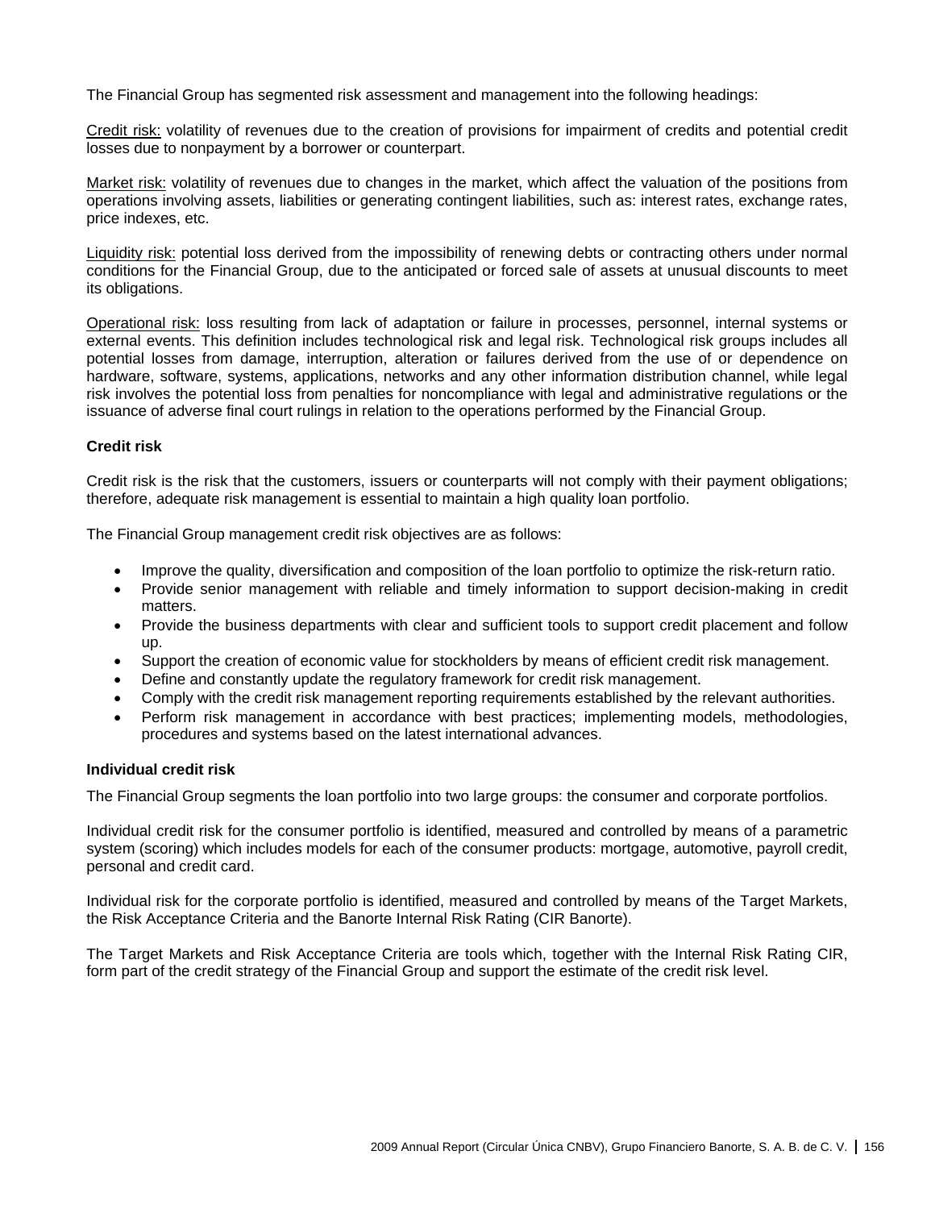The Financial Group has segmented risk assessment and management into the following headings:

Credit risk: volatility of revenues due to the creation of provisions for impairment of credits and potential credit losses due to nonpayment by a borrower or counterpart.

Market risk: volatility of revenues due to changes in the market, which affect the valuation of the positions from operations involving assets, liabilities or generating contingent liabilities, such as: interest rates, exchange rates, price indexes, etc.

Liquidity risk: potential loss derived from the impossibility of renewing debts or contracting others under normal conditions for the Financial Group, due to the anticipated or forced sale of assets at unusual discounts to meet its obligations.

Operational risk: loss resulting from lack of adaptation or failure in processes, personnel, internal systems or external events. This definition includes technological risk and legal risk. Technological risk groups includes all potential losses from damage, interruption, alteration or failures derived from the use of or dependence on hardware, software, systems, applications, networks and any other information distribution channel, while legal risk involves the potential loss from penalties for noncompliance with legal and administrative regulations or the issuance of adverse final court rulings in relation to the operations performed by the Financial Group.

**Credit risk**

Credit risk is the risk that the customers, issuers or counterparts will not comply with their payment obligations; therefore, adequate risk management is essential to maintain a high quality loan portfolio.

The Financial Group management credit risk objectives are as follows:

- Improve the quality, diversification and composition of the loan portfolio to optimize the risk-return ratio.
- Provide senior management with reliable and timely information to support decision-making in credit matters.
- Provide the business departments with clear and sufficient tools to support credit placement and follow up.
- Support the creation of economic value for stockholders by means of efficient credit risk management.
- Define and constantly update the regulatory framework for credit risk management.
- Comply with the credit risk management reporting requirements established by the relevant authorities.
- Perform risk management in accordance with best practices; implementing models, methodologies, procedures and systems based on the latest international advances.

**Individual credit risk**

The Financial Group segments the loan portfolio into two large groups: the consumer and corporate portfolios.

Individual credit risk for the consumer portfolio is identified, measured and controlled by means of a parametric system (scoring) which includes models for each of the consumer products: mortgage, automotive, payroll credit, personal and credit card.

Individual risk for the corporate portfolio is identified, measured and controlled by means of the Target Markets, the Risk Acceptance Criteria and the Banorte Internal Risk Rating (CIR Banorte).

The Target Markets and Risk Acceptance Criteria are tools which, together with the Internal Risk Rating CIR, form part of the credit strategy of the Financial Group and support the estimate of the credit risk level.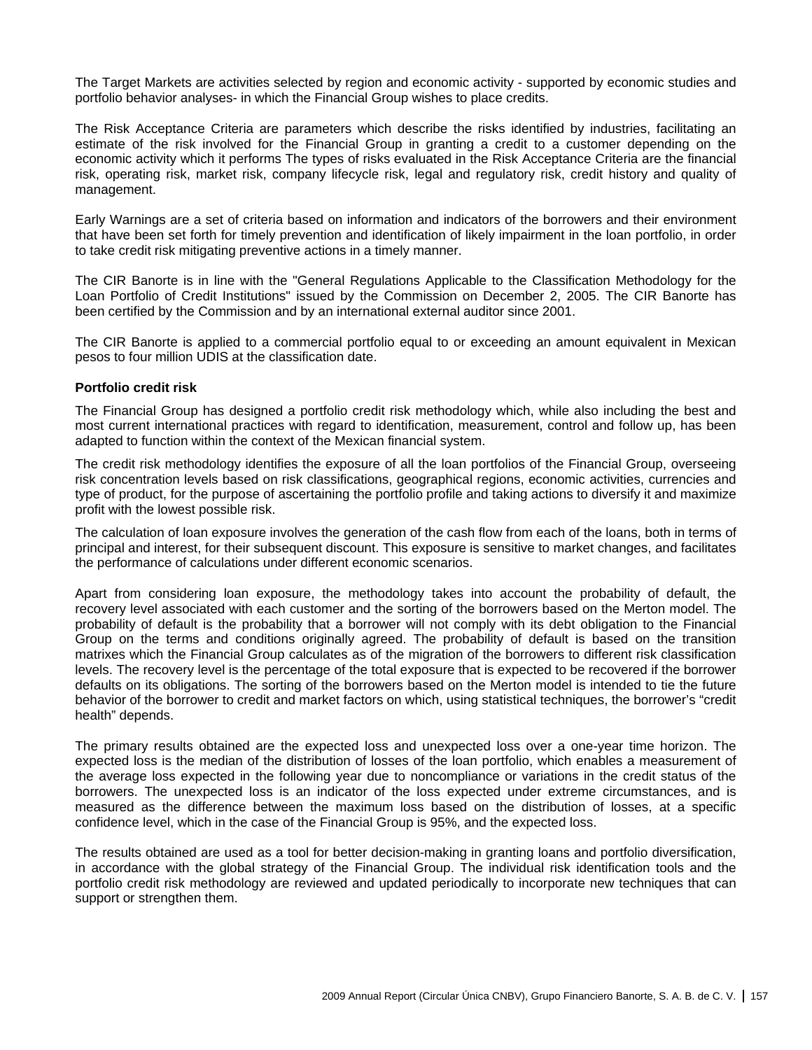The Target Markets are activities selected by region and economic activity - supported by economic studies and portfolio behavior analyses- in which the Financial Group wishes to place credits.

The Risk Acceptance Criteria are parameters which describe the risks identified by industries, facilitating an estimate of the risk involved for the Financial Group in granting a credit to a customer depending on the economic activity which it performs The types of risks evaluated in the Risk Acceptance Criteria are the financial risk, operating risk, market risk, company lifecycle risk, legal and regulatory risk, credit history and quality of management.

Early Warnings are a set of criteria based on information and indicators of the borrowers and their environment that have been set forth for timely prevention and identification of likely impairment in the loan portfolio, in order to take credit risk mitigating preventive actions in a timely manner.

The CIR Banorte is in line with the "General Regulations Applicable to the Classification Methodology for the Loan Portfolio of Credit Institutions" issued by the Commission on December 2, 2005. The CIR Banorte has been certified by the Commission and by an international external auditor since 2001.

The CIR Banorte is applied to a commercial portfolio equal to or exceeding an amount equivalent in Mexican pesos to four million UDIS at the classification date.

**Portfolio credit risk**

The Financial Group has designed a portfolio credit risk methodology which, while also including the best and most current international practices with regard to identification, measurement, control and follow up, has been adapted to function within the context of the Mexican financial system.

The credit risk methodology identifies the exposure of all the loan portfolios of the Financial Group, overseeing risk concentration levels based on risk classifications, geographical regions, economic activities, currencies and type of product, for the purpose of ascertaining the portfolio profile and taking actions to diversify it and maximize profit with the lowest possible risk.

The calculation of loan exposure involves the generation of the cash flow from each of the loans, both in terms of principal and interest, for their subsequent discount. This exposure is sensitive to market changes, and facilitates the performance of calculations under different economic scenarios.

Apart from considering loan exposure, the methodology takes into account the probability of default, the recovery level associated with each customer and the sorting of the borrowers based on the Merton model. The probability of default is the probability that a borrower will not comply with its debt obligation to the Financial Group on the terms and conditions originally agreed. The probability of default is based on the transition matrixes which the Financial Group calculates as of the migration of the borrowers to different risk classification levels. The recovery level is the percentage of the total exposure that is expected to be recovered if the borrower defaults on its obligations. The sorting of the borrowers based on the Merton model is intended to tie the future behavior of the borrower to credit and market factors on which, using statistical techniques, the borrower's "credit health" depends.

The primary results obtained are the expected loss and unexpected loss over a one-year time horizon. The expected loss is the median of the distribution of losses of the loan portfolio, which enables a measurement of the average loss expected in the following year due to noncompliance or variations in the credit status of the borrowers. The unexpected loss is an indicator of the loss expected under extreme circumstances, and is measured as the difference between the maximum loss based on the distribution of losses, at a specific confidence level, which in the case of the Financial Group is 95%, and the expected loss.

The results obtained are used as a tool for better decision-making in granting loans and portfolio diversification, in accordance with the global strategy of the Financial Group. The individual risk identification tools and the portfolio credit risk methodology are reviewed and updated periodically to incorporate new techniques that can support or strengthen them.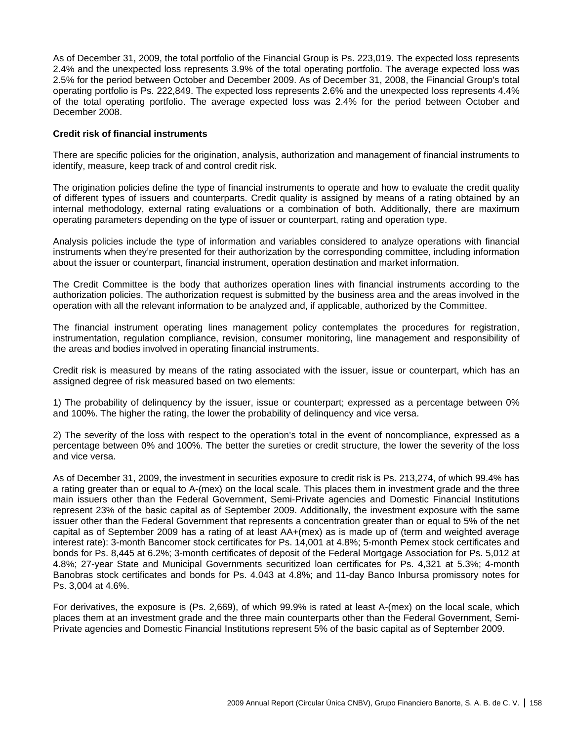As of December 31, 2009, the total portfolio of the Financial Group is Ps. 223,019. The expected loss represents 2.4% and the unexpected loss represents 3.9% of the total operating portfolio. The average expected loss was 2.5% for the period between October and December 2009. As of December 31, 2008, the Financial Group's total operating portfolio is Ps. 222,849. The expected loss represents 2.6% and the unexpected loss represents 4.4% of the total operating portfolio. The average expected loss was 2.4% for the period between October and December 2008.

**Credit risk of financial instruments**

There are specific policies for the origination, analysis, authorization and management of financial instruments to identify, measure, keep track of and control credit risk.

The origination policies define the type of financial instruments to operate and how to evaluate the credit quality of different types of issuers and counterparts. Credit quality is assigned by means of a rating obtained by an internal methodology, external rating evaluations or a combination of both. Additionally, there are maximum operating parameters depending on the type of issuer or counterpart, rating and operation type.

Analysis policies include the type of information and variables considered to analyze operations with financial instruments when they're presented for their authorization by the corresponding committee, including information about the issuer or counterpart, financial instrument, operation destination and market information.

The Credit Committee is the body that authorizes operation lines with financial instruments according to the authorization policies. The authorization request is submitted by the business area and the areas involved in the operation with all the relevant information to be analyzed and, if applicable, authorized by the Committee.

The financial instrument operating lines management policy contemplates the procedures for registration, instrumentation, regulation compliance, revision, consumer monitoring, line management and responsibility of the areas and bodies involved in operating financial instruments.

Credit risk is measured by means of the rating associated with the issuer, issue or counterpart, which has an assigned degree of risk measured based on two elements:

1) The probability of delinquency by the issuer, issue or counterpart; expressed as a percentage between 0% and 100%. The higher the rating, the lower the probability of delinquency and vice versa.

2) The severity of the loss with respect to the operation's total in the event of noncompliance, expressed as a percentage between 0% and 100%. The better the sureties or credit structure, the lower the severity of the loss and vice versa.

As of December 31, 2009, the investment in securities exposure to credit risk is Ps. 213,274, of which 99.4% has a rating greater than or equal to A-(mex) on the local scale. This places them in investment grade and the three main issuers other than the Federal Government, Semi-Private agencies and Domestic Financial Institutions represent 23% of the basic capital as of September 2009. Additionally, the investment exposure with the same issuer other than the Federal Government that represents a concentration greater than or equal to 5% of the net capital as of September 2009 has a rating of at least AA+(mex) as is made up of (term and weighted average interest rate): 3-month Bancomer stock certificates for Ps. 14,001 at 4.8%; 5-month Pemex stock certificates and bonds for Ps. 8,445 at 6.2%; 3-month certificates of deposit of the Federal Mortgage Association for Ps. 5,012 at 4.8%; 27-year State and Municipal Governments securitized loan certificates for Ps. 4,321 at 5.3%; 4-month Banobras stock certificates and bonds for Ps. 4.043 at 4.8%; and 11-day Banco Inbursa promissory notes for Ps. 3,004 at 4.6%.

For derivatives, the exposure is (Ps. 2,669), of which 99.9% is rated at least A-(mex) on the local scale, which places them at an investment grade and the three main counterparts other than the Federal Government, Semi-Private agencies and Domestic Financial Institutions represent 5% of the basic capital as of September 2009.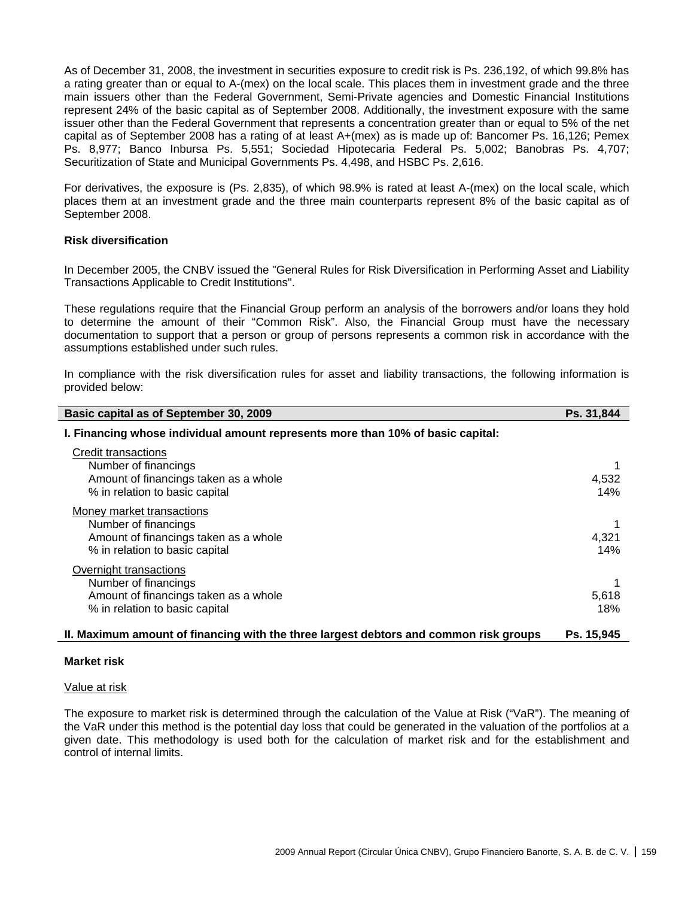As of December 31, 2008, the investment in securities exposure to credit risk is Ps. 236,192, of which 99.8% has a rating greater than or equal to A-(mex) on the local scale. This places them in investment grade and the three main issuers other than the Federal Government, Semi-Private agencies and Domestic Financial Institutions represent 24% of the basic capital as of September 2008. Additionally, the investment exposure with the same issuer other than the Federal Government that represents a concentration greater than or equal to 5% of the net capital as of September 2008 has a rating of at least A+(mex) as is made up of: Bancomer Ps. 16,126; Pemex Ps. 8,977; Banco Inbursa Ps. 5,551; Sociedad Hipotecaria Federal Ps. 5,002; Banobras Ps. 4,707; Securitization of State and Municipal Governments Ps. 4,498, and HSBC Ps. 2,616.

For derivatives, the exposure is (Ps. 2,835), of which 98.9% is rated at least A-(mex) on the local scale, which places them at an investment grade and the three main counterparts represent 8% of the basic capital as of September 2008.

**Risk diversification**

In December 2005, the CNBV issued the "General Rules for Risk Diversification in Performing Asset and Liability Transactions Applicable to Credit Institutions".

These regulations require that the Financial Group perform an analysis of the borrowers and/or loans they hold to determine the amount of their "Common Risk". Also, the Financial Group must have the necessary documentation to support that a person or group of persons represents a common risk in accordance with the assumptions established under such rules.

In compliance with the risk diversification rules for asset and liability transactions, the following information is provided below:

| **Basic capital as of September 30, 2009** | **Ps. 31,844** |
|---|---|
| **I. Financing whose individual amount represents more than 10% of basic capital:** | |
| Credit transactions | |
| Number of financings | 1 |
| Amount of financings taken as a whole | 4,532 |
| % in relation to basic capital | 14% |
| Money market transactions | |
| Number of financings | 1 |
| Amount of financings taken as a whole | 4,321 |
| % in relation to basic capital | 14% |
| Overnight transactions | |
| Number of financings | 1 |
| Amount of financings taken as a whole | 5,618 |
| % in relation to basic capital | 18% |
| **II. Maximum amount of financing with the three largest debtors and common risk groups** | **Ps. 15,945** |

**Market risk**

Value at risk

The exposure to market risk is determined through the calculation of the Value at Risk ("VaR"). The meaning of the VaR under this methodology is the potential day loss that could be generated in the valuation of the portfolios at a given date. This methodology is used both for the calculation of market risk and for the establishment and control of internal limits.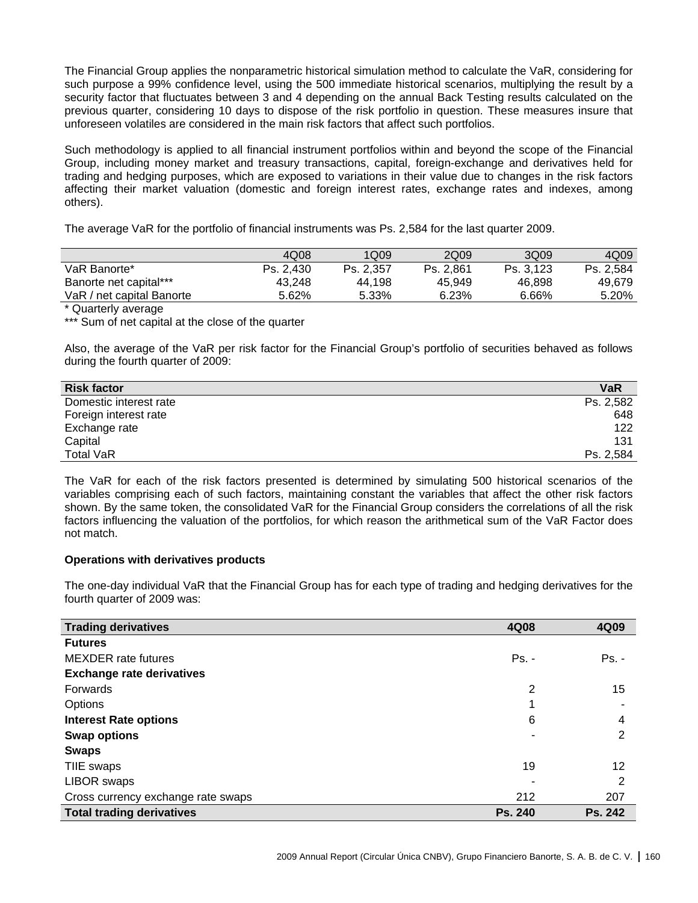The Financial Group applies the nonparametric historical simulation method to calculate the VaR, considering for such purpose a 99% confidence level, using the 500 immediate historical scenarios, multiplying the result by a security factor that fluctuates between 3 and 4 depending on the annual Back Testing results calculated on the previous quarter, considering 10 days to dispose of the risk portfolio in question. These measures insure that unforeseen volatiles are considered in the main risk factors that affect such portfolios.

Such methodology is applied to all financial instrument portfolios within and beyond the scope of the Financial Group, including money market and treasury transactions, capital, foreign-exchange and derivatives held for trading and hedging purposes, which are exposed to variations in their value due to changes in the risk factors affecting their market valuation (domestic and foreign interest rates, exchange rates and indexes, among others).

The average VaR for the portfolio of financial instruments was Ps. 2,584 for the last quarter 2009.

| | 4Q08 | 1Q09 | 2Q09 | 3Q09 | 4Q09 |
|---|---|---|---|---|---|
| VaR Banorte* | Ps. 2,430 | Ps. 2,357 | Ps. 2,861 | Ps. 3,123 | Ps. 2,584 |
| Banorte net capital*** | 43,248 | 44,198 | 45,949 | 46,898 | 49,679 |
| VaR / net capital Banorte | 5.62% | 5.33% | 6.23% | 6.66% | 5.20% |

\* Quarterly average

*** Sum of net capital at the close of the quarter

Also, the average of the VaR per risk factor for the Financial Group's portfolio of securities behaved as follows during the fourth quarter of 2009:

| Risk factor | VaR |
|---|---|
| Domestic interest rate | Ps. 2,582 |
| Foreign interest rate | 648 |
| Exchange rate | 122 |
| Capital | 131 |
| Total VaR | Ps. 2,584 |

The VaR for each of the risk factors presented is determined by simulating 500 historical scenarios of the variables comprising each of such factors, maintaining constant the variables that affect the other risk factors shown. By the same token, the consolidated VaR for the Financial Group considers the correlations of all the risk factors influencing the valuation of the portfolios, for which reason the arithmetical sum of the VaR Factor does not match.

**Operations with derivatives products**

The one-day individual VaR that the Financial Group has for each type of trading and hedging derivatives for the fourth quarter of 2009 was:

| Trading derivatives | 4Q08 | 4Q09 |
|---|---|---|
| **Futures** | | |
| MEXDER rate futures | Ps. - | Ps. - |
| **Exchange rate derivatives** | | |
| Forwards | 2 | 15 |
| Options | 1 | - |
| **Interest Rate options** | 6 | 4 |
| **Swap options** | - | 2 |
| **Swaps** | | |
| TIIE swaps | 19 | 12 |
| LIBOR swaps | - | 2 |
| Cross currency exchange rate swaps | 212 | 207 |
| **Total trading derivatives** | **Ps. 240** | **Ps. 242** |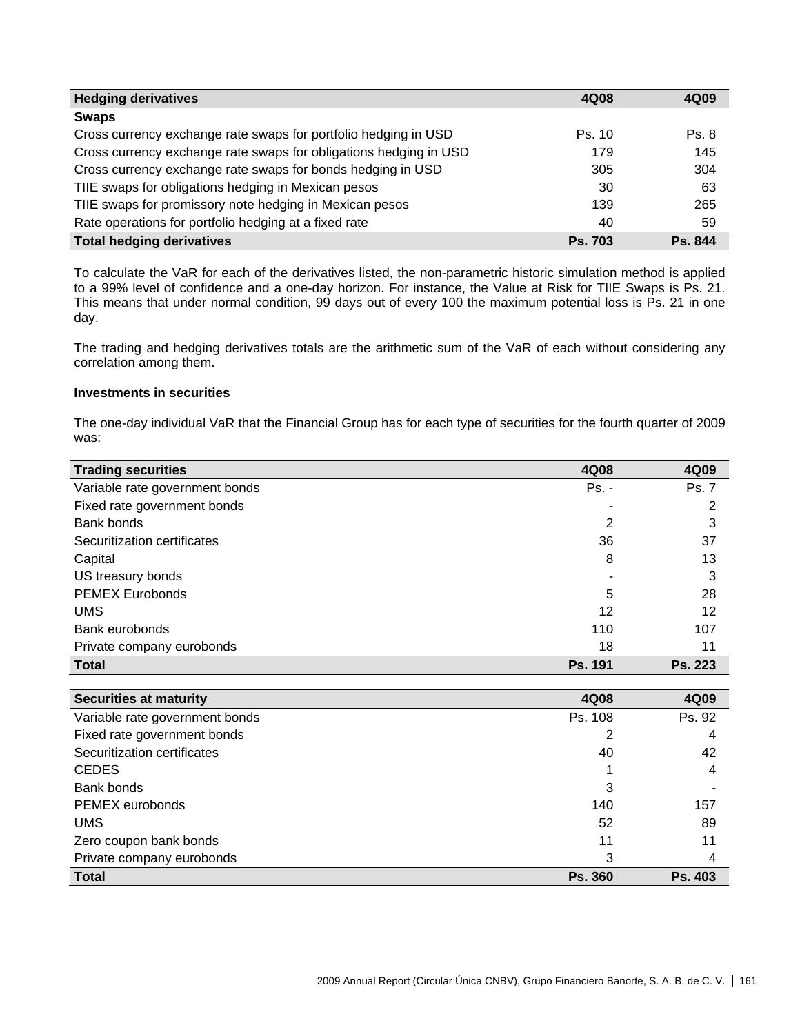| Hedging derivatives | 4Q08 | 4Q09 |
|---|---|---|
| **Swaps** | | |
| Cross currency exchange rate swaps for portfolio hedging in USD | Ps. 10 | Ps. 8 |
| Cross currency exchange rate swaps for obligations hedging in USD | 179 | 145 |
| Cross currency exchange rate swaps for bonds hedging in USD | 305 | 304 |
| TIIE swaps for obligations hedging in Mexican pesos | 30 | 63 |
| TIIE swaps for promissory note hedging in Mexican pesos | 139 | 265 |
| Rate operations for portfolio hedging at a fixed rate | 40 | 59 |
| **Total hedging derivatives** | **Ps. 703** | **Ps. 844** |

To calculate the VaR for each of the derivatives listed, the non-parametric historic simulation method is applied to a 99% level of confidence and a one-day horizon. For instance, the Value at Risk for TIIE Swaps is Ps. 21. This means that under normal condition, 99 days out of every 100 the maximum potential loss is Ps. 21 in one day.

The trading and hedging derivatives totals are the arithmetic sum of the VaR of each without considering any correlation among them.

**Investments in securities**

The one-day individual VaR that the Financial Group has for each type of securities for the fourth quarter of 2009 was:

| Trading securities | 4Q08 | 4Q09 |
|---|---|---|
| Variable rate government bonds | Ps. - | Ps. 7 |
| Fixed rate government bonds | - | 2 |
| Bank bonds | 2 | 3 |
| Securitization certificates | 36 | 37 |
| Capital | 8 | 13 |
| US treasury bonds | - | 3 |
| PEMEX Eurobonds | 5 | 28 |
| UMS | 12 | 12 |
| Bank eurobonds | 110 | 107 |
| Private company eurobonds | 18 | 11 |
| **Total** | **Ps. 191** | **Ps. 223** |

| Securities at maturity | 4Q08 | 4Q09 |
|---|---|---|
| Variable rate government bonds | Ps. 108 | Ps. 92 |
| Fixed rate government bonds | 2 | 4 |
| Securitization certificates | 40 | 42 |
| CEDES | 1 | 4 |
| Bank bonds | 3 | - |
| PEMEX eurobonds | 140 | 157 |
| UMS | 52 | 89 |
| Zero coupon bank bonds | 11 | 11 |
| Private company eurobonds | 3 | 4 |
| **Total** | **Ps. 360** | **Ps. 403** |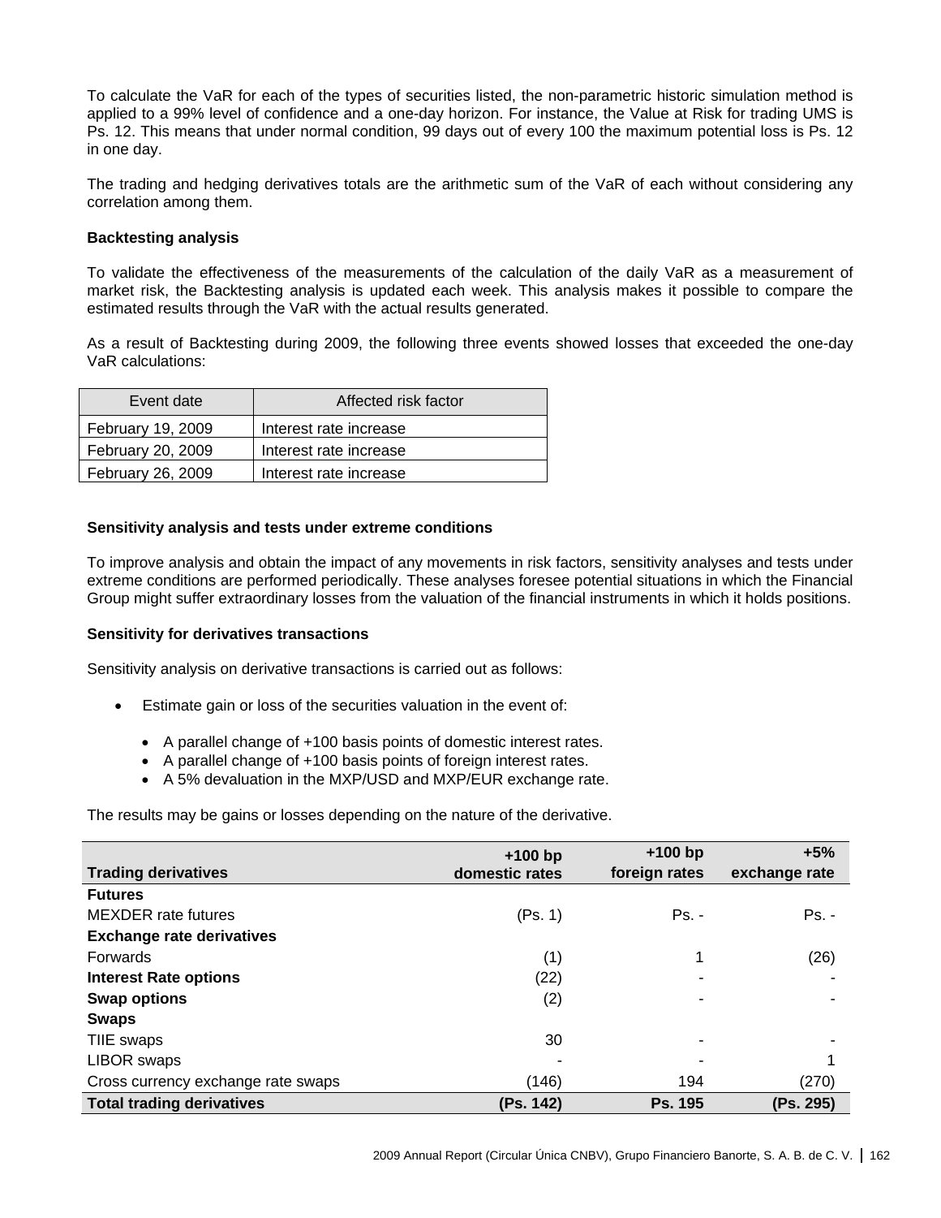To calculate the VaR for each of the types of securities listed, the non-parametric historic simulation method is applied to a 99% level of confidence and a one-day horizon. For instance, the Value at Risk for trading UMS is Ps. 12. This means that under normal condition, 99 days out of every 100 the maximum potential loss is Ps. 12 in one day.

The trading and hedging derivatives totals are the arithmetic sum of the VaR of each without considering any correlation among them.

**Backtesting analysis**

To validate the effectiveness of the measurements of the calculation of the daily VaR as a measurement of market risk, the Backtesting analysis is updated each week. This analysis makes it possible to compare the estimated results through the VaR with the actual results generated.

As a result of Backtesting during 2009, the following three events showed losses that exceeded the one-day VaR calculations:

| Event date | Affected risk factor |
|---|---|
| February 19, 2009 | Interest rate increase |
| February 20, 2009 | Interest rate increase |
| February 26, 2009 | Interest rate increase |

**Sensitivity analysis and tests under extreme conditions**

To improve analysis and obtain the impact of any movements in risk factors, sensitivity analyses and tests under extreme conditions are performed periodically. These analyses foresee potential situations in which the Financial Group might suffer extraordinary losses from the valuation of the financial instruments in which it holds positions.

**Sensitivity for derivatives transactions**

Sensitivity analysis on derivative transactions is carried out as follows:

- Estimate gain or loss of the securities valuation in the event of:
  - A parallel change of +100 basis points of domestic interest rates.
  - A parallel change of +100 basis points of foreign interest rates.
  - A 5% devaluation in the MXP/USD and MXP/EUR exchange rate.

The results may be gains or losses depending on the nature of the derivative.

| Trading derivatives | +100 bp domestic rates | +100 bp foreign rates | +5% exchange rate |
|---|---|---|---|
| **Futures** | | | |
| MEXDER rate futures | (Ps. 1) | Ps. - | Ps. - |
| **Exchange rate derivatives** | | | |
| Forwards | (1) | 1 | (26) |
| **Interest Rate options** | (22) | - | - |
| **Swap options** | (2) | - | - |
| **Swaps** | | | |
| TIIE swaps | 30 | - | - |
| LIBOR swaps | - | - | 1 |
| Cross currency exchange rate swaps | (146) | 194 | (270) |
| **Total trading derivatives** | **(Ps. 142)** | **Ps. 195** | **(Ps. 295)** |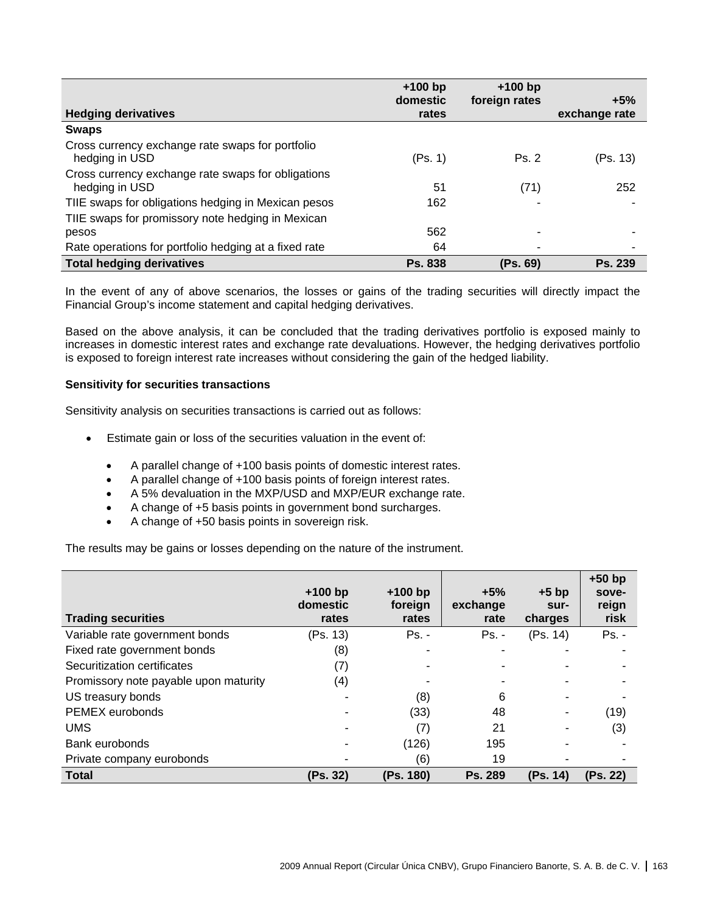| Hedging derivatives | +100 bp domestic rates | +100 bp foreign rates | +5% exchange rate |
|---|---|---|---|
| **Swaps** | | | |
| Cross currency exchange rate swaps for portfolio hedging in USD | (Ps. 1) | Ps. 2 | (Ps. 13) |
| Cross currency exchange rate swaps for obligations hedging in USD | 51 | (71) | 252 |
| TIIE swaps for obligations hedging in Mexican pesos | 162 | - | - |
| TIIE swaps for promissory note hedging in Mexican pesos | 562 | - | - |
| Rate operations for portfolio hedging at a fixed rate | 64 | - | - |
| **Total hedging derivatives** | **Ps. 838** | **(Ps. 69)** | **Ps. 239** |

In the event of any of above scenarios, the losses or gains of the trading securities will directly impact the Financial Group's income statement and capital hedging derivatives.

Based on the above analysis, it can be concluded that the trading derivatives portfolio is exposed mainly to increases in domestic interest rates and exchange rate devaluations. However, the hedging derivatives portfolio is exposed to foreign interest rate increases without considering the gain of the hedged liability.

**Sensitivity for securities transactions**

Sensitivity analysis on securities transactions is carried out as follows:

- Estimate gain or loss of the securities valuation in the event of:
  - A parallel change of +100 basis points of domestic interest rates.
  - A parallel change of +100 basis points of foreign interest rates.
  - A 5% devaluation in the MXP/USD and MXP/EUR exchange rate.
  - A change of +5 basis points in government bond surcharges.
  - A change of +50 basis points in sovereign risk.

The results may be gains or losses depending on the nature of the instrument.

| Trading securities | +100 bp domestic rates | +100 bp foreign rates | +5% exchange rate | +5 bp sur-charges | +50 bp sove-reign risk |
|---|---|---|---|---|---|
| Variable rate government bonds | (Ps. 13) | Ps. - | Ps. - | (Ps. 14) | Ps. - |
| Fixed rate government bonds | (8) | - | - | - | - |
| Securitization certificates | (7) | - | - | - | - |
| Promissory note payable upon maturity | (4) | - | - | - | - |
| US treasury bonds | - | (8) | 6 | - | - |
| PEMEX eurobonds | - | (33) | 48 | - | (19) |
| UMS | - | (7) | 21 | - | (3) |
| Bank eurobonds | - | (126) | 195 | - | - |
| Private company eurobonds | - | (6) | 19 | - | - |
| **Total** | **(Ps. 32)** | **(Ps. 180)** | **Ps. 289** | **(Ps. 14)** | **(Ps. 22)** |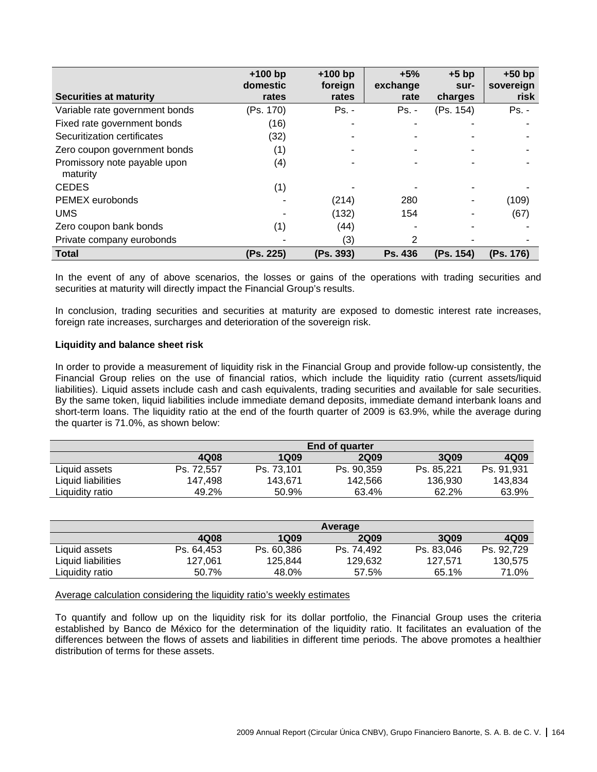| Securities at maturity | +100 bp domestic rates | +100 bp foreign rates | +5% exchange rate | +5 bp sur-charges | +50 bp sovereign risk |
|---|---|---|---|---|---|
| Variable rate government bonds | (Ps. 170) | Ps. - | Ps. - | (Ps. 154) | Ps. - |
| Fixed rate government bonds | (16) | - | - | - | - |
| Securitization certificates | (32) | - | - | - | - |
| Zero coupon government bonds | (1) | - | - | - | - |
| Promissory note payable upon maturity | (4) | - | - | - | - |
| CEDES | (1) | - | - | - | - |
| PEMEX eurobonds | - | (214) | 280 | - | (109) |
| UMS | - | (132) | 154 | - | (67) |
| Zero coupon bank bonds | (1) | (44) | - | - | - |
| Private company eurobonds | - | (3) | 2 | - | - |
| **Total** | **(Ps. 225)** | **(Ps. 393)** | **Ps. 436** | **(Ps. 154)** | **(Ps. 176)** |

In the event of any of above scenarios, the losses or gains of the operations with trading securities and securities at maturity will directly impact the Financial Group's results.

In conclusion, trading securities and securities at maturity are exposed to domestic interest rate increases, foreign rate increases, surcharges and deterioration of the sovereign risk.

**Liquidity and balance sheet risk**

In order to provide a measurement of liquidity risk in the Financial Group and provide follow-up consistently, the Financial Group relies on the use of financial ratios, which include the liquidity ratio (current assets/liquid liabilities). Liquid assets include cash and cash equivalents, trading securities and available for sale securities. By the same token, liquid liabilities include immediate demand deposits, immediate demand interbank loans and short-term loans. The liquidity ratio at the end of the fourth quarter of 2009 is 63.9%, while the average during the quarter is 71.0%, as shown below:

| | End of quarter | | | | |
|---|---|---|---|---|---|
| | **4Q08** | **1Q09** | **2Q09** | **3Q09** | **4Q09** |
| Liquid assets | Ps. 72,557 | Ps. 73,101 | Ps. 90,359 | Ps. 85,221 | Ps. 91,931 |
| Liquid liabilities | 147,498 | 143,671 | 142,566 | 136,930 | 143,834 |
| Liquidity ratio | 49.2% | 50.9% | 63.4% | 62.2% | 63.9% |

| | Average | | | | |
|---|---|---|---|---|---|
| | **4Q08** | **1Q09** | **2Q09** | **3Q09** | **4Q09** |
| Liquid assets | Ps. 64,453 | Ps. 60,386 | Ps. 74,492 | Ps. 83,046 | Ps. 92,729 |
| Liquid liabilities | 127,061 | 125,844 | 129,632 | 127,571 | 130,575 |
| Liquidity ratio | 50.7% | 48.0% | 57.5% | 65.1% | 71.0% |

Average calculation considering the liquidity ratio's weekly estimates

To quantify and follow up on the liquidity risk for its dollar portfolio, the Financial Group uses the criteria established by Banco de México for the determination of the liquidity ratio. It facilitates an evaluation of the differences between the flows of assets and liabilities in different time periods. The above promotes a healthier distribution of terms for these assets.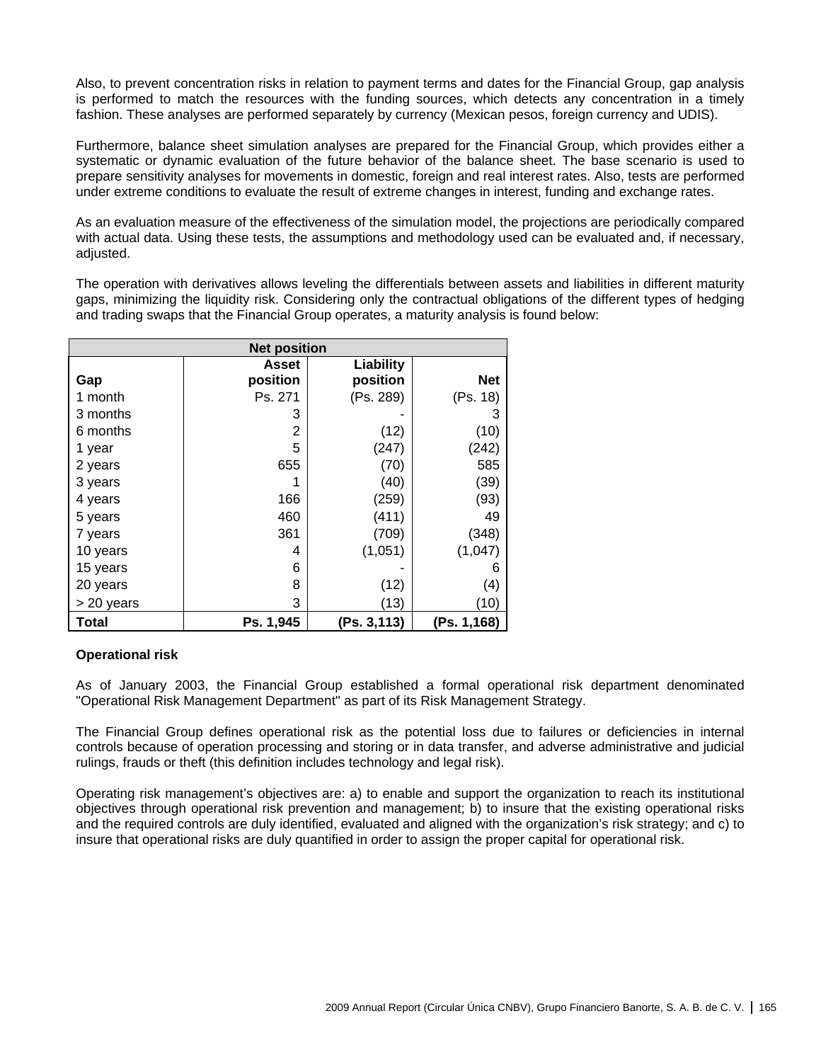Also, to prevent concentration risks in relation to payment terms and dates for the Financial Group, gap analysis is performed to match the resources with the funding sources, which detects any concentration in a timely fashion. These analyses are performed separately by currency (Mexican pesos, foreign currency and UDIS).

Furthermore, balance sheet simulation analyses are prepared for the Financial Group, which provides either a systematic or dynamic evaluation of the future behavior of the balance sheet. The base scenario is used to prepare sensitivity analyses for movements in domestic, foreign and real interest rates. Also, tests are performed under extreme conditions to evaluate the result of extreme changes in interest, funding and exchange rates.

As an evaluation measure of the effectiveness of the simulation model, the projections are periodically compared with actual data. Using these tests, the assumptions and methodology used can be evaluated and, if necessary, adjusted.

The operation with derivatives allows leveling the differentials between assets and liabilities in different maturity gaps, minimizing the liquidity risk. Considering only the contractual obligations of the different types of hedging and trading swaps that the Financial Group operates, a maturity analysis is found below:

| Net position | | | |
|---|---|---|---|
| **Gap** | **Asset position** | **Liability position** | **Net** |
| 1 month | Ps. 271 | (Ps. 289) | (Ps. 18) |
| 3 months | 3 | - | 3 |
| 6 months | 2 | (12) | (10) |
| 1 year | 5 | (247) | (242) |
| 2 years | 655 | (70) | 585 |
| 3 years | 1 | (40) | (39) |
| 4 years | 166 | (259) | (93) |
| 5 years | 460 | (411) | 49 |
| 7 years | 361 | (709) | (348) |
| 10 years | 4 | (1,051) | (1,047) |
| 15 years | 6 | - | 6 |
| 20 years | 8 | (12) | (4) |
| > 20 years | 3 | (13) | (10) |
| **Total** | **Ps. 1,945** | **(Ps. 3,113)** | **(Ps. 1,168)** |

**Operational risk**

As of January 2003, the Financial Group established a formal operational risk department denominated "Operational Risk Management Department" as part of its Risk Management Strategy.

The Financial Group defines operational risk as the potential loss due to failures or deficiencies in internal controls because of operation processing and storing or in data transfer, and adverse administrative and judicial rulings, frauds or theft (this definition includes technology and legal risk).

Operating risk management's objectives are: a) to enable and support the organization to reach its institutional objectives through operational risk prevention and management; b) to insure that the existing operational risks and the required controls are duly identified, evaluated and aligned with the organization's risk strategy; and c) to insure that operational risks are duly quantified in order to assign the proper capital for operational risk.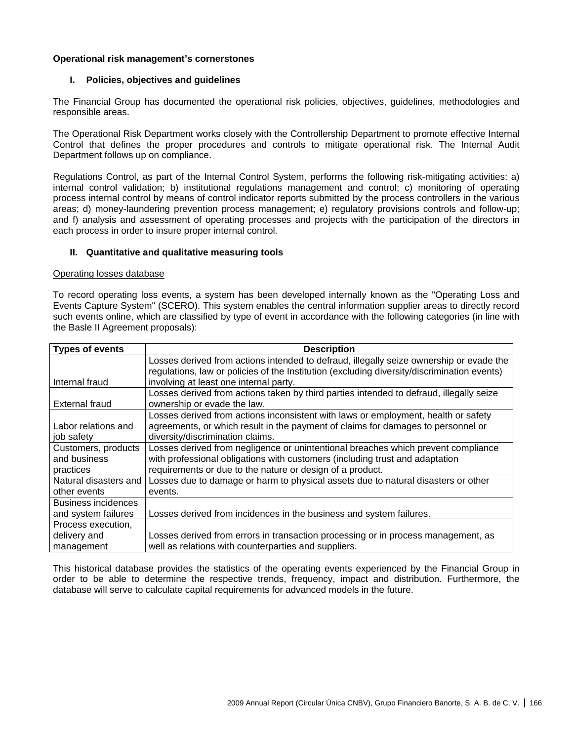**Operational risk management's cornerstones**

**I. Policies, objectives and guidelines**

The Financial Group has documented the operational risk policies, objectives, guidelines, methodologies and responsible areas.

The Operational Risk Department works closely with the Controllership Department to promote effective Internal Control that defines the proper procedures and controls to mitigate operational risk. The Internal Audit Department follows up on compliance.

Regulations Control, as part of the Internal Control System, performs the following risk-mitigating activities: a) internal control validation; b) institutional regulations management and control; c) monitoring of operating process internal control by means of control indicator reports submitted by the process controllers in the various areas; d) money-laundering prevention process management; e) regulatory provisions controls and follow-up; and f) analysis and assessment of operating processes and projects with the participation of the directors in each process in order to insure proper internal control.

**II. Quantitative and qualitative measuring tools**

Operating losses database

To record operating loss events, a system has been developed internally known as the "Operating Loss and Events Capture System" (SCERO). This system enables the central information supplier areas to directly record such events online, which are classified by type of event in accordance with the following categories (in line with the Basle II Agreement proposals):

| Types of events | Description |
|---|---|
| Internal fraud | Losses derived from actions intended to defraud, illegally seize ownership or evade the regulations, law or policies of the Institution (excluding diversity/discrimination events) involving at least one internal party. |
| External fraud | Losses derived from actions taken by third parties intended to defraud, illegally seize ownership or evade the law. |
| Labor relations and job safety | Losses derived from actions inconsistent with laws or employment, health or safety agreements, or which result in the payment of claims for damages to personnel or diversity/discrimination claims. |
| Customers, products and business practices | Losses derived from negligence or unintentional breaches which prevent compliance with professional obligations with customers (including trust and adaptation requirements or due to the nature or design of a product. |
| Natural disasters and other events | Losses due to damage or harm to physical assets due to natural disasters or other events. |
| Business incidences and system failures | Losses derived from incidences in the business and system failures. |
| Process execution, delivery and management | Losses derived from errors in transaction processing or in process management, as well as relations with counterparties and suppliers. |

This historical database provides the statistics of the operating events experienced by the Financial Group in order to be able to determine the respective trends, frequency, impact and distribution. Furthermore, the database will serve to calculate capital requirements for advanced models in the future.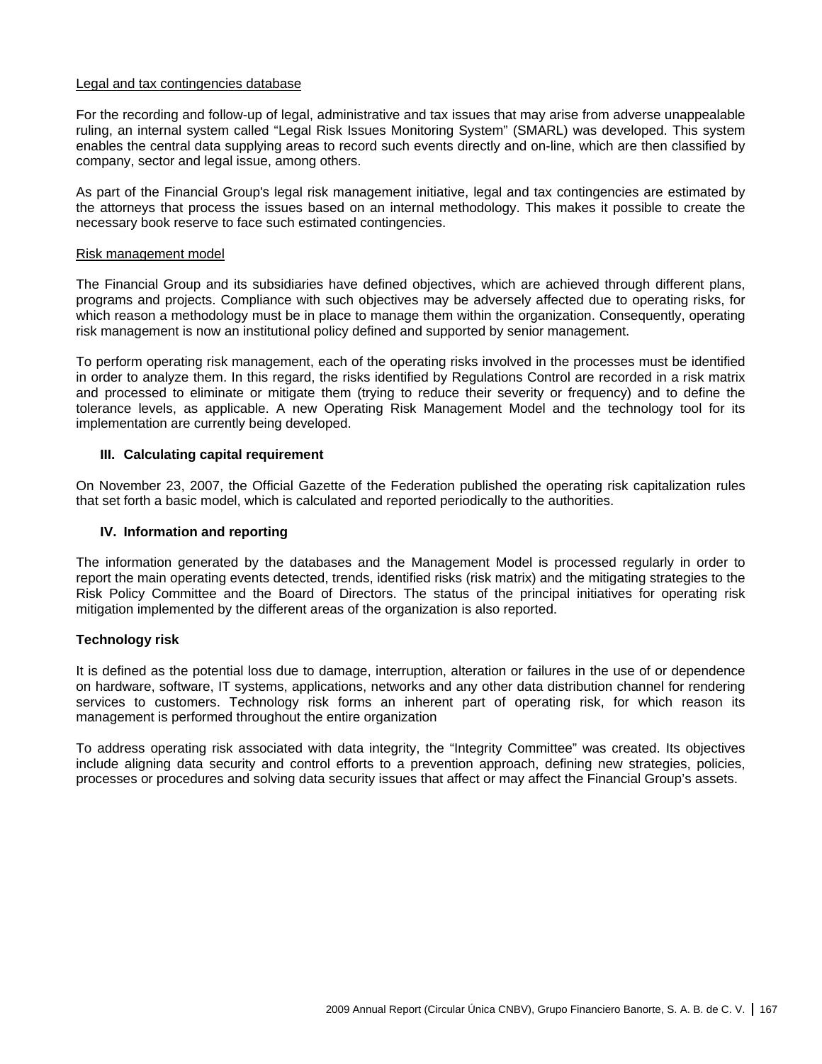<u>Legal and tax contingencies database</u>

For the recording and follow-up of legal, administrative and tax issues that may arise from adverse unappealable ruling, an internal system called "Legal Risk Issues Monitoring System" (SMARL) was developed. This system enables the central data supplying areas to record such events directly and on-line, which are then classified by company, sector and legal issue, among others.

As part of the Financial Group's legal risk management initiative, legal and tax contingencies are estimated by the attorneys that process the issues based on an internal methodology. This makes it possible to create the necessary book reserve to face such estimated contingencies.

<u>Risk management model</u>

The Financial Group and its subsidiaries have defined objectives, which are achieved through different plans, programs and projects. Compliance with such objectives may be adversely affected due to operating risks, for which reason a methodology must be in place to manage them within the organization. Consequently, operating risk management is now an institutional policy defined and supported by senior management.

To perform operating risk management, each of the operating risks involved in the processes must be identified in order to analyze them. In this regard, the risks identified by Regulations Control are recorded in a risk matrix and processed to eliminate or mitigate them (trying to reduce their severity or frequency) and to define the tolerance levels, as applicable. A new Operating Risk Management Model and the technology tool for its implementation are currently being developed.

**III. Calculating capital requirement**

On November 23, 2007, the Official Gazette of the Federation published the operating risk capitalization rules that set forth a basic model, which is calculated and reported periodically to the authorities.

**IV. Information and reporting**

The information generated by the databases and the Management Model is processed regularly in order to report the main operating events detected, trends, identified risks (risk matrix) and the mitigating strategies to the Risk Policy Committee and the Board of Directors. The status of the principal initiatives for operating risk mitigation implemented by the different areas of the organization is also reported.

**Technology risk**

It is defined as the potential loss due to damage, interruption, alteration or failures in the use of or dependence on hardware, software, IT systems, applications, networks and any other data distribution channel for rendering services to customers. Technology risk forms an inherent part of operating risk, for which reason its management is performed throughout the entire organization

To address operating risk associated with data integrity, the "Integrity Committee" was created. Its objectives include aligning data security and control efforts to a prevention approach, defining new strategies, policies, processes or procedures and solving data security issues that affect or may affect the Financial Group's assets.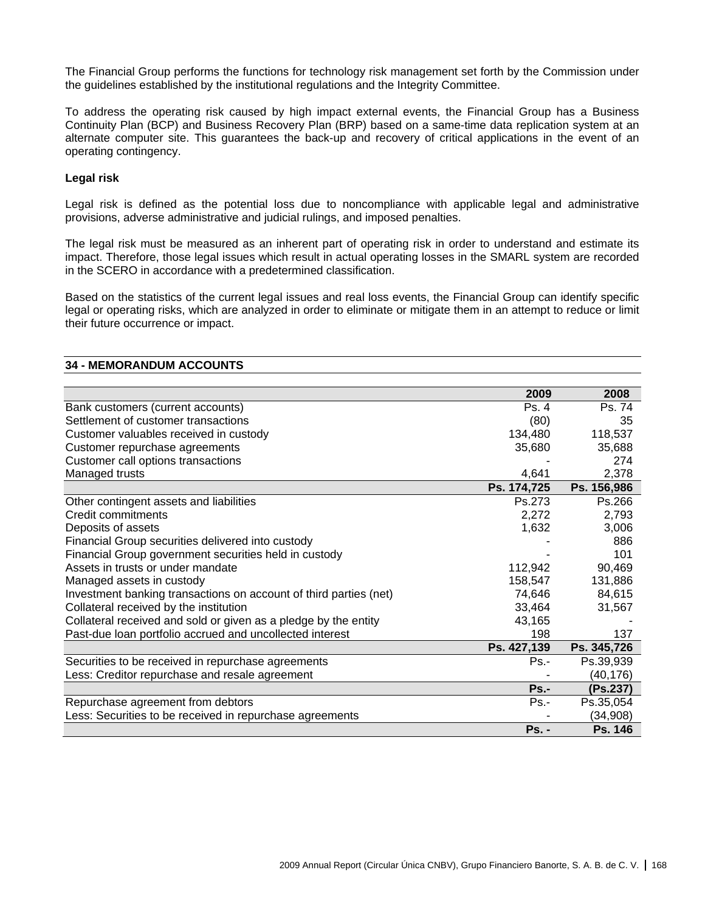The Financial Group performs the functions for technology risk management set forth by the Commission under the guidelines established by the institutional regulations and the Integrity Committee.

To address the operating risk caused by high impact external events, the Financial Group has a Business Continuity Plan (BCP) and Business Recovery Plan (BRP) based on a same-time data replication system at an alternate computer site. This guarantees the back-up and recovery of critical applications in the event of an operating contingency.

**Legal risk**

Legal risk is defined as the potential loss due to noncompliance with applicable legal and administrative provisions, adverse administrative and judicial rulings, and imposed penalties.

The legal risk must be measured as an inherent part of operating risk in order to understand and estimate its impact. Therefore, those legal issues which result in actual operating losses in the SMARL system are recorded in the SCERO in accordance with a predetermined classification.

Based on the statistics of the current legal issues and real loss events, the Financial Group can identify specific legal or operating risks, which are analyzed in order to eliminate or mitigate them in an attempt to reduce or limit their future occurrence or impact.

## 34 - MEMORANDUM ACCOUNTS

| | 2009 | 2008 |
|---|---|---|
| Bank customers (current accounts) | Ps. 4 | Ps. 74 |
| Settlement of customer transactions | (80) | 35 |
| Customer valuables received in custody | 134,480 | 118,537 |
| Customer repurchase agreements | 35,680 | 35,688 |
| Customer call options transactions | - | 274 |
| Managed trusts | 4,641 | 2,378 |
| | **Ps. 174,725** | **Ps. 156,986** |
| Other contingent assets and liabilities | Ps.273 | Ps.266 |
| Credit commitments | 2,272 | 2,793 |
| Deposits of assets | 1,632 | 3,006 |
| Financial Group securities delivered into custody | - | 886 |
| Financial Group government securities held in custody | - | 101 |
| Assets in trusts or under mandate | 112,942 | 90,469 |
| Managed assets in custody | 158,547 | 131,886 |
| Investment banking transactions on account of third parties (net) | 74,646 | 84,615 |
| Collateral received by the institution | 33,464 | 31,567 |
| Collateral received and sold or given as a pledge by the entity | 43,165 | - |
| Past-due loan portfolio accrued and uncollected interest | 198 | 137 |
| | **Ps. 427,139** | **Ps. 345,726** |
| Securities to be received in repurchase agreements | Ps.- | Ps.39,939 |
| Less: Creditor repurchase and resale agreement | - | (40,176) |
| | **Ps.-** | **(Ps.237)** |
| Repurchase agreement from debtors | Ps.- | Ps.35,054 |
| Less: Securities to be received in repurchase agreements | - | (34,908) |
| | **Ps. -** | **Ps. 146** |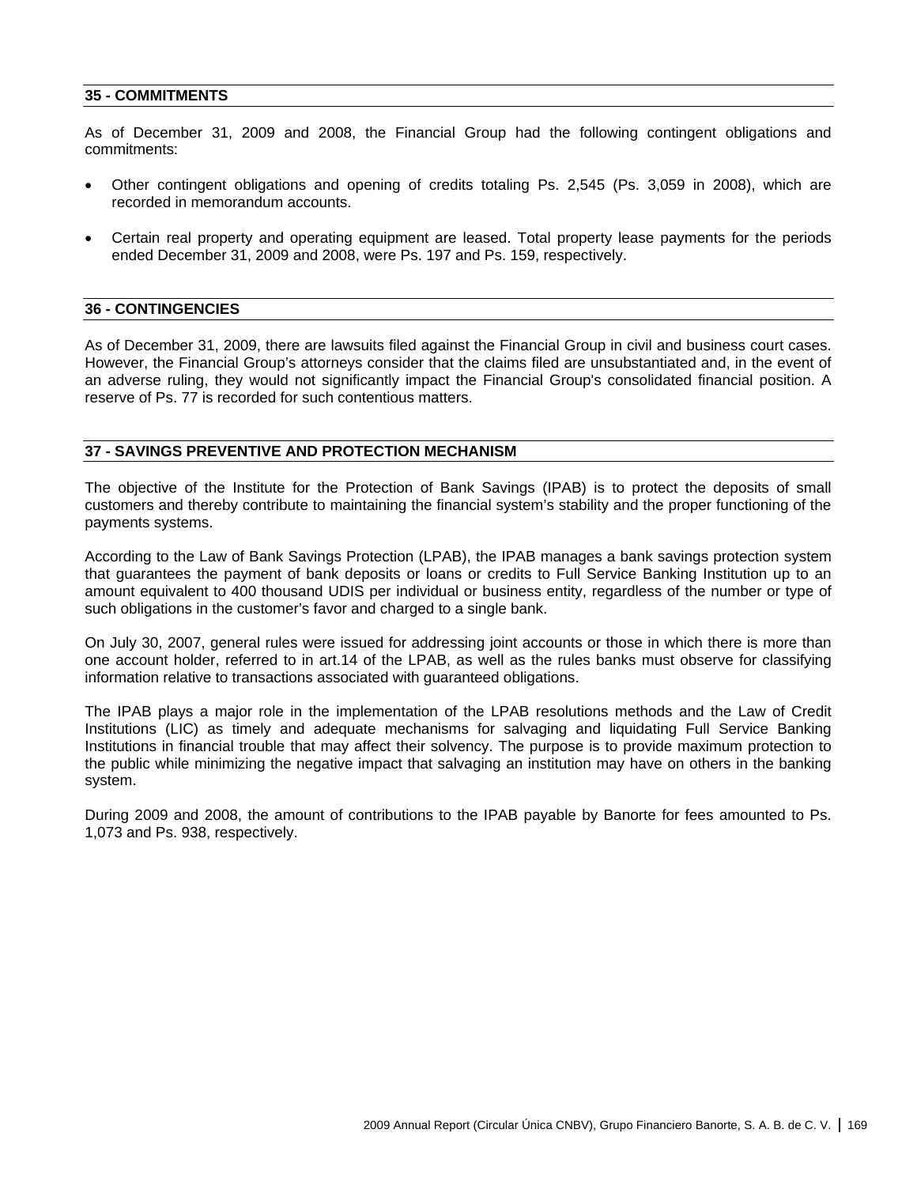## 35 - COMMITMENTS

As of December 31, 2009 and 2008, the Financial Group had the following contingent obligations and commitments:

- Other contingent obligations and opening of credits totaling Ps. 2,545 (Ps. 3,059 in 2008), which are recorded in memorandum accounts.
- Certain real property and operating equipment are leased. Total property lease payments for the periods ended December 31, 2009 and 2008, were Ps. 197 and Ps. 159, respectively.

## 36 - CONTINGENCIES

As of December 31, 2009, there are lawsuits filed against the Financial Group in civil and business court cases. However, the Financial Group's attorneys consider that the claims filed are unsubstantiated and, in the event of an adverse ruling, they would not significantly impact the Financial Group's consolidated financial position. A reserve of Ps. 77 is recorded for such contentious matters.

## 37 - SAVINGS PREVENTIVE AND PROTECTION MECHANISM

The objective of the Institute for the Protection of Bank Savings (IPAB) is to protect the deposits of small customers and thereby contribute to maintaining the financial system's stability and the proper functioning of the payments systems.

According to the Law of Bank Savings Protection (LPAB), the IPAB manages a bank savings protection system that guarantees the payment of bank deposits or loans or credits to Full Service Banking Institution up to an amount equivalent to 400 thousand UDIS per individual or business entity, regardless of the number or type of such obligations in the customer's favor and charged to a single bank.

On July 30, 2007, general rules were issued for addressing joint accounts or those in which there is more than one account holder, referred to in art.14 of the LPAB, as well as the rules banks must observe for classifying information relative to transactions associated with guaranteed obligations.

The IPAB plays a major role in the implementation of the LPAB resolutions methods and the Law of Credit Institutions (LIC) as timely and adequate mechanisms for salvaging and liquidating Full Service Banking Institutions in financial trouble that may affect their solvency. The purpose is to provide maximum protection to the public while minimizing the negative impact that salvaging an institution may have on others in the banking system.

During 2009 and 2008, the amount of contributions to the IPAB payable by Banorte for fees amounted to Ps. 1,073 and Ps. 938, respectively.